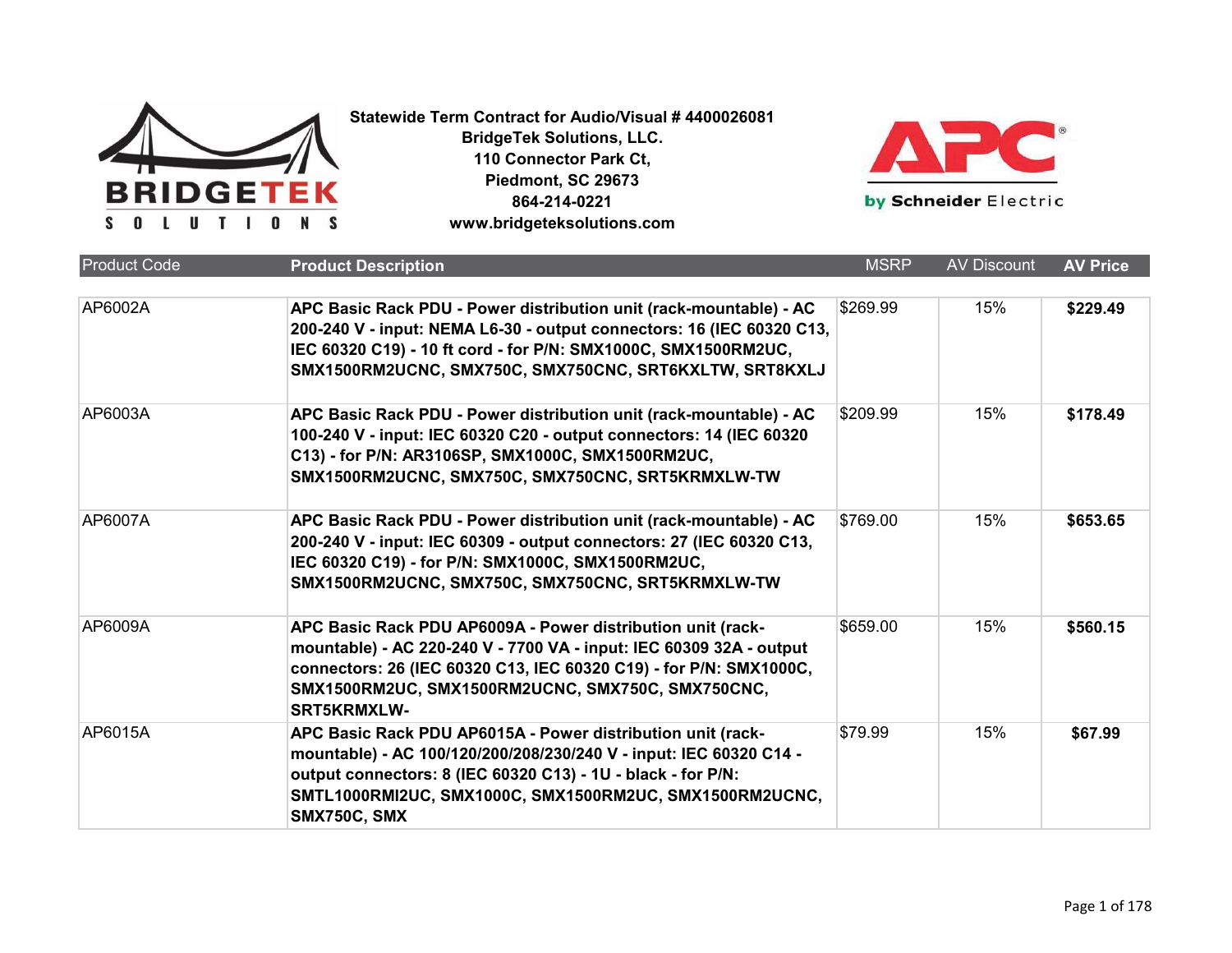**Statewide Term Contract for Audio/Visual # 4400026081**
**BridgeTek Solutions, LLC.**
**110 Connector Park Ct,**
**Piedmont, SC 29673**
**864-214-0221**
**www.bridgeteksolutions.com**

| Product Code | Product Description | MSRP | AV Discount | AV Price |
|---|---|---|---|---|
| AP6002A | **APC Basic Rack PDU - Power distribution unit (rack-mountable) - AC 200-240 V - input: NEMA L6-30 - output connectors: 16 (IEC 60320 C13, IEC 60320 C19) - 10 ft cord - for P/N: SMX1000C, SMX1500RM2UC, SMX1500RM2UCNC, SMX750C, SMX750CNC, SRT6KXLTW, SRT8KXLJ** | $269.99 | 15% | **$229.49** |
| AP6003A | **APC Basic Rack PDU - Power distribution unit (rack-mountable) - AC 100-240 V - input: IEC 60320 C20 - output connectors: 14 (IEC 60320 C13) - for P/N: AR3106SP, SMX1000C, SMX1500RM2UC, SMX1500RM2UCNC, SMX750C, SMX750CNC, SRT5KRMXLW-TW** | $209.99 | 15% | **$178.49** |
| AP6007A | **APC Basic Rack PDU - Power distribution unit (rack-mountable) - AC 200-240 V - input: IEC 60309 - output connectors: 27 (IEC 60320 C13, IEC 60320 C19) - for P/N: SMX1000C, SMX1500RM2UC, SMX1500RM2UCNC, SMX750C, SMX750CNC, SRT5KRMXLW-TW** | $769.00 | 15% | **$653.65** |
| AP6009A | **APC Basic Rack PDU AP6009A - Power distribution unit (rack-mountable) - AC 220-240 V - 7700 VA - input: IEC 60309 32A - output connectors: 26 (IEC 60320 C13, IEC 60320 C19) - for P/N: SMX1000C, SMX1500RM2UC, SMX1500RM2UCNC, SMX750C, SMX750CNC, SRT5KRMXLW-** | $659.00 | 15% | **$560.15** |
| AP6015A | **APC Basic Rack PDU AP6015A - Power distribution unit (rack-mountable) - AC 100/120/200/208/230/240 V - input: IEC 60320 C14 - output connectors: 8 (IEC 60320 C13) - 1U - black - for P/N: SMTL1000RMI2UC, SMX1000C, SMX1500RM2UC, SMX1500RM2UCNC, SMX750C, SMX** | $79.99 | 15% | **$67.99** |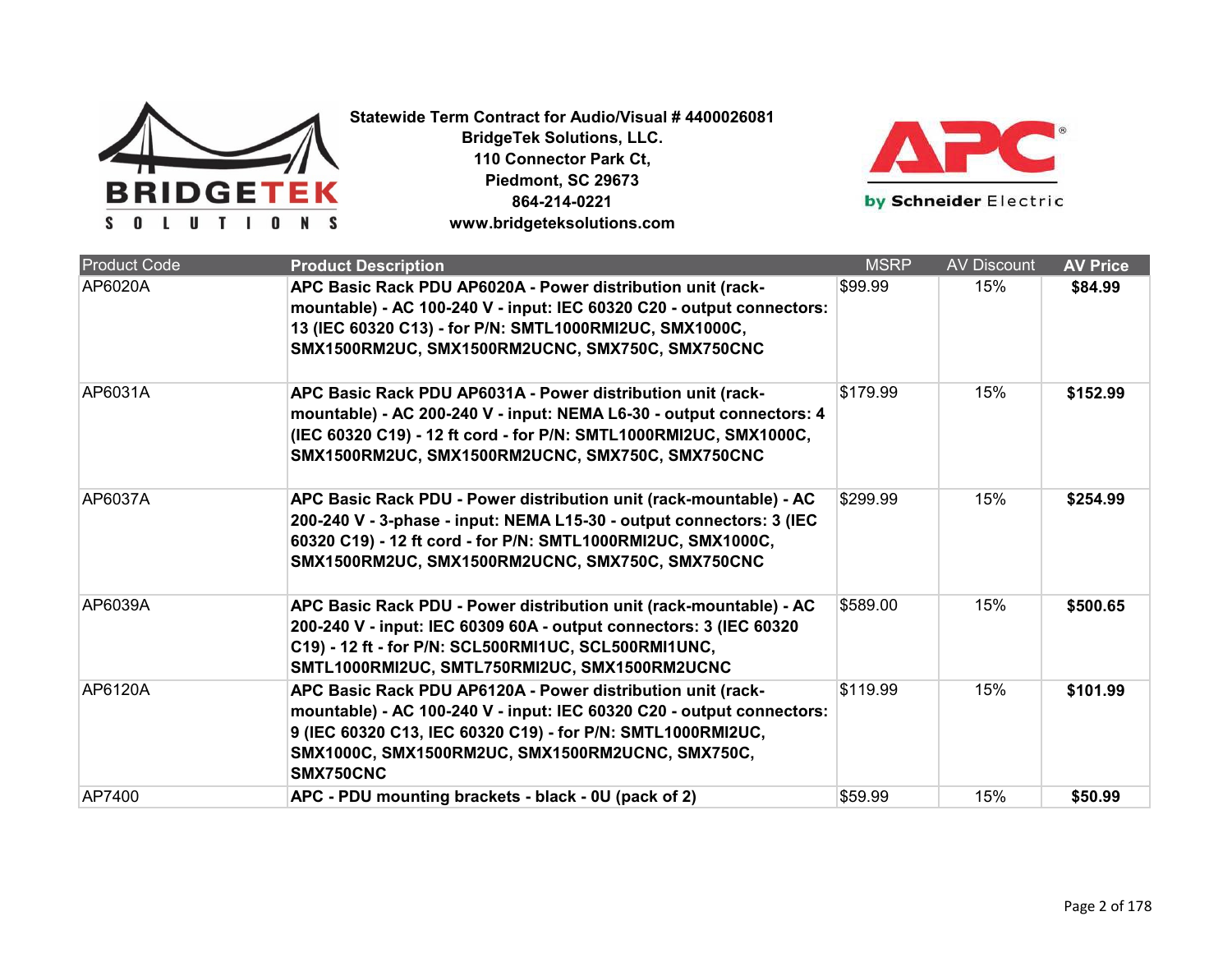**Statewide Term Contract for Audio/Visual # 4400026081**
**BridgeTek Solutions, LLC.**
**110 Connector Park Ct,**
**Piedmont, SC 29673**
**864-214-0221**
**www.bridgeteksolutions.com**

| Product Code | Product Description | MSRP | AV Discount | AV Price |
|---|---|---|---|---|
| AP6020A | **APC Basic Rack PDU AP6020A - Power distribution unit (rack-mountable) - AC 100-240 V - input: IEC 60320 C20 - output connectors: 13 (IEC 60320 C13) - for P/N: SMTL1000RMI2UC, SMX1000C, SMX1500RM2UC, SMX1500RM2UCNC, SMX750C, SMX750CNC** | $99.99 | 15% | **$84.99** |
| AP6031A | **APC Basic Rack PDU AP6031A - Power distribution unit (rack-mountable) - AC 200-240 V - input: NEMA L6-30 - output connectors: 4 (IEC 60320 C19) - 12 ft cord - for P/N: SMTL1000RMI2UC, SMX1000C, SMX1500RM2UC, SMX1500RM2UCNC, SMX750C, SMX750CNC** | $179.99 | 15% | **$152.99** |
| AP6037A | **APC Basic Rack PDU - Power distribution unit (rack-mountable) - AC 200-240 V - 3-phase - input: NEMA L15-30 - output connectors: 3 (IEC 60320 C19) - 12 ft cord - for P/N: SMTL1000RMI2UC, SMX1000C, SMX1500RM2UC, SMX1500RM2UCNC, SMX750C, SMX750CNC** | $299.99 | 15% | **$254.99** |
| AP6039A | **APC Basic Rack PDU - Power distribution unit (rack-mountable) - AC 200-240 V - input: IEC 60309 60A - output connectors: 3 (IEC 60320 C19) - 12 ft - for P/N: SCL500RMI1UC, SCL500RMI1UNC, SMTL1000RMI2UC, SMTL750RMI2UC, SMX1500RM2UCNC** | $589.00 | 15% | **$500.65** |
| AP6120A | **APC Basic Rack PDU AP6120A - Power distribution unit (rack-mountable) - AC 100-240 V - input: IEC 60320 C20 - output connectors: 9 (IEC 60320 C13, IEC 60320 C19) - for P/N: SMTL1000RMI2UC, SMX1000C, SMX1500RM2UC, SMX1500RM2UCNC, SMX750C, SMX750CNC** | $119.99 | 15% | **$101.99** |
| AP7400 | **APC - PDU mounting brackets - black - 0U (pack of 2)** | $59.99 | 15% | **$50.99** |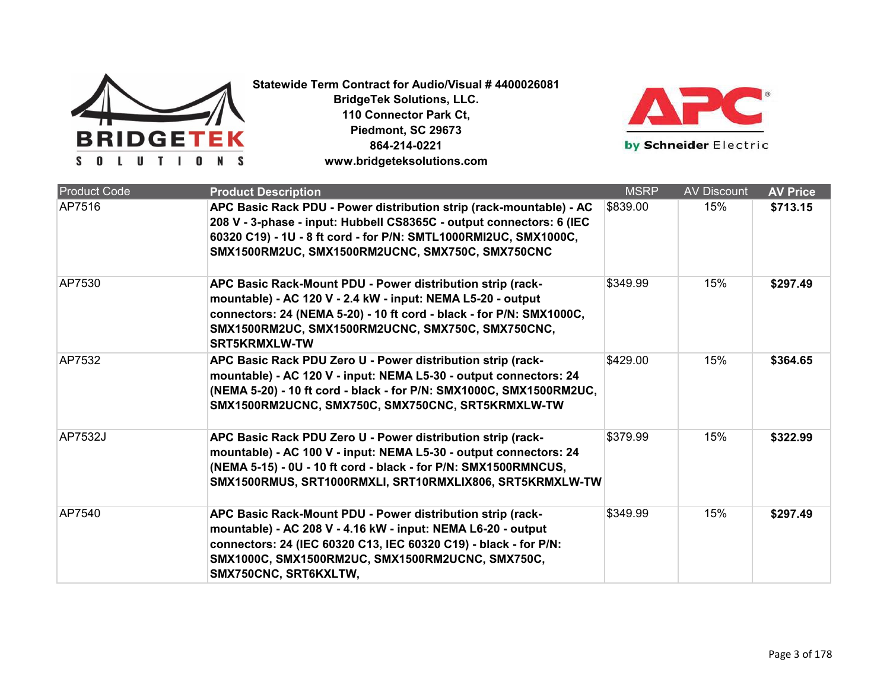**Statewide Term Contract for Audio/Visual # 4400026081**
**BridgeTek Solutions, LLC.**
**110 Connector Park Ct,**
**Piedmont, SC 29673**
**864-214-0221**
**www.bridgeteksolutions.com**

| Product Code | Product Description | MSRP | AV Discount | AV Price |
|---|---|---|---|---|
| AP7516 | **APC Basic Rack PDU - Power distribution strip (rack-mountable) - AC 208 V - 3-phase - input: Hubbell CS8365C - output connectors: 6 (IEC 60320 C19) - 1U - 8 ft cord - for P/N: SMTL1000RMI2UC, SMX1000C, SMX1500RM2UC, SMX1500RM2UCNC, SMX750C, SMX750CNC** | $839.00 | 15% | **$713.15** |
| AP7530 | **APC Basic Rack-Mount PDU - Power distribution strip (rack-mountable) - AC 120 V - 2.4 kW - input: NEMA L5-20 - output connectors: 24 (NEMA 5-20) - 10 ft cord - black - for P/N: SMX1000C, SMX1500RM2UC, SMX1500RM2UCNC, SMX750C, SMX750CNC, SRT5KRMXLW-TW** | $349.99 | 15% | **$297.49** |
| AP7532 | **APC Basic Rack PDU Zero U - Power distribution strip (rack-mountable) - AC 120 V - input: NEMA L5-30 - output connectors: 24 (NEMA 5-20) - 10 ft cord - black - for P/N: SMX1000C, SMX1500RM2UC, SMX1500RM2UCNC, SMX750C, SMX750CNC, SRT5KRMXLW-TW** | $429.00 | 15% | **$364.65** |
| AP7532J | **APC Basic Rack PDU Zero U - Power distribution strip (rack-mountable) - AC 100 V - input: NEMA L5-30 - output connectors: 24 (NEMA 5-15) - 0U - 10 ft cord - black - for P/N: SMX1500RMNCUS, SMX1500RMUS, SRT1000RMXLI, SRT10RMXLIX806, SRT5KRMXLW-TW** | $379.99 | 15% | **$322.99** |
| AP7540 | **APC Basic Rack-Mount PDU - Power distribution strip (rack-mountable) - AC 208 V - 4.16 kW - input: NEMA L6-20 - output connectors: 24 (IEC 60320 C13, IEC 60320 C19) - black - for P/N: SMX1000C, SMX1500RM2UC, SMX1500RM2UCNC, SMX750C, SMX750CNC, SRT6KXLTW,** | $349.99 | 15% | **$297.49** |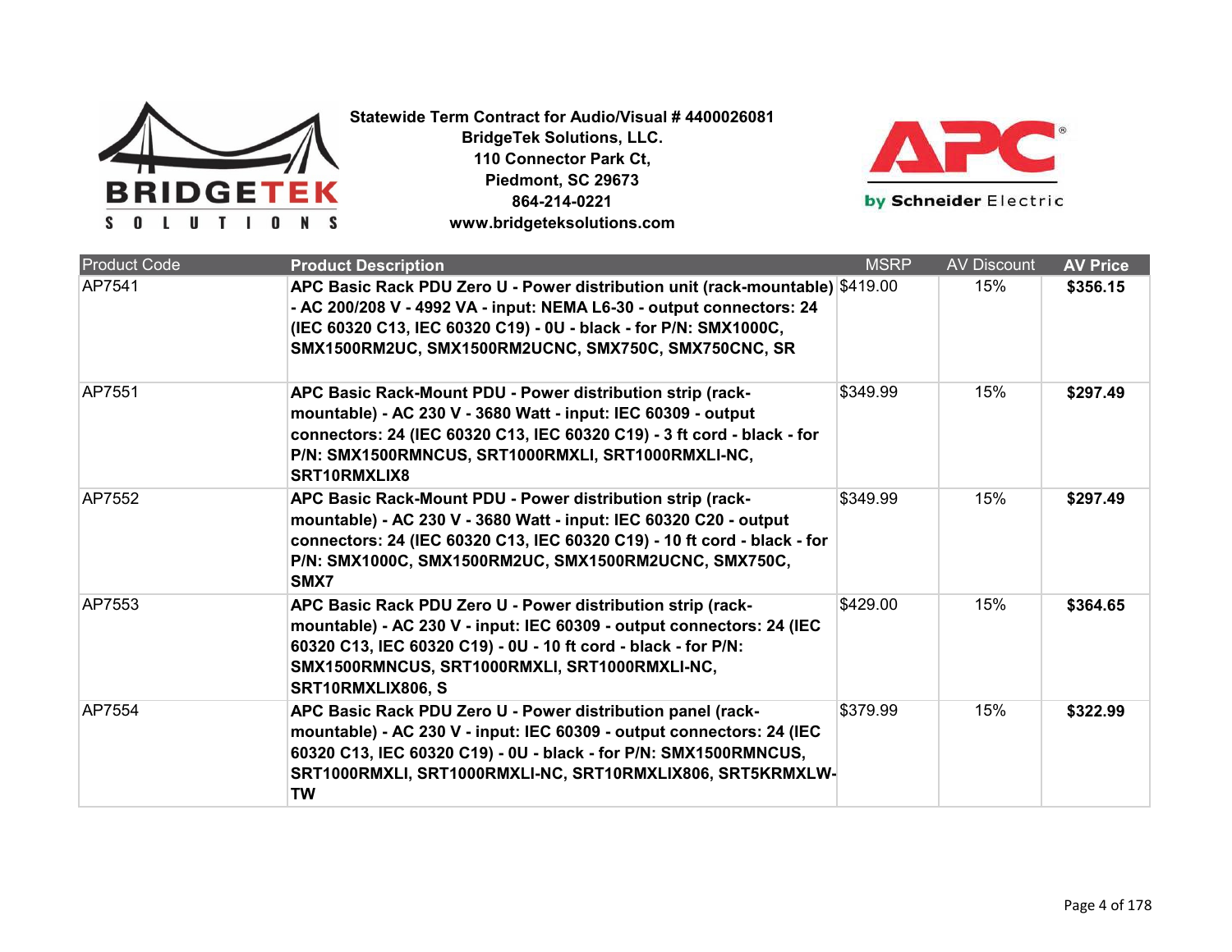**Statewide Term Contract for Audio/Visual # 4400026081**
**BridgeTek Solutions, LLC.**
**110 Connector Park Ct,**
**Piedmont, SC 29673**
**864-214-0221**
**www.bridgeteksolutions.com**

| Product Code | Product Description | MSRP | AV Discount | AV Price |
|---|---|---|---|---|
| AP7541 | **APC Basic Rack PDU Zero U - Power distribution unit (rack-mountable) - AC 200/208 V - 4992 VA - input: NEMA L6-30 - output connectors: 24 (IEC 60320 C13, IEC 60320 C19) - 0U - black - for P/N: SMX1000C, SMX1500RM2UC, SMX1500RM2UCNC, SMX750C, SMX750CNC, SR** | $419.00 | 15% | **$356.15** |
| AP7551 | **APC Basic Rack-Mount PDU - Power distribution strip (rack-mountable) - AC 230 V - 3680 Watt - input: IEC 60309 - output connectors: 24 (IEC 60320 C13, IEC 60320 C19) - 3 ft cord - black - for P/N: SMX1500RMNCUS, SRT1000RMXLI, SRT1000RMXLI-NC, SRT10RMXLIX8** | $349.99 | 15% | **$297.49** |
| AP7552 | **APC Basic Rack-Mount PDU - Power distribution strip (rack-mountable) - AC 230 V - 3680 Watt - input: IEC 60320 C20 - output connectors: 24 (IEC 60320 C13, IEC 60320 C19) - 10 ft cord - black - for P/N: SMX1000C, SMX1500RM2UC, SMX1500RM2UCNC, SMX750C, SMX7** | $349.99 | 15% | **$297.49** |
| AP7553 | **APC Basic Rack PDU Zero U - Power distribution strip (rack-mountable) - AC 230 V - input: IEC 60309 - output connectors: 24 (IEC 60320 C13, IEC 60320 C19) - 0U - 10 ft cord - black - for P/N: SMX1500RMNCUS, SRT1000RMXLI, SRT1000RMXLI-NC, SRT10RMXLIX806, S** | $429.00 | 15% | **$364.65** |
| AP7554 | **APC Basic Rack PDU Zero U - Power distribution panel (rack-mountable) - AC 230 V - input: IEC 60309 - output connectors: 24 (IEC 60320 C13, IEC 60320 C19) - 0U - black - for P/N: SMX1500RMNCUS, SRT1000RMXLI, SRT1000RMXLI-NC, SRT10RMXLIX806, SRT5KRMXLW-TW** | $379.99 | 15% | **$322.99** |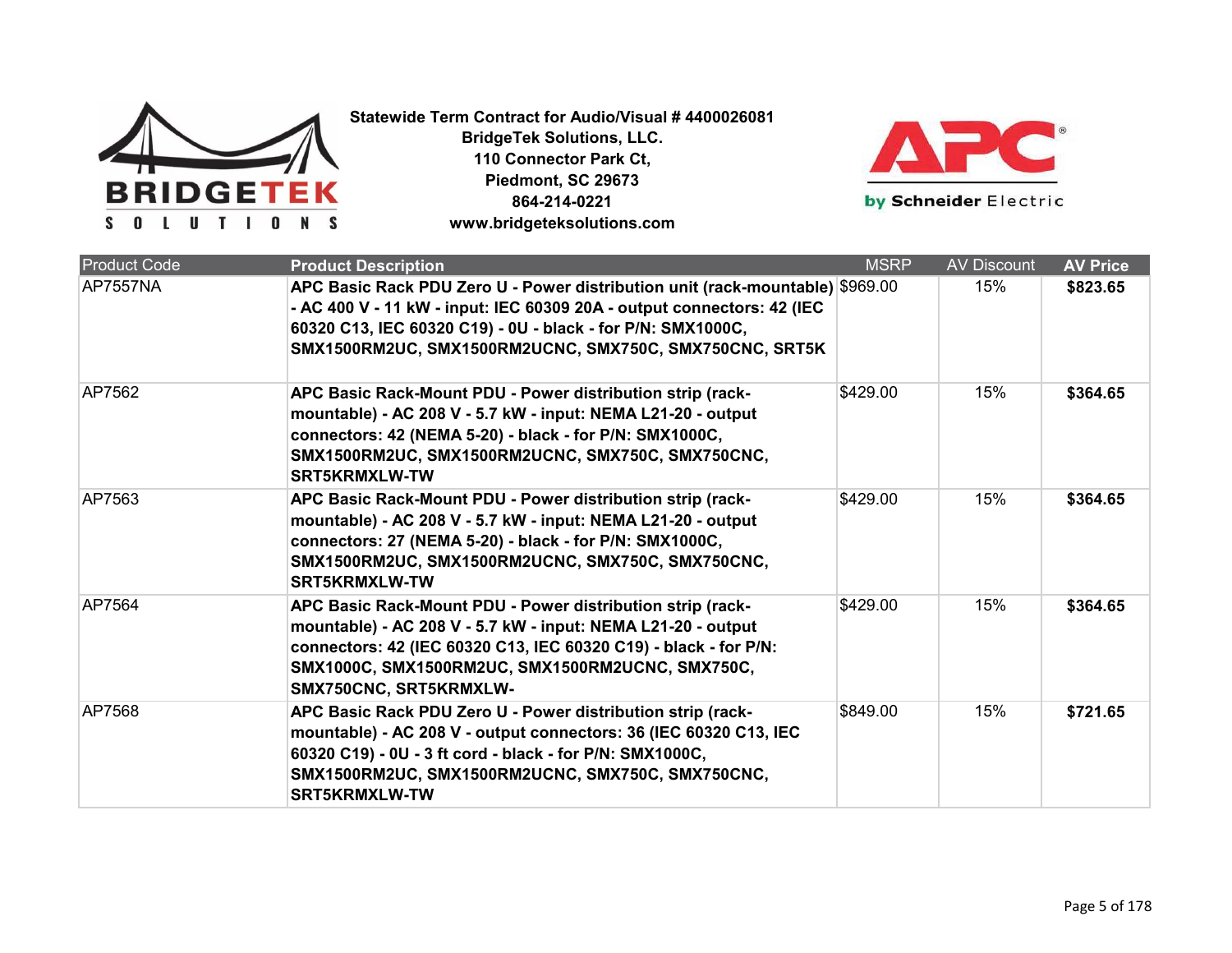**Statewide Term Contract for Audio/Visual # 4400026081**
**BridgeTek Solutions, LLC.**
**110 Connector Park Ct,**
**Piedmont, SC 29673**
**864-214-0221**
**www.bridgeteksolutions.com**

| Product Code | Product Description | MSRP | AV Discount | AV Price |
|---|---|---|---|---|
| AP7557NA | **APC Basic Rack PDU Zero U - Power distribution unit (rack-mountable) - AC 400 V - 11 kW - input: IEC 60309 20A - output connectors: 42 (IEC 60320 C13, IEC 60320 C19) - 0U - black - for P/N: SMX1000C, SMX1500RM2UC, SMX1500RM2UCNC, SMX750C, SMX750CNC, SRT5K** | $969.00 | 15% | **$823.65** |
| AP7562 | **APC Basic Rack-Mount PDU - Power distribution strip (rack-mountable) - AC 208 V - 5.7 kW - input: NEMA L21-20 - output connectors: 42 (NEMA 5-20) - black - for P/N: SMX1000C, SMX1500RM2UC, SMX1500RM2UCNC, SMX750C, SMX750CNC, SRT5KRMXLW-TW** | $429.00 | 15% | **$364.65** |
| AP7563 | **APC Basic Rack-Mount PDU - Power distribution strip (rack-mountable) - AC 208 V - 5.7 kW - input: NEMA L21-20 - output connectors: 27 (NEMA 5-20) - black - for P/N: SMX1000C, SMX1500RM2UC, SMX1500RM2UCNC, SMX750C, SMX750CNC, SRT5KRMXLW-TW** | $429.00 | 15% | **$364.65** |
| AP7564 | **APC Basic Rack-Mount PDU - Power distribution strip (rack-mountable) - AC 208 V - 5.7 kW - input: NEMA L21-20 - output connectors: 42 (IEC 60320 C13, IEC 60320 C19) - black - for P/N: SMX1000C, SMX1500RM2UC, SMX1500RM2UCNC, SMX750C, SMX750CNC, SRT5KRMXLW-** | $429.00 | 15% | **$364.65** |
| AP7568 | **APC Basic Rack PDU Zero U - Power distribution strip (rack-mountable) - AC 208 V - output connectors: 36 (IEC 60320 C13, IEC 60320 C19) - 0U - 3 ft cord - black - for P/N: SMX1000C, SMX1500RM2UC, SMX1500RM2UCNC, SMX750C, SMX750CNC, SRT5KRMXLW-TW** | $849.00 | 15% | **$721.65** |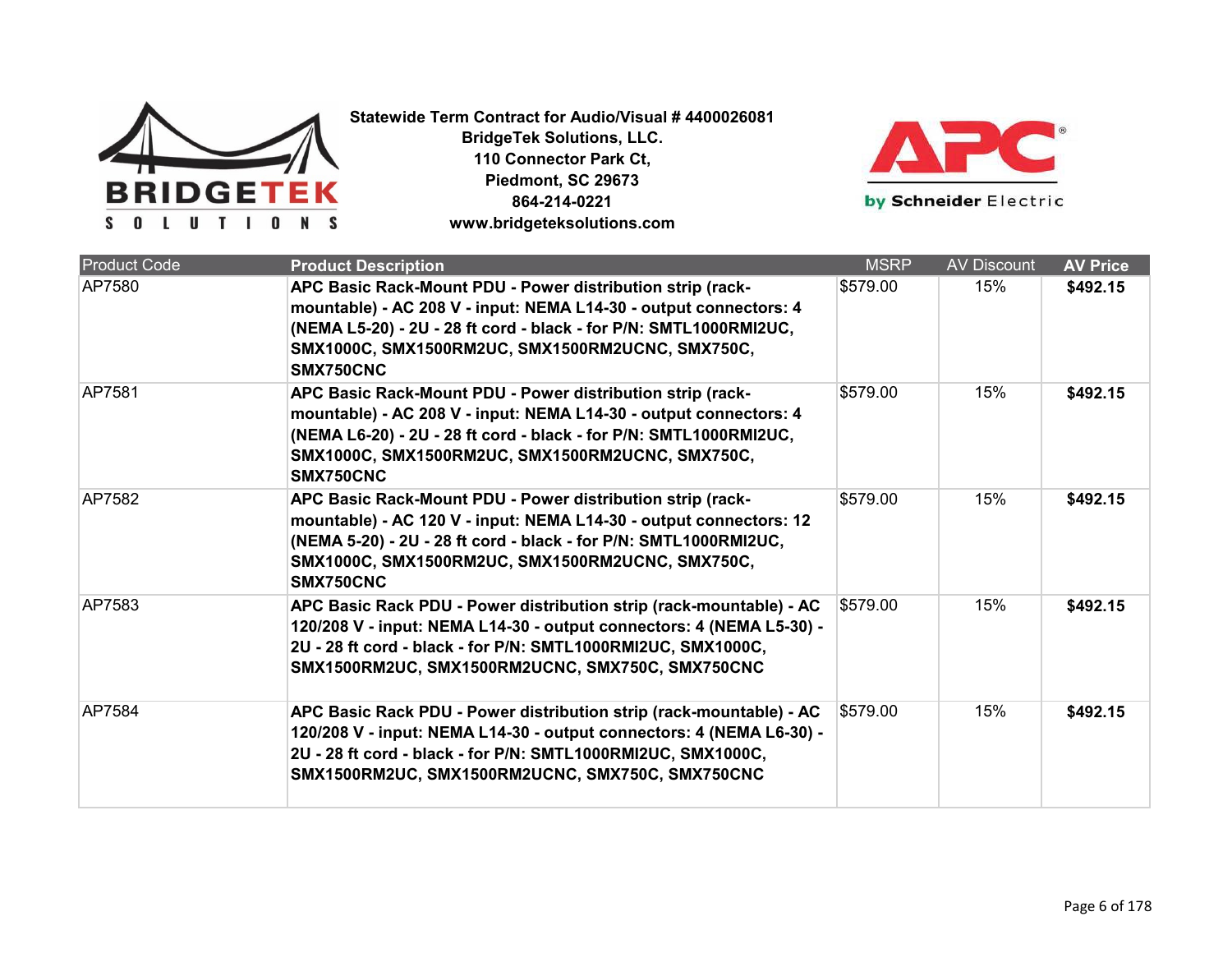**Statewide Term Contract for Audio/Visual # 4400026081**
**BridgeTek Solutions, LLC.**
**110 Connector Park Ct,**
**Piedmont, SC 29673**
**864-214-0221**
**www.bridgeteksolutions.com**

| Product Code | Product Description | MSRP | AV Discount | AV Price |
|---|---|---|---|---|
| AP7580 | **APC Basic Rack-Mount PDU - Power distribution strip (rack-mountable) - AC 208 V - input: NEMA L14-30 - output connectors: 4 (NEMA L5-20) - 2U - 28 ft cord - black - for P/N: SMTL1000RMI2UC, SMX1000C, SMX1500RM2UC, SMX1500RM2UCNC, SMX750C, SMX750CNC** | $579.00 | 15% | **$492.15** |
| AP7581 | **APC Basic Rack-Mount PDU - Power distribution strip (rack-mountable) - AC 208 V - input: NEMA L14-30 - output connectors: 4 (NEMA L6-20) - 2U - 28 ft cord - black - for P/N: SMTL1000RMI2UC, SMX1000C, SMX1500RM2UC, SMX1500RM2UCNC, SMX750C, SMX750CNC** | $579.00 | 15% | **$492.15** |
| AP7582 | **APC Basic Rack-Mount PDU - Power distribution strip (rack-mountable) - AC 120 V - input: NEMA L14-30 - output connectors: 12 (NEMA 5-20) - 2U - 28 ft cord - black - for P/N: SMTL1000RMI2UC, SMX1000C, SMX1500RM2UC, SMX1500RM2UCNC, SMX750C, SMX750CNC** | $579.00 | 15% | **$492.15** |
| AP7583 | **APC Basic Rack PDU - Power distribution strip (rack-mountable) - AC 120/208 V - input: NEMA L14-30 - output connectors: 4 (NEMA L5-30) - 2U - 28 ft cord - black - for P/N: SMTL1000RMI2UC, SMX1000C, SMX1500RM2UC, SMX1500RM2UCNC, SMX750C, SMX750CNC** | $579.00 | 15% | **$492.15** |
| AP7584 | **APC Basic Rack PDU - Power distribution strip (rack-mountable) - AC 120/208 V - input: NEMA L14-30 - output connectors: 4 (NEMA L6-30) - 2U - 28 ft cord - black - for P/N: SMTL1000RMI2UC, SMX1000C, SMX1500RM2UC, SMX1500RM2UCNC, SMX750C, SMX750CNC** | $579.00 | 15% | **$492.15** |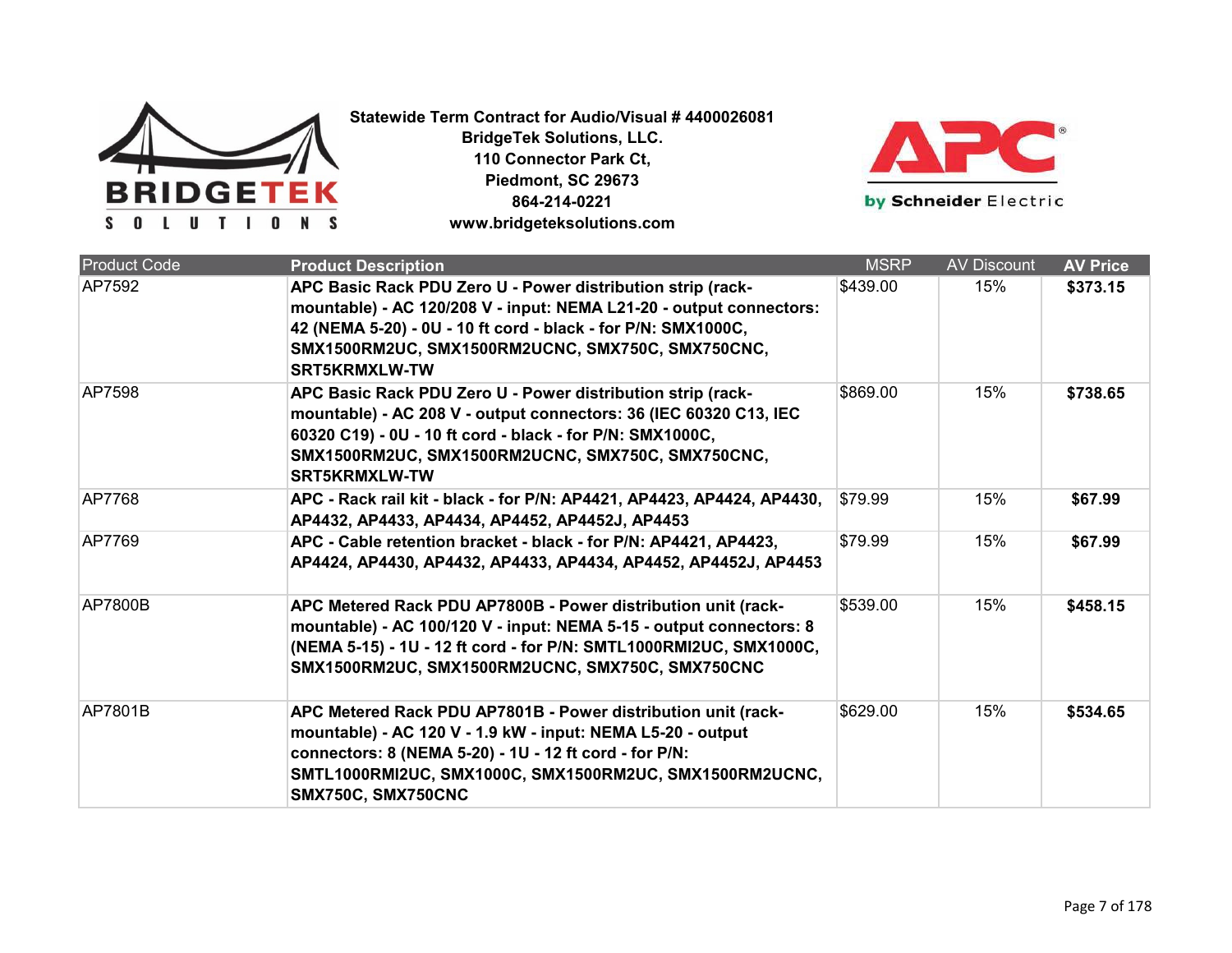**Statewide Term Contract for Audio/Visual # 4400026081**
**BridgeTek Solutions, LLC.**
**110 Connector Park Ct,**
**Piedmont, SC 29673**
**864-214-0221**
**www.bridgeteksolutions.com**

| Product Code | Product Description | MSRP | AV Discount | AV Price |
|---|---|---|---|---|
| AP7592 | **APC Basic Rack PDU Zero U - Power distribution strip (rack-mountable) - AC 120/208 V - input: NEMA L21-20 - output connectors: 42 (NEMA 5-20) - 0U - 10 ft cord - black - for P/N: SMX1000C, SMX1500RM2UC, SMX1500RM2UCNC, SMX750C, SMX750CNC, SRT5KRMXLW-TW** | $439.00 | 15% | **$373.15** |
| AP7598 | **APC Basic Rack PDU Zero U - Power distribution strip (rack-mountable) - AC 208 V - output connectors: 36 (IEC 60320 C13, IEC 60320 C19) - 0U - 10 ft cord - black - for P/N: SMX1000C, SMX1500RM2UC, SMX1500RM2UCNC, SMX750C, SMX750CNC, SRT5KRMXLW-TW** | $869.00 | 15% | **$738.65** |
| AP7768 | **APC - Rack rail kit - black - for P/N: AP4421, AP4423, AP4424, AP4430, AP4432, AP4433, AP4434, AP4452, AP4452J, AP4453** | $79.99 | 15% | **$67.99** |
| AP7769 | **APC - Cable retention bracket - black - for P/N: AP4421, AP4423, AP4424, AP4430, AP4432, AP4433, AP4434, AP4452, AP4452J, AP4453** | $79.99 | 15% | **$67.99** |
| AP7800B | **APC Metered Rack PDU AP7800B - Power distribution unit (rack-mountable) - AC 100/120 V - input: NEMA 5-15 - output connectors: 8 (NEMA 5-15) - 1U - 12 ft cord - for P/N: SMTL1000RMI2UC, SMX1000C, SMX1500RM2UC, SMX1500RM2UCNC, SMX750C, SMX750CNC** | $539.00 | 15% | **$458.15** |
| AP7801B | **APC Metered Rack PDU AP7801B - Power distribution unit (rack-mountable) - AC 120 V - 1.9 kW - input: NEMA L5-20 - output connectors: 8 (NEMA 5-20) - 1U - 12 ft cord - for P/N: SMTL1000RMI2UC, SMX1000C, SMX1500RM2UC, SMX1500RM2UCNC, SMX750C, SMX750CNC** | $629.00 | 15% | **$534.65** |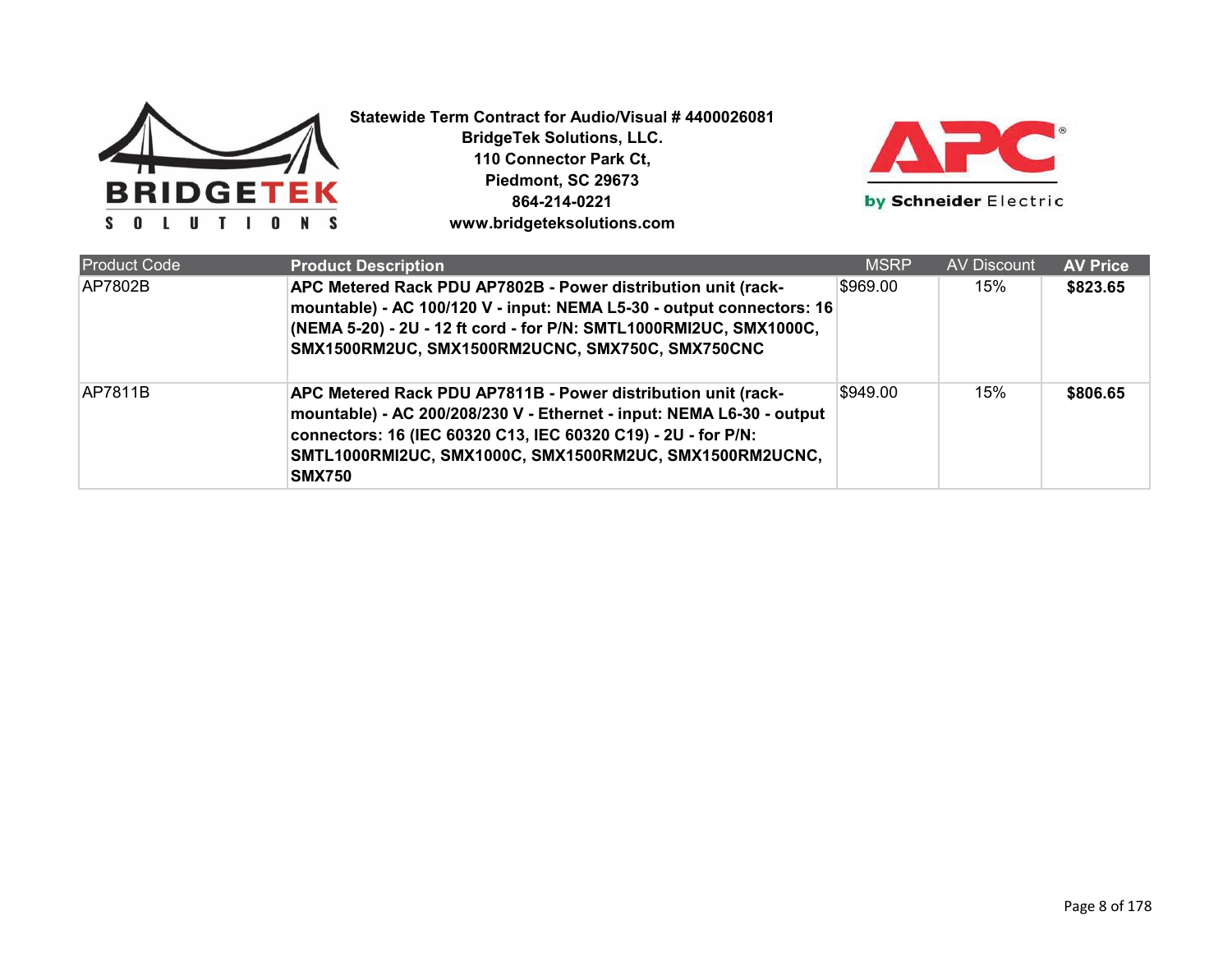**Statewide Term Contract for Audio/Visual # 4400026081**
**BridgeTek Solutions, LLC.**
**110 Connector Park Ct,**
**Piedmont, SC 29673**
**864-214-0221**
**www.bridgeteksolutions.com**

| Product Code | Product Description | MSRP | AV Discount | AV Price |
|---|---|---|---|---|
| AP7802B | **APC Metered Rack PDU AP7802B - Power distribution unit (rack-mountable) - AC 100/120 V - input: NEMA L5-30 - output connectors: 16 (NEMA 5-20) - 2U - 12 ft cord - for P/N: SMTL1000RMI2UC, SMX1000C, SMX1500RM2UC, SMX1500RM2UCNC, SMX750C, SMX750CNC** | $969.00 | 15% | **$823.65** |
| AP7811B | **APC Metered Rack PDU AP7811B - Power distribution unit (rack-mountable) - AC 200/208/230 V - Ethernet - input: NEMA L6-30 - output connectors: 16 (IEC 60320 C13, IEC 60320 C19) - 2U - for P/N: SMTL1000RMI2UC, SMX1000C, SMX1500RM2UC, SMX1500RM2UCNC, SMX750** | $949.00 | 15% | **$806.65** |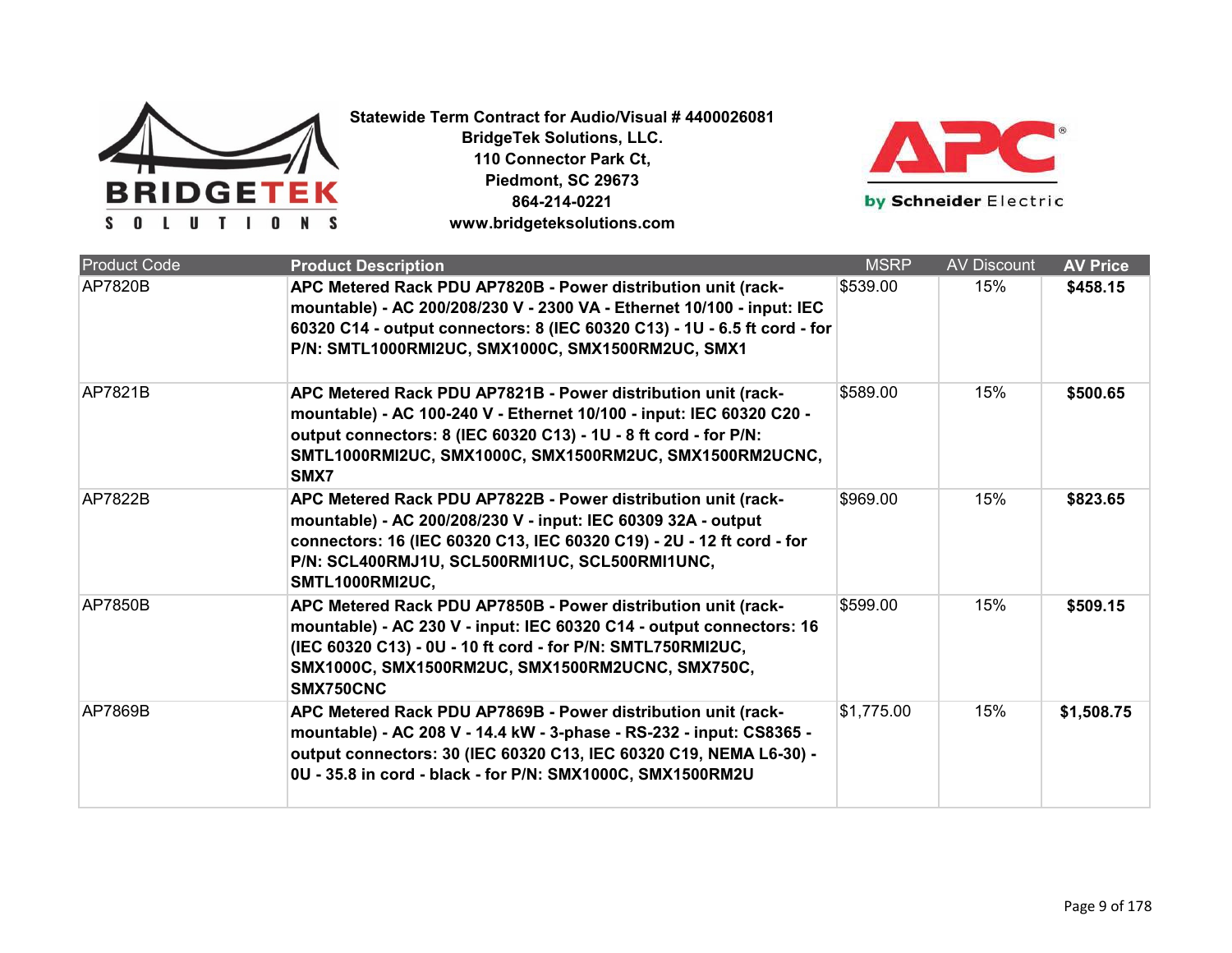**Statewide Term Contract for Audio/Visual # 4400026081**
**BridgeTek Solutions, LLC.**
**110 Connector Park Ct,**
**Piedmont, SC 29673**
**864-214-0221**
**www.bridgeteksolutions.com**

| Product Code | Product Description | MSRP | AV Discount | AV Price |
|---|---|---|---|---|
| AP7820B | **APC Metered Rack PDU AP7820B - Power distribution unit (rack-mountable) - AC 200/208/230 V - 2300 VA - Ethernet 10/100 - input: IEC 60320 C14 - output connectors: 8 (IEC 60320 C13) - 1U - 6.5 ft cord - for P/N: SMTL1000RMI2UC, SMX1000C, SMX1500RM2UC, SMX1** | $539.00 | 15% | **$458.15** |
| AP7821B | **APC Metered Rack PDU AP7821B - Power distribution unit (rack-mountable) - AC 100-240 V - Ethernet 10/100 - input: IEC 60320 C20 - output connectors: 8 (IEC 60320 C13) - 1U - 8 ft cord - for P/N: SMTL1000RMI2UC, SMX1000C, SMX1500RM2UC, SMX1500RM2UCNC, SMX7** | $589.00 | 15% | **$500.65** |
| AP7822B | **APC Metered Rack PDU AP7822B - Power distribution unit (rack-mountable) - AC 200/208/230 V - input: IEC 60309 32A - output connectors: 16 (IEC 60320 C13, IEC 60320 C19) - 2U - 12 ft cord - for P/N: SCL400RMJ1U, SCL500RMI1UC, SCL500RMI1UNC, SMTL1000RMI2UC,** | $969.00 | 15% | **$823.65** |
| AP7850B | **APC Metered Rack PDU AP7850B - Power distribution unit (rack-mountable) - AC 230 V - input: IEC 60320 C14 - output connectors: 16 (IEC 60320 C13) - 0U - 10 ft cord - for P/N: SMTL750RMI2UC, SMX1000C, SMX1500RM2UC, SMX1500RM2UCNC, SMX750C, SMX750CNC** | $599.00 | 15% | **$509.15** |
| AP7869B | **APC Metered Rack PDU AP7869B - Power distribution unit (rack-mountable) - AC 208 V - 14.4 kW - 3-phase - RS-232 - input: CS8365 - output connectors: 30 (IEC 60320 C13, IEC 60320 C19, NEMA L6-30) - 0U - 35.8 in cord - black - for P/N: SMX1000C, SMX1500RM2U** | $1,775.00 | 15% | **$1,508.75** |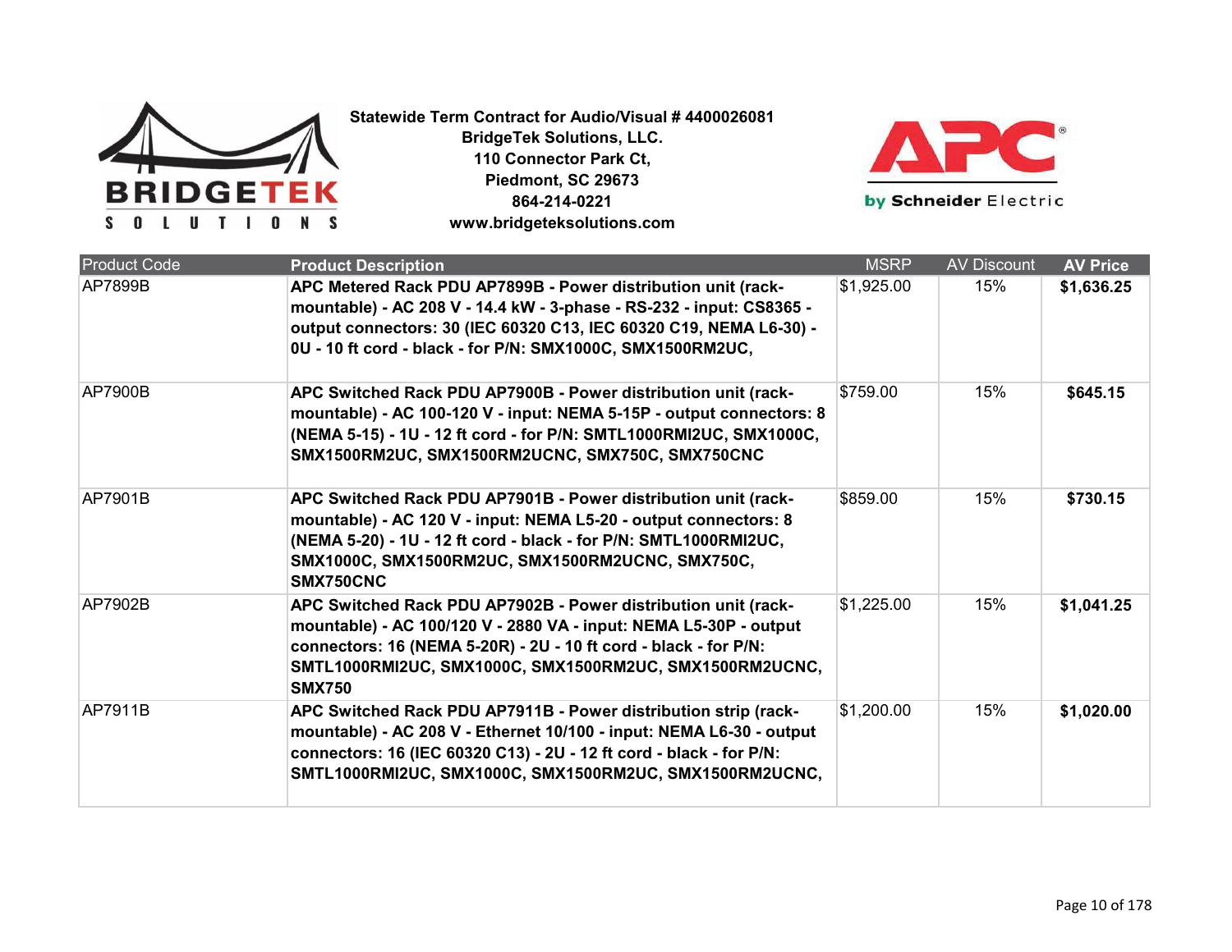**Statewide Term Contract for Audio/Visual # 4400026081**
**BridgeTek Solutions, LLC.**
**110 Connector Park Ct,**
**Piedmont, SC 29673**
**864-214-0221**
**www.bridgeteksolutions.com**

| Product Code | Product Description | MSRP | AV Discount | AV Price |
|---|---|---|---|---|
| AP7899B | **APC Metered Rack PDU AP7899B - Power distribution unit (rack-mountable) - AC 208 V - 14.4 kW - 3-phase - RS-232 - input: CS8365 - output connectors: 30 (IEC 60320 C13, IEC 60320 C19, NEMA L6-30) - 0U - 10 ft cord - black - for P/N: SMX1000C, SMX1500RM2UC,** | $1,925.00 | 15% | **$1,636.25** |
| AP7900B | **APC Switched Rack PDU AP7900B - Power distribution unit (rack-mountable) - AC 100-120 V - input: NEMA 5-15P - output connectors: 8 (NEMA 5-15) - 1U - 12 ft cord - for P/N: SMTL1000RMI2UC, SMX1000C, SMX1500RM2UC, SMX1500RM2UCNC, SMX750C, SMX750CNC** | $759.00 | 15% | **$645.15** |
| AP7901B | **APC Switched Rack PDU AP7901B - Power distribution unit (rack-mountable) - AC 120 V - input: NEMA L5-20 - output connectors: 8 (NEMA 5-20) - 1U - 12 ft cord - black - for P/N: SMTL1000RMI2UC, SMX1000C, SMX1500RM2UC, SMX1500RM2UCNC, SMX750C, SMX750CNC** | $859.00 | 15% | **$730.15** |
| AP7902B | **APC Switched Rack PDU AP7902B - Power distribution unit (rack-mountable) - AC 100/120 V - 2880 VA - input: NEMA L5-30P - output connectors: 16 (NEMA 5-20R) - 2U - 10 ft cord - black - for P/N: SMTL1000RMI2UC, SMX1000C, SMX1500RM2UC, SMX1500RM2UCNC, SMX750** | $1,225.00 | 15% | **$1,041.25** |
| AP7911B | **APC Switched Rack PDU AP7911B - Power distribution strip (rack-mountable) - AC 208 V - Ethernet 10/100 - input: NEMA L6-30 - output connectors: 16 (IEC 60320 C13) - 2U - 12 ft cord - black - for P/N: SMTL1000RMI2UC, SMX1000C, SMX1500RM2UC, SMX1500RM2UCNC,** | $1,200.00 | 15% | **$1,020.00** |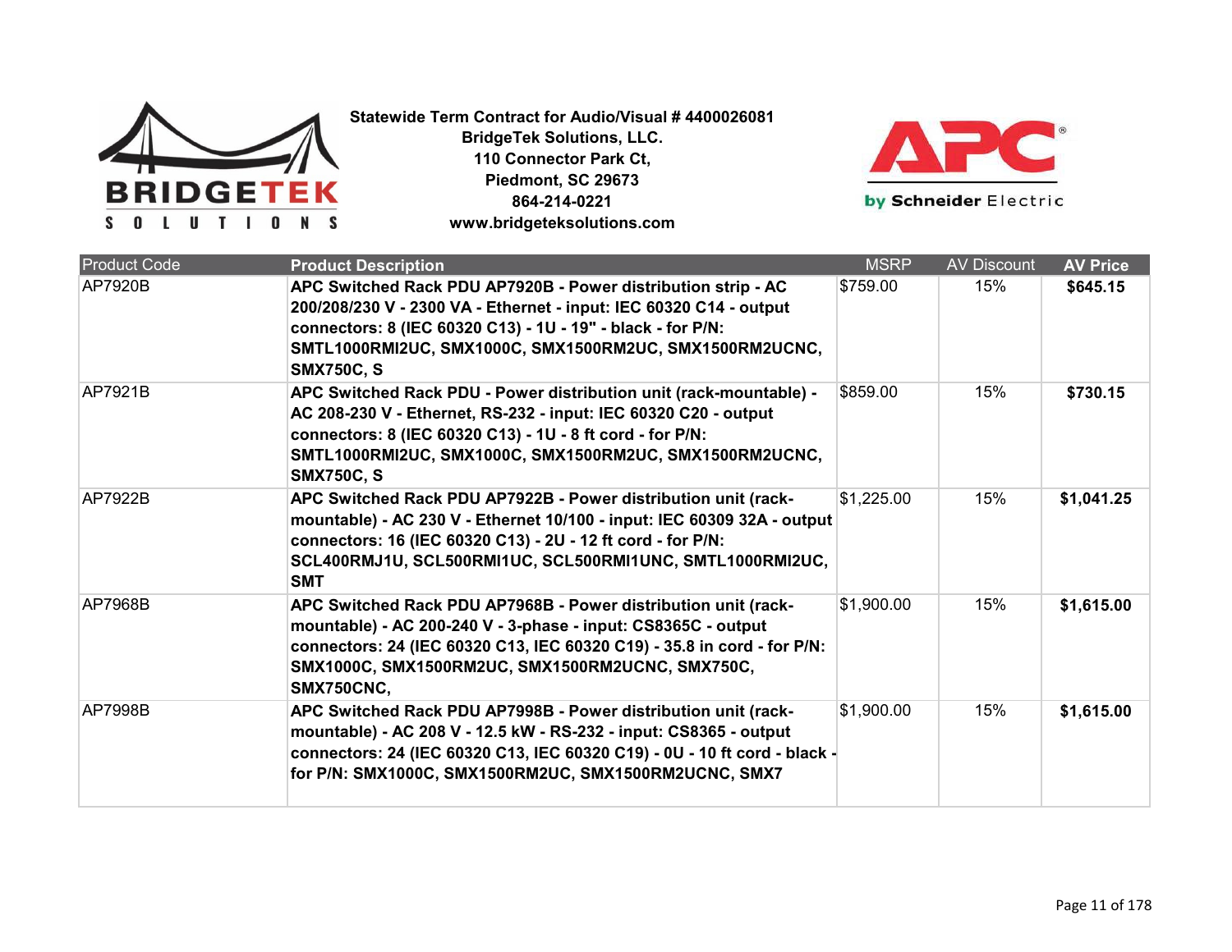Statewide Term Contract for Audio/Visual # 4400026081
BridgeTek Solutions, LLC.
110 Connector Park Ct,
Piedmont, SC 29673
864-214-0221
www.bridgeteksolutions.com

| Product Code | Product Description | MSRP | AV Discount | AV Price |
|---|---|---|---|---|
| AP7920B | **APC Switched Rack PDU AP7920B - Power distribution strip - AC 200/208/230 V - 2300 VA - Ethernet - input: IEC 60320 C14 - output connectors: 8 (IEC 60320 C13) - 1U - 19" - black - for P/N: SMTL1000RMI2UC, SMX1000C, SMX1500RM2UC, SMX1500RM2UCNC, SMX750C, S** | $759.00 | 15% | **$645.15** |
| AP7921B | **APC Switched Rack PDU - Power distribution unit (rack-mountable) - AC 208-230 V - Ethernet, RS-232 - input: IEC 60320 C20 - output connectors: 8 (IEC 60320 C13) - 1U - 8 ft cord - for P/N: SMTL1000RMI2UC, SMX1000C, SMX1500RM2UC, SMX1500RM2UCNC, SMX750C, S** | $859.00 | 15% | **$730.15** |
| AP7922B | **APC Switched Rack PDU AP7922B - Power distribution unit (rack-mountable) - AC 230 V - Ethernet 10/100 - input: IEC 60309 32A - output connectors: 16 (IEC 60320 C13) - 2U - 12 ft cord - for P/N: SCL400RMJ1U, SCL500RMI1UC, SCL500RMI1UNC, SMTL1000RMI2UC, SMT** | $1,225.00 | 15% | **$1,041.25** |
| AP7968B | **APC Switched Rack PDU AP7968B - Power distribution unit (rack-mountable) - AC 200-240 V - 3-phase - input: CS8365C - output connectors: 24 (IEC 60320 C13, IEC 60320 C19) - 35.8 in cord - for P/N: SMX1000C, SMX1500RM2UC, SMX1500RM2UCNC, SMX750C, SMX750CNC,** | $1,900.00 | 15% | **$1,615.00** |
| AP7998B | **APC Switched Rack PDU AP7998B - Power distribution unit (rack-mountable) - AC 208 V - 12.5 kW - RS-232 - input: CS8365 - output connectors: 24 (IEC 60320 C13, IEC 60320 C19) - 0U - 10 ft cord - black - for P/N: SMX1000C, SMX1500RM2UC, SMX1500RM2UCNC, SMX7** | $1,900.00 | 15% | **$1,615.00** |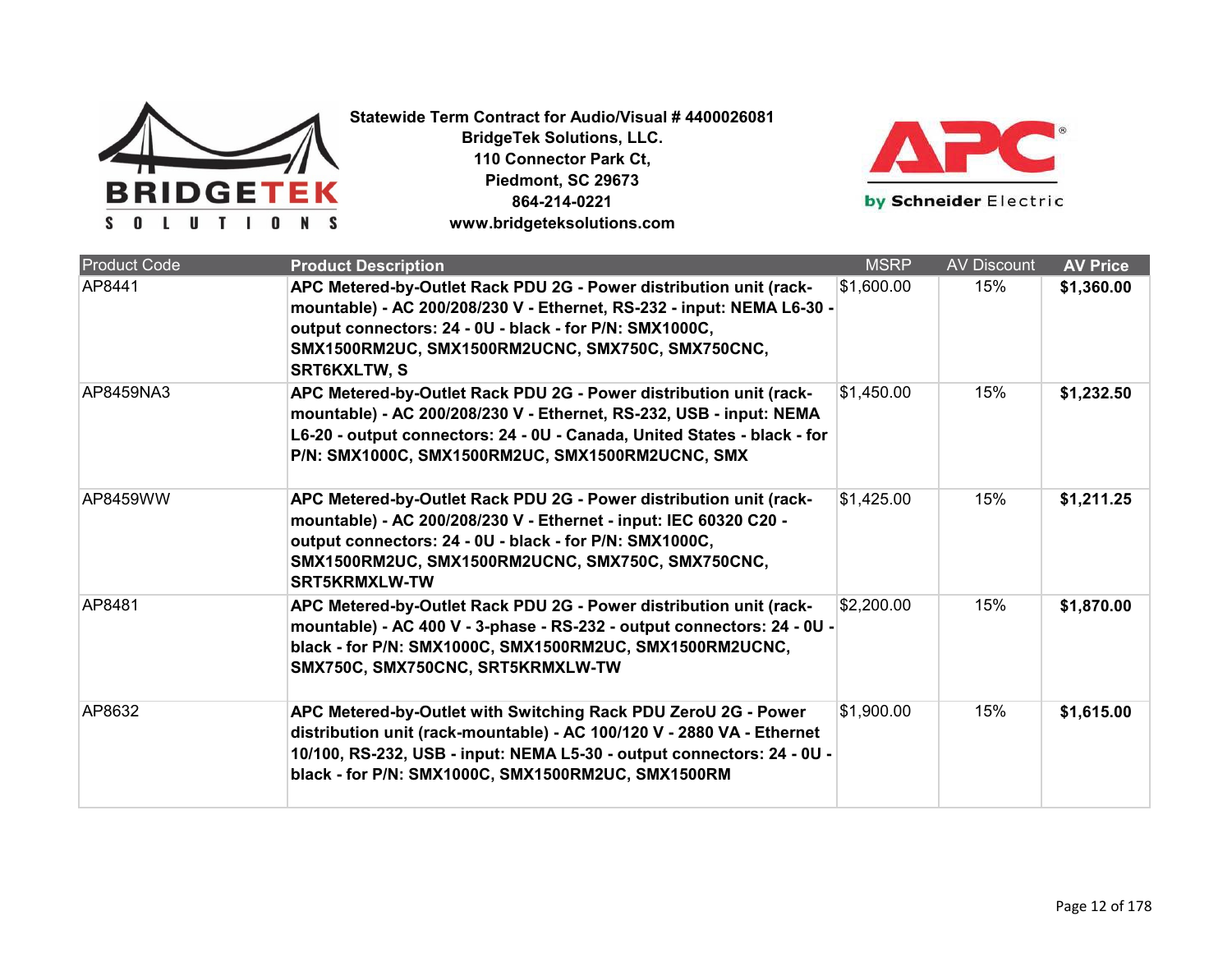**Statewide Term Contract for Audio/Visual # 4400026081**
**BridgeTek Solutions, LLC.**
**110 Connector Park Ct,**
**Piedmont, SC 29673**
**864-214-0221**
**www.bridgeteksolutions.com**

| Product Code | Product Description | MSRP | AV Discount | AV Price |
|---|---|---|---|---|
| AP8441 | **APC Metered-by-Outlet Rack PDU 2G - Power distribution unit (rack-mountable) - AC 200/208/230 V - Ethernet, RS-232 - input: NEMA L6-30 - output connectors: 24 - 0U - black - for P/N: SMX1000C, SMX1500RM2UC, SMX1500RM2UCNC, SMX750C, SMX750CNC, SRT6KXLTW, S** | $1,600.00 | 15% | **$1,360.00** |
| AP8459NA3 | **APC Metered-by-Outlet Rack PDU 2G - Power distribution unit (rack-mountable) - AC 200/208/230 V - Ethernet, RS-232, USB - input: NEMA L6-20 - output connectors: 24 - 0U - Canada, United States - black - for P/N: SMX1000C, SMX1500RM2UC, SMX1500RM2UCNC, SMX** | $1,450.00 | 15% | **$1,232.50** |
| AP8459WW | **APC Metered-by-Outlet Rack PDU 2G - Power distribution unit (rack-mountable) - AC 200/208/230 V - Ethernet - input: IEC 60320 C20 - output connectors: 24 - 0U - black - for P/N: SMX1000C, SMX1500RM2UC, SMX1500RM2UCNC, SMX750C, SMX750CNC, SRT5KRMXLW-TW** | $1,425.00 | 15% | **$1,211.25** |
| AP8481 | **APC Metered-by-Outlet Rack PDU 2G - Power distribution unit (rack-mountable) - AC 400 V - 3-phase - RS-232 - output connectors: 24 - 0U - black - for P/N: SMX1000C, SMX1500RM2UC, SMX1500RM2UCNC, SMX750C, SMX750CNC, SRT5KRMXLW-TW** | $2,200.00 | 15% | **$1,870.00** |
| AP8632 | **APC Metered-by-Outlet with Switching Rack PDU ZeroU 2G - Power distribution unit (rack-mountable) - AC 100/120 V - 2880 VA - Ethernet 10/100, RS-232, USB - input: NEMA L5-30 - output connectors: 24 - 0U - black - for P/N: SMX1000C, SMX1500RM2UC, SMX1500RM** | $1,900.00 | 15% | **$1,615.00** |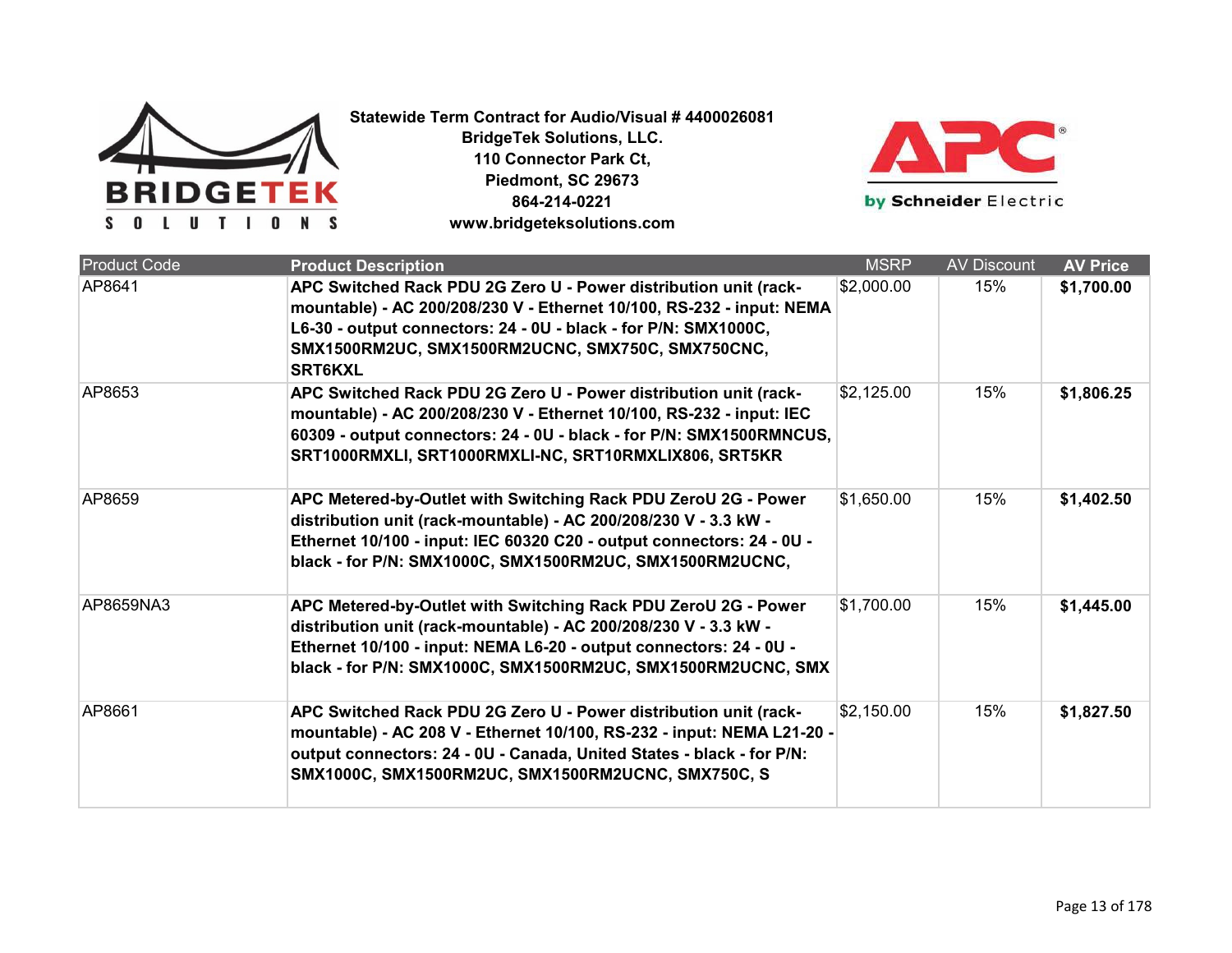**Statewide Term Contract for Audio/Visual # 4400026081**
**BridgeTek Solutions, LLC.**
**110 Connector Park Ct,**
**Piedmont, SC 29673**
**864-214-0221**
**www.bridgeteksolutions.com**

| Product Code | **Product Description** | MSRP | AV Discount | **AV Price** |
|---|---|---|---|---|
| AP8641 | **APC Switched Rack PDU 2G Zero U - Power distribution unit (rack-mountable) - AC 200/208/230 V - Ethernet 10/100, RS-232 - input: NEMA L6-30 - output connectors: 24 - 0U - black - for P/N: SMX1000C, SMX1500RM2UC, SMX1500RM2UCNC, SMX750C, SMX750CNC, SRT6KXL** | $2,000.00 | 15% | **$1,700.00** |
| AP8653 | **APC Switched Rack PDU 2G Zero U - Power distribution unit (rack-mountable) - AC 200/208/230 V - Ethernet 10/100, RS-232 - input: IEC 60309 - output connectors: 24 - 0U - black - for P/N: SMX1500RMNCUS, SRT1000RMXLI, SRT1000RMXLI-NC, SRT10RMXLIX806, SRT5KR** | $2,125.00 | 15% | **$1,806.25** |
| AP8659 | **APC Metered-by-Outlet with Switching Rack PDU ZeroU 2G - Power distribution unit (rack-mountable) - AC 200/208/230 V - 3.3 kW - Ethernet 10/100 - input: IEC 60320 C20 - output connectors: 24 - 0U - black - for P/N: SMX1000C, SMX1500RM2UC, SMX1500RM2UCNC,** | $1,650.00 | 15% | **$1,402.50** |
| AP8659NA3 | **APC Metered-by-Outlet with Switching Rack PDU ZeroU 2G - Power distribution unit (rack-mountable) - AC 200/208/230 V - 3.3 kW - Ethernet 10/100 - input: NEMA L6-20 - output connectors: 24 - 0U - black - for P/N: SMX1000C, SMX1500RM2UC, SMX1500RM2UCNC, SMX** | $1,700.00 | 15% | **$1,445.00** |
| AP8661 | **APC Switched Rack PDU 2G Zero U - Power distribution unit (rack-mountable) - AC 208 V - Ethernet 10/100, RS-232 - input: NEMA L21-20 - output connectors: 24 - 0U - Canada, United States - black - for P/N: SMX1000C, SMX1500RM2UC, SMX1500RM2UCNC, SMX750C, S** | $2,150.00 | 15% | **$1,827.50** |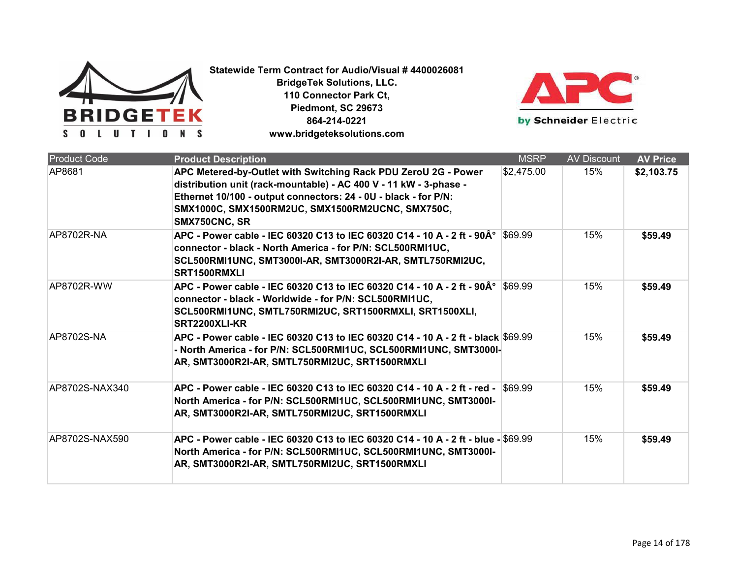**Statewide Term Contract for Audio/Visual # 4400026081**
**BridgeTek Solutions, LLC.**
**110 Connector Park Ct,**
**Piedmont, SC 29673**
**864-214-0221**
**www.bridgeteksolutions.com**

| Product Code | Product Description | MSRP | AV Discount | AV Price |
|---|---|---|---|---|
| AP8681 | **APC Metered-by-Outlet with Switching Rack PDU ZeroU 2G - Power distribution unit (rack-mountable) - AC 400 V - 11 kW - 3-phase - Ethernet 10/100 - output connectors: 24 - 0U - black - for P/N: SMX1000C, SMX1500RM2UC, SMX1500RM2UCNC, SMX750C, SMX750CNC, SR** | $2,475.00 | 15% | **$2,103.75** |
| AP8702R-NA | **APC - Power cable - IEC 60320 C13 to IEC 60320 C14 - 10 A - 2 ft - 90Â° connector - black - North America - for P/N: SCL500RMI1UC, SCL500RMI1UNC, SMT3000I-AR, SMT3000R2I-AR, SMTL750RMI2UC, SRT1500RMXLI** | $69.99 | 15% | **$59.49** |
| AP8702R-WW | **APC - Power cable - IEC 60320 C13 to IEC 60320 C14 - 10 A - 2 ft - 90Â° connector - black - Worldwide - for P/N: SCL500RMI1UC, SCL500RMI1UNC, SMTL750RMI2UC, SRT1500RMXLI, SRT1500XLI, SRT2200XLI-KR** | $69.99 | 15% | **$59.49** |
| AP8702S-NA | **APC - Power cable - IEC 60320 C13 to IEC 60320 C14 - 10 A - 2 ft - black - North America - for P/N: SCL500RMI1UC, SCL500RMI1UNC, SMT3000I-AR, SMT3000R2I-AR, SMTL750RMI2UC, SRT1500RMXLI** | $69.99 | 15% | **$59.49** |
| AP8702S-NAX340 | **APC - Power cable - IEC 60320 C13 to IEC 60320 C14 - 10 A - 2 ft - red - North America - for P/N: SCL500RMI1UC, SCL500RMI1UNC, SMT3000I-AR, SMT3000R2I-AR, SMTL750RMI2UC, SRT1500RMXLI** | $69.99 | 15% | **$59.49** |
| AP8702S-NAX590 | **APC - Power cable - IEC 60320 C13 to IEC 60320 C14 - 10 A - 2 ft - blue - North America - for P/N: SCL500RMI1UC, SCL500RMI1UNC, SMT3000I-AR, SMT3000R2I-AR, SMTL750RMI2UC, SRT1500RMXLI** | $69.99 | 15% | **$59.49** |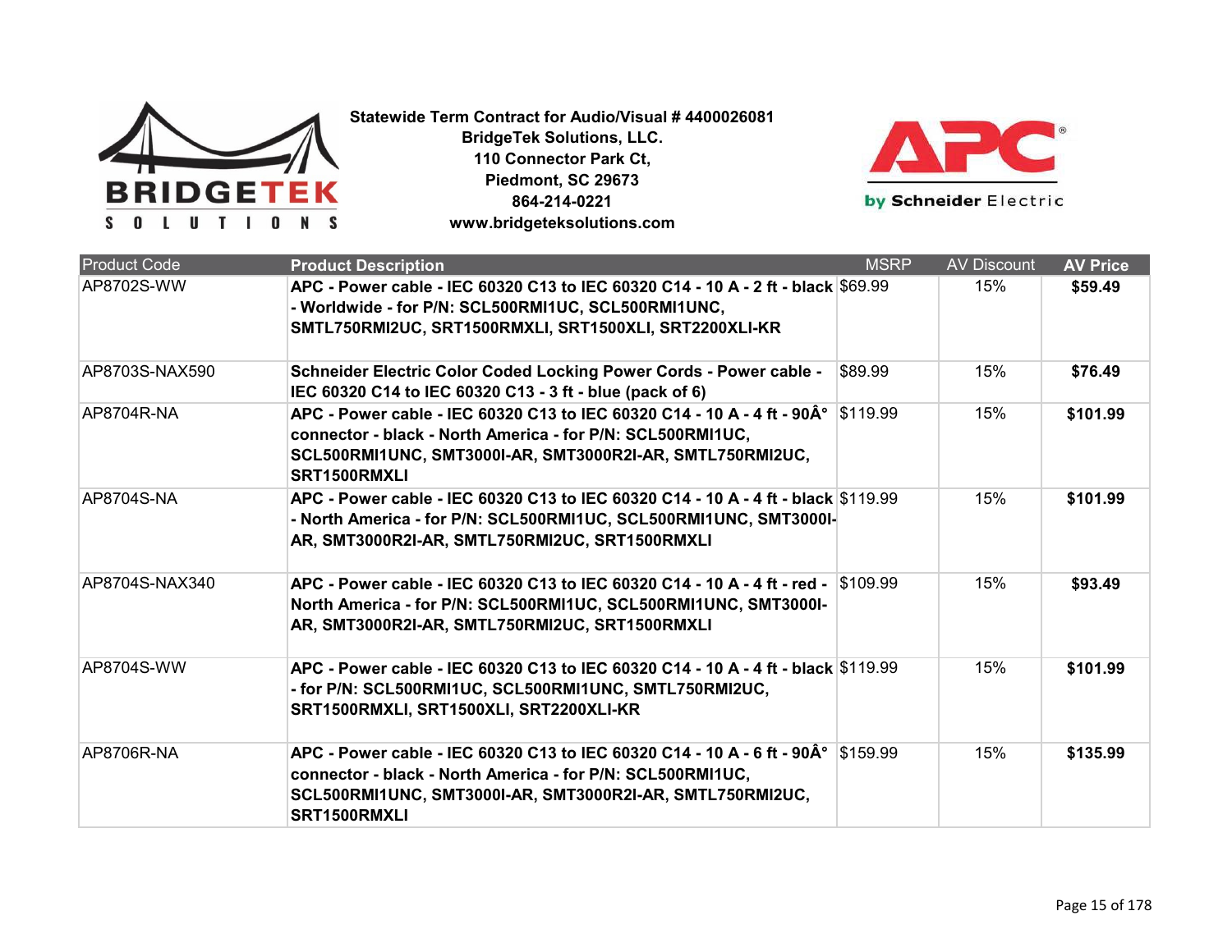**Statewide Term Contract for Audio/Visual # 4400026081**
**BridgeTek Solutions, LLC.**
**110 Connector Park Ct,**
**Piedmont, SC 29673**
**864-214-0221**
**www.bridgeteksolutions.com**

| Product Code | Product Description | MSRP | AV Discount | AV Price |
|---|---|---|---|---|
| AP8702S-WW | **APC - Power cable - IEC 60320 C13 to IEC 60320 C14 - 10 A - 2 ft - black - Worldwide - for P/N: SCL500RMI1UC, SCL500RMI1UNC, SMTL750RMI2UC, SRT1500RMXLI, SRT1500XLI, SRT2200XLI-KR** | $69.99 | 15% | **$59.49** |
| AP8703S-NAX590 | **Schneider Electric Color Coded Locking Power Cords - Power cable - IEC 60320 C14 to IEC 60320 C13 - 3 ft - blue (pack of 6)** | $89.99 | 15% | **$76.49** |
| AP8704R-NA | **APC - Power cable - IEC 60320 C13 to IEC 60320 C14 - 10 A - 4 ft - 90Â° connector - black - North America - for P/N: SCL500RMI1UC, SCL500RMI1UNC, SMT3000I-AR, SMT3000R2I-AR, SMTL750RMI2UC, SRT1500RMXLI** | $119.99 | 15% | **$101.99** |
| AP8704S-NA | **APC - Power cable - IEC 60320 C13 to IEC 60320 C14 - 10 A - 4 ft - black - North America - for P/N: SCL500RMI1UC, SCL500RMI1UNC, SMT3000I-AR, SMT3000R2I-AR, SMTL750RMI2UC, SRT1500RMXLI** | $119.99 | 15% | **$101.99** |
| AP8704S-NAX340 | **APC - Power cable - IEC 60320 C13 to IEC 60320 C14 - 10 A - 4 ft - red - North America - for P/N: SCL500RMI1UC, SCL500RMI1UNC, SMT3000I-AR, SMT3000R2I-AR, SMTL750RMI2UC, SRT1500RMXLI** | $109.99 | 15% | **$93.49** |
| AP8704S-WW | **APC - Power cable - IEC 60320 C13 to IEC 60320 C14 - 10 A - 4 ft - black - for P/N: SCL500RMI1UC, SCL500RMI1UNC, SMTL750RMI2UC, SRT1500RMXLI, SRT1500XLI, SRT2200XLI-KR** | $119.99 | 15% | **$101.99** |
| AP8706R-NA | **APC - Power cable - IEC 60320 C13 to IEC 60320 C14 - 10 A - 6 ft - 90Â° connector - black - North America - for P/N: SCL500RMI1UC, SCL500RMI1UNC, SMT3000I-AR, SMT3000R2I-AR, SMTL750RMI2UC, SRT1500RMXLI** | $159.99 | 15% | **$135.99** |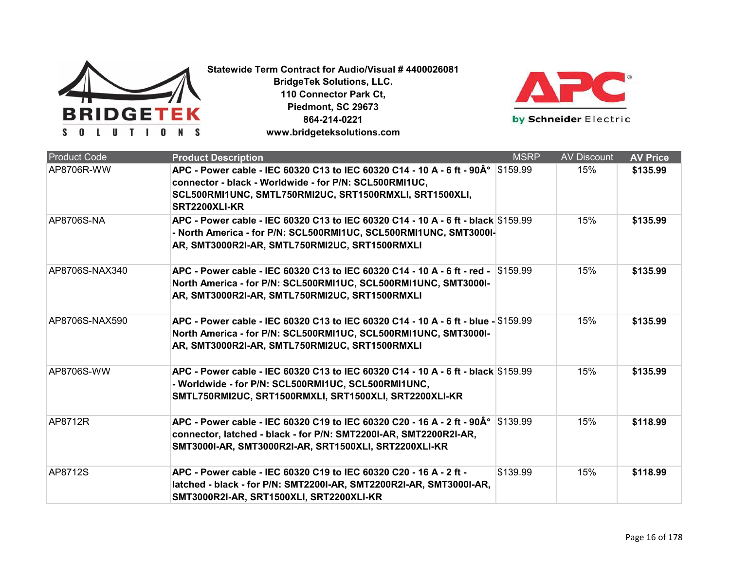**Statewide Term Contract for Audio/Visual # 4400026081**
**BridgeTek Solutions, LLC.**
**110 Connector Park Ct,**
**Piedmont, SC 29673**
**864-214-0221**
**www.bridgeteksolutions.com**

| Product Code | Product Description | MSRP | AV Discount | AV Price |
|---|---|---|---|---|
| AP8706R-WW | **APC - Power cable - IEC 60320 C13 to IEC 60320 C14 - 10 A - 6 ft - 90Â° connector - black - Worldwide - for P/N: SCL500RMI1UC, SCL500RMI1UNC, SMTL750RMI2UC, SRT1500RMXLI, SRT1500XLI, SRT2200XLI-KR** | $159.99 | 15% | **$135.99** |
| AP8706S-NA | **APC - Power cable - IEC 60320 C13 to IEC 60320 C14 - 10 A - 6 ft - black - North America - for P/N: SCL500RMI1UC, SCL500RMI1UNC, SMT3000I-AR, SMT3000R2I-AR, SMTL750RMI2UC, SRT1500RMXLI** | $159.99 | 15% | **$135.99** |
| AP8706S-NAX340 | **APC - Power cable - IEC 60320 C13 to IEC 60320 C14 - 10 A - 6 ft - red - North America - for P/N: SCL500RMI1UC, SCL500RMI1UNC, SMT3000I-AR, SMT3000R2I-AR, SMTL750RMI2UC, SRT1500RMXLI** | $159.99 | 15% | **$135.99** |
| AP8706S-NAX590 | **APC - Power cable - IEC 60320 C13 to IEC 60320 C14 - 10 A - 6 ft - blue - North America - for P/N: SCL500RMI1UC, SCL500RMI1UNC, SMT3000I-AR, SMT3000R2I-AR, SMTL750RMI2UC, SRT1500RMXLI** | $159.99 | 15% | **$135.99** |
| AP8706S-WW | **APC - Power cable - IEC 60320 C13 to IEC 60320 C14 - 10 A - 6 ft - black - Worldwide - for P/N: SCL500RMI1UC, SCL500RMI1UNC, SMTL750RMI2UC, SRT1500RMXLI, SRT1500XLI, SRT2200XLI-KR** | $159.99 | 15% | **$135.99** |
| AP8712R | **APC - Power cable - IEC 60320 C19 to IEC 60320 C20 - 16 A - 2 ft - 90Â° connector, latched - black - for P/N: SMT2200I-AR, SMT2200R2I-AR, SMT3000I-AR, SMT3000R2I-AR, SRT1500XLI, SRT2200XLI-KR** | $139.99 | 15% | **$118.99** |
| AP8712S | **APC - Power cable - IEC 60320 C19 to IEC 60320 C20 - 16 A - 2 ft - latched - black - for P/N: SMT2200I-AR, SMT2200R2I-AR, SMT3000I-AR, SMT3000R2I-AR, SRT1500XLI, SRT2200XLI-KR** | $139.99 | 15% | **$118.99** |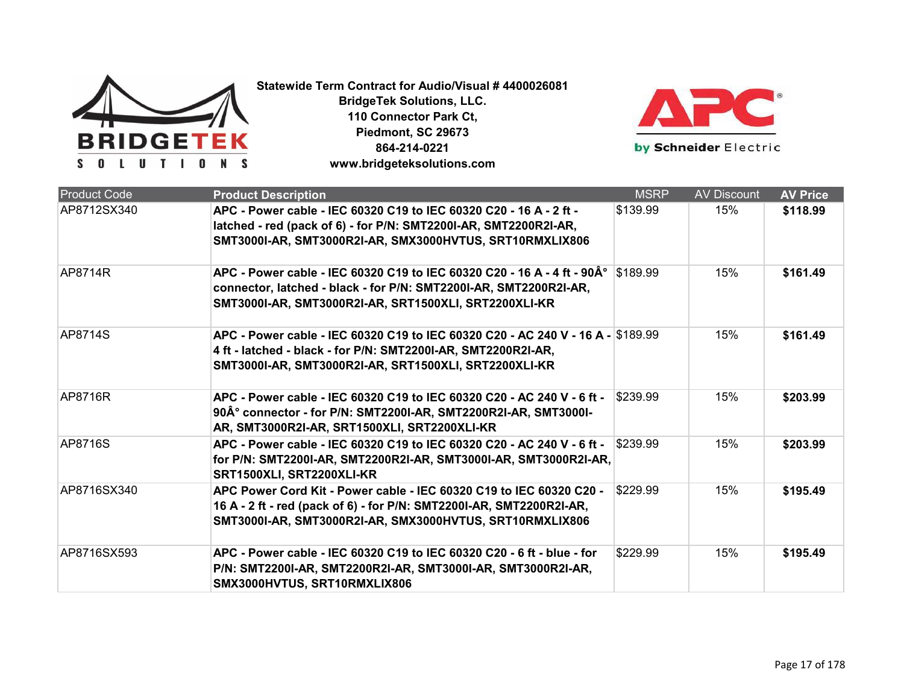**Statewide Term Contract for Audio/Visual # 4400026081**
**BridgeTek Solutions, LLC.**
**110 Connector Park Ct,**
**Piedmont, SC 29673**
**864-214-0221**
**www.bridgeteksolutions.com**

| Product Code | Product Description | MSRP | AV Discount | AV Price |
|---|---|---|---|---|
| AP8712SX340 | **APC - Power cable - IEC 60320 C19 to IEC 60320 C20 - 16 A - 2 ft - latched - red (pack of 6) - for P/N: SMT2200I-AR, SMT2200R2I-AR, SMT3000I-AR, SMT3000R2I-AR, SMX3000HVTUS, SRT10RMXLIX806** | $139.99 | 15% | **$118.99** |
| AP8714R | **APC - Power cable - IEC 60320 C19 to IEC 60320 C20 - 16 A - 4 ft - 90Â° connector, latched - black - for P/N: SMT2200I-AR, SMT2200R2I-AR, SMT3000I-AR, SMT3000R2I-AR, SRT1500XLI, SRT2200XLI-KR** | $189.99 | 15% | **$161.49** |
| AP8714S | **APC - Power cable - IEC 60320 C19 to IEC 60320 C20 - AC 240 V - 16 A - 4 ft - latched - black - for P/N: SMT2200I-AR, SMT2200R2I-AR, SMT3000I-AR, SMT3000R2I-AR, SRT1500XLI, SRT2200XLI-KR** | $189.99 | 15% | **$161.49** |
| AP8716R | **APC - Power cable - IEC 60320 C19 to IEC 60320 C20 - AC 240 V - 6 ft - 90Â° connector - for P/N: SMT2200I-AR, SMT2200R2I-AR, SMT3000I-AR, SMT3000R2I-AR, SRT1500XLI, SRT2200XLI-KR** | $239.99 | 15% | **$203.99** |
| AP8716S | **APC - Power cable - IEC 60320 C19 to IEC 60320 C20 - AC 240 V - 6 ft - for P/N: SMT2200I-AR, SMT2200R2I-AR, SMT3000I-AR, SMT3000R2I-AR, SRT1500XLI, SRT2200XLI-KR** | $239.99 | 15% | **$203.99** |
| AP8716SX340 | **APC Power Cord Kit - Power cable - IEC 60320 C19 to IEC 60320 C20 - 16 A - 2 ft - red (pack of 6) - for P/N: SMT2200I-AR, SMT2200R2I-AR, SMT3000I-AR, SMT3000R2I-AR, SMX3000HVTUS, SRT10RMXLIX806** | $229.99 | 15% | **$195.49** |
| AP8716SX593 | **APC - Power cable - IEC 60320 C19 to IEC 60320 C20 - 6 ft - blue - for P/N: SMT2200I-AR, SMT2200R2I-AR, SMT3000I-AR, SMT3000R2I-AR, SMX3000HVTUS, SRT10RMXLIX806** | $229.99 | 15% | **$195.49** |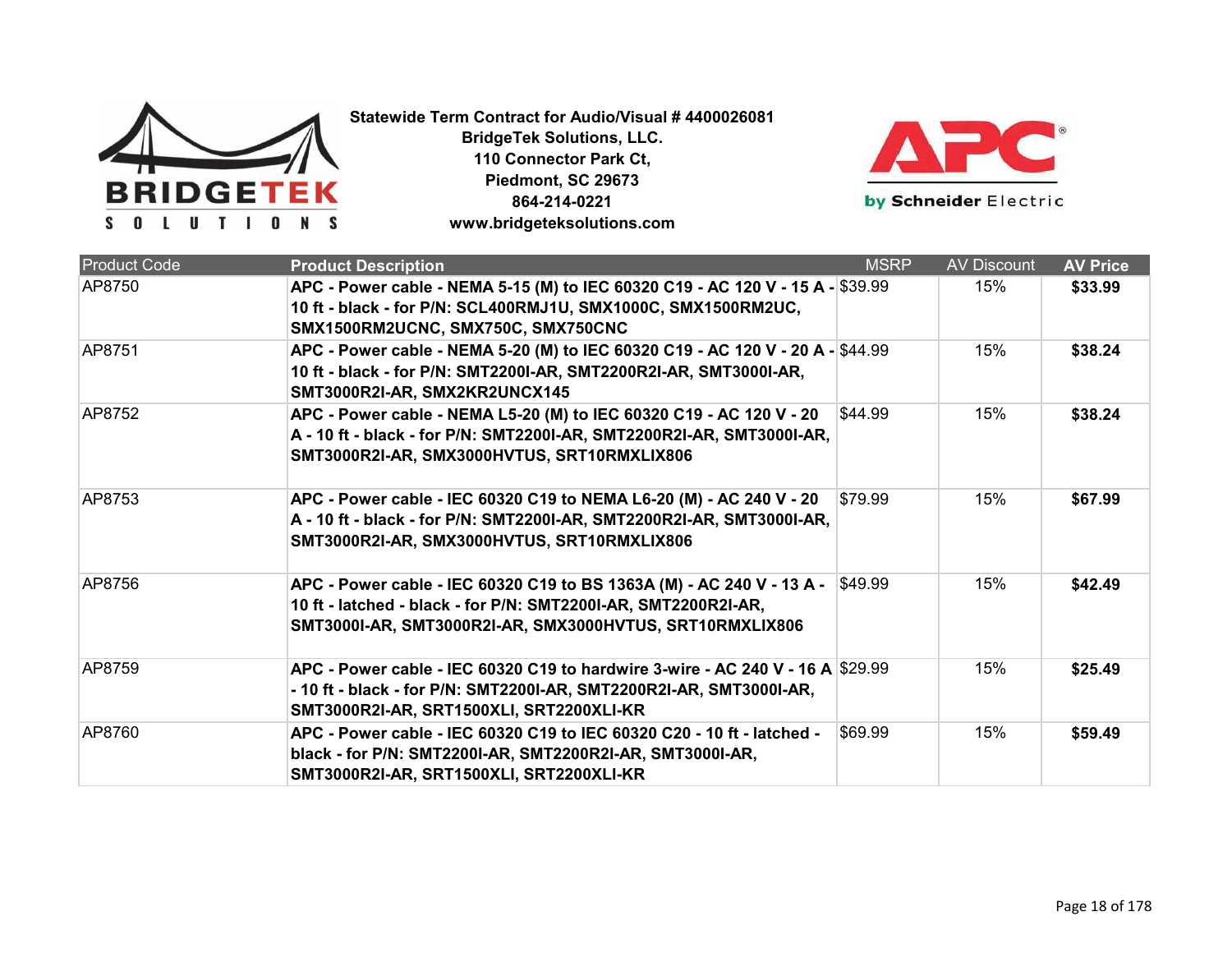**Statewide Term Contract for Audio/Visual # 4400026081**
**BridgeTek Solutions, LLC.**
**110 Connector Park Ct,**
**Piedmont, SC 29673**
**864-214-0221**
**www.bridgeteksolutions.com**

| Product Code | Product Description | MSRP | AV Discount | AV Price |
|---|---|---|---|---|
| AP8750 | **APC - Power cable - NEMA 5-15 (M) to IEC 60320 C19 - AC 120 V - 15 A - 10 ft - black - for P/N: SCL400RMJ1U, SMX1000C, SMX1500RM2UC, SMX1500RM2UCNC, SMX750C, SMX750CNC** | $39.99 | 15% | **$33.99** |
| AP8751 | **APC - Power cable - NEMA 5-20 (M) to IEC 60320 C19 - AC 120 V - 20 A - 10 ft - black - for P/N: SMT2200I-AR, SMT2200R2I-AR, SMT3000I-AR, SMT3000R2I-AR, SMX2KR2UNCX145** | $44.99 | 15% | **$38.24** |
| AP8752 | **APC - Power cable - NEMA L5-20 (M) to IEC 60320 C19 - AC 120 V - 20 A - 10 ft - black - for P/N: SMT2200I-AR, SMT2200R2I-AR, SMT3000I-AR, SMT3000R2I-AR, SMX3000HVTUS, SRT10RMXLIX806** | $44.99 | 15% | **$38.24** |
| AP8753 | **APC - Power cable - IEC 60320 C19 to NEMA L6-20 (M) - AC 240 V - 20 A - 10 ft - black - for P/N: SMT2200I-AR, SMT2200R2I-AR, SMT3000I-AR, SMT3000R2I-AR, SMX3000HVTUS, SRT10RMXLIX806** | $79.99 | 15% | **$67.99** |
| AP8756 | **APC - Power cable - IEC 60320 C19 to BS 1363A (M) - AC 240 V - 13 A - 10 ft - latched - black - for P/N: SMT2200I-AR, SMT2200R2I-AR, SMT3000I-AR, SMT3000R2I-AR, SMX3000HVTUS, SRT10RMXLIX806** | $49.99 | 15% | **$42.49** |
| AP8759 | **APC - Power cable - IEC 60320 C19 to hardwire 3-wire - AC 240 V - 16 A - 10 ft - black - for P/N: SMT2200I-AR, SMT2200R2I-AR, SMT3000I-AR, SMT3000R2I-AR, SRT1500XLI, SRT2200XLI-KR** | $29.99 | 15% | **$25.49** |
| AP8760 | **APC - Power cable - IEC 60320 C19 to IEC 60320 C20 - 10 ft - latched - black - for P/N: SMT2200I-AR, SMT2200R2I-AR, SMT3000I-AR, SMT3000R2I-AR, SRT1500XLI, SRT2200XLI-KR** | $69.99 | 15% | **$59.49** |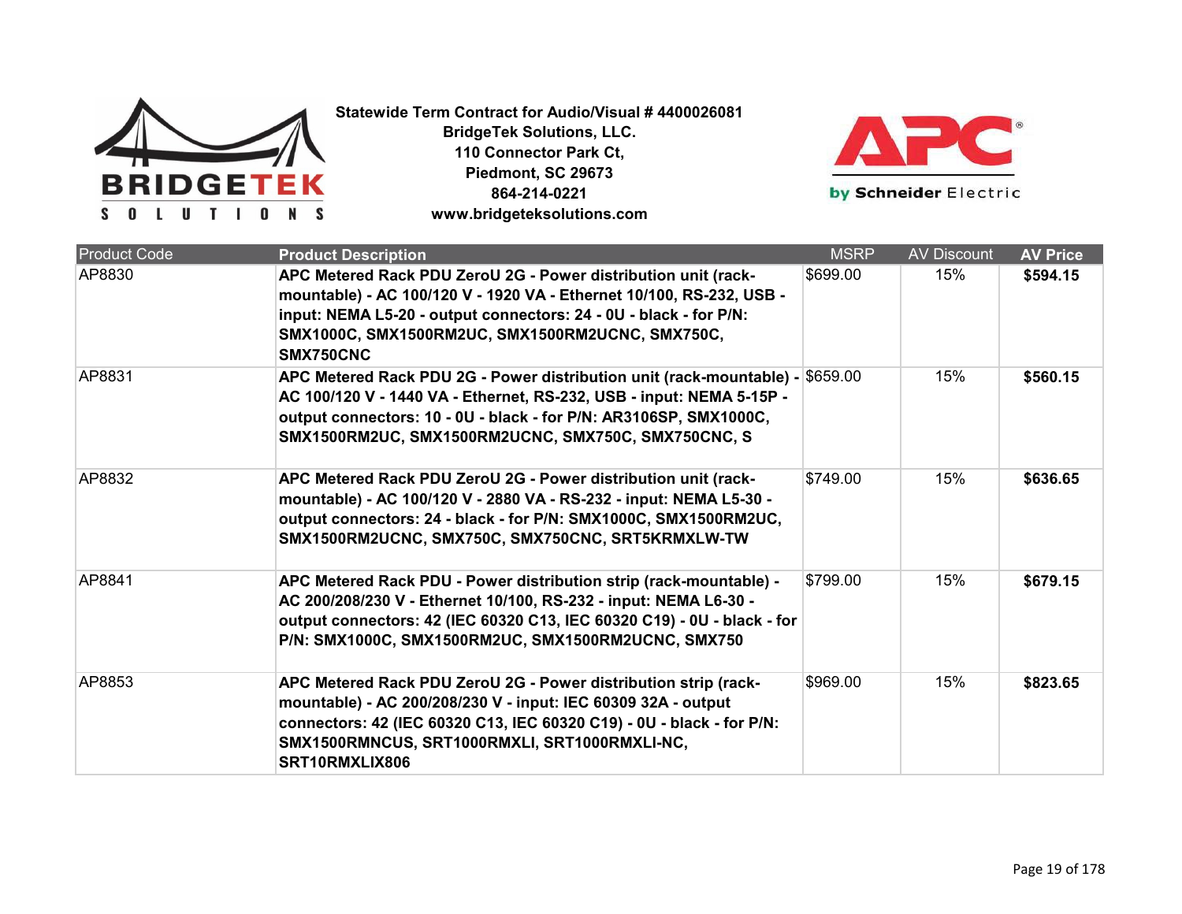**Statewide Term Contract for Audio/Visual # 4400026081**
**BridgeTek Solutions, LLC.**
**110 Connector Park Ct,**
**Piedmont, SC 29673**
**864-214-0221**
**www.bridgeteksolutions.com**

| Product Code | Product Description | MSRP | AV Discount | AV Price |
|---|---|---|---|---|
| AP8830 | **APC Metered Rack PDU ZeroU 2G - Power distribution unit (rack-mountable) - AC 100/120 V - 1920 VA - Ethernet 10/100, RS-232, USB - input: NEMA L5-20 - output connectors: 24 - 0U - black - for P/N: SMX1000C, SMX1500RM2UC, SMX1500RM2UCNC, SMX750C, SMX750CNC** | $699.00 | 15% | **$594.15** |
| AP8831 | **APC Metered Rack PDU 2G - Power distribution unit (rack-mountable) - AC 100/120 V - 1440 VA - Ethernet, RS-232, USB - input: NEMA 5-15P - output connectors: 10 - 0U - black - for P/N: AR3106SP, SMX1000C, SMX1500RM2UC, SMX1500RM2UCNC, SMX750C, SMX750CNC, S** | $659.00 | 15% | **$560.15** |
| AP8832 | **APC Metered Rack PDU ZeroU 2G - Power distribution unit (rack-mountable) - AC 100/120 V - 2880 VA - RS-232 - input: NEMA L5-30 - output connectors: 24 - black - for P/N: SMX1000C, SMX1500RM2UC, SMX1500RM2UCNC, SMX750C, SMX750CNC, SRT5KRMXLW-TW** | $749.00 | 15% | **$636.65** |
| AP8841 | **APC Metered Rack PDU - Power distribution strip (rack-mountable) - AC 200/208/230 V - Ethernet 10/100, RS-232 - input: NEMA L6-30 - output connectors: 42 (IEC 60320 C13, IEC 60320 C19) - 0U - black - for P/N: SMX1000C, SMX1500RM2UC, SMX1500RM2UCNC, SMX750** | $799.00 | 15% | **$679.15** |
| AP8853 | **APC Metered Rack PDU ZeroU 2G - Power distribution strip (rack-mountable) - AC 200/208/230 V - input: IEC 60309 32A - output connectors: 42 (IEC 60320 C13, IEC 60320 C19) - 0U - black - for P/N: SMX1500RMNCUS, SRT1000RMXLI, SRT1000RMXLI-NC, SRT10RMXLIX806** | $969.00 | 15% | **$823.65** |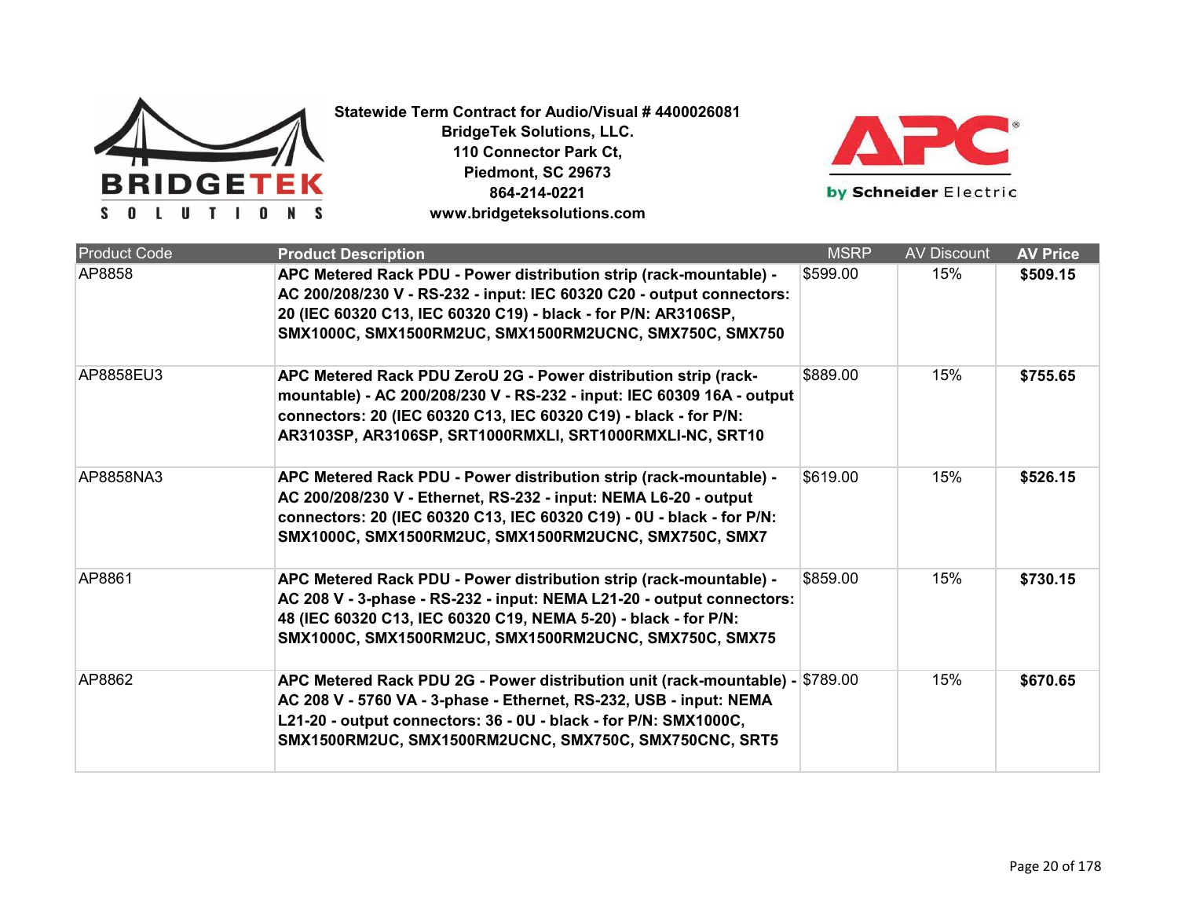**Statewide Term Contract for Audio/Visual # 4400026081**
**BridgeTek Solutions, LLC.**
**110 Connector Park Ct,**
**Piedmont, SC 29673**
**864-214-0221**
**www.bridgeteksolutions.com**

| Product Code | Product Description | MSRP | AV Discount | AV Price |
|---|---|---|---|---|
| AP8858 | **APC Metered Rack PDU - Power distribution strip (rack-mountable) - AC 200/208/230 V - RS-232 - input: IEC 60320 C20 - output connectors: 20 (IEC 60320 C13, IEC 60320 C19) - black - for P/N: AR3106SP, SMX1000C, SMX1500RM2UC, SMX1500RM2UCNC, SMX750C, SMX750** | $599.00 | 15% | **$509.15** |
| AP8858EU3 | **APC Metered Rack PDU ZeroU 2G - Power distribution strip (rack-mountable) - AC 200/208/230 V - RS-232 - input: IEC 60309 16A - output connectors: 20 (IEC 60320 C13, IEC 60320 C19) - black - for P/N: AR3103SP, AR3106SP, SRT1000RMXLI, SRT1000RMXLI-NC, SRT10** | $889.00 | 15% | **$755.65** |
| AP8858NA3 | **APC Metered Rack PDU - Power distribution strip (rack-mountable) - AC 200/208/230 V - Ethernet, RS-232 - input: NEMA L6-20 - output connectors: 20 (IEC 60320 C13, IEC 60320 C19) - 0U - black - for P/N: SMX1000C, SMX1500RM2UC, SMX1500RM2UCNC, SMX750C, SMX7** | $619.00 | 15% | **$526.15** |
| AP8861 | **APC Metered Rack PDU - Power distribution strip (rack-mountable) - AC 208 V - 3-phase - RS-232 - input: NEMA L21-20 - output connectors: 48 (IEC 60320 C13, IEC 60320 C19, NEMA 5-20) - black - for P/N: SMX1000C, SMX1500RM2UC, SMX1500RM2UCNC, SMX750C, SMX75** | $859.00 | 15% | **$730.15** |
| AP8862 | **APC Metered Rack PDU 2G - Power distribution unit (rack-mountable) - AC 208 V - 5760 VA - 3-phase - Ethernet, RS-232, USB - input: NEMA L21-20 - output connectors: 36 - 0U - black - for P/N: SMX1000C, SMX1500RM2UC, SMX1500RM2UCNC, SMX750C, SMX750CNC, SRT5** | $789.00 | 15% | **$670.65** |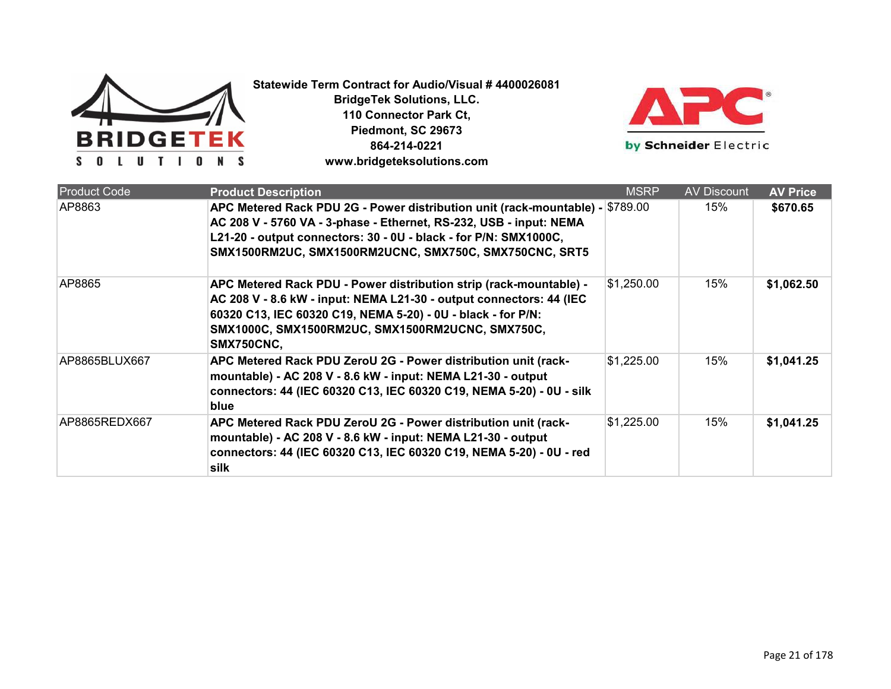**Statewide Term Contract for Audio/Visual # 4400026081**
**BridgeTek Solutions, LLC.**
**110 Connector Park Ct,**
**Piedmont, SC 29673**
**864-214-0221**
**www.bridgeteksolutions.com**

| Product Code | Product Description | MSRP | AV Discount | AV Price |
|---|---|---|---|---|
| AP8863 | **APC Metered Rack PDU 2G - Power distribution unit (rack-mountable) - AC 208 V - 5760 VA - 3-phase - Ethernet, RS-232, USB - input: NEMA L21-20 - output connectors: 30 - 0U - black - for P/N: SMX1000C, SMX1500RM2UC, SMX1500RM2UCNC, SMX750C, SMX750CNC, SRT5** | $789.00 | 15% | **$670.65** |
| AP8865 | **APC Metered Rack PDU - Power distribution strip (rack-mountable) - AC 208 V - 8.6 kW - input: NEMA L21-30 - output connectors: 44 (IEC 60320 C13, IEC 60320 C19, NEMA 5-20) - 0U - black - for P/N: SMX1000C, SMX1500RM2UC, SMX1500RM2UCNC, SMX750C, SMX750CNC,** | $1,250.00 | 15% | **$1,062.50** |
| AP8865BLUX667 | **APC Metered Rack PDU ZeroU 2G - Power distribution unit (rack-mountable) - AC 208 V - 8.6 kW - input: NEMA L21-30 - output connectors: 44 (IEC 60320 C13, IEC 60320 C19, NEMA 5-20) - 0U - silk blue** | $1,225.00 | 15% | **$1,041.25** |
| AP8865REDX667 | **APC Metered Rack PDU ZeroU 2G - Power distribution unit (rack-mountable) - AC 208 V - 8.6 kW - input: NEMA L21-30 - output connectors: 44 (IEC 60320 C13, IEC 60320 C19, NEMA 5-20) - 0U - red silk** | $1,225.00 | 15% | **$1,041.25** |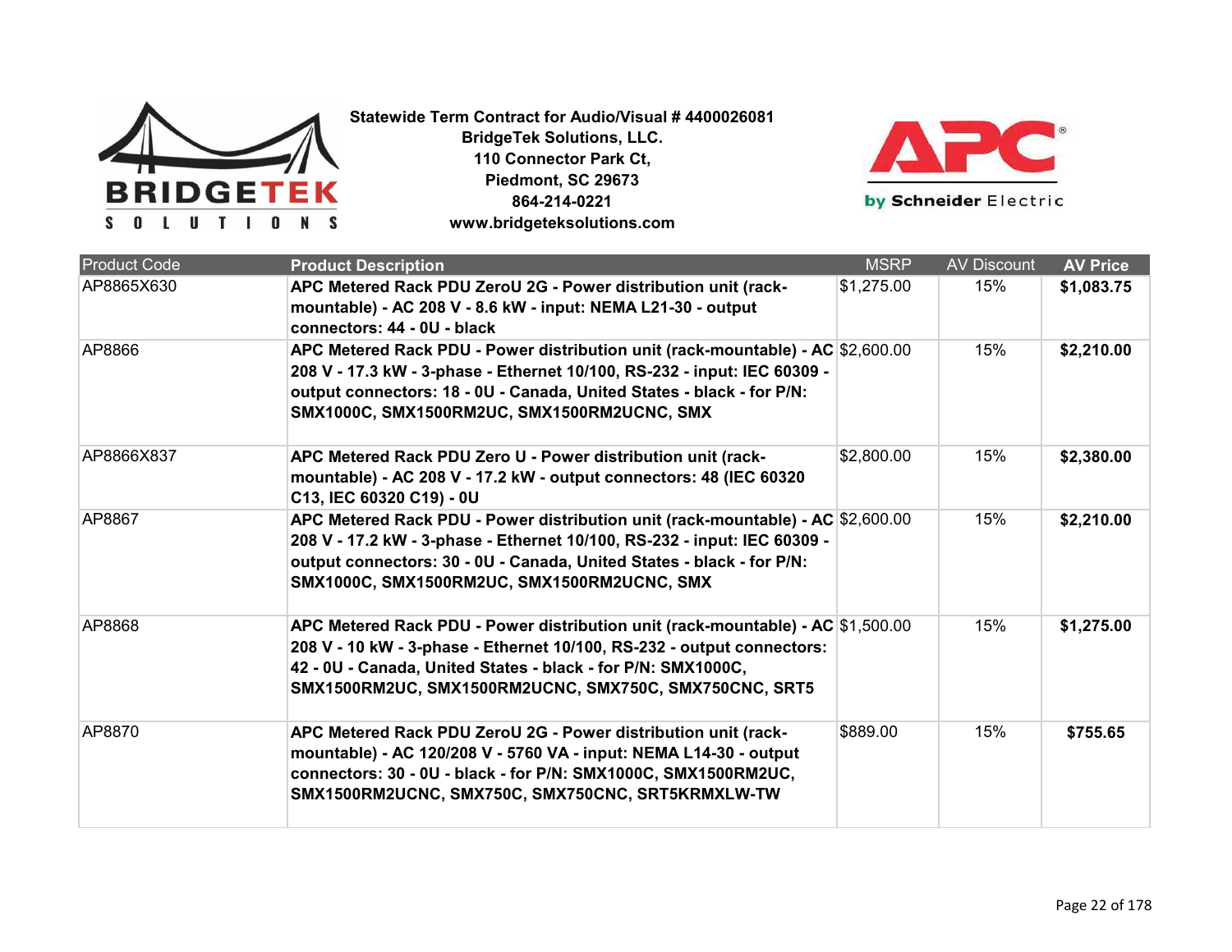**Statewide Term Contract for Audio/Visual # 4400026081**
**BridgeTek Solutions, LLC.**
**110 Connector Park Ct,**
**Piedmont, SC 29673**
**864-214-0221**
**www.bridgeteksolutions.com**

| Product Code | Product Description | MSRP | AV Discount | AV Price |
|---|---|---|---|---|
| AP8865X630 | **APC Metered Rack PDU ZeroU 2G - Power distribution unit (rack-mountable) - AC 208 V - 8.6 kW - input: NEMA L21-30 - output connectors: 44 - 0U - black** | $1,275.00 | 15% | **$1,083.75** |
| AP8866 | **APC Metered Rack PDU - Power distribution unit (rack-mountable) - AC 208 V - 17.3 kW - 3-phase - Ethernet 10/100, RS-232 - input: IEC 60309 - output connectors: 18 - 0U - Canada, United States - black - for P/N: SMX1000C, SMX1500RM2UC, SMX1500RM2UCNC, SMX** | $2,600.00 | 15% | **$2,210.00** |
| AP8866X837 | **APC Metered Rack PDU Zero U - Power distribution unit (rack-mountable) - AC 208 V - 17.2 kW - output connectors: 48 (IEC 60320 C13, IEC 60320 C19) - 0U** | $2,800.00 | 15% | **$2,380.00** |
| AP8867 | **APC Metered Rack PDU - Power distribution unit (rack-mountable) - AC 208 V - 17.2 kW - 3-phase - Ethernet 10/100, RS-232 - input: IEC 60309 - output connectors: 30 - 0U - Canada, United States - black - for P/N: SMX1000C, SMX1500RM2UC, SMX1500RM2UCNC, SMX** | $2,600.00 | 15% | **$2,210.00** |
| AP8868 | **APC Metered Rack PDU - Power distribution unit (rack-mountable) - AC 208 V - 10 kW - 3-phase - Ethernet 10/100, RS-232 - output connectors: 42 - 0U - Canada, United States - black - for P/N: SMX1000C, SMX1500RM2UC, SMX1500RM2UCNC, SMX750C, SMX750CNC, SRT5** | $1,500.00 | 15% | **$1,275.00** |
| AP8870 | **APC Metered Rack PDU ZeroU 2G - Power distribution unit (rack-mountable) - AC 120/208 V - 5760 VA - input: NEMA L14-30 - output connectors: 30 - 0U - black - for P/N: SMX1000C, SMX1500RM2UC, SMX1500RM2UCNC, SMX750C, SMX750CNC, SRT5KRMXLW-TW** | $889.00 | 15% | **$755.65** |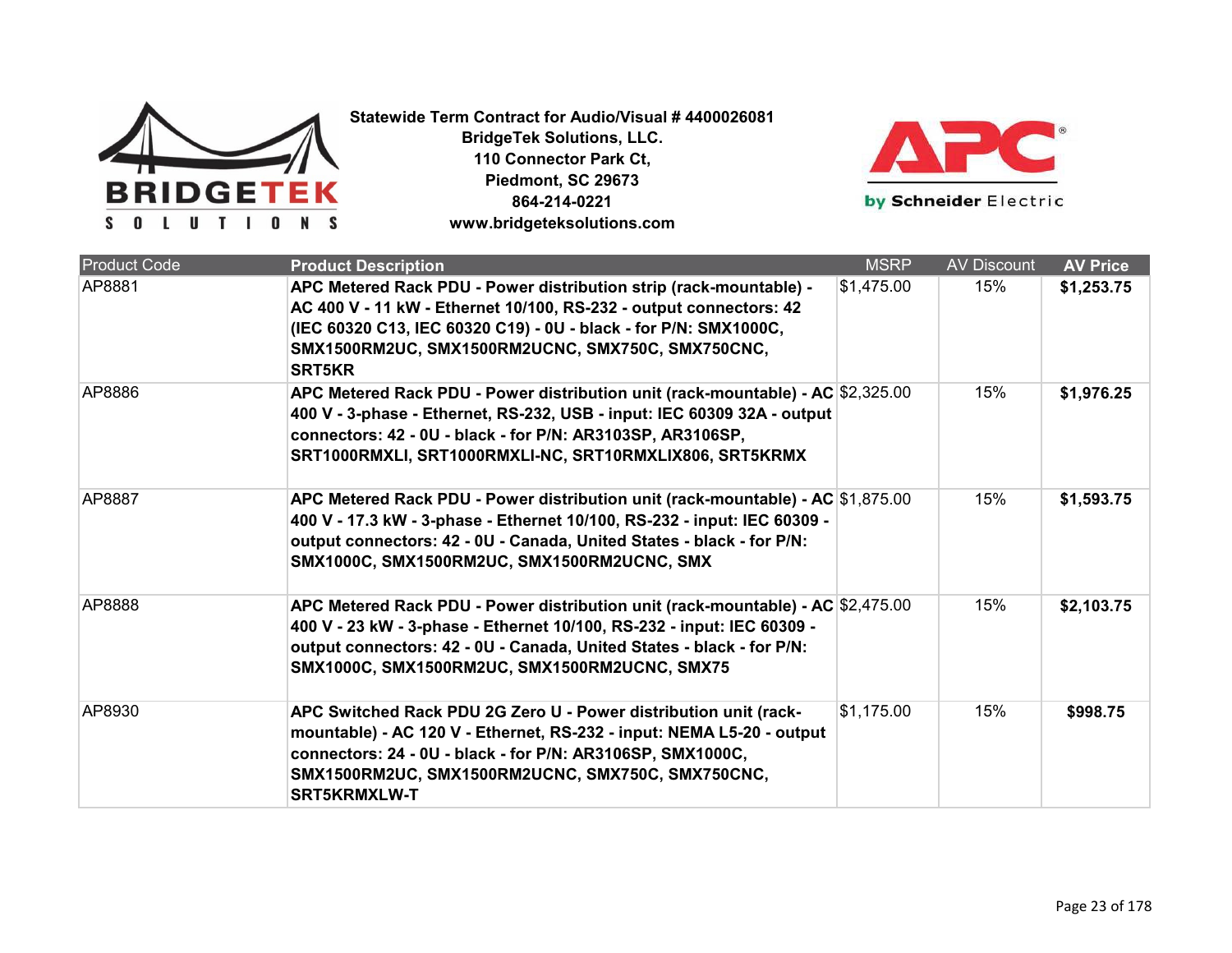**Statewide Term Contract for Audio/Visual # 4400026081**
**BridgeTek Solutions, LLC.**
**110 Connector Park Ct,**
**Piedmont, SC 29673**
**864-214-0221**
**www.bridgeteksolutions.com**

| Product Code | Product Description | MSRP | AV Discount | AV Price |
|---|---|---|---|---|
| AP8881 | **APC Metered Rack PDU - Power distribution strip (rack-mountable) - AC 400 V - 11 kW - Ethernet 10/100, RS-232 - output connectors: 42 (IEC 60320 C13, IEC 60320 C19) - 0U - black - for P/N: SMX1000C, SMX1500RM2UC, SMX1500RM2UCNC, SMX750C, SMX750CNC, SRT5KR** | $1,475.00 | 15% | **$1,253.75** |
| AP8886 | **APC Metered Rack PDU - Power distribution unit (rack-mountable) - AC 400 V - 3-phase - Ethernet, RS-232, USB - input: IEC 60309 32A - output connectors: 42 - 0U - black - for P/N: AR3103SP, AR3106SP, SRT1000RMXLI, SRT1000RMXLI-NC, SRT10RMXLIX806, SRT5KRMX** | $2,325.00 | 15% | **$1,976.25** |
| AP8887 | **APC Metered Rack PDU - Power distribution unit (rack-mountable) - AC 400 V - 17.3 kW - 3-phase - Ethernet 10/100, RS-232 - input: IEC 60309 - output connectors: 42 - 0U - Canada, United States - black - for P/N: SMX1000C, SMX1500RM2UC, SMX1500RM2UCNC, SMX** | $1,875.00 | 15% | **$1,593.75** |
| AP8888 | **APC Metered Rack PDU - Power distribution unit (rack-mountable) - AC 400 V - 23 kW - 3-phase - Ethernet 10/100, RS-232 - input: IEC 60309 - output connectors: 42 - 0U - Canada, United States - black - for P/N: SMX1000C, SMX1500RM2UC, SMX1500RM2UCNC, SMX75** | $2,475.00 | 15% | **$2,103.75** |
| AP8930 | **APC Switched Rack PDU 2G Zero U - Power distribution unit (rack-mountable) - AC 120 V - Ethernet, RS-232 - input: NEMA L5-20 - output connectors: 24 - 0U - black - for P/N: AR3106SP, SMX1000C, SMX1500RM2UC, SMX1500RM2UCNC, SMX750C, SMX750CNC, SRT5KRMXLW-T** | $1,175.00 | 15% | **$998.75** |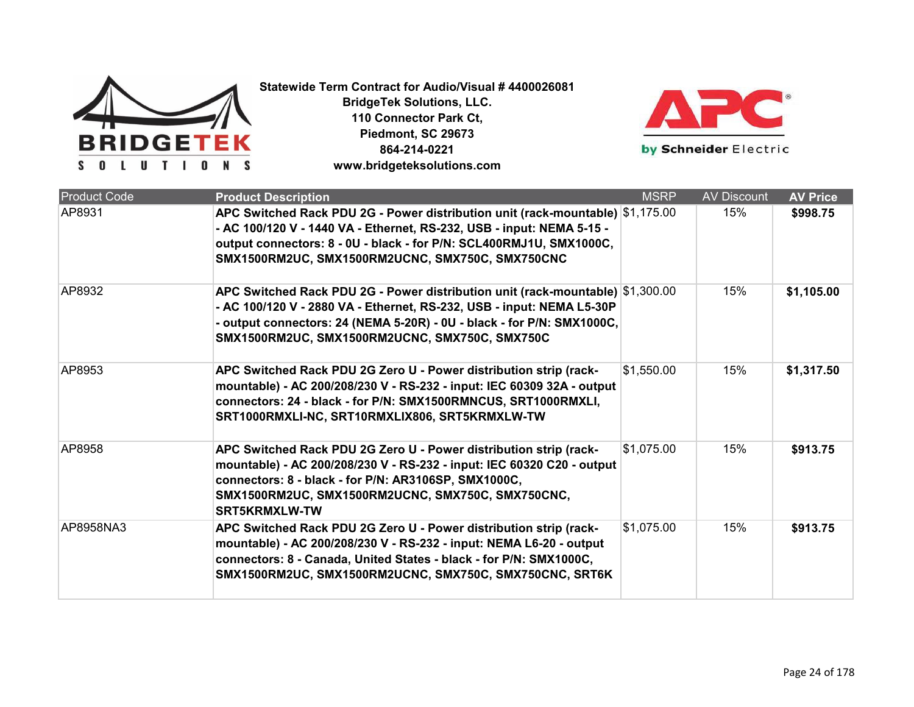**Statewide Term Contract for Audio/Visual # 4400026081**
**BridgeTek Solutions, LLC.**
**110 Connector Park Ct,**
**Piedmont, SC 29673**
**864-214-0221**
**www.bridgeteksolutions.com**

| Product Code | Product Description | MSRP | AV Discount | AV Price |
|---|---|---|---|---|
| AP8931 | **APC Switched Rack PDU 2G - Power distribution unit (rack-mountable) - AC 100/120 V - 1440 VA - Ethernet, RS-232, USB - input: NEMA 5-15 - output connectors: 8 - 0U - black - for P/N: SCL400RMJ1U, SMX1000C, SMX1500RM2UC, SMX1500RM2UCNC, SMX750C, SMX750CNC** | $1,175.00 | 15% | **$998.75** |
| AP8932 | **APC Switched Rack PDU 2G - Power distribution unit (rack-mountable) - AC 100/120 V - 2880 VA - Ethernet, RS-232, USB - input: NEMA L5-30P - output connectors: 24 (NEMA 5-20R) - 0U - black - for P/N: SMX1000C, SMX1500RM2UC, SMX1500RM2UCNC, SMX750C, SMX750C** | $1,300.00 | 15% | **$1,105.00** |
| AP8953 | **APC Switched Rack PDU 2G Zero U - Power distribution strip (rack-mountable) - AC 200/208/230 V - RS-232 - input: IEC 60309 32A - output connectors: 24 - black - for P/N: SMX1500RMNCUS, SRT1000RMXLI, SRT1000RMXLI-NC, SRT10RMXLIX806, SRT5KRMXLW-TW** | $1,550.00 | 15% | **$1,317.50** |
| AP8958 | **APC Switched Rack PDU 2G Zero U - Power distribution strip (rack-mountable) - AC 200/208/230 V - RS-232 - input: IEC 60320 C20 - output connectors: 8 - black - for P/N: AR3106SP, SMX1000C, SMX1500RM2UC, SMX1500RM2UCNC, SMX750C, SMX750CNC, SRT5KRMXLW-TW** | $1,075.00 | 15% | **$913.75** |
| AP8958NA3 | **APC Switched Rack PDU 2G Zero U - Power distribution strip (rack-mountable) - AC 200/208/230 V - RS-232 - input: NEMA L6-20 - output connectors: 8 - Canada, United States - black - for P/N: SMX1000C, SMX1500RM2UC, SMX1500RM2UCNC, SMX750C, SMX750CNC, SRT6K** | $1,075.00 | 15% | **$913.75** |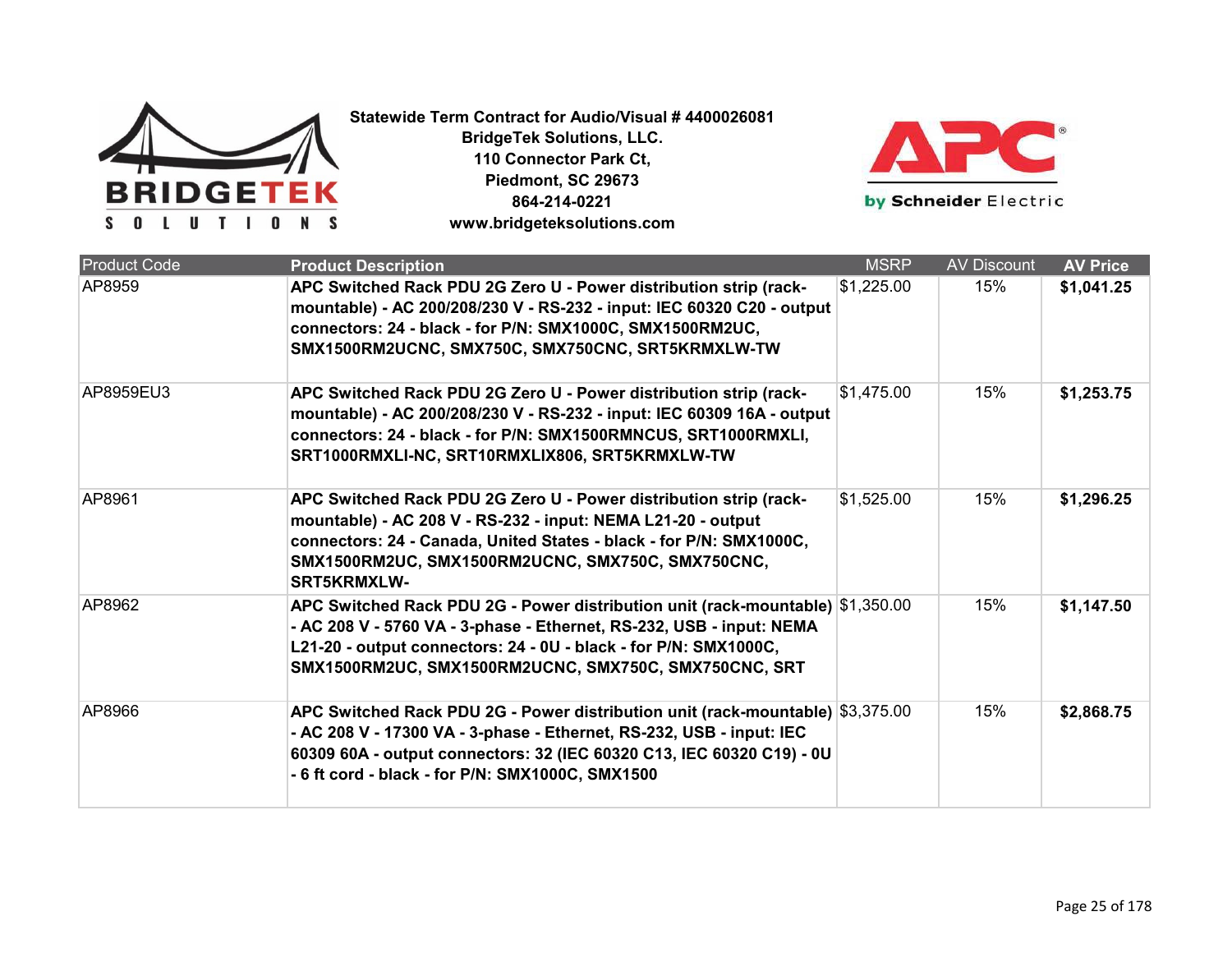**Statewide Term Contract for Audio/Visual # 4400026081**
**BridgeTek Solutions, LLC.**
**110 Connector Park Ct,**
**Piedmont, SC 29673**
**864-214-0221**
**www.bridgeteksolutions.com**

| Product Code | Product Description | MSRP | AV Discount | AV Price |
|---|---|---|---|---|
| AP8959 | **APC Switched Rack PDU 2G Zero U - Power distribution strip (rack-mountable) - AC 200/208/230 V - RS-232 - input: IEC 60320 C20 - output connectors: 24 - black - for P/N: SMX1000C, SMX1500RM2UC, SMX1500RM2UCNC, SMX750C, SMX750CNC, SRT5KRMXLW-TW** | $1,225.00 | 15% | **$1,041.25** |
| AP8959EU3 | **APC Switched Rack PDU 2G Zero U - Power distribution strip (rack-mountable) - AC 200/208/230 V - RS-232 - input: IEC 60309 16A - output connectors: 24 - black - for P/N: SMX1500RMNCUS, SRT1000RMXLI, SRT1000RMXLI-NC, SRT10RMXLIX806, SRT5KRMXLW-TW** | $1,475.00 | 15% | **$1,253.75** |
| AP8961 | **APC Switched Rack PDU 2G Zero U - Power distribution strip (rack-mountable) - AC 208 V - RS-232 - input: NEMA L21-20 - output connectors: 24 - Canada, United States - black - for P/N: SMX1000C, SMX1500RM2UC, SMX1500RM2UCNC, SMX750C, SMX750CNC, SRT5KRMXLW-** | $1,525.00 | 15% | **$1,296.25** |
| AP8962 | **APC Switched Rack PDU 2G - Power distribution unit (rack-mountable) - AC 208 V - 5760 VA - 3-phase - Ethernet, RS-232, USB - input: NEMA L21-20 - output connectors: 24 - 0U - black - for P/N: SMX1000C, SMX1500RM2UC, SMX1500RM2UCNC, SMX750C, SMX750CNC, SRT** | $1,350.00 | 15% | **$1,147.50** |
| AP8966 | **APC Switched Rack PDU 2G - Power distribution unit (rack-mountable) - AC 208 V - 17300 VA - 3-phase - Ethernet, RS-232, USB - input: IEC 60309 60A - output connectors: 32 (IEC 60320 C13, IEC 60320 C19) - 0U - 6 ft cord - black - for P/N: SMX1000C, SMX1500** | $3,375.00 | 15% | **$2,868.75** |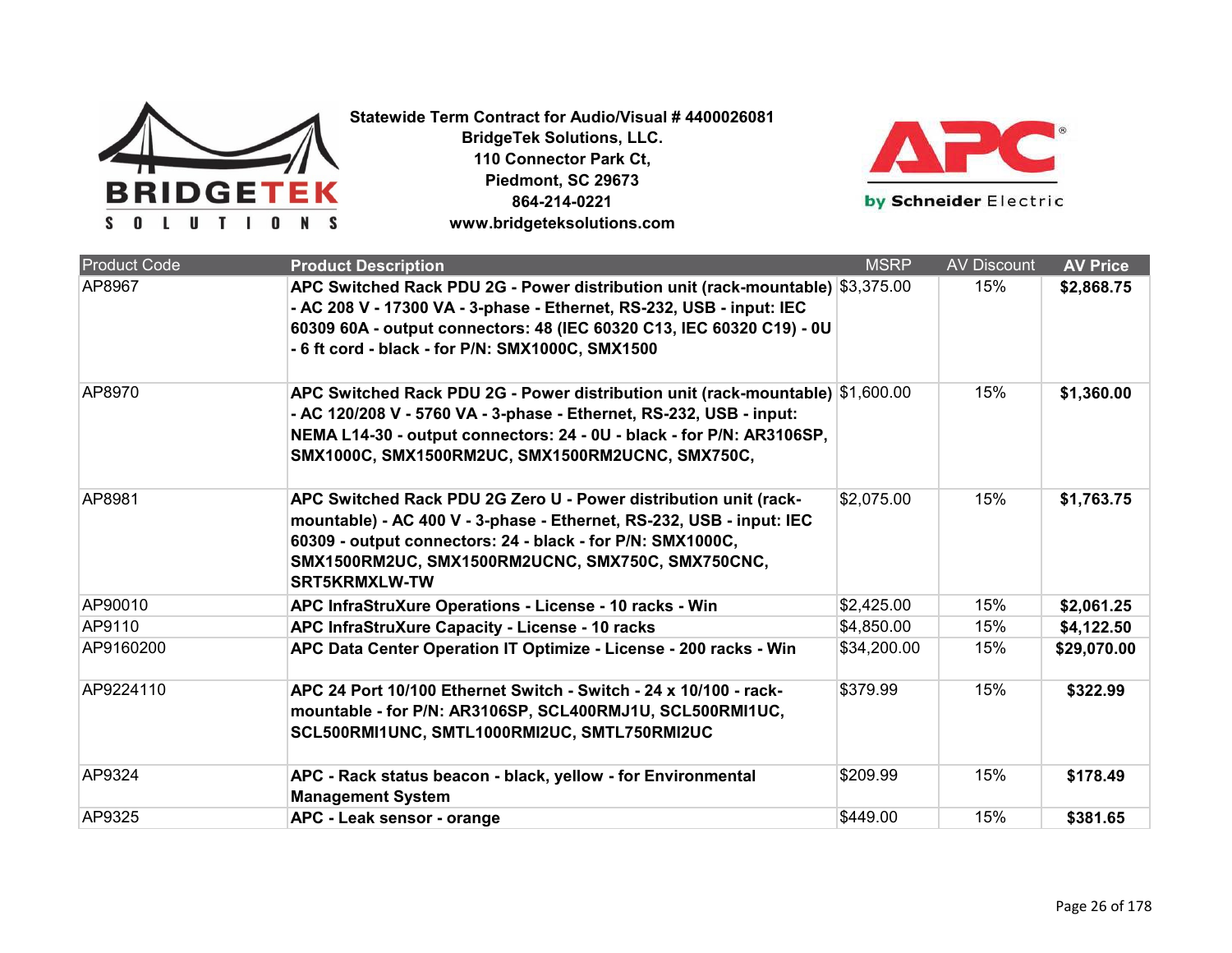**Statewide Term Contract for Audio/Visual # 4400026081**
**BridgeTek Solutions, LLC.**
**110 Connector Park Ct,**
**Piedmont, SC 29673**
**864-214-0221**
**www.bridgeteksolutions.com**

| Product Code | Product Description | MSRP | AV Discount | AV Price |
|---|---|---|---|---|
| AP8967 | **APC Switched Rack PDU 2G - Power distribution unit (rack-mountable) - AC 208 V - 17300 VA - 3-phase - Ethernet, RS-232, USB - input: IEC 60309 60A - output connectors: 48 (IEC 60320 C13, IEC 60320 C19) - 0U - 6 ft cord - black - for P/N: SMX1000C, SMX1500** | $3,375.00 | 15% | **$2,868.75** |
| AP8970 | **APC Switched Rack PDU 2G - Power distribution unit (rack-mountable) - AC 120/208 V - 5760 VA - 3-phase - Ethernet, RS-232, USB - input: NEMA L14-30 - output connectors: 24 - 0U - black - for P/N: AR3106SP, SMX1000C, SMX1500RM2UC, SMX1500RM2UCNC, SMX750C,** | $1,600.00 | 15% | **$1,360.00** |
| AP8981 | **APC Switched Rack PDU 2G Zero U - Power distribution unit (rack-mountable) - AC 400 V - 3-phase - Ethernet, RS-232, USB - input: IEC 60309 - output connectors: 24 - black - for P/N: SMX1000C, SMX1500RM2UC, SMX1500RM2UCNC, SMX750C, SMX750CNC, SRT5KRMXLW-TW** | $2,075.00 | 15% | **$1,763.75** |
| AP90010 | **APC InfraStruXure Operations - License - 10 racks - Win** | $2,425.00 | 15% | **$2,061.25** |
| AP9110 | **APC InfraStruXure Capacity - License - 10 racks** | $4,850.00 | 15% | **$4,122.50** |
| AP9160200 | **APC Data Center Operation IT Optimize - License - 200 racks - Win** | $34,200.00 | 15% | **$29,070.00** |
| AP9224110 | **APC 24 Port 10/100 Ethernet Switch - Switch - 24 x 10/100 - rack-mountable - for P/N: AR3106SP, SCL400RMJ1U, SCL500RMI1UC, SCL500RMI1UNC, SMTL1000RMI2UC, SMTL750RMI2UC** | $379.99 | 15% | **$322.99** |
| AP9324 | **APC - Rack status beacon - black, yellow - for Environmental Management System** | $209.99 | 15% | **$178.49** |
| AP9325 | **APC - Leak sensor - orange** | $449.00 | 15% | **$381.65** |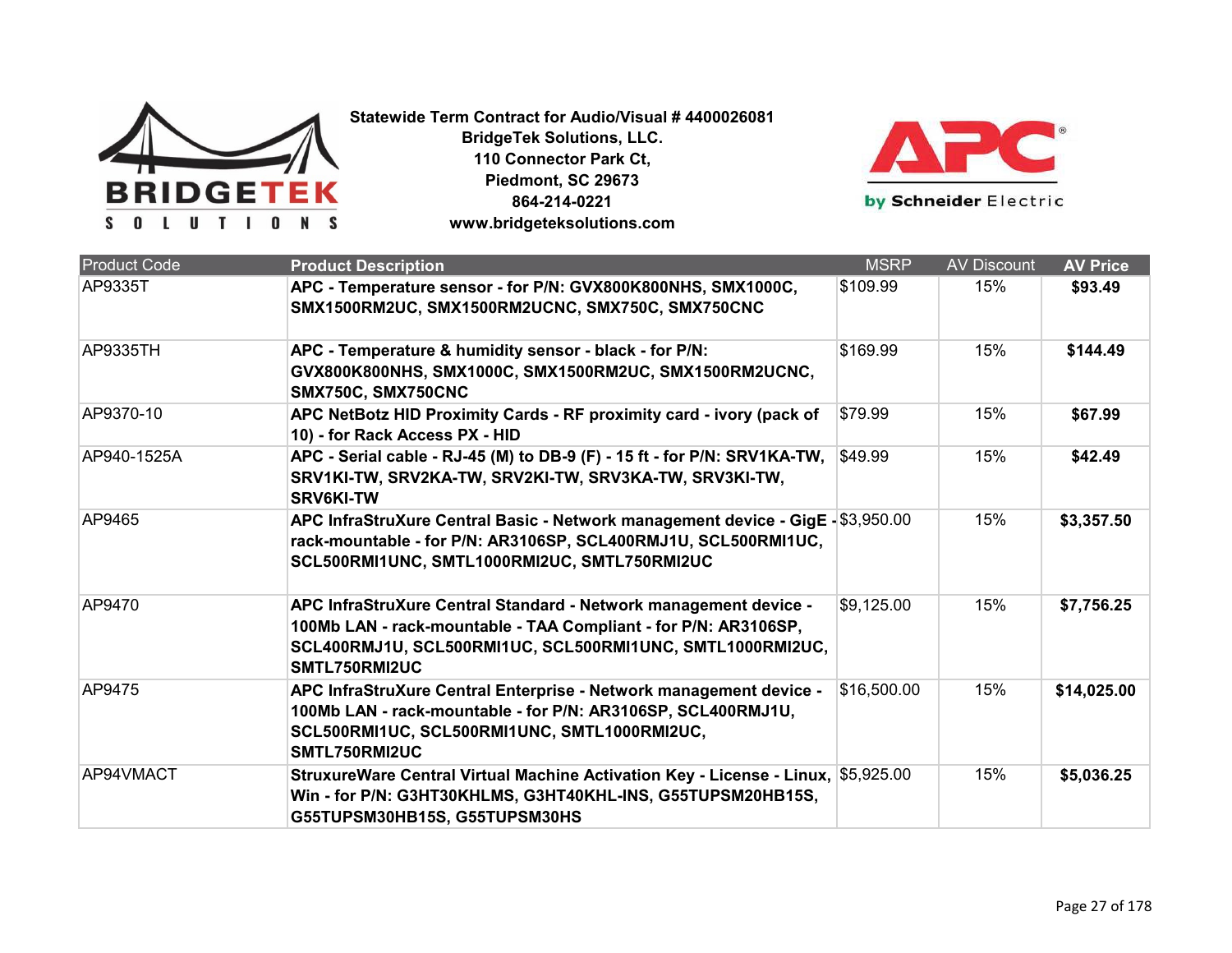**Statewide Term Contract for Audio/Visual # 4400026081**
**BridgeTek Solutions, LLC.**
**110 Connector Park Ct,**
**Piedmont, SC 29673**
**864-214-0221**
**www.bridgeteksolutions.com**

| Product Code | **Product Description** | MSRP | AV Discount | **AV Price** |
|---|---|---|---|---|
| AP9335T | **APC - Temperature sensor - for P/N: GVX800K800NHS, SMX1000C, SMX1500RM2UC, SMX1500RM2UCNC, SMX750C, SMX750CNC** | $109.99 | 15% | **$93.49** |
| AP9335TH | **APC - Temperature & humidity sensor - black - for P/N: GVX800K800NHS, SMX1000C, SMX1500RM2UC, SMX1500RM2UCNC, SMX750C, SMX750CNC** | $169.99 | 15% | **$144.49** |
| AP9370-10 | **APC NetBotz HID Proximity Cards - RF proximity card - ivory (pack of 10) - for Rack Access PX - HID** | $79.99 | 15% | **$67.99** |
| AP940-1525A | **APC - Serial cable - RJ-45 (M) to DB-9 (F) - 15 ft - for P/N: SRV1KA-TW, SRV1KI-TW, SRV2KA-TW, SRV2KI-TW, SRV3KA-TW, SRV3KI-TW, SRV6KI-TW** | $49.99 | 15% | **$42.49** |
| AP9465 | **APC InfraStruXure Central Basic - Network management device - GigE - rack-mountable - for P/N: AR3106SP, SCL400RMJ1U, SCL500RMI1UC, SCL500RMI1UNC, SMTL1000RMI2UC, SMTL750RMI2UC** | $3,950.00 | 15% | **$3,357.50** |
| AP9470 | **APC InfraStruXure Central Standard - Network management device - 100Mb LAN - rack-mountable - TAA Compliant - for P/N: AR3106SP, SCL400RMJ1U, SCL500RMI1UC, SCL500RMI1UNC, SMTL1000RMI2UC, SMTL750RMI2UC** | $9,125.00 | 15% | **$7,756.25** |
| AP9475 | **APC InfraStruXure Central Enterprise - Network management device - 100Mb LAN - rack-mountable - for P/N: AR3106SP, SCL400RMJ1U, SCL500RMI1UC, SCL500RMI1UNC, SMTL1000RMI2UC, SMTL750RMI2UC** | $16,500.00 | 15% | **$14,025.00** |
| AP94VMACT | **StruxureWare Central Virtual Machine Activation Key - License - Linux, Win - for P/N: G3HT30KHLMS, G3HT40KHL-INS, G55TUPSM20HB15S, G55TUPSM30HB15S, G55TUPSM30HS** | $5,925.00 | 15% | **$5,036.25** |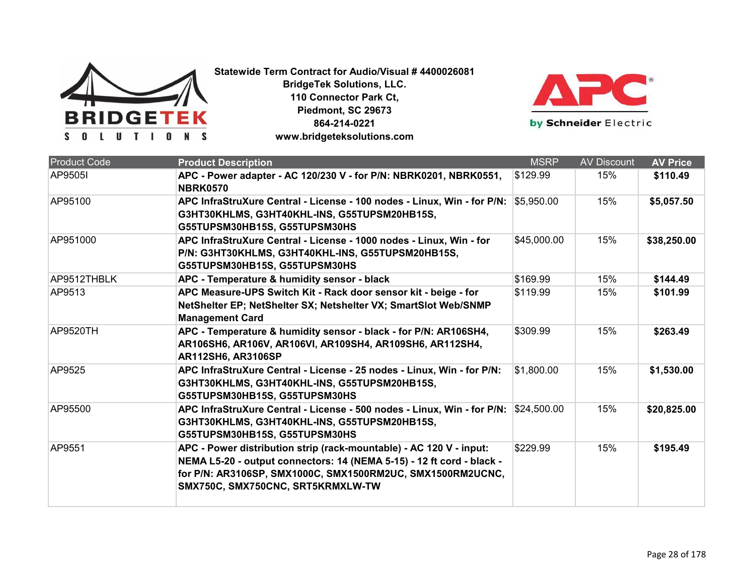**Statewide Term Contract for Audio/Visual # 4400026081**
**BridgeTek Solutions, LLC.**
**110 Connector Park Ct,**
**Piedmont, SC 29673**
**864-214-0221**
**www.bridgeteksolutions.com**

| Product Code | Product Description | MSRP | AV Discount | AV Price |
|---|---|---|---|---|
| AP9505I | **APC - Power adapter - AC 120/230 V - for P/N: NBRK0201, NBRK0551, NBRK0570** | $129.99 | 15% | **$110.49** |
| AP95100 | **APC InfraStruXure Central - License - 100 nodes - Linux, Win - for P/N: G3HT30KHLMS, G3HT40KHL-INS, G55TUPSM20HB15S, G55TUPSM30HB15S, G55TUPSM30HS** | $5,950.00 | 15% | **$5,057.50** |
| AP951000 | **APC InfraStruXure Central - License - 1000 nodes - Linux, Win - for P/N: G3HT30KHLMS, G3HT40KHL-INS, G55TUPSM20HB15S, G55TUPSM30HB15S, G55TUPSM30HS** | $45,000.00 | 15% | **$38,250.00** |
| AP9512THBLK | **APC - Temperature & humidity sensor - black** | $169.99 | 15% | **$144.49** |
| AP9513 | **APC Measure-UPS Switch Kit - Rack door sensor kit - beige - for NetShelter EP; NetShelter SX; Netshelter VX; SmartSlot Web/SNMP Management Card** | $119.99 | 15% | **$101.99** |
| AP9520TH | **APC - Temperature & humidity sensor - black - for P/N: AR106SH4, AR106SH6, AR106V, AR106VI, AR109SH4, AR109SH6, AR112SH4, AR112SH6, AR3106SP** | $309.99 | 15% | **$263.49** |
| AP9525 | **APC InfraStruXure Central - License - 25 nodes - Linux, Win - for P/N: G3HT30KHLMS, G3HT40KHL-INS, G55TUPSM20HB15S, G55TUPSM30HB15S, G55TUPSM30HS** | $1,800.00 | 15% | **$1,530.00** |
| AP95500 | **APC InfraStruXure Central - License - 500 nodes - Linux, Win - for P/N: G3HT30KHLMS, G3HT40KHL-INS, G55TUPSM20HB15S, G55TUPSM30HB15S, G55TUPSM30HS** | $24,500.00 | 15% | **$20,825.00** |
| AP9551 | **APC - Power distribution strip (rack-mountable) - AC 120 V - input: NEMA L5-20 - output connectors: 14 (NEMA 5-15) - 12 ft cord - black - for P/N: AR3106SP, SMX1000C, SMX1500RM2UC, SMX1500RM2UCNC, SMX750C, SMX750CNC, SRT5KRMXLW-TW** | $229.99 | 15% | **$195.49** |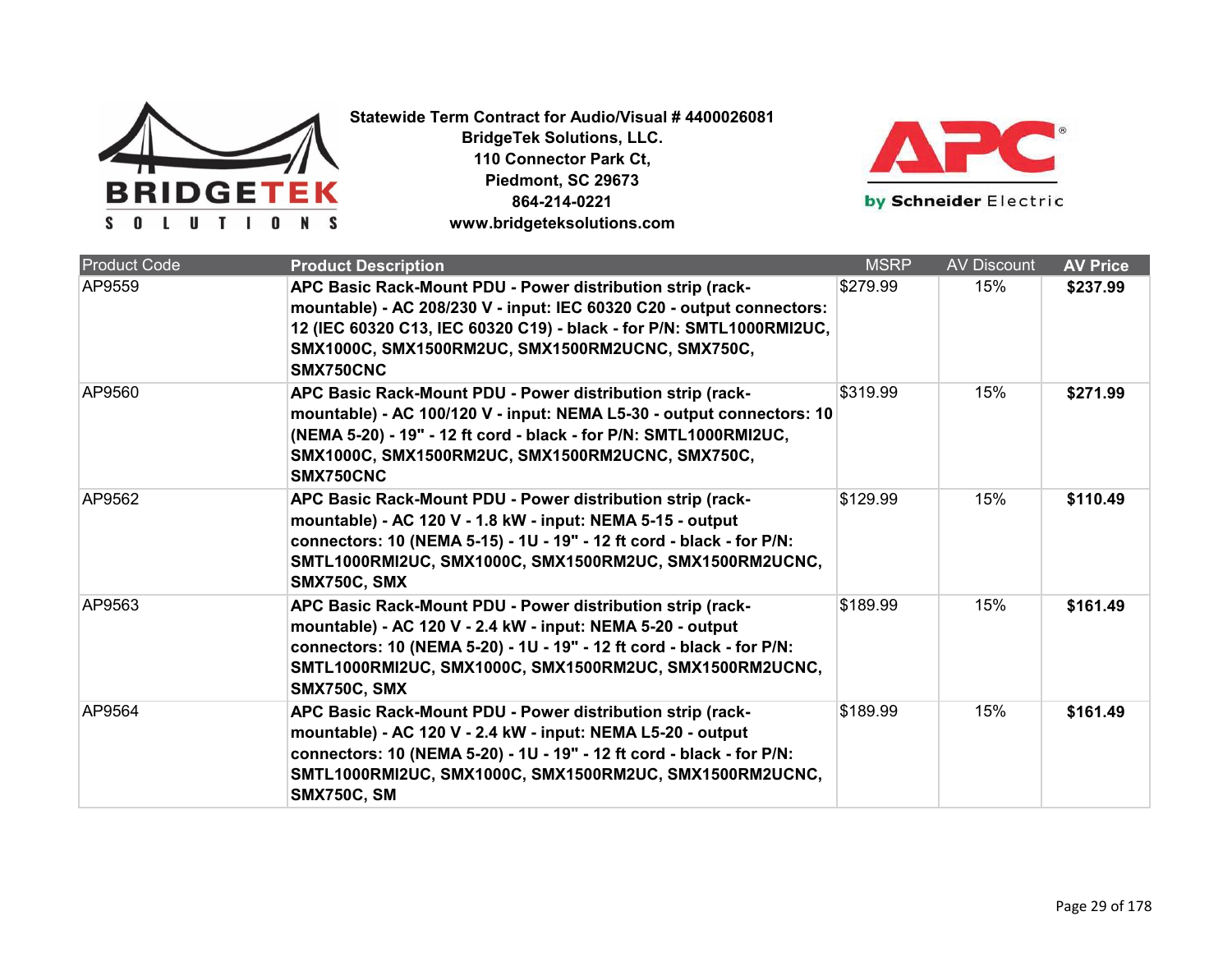**Statewide Term Contract for Audio/Visual # 4400026081**
**BridgeTek Solutions, LLC.**
**110 Connector Park Ct,**
**Piedmont, SC 29673**
**864-214-0221**
**www.bridgeteksolutions.com**

| Product Code | Product Description | MSRP | AV Discount | AV Price |
|---|---|---|---|---|
| AP9559 | **APC Basic Rack-Mount PDU - Power distribution strip (rack-mountable) - AC 208/230 V - input: IEC 60320 C20 - output connectors: 12 (IEC 60320 C13, IEC 60320 C19) - black - for P/N: SMTL1000RMI2UC, SMX1000C, SMX1500RM2UC, SMX1500RM2UCNC, SMX750C, SMX750CNC** | $279.99 | 15% | **$237.99** |
| AP9560 | **APC Basic Rack-Mount PDU - Power distribution strip (rack-mountable) - AC 100/120 V - input: NEMA L5-30 - output connectors: 10 (NEMA 5-20) - 19" - 12 ft cord - black - for P/N: SMTL1000RMI2UC, SMX1000C, SMX1500RM2UC, SMX1500RM2UCNC, SMX750C, SMX750CNC** | $319.99 | 15% | **$271.99** |
| AP9562 | **APC Basic Rack-Mount PDU - Power distribution strip (rack-mountable) - AC 120 V - 1.8 kW - input: NEMA 5-15 - output connectors: 10 (NEMA 5-15) - 1U - 19" - 12 ft cord - black - for P/N: SMTL1000RMI2UC, SMX1000C, SMX1500RM2UC, SMX1500RM2UCNC, SMX750C, SMX** | $129.99 | 15% | **$110.49** |
| AP9563 | **APC Basic Rack-Mount PDU - Power distribution strip (rack-mountable) - AC 120 V - 2.4 kW - input: NEMA 5-20 - output connectors: 10 (NEMA 5-20) - 1U - 19" - 12 ft cord - black - for P/N: SMTL1000RMI2UC, SMX1000C, SMX1500RM2UC, SMX1500RM2UCNC, SMX750C, SMX** | $189.99 | 15% | **$161.49** |
| AP9564 | **APC Basic Rack-Mount PDU - Power distribution strip (rack-mountable) - AC 120 V - 2.4 kW - input: NEMA L5-20 - output connectors: 10 (NEMA 5-20) - 1U - 19" - 12 ft cord - black - for P/N: SMTL1000RMI2UC, SMX1000C, SMX1500RM2UC, SMX1500RM2UCNC, SMX750C, SM** | $189.99 | 15% | **$161.49** |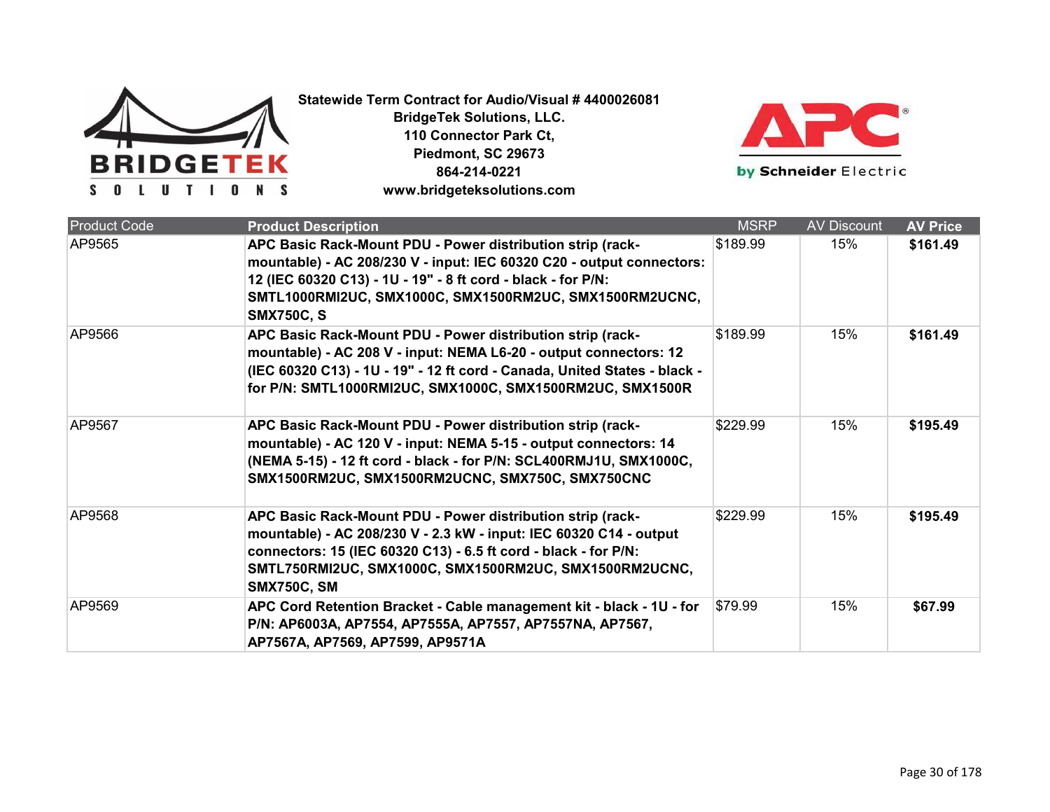**Statewide Term Contract for Audio/Visual # 4400026081**
**BridgeTek Solutions, LLC.**
**110 Connector Park Ct,**
**Piedmont, SC 29673**
**864-214-0221**
**www.bridgeteksolutions.com**

| Product Code | Product Description | MSRP | AV Discount | AV Price |
|---|---|---|---|---|
| AP9565 | **APC Basic Rack-Mount PDU - Power distribution strip (rack-mountable) - AC 208/230 V - input: IEC 60320 C20 - output connectors: 12 (IEC 60320 C13) - 1U - 19" - 8 ft cord - black - for P/N: SMTL1000RMI2UC, SMX1000C, SMX1500RM2UC, SMX1500RM2UCNC, SMX750C, S** | $189.99 | 15% | **$161.49** |
| AP9566 | **APC Basic Rack-Mount PDU - Power distribution strip (rack-mountable) - AC 208 V - input: NEMA L6-20 - output connectors: 12 (IEC 60320 C13) - 1U - 19" - 12 ft cord - Canada, United States - black - for P/N: SMTL1000RMI2UC, SMX1000C, SMX1500RM2UC, SMX1500R** | $189.99 | 15% | **$161.49** |
| AP9567 | **APC Basic Rack-Mount PDU - Power distribution strip (rack-mountable) - AC 120 V - input: NEMA 5-15 - output connectors: 14 (NEMA 5-15) - 12 ft cord - black - for P/N: SCL400RMJ1U, SMX1000C, SMX1500RM2UC, SMX1500RM2UCNC, SMX750C, SMX750CNC** | $229.99 | 15% | **$195.49** |
| AP9568 | **APC Basic Rack-Mount PDU - Power distribution strip (rack-mountable) - AC 208/230 V - 2.3 kW - input: IEC 60320 C14 - output connectors: 15 (IEC 60320 C13) - 6.5 ft cord - black - for P/N: SMTL750RMI2UC, SMX1000C, SMX1500RM2UC, SMX1500RM2UCNC, SMX750C, SM** | $229.99 | 15% | **$195.49** |
| AP9569 | **APC Cord Retention Bracket - Cable management kit - black - 1U - for P/N: AP6003A, AP7554, AP7555A, AP7557, AP7557NA, AP7567, AP7567A, AP7569, AP7599, AP9571A** | $79.99 | 15% | **$67.99** |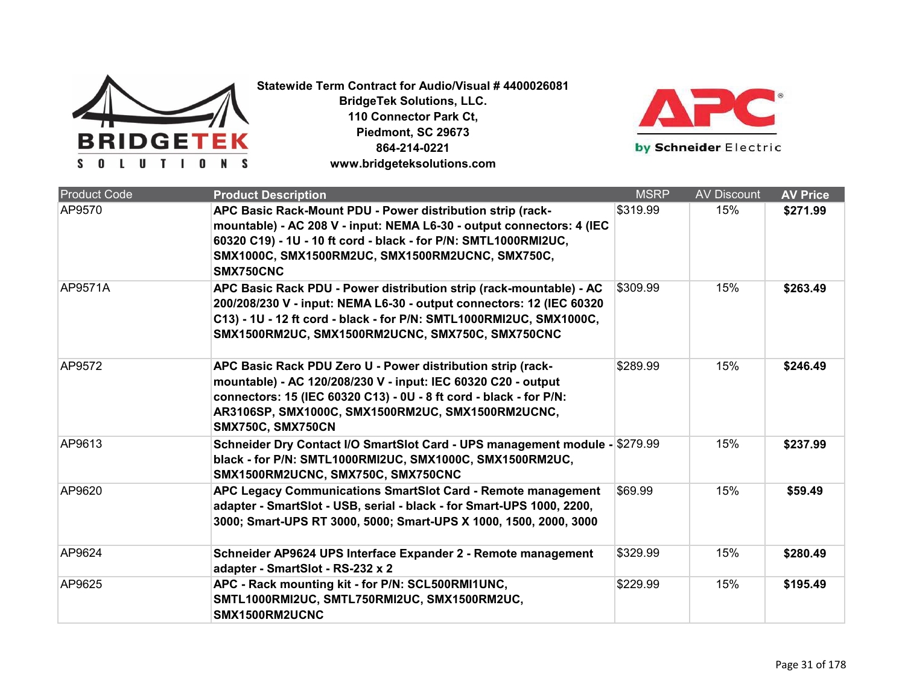**Statewide Term Contract for Audio/Visual # 4400026081**
**BridgeTek Solutions, LLC.**
**110 Connector Park Ct,**
**Piedmont, SC 29673**
**864-214-0221**
**www.bridgeteksolutions.com**

| Product Code | Product Description | MSRP | AV Discount | AV Price |
|---|---|---|---|---|
| AP9570 | **APC Basic Rack-Mount PDU - Power distribution strip (rack-mountable) - AC 208 V - input: NEMA L6-30 - output connectors: 4 (IEC 60320 C19) - 1U - 10 ft cord - black - for P/N: SMTL1000RMI2UC, SMX1000C, SMX1500RM2UC, SMX1500RM2UCNC, SMX750C, SMX750CNC** | $319.99 | 15% | **$271.99** |
| AP9571A | **APC Basic Rack PDU - Power distribution strip (rack-mountable) - AC 200/208/230 V - input: NEMA L6-30 - output connectors: 12 (IEC 60320 C13) - 1U - 12 ft cord - black - for P/N: SMTL1000RMI2UC, SMX1000C, SMX1500RM2UC, SMX1500RM2UCNC, SMX750C, SMX750CNC** | $309.99 | 15% | **$263.49** |
| AP9572 | **APC Basic Rack PDU Zero U - Power distribution strip (rack-mountable) - AC 120/208/230 V - input: IEC 60320 C20 - output connectors: 15 (IEC 60320 C13) - 0U - 8 ft cord - black - for P/N: AR3106SP, SMX1000C, SMX1500RM2UC, SMX1500RM2UCNC, SMX750C, SMX750CN** | $289.99 | 15% | **$246.49** |
| AP9613 | **Schneider Dry Contact I/O SmartSlot Card - UPS management module - black - for P/N: SMTL1000RMI2UC, SMX1000C, SMX1500RM2UC, SMX1500RM2UCNC, SMX750C, SMX750CNC** | $279.99 | 15% | **$237.99** |
| AP9620 | **APC Legacy Communications SmartSlot Card - Remote management adapter - SmartSlot - USB, serial - black - for Smart-UPS 1000, 2200, 3000; Smart-UPS RT 3000, 5000; Smart-UPS X 1000, 1500, 2000, 3000** | $69.99 | 15% | **$59.49** |
| AP9624 | **Schneider AP9624 UPS Interface Expander 2 - Remote management adapter - SmartSlot - RS-232 x 2** | $329.99 | 15% | **$280.49** |
| AP9625 | **APC - Rack mounting kit - for P/N: SCL500RMI1UNC, SMTL1000RMI2UC, SMTL750RMI2UC, SMX1500RM2UC, SMX1500RM2UCNC** | $229.99 | 15% | **$195.49** |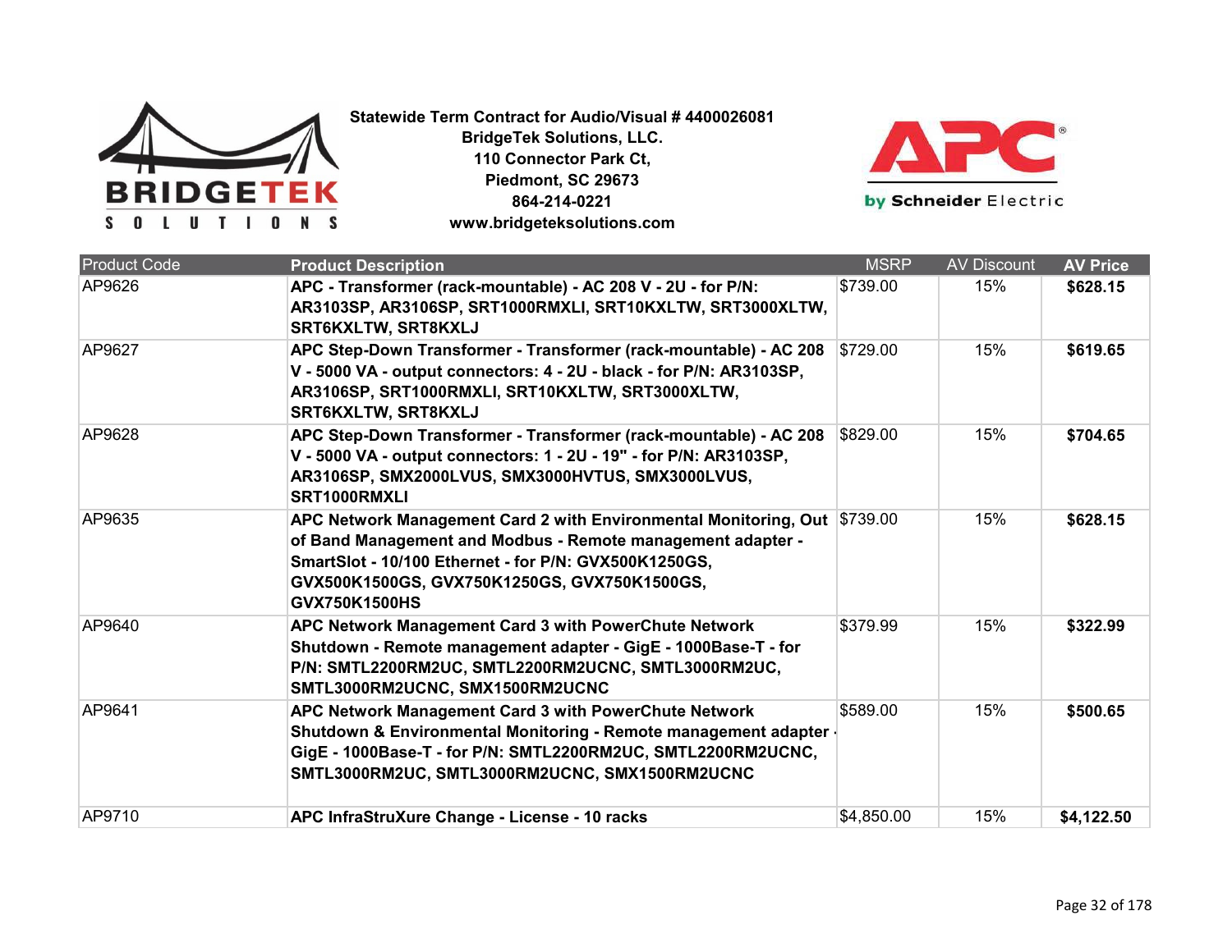**Statewide Term Contract for Audio/Visual # 4400026081**
**BridgeTek Solutions, LLC.**
**110 Connector Park Ct,**
**Piedmont, SC 29673**
**864-214-0221**
**www.bridgeteksolutions.com**

| Product Code | Product Description | MSRP | AV Discount | AV Price |
|---|---|---|---|---|
| AP9626 | **APC - Transformer (rack-mountable) - AC 208 V - 2U - for P/N: AR3103SP, AR3106SP, SRT1000RMXLI, SRT10KXLTW, SRT3000XLTW, SRT6KXLTW, SRT8KXLJ** | $739.00 | 15% | **$628.15** |
| AP9627 | **APC Step-Down Transformer - Transformer (rack-mountable) - AC 208 V - 5000 VA - output connectors: 4 - 2U - black - for P/N: AR3103SP, AR3106SP, SRT1000RMXLI, SRT10KXLTW, SRT3000XLTW, SRT6KXLTW, SRT8KXLJ** | $729.00 | 15% | **$619.65** |
| AP9628 | **APC Step-Down Transformer - Transformer (rack-mountable) - AC 208 V - 5000 VA - output connectors: 1 - 2U - 19" - for P/N: AR3103SP, AR3106SP, SMX2000LVUS, SMX3000HVTUS, SMX3000LVUS, SRT1000RMXLI** | $829.00 | 15% | **$704.65** |
| AP9635 | **APC Network Management Card 2 with Environmental Monitoring, Out of Band Management and Modbus - Remote management adapter - SmartSlot - 10/100 Ethernet - for P/N: GVX500K1250GS, GVX500K1500GS, GVX750K1250GS, GVX750K1500GS, GVX750K1500HS** | $739.00 | 15% | **$628.15** |
| AP9640 | **APC Network Management Card 3 with PowerChute Network Shutdown - Remote management adapter - GigE - 1000Base-T - for P/N: SMTL2200RM2UC, SMTL2200RM2UCNC, SMTL3000RM2UC, SMTL3000RM2UCNC, SMX1500RM2UCNC** | $379.99 | 15% | **$322.99** |
| AP9641 | **APC Network Management Card 3 with PowerChute Network Shutdown & Environmental Monitoring - Remote management adapter - GigE - 1000Base-T - for P/N: SMTL2200RM2UC, SMTL2200RM2UCNC, SMTL3000RM2UC, SMTL3000RM2UCNC, SMX1500RM2UCNC** | $589.00 | 15% | **$500.65** |
| AP9710 | **APC InfraStruXure Change - License - 10 racks** | $4,850.00 | 15% | **$4,122.50** |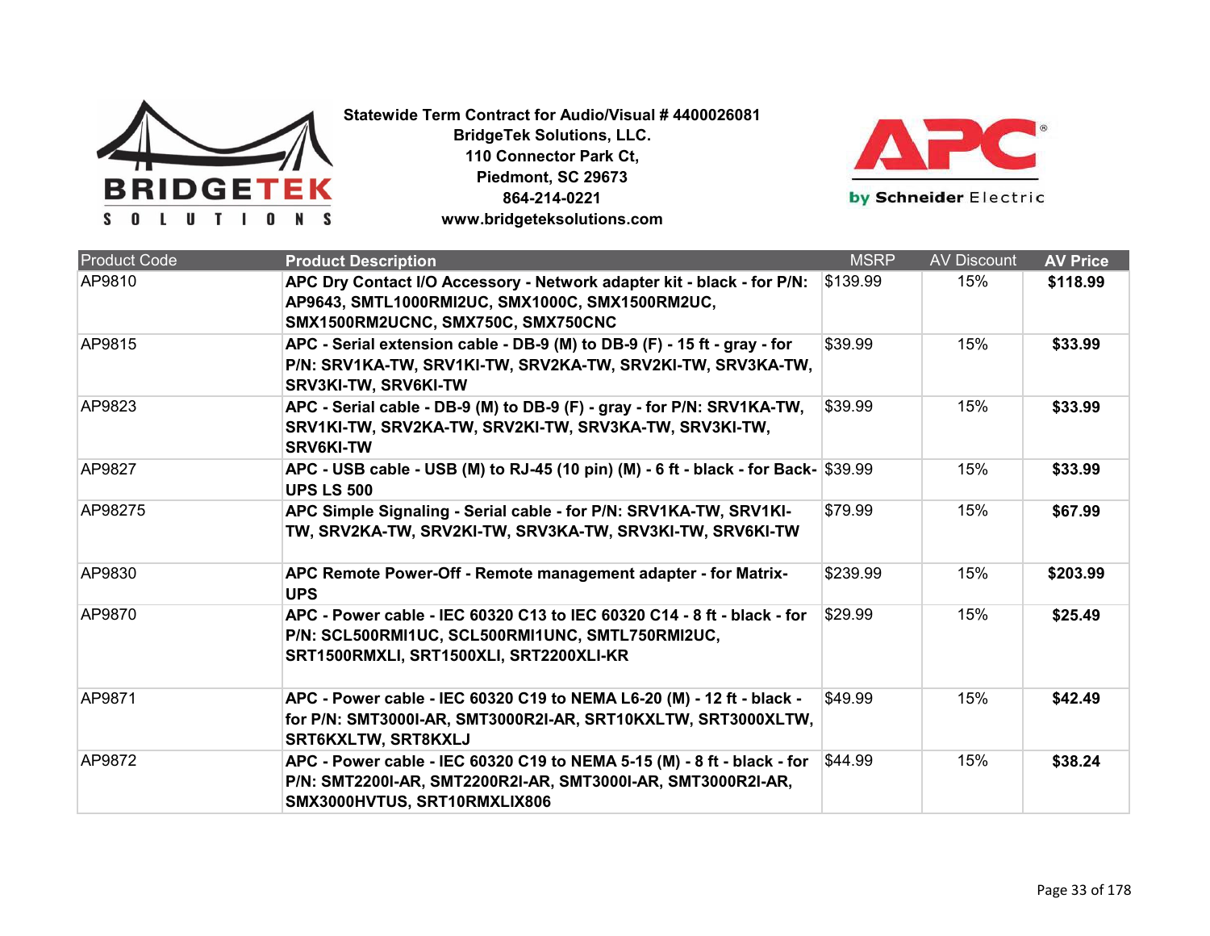**Statewide Term Contract for Audio/Visual # 4400026081**
**BridgeTek Solutions, LLC.**
**110 Connector Park Ct,**
**Piedmont, SC 29673**
**864-214-0221**
**www.bridgeteksolutions.com**

| Product Code | Product Description | MSRP | AV Discount | AV Price |
|---|---|---|---|---|
| AP9810 | **APC Dry Contact I/O Accessory - Network adapter kit - black - for P/N: AP9643, SMTL1000RMI2UC, SMX1000C, SMX1500RM2UC, SMX1500RM2UCNC, SMX750C, SMX750CNC** | $139.99 | 15% | **$118.99** |
| AP9815 | **APC - Serial extension cable - DB-9 (M) to DB-9 (F) - 15 ft - gray - for P/N: SRV1KA-TW, SRV1KI-TW, SRV2KA-TW, SRV2KI-TW, SRV3KA-TW, SRV3KI-TW, SRV6KI-TW** | $39.99 | 15% | **$33.99** |
| AP9823 | **APC - Serial cable - DB-9 (M) to DB-9 (F) - gray - for P/N: SRV1KA-TW, SRV1KI-TW, SRV2KA-TW, SRV2KI-TW, SRV3KA-TW, SRV3KI-TW, SRV6KI-TW** | $39.99 | 15% | **$33.99** |
| AP9827 | **APC - USB cable - USB (M) to RJ-45 (10 pin) (M) - 6 ft - black - for Back-UPS LS 500** | $39.99 | 15% | **$33.99** |
| AP98275 | **APC Simple Signaling - Serial cable - for P/N: SRV1KA-TW, SRV1KI-TW, SRV2KA-TW, SRV2KI-TW, SRV3KA-TW, SRV3KI-TW, SRV6KI-TW** | $79.99 | 15% | **$67.99** |
| AP9830 | **APC Remote Power-Off - Remote management adapter - for Matrix-UPS** | $239.99 | 15% | **$203.99** |
| AP9870 | **APC - Power cable - IEC 60320 C13 to IEC 60320 C14 - 8 ft - black - for P/N: SCL500RMI1UC, SCL500RMI1UNC, SMTL750RMI2UC, SRT1500RMXLI, SRT1500XLI, SRT2200XLI-KR** | $29.99 | 15% | **$25.49** |
| AP9871 | **APC - Power cable - IEC 60320 C19 to NEMA L6-20 (M) - 12 ft - black - for P/N: SMT3000I-AR, SMT3000R2I-AR, SRT10KXLTW, SRT3000XLTW, SRT6KXLTW, SRT8KXLJ** | $49.99 | 15% | **$42.49** |
| AP9872 | **APC - Power cable - IEC 60320 C19 to NEMA 5-15 (M) - 8 ft - black - for P/N: SMT2200I-AR, SMT2200R2I-AR, SMT3000I-AR, SMT3000R2I-AR, SMX3000HVTUS, SRT10RMXLIX806** | $44.99 | 15% | **$38.24** |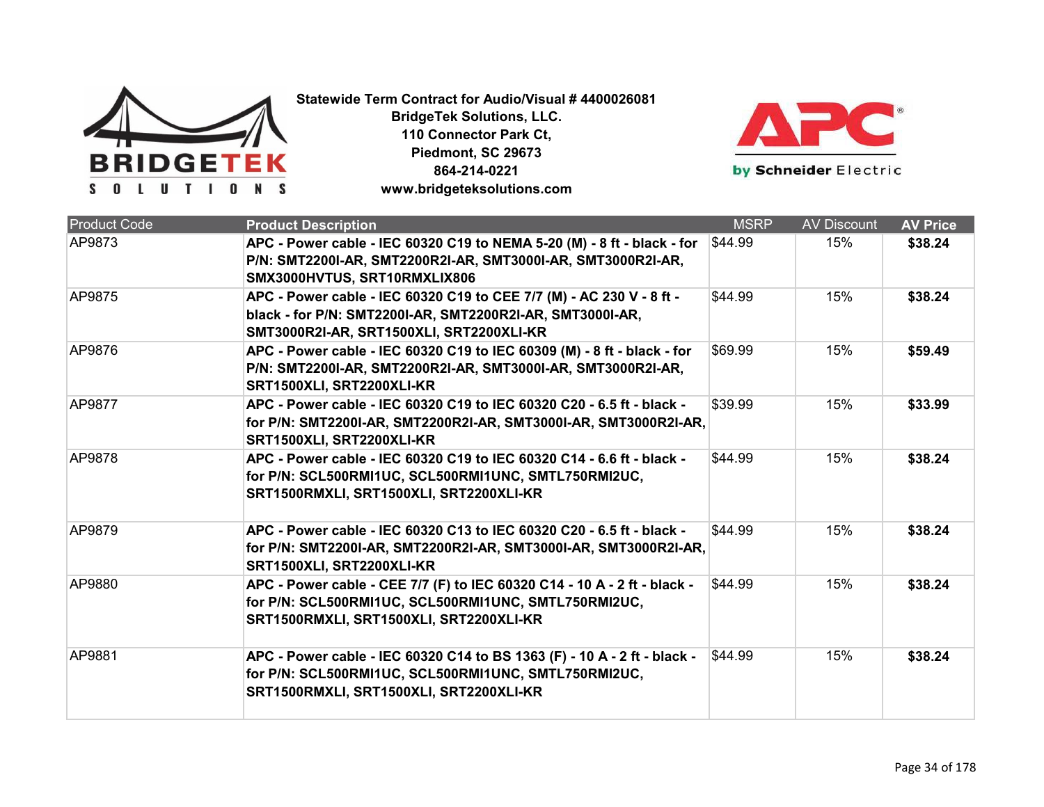**Statewide Term Contract for Audio/Visual # 4400026081**
**BridgeTek Solutions, LLC.**
**110 Connector Park Ct,**
**Piedmont, SC 29673**
**864-214-0221**
**www.bridgeteksolutions.com**

| Product Code | Product Description | MSRP | AV Discount | AV Price |
|---|---|---|---|---|
| AP9873 | **APC - Power cable - IEC 60320 C19 to NEMA 5-20 (M) - 8 ft - black - for P/N: SMT2200I-AR, SMT2200R2I-AR, SMT3000I-AR, SMT3000R2I-AR, SMX3000HVTUS, SRT10RMXLIX806** | $44.99 | 15% | **$38.24** |
| AP9875 | **APC - Power cable - IEC 60320 C19 to CEE 7/7 (M) - AC 230 V - 8 ft - black - for P/N: SMT2200I-AR, SMT2200R2I-AR, SMT3000I-AR, SMT3000R2I-AR, SRT1500XLI, SRT2200XLI-KR** | $44.99 | 15% | **$38.24** |
| AP9876 | **APC - Power cable - IEC 60320 C19 to IEC 60309 (M) - 8 ft - black - for P/N: SMT2200I-AR, SMT2200R2I-AR, SMT3000I-AR, SMT3000R2I-AR, SRT1500XLI, SRT2200XLI-KR** | $69.99 | 15% | **$59.49** |
| AP9877 | **APC - Power cable - IEC 60320 C19 to IEC 60320 C20 - 6.5 ft - black - for P/N: SMT2200I-AR, SMT2200R2I-AR, SMT3000I-AR, SMT3000R2I-AR, SRT1500XLI, SRT2200XLI-KR** | $39.99 | 15% | **$33.99** |
| AP9878 | **APC - Power cable - IEC 60320 C19 to IEC 60320 C14 - 6.6 ft - black - for P/N: SCL500RMI1UC, SCL500RMI1UNC, SMTL750RMI2UC, SRT1500RMXLI, SRT1500XLI, SRT2200XLI-KR** | $44.99 | 15% | **$38.24** |
| AP9879 | **APC - Power cable - IEC 60320 C13 to IEC 60320 C20 - 6.5 ft - black - for P/N: SMT2200I-AR, SMT2200R2I-AR, SMT3000I-AR, SMT3000R2I-AR, SRT1500XLI, SRT2200XLI-KR** | $44.99 | 15% | **$38.24** |
| AP9880 | **APC - Power cable - CEE 7/7 (F) to IEC 60320 C14 - 10 A - 2 ft - black - for P/N: SCL500RMI1UC, SCL500RMI1UNC, SMTL750RMI2UC, SRT1500RMXLI, SRT1500XLI, SRT2200XLI-KR** | $44.99 | 15% | **$38.24** |
| AP9881 | **APC - Power cable - IEC 60320 C14 to BS 1363 (F) - 10 A - 2 ft - black - for P/N: SCL500RMI1UC, SCL500RMI1UNC, SMTL750RMI2UC, SRT1500RMXLI, SRT1500XLI, SRT2200XLI-KR** | $44.99 | 15% | **$38.24** |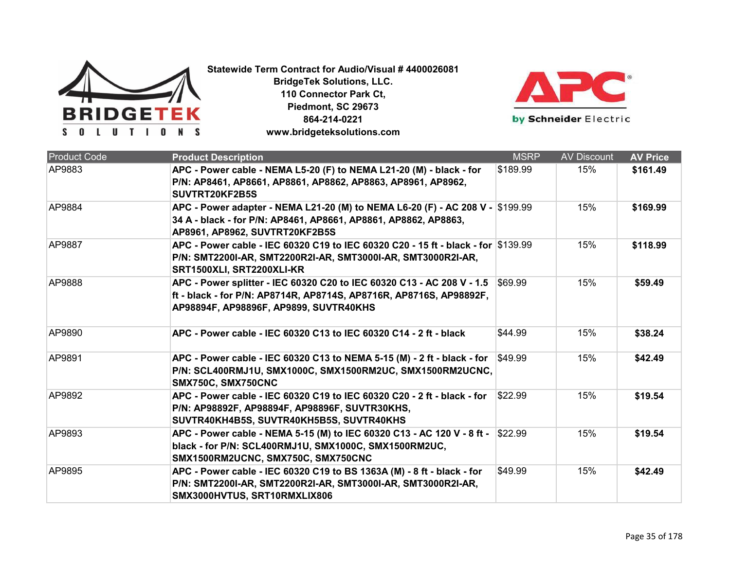**Statewide Term Contract for Audio/Visual # 4400026081**
**BridgeTek Solutions, LLC.**
**110 Connector Park Ct,**
**Piedmont, SC 29673**
**864-214-0221**
**www.bridgeteksolutions.com**

| Product Code | Product Description | MSRP | AV Discount | AV Price |
|---|---|---|---|---|
| AP9883 | **APC - Power cable - NEMA L5-20 (F) to NEMA L21-20 (M) - black - for P/N: AP8461, AP8661, AP8861, AP8862, AP8863, AP8961, AP8962, SUVTRT20KF2B5S** | $189.99 | 15% | **$161.49** |
| AP9884 | **APC - Power adapter - NEMA L21-20 (M) to NEMA L6-20 (F) - AC 208 V - 34 A - black - for P/N: AP8461, AP8661, AP8861, AP8862, AP8863, AP8961, AP8962, SUVTRT20KF2B5S** | $199.99 | 15% | **$169.99** |
| AP9887 | **APC - Power cable - IEC 60320 C19 to IEC 60320 C20 - 15 ft - black - for P/N: SMT2200I-AR, SMT2200R2I-AR, SMT3000I-AR, SMT3000R2I-AR, SRT1500XLI, SRT2200XLI-KR** | $139.99 | 15% | **$118.99** |
| AP9888 | **APC - Power splitter - IEC 60320 C20 to IEC 60320 C13 - AC 208 V - 1.5 ft - black - for P/N: AP8714R, AP8714S, AP8716R, AP8716S, AP98892F, AP98894F, AP98896F, AP9899, SUVTR40KHS** | $69.99 | 15% | **$59.49** |
| AP9890 | **APC - Power cable - IEC 60320 C13 to IEC 60320 C14 - 2 ft - black** | $44.99 | 15% | **$38.24** |
| AP9891 | **APC - Power cable - IEC 60320 C13 to NEMA 5-15 (M) - 2 ft - black - for P/N: SCL400RMJ1U, SMX1000C, SMX1500RM2UC, SMX1500RM2UCNC, SMX750C, SMX750CNC** | $49.99 | 15% | **$42.49** |
| AP9892 | **APC - Power cable - IEC 60320 C19 to IEC 60320 C20 - 2 ft - black - for P/N: AP98892F, AP98894F, AP98896F, SUVTR30KHS, SUVTR40KH4B5S, SUVTR40KH5B5S, SUVTR40KHS** | $22.99 | 15% | **$19.54** |
| AP9893 | **APC - Power cable - NEMA 5-15 (M) to IEC 60320 C13 - AC 120 V - 8 ft - black - for P/N: SCL400RMJ1U, SMX1000C, SMX1500RM2UC, SMX1500RM2UCNC, SMX750C, SMX750CNC** | $22.99 | 15% | **$19.54** |
| AP9895 | **APC - Power cable - IEC 60320 C19 to BS 1363A (M) - 8 ft - black - for P/N: SMT2200I-AR, SMT2200R2I-AR, SMT3000I-AR, SMT3000R2I-AR, SMX3000HVTUS, SRT10RMXLIX806** | $49.99 | 15% | **$42.49** |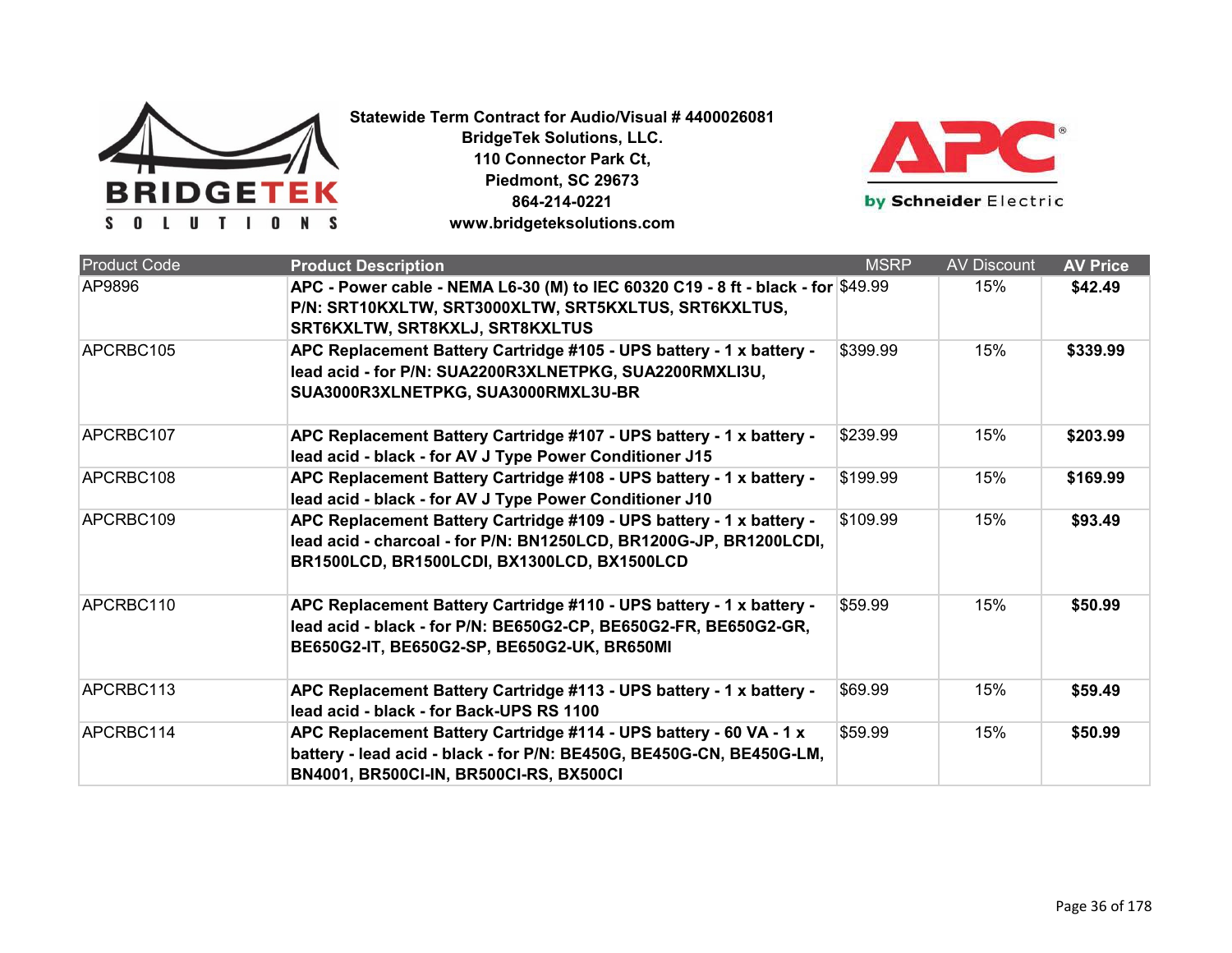**Statewide Term Contract for Audio/Visual # 4400026081**
**BridgeTek Solutions, LLC.**
**110 Connector Park Ct,**
**Piedmont, SC 29673**
**864-214-0221**
**www.bridgeteksolutions.com**

| Product Code | Product Description | MSRP | AV Discount | AV Price |
|---|---|---|---|---|
| AP9896 | **APC - Power cable - NEMA L6-30 (M) to IEC 60320 C19 - 8 ft - black - for P/N: SRT10KXLTW, SRT3000XLTW, SRT5KXLTUS, SRT6KXLTUS, SRT6KXLTW, SRT8KXLJ, SRT8KXLTUS** | $49.99 | 15% | **$42.49** |
| APCRBC105 | **APC Replacement Battery Cartridge #105 - UPS battery - 1 x battery - lead acid - for P/N: SUA2200R3XLNETPKG, SUA2200RMXLI3U, SUA3000R3XLNETPKG, SUA3000RMXL3U-BR** | $399.99 | 15% | **$339.99** |
| APCRBC107 | **APC Replacement Battery Cartridge #107 - UPS battery - 1 x battery - lead acid - black - for AV J Type Power Conditioner J15** | $239.99 | 15% | **$203.99** |
| APCRBC108 | **APC Replacement Battery Cartridge #108 - UPS battery - 1 x battery - lead acid - black - for AV J Type Power Conditioner J10** | $199.99 | 15% | **$169.99** |
| APCRBC109 | **APC Replacement Battery Cartridge #109 - UPS battery - 1 x battery - lead acid - charcoal - for P/N: BN1250LCD, BR1200G-JP, BR1200LCDI, BR1500LCD, BR1500LCDI, BX1300LCD, BX1500LCD** | $109.99 | 15% | **$93.49** |
| APCRBC110 | **APC Replacement Battery Cartridge #110 - UPS battery - 1 x battery - lead acid - black - for P/N: BE650G2-CP, BE650G2-FR, BE650G2-GR, BE650G2-IT, BE650G2-SP, BE650G2-UK, BR650MI** | $59.99 | 15% | **$50.99** |
| APCRBC113 | **APC Replacement Battery Cartridge #113 - UPS battery - 1 x battery - lead acid - black - for Back-UPS RS 1100** | $69.99 | 15% | **$59.49** |
| APCRBC114 | **APC Replacement Battery Cartridge #114 - UPS battery - 60 VA - 1 x battery - lead acid - black - for P/N: BE450G, BE450G-CN, BE450G-LM, BN4001, BR500CI-IN, BR500CI-RS, BX500CI** | $59.99 | 15% | **$50.99** |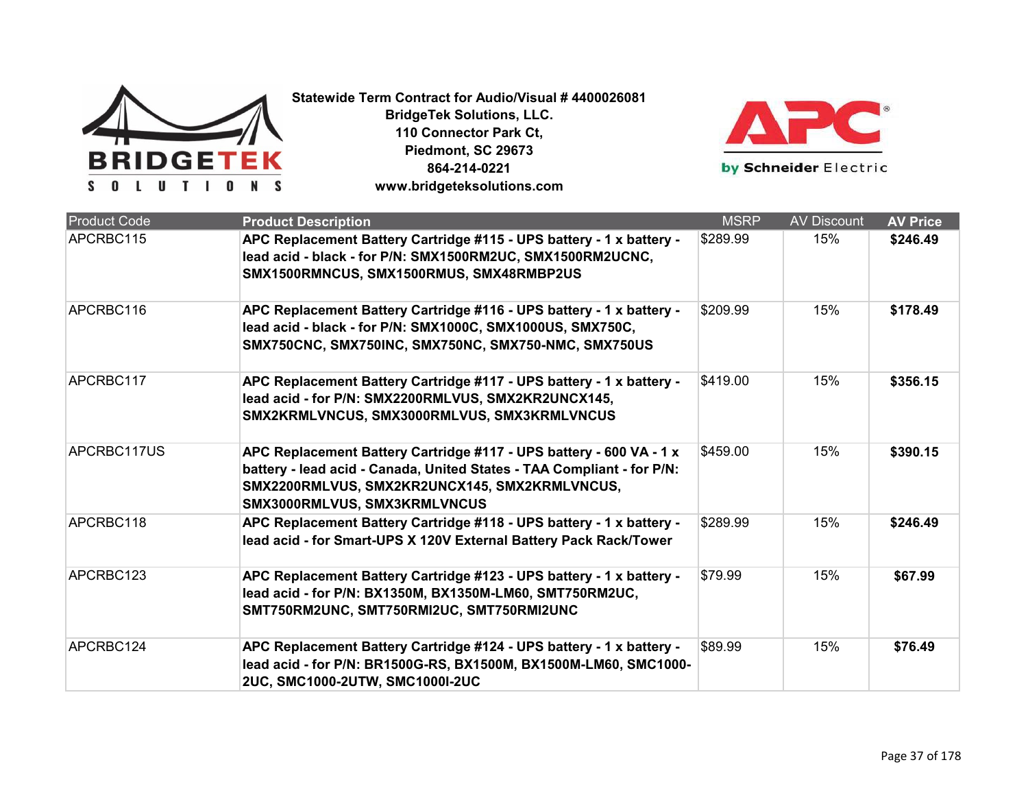**Statewide Term Contract for Audio/Visual # 4400026081**
**BridgeTek Solutions, LLC.**
**110 Connector Park Ct,**
**Piedmont, SC 29673**
**864-214-0221**
**www.bridgeteksolutions.com**

| Product Code | Product Description | MSRP | AV Discount | AV Price |
|---|---|---|---|---|
| APCRBC115 | **APC Replacement Battery Cartridge #115 - UPS battery - 1 x battery - lead acid - black - for P/N: SMX1500RM2UC, SMX1500RM2UCNC, SMX1500RMNCUS, SMX1500RMUS, SMX48RMBP2US** | $289.99 | 15% | **$246.49** |
| APCRBC116 | **APC Replacement Battery Cartridge #116 - UPS battery - 1 x battery - lead acid - black - for P/N: SMX1000C, SMX1000US, SMX750C, SMX750CNC, SMX750INC, SMX750NC, SMX750-NMC, SMX750US** | $209.99 | 15% | **$178.49** |
| APCRBC117 | **APC Replacement Battery Cartridge #117 - UPS battery - 1 x battery - lead acid - for P/N: SMX2200RMLVUS, SMX2KR2UNCX145, SMX2KRMLVNCUS, SMX3000RMLVUS, SMX3KRMLVNCUS** | $419.00 | 15% | **$356.15** |
| APCRBC117US | **APC Replacement Battery Cartridge #117 - UPS battery - 600 VA - 1 x battery - lead acid - Canada, United States - TAA Compliant - for P/N: SMX2200RMLVUS, SMX2KR2UNCX145, SMX2KRMLVNCUS, SMX3000RMLVUS, SMX3KRMLVNCUS** | $459.00 | 15% | **$390.15** |
| APCRBC118 | **APC Replacement Battery Cartridge #118 - UPS battery - 1 x battery - lead acid - for Smart-UPS X 120V External Battery Pack Rack/Tower** | $289.99 | 15% | **$246.49** |
| APCRBC123 | **APC Replacement Battery Cartridge #123 - UPS battery - 1 x battery - lead acid - for P/N: BX1350M, BX1350M-LM60, SMT750RM2UC, SMT750RM2UNC, SMT750RMI2UC, SMT750RMI2UNC** | $79.99 | 15% | **$67.99** |
| APCRBC124 | **APC Replacement Battery Cartridge #124 - UPS battery - 1 x battery - lead acid - for P/N: BR1500G-RS, BX1500M, BX1500M-LM60, SMC1000-2UC, SMC1000-2UTW, SMC1000I-2UC** | $89.99 | 15% | **$76.49** |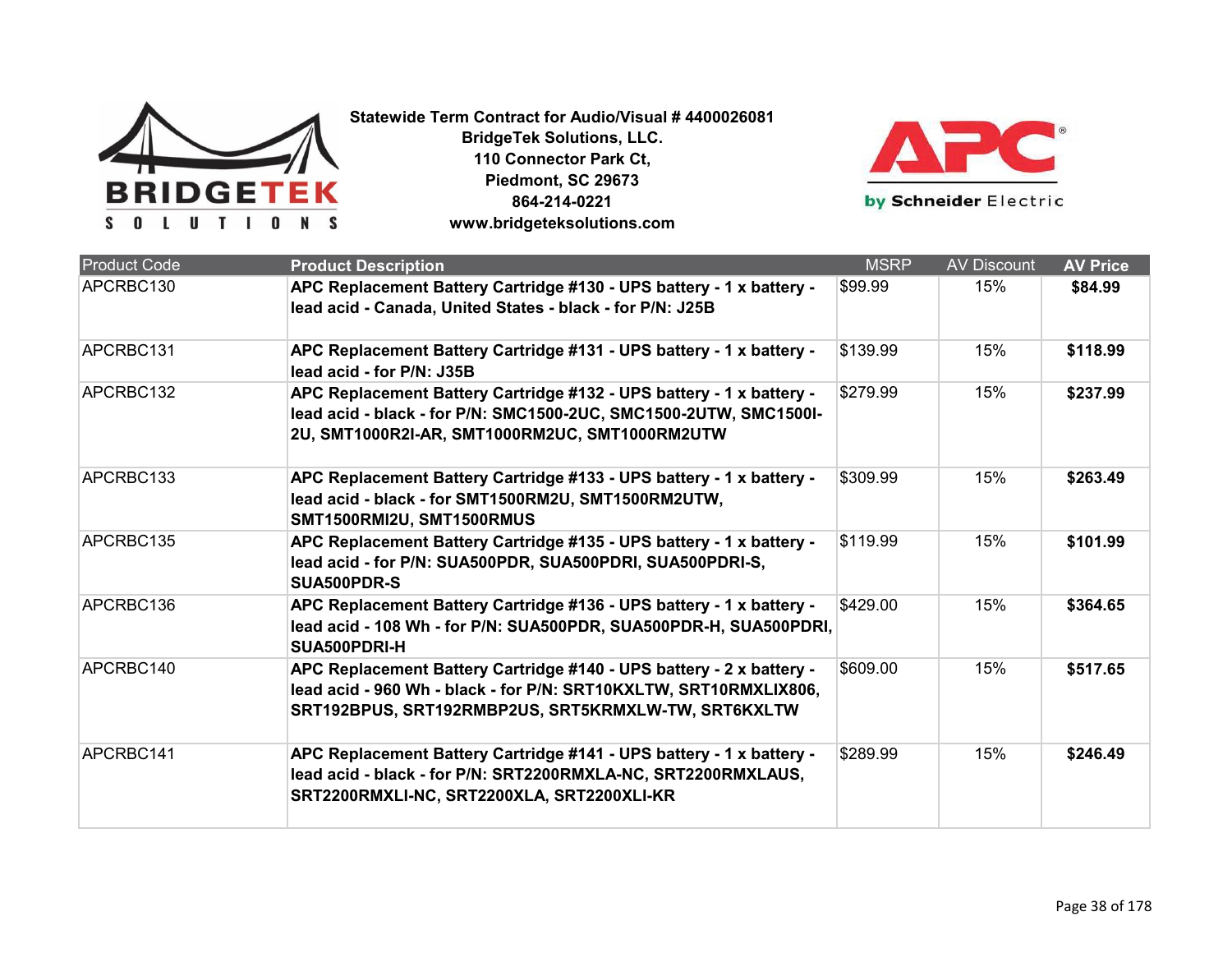**Statewide Term Contract for Audio/Visual # 4400026081**
**BridgeTek Solutions, LLC.**
**110 Connector Park Ct,**
**Piedmont, SC 29673**
**864-214-0221**
**www.bridgeteksolutions.com**

| Product Code | Product Description | MSRP | AV Discount | AV Price |
|---|---|---|---|---|
| APCRBC130 | **APC Replacement Battery Cartridge #130 - UPS battery - 1 x battery - lead acid - Canada, United States - black - for P/N: J25B** | $99.99 | 15% | **$84.99** |
| APCRBC131 | **APC Replacement Battery Cartridge #131 - UPS battery - 1 x battery - lead acid - for P/N: J35B** | $139.99 | 15% | **$118.99** |
| APCRBC132 | **APC Replacement Battery Cartridge #132 - UPS battery - 1 x battery - lead acid - black - for P/N: SMC1500-2UC, SMC1500-2UTW, SMC1500I-2U, SMT1000R2I-AR, SMT1000RM2UC, SMT1000RM2UTW** | $279.99 | 15% | **$237.99** |
| APCRBC133 | **APC Replacement Battery Cartridge #133 - UPS battery - 1 x battery - lead acid - black - for SMT1500RM2U, SMT1500RM2UTW, SMT1500RMI2U, SMT1500RMUS** | $309.99 | 15% | **$263.49** |
| APCRBC135 | **APC Replacement Battery Cartridge #135 - UPS battery - 1 x battery - lead acid - for P/N: SUA500PDR, SUA500PDRI, SUA500PDRI-S, SUA500PDR-S** | $119.99 | 15% | **$101.99** |
| APCRBC136 | **APC Replacement Battery Cartridge #136 - UPS battery - 1 x battery - lead acid - 108 Wh - for P/N: SUA500PDR, SUA500PDR-H, SUA500PDRI, SUA500PDRI-H** | $429.00 | 15% | **$364.65** |
| APCRBC140 | **APC Replacement Battery Cartridge #140 - UPS battery - 2 x battery - lead acid - 960 Wh - black - for P/N: SRT10KXLTW, SRT10RMXLIX806, SRT192BPUS, SRT192RMBP2US, SRT5KRMXLW-TW, SRT6KXLTW** | $609.00 | 15% | **$517.65** |
| APCRBC141 | **APC Replacement Battery Cartridge #141 - UPS battery - 1 x battery - lead acid - black - for P/N: SRT2200RMXLA-NC, SRT2200RMXLAUS, SRT2200RMXLI-NC, SRT2200XLA, SRT2200XLI-KR** | $289.99 | 15% | **$246.49** |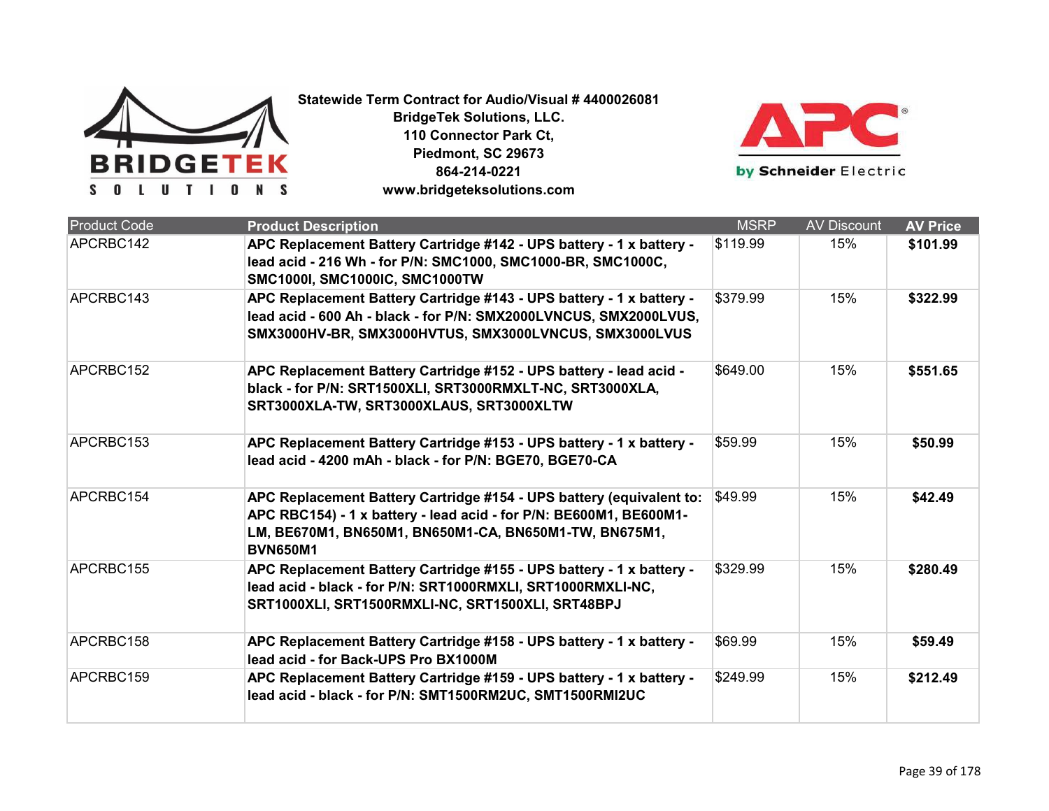**Statewide Term Contract for Audio/Visual # 4400026081**
**BridgeTek Solutions, LLC.**
**110 Connector Park Ct,**
**Piedmont, SC 29673**
**864-214-0221**
**www.bridgeteksolutions.com**

| Product Code | Product Description | MSRP | AV Discount | AV Price |
|---|---|---|---|---|
| APCRBC142 | **APC Replacement Battery Cartridge #142 - UPS battery - 1 x battery - lead acid - 216 Wh - for P/N: SMC1000, SMC1000-BR, SMC1000C, SMC1000I, SMC1000IC, SMC1000TW** | $119.99 | 15% | **$101.99** |
| APCRBC143 | **APC Replacement Battery Cartridge #143 - UPS battery - 1 x battery - lead acid - 600 Ah - black - for P/N: SMX2000LVNCUS, SMX2000LVUS, SMX3000HV-BR, SMX3000HVTUS, SMX3000LVNCUS, SMX3000LVUS** | $379.99 | 15% | **$322.99** |
| APCRBC152 | **APC Replacement Battery Cartridge #152 - UPS battery - lead acid - black - for P/N: SRT1500XLI, SRT3000RMXLT-NC, SRT3000XLA, SRT3000XLA-TW, SRT3000XLAUS, SRT3000XLTW** | $649.00 | 15% | **$551.65** |
| APCRBC153 | **APC Replacement Battery Cartridge #153 - UPS battery - 1 x battery - lead acid - 4200 mAh - black - for P/N: BGE70, BGE70-CA** | $59.99 | 15% | **$50.99** |
| APCRBC154 | **APC Replacement Battery Cartridge #154 - UPS battery (equivalent to: APC RBC154) - 1 x battery - lead acid - for P/N: BE600M1, BE600M1-LM, BE670M1, BN650M1, BN650M1-CA, BN650M1-TW, BN675M1, BVN650M1** | $49.99 | 15% | **$42.49** |
| APCRBC155 | **APC Replacement Battery Cartridge #155 - UPS battery - 1 x battery - lead acid - black - for P/N: SRT1000RMXLI, SRT1000RMXLI-NC, SRT1000XLI, SRT1500RMXLI-NC, SRT1500XLI, SRT48BPJ** | $329.99 | 15% | **$280.49** |
| APCRBC158 | **APC Replacement Battery Cartridge #158 - UPS battery - 1 x battery - lead acid - for Back-UPS Pro BX1000M** | $69.99 | 15% | **$59.49** |
| APCRBC159 | **APC Replacement Battery Cartridge #159 - UPS battery - 1 x battery - lead acid - black - for P/N: SMT1500RM2UC, SMT1500RMI2UC** | $249.99 | 15% | **$212.49** |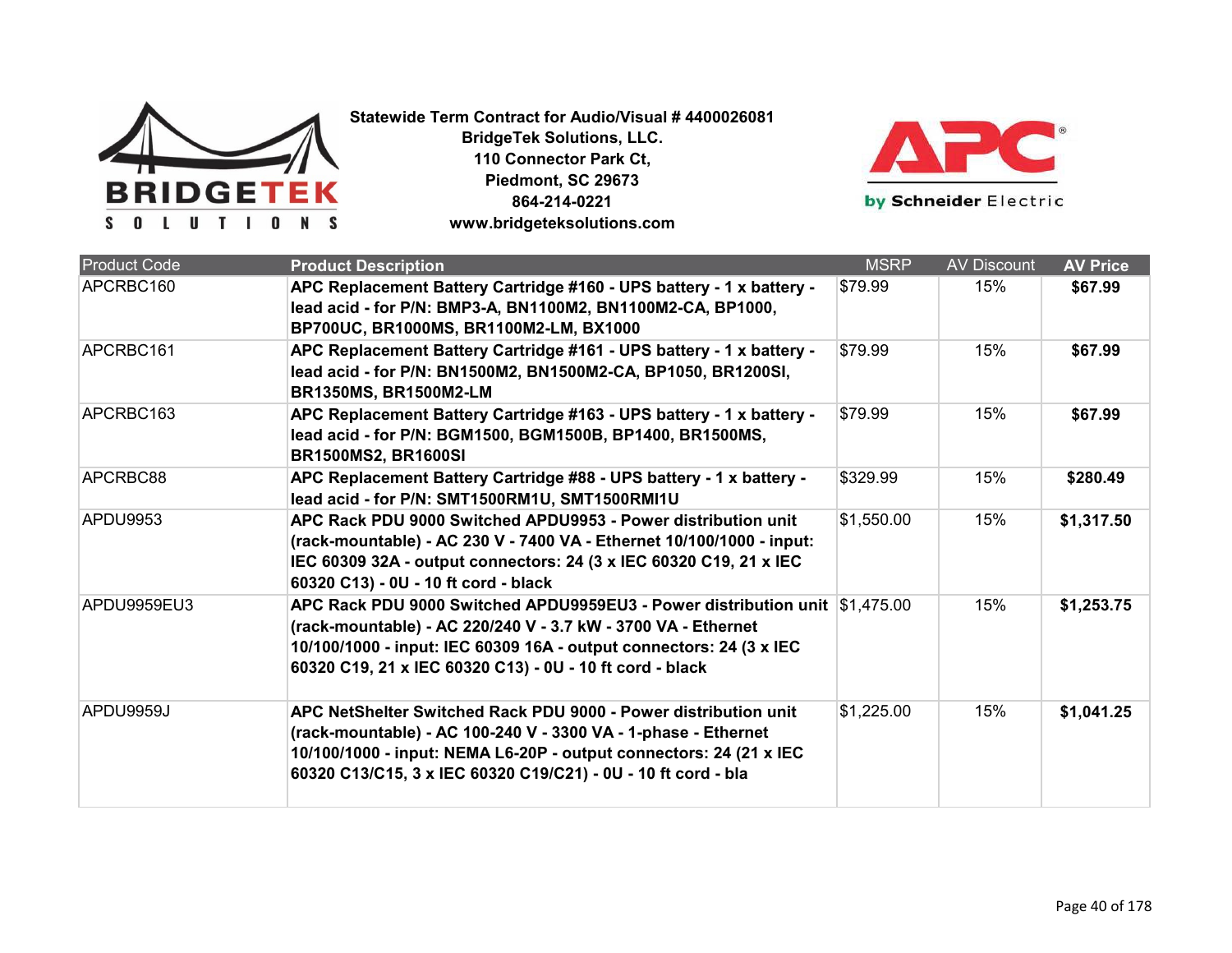**Statewide Term Contract for Audio/Visual # 4400026081**
**BridgeTek Solutions, LLC.**
**110 Connector Park Ct,**
**Piedmont, SC 29673**
**864-214-0221**
**www.bridgeteksolutions.com**

| Product Code | Product Description | MSRP | AV Discount | AV Price |
|---|---|---|---|---|
| APCRBC160 | **APC Replacement Battery Cartridge #160 - UPS battery - 1 x battery - lead acid - for P/N: BMP3-A, BN1100M2, BN1100M2-CA, BP1000, BP700UC, BR1000MS, BR1100M2-LM, BX1000** | $79.99 | 15% | **$67.99** |
| APCRBC161 | **APC Replacement Battery Cartridge #161 - UPS battery - 1 x battery - lead acid - for P/N: BN1500M2, BN1500M2-CA, BP1050, BR1200SI, BR1350MS, BR1500M2-LM** | $79.99 | 15% | **$67.99** |
| APCRBC163 | **APC Replacement Battery Cartridge #163 - UPS battery - 1 x battery - lead acid - for P/N: BGM1500, BGM1500B, BP1400, BR1500MS, BR1500MS2, BR1600SI** | $79.99 | 15% | **$67.99** |
| APCRBC88 | **APC Replacement Battery Cartridge #88 - UPS battery - 1 x battery - lead acid - for P/N: SMT1500RM1U, SMT1500RMI1U** | $329.99 | 15% | **$280.49** |
| APDU9953 | **APC Rack PDU 9000 Switched APDU9953 - Power distribution unit (rack-mountable) - AC 230 V - 7400 VA - Ethernet 10/100/1000 - input: IEC 60309 32A - output connectors: 24 (3 x IEC 60320 C19, 21 x IEC 60320 C13) - 0U - 10 ft cord - black** | $1,550.00 | 15% | **$1,317.50** |
| APDU9959EU3 | **APC Rack PDU 9000 Switched APDU9959EU3 - Power distribution unit (rack-mountable) - AC 220/240 V - 3.7 kW - 3700 VA - Ethernet 10/100/1000 - input: IEC 60309 16A - output connectors: 24 (3 x IEC 60320 C19, 21 x IEC 60320 C13) - 0U - 10 ft cord - black** | $1,475.00 | 15% | **$1,253.75** |
| APDU9959J | **APC NetShelter Switched Rack PDU 9000 - Power distribution unit (rack-mountable) - AC 100-240 V - 3300 VA - 1-phase - Ethernet 10/100/1000 - input: NEMA L6-20P - output connectors: 24 (21 x IEC 60320 C13/C15, 3 x IEC 60320 C19/C21) - 0U - 10 ft cord - bla** | $1,225.00 | 15% | **$1,041.25** |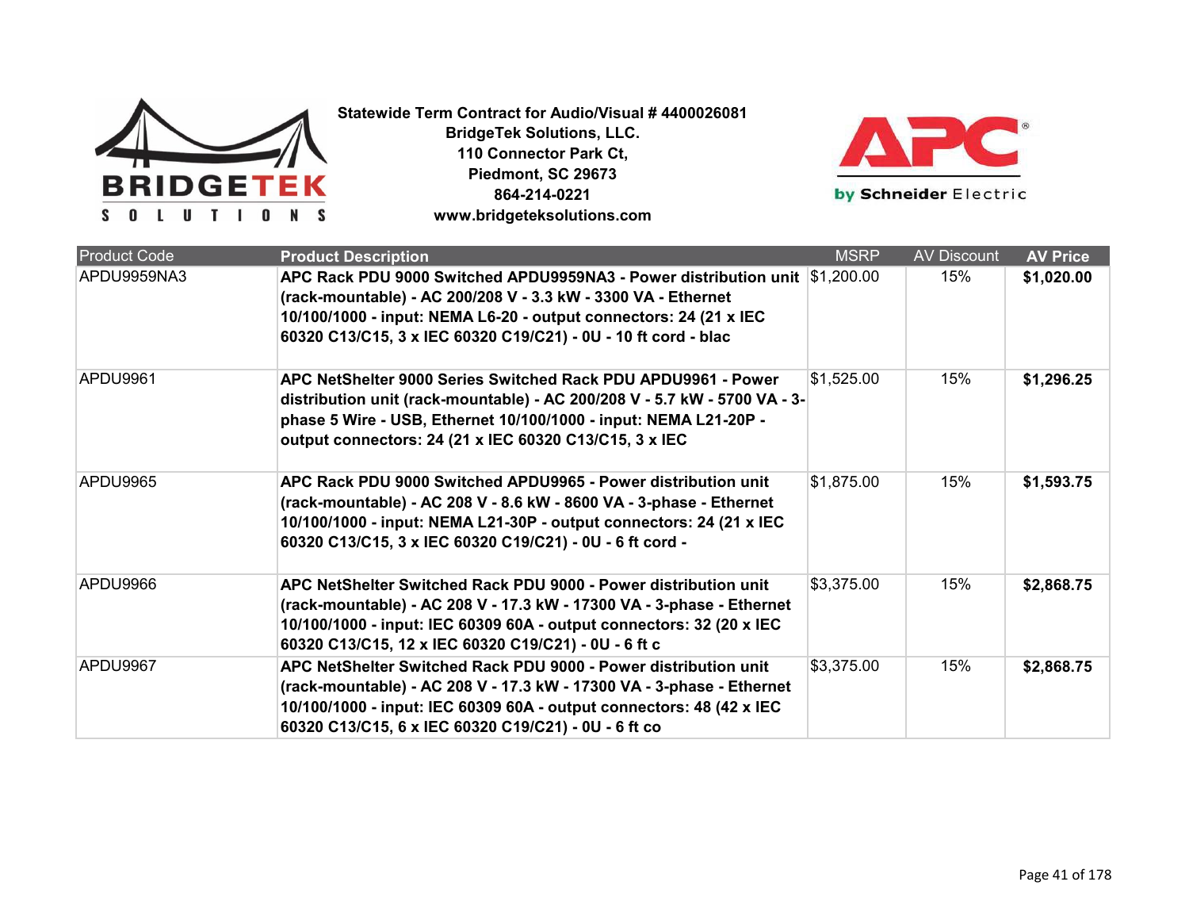**Statewide Term Contract for Audio/Visual # 4400026081**
**BridgeTek Solutions, LLC.**
**110 Connector Park Ct,**
**Piedmont, SC 29673**
**864-214-0221**
**www.bridgeteksolutions.com**

| Product Code | Product Description | MSRP | AV Discount | AV Price |
|---|---|---|---|---|
| APDU9959NA3 | **APC Rack PDU 9000 Switched APDU9959NA3 - Power distribution unit (rack-mountable) - AC 200/208 V - 3.3 kW - 3300 VA - Ethernet 10/100/1000 - input: NEMA L6-20 - output connectors: 24 (21 x IEC 60320 C13/C15, 3 x IEC 60320 C19/C21) - 0U - 10 ft cord - blac** | $1,200.00 | 15% | **$1,020.00** |
| APDU9961 | **APC NetShelter 9000 Series Switched Rack PDU APDU9961 - Power distribution unit (rack-mountable) - AC 200/208 V - 5.7 kW - 5700 VA - 3-phase 5 Wire - USB, Ethernet 10/100/1000 - input: NEMA L21-20P - output connectors: 24 (21 x IEC 60320 C13/C15, 3 x IEC** | $1,525.00 | 15% | **$1,296.25** |
| APDU9965 | **APC Rack PDU 9000 Switched APDU9965 - Power distribution unit (rack-mountable) - AC 208 V - 8.6 kW - 8600 VA - 3-phase - Ethernet 10/100/1000 - input: NEMA L21-30P - output connectors: 24 (21 x IEC 60320 C13/C15, 3 x IEC 60320 C19/C21) - 0U - 6 ft cord -** | $1,875.00 | 15% | **$1,593.75** |
| APDU9966 | **APC NetShelter Switched Rack PDU 9000 - Power distribution unit (rack-mountable) - AC 208 V - 17.3 kW - 17300 VA - 3-phase - Ethernet 10/100/1000 - input: IEC 60309 60A - output connectors: 32 (20 x IEC 60320 C13/C15, 12 x IEC 60320 C19/C21) - 0U - 6 ft c** | $3,375.00 | 15% | **$2,868.75** |
| APDU9967 | **APC NetShelter Switched Rack PDU 9000 - Power distribution unit (rack-mountable) - AC 208 V - 17.3 kW - 17300 VA - 3-phase - Ethernet 10/100/1000 - input: IEC 60309 60A - output connectors: 48 (42 x IEC 60320 C13/C15, 6 x IEC 60320 C19/C21) - 0U - 6 ft co** | $3,375.00 | 15% | **$2,868.75** |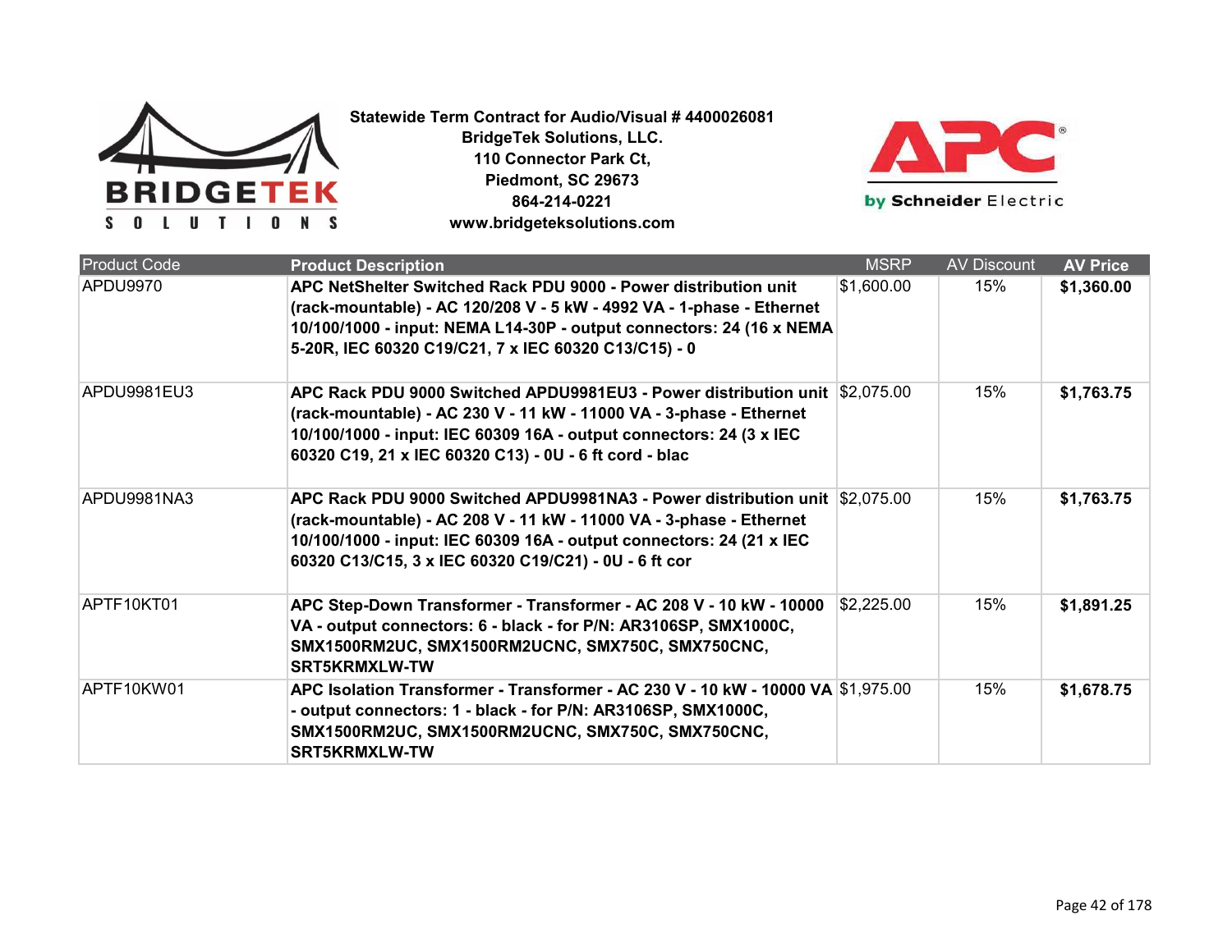**Statewide Term Contract for Audio/Visual # 4400026081**
**BridgeTek Solutions, LLC.**
**110 Connector Park Ct,**
**Piedmont, SC 29673**
**864-214-0221**
**www.bridgeteksolutions.com**

| Product Code | Product Description | MSRP | AV Discount | AV Price |
|---|---|---|---|---|
| APDU9970 | **APC NetShelter Switched Rack PDU 9000 - Power distribution unit (rack-mountable) - AC 120/208 V - 5 kW - 4992 VA - 1-phase - Ethernet 10/100/1000 - input: NEMA L14-30P - output connectors: 24 (16 x NEMA 5-20R, IEC 60320 C19/C21, 7 x IEC 60320 C13/C15) - 0** | $1,600.00 | 15% | **$1,360.00** |
| APDU9981EU3 | **APC Rack PDU 9000 Switched APDU9981EU3 - Power distribution unit (rack-mountable) - AC 230 V - 11 kW - 11000 VA - 3-phase - Ethernet 10/100/1000 - input: IEC 60309 16A - output connectors: 24 (3 x IEC 60320 C19, 21 x IEC 60320 C13) - 0U - 6 ft cord - blac** | $2,075.00 | 15% | **$1,763.75** |
| APDU9981NA3 | **APC Rack PDU 9000 Switched APDU9981NA3 - Power distribution unit (rack-mountable) - AC 208 V - 11 kW - 11000 VA - 3-phase - Ethernet 10/100/1000 - input: IEC 60309 16A - output connectors: 24 (21 x IEC 60320 C13/C15, 3 x IEC 60320 C19/C21) - 0U - 6 ft cor** | $2,075.00 | 15% | **$1,763.75** |
| APTF10KT01 | **APC Step-Down Transformer - Transformer - AC 208 V - 10 kW - 10000 VA - output connectors: 6 - black - for P/N: AR3106SP, SMX1000C, SMX1500RM2UC, SMX1500RM2UCNC, SMX750C, SMX750CNC, SRT5KRMXLW-TW** | $2,225.00 | 15% | **$1,891.25** |
| APTF10KW01 | **APC Isolation Transformer - Transformer - AC 230 V - 10 kW - 10000 VA - output connectors: 1 - black - for P/N: AR3106SP, SMX1000C, SMX1500RM2UC, SMX1500RM2UCNC, SMX750C, SMX750CNC, SRT5KRMXLW-TW** | $1,975.00 | 15% | **$1,678.75** |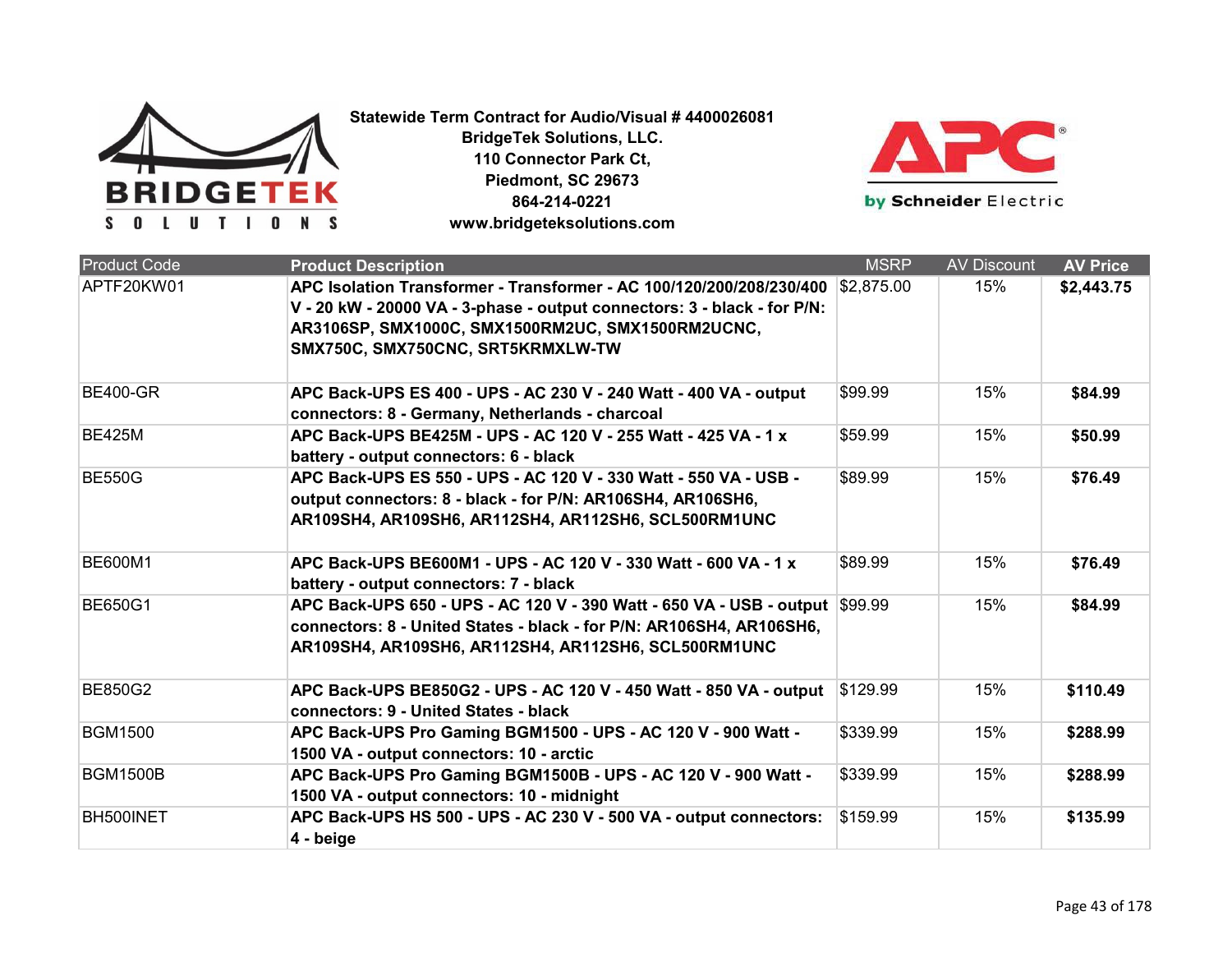**Statewide Term Contract for Audio/Visual # 4400026081**
**BridgeTek Solutions, LLC.**
**110 Connector Park Ct,**
**Piedmont, SC 29673**
**864-214-0221**
**www.bridgeteksolutions.com**

| Product Code | Product Description | MSRP | AV Discount | AV Price |
|---|---|---|---|---|
| APTF20KW01 | **APC Isolation Transformer - Transformer - AC 100/120/200/208/230/400 V - 20 kW - 20000 VA - 3-phase - output connectors: 3 - black - for P/N: AR3106SP, SMX1000C, SMX1500RM2UC, SMX1500RM2UCNC, SMX750C, SMX750CNC, SRT5KRMXLW-TW** | $2,875.00 | 15% | **$2,443.75** |
| BE400-GR | **APC Back-UPS ES 400 - UPS - AC 230 V - 240 Watt - 400 VA - output connectors: 8 - Germany, Netherlands - charcoal** | $99.99 | 15% | **$84.99** |
| BE425M | **APC Back-UPS BE425M - UPS - AC 120 V - 255 Watt - 425 VA - 1 x battery - output connectors: 6 - black** | $59.99 | 15% | **$50.99** |
| BE550G | **APC Back-UPS ES 550 - UPS - AC 120 V - 330 Watt - 550 VA - USB - output connectors: 8 - black - for P/N: AR106SH4, AR106SH6, AR109SH4, AR109SH6, AR112SH4, AR112SH6, SCL500RM1UNC** | $89.99 | 15% | **$76.49** |
| BE600M1 | **APC Back-UPS BE600M1 - UPS - AC 120 V - 330 Watt - 600 VA - 1 x battery - output connectors: 7 - black** | $89.99 | 15% | **$76.49** |
| BE650G1 | **APC Back-UPS 650 - UPS - AC 120 V - 390 Watt - 650 VA - USB - output connectors: 8 - United States - black - for P/N: AR106SH4, AR106SH6, AR109SH4, AR109SH6, AR112SH4, AR112SH6, SCL500RM1UNC** | $99.99 | 15% | **$84.99** |
| BE850G2 | **APC Back-UPS BE850G2 - UPS - AC 120 V - 450 Watt - 850 VA - output connectors: 9 - United States - black** | $129.99 | 15% | **$110.49** |
| BGM1500 | **APC Back-UPS Pro Gaming BGM1500 - UPS - AC 120 V - 900 Watt - 1500 VA - output connectors: 10 - arctic** | $339.99 | 15% | **$288.99** |
| BGM1500B | **APC Back-UPS Pro Gaming BGM1500B - UPS - AC 120 V - 900 Watt - 1500 VA - output connectors: 10 - midnight** | $339.99 | 15% | **$288.99** |
| BH500INET | **APC Back-UPS HS 500 - UPS - AC 230 V - 500 VA - output connectors: 4 - beige** | $159.99 | 15% | **$135.99** |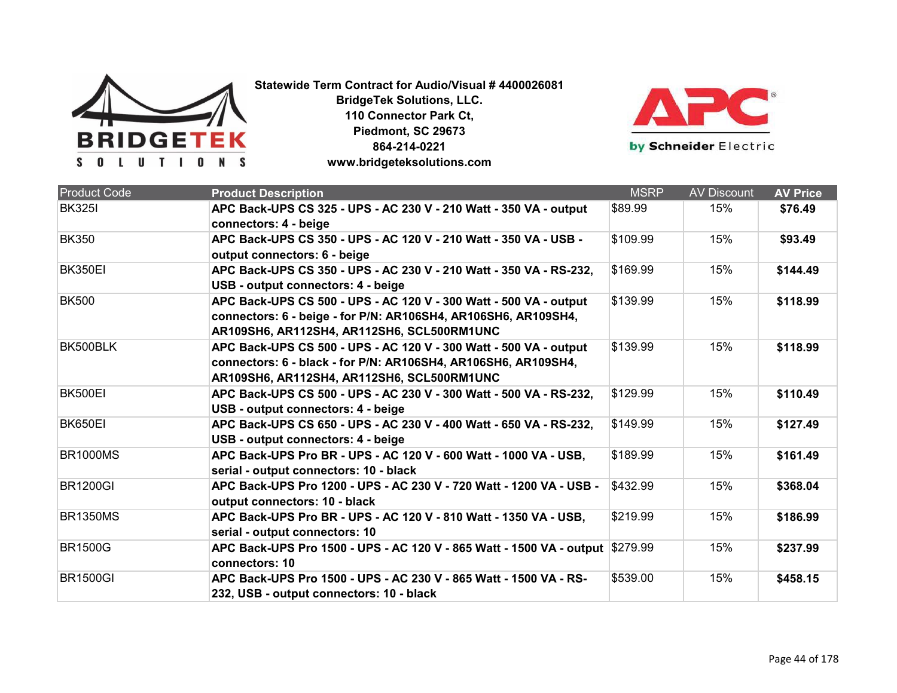**Statewide Term Contract for Audio/Visual # 4400026081**
**BridgeTek Solutions, LLC.**
**110 Connector Park Ct,**
**Piedmont, SC 29673**
**864-214-0221**
**www.bridgeteksolutions.com**

| Product Code | Product Description | MSRP | AV Discount | AV Price |
|---|---|---|---|---|
| BK325I | **APC Back-UPS CS 325 - UPS - AC 230 V - 210 Watt - 350 VA - output connectors: 4 - beige** | $89.99 | 15% | **$76.49** |
| BK350 | **APC Back-UPS CS 350 - UPS - AC 120 V - 210 Watt - 350 VA - USB - output connectors: 6 - beige** | $109.99 | 15% | **$93.49** |
| BK350EI | **APC Back-UPS CS 350 - UPS - AC 230 V - 210 Watt - 350 VA - RS-232, USB - output connectors: 4 - beige** | $169.99 | 15% | **$144.49** |
| BK500 | **APC Back-UPS CS 500 - UPS - AC 120 V - 300 Watt - 500 VA - output connectors: 6 - beige - for P/N: AR106SH4, AR106SH6, AR109SH4, AR109SH6, AR112SH4, AR112SH6, SCL500RM1UNC** | $139.99 | 15% | **$118.99** |
| BK500BLK | **APC Back-UPS CS 500 - UPS - AC 120 V - 300 Watt - 500 VA - output connectors: 6 - black - for P/N: AR106SH4, AR106SH6, AR109SH4, AR109SH6, AR112SH4, AR112SH6, SCL500RM1UNC** | $139.99 | 15% | **$118.99** |
| BK500EI | **APC Back-UPS CS 500 - UPS - AC 230 V - 300 Watt - 500 VA - RS-232, USB - output connectors: 4 - beige** | $129.99 | 15% | **$110.49** |
| BK650EI | **APC Back-UPS CS 650 - UPS - AC 230 V - 400 Watt - 650 VA - RS-232, USB - output connectors: 4 - beige** | $149.99 | 15% | **$127.49** |
| BR1000MS | **APC Back-UPS Pro BR - UPS - AC 120 V - 600 Watt - 1000 VA - USB, serial - output connectors: 10 - black** | $189.99 | 15% | **$161.49** |
| BR1200GI | **APC Back-UPS Pro 1200 - UPS - AC 230 V - 720 Watt - 1200 VA - USB - output connectors: 10 - black** | $432.99 | 15% | **$368.04** |
| BR1350MS | **APC Back-UPS Pro BR - UPS - AC 120 V - 810 Watt - 1350 VA - USB, serial - output connectors: 10** | $219.99 | 15% | **$186.99** |
| BR1500G | **APC Back-UPS Pro 1500 - UPS - AC 120 V - 865 Watt - 1500 VA - output connectors: 10** | $279.99 | 15% | **$237.99** |
| BR1500GI | **APC Back-UPS Pro 1500 - UPS - AC 230 V - 865 Watt - 1500 VA - RS-232, USB - output connectors: 10 - black** | $539.00 | 15% | **$458.15** |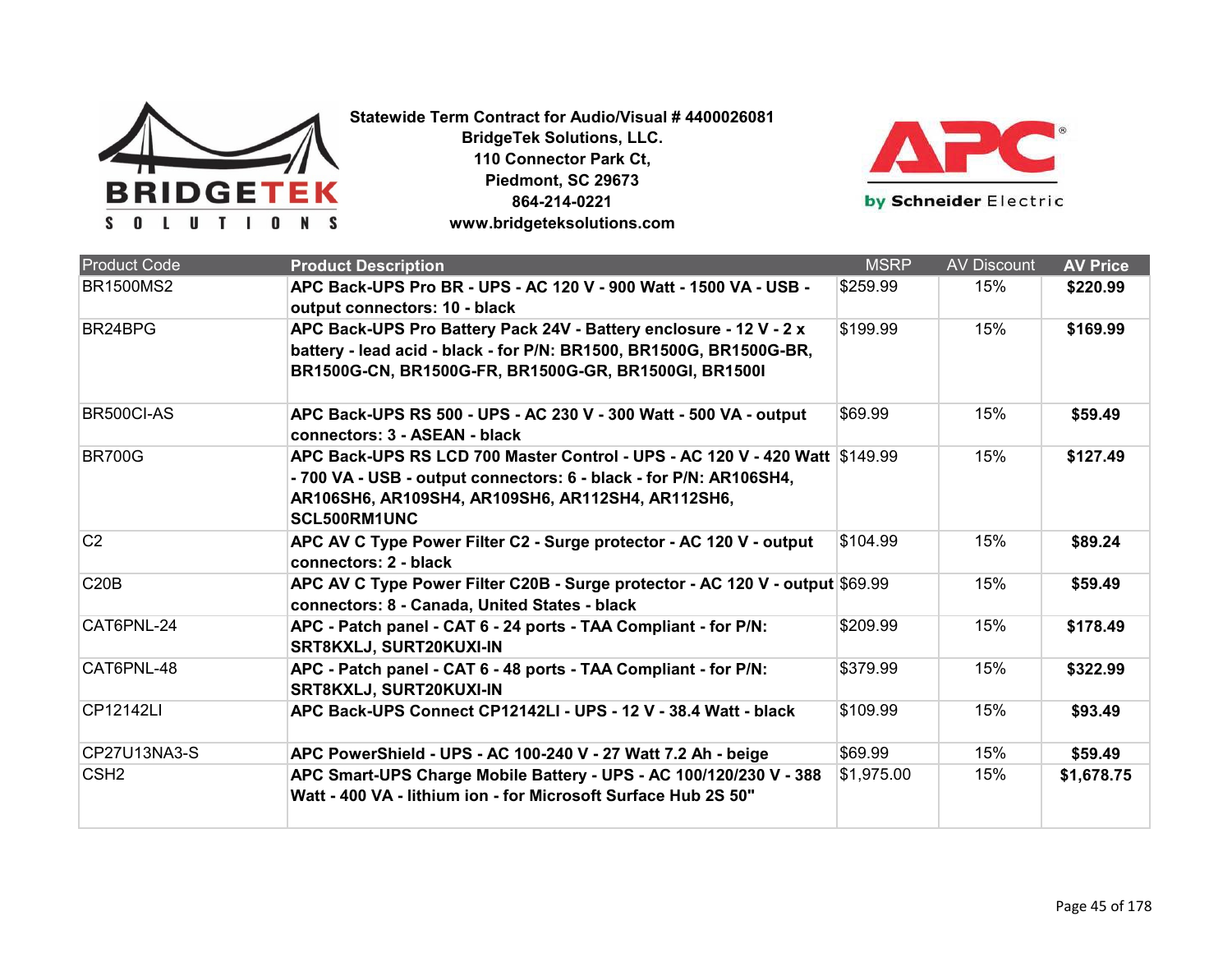**Statewide Term Contract for Audio/Visual # 4400026081**
**BridgeTek Solutions, LLC.**
**110 Connector Park Ct,**
**Piedmont, SC 29673**
**864-214-0221**
**www.bridgeteksolutions.com**

| Product Code | Product Description | MSRP | AV Discount | AV Price |
|---|---|---|---|---|
| BR1500MS2 | **APC Back-UPS Pro BR - UPS - AC 120 V - 900 Watt - 1500 VA - USB - output connectors: 10 - black** | $259.99 | 15% | **$220.99** |
| BR24BPG | **APC Back-UPS Pro Battery Pack 24V - Battery enclosure - 12 V - 2 x battery - lead acid - black - for P/N: BR1500, BR1500G, BR1500G-BR, BR1500G-CN, BR1500G-FR, BR1500G-GR, BR1500GI, BR1500I** | $199.99 | 15% | **$169.99** |
| BR500CI-AS | **APC Back-UPS RS 500 - UPS - AC 230 V - 300 Watt - 500 VA - output connectors: 3 - ASEAN - black** | $69.99 | 15% | **$59.49** |
| BR700G | **APC Back-UPS RS LCD 700 Master Control - UPS - AC 120 V - 420 Watt - 700 VA - USB - output connectors: 6 - black - for P/N: AR106SH4, AR106SH6, AR109SH4, AR109SH6, AR112SH4, AR112SH6, SCL500RM1UNC** | $149.99 | 15% | **$127.49** |
| C2 | **APC AV C Type Power Filter C2 - Surge protector - AC 120 V - output connectors: 2 - black** | $104.99 | 15% | **$89.24** |
| C20B | **APC AV C Type Power Filter C20B - Surge protector - AC 120 V - output connectors: 8 - Canada, United States - black** | $69.99 | 15% | **$59.49** |
| CAT6PNL-24 | **APC - Patch panel - CAT 6 - 24 ports - TAA Compliant - for P/N: SRT8KXLJ, SURT20KUXI-IN** | $209.99 | 15% | **$178.49** |
| CAT6PNL-48 | **APC - Patch panel - CAT 6 - 48 ports - TAA Compliant - for P/N: SRT8KXLJ, SURT20KUXI-IN** | $379.99 | 15% | **$322.99** |
| CP12142LI | **APC Back-UPS Connect CP12142LI - UPS - 12 V - 38.4 Watt - black** | $109.99 | 15% | **$93.49** |
| CP27U13NA3-S | **APC PowerShield - UPS - AC 100-240 V - 27 Watt 7.2 Ah - beige** | $69.99 | 15% | **$59.49** |
| CSH2 | **APC Smart-UPS Charge Mobile Battery - UPS - AC 100/120/230 V - 388 Watt - 400 VA - lithium ion - for Microsoft Surface Hub 2S 50"** | $1,975.00 | 15% | **$1,678.75** |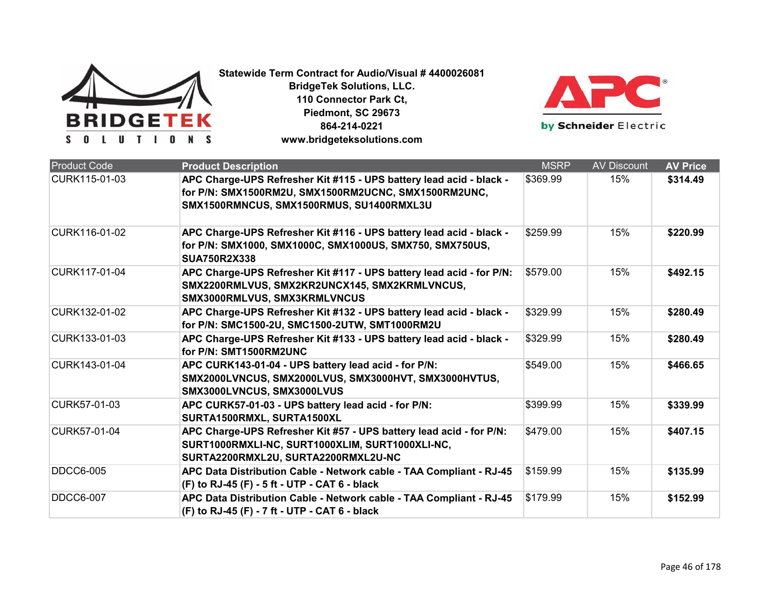**Statewide Term Contract for Audio/Visual # 4400026081**
**BridgeTek Solutions, LLC.**
**110 Connector Park Ct,**
**Piedmont, SC 29673**
**864-214-0221**
**www.bridgeteksolutions.com**

| Product Code | Product Description | MSRP | AV Discount | AV Price |
|---|---|---|---|---|
| CURK115-01-03 | **APC Charge-UPS Refresher Kit #115 - UPS battery lead acid - black - for P/N: SMX1500RM2U, SMX1500RM2UCNC, SMX1500RM2UNC, SMX1500RMNCUS, SMX1500RMUS, SU1400RMXL3U** | $369.99 | 15% | **$314.49** |
| CURK116-01-02 | **APC Charge-UPS Refresher Kit #116 - UPS battery lead acid - black - for P/N: SMX1000, SMX1000C, SMX1000US, SMX750, SMX750US, SUA750R2X338** | $259.99 | 15% | **$220.99** |
| CURK117-01-04 | **APC Charge-UPS Refresher Kit #117 - UPS battery lead acid - for P/N: SMX2200RMLVUS, SMX2KR2UNCX145, SMX2KRMLVNCUS, SMX3000RMLVUS, SMX3KRMLVNCUS** | $579.00 | 15% | **$492.15** |
| CURK132-01-02 | **APC Charge-UPS Refresher Kit #132 - UPS battery lead acid - black - for P/N: SMC1500-2U, SMC1500-2UTW, SMT1000RM2U** | $329.99 | 15% | **$280.49** |
| CURK133-01-03 | **APC Charge-UPS Refresher Kit #133 - UPS battery lead acid - black - for P/N: SMT1500RM2UNC** | $329.99 | 15% | **$280.49** |
| CURK143-01-04 | **APC CURK143-01-04 - UPS battery lead acid - for P/N: SMX2000LVNCUS, SMX2000LVUS, SMX3000HVT, SMX3000HVTUS, SMX3000LVNCUS, SMX3000LVUS** | $549.00 | 15% | **$466.65** |
| CURK57-01-03 | **APC CURK57-01-03 - UPS battery lead acid - for P/N: SURTA1500RMXL, SURTA1500XL** | $399.99 | 15% | **$339.99** |
| CURK57-01-04 | **APC Charge-UPS Refresher Kit #57 - UPS battery lead acid - for P/N: SURT1000RMXLI-NC, SURT1000XLIM, SURT1000XLI-NC, SURTA2200RMXL2U, SURTA2200RMXL2U-NC** | $479.00 | 15% | **$407.15** |
| DDCC6-005 | **APC Data Distribution Cable - Network cable - TAA Compliant - RJ-45 (F) to RJ-45 (F) - 5 ft - UTP - CAT 6 - black** | $159.99 | 15% | **$135.99** |
| DDCC6-007 | **APC Data Distribution Cable - Network cable - TAA Compliant - RJ-45 (F) to RJ-45 (F) - 7 ft - UTP - CAT 6 - black** | $179.99 | 15% | **$152.99** |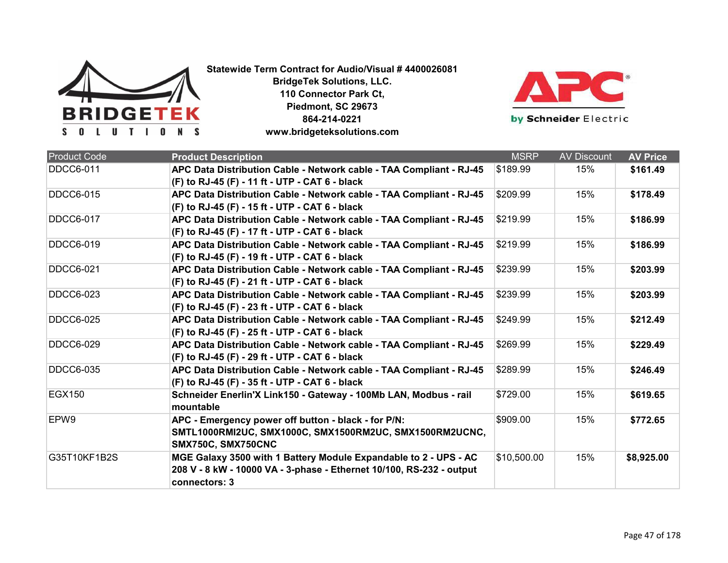**Statewide Term Contract for Audio/Visual # 4400026081**
**BridgeTek Solutions, LLC.**
**110 Connector Park Ct,**
**Piedmont, SC 29673**
**864-214-0221**
**www.bridgeteksolutions.com**

| Product Code | Product Description | MSRP | AV Discount | AV Price |
|---|---|---|---|---|
| DDCC6-011 | **APC Data Distribution Cable - Network cable - TAA Compliant - RJ-45 (F) to RJ-45 (F) - 11 ft - UTP - CAT 6 - black** | $189.99 | 15% | **$161.49** |
| DDCC6-015 | **APC Data Distribution Cable - Network cable - TAA Compliant - RJ-45 (F) to RJ-45 (F) - 15 ft - UTP - CAT 6 - black** | $209.99 | 15% | **$178.49** |
| DDCC6-017 | **APC Data Distribution Cable - Network cable - TAA Compliant - RJ-45 (F) to RJ-45 (F) - 17 ft - UTP - CAT 6 - black** | $219.99 | 15% | **$186.99** |
| DDCC6-019 | **APC Data Distribution Cable - Network cable - TAA Compliant - RJ-45 (F) to RJ-45 (F) - 19 ft - UTP - CAT 6 - black** | $219.99 | 15% | **$186.99** |
| DDCC6-021 | **APC Data Distribution Cable - Network cable - TAA Compliant - RJ-45 (F) to RJ-45 (F) - 21 ft - UTP - CAT 6 - black** | $239.99 | 15% | **$203.99** |
| DDCC6-023 | **APC Data Distribution Cable - Network cable - TAA Compliant - RJ-45 (F) to RJ-45 (F) - 23 ft - UTP - CAT 6 - black** | $239.99 | 15% | **$203.99** |
| DDCC6-025 | **APC Data Distribution Cable - Network cable - TAA Compliant - RJ-45 (F) to RJ-45 (F) - 25 ft - UTP - CAT 6 - black** | $249.99 | 15% | **$212.49** |
| DDCC6-029 | **APC Data Distribution Cable - Network cable - TAA Compliant - RJ-45 (F) to RJ-45 (F) - 29 ft - UTP - CAT 6 - black** | $269.99 | 15% | **$229.49** |
| DDCC6-035 | **APC Data Distribution Cable - Network cable - TAA Compliant - RJ-45 (F) to RJ-45 (F) - 35 ft - UTP - CAT 6 - black** | $289.99 | 15% | **$246.49** |
| EGX150 | **Schneider Enerlin'X Link150 - Gateway - 100Mb LAN, Modbus - rail mountable** | $729.00 | 15% | **$619.65** |
| EPW9 | **APC - Emergency power off button - black - for P/N: SMTL1000RMI2UC, SMX1000C, SMX1500RM2UC, SMX1500RM2UCNC, SMX750C, SMX750CNC** | $909.00 | 15% | **$772.65** |
| G35T10KF1B2S | **MGE Galaxy 3500 with 1 Battery Module Expandable to 2 - UPS - AC 208 V - 8 kW - 10000 VA - 3-phase - Ethernet 10/100, RS-232 - output connectors: 3** | $10,500.00 | 15% | **$8,925.00** |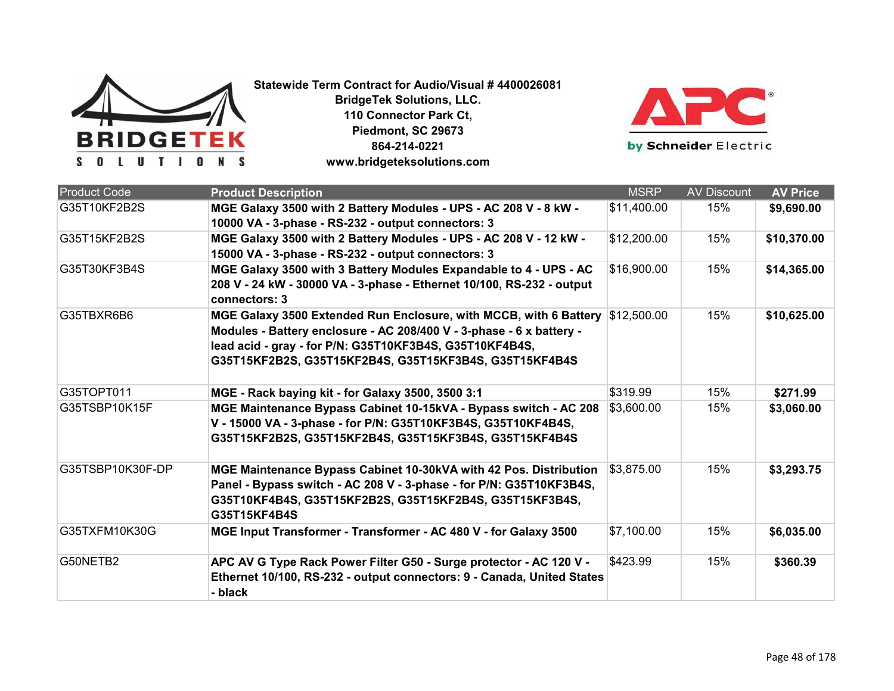**Statewide Term Contract for Audio/Visual # 4400026081**
**BridgeTek Solutions, LLC.**
**110 Connector Park Ct,**
**Piedmont, SC 29673**
**864-214-0221**
**www.bridgeteksolutions.com**

| Product Code | Product Description | MSRP | AV Discount | AV Price |
|---|---|---|---|---|
| G35T10KF2B2S | **MGE Galaxy 3500 with 2 Battery Modules - UPS - AC 208 V - 8 kW - 10000 VA - 3-phase - RS-232 - output connectors: 3** | $11,400.00 | 15% | **$9,690.00** |
| G35T15KF2B2S | **MGE Galaxy 3500 with 2 Battery Modules - UPS - AC 208 V - 12 kW - 15000 VA - 3-phase - RS-232 - output connectors: 3** | $12,200.00 | 15% | **$10,370.00** |
| G35T30KF3B4S | **MGE Galaxy 3500 with 3 Battery Modules Expandable to 4 - UPS - AC 208 V - 24 kW - 30000 VA - 3-phase - Ethernet 10/100, RS-232 - output connectors: 3** | $16,900.00 | 15% | **$14,365.00** |
| G35TBXR6B6 | **MGE Galaxy 3500 Extended Run Enclosure, with MCCB, with 6 Battery Modules - Battery enclosure - AC 208/400 V - 3-phase - 6 x battery - lead acid - gray - for P/N: G35T10KF3B4S, G35T10KF4B4S, G35T15KF2B2S, G35T15KF2B4S, G35T15KF3B4S, G35T15KF4B4S** | $12,500.00 | 15% | **$10,625.00** |
| G35TOPT011 | **MGE - Rack baying kit - for Galaxy 3500, 3500 3:1** | $319.99 | 15% | **$271.99** |
| G35TSBP10K15F | **MGE Maintenance Bypass Cabinet 10-15kVA - Bypass switch - AC 208 V - 15000 VA - 3-phase - for P/N: G35T10KF3B4S, G35T10KF4B4S, G35T15KF2B2S, G35T15KF2B4S, G35T15KF3B4S, G35T15KF4B4S** | $3,600.00 | 15% | **$3,060.00** |
| G35TSBP10K30F-DP | **MGE Maintenance Bypass Cabinet 10-30kVA with 42 Pos. Distribution Panel - Bypass switch - AC 208 V - 3-phase - for P/N: G35T10KF3B4S, G35T10KF4B4S, G35T15KF2B2S, G35T15KF2B4S, G35T15KF3B4S, G35T15KF4B4S** | $3,875.00 | 15% | **$3,293.75** |
| G35TXFM10K30G | **MGE Input Transformer - Transformer - AC 480 V - for Galaxy 3500** | $7,100.00 | 15% | **$6,035.00** |
| G50NETB2 | **APC AV G Type Rack Power Filter G50 - Surge protector - AC 120 V - Ethernet 10/100, RS-232 - output connectors: 9 - Canada, United States - black** | $423.99 | 15% | **$360.39** |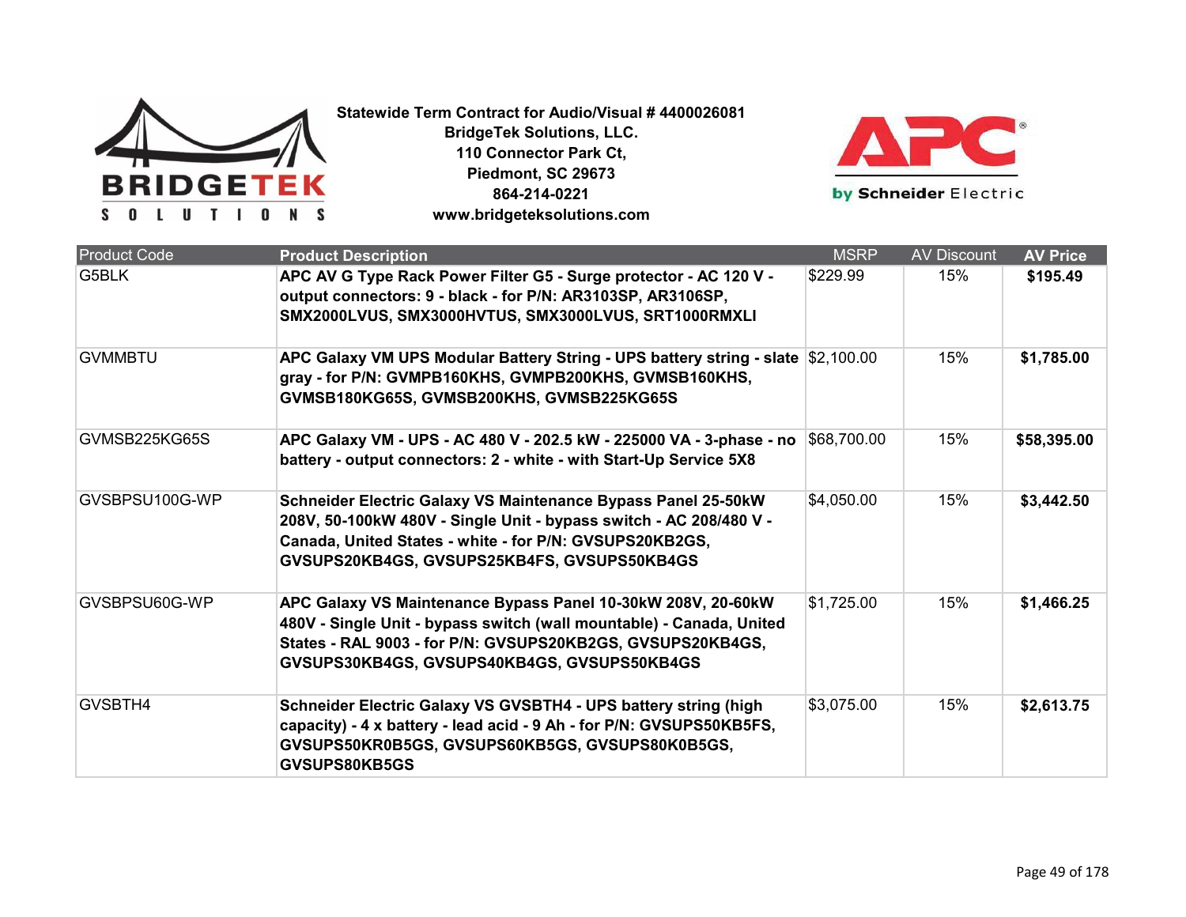**Statewide Term Contract for Audio/Visual # 4400026081**
**BridgeTek Solutions, LLC.**
**110 Connector Park Ct,**
**Piedmont, SC 29673**
**864-214-0221**
**www.bridgeteksolutions.com**

| Product Code | Product Description | MSRP | AV Discount | AV Price |
|---|---|---|---|---|
| G5BLK | **APC AV G Type Rack Power Filter G5 - Surge protector - AC 120 V - output connectors: 9 - black - for P/N: AR3103SP, AR3106SP, SMX2000LVUS, SMX3000HVTUS, SMX3000LVUS, SRT1000RMXLI** | $229.99 | 15% | **$195.49** |
| GVMMBTU | **APC Galaxy VM UPS Modular Battery String - UPS battery string - slate gray - for P/N: GVMPB160KHS, GVMPB200KHS, GVMSB160KHS, GVMSB180KG65S, GVMSB200KHS, GVMSB225KG65S** | $2,100.00 | 15% | **$1,785.00** |
| GVMSB225KG65S | **APC Galaxy VM - UPS - AC 480 V - 202.5 kW - 225000 VA - 3-phase - no battery - output connectors: 2 - white - with Start-Up Service 5X8** | $68,700.00 | 15% | **$58,395.00** |
| GVSBPSU100G-WP | **Schneider Electric Galaxy VS Maintenance Bypass Panel 25-50kW 208V, 50-100kW 480V - Single Unit - bypass switch - AC 208/480 V - Canada, United States - white - for P/N: GVSUPS20KB2GS, GVSUPS20KB4GS, GVSUPS25KB4FS, GVSUPS50KB4GS** | $4,050.00 | 15% | **$3,442.50** |
| GVSBPSU60G-WP | **APC Galaxy VS Maintenance Bypass Panel 10-30kW 208V, 20-60kW 480V - Single Unit - bypass switch (wall mountable) - Canada, United States - RAL 9003 - for P/N: GVSUPS20KB2GS, GVSUPS20KB4GS, GVSUPS30KB4GS, GVSUPS40KB4GS, GVSUPS50KB4GS** | $1,725.00 | 15% | **$1,466.25** |
| GVSBTH4 | **Schneider Electric Galaxy VS GVSBTH4 - UPS battery string (high capacity) - 4 x battery - lead acid - 9 Ah - for P/N: GVSUPS50KB5FS, GVSUPS50KR0B5GS, GVSUPS60KB5GS, GVSUPS80K0B5GS, GVSUPS80KB5GS** | $3,075.00 | 15% | **$2,613.75** |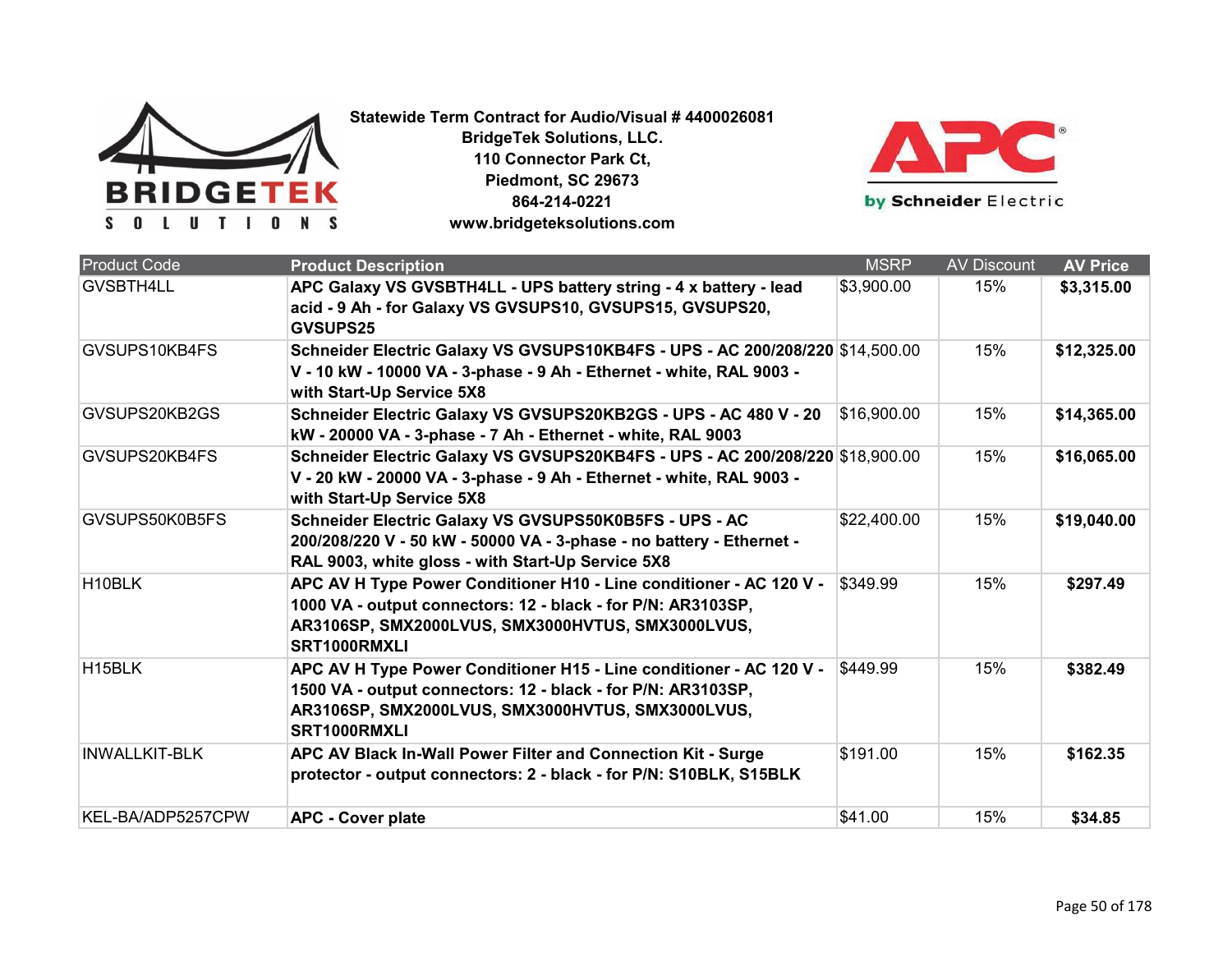**Statewide Term Contract for Audio/Visual # 4400026081**
**BridgeTek Solutions, LLC.**
**110 Connector Park Ct,**
**Piedmont, SC 29673**
**864-214-0221**
**www.bridgeteksolutions.com**

| Product Code | Product Description | MSRP | AV Discount | AV Price |
|---|---|---|---|---|
| GVSBTH4LL | **APC Galaxy VS GVSBTH4LL - UPS battery string - 4 x battery - lead acid - 9 Ah - for Galaxy VS GVSUPS10, GVSUPS15, GVSUPS20, GVSUPS25** | $3,900.00 | 15% | **$3,315.00** |
| GVSUPS10KB4FS | **Schneider Electric Galaxy VS GVSUPS10KB4FS - UPS - AC 200/208/220 V - 10 kW - 10000 VA - 3-phase - 9 Ah - Ethernet - white, RAL 9003 - with Start-Up Service 5X8** | $14,500.00 | 15% | **$12,325.00** |
| GVSUPS20KB2GS | **Schneider Electric Galaxy VS GVSUPS20KB2GS - UPS - AC 480 V - 20 kW - 20000 VA - 3-phase - 7 Ah - Ethernet - white, RAL 9003** | $16,900.00 | 15% | **$14,365.00** |
| GVSUPS20KB4FS | **Schneider Electric Galaxy VS GVSUPS20KB4FS - UPS - AC 200/208/220 V - 20 kW - 20000 VA - 3-phase - 9 Ah - Ethernet - white, RAL 9003 - with Start-Up Service 5X8** | $18,900.00 | 15% | **$16,065.00** |
| GVSUPS50K0B5FS | **Schneider Electric Galaxy VS GVSUPS50K0B5FS - UPS - AC 200/208/220 V - 50 kW - 50000 VA - 3-phase - no battery - Ethernet - RAL 9003, white gloss - with Start-Up Service 5X8** | $22,400.00 | 15% | **$19,040.00** |
| H10BLK | **APC AV H Type Power Conditioner H10 - Line conditioner - AC 120 V - 1000 VA - output connectors: 12 - black - for P/N: AR3103SP, AR3106SP, SMX2000LVUS, SMX3000HVTUS, SMX3000LVUS, SRT1000RMXLI** | $349.99 | 15% | **$297.49** |
| H15BLK | **APC AV H Type Power Conditioner H15 - Line conditioner - AC 120 V - 1500 VA - output connectors: 12 - black - for P/N: AR3103SP, AR3106SP, SMX2000LVUS, SMX3000HVTUS, SMX3000LVUS, SRT1000RMXLI** | $449.99 | 15% | **$382.49** |
| INWALLKIT-BLK | **APC AV Black In-Wall Power Filter and Connection Kit - Surge protector - output connectors: 2 - black - for P/N: S10BLK, S15BLK** | $191.00 | 15% | **$162.35** |
| KEL-BA/ADP5257CPW | **APC - Cover plate** | $41.00 | 15% | **$34.85** |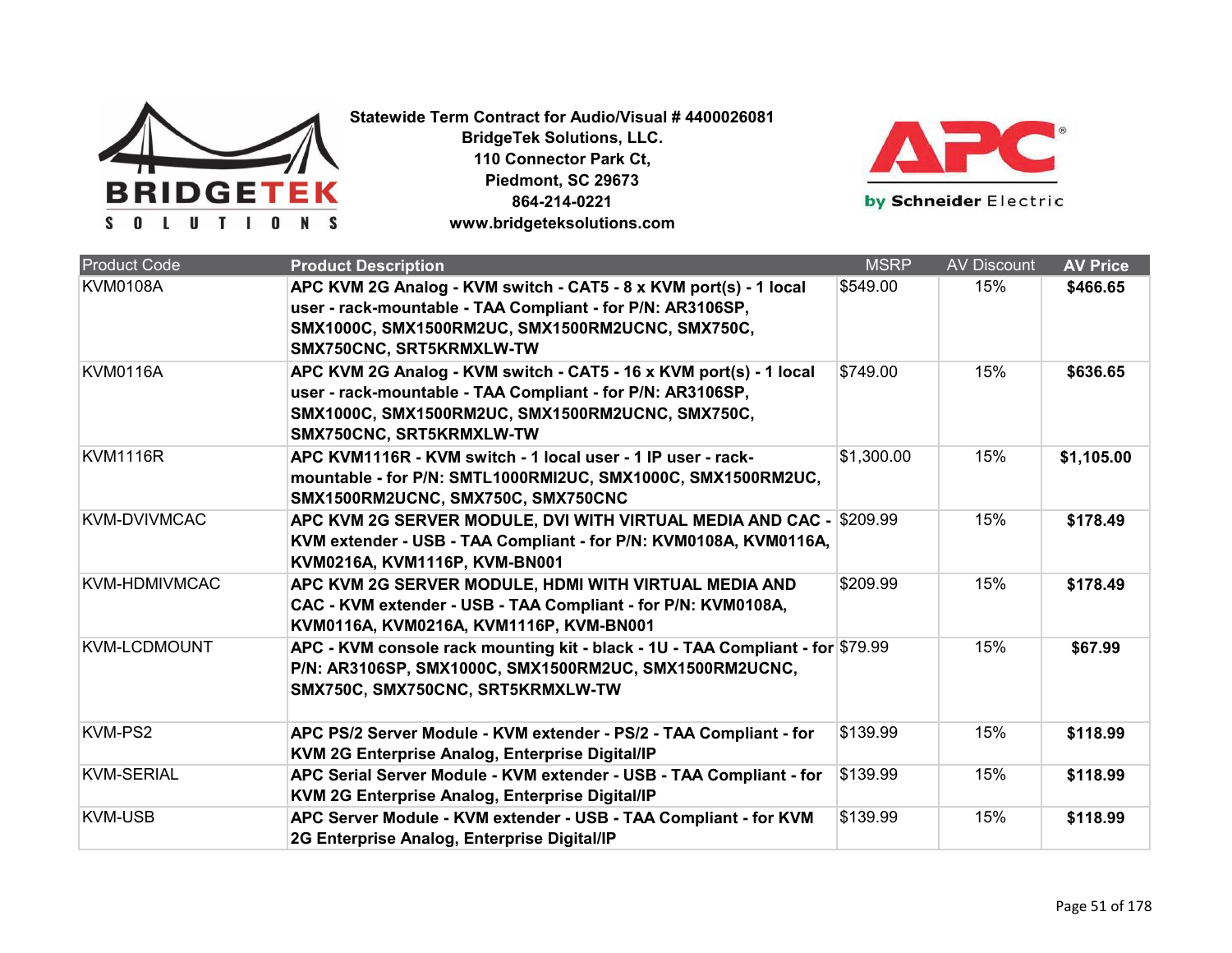**Statewide Term Contract for Audio/Visual # 4400026081**
**BridgeTek Solutions, LLC.**
**110 Connector Park Ct,**
**Piedmont, SC 29673**
**864-214-0221**
**www.bridgeteksolutions.com**

| Product Code | Product Description | MSRP | AV Discount | AV Price |
|---|---|---|---|---|
| KVM0108A | **APC KVM 2G Analog - KVM switch - CAT5 - 8 x KVM port(s) - 1 local user - rack-mountable - TAA Compliant - for P/N: AR3106SP, SMX1000C, SMX1500RM2UC, SMX1500RM2UCNC, SMX750C, SMX750CNC, SRT5KRMXLW-TW** | $549.00 | 15% | **$466.65** |
| KVM0116A | **APC KVM 2G Analog - KVM switch - CAT5 - 16 x KVM port(s) - 1 local user - rack-mountable - TAA Compliant - for P/N: AR3106SP, SMX1000C, SMX1500RM2UC, SMX1500RM2UCNC, SMX750C, SMX750CNC, SRT5KRMXLW-TW** | $749.00 | 15% | **$636.65** |
| KVM1116R | **APC KVM1116R - KVM switch - 1 local user - 1 IP user - rack-mountable - for P/N: SMTL1000RMI2UC, SMX1000C, SMX1500RM2UC, SMX1500RM2UCNC, SMX750C, SMX750CNC** | $1,300.00 | 15% | **$1,105.00** |
| KVM-DVIVMCAC | **APC KVM 2G SERVER MODULE, DVI WITH VIRTUAL MEDIA AND CAC - KVM extender - USB - TAA Compliant - for P/N: KVM0108A, KVM0116A, KVM0216A, KVM1116P, KVM-BN001** | $209.99 | 15% | **$178.49** |
| KVM-HDMIVMCAC | **APC KVM 2G SERVER MODULE, HDMI WITH VIRTUAL MEDIA AND CAC - KVM extender - USB - TAA Compliant - for P/N: KVM0108A, KVM0116A, KVM0216A, KVM1116P, KVM-BN001** | $209.99 | 15% | **$178.49** |
| KVM-LCDMOUNT | **APC - KVM console rack mounting kit - black - 1U - TAA Compliant - for P/N: AR3106SP, SMX1000C, SMX1500RM2UC, SMX1500RM2UCNC, SMX750C, SMX750CNC, SRT5KRMXLW-TW** | $79.99 | 15% | **$67.99** |
| KVM-PS2 | **APC PS/2 Server Module - KVM extender - PS/2 - TAA Compliant - for KVM 2G Enterprise Analog, Enterprise Digital/IP** | $139.99 | 15% | **$118.99** |
| KVM-SERIAL | **APC Serial Server Module - KVM extender - USB - TAA Compliant - for KVM 2G Enterprise Analog, Enterprise Digital/IP** | $139.99 | 15% | **$118.99** |
| KVM-USB | **APC Server Module - KVM extender - USB - TAA Compliant - for KVM 2G Enterprise Analog, Enterprise Digital/IP** | $139.99 | 15% | **$118.99** |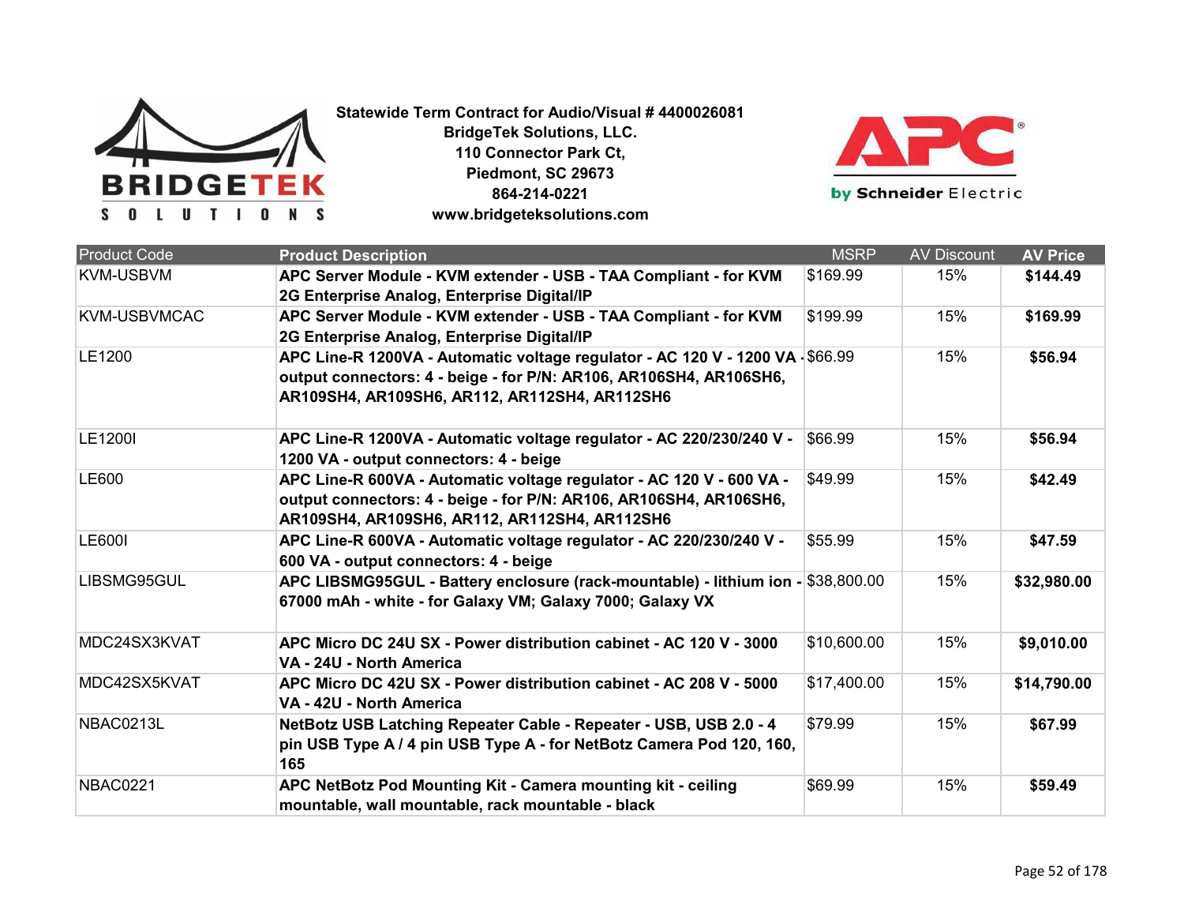**Statewide Term Contract for Audio/Visual # 4400026081**
**BridgeTek Solutions, LLC.**
**110 Connector Park Ct,**
**Piedmont, SC 29673**
**864-214-0221**
**www.bridgeteksolutions.com**

| Product Code | Product Description | MSRP | AV Discount | AV Price |
|---|---|---|---|---|
| KVM-USBVM | **APC Server Module - KVM extender - USB - TAA Compliant - for KVM 2G Enterprise Analog, Enterprise Digital/IP** | $169.99 | 15% | **$144.49** |
| KVM-USBVMCAC | **APC Server Module - KVM extender - USB - TAA Compliant - for KVM 2G Enterprise Analog, Enterprise Digital/IP** | $199.99 | 15% | **$169.99** |
| LE1200 | **APC Line-R 1200VA - Automatic voltage regulator - AC 120 V - 1200 VA - output connectors: 4 - beige - for P/N: AR106, AR106SH4, AR106SH6, AR109SH4, AR109SH6, AR112, AR112SH4, AR112SH6** | $66.99 | 15% | **$56.94** |
| LE1200I | **APC Line-R 1200VA - Automatic voltage regulator - AC 220/230/240 V - 1200 VA - output connectors: 4 - beige** | $66.99 | 15% | **$56.94** |
| LE600 | **APC Line-R 600VA - Automatic voltage regulator - AC 120 V - 600 VA - output connectors: 4 - beige - for P/N: AR106, AR106SH4, AR106SH6, AR109SH4, AR109SH6, AR112, AR112SH4, AR112SH6** | $49.99 | 15% | **$42.49** |
| LE600I | **APC Line-R 600VA - Automatic voltage regulator - AC 220/230/240 V - 600 VA - output connectors: 4 - beige** | $55.99 | 15% | **$47.59** |
| LIBSMG95GUL | **APC LIBSMG95GUL - Battery enclosure (rack-mountable) - lithium ion - 67000 mAh - white - for Galaxy VM; Galaxy 7000; Galaxy VX** | $38,800.00 | 15% | **$32,980.00** |
| MDC24SX3KVAT | **APC Micro DC 24U SX - Power distribution cabinet - AC 120 V - 3000 VA - 24U - North America** | $10,600.00 | 15% | **$9,010.00** |
| MDC42SX5KVAT | **APC Micro DC 42U SX - Power distribution cabinet - AC 208 V - 5000 VA - 42U - North America** | $17,400.00 | 15% | **$14,790.00** |
| NBAC0213L | **NetBotz USB Latching Repeater Cable - Repeater - USB, USB 2.0 - 4 pin USB Type A / 4 pin USB Type A - for NetBotz Camera Pod 120, 160, 165** | $79.99 | 15% | **$67.99** |
| NBAC0221 | **APC NetBotz Pod Mounting Kit - Camera mounting kit - ceiling mountable, wall mountable, rack mountable - black** | $69.99 | 15% | **$59.49** |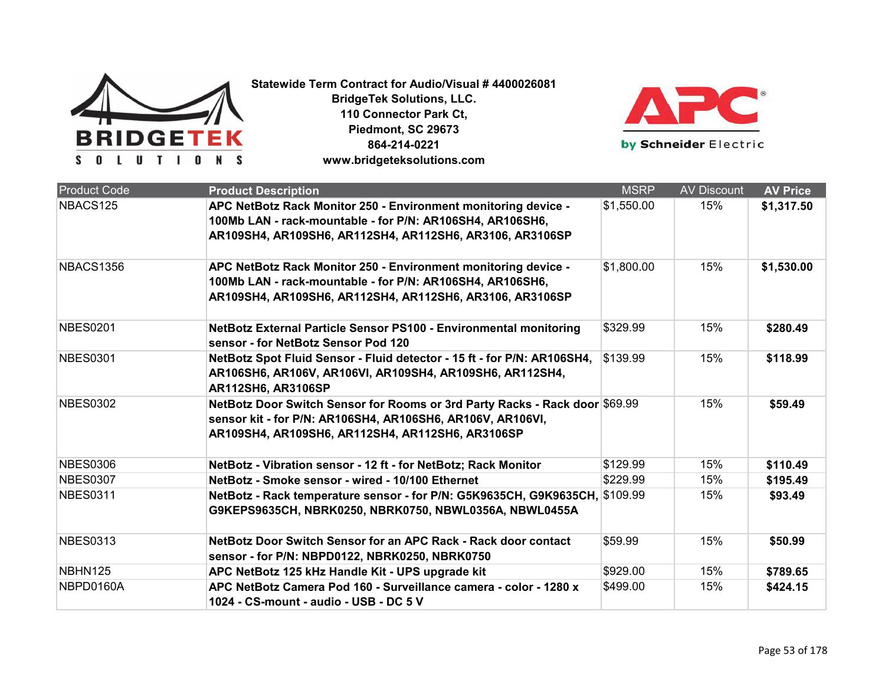**Statewide Term Contract for Audio/Visual # 4400026081**
**BridgeTek Solutions, LLC.**
**110 Connector Park Ct,**
**Piedmont, SC 29673**
**864-214-0221**
**www.bridgeteksolutions.com**

| Product Code | Product Description | MSRP | AV Discount | AV Price |
|---|---|---|---|---|
| NBACS125 | **APC NetBotz Rack Monitor 250 - Environment monitoring device - 100Mb LAN - rack-mountable - for P/N: AR106SH4, AR106SH6, AR109SH4, AR109SH6, AR112SH4, AR112SH6, AR3106, AR3106SP** | $1,550.00 | 15% | **$1,317.50** |
| NBACS1356 | **APC NetBotz Rack Monitor 250 - Environment monitoring device - 100Mb LAN - rack-mountable - for P/N: AR106SH4, AR106SH6, AR109SH4, AR109SH6, AR112SH4, AR112SH6, AR3106, AR3106SP** | $1,800.00 | 15% | **$1,530.00** |
| NBES0201 | **NetBotz External Particle Sensor PS100 - Environmental monitoring sensor - for NetBotz Sensor Pod 120** | $329.99 | 15% | **$280.49** |
| NBES0301 | **NetBotz Spot Fluid Sensor - Fluid detector - 15 ft - for P/N: AR106SH4, AR106SH6, AR106V, AR106VI, AR109SH4, AR109SH6, AR112SH4, AR112SH6, AR3106SP** | $139.99 | 15% | **$118.99** |
| NBES0302 | **NetBotz Door Switch Sensor for Rooms or 3rd Party Racks - Rack door sensor kit - for P/N: AR106SH4, AR106SH6, AR106V, AR106VI, AR109SH4, AR109SH6, AR112SH4, AR112SH6, AR3106SP** | $69.99 | 15% | **$59.49** |
| NBES0306 | **NetBotz - Vibration sensor - 12 ft - for NetBotz; Rack Monitor** | $129.99 | 15% | **$110.49** |
| NBES0307 | **NetBotz - Smoke sensor - wired - 10/100 Ethernet** | $229.99 | 15% | **$195.49** |
| NBES0311 | **NetBotz - Rack temperature sensor - for P/N: G5K9635CH, G9K9635CH, G9KEPS9635CH, NBRK0250, NBRK0750, NBWL0356A, NBWL0455A** | $109.99 | 15% | **$93.49** |
| NBES0313 | **NetBotz Door Switch Sensor for an APC Rack - Rack door contact sensor - for P/N: NBPD0122, NBRK0250, NBRK0750** | $59.99 | 15% | **$50.99** |
| NBHN125 | **APC NetBotz 125 kHz Handle Kit - UPS upgrade kit** | $929.00 | 15% | **$789.65** |
| NBPD0160A | **APC NetBotz Camera Pod 160 - Surveillance camera - color - 1280 x 1024 - CS-mount - audio - USB - DC 5 V** | $499.00 | 15% | **$424.15** |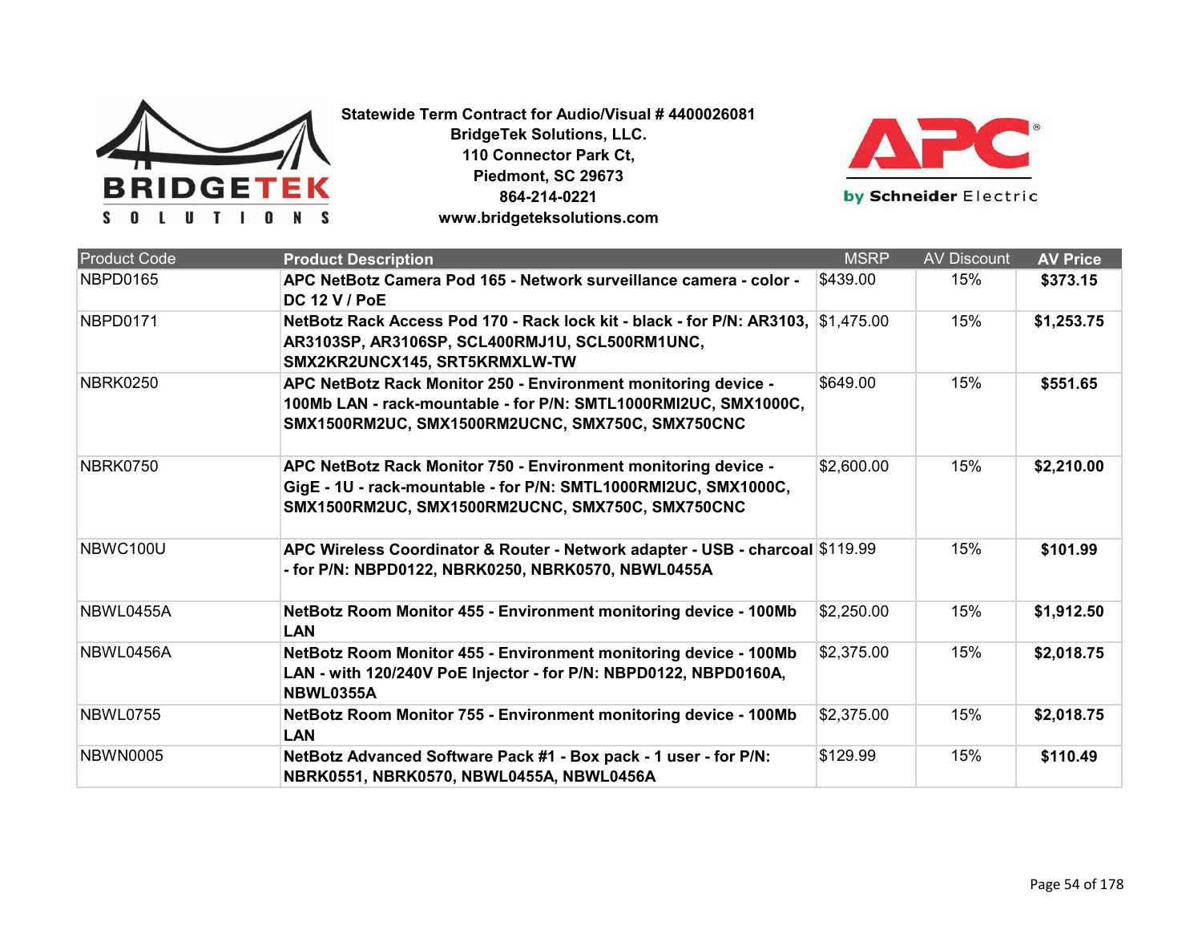**Statewide Term Contract for Audio/Visual # 4400026081**
**BridgeTek Solutions, LLC.**
**110 Connector Park Ct,**
**Piedmont, SC 29673**
**864-214-0221**
**www.bridgeteksolutions.com**

| Product Code | Product Description | MSRP | AV Discount | AV Price |
|---|---|---|---|---|
| NBPD0165 | **APC NetBotz Camera Pod 165 - Network surveillance camera - color - DC 12 V / PoE** | $439.00 | 15% | **$373.15** |
| NBPD0171 | **NetBotz Rack Access Pod 170 - Rack lock kit - black - for P/N: AR3103, AR3103SP, AR3106SP, SCL400RMJ1U, SCL500RM1UNC, SMX2KR2UNCX145, SRT5KRMXLW-TW** | $1,475.00 | 15% | **$1,253.75** |
| NBRK0250 | **APC NetBotz Rack Monitor 250 - Environment monitoring device - 100Mb LAN - rack-mountable - for P/N: SMTL1000RMI2UC, SMX1000C, SMX1500RM2UC, SMX1500RM2UCNC, SMX750C, SMX750CNC** | $649.00 | 15% | **$551.65** |
| NBRK0750 | **APC NetBotz Rack Monitor 750 - Environment monitoring device - GigE - 1U - rack-mountable - for P/N: SMTL1000RMI2UC, SMX1000C, SMX1500RM2UC, SMX1500RM2UCNC, SMX750C, SMX750CNC** | $2,600.00 | 15% | **$2,210.00** |
| NBWC100U | **APC Wireless Coordinator & Router - Network adapter - USB - charcoal - for P/N: NBPD0122, NBRK0250, NBRK0570, NBWL0455A** | $119.99 | 15% | **$101.99** |
| NBWL0455A | **NetBotz Room Monitor 455 - Environment monitoring device - 100Mb LAN** | $2,250.00 | 15% | **$1,912.50** |
| NBWL0456A | **NetBotz Room Monitor 455 - Environment monitoring device - 100Mb LAN - with 120/240V PoE Injector - for P/N: NBPD0122, NBPD0160A, NBWL0355A** | $2,375.00 | 15% | **$2,018.75** |
| NBWL0755 | **NetBotz Room Monitor 755 - Environment monitoring device - 100Mb LAN** | $2,375.00 | 15% | **$2,018.75** |
| NBWN0005 | **NetBotz Advanced Software Pack #1 - Box pack - 1 user - for P/N: NBRK0551, NBRK0570, NBWL0455A, NBWL0456A** | $129.99 | 15% | **$110.49** |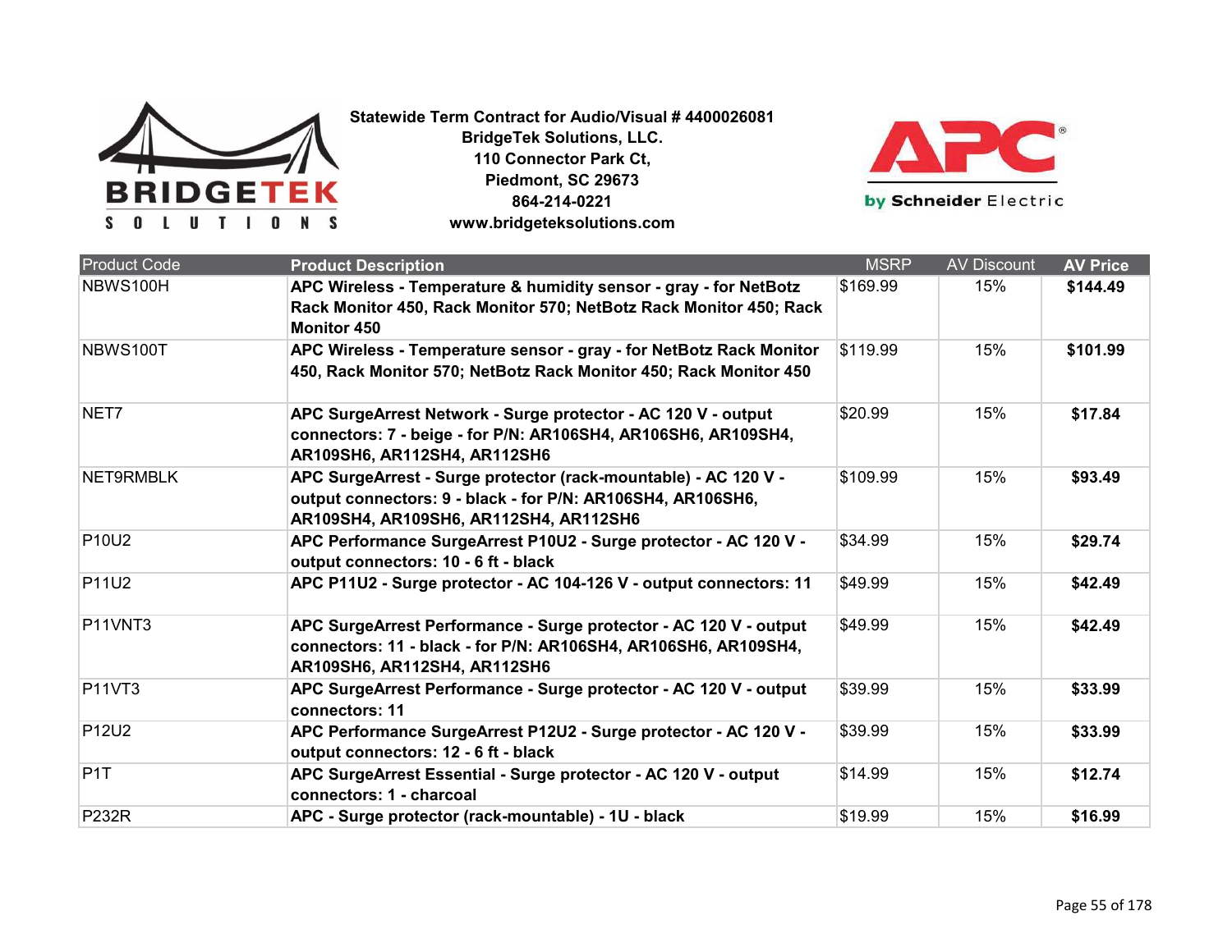**Statewide Term Contract for Audio/Visual # 4400026081**
**BridgeTek Solutions, LLC.**
**110 Connector Park Ct,**
**Piedmont, SC 29673**
**864-214-0221**
**www.bridgeteksolutions.com**

| Product Code | Product Description | MSRP | AV Discount | AV Price |
|---|---|---|---|---|
| NBWS100H | **APC Wireless - Temperature & humidity sensor - gray - for NetBotz Rack Monitor 450, Rack Monitor 570; NetBotz Rack Monitor 450; Rack Monitor 450** | $169.99 | 15% | **$144.49** |
| NBWS100T | **APC Wireless - Temperature sensor - gray - for NetBotz Rack Monitor 450, Rack Monitor 570; NetBotz Rack Monitor 450; Rack Monitor 450** | $119.99 | 15% | **$101.99** |
| NET7 | **APC SurgeArrest Network - Surge protector - AC 120 V - output connectors: 7 - beige - for P/N: AR106SH4, AR106SH6, AR109SH4, AR109SH6, AR112SH4, AR112SH6** | $20.99 | 15% | **$17.84** |
| NET9RMBLK | **APC SurgeArrest - Surge protector (rack-mountable) - AC 120 V - output connectors: 9 - black - for P/N: AR106SH4, AR106SH6, AR109SH4, AR109SH6, AR112SH4, AR112SH6** | $109.99 | 15% | **$93.49** |
| P10U2 | **APC Performance SurgeArrest P10U2 - Surge protector - AC 120 V - output connectors: 10 - 6 ft - black** | $34.99 | 15% | **$29.74** |
| P11U2 | **APC P11U2 - Surge protector - AC 104-126 V - output connectors: 11** | $49.99 | 15% | **$42.49** |
| P11VNT3 | **APC SurgeArrest Performance - Surge protector - AC 120 V - output connectors: 11 - black - for P/N: AR106SH4, AR106SH6, AR109SH4, AR109SH6, AR112SH4, AR112SH6** | $49.99 | 15% | **$42.49** |
| P11VT3 | **APC SurgeArrest Performance - Surge protector - AC 120 V - output connectors: 11** | $39.99 | 15% | **$33.99** |
| P12U2 | **APC Performance SurgeArrest P12U2 - Surge protector - AC 120 V - output connectors: 12 - 6 ft - black** | $39.99 | 15% | **$33.99** |
| P1T | **APC SurgeArrest Essential - Surge protector - AC 120 V - output connectors: 1 - charcoal** | $14.99 | 15% | **$12.74** |
| P232R | **APC - Surge protector (rack-mountable) - 1U - black** | $19.99 | 15% | **$16.99** |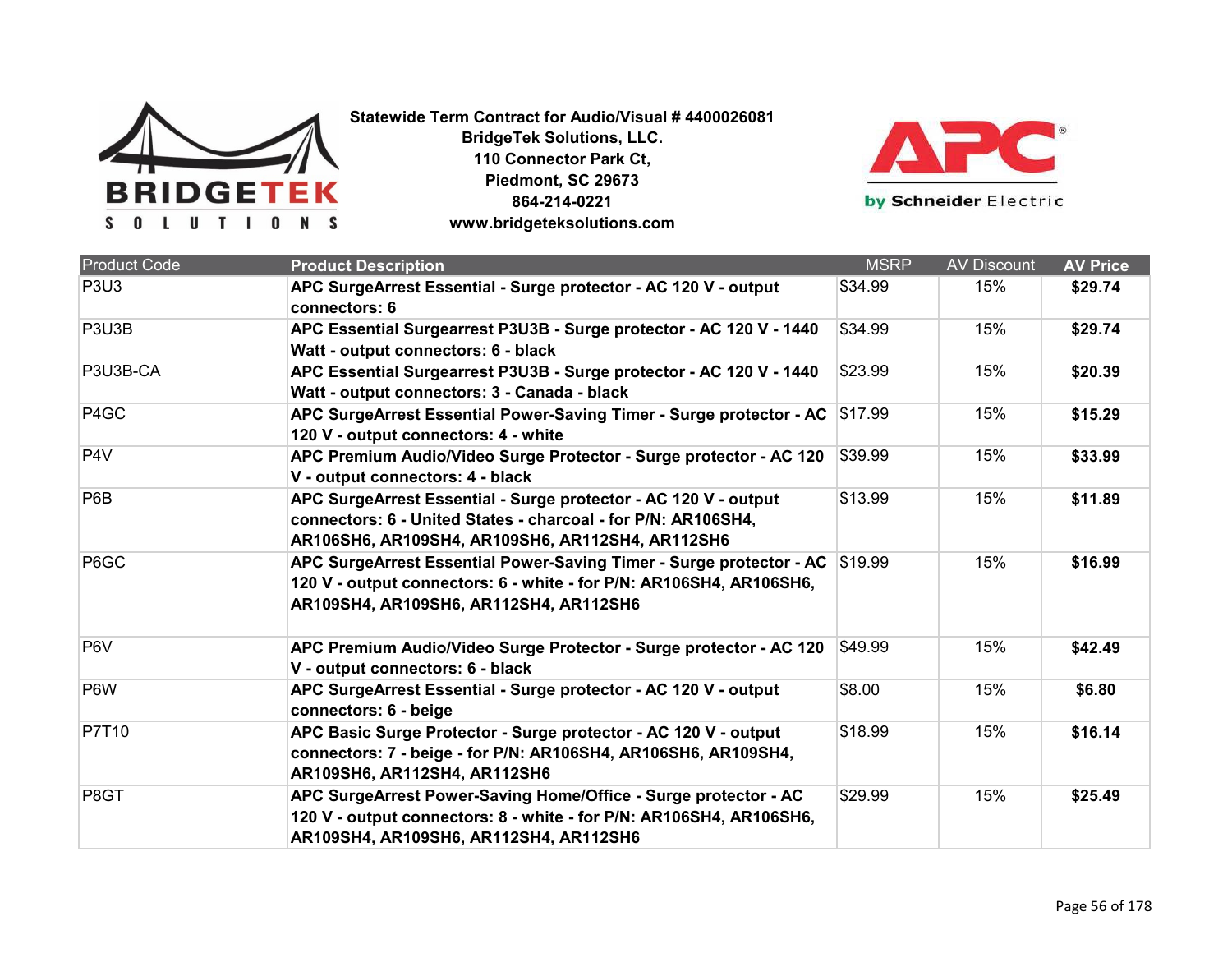**Statewide Term Contract for Audio/Visual # 4400026081**
**BridgeTek Solutions, LLC.**
**110 Connector Park Ct,**
**Piedmont, SC 29673**
**864-214-0221**
**www.bridgeteksolutions.com**

| Product Code | Product Description | MSRP | AV Discount | AV Price |
|---|---|---|---|---|
| P3U3 | **APC SurgeArrest Essential - Surge protector - AC 120 V - output connectors: 6** | $34.99 | 15% | **$29.74** |
| P3U3B | **APC Essential Surgearrest P3U3B - Surge protector - AC 120 V - 1440 Watt - output connectors: 6 - black** | $34.99 | 15% | **$29.74** |
| P3U3B-CA | **APC Essential Surgearrest P3U3B - Surge protector - AC 120 V - 1440 Watt - output connectors: 3 - Canada - black** | $23.99 | 15% | **$20.39** |
| P4GC | **APC SurgeArrest Essential Power-Saving Timer - Surge protector - AC 120 V - output connectors: 4 - white** | $17.99 | 15% | **$15.29** |
| P4V | **APC Premium Audio/Video Surge Protector - Surge protector - AC 120 V - output connectors: 4 - black** | $39.99 | 15% | **$33.99** |
| P6B | **APC SurgeArrest Essential - Surge protector - AC 120 V - output connectors: 6 - United States - charcoal - for P/N: AR106SH4, AR106SH6, AR109SH4, AR109SH6, AR112SH4, AR112SH6** | $13.99 | 15% | **$11.89** |
| P6GC | **APC SurgeArrest Essential Power-Saving Timer - Surge protector - AC 120 V - output connectors: 6 - white - for P/N: AR106SH4, AR106SH6, AR109SH4, AR109SH6, AR112SH4, AR112SH6** | $19.99 | 15% | **$16.99** |
| P6V | **APC Premium Audio/Video Surge Protector - Surge protector - AC 120 V - output connectors: 6 - black** | $49.99 | 15% | **$42.49** |
| P6W | **APC SurgeArrest Essential - Surge protector - AC 120 V - output connectors: 6 - beige** | $8.00 | 15% | **$6.80** |
| P7T10 | **APC Basic Surge Protector - Surge protector - AC 120 V - output connectors: 7 - beige - for P/N: AR106SH4, AR106SH6, AR109SH4, AR109SH6, AR112SH4, AR112SH6** | $18.99 | 15% | **$16.14** |
| P8GT | **APC SurgeArrest Power-Saving Home/Office - Surge protector - AC 120 V - output connectors: 8 - white - for P/N: AR106SH4, AR106SH6, AR109SH4, AR109SH6, AR112SH4, AR112SH6** | $29.99 | 15% | **$25.49** |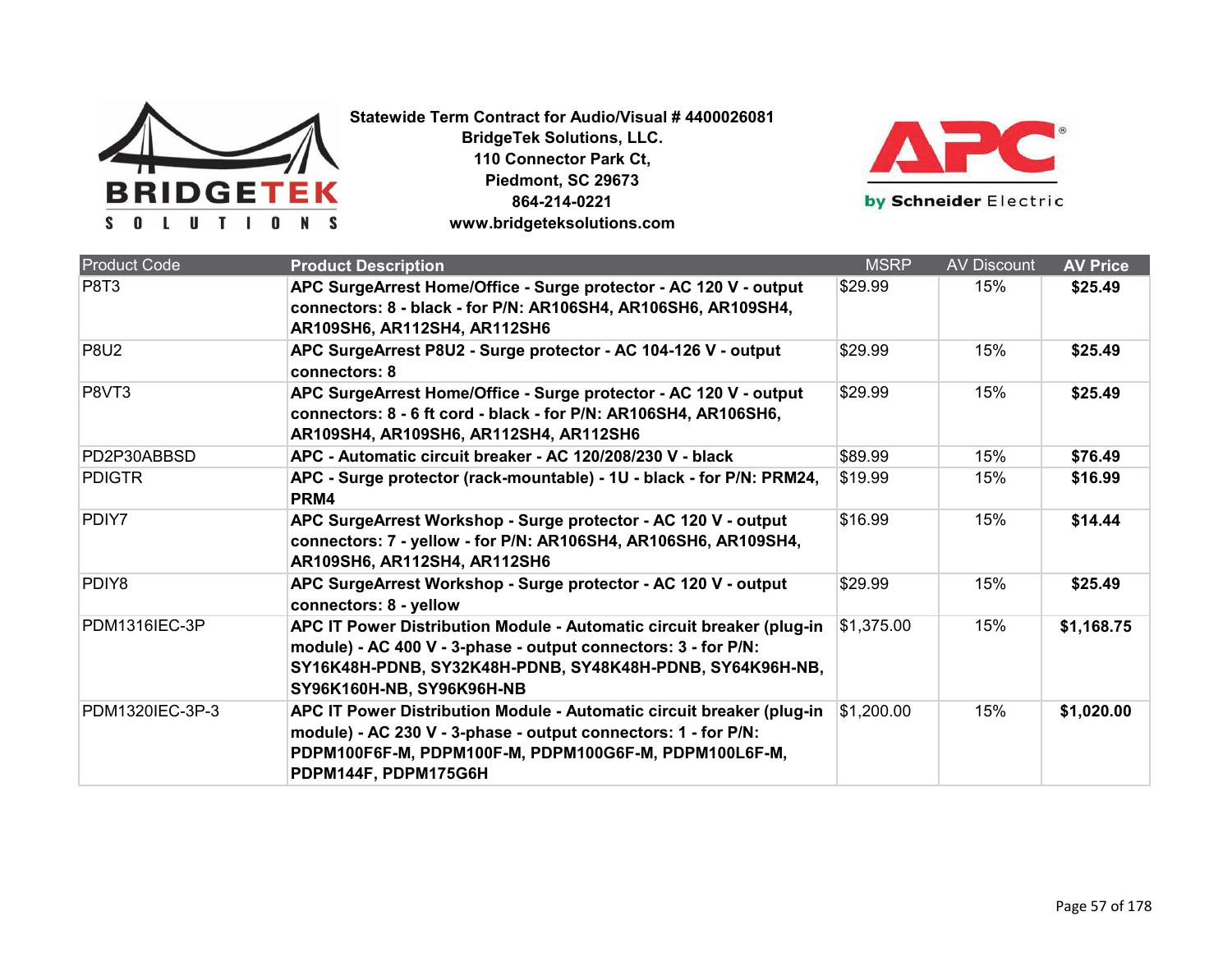**Statewide Term Contract for Audio/Visual # 4400026081**
**BridgeTek Solutions, LLC.**
**110 Connector Park Ct,**
**Piedmont, SC 29673**
**864-214-0221**
**www.bridgeteksolutions.com**

| Product Code | Product Description | MSRP | AV Discount | AV Price |
|---|---|---|---|---|
| P8T3 | **APC SurgeArrest Home/Office - Surge protector - AC 120 V - output connectors: 8 - black - for P/N: AR106SH4, AR106SH6, AR109SH4, AR109SH6, AR112SH4, AR112SH6** | $29.99 | 15% | **$25.49** |
| P8U2 | **APC SurgeArrest P8U2 - Surge protector - AC 104-126 V - output connectors: 8** | $29.99 | 15% | **$25.49** |
| P8VT3 | **APC SurgeArrest Home/Office - Surge protector - AC 120 V - output connectors: 8 - 6 ft cord - black - for P/N: AR106SH4, AR106SH6, AR109SH4, AR109SH6, AR112SH4, AR112SH6** | $29.99 | 15% | **$25.49** |
| PD2P30ABBSD | **APC - Automatic circuit breaker - AC 120/208/230 V - black** | $89.99 | 15% | **$76.49** |
| PDIGTR | **APC - Surge protector (rack-mountable) - 1U - black - for P/N: PRM24, PRM4** | $19.99 | 15% | **$16.99** |
| PDIY7 | **APC SurgeArrest Workshop - Surge protector - AC 120 V - output connectors: 7 - yellow - for P/N: AR106SH4, AR106SH6, AR109SH4, AR109SH6, AR112SH4, AR112SH6** | $16.99 | 15% | **$14.44** |
| PDIY8 | **APC SurgeArrest Workshop - Surge protector - AC 120 V - output connectors: 8 - yellow** | $29.99 | 15% | **$25.49** |
| PDM1316IEC-3P | **APC IT Power Distribution Module - Automatic circuit breaker (plug-in module) - AC 400 V - 3-phase - output connectors: 3 - for P/N: SY16K48H-PDNB, SY32K48H-PDNB, SY48K48H-PDNB, SY64K96H-NB, SY96K160H-NB, SY96K96H-NB** | $1,375.00 | 15% | **$1,168.75** |
| PDM1320IEC-3P-3 | **APC IT Power Distribution Module - Automatic circuit breaker (plug-in module) - AC 230 V - 3-phase - output connectors: 1 - for P/N: PDPM100F6F-M, PDPM100F-M, PDPM100G6F-M, PDPM100L6F-M, PDPM144F, PDPM175G6H** | $1,200.00 | 15% | **$1,020.00** |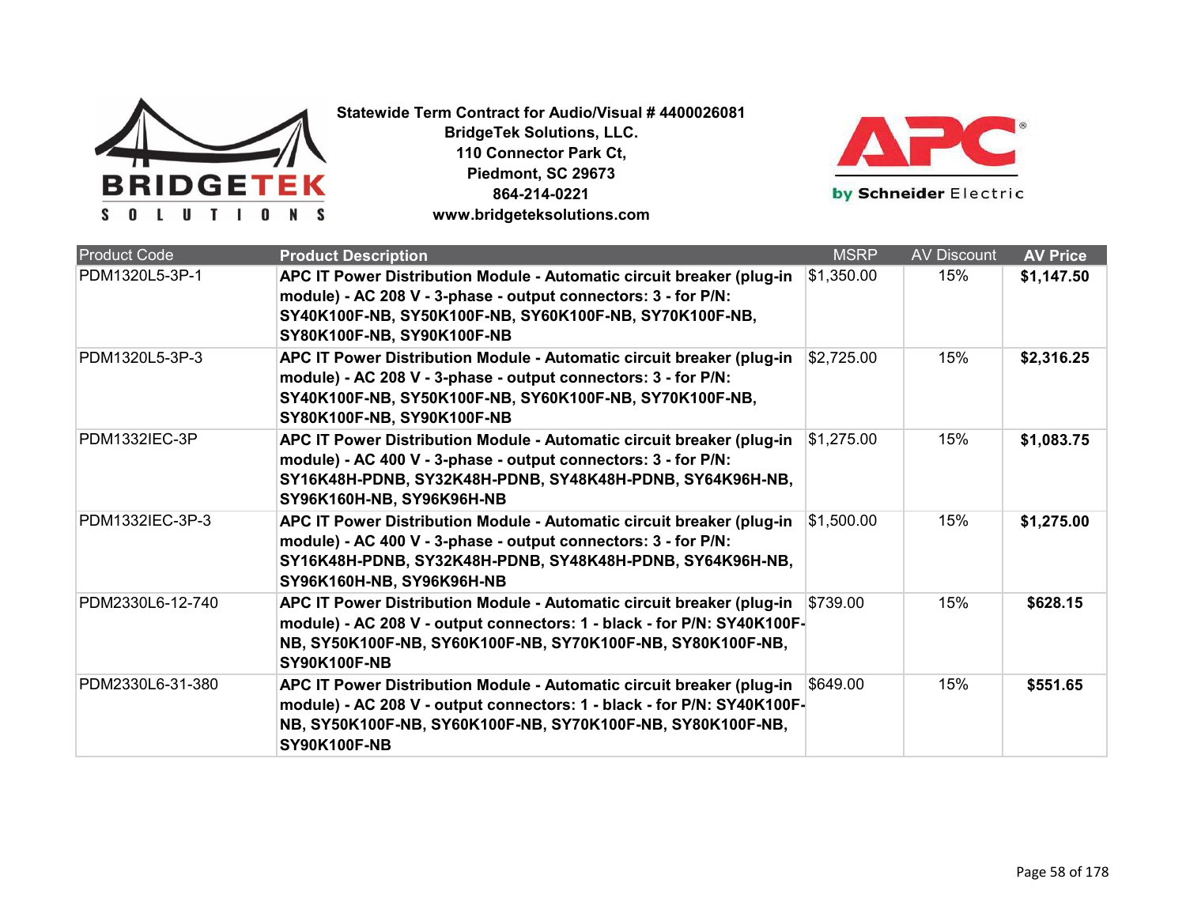**Statewide Term Contract for Audio/Visual # 4400026081**
**BridgeTek Solutions, LLC.**
**110 Connector Park Ct,**
**Piedmont, SC 29673**
**864-214-0221**
**www.bridgeteksolutions.com**

| Product Code | Product Description | MSRP | AV Discount | AV Price |
|---|---|---|---|---|
| PDM1320L5-3P-1 | **APC IT Power Distribution Module - Automatic circuit breaker (plug-in module) - AC 208 V - 3-phase - output connectors: 3 - for P/N: SY40K100F-NB, SY50K100F-NB, SY60K100F-NB, SY70K100F-NB, SY80K100F-NB, SY90K100F-NB** | $1,350.00 | 15% | **$1,147.50** |
| PDM1320L5-3P-3 | **APC IT Power Distribution Module - Automatic circuit breaker (plug-in module) - AC 208 V - 3-phase - output connectors: 3 - for P/N: SY40K100F-NB, SY50K100F-NB, SY60K100F-NB, SY70K100F-NB, SY80K100F-NB, SY90K100F-NB** | $2,725.00 | 15% | **$2,316.25** |
| PDM1332IEC-3P | **APC IT Power Distribution Module - Automatic circuit breaker (plug-in module) - AC 400 V - 3-phase - output connectors: 3 - for P/N: SY16K48H-PDNB, SY32K48H-PDNB, SY48K48H-PDNB, SY64K96H-NB, SY96K160H-NB, SY96K96H-NB** | $1,275.00 | 15% | **$1,083.75** |
| PDM1332IEC-3P-3 | **APC IT Power Distribution Module - Automatic circuit breaker (plug-in module) - AC 400 V - 3-phase - output connectors: 3 - for P/N: SY16K48H-PDNB, SY32K48H-PDNB, SY48K48H-PDNB, SY64K96H-NB, SY96K160H-NB, SY96K96H-NB** | $1,500.00 | 15% | **$1,275.00** |
| PDM2330L6-12-740 | **APC IT Power Distribution Module - Automatic circuit breaker (plug-in module) - AC 208 V - output connectors: 1 - black - for P/N: SY40K100F-NB, SY50K100F-NB, SY60K100F-NB, SY70K100F-NB, SY80K100F-NB, SY90K100F-NB** | $739.00 | 15% | **$628.15** |
| PDM2330L6-31-380 | **APC IT Power Distribution Module - Automatic circuit breaker (plug-in module) - AC 208 V - output connectors: 1 - black - for P/N: SY40K100F-NB, SY50K100F-NB, SY60K100F-NB, SY70K100F-NB, SY80K100F-NB, SY90K100F-NB** | $649.00 | 15% | **$551.65** |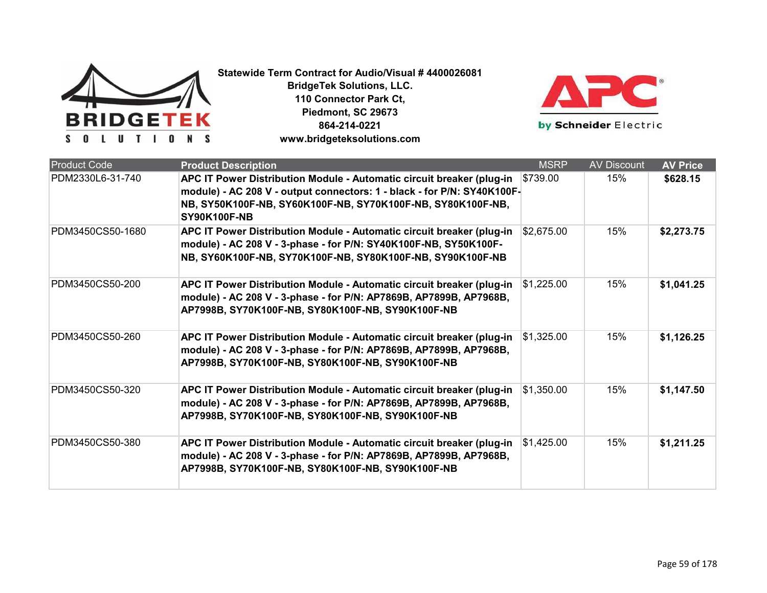**Statewide Term Contract for Audio/Visual # 4400026081**
**BridgeTek Solutions, LLC.**
**110 Connector Park Ct,**
**Piedmont, SC 29673**
**864-214-0221**
**www.bridgeteksolutions.com**

| Product Code | Product Description | MSRP | AV Discount | AV Price |
|---|---|---|---|---|
| PDM2330L6-31-740 | **APC IT Power Distribution Module - Automatic circuit breaker (plug-in module) - AC 208 V - output connectors: 1 - black - for P/N: SY40K100F-NB, SY50K100F-NB, SY60K100F-NB, SY70K100F-NB, SY80K100F-NB, SY90K100F-NB** | $739.00 | 15% | **$628.15** |
| PDM3450CS50-1680 | **APC IT Power Distribution Module - Automatic circuit breaker (plug-in module) - AC 208 V - 3-phase - for P/N: SY40K100F-NB, SY50K100F-NB, SY60K100F-NB, SY70K100F-NB, SY80K100F-NB, SY90K100F-NB** | $2,675.00 | 15% | **$2,273.75** |
| PDM3450CS50-200 | **APC IT Power Distribution Module - Automatic circuit breaker (plug-in module) - AC 208 V - 3-phase - for P/N: AP7869B, AP7899B, AP7968B, AP7998B, SY70K100F-NB, SY80K100F-NB, SY90K100F-NB** | $1,225.00 | 15% | **$1,041.25** |
| PDM3450CS50-260 | **APC IT Power Distribution Module - Automatic circuit breaker (plug-in module) - AC 208 V - 3-phase - for P/N: AP7869B, AP7899B, AP7968B, AP7998B, SY70K100F-NB, SY80K100F-NB, SY90K100F-NB** | $1,325.00 | 15% | **$1,126.25** |
| PDM3450CS50-320 | **APC IT Power Distribution Module - Automatic circuit breaker (plug-in module) - AC 208 V - 3-phase - for P/N: AP7869B, AP7899B, AP7968B, AP7998B, SY70K100F-NB, SY80K100F-NB, SY90K100F-NB** | $1,350.00 | 15% | **$1,147.50** |
| PDM3450CS50-380 | **APC IT Power Distribution Module - Automatic circuit breaker (plug-in module) - AC 208 V - 3-phase - for P/N: AP7869B, AP7899B, AP7968B, AP7998B, SY70K100F-NB, SY80K100F-NB, SY90K100F-NB** | $1,425.00 | 15% | **$1,211.25** |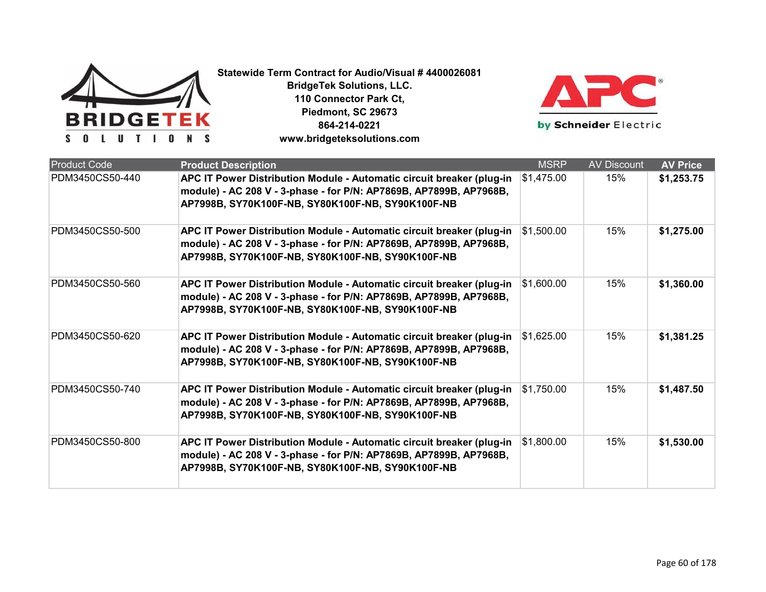**Statewide Term Contract for Audio/Visual # 4400026081**
**BridgeTek Solutions, LLC.**
**110 Connector Park Ct,**
**Piedmont, SC 29673**
**864-214-0221**
**www.bridgeteksolutions.com**

| Product Code | Product Description | MSRP | AV Discount | AV Price |
|---|---|---|---|---|
| PDM3450CS50-440 | **APC IT Power Distribution Module - Automatic circuit breaker (plug-in module) - AC 208 V - 3-phase - for P/N: AP7869B, AP7899B, AP7968B, AP7998B, SY70K100F-NB, SY80K100F-NB, SY90K100F-NB** | $1,475.00 | 15% | **$1,253.75** |
| PDM3450CS50-500 | **APC IT Power Distribution Module - Automatic circuit breaker (plug-in module) - AC 208 V - 3-phase - for P/N: AP7869B, AP7899B, AP7968B, AP7998B, SY70K100F-NB, SY80K100F-NB, SY90K100F-NB** | $1,500.00 | 15% | **$1,275.00** |
| PDM3450CS50-560 | **APC IT Power Distribution Module - Automatic circuit breaker (plug-in module) - AC 208 V - 3-phase - for P/N: AP7869B, AP7899B, AP7968B, AP7998B, SY70K100F-NB, SY80K100F-NB, SY90K100F-NB** | $1,600.00 | 15% | **$1,360.00** |
| PDM3450CS50-620 | **APC IT Power Distribution Module - Automatic circuit breaker (plug-in module) - AC 208 V - 3-phase - for P/N: AP7869B, AP7899B, AP7968B, AP7998B, SY70K100F-NB, SY80K100F-NB, SY90K100F-NB** | $1,625.00 | 15% | **$1,381.25** |
| PDM3450CS50-740 | **APC IT Power Distribution Module - Automatic circuit breaker (plug-in module) - AC 208 V - 3-phase - for P/N: AP7869B, AP7899B, AP7968B, AP7998B, SY70K100F-NB, SY80K100F-NB, SY90K100F-NB** | $1,750.00 | 15% | **$1,487.50** |
| PDM3450CS50-800 | **APC IT Power Distribution Module - Automatic circuit breaker (plug-in module) - AC 208 V - 3-phase - for P/N: AP7869B, AP7899B, AP7968B, AP7998B, SY70K100F-NB, SY80K100F-NB, SY90K100F-NB** | $1,800.00 | 15% | **$1,530.00** |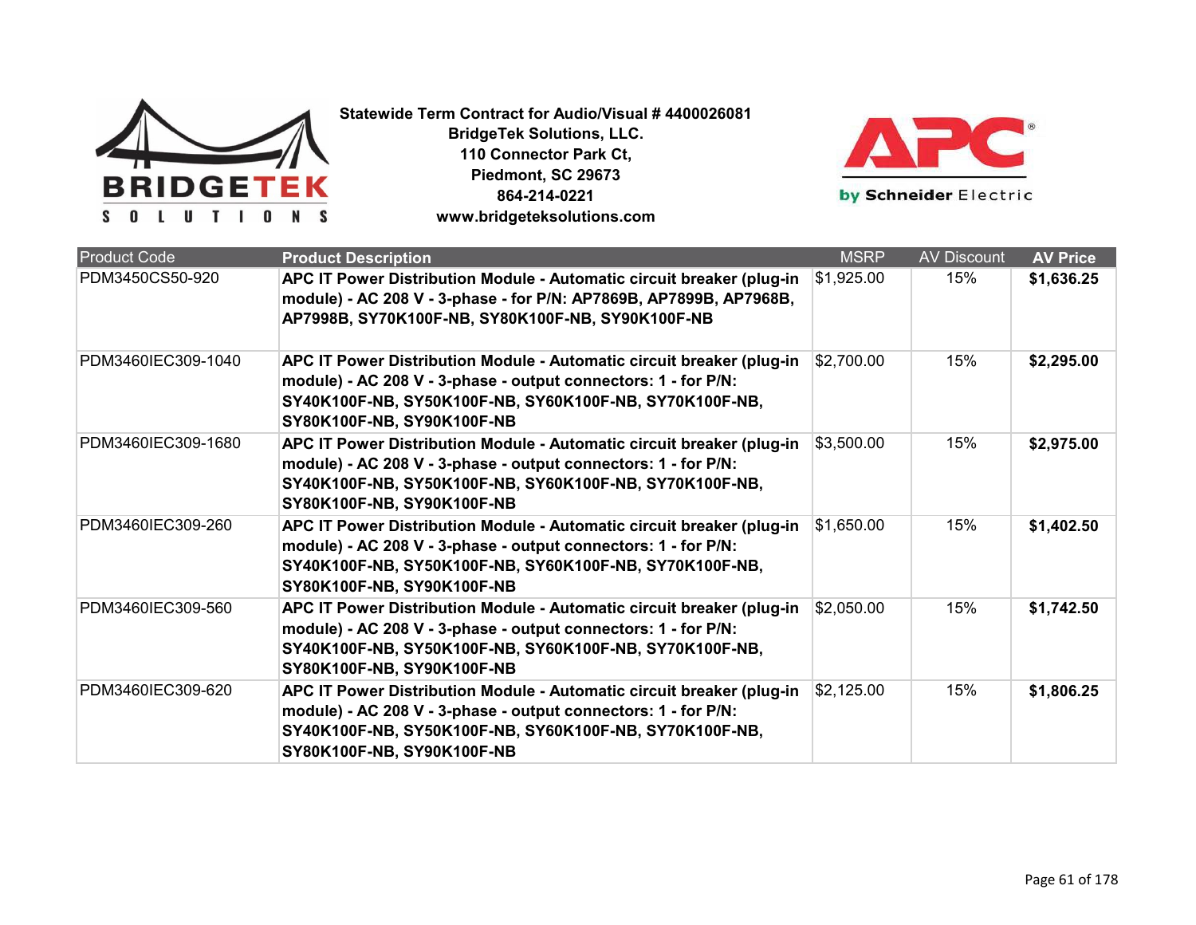**Statewide Term Contract for Audio/Visual # 4400026081**
**BridgeTek Solutions, LLC.**
**110 Connector Park Ct,**
**Piedmont, SC 29673**
**864-214-0221**
**www.bridgeteksolutions.com**

| Product Code | Product Description | MSRP | AV Discount | AV Price |
|---|---|---|---|---|
| PDM3450CS50-920 | **APC IT Power Distribution Module - Automatic circuit breaker (plug-in module) - AC 208 V - 3-phase - for P/N: AP7869B, AP7899B, AP7968B, AP7998B, SY70K100F-NB, SY80K100F-NB, SY90K100F-NB** | $1,925.00 | 15% | **$1,636.25** |
| PDM3460IEC309-1040 | **APC IT Power Distribution Module - Automatic circuit breaker (plug-in module) - AC 208 V - 3-phase - output connectors: 1 - for P/N: SY40K100F-NB, SY50K100F-NB, SY60K100F-NB, SY70K100F-NB, SY80K100F-NB, SY90K100F-NB** | $2,700.00 | 15% | **$2,295.00** |
| PDM3460IEC309-1680 | **APC IT Power Distribution Module - Automatic circuit breaker (plug-in module) - AC 208 V - 3-phase - output connectors: 1 - for P/N: SY40K100F-NB, SY50K100F-NB, SY60K100F-NB, SY70K100F-NB, SY80K100F-NB, SY90K100F-NB** | $3,500.00 | 15% | **$2,975.00** |
| PDM3460IEC309-260 | **APC IT Power Distribution Module - Automatic circuit breaker (plug-in module) - AC 208 V - 3-phase - output connectors: 1 - for P/N: SY40K100F-NB, SY50K100F-NB, SY60K100F-NB, SY70K100F-NB, SY80K100F-NB, SY90K100F-NB** | $1,650.00 | 15% | **$1,402.50** |
| PDM3460IEC309-560 | **APC IT Power Distribution Module - Automatic circuit breaker (plug-in module) - AC 208 V - 3-phase - output connectors: 1 - for P/N: SY40K100F-NB, SY50K100F-NB, SY60K100F-NB, SY70K100F-NB, SY80K100F-NB, SY90K100F-NB** | $2,050.00 | 15% | **$1,742.50** |
| PDM3460IEC309-620 | **APC IT Power Distribution Module - Automatic circuit breaker (plug-in module) - AC 208 V - 3-phase - output connectors: 1 - for P/N: SY40K100F-NB, SY50K100F-NB, SY60K100F-NB, SY70K100F-NB, SY80K100F-NB, SY90K100F-NB** | $2,125.00 | 15% | **$1,806.25** |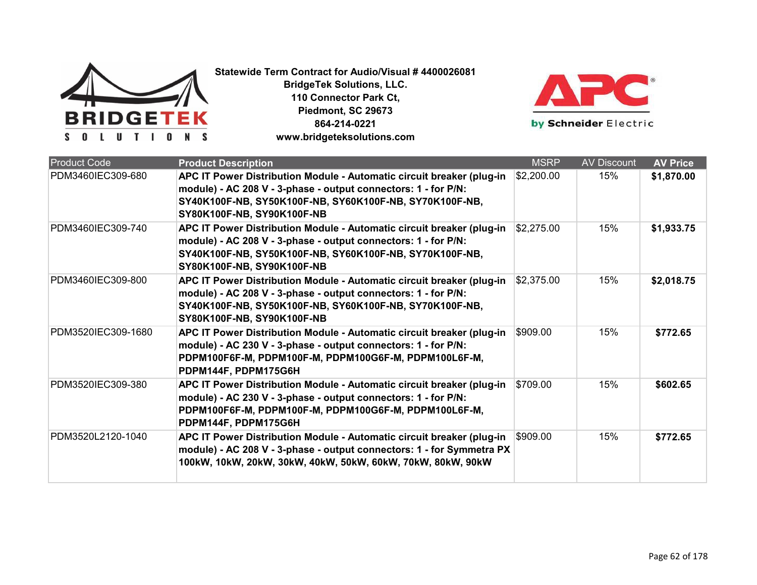**Statewide Term Contract for Audio/Visual # 4400026081**
**BridgeTek Solutions, LLC.**
**110 Connector Park Ct,**
**Piedmont, SC 29673**
**864-214-0221**
**www.bridgeteksolutions.com**

| Product Code | Product Description | MSRP | AV Discount | AV Price |
| --- | --- | --- | --- | --- |
| PDM3460IEC309-680 | **APC IT Power Distribution Module - Automatic circuit breaker (plug-in module) - AC 208 V - 3-phase - output connectors: 1 - for P/N: SY40K100F-NB, SY50K100F-NB, SY60K100F-NB, SY70K100F-NB, SY80K100F-NB, SY90K100F-NB** | $2,200.00 | 15% | **$1,870.00** |
| PDM3460IEC309-740 | **APC IT Power Distribution Module - Automatic circuit breaker (plug-in module) - AC 208 V - 3-phase - output connectors: 1 - for P/N: SY40K100F-NB, SY50K100F-NB, SY60K100F-NB, SY70K100F-NB, SY80K100F-NB, SY90K100F-NB** | $2,275.00 | 15% | **$1,933.75** |
| PDM3460IEC309-800 | **APC IT Power Distribution Module - Automatic circuit breaker (plug-in module) - AC 208 V - 3-phase - output connectors: 1 - for P/N: SY40K100F-NB, SY50K100F-NB, SY60K100F-NB, SY70K100F-NB, SY80K100F-NB, SY90K100F-NB** | $2,375.00 | 15% | **$2,018.75** |
| PDM3520IEC309-1680 | **APC IT Power Distribution Module - Automatic circuit breaker (plug-in module) - AC 230 V - 3-phase - output connectors: 1 - for P/N: PDPM100F6F-M, PDPM100F-M, PDPM100G6F-M, PDPM100L6F-M, PDPM144F, PDPM175G6H** | $909.00 | 15% | **$772.65** |
| PDM3520IEC309-380 | **APC IT Power Distribution Module - Automatic circuit breaker (plug-in module) - AC 230 V - 3-phase - output connectors: 1 - for P/N: PDPM100F6F-M, PDPM100F-M, PDPM100G6F-M, PDPM100L6F-M, PDPM144F, PDPM175G6H** | $709.00 | 15% | **$602.65** |
| PDM3520L2120-1040 | **APC IT Power Distribution Module - Automatic circuit breaker (plug-in module) - AC 208 V - 3-phase - output connectors: 1 - for Symmetra PX 100kW, 10kW, 20kW, 30kW, 40kW, 50kW, 60kW, 70kW, 80kW, 90kW** | $909.00 | 15% | **$772.65** |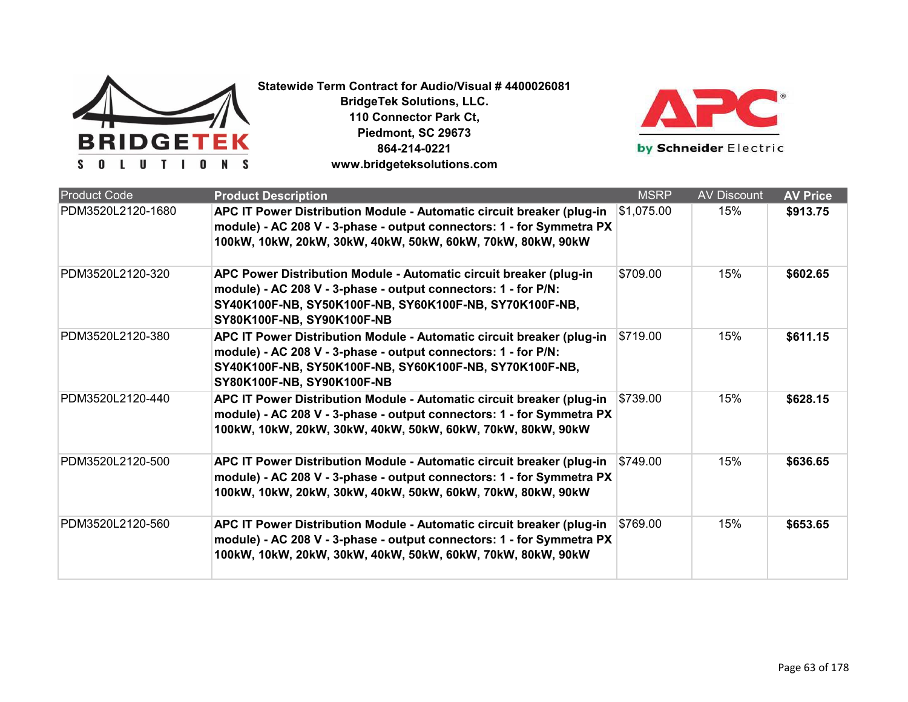**Statewide Term Contract for Audio/Visual # 4400026081**
**BridgeTek Solutions, LLC.**
**110 Connector Park Ct,**
**Piedmont, SC 29673**
**864-214-0221**
**www.bridgeteksolutions.com**

| Product Code | Product Description | MSRP | AV Discount | AV Price |
|---|---|---|---|---|
| PDM3520L2120-1680 | **APC IT Power Distribution Module - Automatic circuit breaker (plug-in module) - AC 208 V - 3-phase - output connectors: 1 - for Symmetra PX 100kW, 10kW, 20kW, 30kW, 40kW, 50kW, 60kW, 70kW, 80kW, 90kW** | $1,075.00 | 15% | **$913.75** |
| PDM3520L2120-320 | **APC Power Distribution Module - Automatic circuit breaker (plug-in module) - AC 208 V - 3-phase - output connectors: 1 - for P/N: SY40K100F-NB, SY50K100F-NB, SY60K100F-NB, SY70K100F-NB, SY80K100F-NB, SY90K100F-NB** | $709.00 | 15% | **$602.65** |
| PDM3520L2120-380 | **APC IT Power Distribution Module - Automatic circuit breaker (plug-in module) - AC 208 V - 3-phase - output connectors: 1 - for P/N: SY40K100F-NB, SY50K100F-NB, SY60K100F-NB, SY70K100F-NB, SY80K100F-NB, SY90K100F-NB** | $719.00 | 15% | **$611.15** |
| PDM3520L2120-440 | **APC IT Power Distribution Module - Automatic circuit breaker (plug-in module) - AC 208 V - 3-phase - output connectors: 1 - for Symmetra PX 100kW, 10kW, 20kW, 30kW, 40kW, 50kW, 60kW, 70kW, 80kW, 90kW** | $739.00 | 15% | **$628.15** |
| PDM3520L2120-500 | **APC IT Power Distribution Module - Automatic circuit breaker (plug-in module) - AC 208 V - 3-phase - output connectors: 1 - for Symmetra PX 100kW, 10kW, 20kW, 30kW, 40kW, 50kW, 60kW, 70kW, 80kW, 90kW** | $749.00 | 15% | **$636.65** |
| PDM3520L2120-560 | **APC IT Power Distribution Module - Automatic circuit breaker (plug-in module) - AC 208 V - 3-phase - output connectors: 1 - for Symmetra PX 100kW, 10kW, 20kW, 30kW, 40kW, 50kW, 60kW, 70kW, 80kW, 90kW** | $769.00 | 15% | **$653.65** |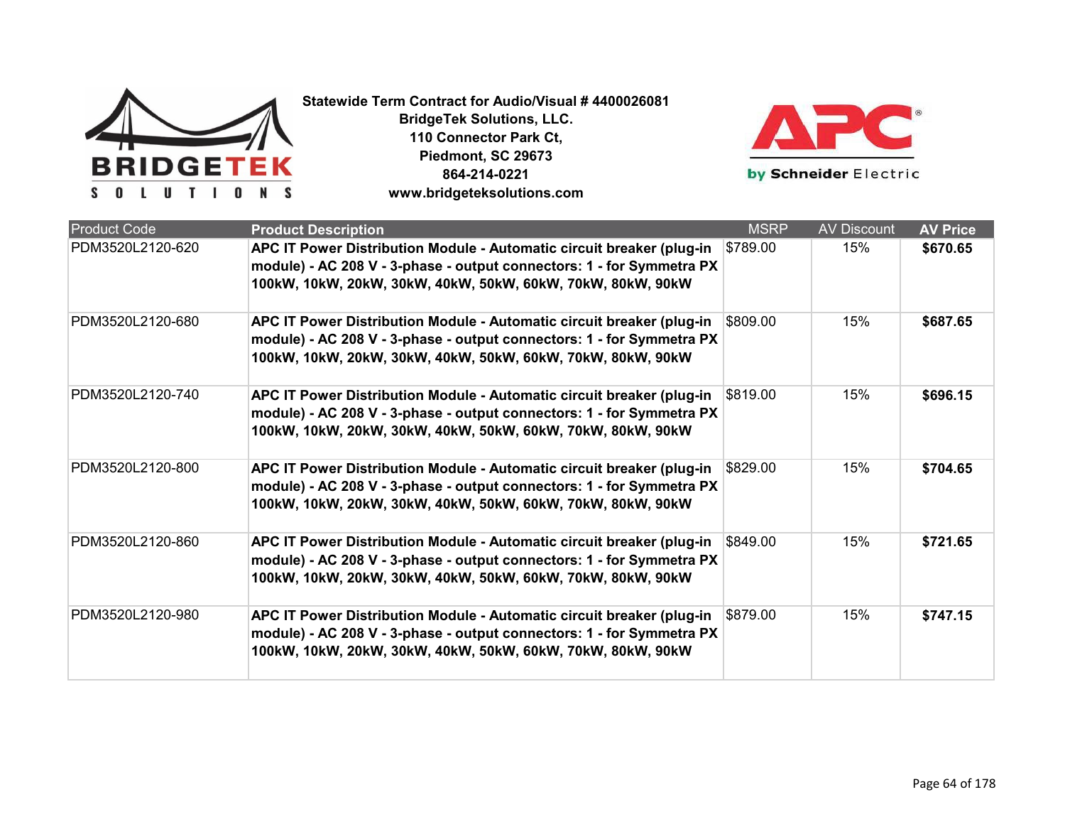**Statewide Term Contract for Audio/Visual # 4400026081**
**BridgeTek Solutions, LLC.**
**110 Connector Park Ct,**
**Piedmont, SC 29673**
**864-214-0221**
**www.bridgeteksolutions.com**

| Product Code | Product Description | MSRP | AV Discount | AV Price |
|---|---|---|---|---|
| PDM3520L2120-620 | **APC IT Power Distribution Module - Automatic circuit breaker (plug-in module) - AC 208 V - 3-phase - output connectors: 1 - for Symmetra PX 100kW, 10kW, 20kW, 30kW, 40kW, 50kW, 60kW, 70kW, 80kW, 90kW** | $789.00 | 15% | **$670.65** |
| PDM3520L2120-680 | **APC IT Power Distribution Module - Automatic circuit breaker (plug-in module) - AC 208 V - 3-phase - output connectors: 1 - for Symmetra PX 100kW, 10kW, 20kW, 30kW, 40kW, 50kW, 60kW, 70kW, 80kW, 90kW** | $809.00 | 15% | **$687.65** |
| PDM3520L2120-740 | **APC IT Power Distribution Module - Automatic circuit breaker (plug-in module) - AC 208 V - 3-phase - output connectors: 1 - for Symmetra PX 100kW, 10kW, 20kW, 30kW, 40kW, 50kW, 60kW, 70kW, 80kW, 90kW** | $819.00 | 15% | **$696.15** |
| PDM3520L2120-800 | **APC IT Power Distribution Module - Automatic circuit breaker (plug-in module) - AC 208 V - 3-phase - output connectors: 1 - for Symmetra PX 100kW, 10kW, 20kW, 30kW, 40kW, 50kW, 60kW, 70kW, 80kW, 90kW** | $829.00 | 15% | **$704.65** |
| PDM3520L2120-860 | **APC IT Power Distribution Module - Automatic circuit breaker (plug-in module) - AC 208 V - 3-phase - output connectors: 1 - for Symmetra PX 100kW, 10kW, 20kW, 30kW, 40kW, 50kW, 60kW, 70kW, 80kW, 90kW** | $849.00 | 15% | **$721.65** |
| PDM3520L2120-980 | **APC IT Power Distribution Module - Automatic circuit breaker (plug-in module) - AC 208 V - 3-phase - output connectors: 1 - for Symmetra PX 100kW, 10kW, 20kW, 30kW, 40kW, 50kW, 60kW, 70kW, 80kW, 90kW** | $879.00 | 15% | **$747.15** |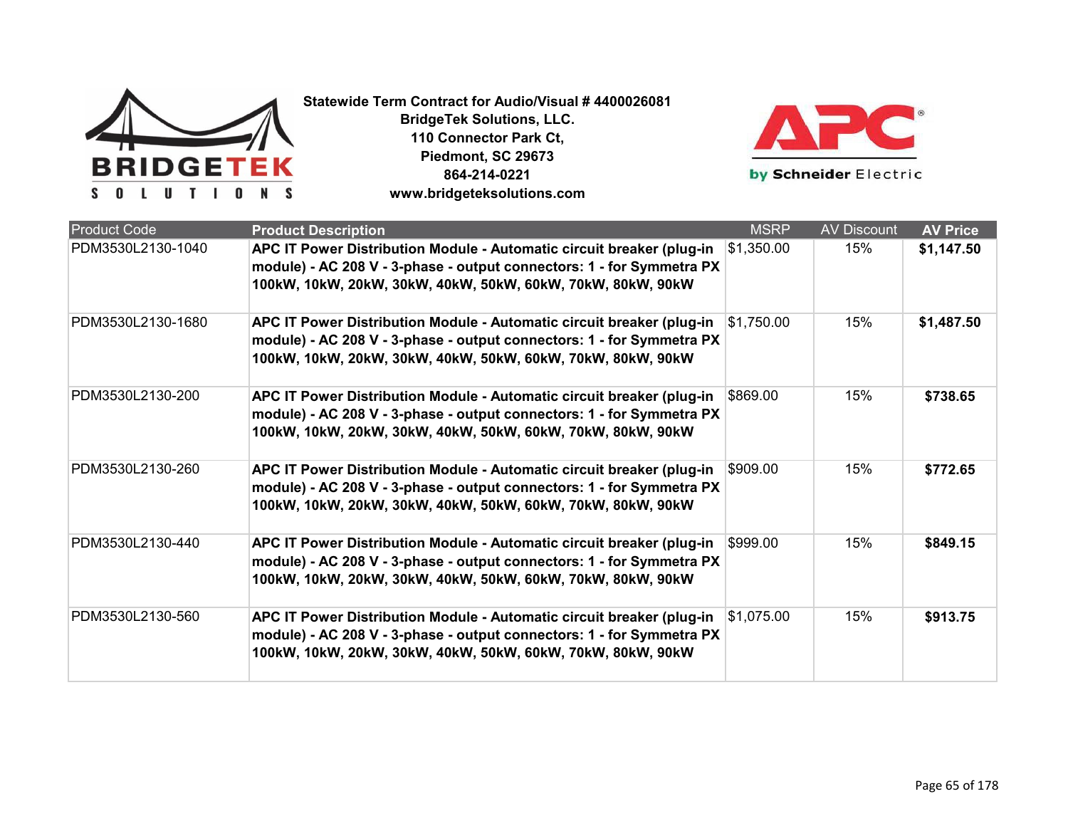**Statewide Term Contract for Audio/Visual # 4400026081**
**BridgeTek Solutions, LLC.**
**110 Connector Park Ct,**
**Piedmont, SC 29673**
**864-214-0221**
**www.bridgeteksolutions.com**

| Product Code | Product Description | MSRP | AV Discount | AV Price |
|---|---|---|---|---|
| PDM3530L2130-1040 | **APC IT Power Distribution Module - Automatic circuit breaker (plug-in module) - AC 208 V - 3-phase - output connectors: 1 - for Symmetra PX 100kW, 10kW, 20kW, 30kW, 40kW, 50kW, 60kW, 70kW, 80kW, 90kW** | $1,350.00 | 15% | **$1,147.50** |
| PDM3530L2130-1680 | **APC IT Power Distribution Module - Automatic circuit breaker (plug-in module) - AC 208 V - 3-phase - output connectors: 1 - for Symmetra PX 100kW, 10kW, 20kW, 30kW, 40kW, 50kW, 60kW, 70kW, 80kW, 90kW** | $1,750.00 | 15% | **$1,487.50** |
| PDM3530L2130-200 | **APC IT Power Distribution Module - Automatic circuit breaker (plug-in module) - AC 208 V - 3-phase - output connectors: 1 - for Symmetra PX 100kW, 10kW, 20kW, 30kW, 40kW, 50kW, 60kW, 70kW, 80kW, 90kW** | $869.00 | 15% | **$738.65** |
| PDM3530L2130-260 | **APC IT Power Distribution Module - Automatic circuit breaker (plug-in module) - AC 208 V - 3-phase - output connectors: 1 - for Symmetra PX 100kW, 10kW, 20kW, 30kW, 40kW, 50kW, 60kW, 70kW, 80kW, 90kW** | $909.00 | 15% | **$772.65** |
| PDM3530L2130-440 | **APC IT Power Distribution Module - Automatic circuit breaker (plug-in module) - AC 208 V - 3-phase - output connectors: 1 - for Symmetra PX 100kW, 10kW, 20kW, 30kW, 40kW, 50kW, 60kW, 70kW, 80kW, 90kW** | $999.00 | 15% | **$849.15** |
| PDM3530L2130-560 | **APC IT Power Distribution Module - Automatic circuit breaker (plug-in module) - AC 208 V - 3-phase - output connectors: 1 - for Symmetra PX 100kW, 10kW, 20kW, 30kW, 40kW, 50kW, 60kW, 70kW, 80kW, 90kW** | $1,075.00 | 15% | **$913.75** |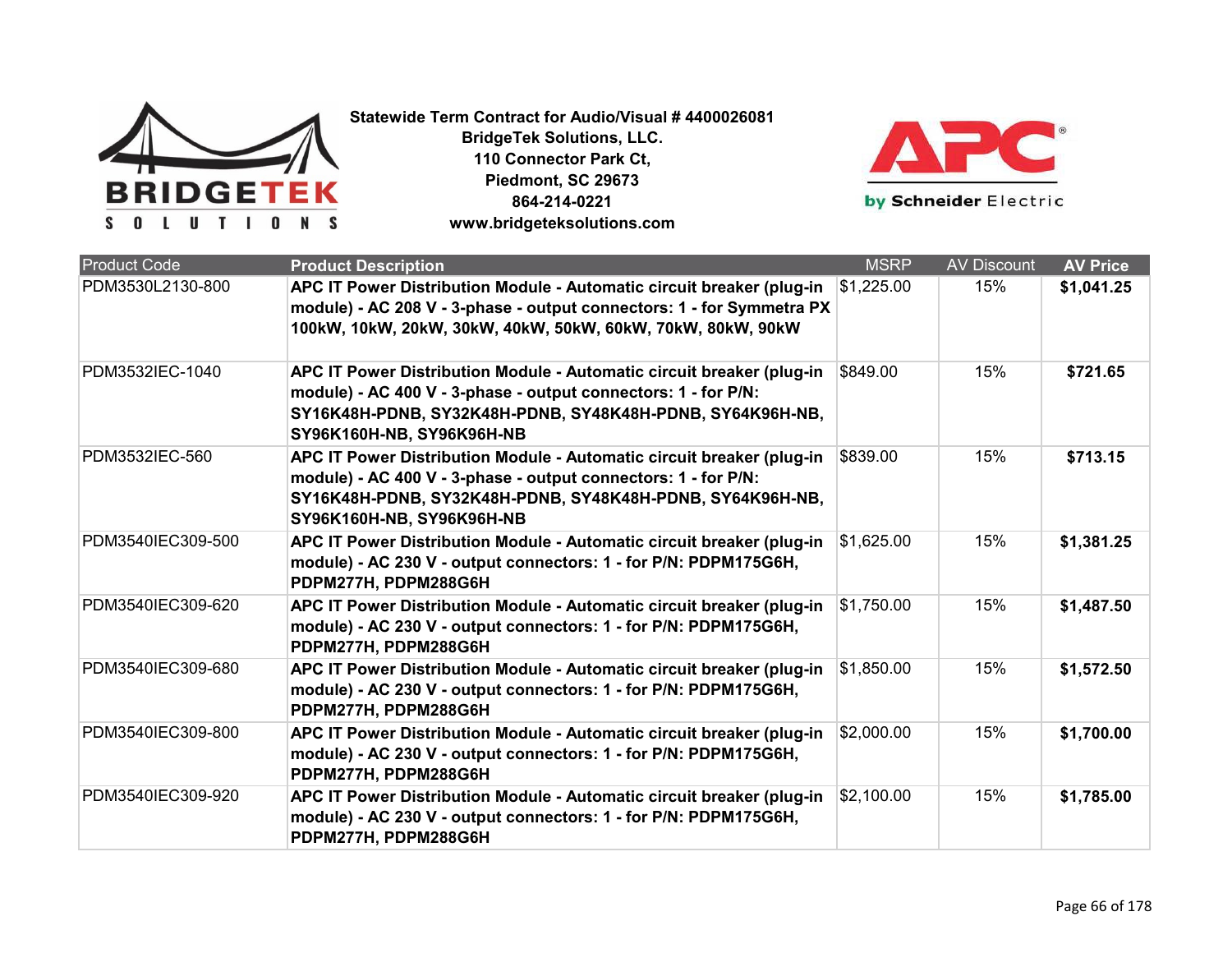**Statewide Term Contract for Audio/Visual # 4400026081**
**BridgeTek Solutions, LLC.**
**110 Connector Park Ct,**
**Piedmont, SC 29673**
**864-214-0221**
**www.bridgeteksolutions.com**

| Product Code | Product Description | MSRP | AV Discount | AV Price |
|---|---|---|---|---|
| PDM3530L2130-800 | **APC IT Power Distribution Module - Automatic circuit breaker (plug-in module) - AC 208 V - 3-phase - output connectors: 1 - for Symmetra PX 100kW, 10kW, 20kW, 30kW, 40kW, 50kW, 60kW, 70kW, 80kW, 90kW** | $1,225.00 | 15% | **$1,041.25** |
| PDM3532IEC-1040 | **APC IT Power Distribution Module - Automatic circuit breaker (plug-in module) - AC 400 V - 3-phase - output connectors: 1 - for P/N: SY16K48H-PDNB, SY32K48H-PDNB, SY48K48H-PDNB, SY64K96H-NB, SY96K160H-NB, SY96K96H-NB** | $849.00 | 15% | **$721.65** |
| PDM3532IEC-560 | **APC IT Power Distribution Module - Automatic circuit breaker (plug-in module) - AC 400 V - 3-phase - output connectors: 1 - for P/N: SY16K48H-PDNB, SY32K48H-PDNB, SY48K48H-PDNB, SY64K96H-NB, SY96K160H-NB, SY96K96H-NB** | $839.00 | 15% | **$713.15** |
| PDM3540IEC309-500 | **APC IT Power Distribution Module - Automatic circuit breaker (plug-in module) - AC 230 V - output connectors: 1 - for P/N: PDPM175G6H, PDPM277H, PDPM288G6H** | $1,625.00 | 15% | **$1,381.25** |
| PDM3540IEC309-620 | **APC IT Power Distribution Module - Automatic circuit breaker (plug-in module) - AC 230 V - output connectors: 1 - for P/N: PDPM175G6H, PDPM277H, PDPM288G6H** | $1,750.00 | 15% | **$1,487.50** |
| PDM3540IEC309-680 | **APC IT Power Distribution Module - Automatic circuit breaker (plug-in module) - AC 230 V - output connectors: 1 - for P/N: PDPM175G6H, PDPM277H, PDPM288G6H** | $1,850.00 | 15% | **$1,572.50** |
| PDM3540IEC309-800 | **APC IT Power Distribution Module - Automatic circuit breaker (plug-in module) - AC 230 V - output connectors: 1 - for P/N: PDPM175G6H, PDPM277H, PDPM288G6H** | $2,000.00 | 15% | **$1,700.00** |
| PDM3540IEC309-920 | **APC IT Power Distribution Module - Automatic circuit breaker (plug-in module) - AC 230 V - output connectors: 1 - for P/N: PDPM175G6H, PDPM277H, PDPM288G6H** | $2,100.00 | 15% | **$1,785.00** |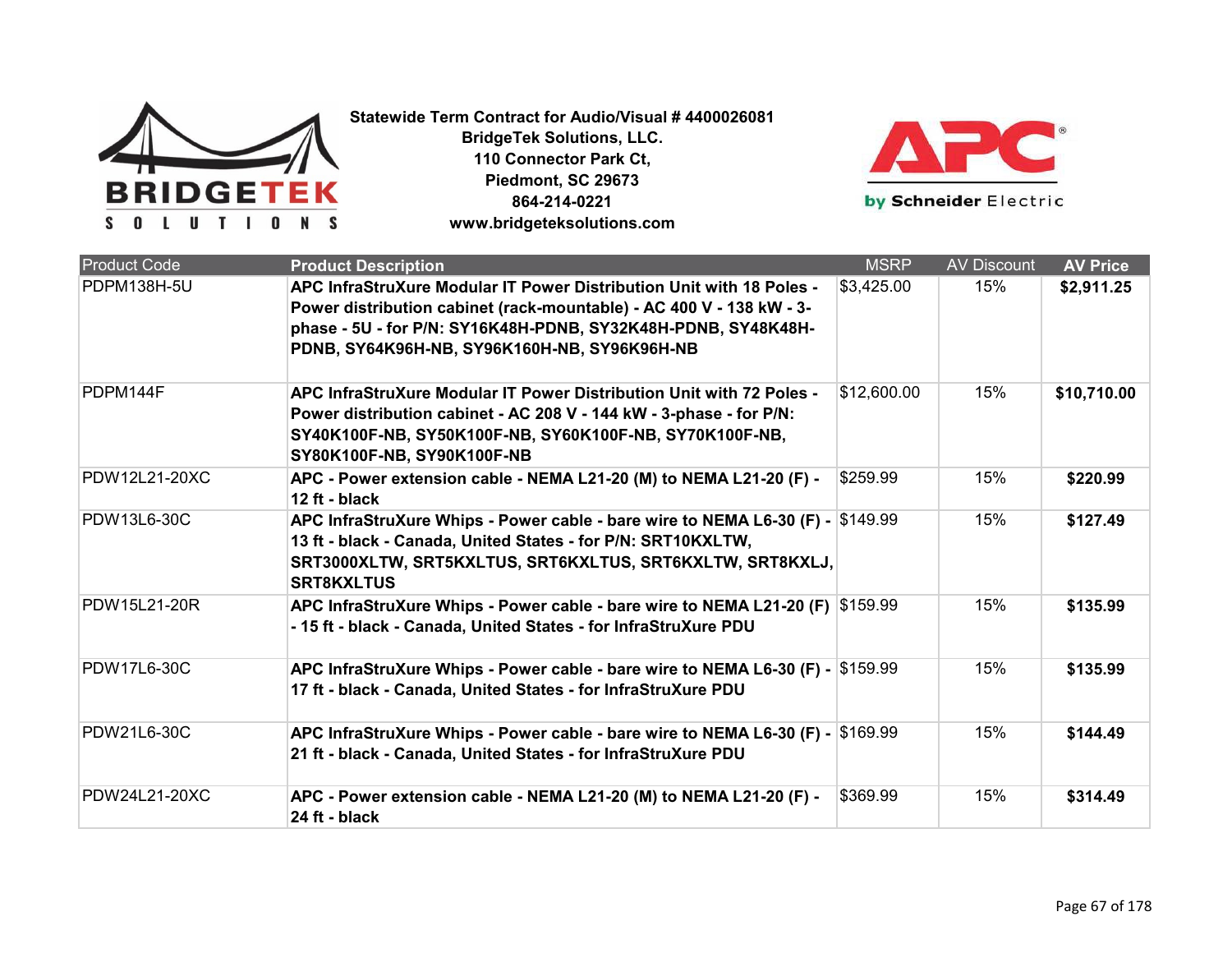**Statewide Term Contract for Audio/Visual # 4400026081**
**BridgeTek Solutions, LLC.**
**110 Connector Park Ct,**
**Piedmont, SC 29673**
**864-214-0221**
**www.bridgeteksolutions.com**

| Product Code | Product Description | MSRP | AV Discount | AV Price |
|---|---|---|---|---|
| PDPM138H-5U | **APC InfraStruXure Modular IT Power Distribution Unit with 18 Poles - Power distribution cabinet (rack-mountable) - AC 400 V - 138 kW - 3-phase - 5U - for P/N: SY16K48H-PDNB, SY32K48H-PDNB, SY48K48H-PDNB, SY64K96H-NB, SY96K160H-NB, SY96K96H-NB** | $3,425.00 | 15% | **$2,911.25** |
| PDPM144F | **APC InfraStruXure Modular IT Power Distribution Unit with 72 Poles - Power distribution cabinet - AC 208 V - 144 kW - 3-phase - for P/N: SY40K100F-NB, SY50K100F-NB, SY60K100F-NB, SY70K100F-NB, SY80K100F-NB, SY90K100F-NB** | $12,600.00 | 15% | **$10,710.00** |
| PDW12L21-20XC | **APC - Power extension cable - NEMA L21-20 (M) to NEMA L21-20 (F) - 12 ft - black** | $259.99 | 15% | **$220.99** |
| PDW13L6-30C | **APC InfraStruXure Whips - Power cable - bare wire to NEMA L6-30 (F) - 13 ft - black - Canada, United States - for P/N: SRT10KXLTW, SRT3000XLTW, SRT5KXLTUS, SRT6KXLTUS, SRT6KXLTW, SRT8KXLJ, SRT8KXLTUS** | $149.99 | 15% | **$127.49** |
| PDW15L21-20R | **APC InfraStruXure Whips - Power cable - bare wire to NEMA L21-20 (F) - 15 ft - black - Canada, United States - for InfraStruXure PDU** | $159.99 | 15% | **$135.99** |
| PDW17L6-30C | **APC InfraStruXure Whips - Power cable - bare wire to NEMA L6-30 (F) - 17 ft - black - Canada, United States - for InfraStruXure PDU** | $159.99 | 15% | **$135.99** |
| PDW21L6-30C | **APC InfraStruXure Whips - Power cable - bare wire to NEMA L6-30 (F) - 21 ft - black - Canada, United States - for InfraStruXure PDU** | $169.99 | 15% | **$144.49** |
| PDW24L21-20XC | **APC - Power extension cable - NEMA L21-20 (M) to NEMA L21-20 (F) - 24 ft - black** | $369.99 | 15% | **$314.49** |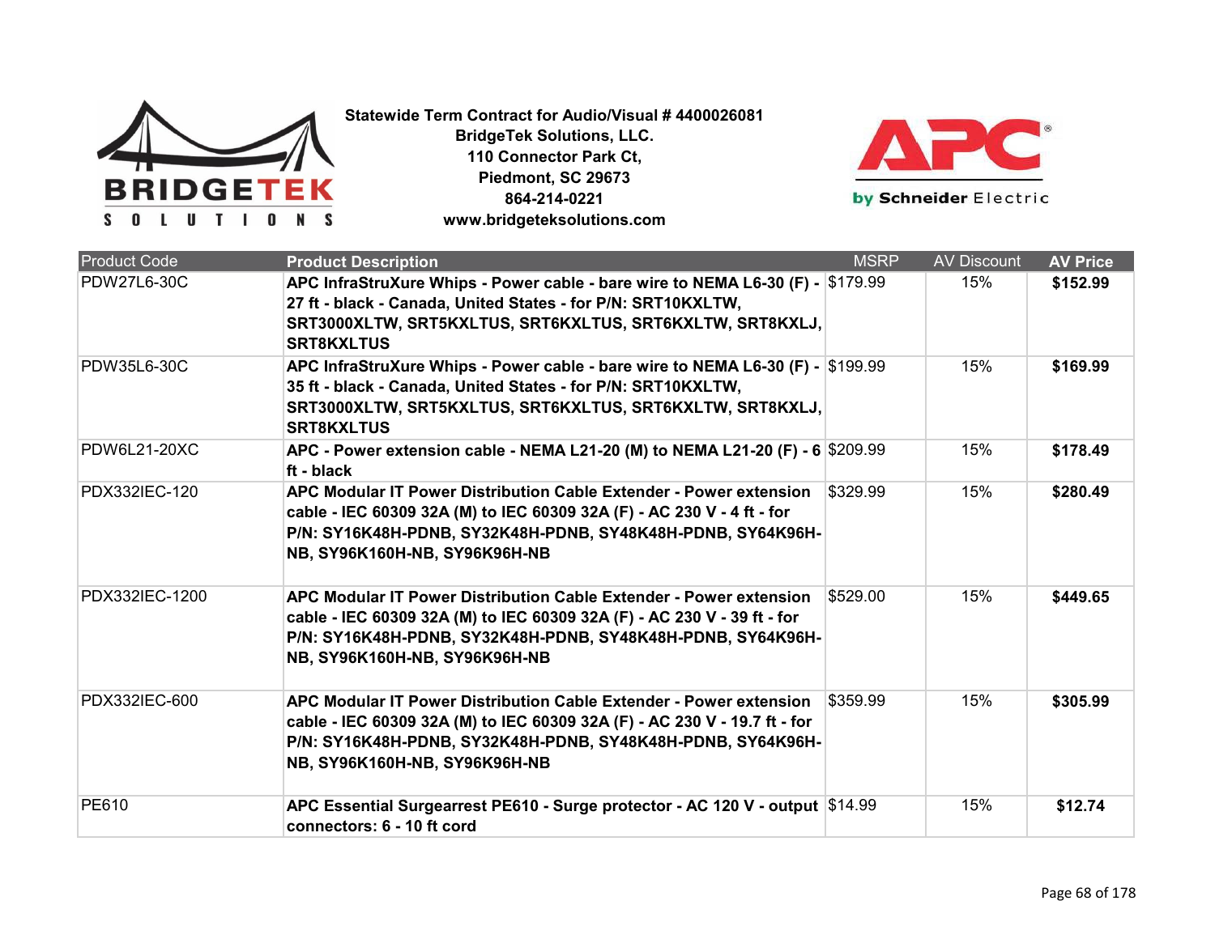**Statewide Term Contract for Audio/Visual # 4400026081**
**BridgeTek Solutions, LLC.**
**110 Connector Park Ct,**
**Piedmont, SC 29673**
**864-214-0221**
**www.bridgeteksolutions.com**

| Product Code | Product Description | MSRP | AV Discount | AV Price |
|---|---|---|---|---|
| PDW27L6-30C | **APC InfraStruXure Whips - Power cable - bare wire to NEMA L6-30 (F) - 27 ft - black - Canada, United States - for P/N: SRT10KXLTW, SRT3000XLTW, SRT5KXLTUS, SRT6KXLTUS, SRT6KXLTW, SRT8KXLJ, SRT8KXLTUS** | $179.99 | 15% | **$152.99** |
| PDW35L6-30C | **APC InfraStruXure Whips - Power cable - bare wire to NEMA L6-30 (F) - 35 ft - black - Canada, United States - for P/N: SRT10KXLTW, SRT3000XLTW, SRT5KXLTUS, SRT6KXLTUS, SRT6KXLTW, SRT8KXLJ, SRT8KXLTUS** | $199.99 | 15% | **$169.99** |
| PDW6L21-20XC | **APC - Power extension cable - NEMA L21-20 (M) to NEMA L21-20 (F) - 6 ft - black** | $209.99 | 15% | **$178.49** |
| PDX332IEC-120 | **APC Modular IT Power Distribution Cable Extender - Power extension cable - IEC 60309 32A (M) to IEC 60309 32A (F) - AC 230 V - 4 ft - for P/N: SY16K48H-PDNB, SY32K48H-PDNB, SY48K48H-PDNB, SY64K96H-NB, SY96K160H-NB, SY96K96H-NB** | $329.99 | 15% | **$280.49** |
| PDX332IEC-1200 | **APC Modular IT Power Distribution Cable Extender - Power extension cable - IEC 60309 32A (M) to IEC 60309 32A (F) - AC 230 V - 39 ft - for P/N: SY16K48H-PDNB, SY32K48H-PDNB, SY48K48H-PDNB, SY64K96H-NB, SY96K160H-NB, SY96K96H-NB** | $529.00 | 15% | **$449.65** |
| PDX332IEC-600 | **APC Modular IT Power Distribution Cable Extender - Power extension cable - IEC 60309 32A (M) to IEC 60309 32A (F) - AC 230 V - 19.7 ft - for P/N: SY16K48H-PDNB, SY32K48H-PDNB, SY48K48H-PDNB, SY64K96H-NB, SY96K160H-NB, SY96K96H-NB** | $359.99 | 15% | **$305.99** |
| PE610 | **APC Essential Surgearrest PE610 - Surge protector - AC 120 V - output connectors: 6 - 10 ft cord** | $14.99 | 15% | **$12.74** |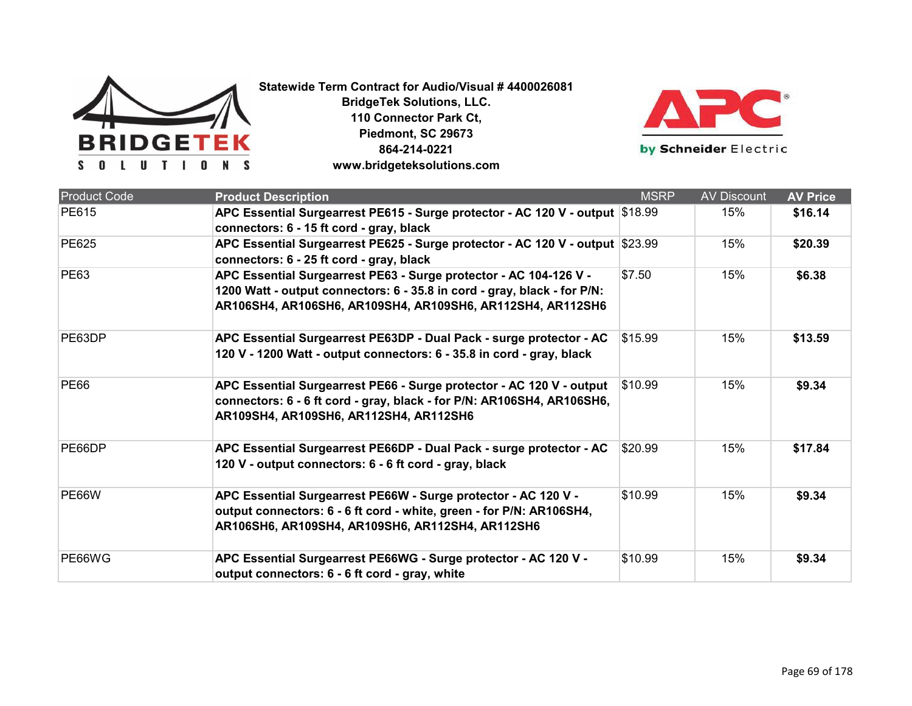**Statewide Term Contract for Audio/Visual # 4400026081**
**BridgeTek Solutions, LLC.**
**110 Connector Park Ct,**
**Piedmont, SC 29673**
**864-214-0221**
**www.bridgeteksolutions.com**

| Product Code | Product Description | MSRP | AV Discount | AV Price |
|---|---|---|---|---|
| PE615 | **APC Essential Surgearrest PE615 - Surge protector - AC 120 V - output connectors: 6 - 15 ft cord - gray, black** | $18.99 | 15% | **$16.14** |
| PE625 | **APC Essential Surgearrest PE625 - Surge protector - AC 120 V - output connectors: 6 - 25 ft cord - gray, black** | $23.99 | 15% | **$20.39** |
| PE63 | **APC Essential Surgearrest PE63 - Surge protector - AC 104-126 V - 1200 Watt - output connectors: 6 - 35.8 in cord - gray, black - for P/N: AR106SH4, AR106SH6, AR109SH4, AR109SH6, AR112SH4, AR112SH6** | $7.50 | 15% | **$6.38** |
| PE63DP | **APC Essential Surgearrest PE63DP - Dual Pack - surge protector - AC 120 V - 1200 Watt - output connectors: 6 - 35.8 in cord - gray, black** | $15.99 | 15% | **$13.59** |
| PE66 | **APC Essential Surgearrest PE66 - Surge protector - AC 120 V - output connectors: 6 - 6 ft cord - gray, black - for P/N: AR106SH4, AR106SH6, AR109SH4, AR109SH6, AR112SH4, AR112SH6** | $10.99 | 15% | **$9.34** |
| PE66DP | **APC Essential Surgearrest PE66DP - Dual Pack - surge protector - AC 120 V - output connectors: 6 - 6 ft cord - gray, black** | $20.99 | 15% | **$17.84** |
| PE66W | **APC Essential Surgearrest PE66W - Surge protector - AC 120 V - output connectors: 6 - 6 ft cord - white, green - for P/N: AR106SH4, AR106SH6, AR109SH4, AR109SH6, AR112SH4, AR112SH6** | $10.99 | 15% | **$9.34** |
| PE66WG | **APC Essential Surgearrest PE66WG - Surge protector - AC 120 V - output connectors: 6 - 6 ft cord - gray, white** | $10.99 | 15% | **$9.34** |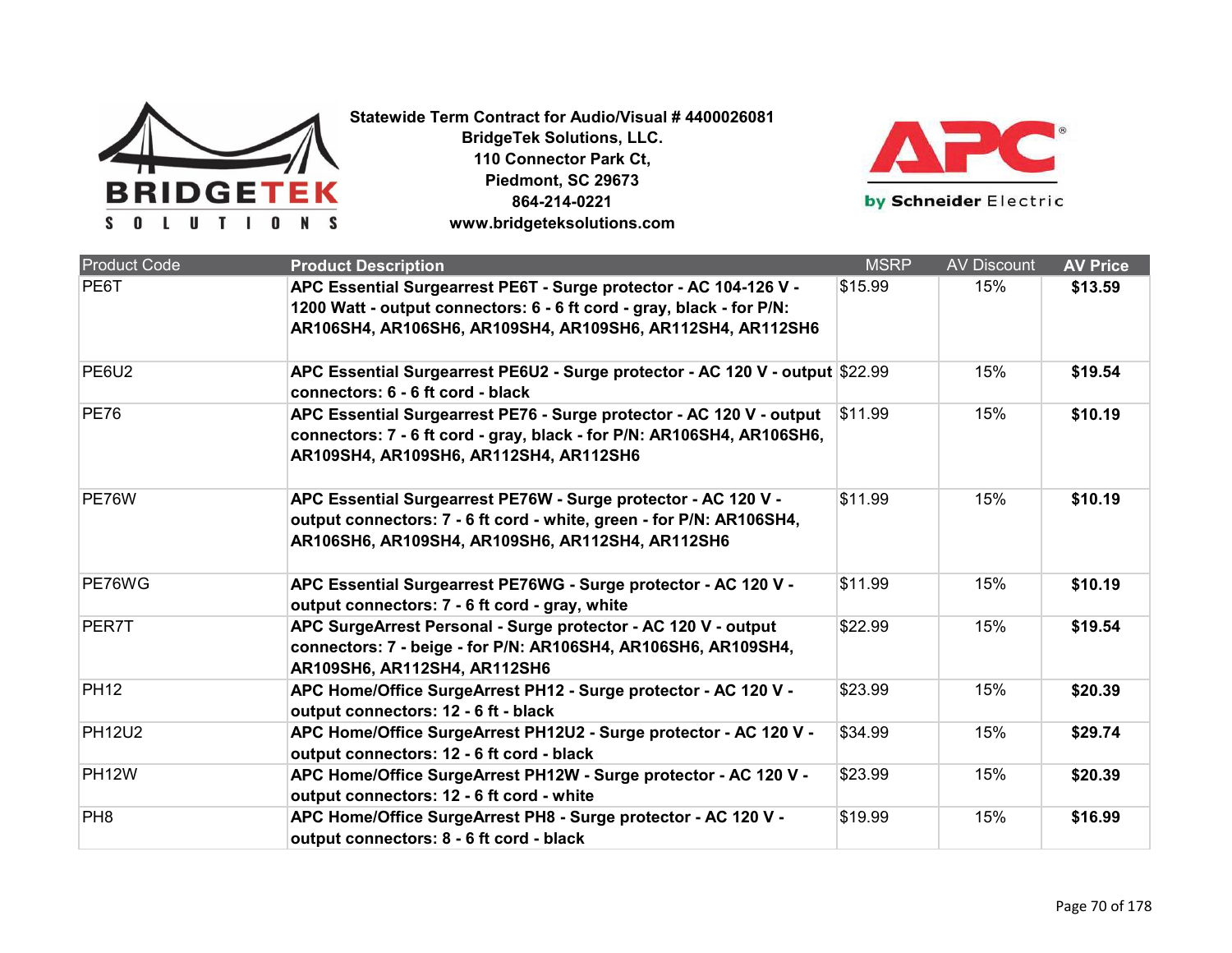**Statewide Term Contract for Audio/Visual # 4400026081**
**BridgeTek Solutions, LLC.**
**110 Connector Park Ct,**
**Piedmont, SC 29673**
**864-214-0221**
**www.bridgeteksolutions.com**

| Product Code | Product Description | MSRP | AV Discount | AV Price |
|---|---|---|---|---|
| PE6T | **APC Essential Surgearrest PE6T - Surge protector - AC 104-126 V - 1200 Watt - output connectors: 6 - 6 ft cord - gray, black - for P/N: AR106SH4, AR106SH6, AR109SH4, AR109SH6, AR112SH4, AR112SH6** | $15.99 | 15% | **$13.59** |
| PE6U2 | **APC Essential Surgearrest PE6U2 - Surge protector - AC 120 V - output connectors: 6 - 6 ft cord - black** | $22.99 | 15% | **$19.54** |
| PE76 | **APC Essential Surgearrest PE76 - Surge protector - AC 120 V - output connectors: 7 - 6 ft cord - gray, black - for P/N: AR106SH4, AR106SH6, AR109SH4, AR109SH6, AR112SH4, AR112SH6** | $11.99 | 15% | **$10.19** |
| PE76W | **APC Essential Surgearrest PE76W - Surge protector - AC 120 V - output connectors: 7 - 6 ft cord - white, green - for P/N: AR106SH4, AR106SH6, AR109SH4, AR109SH6, AR112SH4, AR112SH6** | $11.99 | 15% | **$10.19** |
| PE76WG | **APC Essential Surgearrest PE76WG - Surge protector - AC 120 V - output connectors: 7 - 6 ft cord - gray, white** | $11.99 | 15% | **$10.19** |
| PER7T | **APC SurgeArrest Personal - Surge protector - AC 120 V - output connectors: 7 - beige - for P/N: AR106SH4, AR106SH6, AR109SH4, AR109SH6, AR112SH4, AR112SH6** | $22.99 | 15% | **$19.54** |
| PH12 | **APC Home/Office SurgeArrest PH12 - Surge protector - AC 120 V - output connectors: 12 - 6 ft - black** | $23.99 | 15% | **$20.39** |
| PH12U2 | **APC Home/Office SurgeArrest PH12U2 - Surge protector - AC 120 V - output connectors: 12 - 6 ft cord - black** | $34.99 | 15% | **$29.74** |
| PH12W | **APC Home/Office SurgeArrest PH12W - Surge protector - AC 120 V - output connectors: 12 - 6 ft cord - white** | $23.99 | 15% | **$20.39** |
| PH8 | **APC Home/Office SurgeArrest PH8 - Surge protector - AC 120 V - output connectors: 8 - 6 ft cord - black** | $19.99 | 15% | **$16.99** |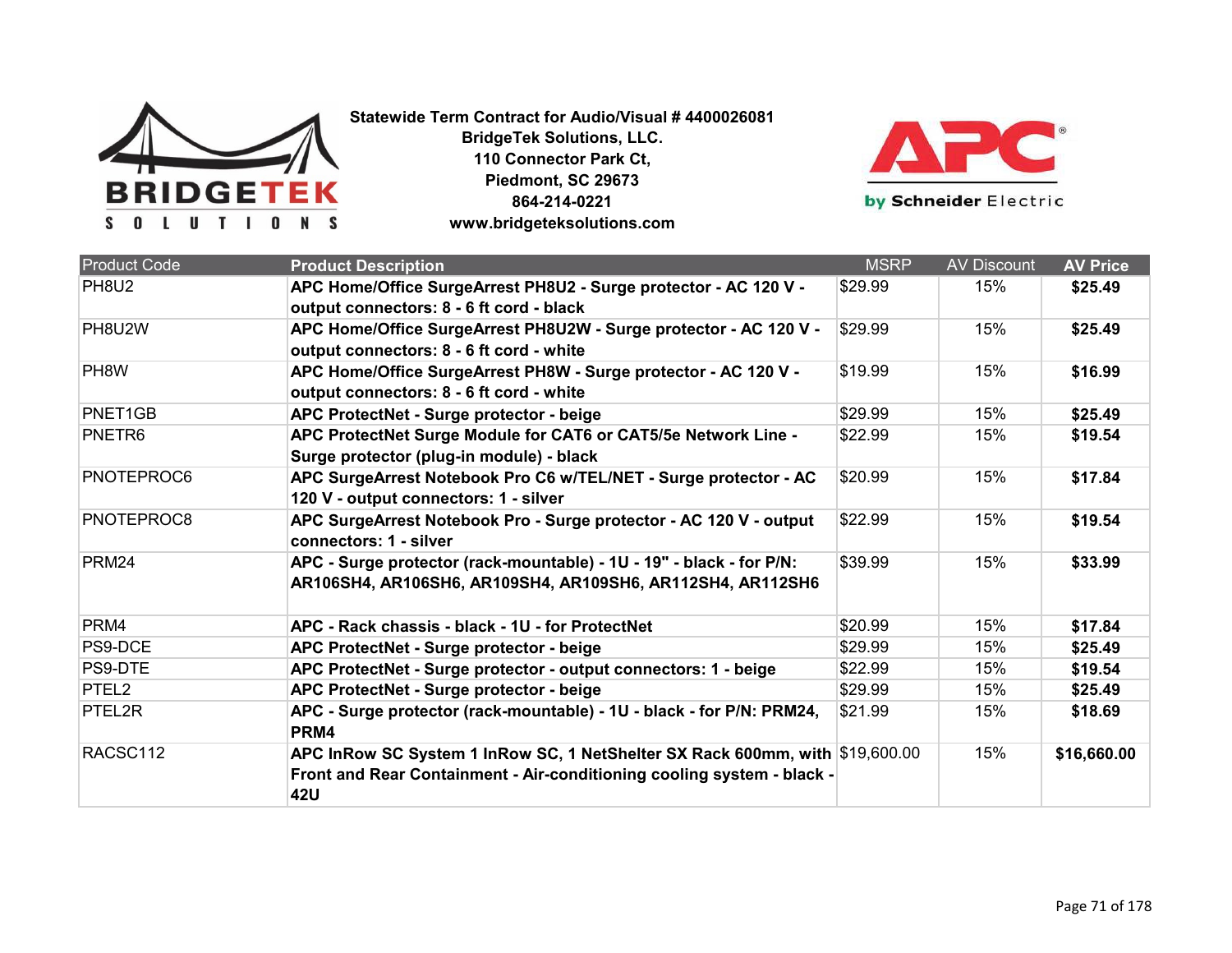**Statewide Term Contract for Audio/Visual # 4400026081**
**BridgeTek Solutions, LLC.**
**110 Connector Park Ct,**
**Piedmont, SC 29673**
**864-214-0221**
**www.bridgeteksolutions.com**

| Product Code | Product Description | MSRP | AV Discount | AV Price |
|---|---|---|---|---|
| PH8U2 | **APC Home/Office SurgeArrest PH8U2 - Surge protector - AC 120 V - output connectors: 8 - 6 ft cord - black** | $29.99 | 15% | **$25.49** |
| PH8U2W | **APC Home/Office SurgeArrest PH8U2W - Surge protector - AC 120 V - output connectors: 8 - 6 ft cord - white** | $29.99 | 15% | **$25.49** |
| PH8W | **APC Home/Office SurgeArrest PH8W - Surge protector - AC 120 V - output connectors: 8 - 6 ft cord - white** | $19.99 | 15% | **$16.99** |
| PNET1GB | **APC ProtectNet - Surge protector - beige** | $29.99 | 15% | **$25.49** |
| PNETR6 | **APC ProtectNet Surge Module for CAT6 or CAT5/5e Network Line - Surge protector (plug-in module) - black** | $22.99 | 15% | **$19.54** |
| PNOTEPROC6 | **APC SurgeArrest Notebook Pro C6 w/TEL/NET - Surge protector - AC 120 V - output connectors: 1 - silver** | $20.99 | 15% | **$17.84** |
| PNOTEPROC8 | **APC SurgeArrest Notebook Pro - Surge protector - AC 120 V - output connectors: 1 - silver** | $22.99 | 15% | **$19.54** |
| PRM24 | **APC - Surge protector (rack-mountable) - 1U - 19" - black - for P/N: AR106SH4, AR106SH6, AR109SH4, AR109SH6, AR112SH4, AR112SH6** | $39.99 | 15% | **$33.99** |
| PRM4 | **APC - Rack chassis - black - 1U - for ProtectNet** | $20.99 | 15% | **$17.84** |
| PS9-DCE | **APC ProtectNet - Surge protector - beige** | $29.99 | 15% | **$25.49** |
| PS9-DTE | **APC ProtectNet - Surge protector - output connectors: 1 - beige** | $22.99 | 15% | **$19.54** |
| PTEL2 | **APC ProtectNet - Surge protector - beige** | $29.99 | 15% | **$25.49** |
| PTEL2R | **APC - Surge protector (rack-mountable) - 1U - black - for P/N: PRM24, PRM4** | $21.99 | 15% | **$18.69** |
| RACSC112 | **APC InRow SC System 1 InRow SC, 1 NetShelter SX Rack 600mm, with Front and Rear Containment - Air-conditioning cooling system - black - 42U** | $19,600.00 | 15% | **$16,660.00** |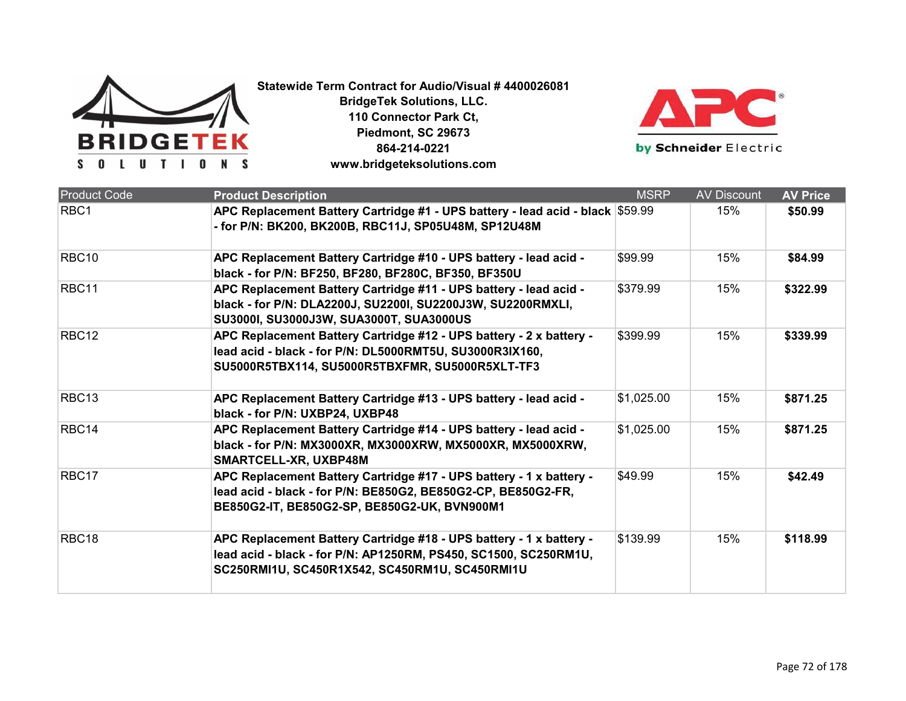**Statewide Term Contract for Audio/Visual # 4400026081**
**BridgeTek Solutions, LLC.**
**110 Connector Park Ct,**
**Piedmont, SC 29673**
**864-214-0221**
**www.bridgeteksolutions.com**

| Product Code | Product Description | MSRP | AV Discount | AV Price |
|---|---|---|---|---|
| RBC1 | **APC Replacement Battery Cartridge #1 - UPS battery - lead acid - black - for P/N: BK200, BK200B, RBC11J, SP05U48M, SP12U48M** | $59.99 | 15% | **$50.99** |
| RBC10 | **APC Replacement Battery Cartridge #10 - UPS battery - lead acid - black - for P/N: BF250, BF280, BF280C, BF350, BF350U** | $99.99 | 15% | **$84.99** |
| RBC11 | **APC Replacement Battery Cartridge #11 - UPS battery - lead acid - black - for P/N: DLA2200J, SU2200I, SU2200J3W, SU2200RMXLI, SU3000I, SU3000J3W, SUA3000T, SUA3000US** | $379.99 | 15% | **$322.99** |
| RBC12 | **APC Replacement Battery Cartridge #12 - UPS battery - 2 x battery - lead acid - black - for P/N: DL5000RMT5U, SU3000R3IX160, SU5000R5TBX114, SU5000R5TBXFMR, SU5000R5XLT-TF3** | $399.99 | 15% | **$339.99** |
| RBC13 | **APC Replacement Battery Cartridge #13 - UPS battery - lead acid - black - for P/N: UXBP24, UXBP48** | $1,025.00 | 15% | **$871.25** |
| RBC14 | **APC Replacement Battery Cartridge #14 - UPS battery - lead acid - black - for P/N: MX3000XR, MX3000XRW, MX5000XR, MX5000XRW, SMARTCELL-XR, UXBP48M** | $1,025.00 | 15% | **$871.25** |
| RBC17 | **APC Replacement Battery Cartridge #17 - UPS battery - 1 x battery - lead acid - black - for P/N: BE850G2, BE850G2-CP, BE850G2-FR, BE850G2-IT, BE850G2-SP, BE850G2-UK, BVN900M1** | $49.99 | 15% | **$42.49** |
| RBC18 | **APC Replacement Battery Cartridge #18 - UPS battery - 1 x battery - lead acid - black - for P/N: AP1250RM, PS450, SC1500, SC250RM1U, SC250RMI1U, SC450R1X542, SC450RM1U, SC450RMI1U** | $139.99 | 15% | **$118.99** |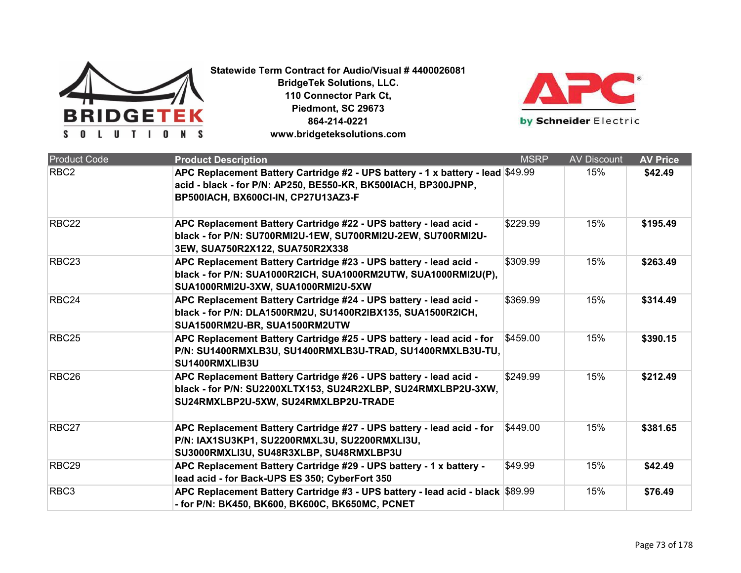**Statewide Term Contract for Audio/Visual # 4400026081**
**BridgeTek Solutions, LLC.**
**110 Connector Park Ct,**
**Piedmont, SC 29673**
**864-214-0221**
**www.bridgeteksolutions.com**

| Product Code | Product Description | MSRP | AV Discount | AV Price |
|---|---|---|---|---|
| RBC2 | **APC Replacement Battery Cartridge #2 - UPS battery - 1 x battery - lead acid - black - for P/N: AP250, BE550-KR, BK500IACH, BP300JPNP, BP500IACH, BX600CI-IN, CP27U13AZ3-F** | $49.99 | 15% | **$42.49** |
| RBC22 | **APC Replacement Battery Cartridge #22 - UPS battery - lead acid - black - for P/N: SU700RMI2U-1EW, SU700RMI2U-2EW, SU700RMI2U-3EW, SUA750R2X122, SUA750R2X338** | $229.99 | 15% | **$195.49** |
| RBC23 | **APC Replacement Battery Cartridge #23 - UPS battery - lead acid - black - for P/N: SUA1000R2ICH, SUA1000RM2UTW, SUA1000RMI2U(P), SUA1000RMI2U-3XW, SUA1000RMI2U-5XW** | $309.99 | 15% | **$263.49** |
| RBC24 | **APC Replacement Battery Cartridge #24 - UPS battery - lead acid - black - for P/N: DLA1500RM2U, SU1400R2IBX135, SUA1500R2ICH, SUA1500RM2U-BR, SUA1500RM2UTW** | $369.99 | 15% | **$314.49** |
| RBC25 | **APC Replacement Battery Cartridge #25 - UPS battery - lead acid - for P/N: SU1400RMXLB3U, SU1400RMXLB3U-TRAD, SU1400RMXLB3U-TU, SU1400RMXLIB3U** | $459.00 | 15% | **$390.15** |
| RBC26 | **APC Replacement Battery Cartridge #26 - UPS battery - lead acid - black - for P/N: SU2200XLTX153, SU24R2XLBP, SU24RMXLBP2U-3XW, SU24RMXLBP2U-5XW, SU24RMXLBP2U-TRADE** | $249.99 | 15% | **$212.49** |
| RBC27 | **APC Replacement Battery Cartridge #27 - UPS battery - lead acid - for P/N: IAX1SU3KP1, SU2200RMXL3U, SU2200RMXLI3U, SU3000RMXLI3U, SU48R3XLBP, SU48RMXLBP3U** | $449.00 | 15% | **$381.65** |
| RBC29 | **APC Replacement Battery Cartridge #29 - UPS battery - 1 x battery - lead acid - for Back-UPS ES 350; CyberFort 350** | $49.99 | 15% | **$42.49** |
| RBC3 | **APC Replacement Battery Cartridge #3 - UPS battery - lead acid - black - for P/N: BK450, BK600, BK600C, BK650MC, PCNET** | $89.99 | 15% | **$76.49** |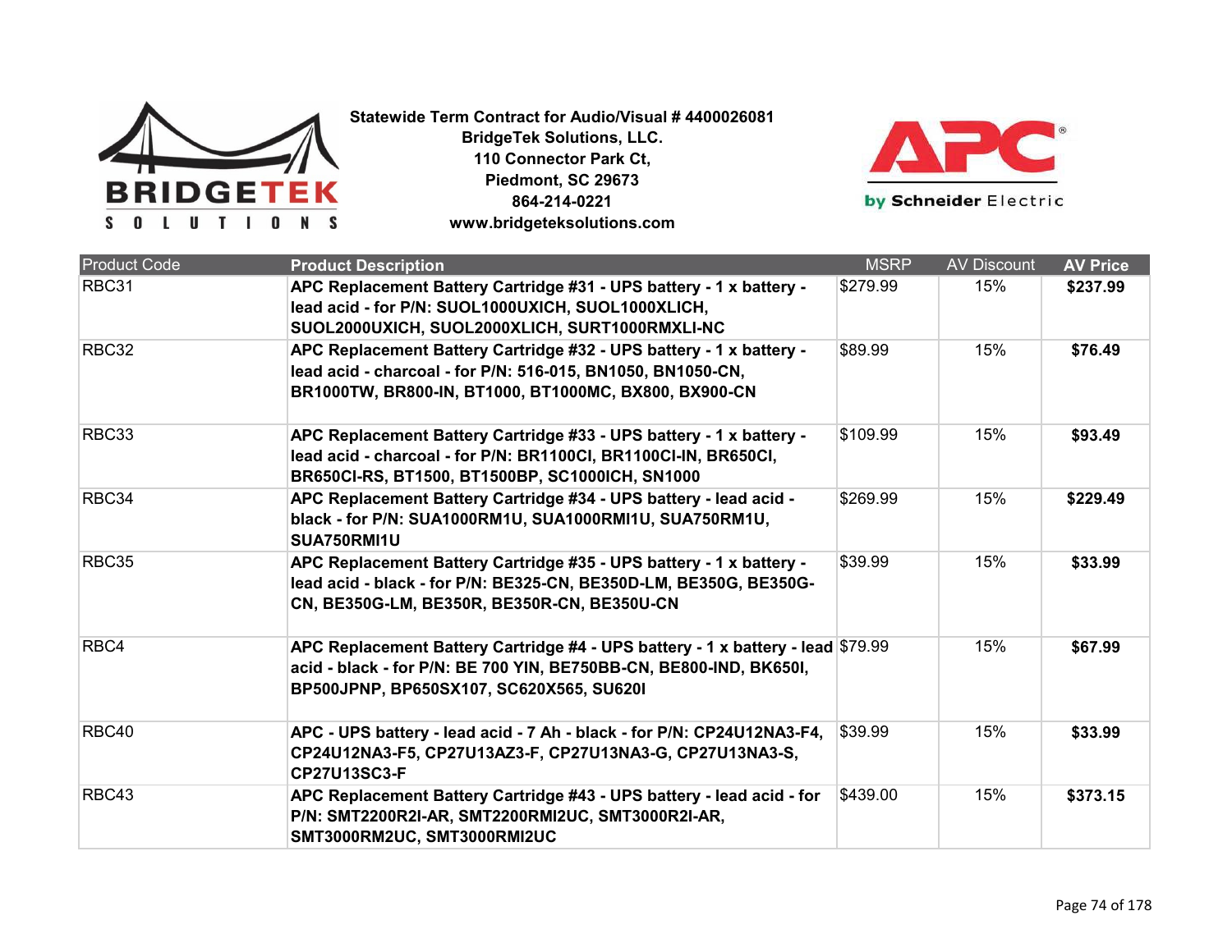**Statewide Term Contract for Audio/Visual # 4400026081**
**BridgeTek Solutions, LLC.**
**110 Connector Park Ct,**
**Piedmont, SC 29673**
**864-214-0221**
**www.bridgeteksolutions.com**

| Product Code | Product Description | MSRP | AV Discount | AV Price |
|---|---|---|---|---|
| RBC31 | **APC Replacement Battery Cartridge #31 - UPS battery - 1 x battery - lead acid - for P/N: SUOL1000UXICH, SUOL1000XLICH, SUOL2000UXICH, SUOL2000XLICH, SURT1000RMXLI-NC** | $279.99 | 15% | **$237.99** |
| RBC32 | **APC Replacement Battery Cartridge #32 - UPS battery - 1 x battery - lead acid - charcoal - for P/N: 516-015, BN1050, BN1050-CN, BR1000TW, BR800-IN, BT1000, BT1000MC, BX800, BX900-CN** | $89.99 | 15% | **$76.49** |
| RBC33 | **APC Replacement Battery Cartridge #33 - UPS battery - 1 x battery - lead acid - charcoal - for P/N: BR1100CI, BR1100CI-IN, BR650CI, BR650CI-RS, BT1500, BT1500BP, SC1000ICH, SN1000** | $109.99 | 15% | **$93.49** |
| RBC34 | **APC Replacement Battery Cartridge #34 - UPS battery - lead acid - black - for P/N: SUA1000RM1U, SUA1000RMI1U, SUA750RM1U, SUA750RMI1U** | $269.99 | 15% | **$229.49** |
| RBC35 | **APC Replacement Battery Cartridge #35 - UPS battery - 1 x battery - lead acid - black - for P/N: BE325-CN, BE350D-LM, BE350G, BE350G-CN, BE350G-LM, BE350R, BE350R-CN, BE350U-CN** | $39.99 | 15% | **$33.99** |
| RBC4 | **APC Replacement Battery Cartridge #4 - UPS battery - 1 x battery - lead acid - black - for P/N: BE 700 YIN, BE750BB-CN, BE800-IND, BK650I, BP500JPNP, BP650SX107, SC620X565, SU620I** | $79.99 | 15% | **$67.99** |
| RBC40 | **APC - UPS battery - lead acid - 7 Ah - black - for P/N: CP24U12NA3-F4, CP24U12NA3-F5, CP27U13AZ3-F, CP27U13NA3-G, CP27U13NA3-S, CP27U13SC3-F** | $39.99 | 15% | **$33.99** |
| RBC43 | **APC Replacement Battery Cartridge #43 - UPS battery - lead acid - for P/N: SMT2200R2I-AR, SMT2200RMI2UC, SMT3000R2I-AR, SMT3000RM2UC, SMT3000RMI2UC** | $439.00 | 15% | **$373.15** |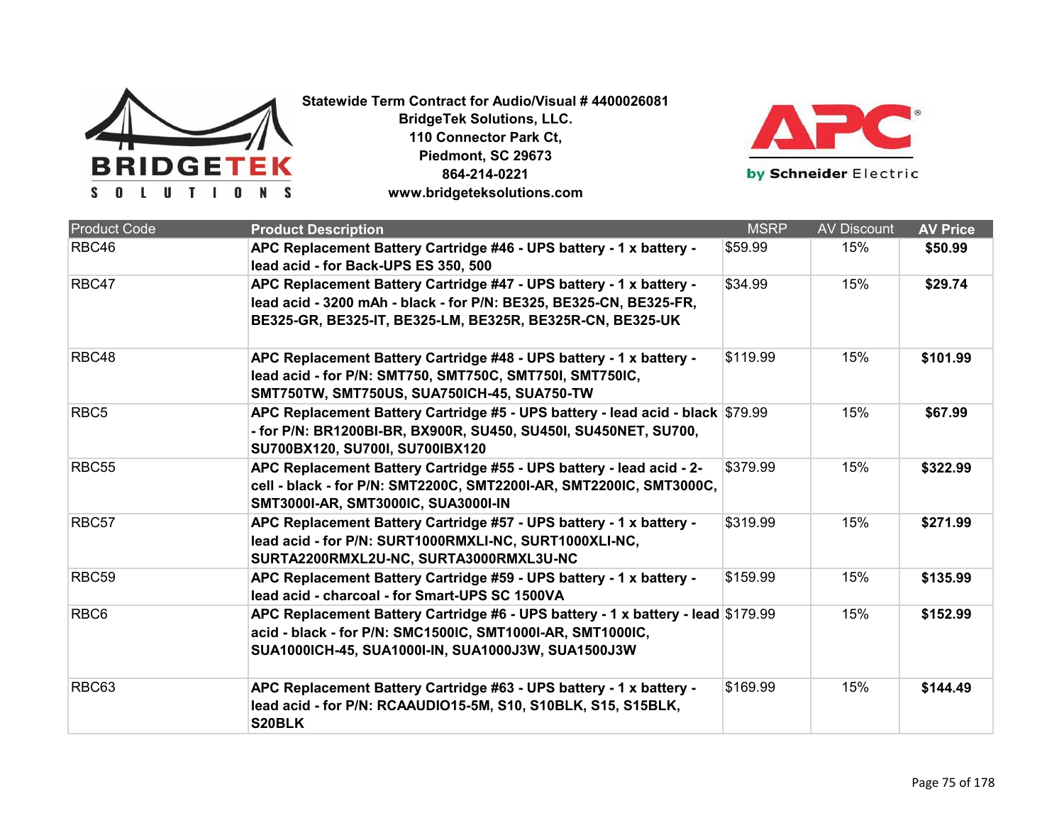**Statewide Term Contract for Audio/Visual # 4400026081**
**BridgeTek Solutions, LLC.**
**110 Connector Park Ct,**
**Piedmont, SC 29673**
**864-214-0221**
**www.bridgeteksolutions.com**

| Product Code | Product Description | MSRP | AV Discount | AV Price |
|---|---|---|---|---|
| RBC46 | **APC Replacement Battery Cartridge #46 - UPS battery - 1 x battery - lead acid - for Back-UPS ES 350, 500** | $59.99 | 15% | **$50.99** |
| RBC47 | **APC Replacement Battery Cartridge #47 - UPS battery - 1 x battery - lead acid - 3200 mAh - black - for P/N: BE325, BE325-CN, BE325-FR, BE325-GR, BE325-IT, BE325-LM, BE325R, BE325R-CN, BE325-UK** | $34.99 | 15% | **$29.74** |
| RBC48 | **APC Replacement Battery Cartridge #48 - UPS battery - 1 x battery - lead acid - for P/N: SMT750, SMT750C, SMT750I, SMT750IC, SMT750TW, SMT750US, SUA750ICH-45, SUA750-TW** | $119.99 | 15% | **$101.99** |
| RBC5 | **APC Replacement Battery Cartridge #5 - UPS battery - lead acid - black - for P/N: BR1200BI-BR, BX900R, SU450, SU450I, SU450NET, SU700, SU700BX120, SU700I, SU700IBX120** | $79.99 | 15% | **$67.99** |
| RBC55 | **APC Replacement Battery Cartridge #55 - UPS battery - lead acid - 2-cell - black - for P/N: SMT2200C, SMT2200I-AR, SMT2200IC, SMT3000C, SMT3000I-AR, SMT3000IC, SUA3000I-IN** | $379.99 | 15% | **$322.99** |
| RBC57 | **APC Replacement Battery Cartridge #57 - UPS battery - 1 x battery - lead acid - for P/N: SURT1000RMXLI-NC, SURT1000XLI-NC, SURTA2200RMXL2U-NC, SURTA3000RMXL3U-NC** | $319.99 | 15% | **$271.99** |
| RBC59 | **APC Replacement Battery Cartridge #59 - UPS battery - 1 x battery - lead acid - charcoal - for Smart-UPS SC 1500VA** | $159.99 | 15% | **$135.99** |
| RBC6 | **APC Replacement Battery Cartridge #6 - UPS battery - 1 x battery - lead acid - black - for P/N: SMC1500IC, SMT1000I-AR, SMT1000IC, SUA1000ICH-45, SUA1000I-IN, SUA1000J3W, SUA1500J3W** | $179.99 | 15% | **$152.99** |
| RBC63 | **APC Replacement Battery Cartridge #63 - UPS battery - 1 x battery - lead acid - for P/N: RCAAUDIO15-5M, S10, S10BLK, S15, S15BLK, S20BLK** | $169.99 | 15% | **$144.49** |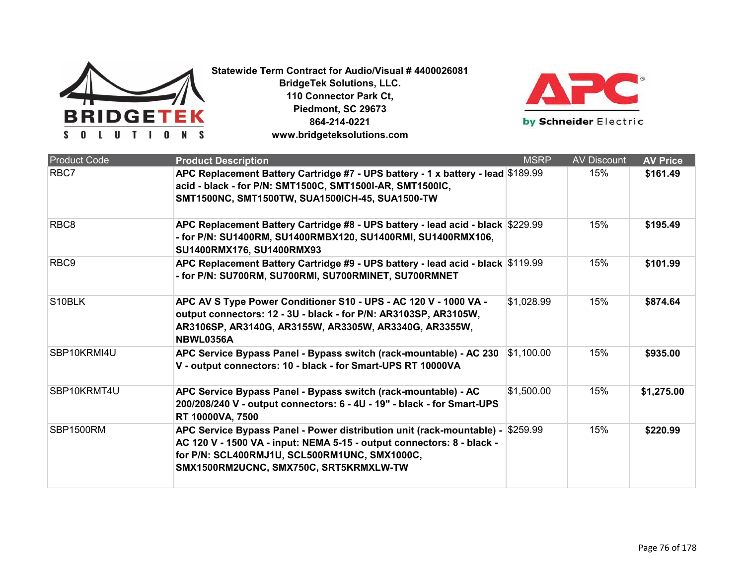**Statewide Term Contract for Audio/Visual # 4400026081**
**BridgeTek Solutions, LLC.**
**110 Connector Park Ct,**
**Piedmont, SC 29673**
**864-214-0221**
**www.bridgeteksolutions.com**

| Product Code | Product Description | MSRP | AV Discount | AV Price |
|---|---|---|---|---|
| RBC7 | **APC Replacement Battery Cartridge #7 - UPS battery - 1 x battery - lead acid - black - for P/N: SMT1500C, SMT1500I-AR, SMT1500IC, SMT1500NC, SMT1500TW, SUA1500ICH-45, SUA1500-TW** | $189.99 | 15% | **$161.49** |
| RBC8 | **APC Replacement Battery Cartridge #8 - UPS battery - lead acid - black - for P/N: SU1400RM, SU1400RMBX120, SU1400RMI, SU1400RMX106, SU1400RMX176, SU1400RMX93** | $229.99 | 15% | **$195.49** |
| RBC9 | **APC Replacement Battery Cartridge #9 - UPS battery - lead acid - black - for P/N: SU700RM, SU700RMI, SU700RMINET, SU700RMNET** | $119.99 | 15% | **$101.99** |
| S10BLK | **APC AV S Type Power Conditioner S10 - UPS - AC 120 V - 1000 VA - output connectors: 12 - 3U - black - for P/N: AR3103SP, AR3105W, AR3106SP, AR3140G, AR3155W, AR3305W, AR3340G, AR3355W, NBWL0356A** | $1,028.99 | 15% | **$874.64** |
| SBP10KRMI4U | **APC Service Bypass Panel - Bypass switch (rack-mountable) - AC 230 V - output connectors: 10 - black - for Smart-UPS RT 10000VA** | $1,100.00 | 15% | **$935.00** |
| SBP10KRMT4U | **APC Service Bypass Panel - Bypass switch (rack-mountable) - AC 200/208/240 V - output connectors: 6 - 4U - 19" - black - for Smart-UPS RT 10000VA, 7500** | $1,500.00 | 15% | **$1,275.00** |
| SBP1500RM | **APC Service Bypass Panel - Power distribution unit (rack-mountable) - AC 120 V - 1500 VA - input: NEMA 5-15 - output connectors: 8 - black - for P/N: SCL400RMJ1U, SCL500RM1UNC, SMX1000C, SMX1500RM2UCNC, SMX750C, SRT5KRMXLW-TW** | $259.99 | 15% | **$220.99** |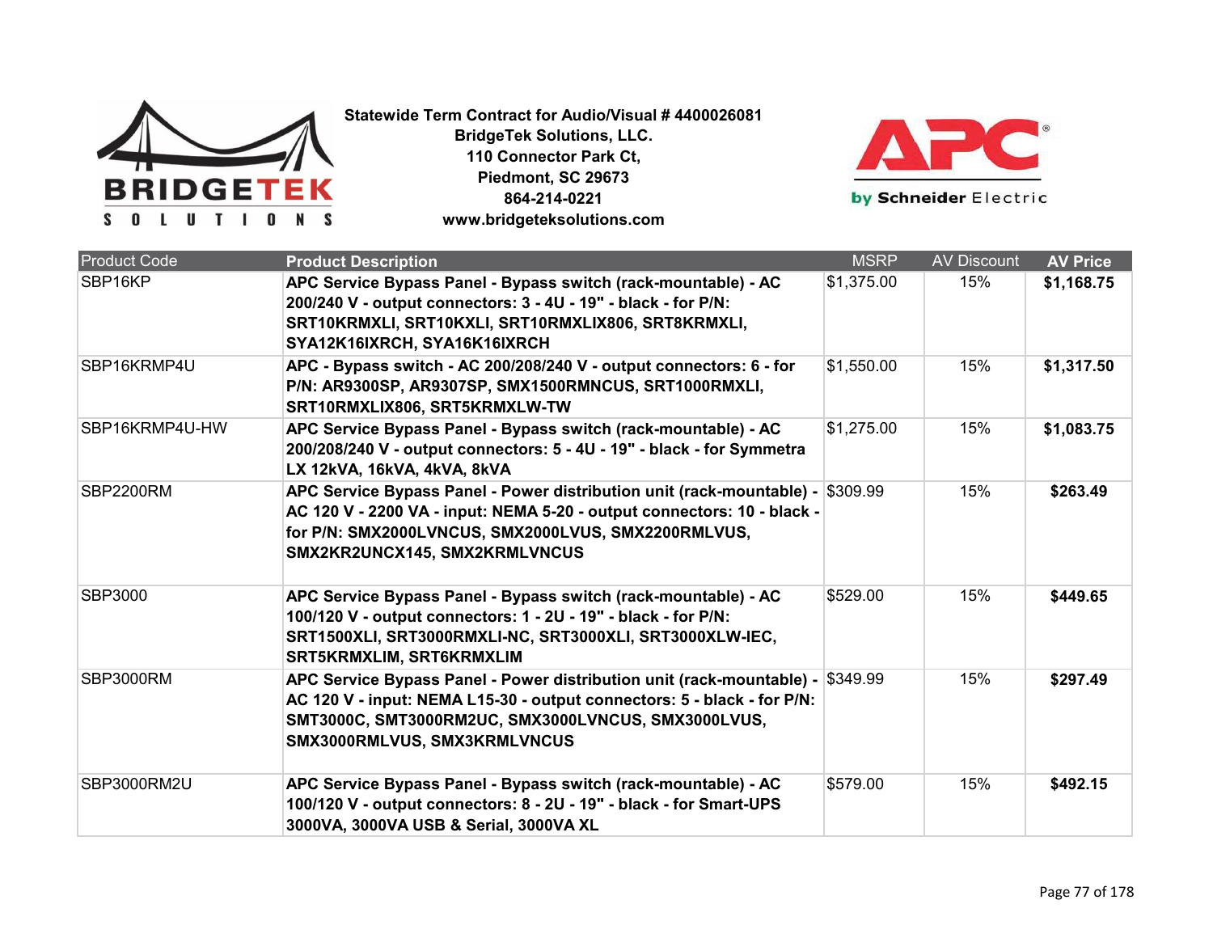**Statewide Term Contract for Audio/Visual # 4400026081**
**BridgeTek Solutions, LLC.**
**110 Connector Park Ct,**
**Piedmont, SC 29673**
**864-214-0221**
**www.bridgeteksolutions.com**

| Product Code | Product Description | MSRP | AV Discount | AV Price |
|---|---|---|---|---|
| SBP16KP | **APC Service Bypass Panel - Bypass switch (rack-mountable) - AC 200/240 V - output connectors: 3 - 4U - 19" - black - for P/N: SRT10KRMXLI, SRT10KXLI, SRT10RMXLIX806, SRT8KRMXLI, SYA12K16IXRCH, SYA16K16IXRCH** | $1,375.00 | 15% | **$1,168.75** |
| SBP16KRMP4U | **APC - Bypass switch - AC 200/208/240 V - output connectors: 6 - for P/N: AR9300SP, AR9307SP, SMX1500RMNCUS, SRT1000RMXLI, SRT10RMXLIX806, SRT5KRMXLW-TW** | $1,550.00 | 15% | **$1,317.50** |
| SBP16KRMP4U-HW | **APC Service Bypass Panel - Bypass switch (rack-mountable) - AC 200/208/240 V - output connectors: 5 - 4U - 19" - black - for Symmetra LX 12kVA, 16kVA, 4kVA, 8kVA** | $1,275.00 | 15% | **$1,083.75** |
| SBP2200RM | **APC Service Bypass Panel - Power distribution unit (rack-mountable) - AC 120 V - 2200 VA - input: NEMA 5-20 - output connectors: 10 - black - for P/N: SMX2000LVNCUS, SMX2000LVUS, SMX2200RMLVUS, SMX2KR2UNCX145, SMX2KRMLVNCUS** | $309.99 | 15% | **$263.49** |
| SBP3000 | **APC Service Bypass Panel - Bypass switch (rack-mountable) - AC 100/120 V - output connectors: 1 - 2U - 19" - black - for P/N: SRT1500XLI, SRT3000RMXLI-NC, SRT3000XLI, SRT3000XLW-IEC, SRT5KRMXLIM, SRT6KRMXLIM** | $529.00 | 15% | **$449.65** |
| SBP3000RM | **APC Service Bypass Panel - Power distribution unit (rack-mountable) - AC 120 V - input: NEMA L15-30 - output connectors: 5 - black - for P/N: SMT3000C, SMT3000RM2UC, SMX3000LVNCUS, SMX3000LVUS, SMX3000RMLVUS, SMX3KRMLVNCUS** | $349.99 | 15% | **$297.49** |
| SBP3000RM2U | **APC Service Bypass Panel - Bypass switch (rack-mountable) - AC 100/120 V - output connectors: 8 - 2U - 19" - black - for Smart-UPS 3000VA, 3000VA USB & Serial, 3000VA XL** | $579.00 | 15% | **$492.15** |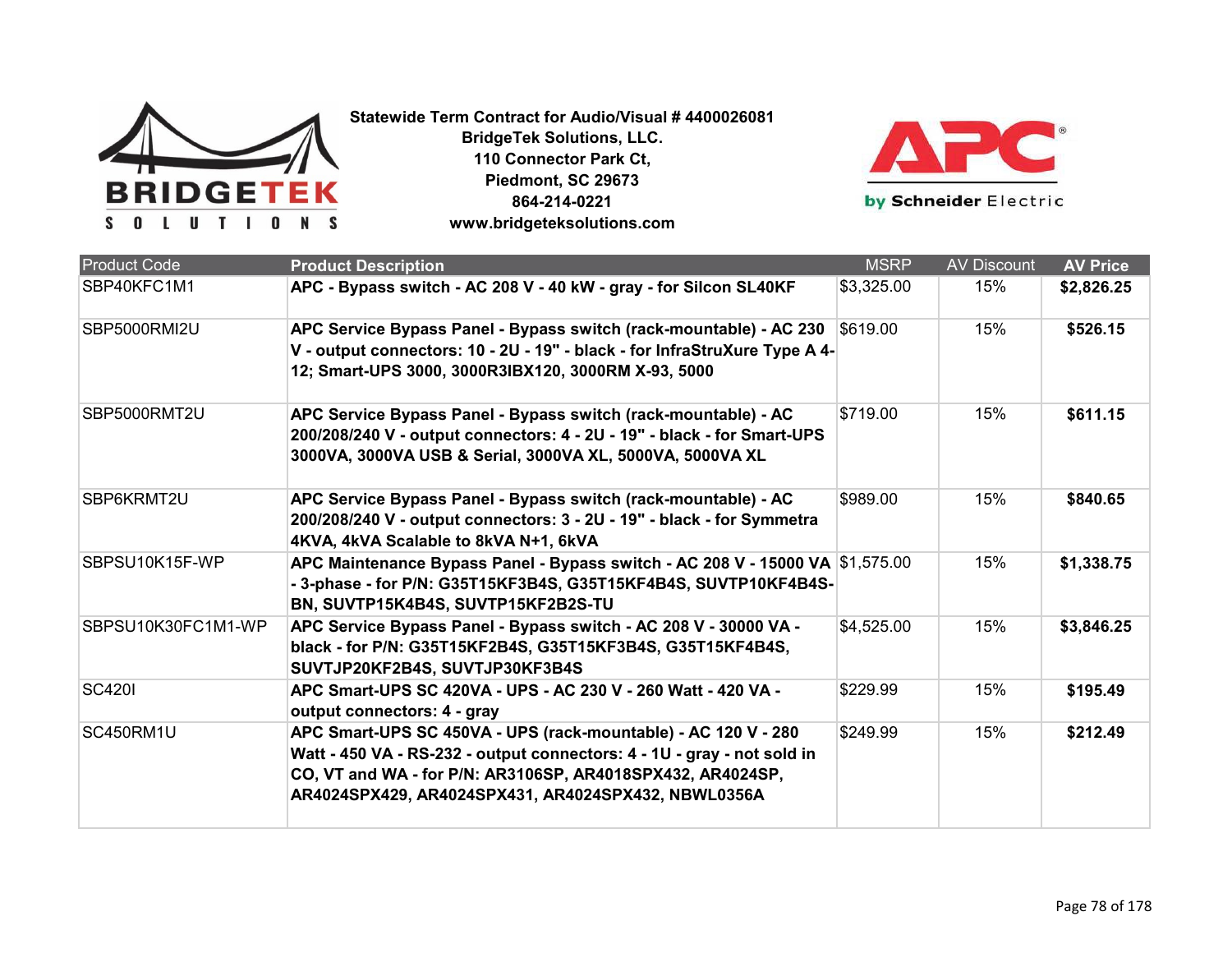**Statewide Term Contract for Audio/Visual # 4400026081**
**BridgeTek Solutions, LLC.**
**110 Connector Park Ct,**
**Piedmont, SC 29673**
**864-214-0221**
**www.bridgeteksolutions.com**

| Product Code | Product Description | MSRP | AV Discount | AV Price |
|---|---|---|---|---|
| SBP40KFC1M1 | **APC - Bypass switch - AC 208 V - 40 kW - gray - for Silcon SL40KF** | $3,325.00 | 15% | **$2,826.25** |
| SBP5000RMI2U | **APC Service Bypass Panel - Bypass switch (rack-mountable) - AC 230 V - output connectors: 10 - 2U - 19" - black - for InfraStruXure Type A 4-12; Smart-UPS 3000, 3000R3IBX120, 3000RM X-93, 5000** | $619.00 | 15% | **$526.15** |
| SBP5000RMT2U | **APC Service Bypass Panel - Bypass switch (rack-mountable) - AC 200/208/240 V - output connectors: 4 - 2U - 19" - black - for Smart-UPS 3000VA, 3000VA USB & Serial, 3000VA XL, 5000VA, 5000VA XL** | $719.00 | 15% | **$611.15** |
| SBP6KRMT2U | **APC Service Bypass Panel - Bypass switch (rack-mountable) - AC 200/208/240 V - output connectors: 3 - 2U - 19" - black - for Symmetra 4KVA, 4kVA Scalable to 8kVA N+1, 6kVA** | $989.00 | 15% | **$840.65** |
| SBPSU10K15F-WP | **APC Maintenance Bypass Panel - Bypass switch - AC 208 V - 15000 VA - 3-phase - for P/N: G35T15KF3B4S, G35T15KF4B4S, SUVTP10KF4B4S-BN, SUVTP15K4B4S, SUVTP15KF2B2S-TU** | $1,575.00 | 15% | **$1,338.75** |
| SBPSU10K30FC1M1-WP | **APC Service Bypass Panel - Bypass switch - AC 208 V - 30000 VA - black - for P/N: G35T15KF2B4S, G35T15KF3B4S, G35T15KF4B4S, SUVTJP20KF2B4S, SUVTJP30KF3B4S** | $4,525.00 | 15% | **$3,846.25** |
| SC420I | **APC Smart-UPS SC 420VA - UPS - AC 230 V - 260 Watt - 420 VA - output connectors: 4 - gray** | $229.99 | 15% | **$195.49** |
| SC450RM1U | **APC Smart-UPS SC 450VA - UPS (rack-mountable) - AC 120 V - 280 Watt - 450 VA - RS-232 - output connectors: 4 - 1U - gray - not sold in CO, VT and WA - for P/N: AR3106SP, AR4018SPX432, AR4024SP, AR4024SPX429, AR4024SPX431, AR4024SPX432, NBWL0356A** | $249.99 | 15% | **$212.49** |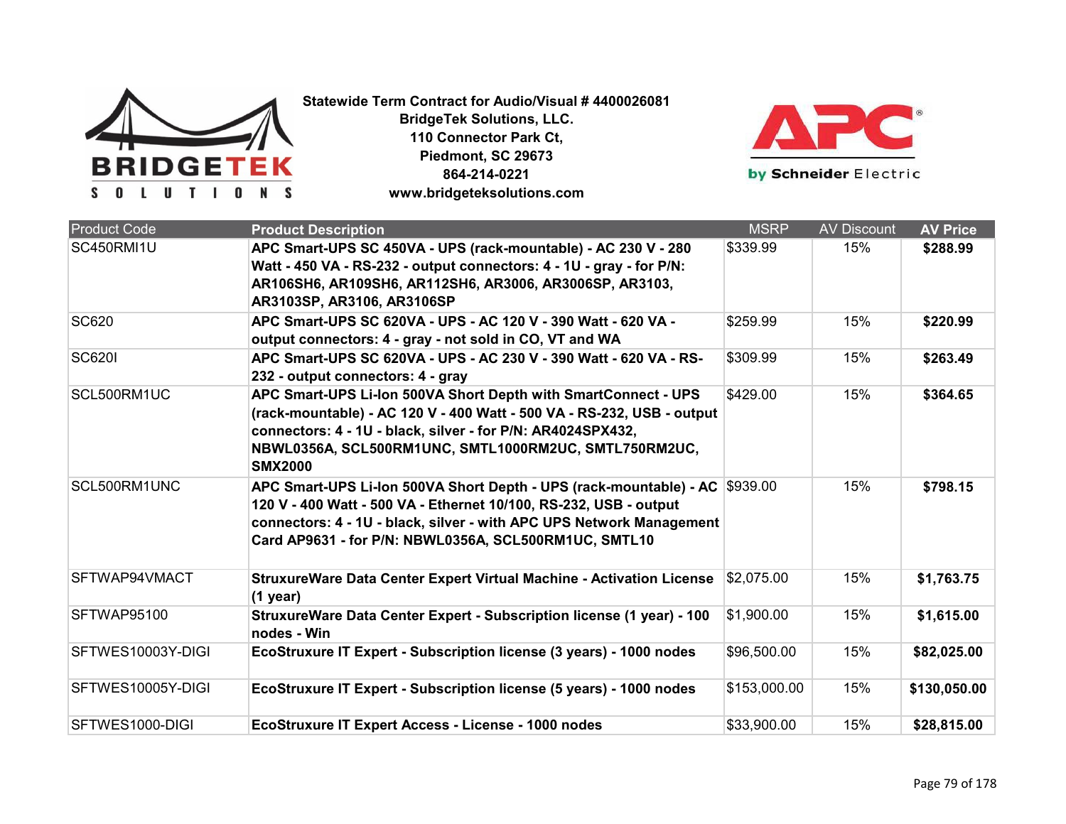**Statewide Term Contract for Audio/Visual # 4400026081**
**BridgeTek Solutions, LLC.**
**110 Connector Park Ct,**
**Piedmont, SC 29673**
**864-214-0221**
**www.bridgeteksolutions.com**

| Product Code | Product Description | MSRP | AV Discount | AV Price |
|---|---|---|---|---|
| SC450RMI1U | **APC Smart-UPS SC 450VA - UPS (rack-mountable) - AC 230 V - 280 Watt - 450 VA - RS-232 - output connectors: 4 - 1U - gray - for P/N: AR106SH6, AR109SH6, AR112SH6, AR3006, AR3006SP, AR3103, AR3103SP, AR3106, AR3106SP** | $339.99 | 15% | **$288.99** |
| SC620 | **APC Smart-UPS SC 620VA - UPS - AC 120 V - 390 Watt - 620 VA - output connectors: 4 - gray - not sold in CO, VT and WA** | $259.99 | 15% | **$220.99** |
| SC620I | **APC Smart-UPS SC 620VA - UPS - AC 230 V - 390 Watt - 620 VA - RS-232 - output connectors: 4 - gray** | $309.99 | 15% | **$263.49** |
| SCL500RM1UC | **APC Smart-UPS Li-Ion 500VA Short Depth with SmartConnect - UPS (rack-mountable) - AC 120 V - 400 Watt - 500 VA - RS-232, USB - output connectors: 4 - 1U - black, silver - for P/N: AR4024SPX432, NBWL0356A, SCL500RM1UNC, SMTL1000RM2UC, SMTL750RM2UC, SMX2000** | $429.00 | 15% | **$364.65** |
| SCL500RM1UNC | **APC Smart-UPS Li-Ion 500VA Short Depth - UPS (rack-mountable) - AC 120 V - 400 Watt - 500 VA - Ethernet 10/100, RS-232, USB - output connectors: 4 - 1U - black, silver - with APC UPS Network Management Card AP9631 - for P/N: NBWL0356A, SCL500RM1UC, SMTL10** | $939.00 | 15% | **$798.15** |
| SFTWAP94VMACT | **StruxureWare Data Center Expert Virtual Machine - Activation License (1 year)** | $2,075.00 | 15% | **$1,763.75** |
| SFTWAP95100 | **StruxureWare Data Center Expert - Subscription license (1 year) - 100 nodes - Win** | $1,900.00 | 15% | **$1,615.00** |
| SFTWES10003Y-DIGI | **EcoStruxure IT Expert - Subscription license (3 years) - 1000 nodes** | $96,500.00 | 15% | **$82,025.00** |
| SFTWES10005Y-DIGI | **EcoStruxure IT Expert - Subscription license (5 years) - 1000 nodes** | $153,000.00 | 15% | **$130,050.00** |
| SFTWES1000-DIGI | **EcoStruxure IT Expert Access - License - 1000 nodes** | $33,900.00 | 15% | **$28,815.00** |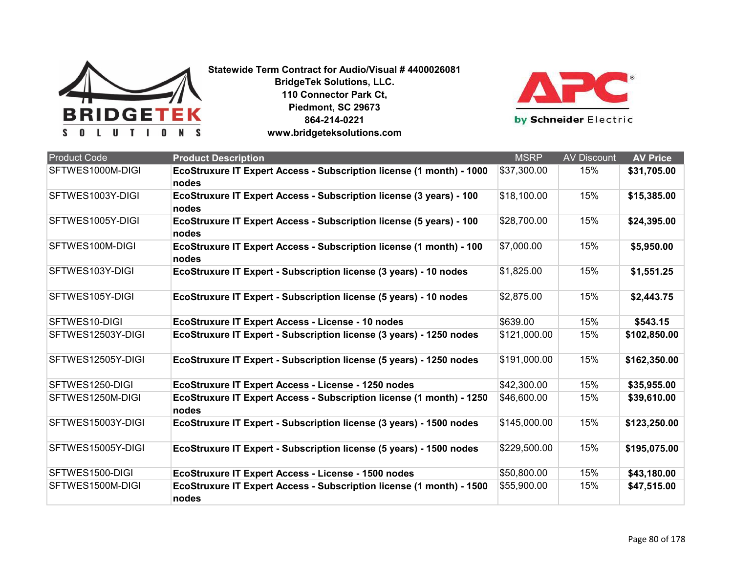**Statewide Term Contract for Audio/Visual # 4400026081**
**BridgeTek Solutions, LLC.**
**110 Connector Park Ct,**
**Piedmont, SC 29673**
**864-214-0221**
**www.bridgeteksolutions.com**

| Product Code | Product Description | MSRP | AV Discount | AV Price |
|---|---|---|---|---|
| SFTWES1000M-DIGI | **EcoStruxure IT Expert Access - Subscription license (1 month) - 1000 nodes** | $37,300.00 | 15% | **$31,705.00** |
| SFTWES1003Y-DIGI | **EcoStruxure IT Expert Access - Subscription license (3 years) - 100 nodes** | $18,100.00 | 15% | **$15,385.00** |
| SFTWES1005Y-DIGI | **EcoStruxure IT Expert Access - Subscription license (5 years) - 100 nodes** | $28,700.00 | 15% | **$24,395.00** |
| SFTWES100M-DIGI | **EcoStruxure IT Expert Access - Subscription license (1 month) - 100 nodes** | $7,000.00 | 15% | **$5,950.00** |
| SFTWES103Y-DIGI | **EcoStruxure IT Expert - Subscription license (3 years) - 10 nodes** | $1,825.00 | 15% | **$1,551.25** |
| SFTWES105Y-DIGI | **EcoStruxure IT Expert - Subscription license (5 years) - 10 nodes** | $2,875.00 | 15% | **$2,443.75** |
| SFTWES10-DIGI | **EcoStruxure IT Expert Access - License - 10 nodes** | $639.00 | 15% | **$543.15** |
| SFTWES12503Y-DIGI | **EcoStruxure IT Expert - Subscription license (3 years) - 1250 nodes** | $121,000.00 | 15% | **$102,850.00** |
| SFTWES12505Y-DIGI | **EcoStruxure IT Expert - Subscription license (5 years) - 1250 nodes** | $191,000.00 | 15% | **$162,350.00** |
| SFTWES1250-DIGI | **EcoStruxure IT Expert Access - License - 1250 nodes** | $42,300.00 | 15% | **$35,955.00** |
| SFTWES1250M-DIGI | **EcoStruxure IT Expert Access - Subscription license (1 month) - 1250 nodes** | $46,600.00 | 15% | **$39,610.00** |
| SFTWES15003Y-DIGI | **EcoStruxure IT Expert - Subscription license (3 years) - 1500 nodes** | $145,000.00 | 15% | **$123,250.00** |
| SFTWES15005Y-DIGI | **EcoStruxure IT Expert - Subscription license (5 years) - 1500 nodes** | $229,500.00 | 15% | **$195,075.00** |
| SFTWES1500-DIGI | **EcoStruxure IT Expert Access - License - 1500 nodes** | $50,800.00 | 15% | **$43,180.00** |
| SFTWES1500M-DIGI | **EcoStruxure IT Expert Access - Subscription license (1 month) - 1500 nodes** | $55,900.00 | 15% | **$47,515.00** |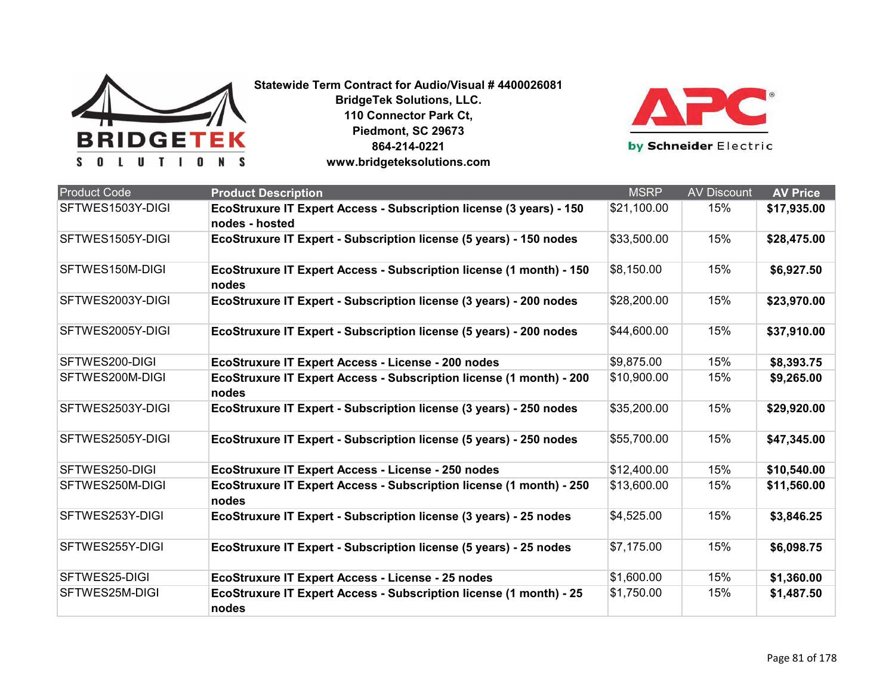**Statewide Term Contract for Audio/Visual # 4400026081**
**BridgeTek Solutions, LLC.**
**110 Connector Park Ct,**
**Piedmont, SC 29673**
**864-214-0221**
**www.bridgeteksolutions.com**

| Product Code | Product Description | MSRP | AV Discount | AV Price |
|---|---|---|---|---|
| SFTWES1503Y-DIGI | **EcoStruxure IT Expert Access - Subscription license (3 years) - 150 nodes - hosted** | $21,100.00 | 15% | **$17,935.00** |
| SFTWES1505Y-DIGI | **EcoStruxure IT Expert - Subscription license (5 years) - 150 nodes** | $33,500.00 | 15% | **$28,475.00** |
| SFTWES150M-DIGI | **EcoStruxure IT Expert Access - Subscription license (1 month) - 150 nodes** | $8,150.00 | 15% | **$6,927.50** |
| SFTWES2003Y-DIGI | **EcoStruxure IT Expert - Subscription license (3 years) - 200 nodes** | $28,200.00 | 15% | **$23,970.00** |
| SFTWES2005Y-DIGI | **EcoStruxure IT Expert - Subscription license (5 years) - 200 nodes** | $44,600.00 | 15% | **$37,910.00** |
| SFTWES200-DIGI | **EcoStruxure IT Expert Access - License - 200 nodes** | $9,875.00 | 15% | **$8,393.75** |
| SFTWES200M-DIGI | **EcoStruxure IT Expert Access - Subscription license (1 month) - 200 nodes** | $10,900.00 | 15% | **$9,265.00** |
| SFTWES2503Y-DIGI | **EcoStruxure IT Expert - Subscription license (3 years) - 250 nodes** | $35,200.00 | 15% | **$29,920.00** |
| SFTWES2505Y-DIGI | **EcoStruxure IT Expert - Subscription license (5 years) - 250 nodes** | $55,700.00 | 15% | **$47,345.00** |
| SFTWES250-DIGI | **EcoStruxure IT Expert Access - License - 250 nodes** | $12,400.00 | 15% | **$10,540.00** |
| SFTWES250M-DIGI | **EcoStruxure IT Expert Access - Subscription license (1 month) - 250 nodes** | $13,600.00 | 15% | **$11,560.00** |
| SFTWES253Y-DIGI | **EcoStruxure IT Expert - Subscription license (3 years) - 25 nodes** | $4,525.00 | 15% | **$3,846.25** |
| SFTWES255Y-DIGI | **EcoStruxure IT Expert - Subscription license (5 years) - 25 nodes** | $7,175.00 | 15% | **$6,098.75** |
| SFTWES25-DIGI | **EcoStruxure IT Expert Access - License - 25 nodes** | $1,600.00 | 15% | **$1,360.00** |
| SFTWES25M-DIGI | **EcoStruxure IT Expert Access - Subscription license (1 month) - 25 nodes** | $1,750.00 | 15% | **$1,487.50** |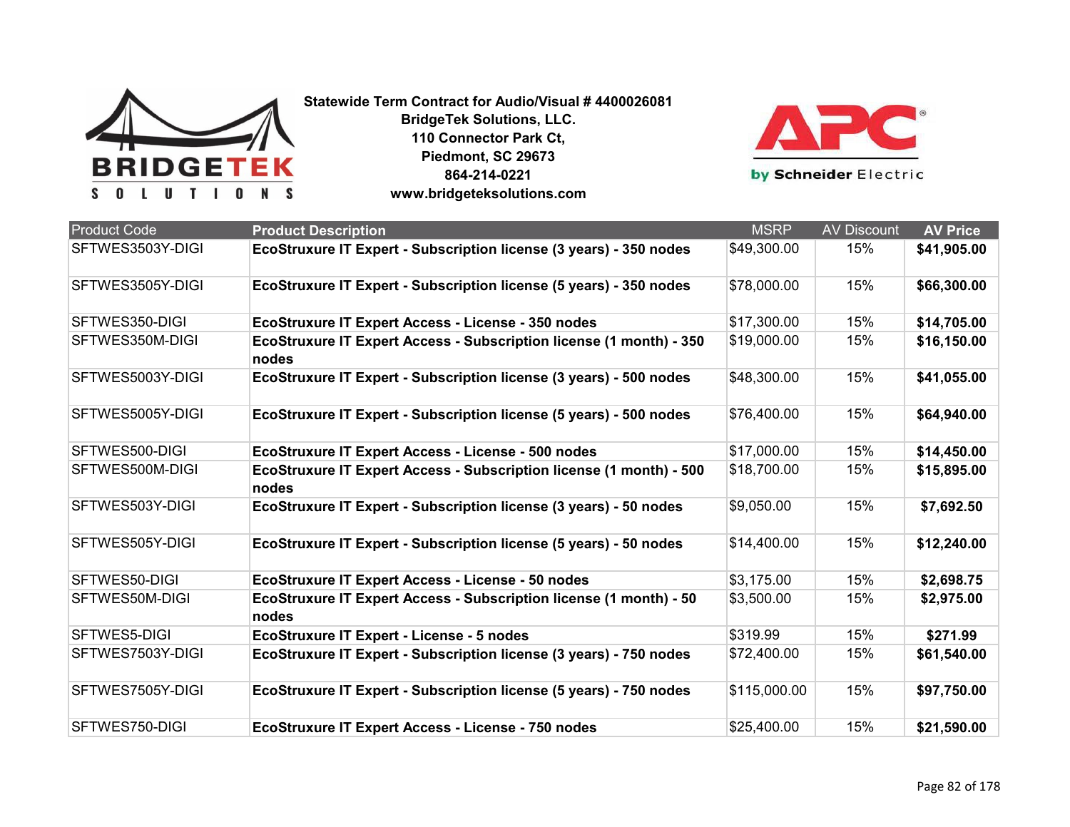**Statewide Term Contract for Audio/Visual # 4400026081**
**BridgeTek Solutions, LLC.**
**110 Connector Park Ct,**
**Piedmont, SC 29673**
**864-214-0221**
**www.bridgeteksolutions.com**

| Product Code | Product Description | MSRP | AV Discount | AV Price |
|---|---|---|---|---|
| SFTWES3503Y-DIGI | **EcoStruxure IT Expert - Subscription license (3 years) - 350 nodes** | $49,300.00 | 15% | **$41,905.00** |
| SFTWES3505Y-DIGI | **EcoStruxure IT Expert - Subscription license (5 years) - 350 nodes** | $78,000.00 | 15% | **$66,300.00** |
| SFTWES350-DIGI | **EcoStruxure IT Expert Access - License - 350 nodes** | $17,300.00 | 15% | **$14,705.00** |
| SFTWES350M-DIGI | **EcoStruxure IT Expert Access - Subscription license (1 month) - 350 nodes** | $19,000.00 | 15% | **$16,150.00** |
| SFTWES5003Y-DIGI | **EcoStruxure IT Expert - Subscription license (3 years) - 500 nodes** | $48,300.00 | 15% | **$41,055.00** |
| SFTWES5005Y-DIGI | **EcoStruxure IT Expert - Subscription license (5 years) - 500 nodes** | $76,400.00 | 15% | **$64,940.00** |
| SFTWES500-DIGI | **EcoStruxure IT Expert Access - License - 500 nodes** | $17,000.00 | 15% | **$14,450.00** |
| SFTWES500M-DIGI | **EcoStruxure IT Expert Access - Subscription license (1 month) - 500 nodes** | $18,700.00 | 15% | **$15,895.00** |
| SFTWES503Y-DIGI | **EcoStruxure IT Expert - Subscription license (3 years) - 50 nodes** | $9,050.00 | 15% | **$7,692.50** |
| SFTWES505Y-DIGI | **EcoStruxure IT Expert - Subscription license (5 years) - 50 nodes** | $14,400.00 | 15% | **$12,240.00** |
| SFTWES50-DIGI | **EcoStruxure IT Expert Access - License - 50 nodes** | $3,175.00 | 15% | **$2,698.75** |
| SFTWES50M-DIGI | **EcoStruxure IT Expert Access - Subscription license (1 month) - 50 nodes** | $3,500.00 | 15% | **$2,975.00** |
| SFTWES5-DIGI | **EcoStruxure IT Expert - License - 5 nodes** | $319.99 | 15% | **$271.99** |
| SFTWES7503Y-DIGI | **EcoStruxure IT Expert - Subscription license (3 years) - 750 nodes** | $72,400.00 | 15% | **$61,540.00** |
| SFTWES7505Y-DIGI | **EcoStruxure IT Expert - Subscription license (5 years) - 750 nodes** | $115,000.00 | 15% | **$97,750.00** |
| SFTWES750-DIGI | **EcoStruxure IT Expert Access - License - 750 nodes** | $25,400.00 | 15% | **$21,590.00** |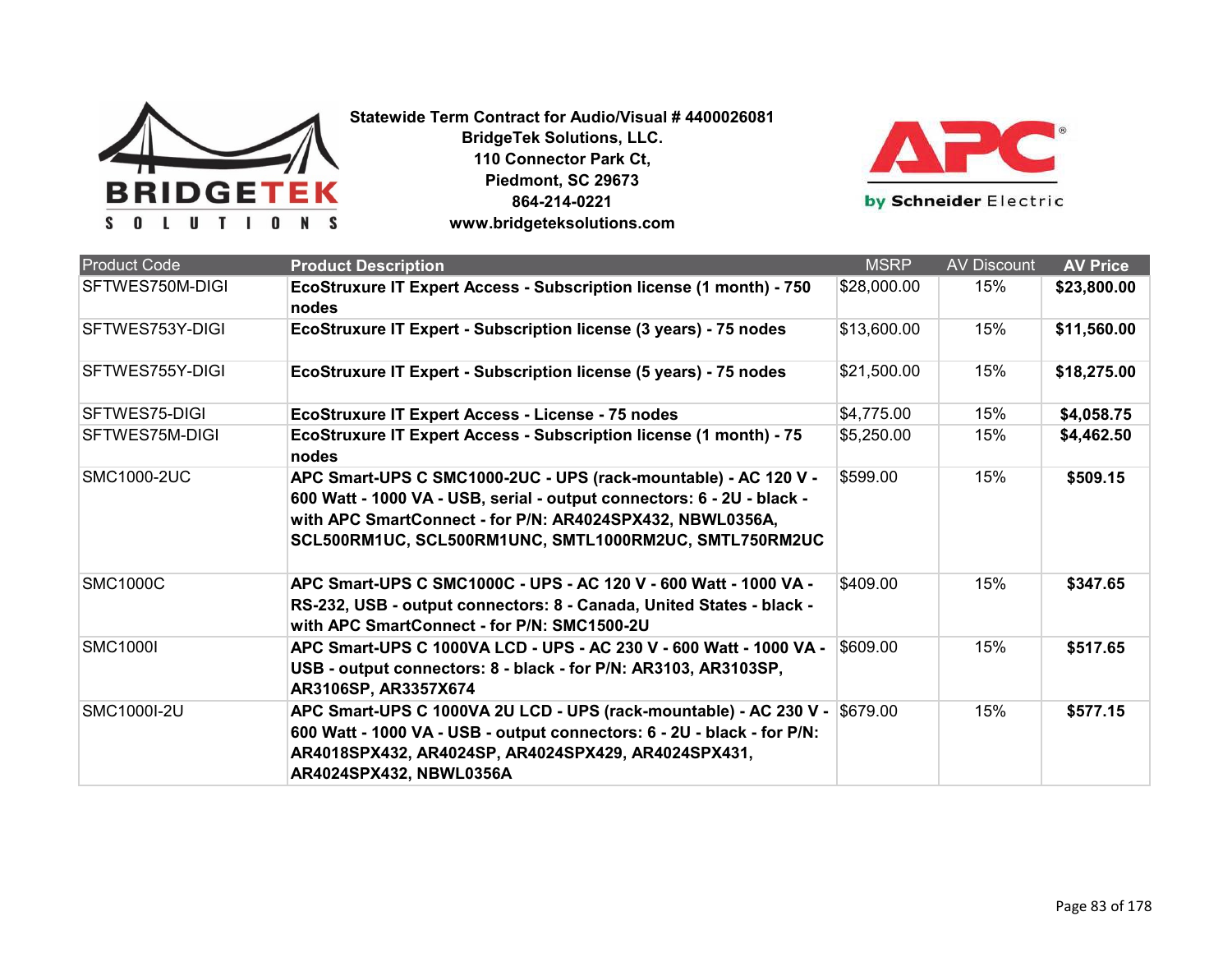**Statewide Term Contract for Audio/Visual # 4400026081**
**BridgeTek Solutions, LLC.**
**110 Connector Park Ct,**
**Piedmont, SC 29673**
**864-214-0221**
**www.bridgeteksolutions.com**

| Product Code | Product Description | MSRP | AV Discount | AV Price |
|---|---|---|---|---|
| SFTWES750M-DIGI | **EcoStruxure IT Expert Access - Subscription license (1 month) - 750 nodes** | $28,000.00 | 15% | **$23,800.00** |
| SFTWES753Y-DIGI | **EcoStruxure IT Expert - Subscription license (3 years) - 75 nodes** | $13,600.00 | 15% | **$11,560.00** |
| SFTWES755Y-DIGI | **EcoStruxure IT Expert - Subscription license (5 years) - 75 nodes** | $21,500.00 | 15% | **$18,275.00** |
| SFTWES75-DIGI | **EcoStruxure IT Expert Access - License - 75 nodes** | $4,775.00 | 15% | **$4,058.75** |
| SFTWES75M-DIGI | **EcoStruxure IT Expert Access - Subscription license (1 month) - 75 nodes** | $5,250.00 | 15% | **$4,462.50** |
| SMC1000-2UC | **APC Smart-UPS C SMC1000-2UC - UPS (rack-mountable) - AC 120 V - 600 Watt - 1000 VA - USB, serial - output connectors: 6 - 2U - black - with APC SmartConnect - for P/N: AR4024SPX432, NBWL0356A, SCL500RM1UC, SCL500RM1UNC, SMTL1000RM2UC, SMTL750RM2UC** | $599.00 | 15% | **$509.15** |
| SMC1000C | **APC Smart-UPS C SMC1000C - UPS - AC 120 V - 600 Watt - 1000 VA - RS-232, USB - output connectors: 8 - Canada, United States - black - with APC SmartConnect - for P/N: SMC1500-2U** | $409.00 | 15% | **$347.65** |
| SMC1000I | **APC Smart-UPS C 1000VA LCD - UPS - AC 230 V - 600 Watt - 1000 VA - USB - output connectors: 8 - black - for P/N: AR3103, AR3103SP, AR3106SP, AR3357X674** | $609.00 | 15% | **$517.65** |
| SMC1000I-2U | **APC Smart-UPS C 1000VA 2U LCD - UPS (rack-mountable) - AC 230 V - 600 Watt - 1000 VA - USB - output connectors: 6 - 2U - black - for P/N: AR4018SPX432, AR4024SP, AR4024SPX429, AR4024SPX431, AR4024SPX432, NBWL0356A** | $679.00 | 15% | **$577.15** |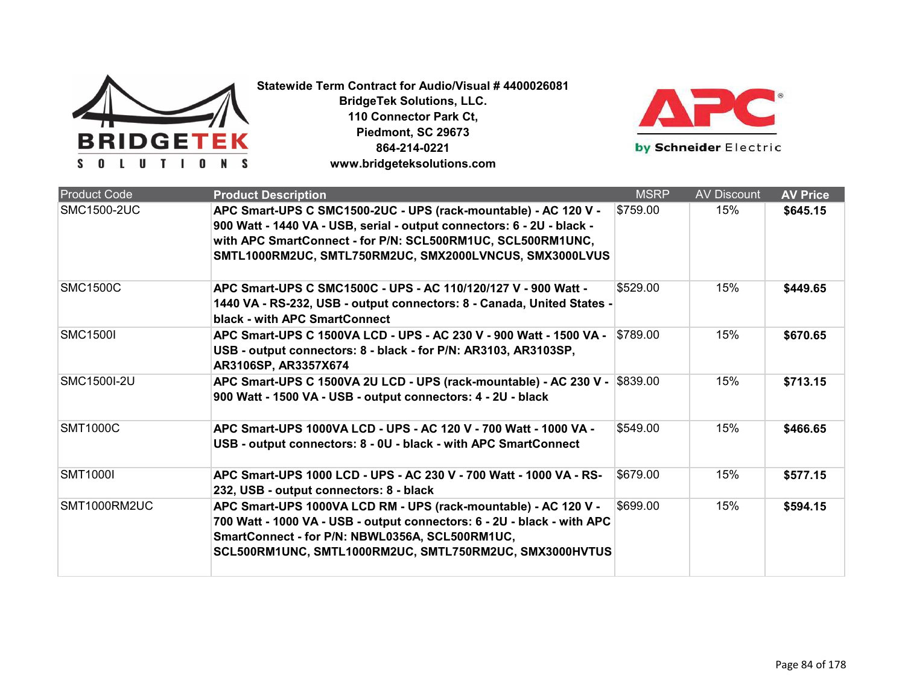**Statewide Term Contract for Audio/Visual # 4400026081**
**BridgeTek Solutions, LLC.**
**110 Connector Park Ct,**
**Piedmont, SC 29673**
**864-214-0221**
**www.bridgeteksolutions.com**

| Product Code | Product Description | MSRP | AV Discount | AV Price |
|---|---|---|---|---|
| SMC1500-2UC | **APC Smart-UPS C SMC1500-2UC - UPS (rack-mountable) - AC 120 V - 900 Watt - 1440 VA - USB, serial - output connectors: 6 - 2U - black - with APC SmartConnect - for P/N: SCL500RM1UC, SCL500RM1UNC, SMTL1000RM2UC, SMTL750RM2UC, SMX2000LVNCUS, SMX3000LVUS** | $759.00 | 15% | **$645.15** |
| SMC1500C | **APC Smart-UPS C SMC1500C - UPS - AC 110/120/127 V - 900 Watt - 1440 VA - RS-232, USB - output connectors: 8 - Canada, United States - black - with APC SmartConnect** | $529.00 | 15% | **$449.65** |
| SMC1500I | **APC Smart-UPS C 1500VA LCD - UPS - AC 230 V - 900 Watt - 1500 VA - USB - output connectors: 8 - black - for P/N: AR3103, AR3103SP, AR3106SP, AR3357X674** | $789.00 | 15% | **$670.65** |
| SMC1500I-2U | **APC Smart-UPS C 1500VA 2U LCD - UPS (rack-mountable) - AC 230 V - 900 Watt - 1500 VA - USB - output connectors: 4 - 2U - black** | $839.00 | 15% | **$713.15** |
| SMT1000C | **APC Smart-UPS 1000VA LCD - UPS - AC 120 V - 700 Watt - 1000 VA - USB - output connectors: 8 - 0U - black - with APC SmartConnect** | $549.00 | 15% | **$466.65** |
| SMT1000I | **APC Smart-UPS 1000 LCD - UPS - AC 230 V - 700 Watt - 1000 VA - RS-232, USB - output connectors: 8 - black** | $679.00 | 15% | **$577.15** |
| SMT1000RM2UC | **APC Smart-UPS 1000VA LCD RM - UPS (rack-mountable) - AC 120 V - 700 Watt - 1000 VA - USB - output connectors: 6 - 2U - black - with APC SmartConnect - for P/N: NBWL0356A, SCL500RM1UC, SCL500RM1UNC, SMTL1000RM2UC, SMTL750RM2UC, SMX3000HVTUS** | $699.00 | 15% | **$594.15** |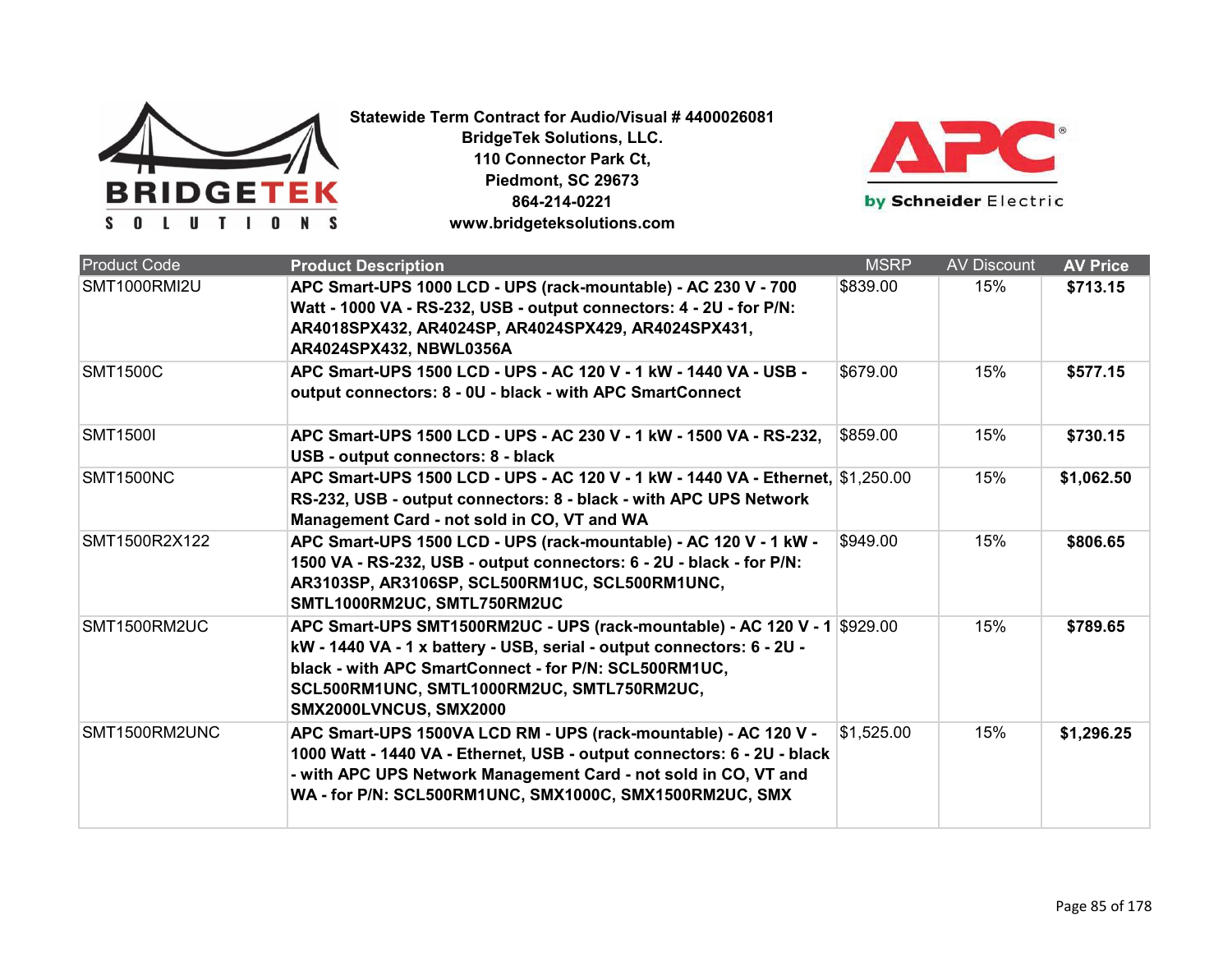**Statewide Term Contract for Audio/Visual # 4400026081**
**BridgeTek Solutions, LLC.**
**110 Connector Park Ct,**
**Piedmont, SC 29673**
**864-214-0221**
**www.bridgeteksolutions.com**

| Product Code | Product Description | MSRP | AV Discount | AV Price |
|---|---|---|---|---|
| SMT1000RMI2U | **APC Smart-UPS 1000 LCD - UPS (rack-mountable) - AC 230 V - 700 Watt - 1000 VA - RS-232, USB - output connectors: 4 - 2U - for P/N: AR4018SPX432, AR4024SP, AR4024SPX429, AR4024SPX431, AR4024SPX432, NBWL0356A** | $839.00 | 15% | **$713.15** |
| SMT1500C | **APC Smart-UPS 1500 LCD - UPS - AC 120 V - 1 kW - 1440 VA - USB - output connectors: 8 - 0U - black - with APC SmartConnect** | $679.00 | 15% | **$577.15** |
| SMT1500I | **APC Smart-UPS 1500 LCD - UPS - AC 230 V - 1 kW - 1500 VA - RS-232, USB - output connectors: 8 - black** | $859.00 | 15% | **$730.15** |
| SMT1500NC | **APC Smart-UPS 1500 LCD - UPS - AC 120 V - 1 kW - 1440 VA - Ethernet, RS-232, USB - output connectors: 8 - black - with APC UPS Network Management Card - not sold in CO, VT and WA** | $1,250.00 | 15% | **$1,062.50** |
| SMT1500R2X122 | **APC Smart-UPS 1500 LCD - UPS (rack-mountable) - AC 120 V - 1 kW - 1500 VA - RS-232, USB - output connectors: 6 - 2U - black - for P/N: AR3103SP, AR3106SP, SCL500RM1UC, SCL500RM1UNC, SMTL1000RM2UC, SMTL750RM2UC** | $949.00 | 15% | **$806.65** |
| SMT1500RM2UC | **APC Smart-UPS SMT1500RM2UC - UPS (rack-mountable) - AC 120 V - 1 kW - 1440 VA - 1 x battery - USB, serial - output connectors: 6 - 2U - black - with APC SmartConnect - for P/N: SCL500RM1UC, SCL500RM1UNC, SMTL1000RM2UC, SMTL750RM2UC, SMX2000LVNCUS, SMX2000** | $929.00 | 15% | **$789.65** |
| SMT1500RM2UNC | **APC Smart-UPS 1500VA LCD RM - UPS (rack-mountable) - AC 120 V - 1000 Watt - 1440 VA - Ethernet, USB - output connectors: 6 - 2U - black - with APC UPS Network Management Card - not sold in CO, VT and WA - for P/N: SCL500RM1UNC, SMX1000C, SMX1500RM2UC, SMX** | $1,525.00 | 15% | **$1,296.25** |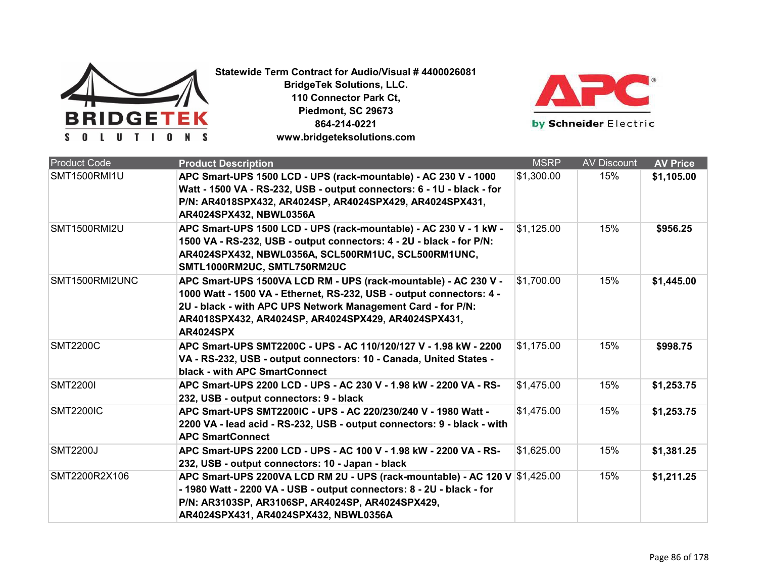**Statewide Term Contract for Audio/Visual # 4400026081**
**BridgeTek Solutions, LLC.**
**110 Connector Park Ct,**
**Piedmont, SC 29673**
**864-214-0221**
**www.bridgeteksolutions.com**

| Product Code | Product Description | MSRP | AV Discount | AV Price |
|---|---|---|---|---|
| SMT1500RMI1U | **APC Smart-UPS 1500 LCD - UPS (rack-mountable) - AC 230 V - 1000 Watt - 1500 VA - RS-232, USB - output connectors: 6 - 1U - black - for P/N: AR4018SPX432, AR4024SP, AR4024SPX429, AR4024SPX431, AR4024SPX432, NBWL0356A** | $1,300.00 | 15% | **$1,105.00** |
| SMT1500RMI2U | **APC Smart-UPS 1500 LCD - UPS (rack-mountable) - AC 230 V - 1 kW - 1500 VA - RS-232, USB - output connectors: 4 - 2U - black - for P/N: AR4024SPX432, NBWL0356A, SCL500RM1UC, SCL500RM1UNC, SMTL1000RM2UC, SMTL750RM2UC** | $1,125.00 | 15% | **$956.25** |
| SMT1500RMI2UNC | **APC Smart-UPS 1500VA LCD RM - UPS (rack-mountable) - AC 230 V - 1000 Watt - 1500 VA - Ethernet, RS-232, USB - output connectors: 4 - 2U - black - with APC UPS Network Management Card - for P/N: AR4018SPX432, AR4024SP, AR4024SPX429, AR4024SPX431, AR4024SPX** | $1,700.00 | 15% | **$1,445.00** |
| SMT2200C | **APC Smart-UPS SMT2200C - UPS - AC 110/120/127 V - 1.98 kW - 2200 VA - RS-232, USB - output connectors: 10 - Canada, United States - black - with APC SmartConnect** | $1,175.00 | 15% | **$998.75** |
| SMT2200I | **APC Smart-UPS 2200 LCD - UPS - AC 230 V - 1.98 kW - 2200 VA - RS-232, USB - output connectors: 9 - black** | $1,475.00 | 15% | **$1,253.75** |
| SMT2200IC | **APC Smart-UPS SMT2200IC - UPS - AC 220/230/240 V - 1980 Watt - 2200 VA - lead acid - RS-232, USB - output connectors: 9 - black - with APC SmartConnect** | $1,475.00 | 15% | **$1,253.75** |
| SMT2200J | **APC Smart-UPS 2200 LCD - UPS - AC 100 V - 1.98 kW - 2200 VA - RS-232, USB - output connectors: 10 - Japan - black** | $1,625.00 | 15% | **$1,381.25** |
| SMT2200R2X106 | **APC Smart-UPS 2200VA LCD RM 2U - UPS (rack-mountable) - AC 120 V - 1980 Watt - 2200 VA - USB - output connectors: 8 - 2U - black - for P/N: AR3103SP, AR3106SP, AR4024SP, AR4024SPX429, AR4024SPX431, AR4024SPX432, NBWL0356A** | $1,425.00 | 15% | **$1,211.25** |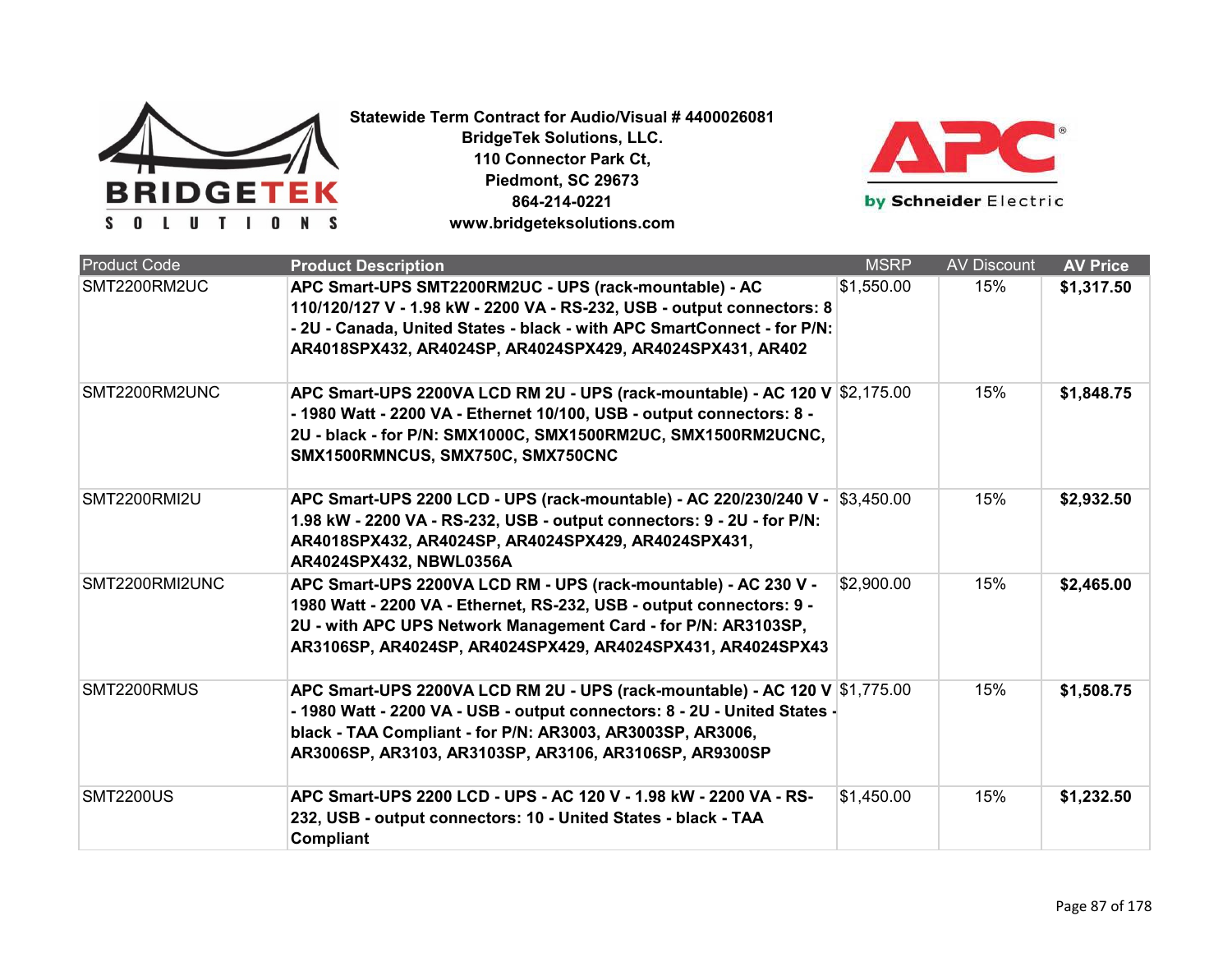**Statewide Term Contract for Audio/Visual # 4400026081**
**BridgeTek Solutions, LLC.**
**110 Connector Park Ct,**
**Piedmont, SC 29673**
**864-214-0221**
**www.bridgeteksolutions.com**

| Product Code | Product Description | MSRP | AV Discount | AV Price |
|---|---|---|---|---|
| SMT2200RM2UC | **APC Smart-UPS SMT2200RM2UC - UPS (rack-mountable) - AC 110/120/127 V - 1.98 kW - 2200 VA - RS-232, USB - output connectors: 8 - 2U - Canada, United States - black - with APC SmartConnect - for P/N: AR4018SPX432, AR4024SP, AR4024SPX429, AR4024SPX431, AR402** | $1,550.00 | 15% | **$1,317.50** |
| SMT2200RM2UNC | **APC Smart-UPS 2200VA LCD RM 2U - UPS (rack-mountable) - AC 120 V - 1980 Watt - 2200 VA - Ethernet 10/100, USB - output connectors: 8 - 2U - black - for P/N: SMX1000C, SMX1500RM2UC, SMX1500RM2UCNC, SMX1500RMNCUS, SMX750C, SMX750CNC** | $2,175.00 | 15% | **$1,848.75** |
| SMT2200RMI2U | **APC Smart-UPS 2200 LCD - UPS (rack-mountable) - AC 220/230/240 V - 1.98 kW - 2200 VA - RS-232, USB - output connectors: 9 - 2U - for P/N: AR4018SPX432, AR4024SP, AR4024SPX429, AR4024SPX431, AR4024SPX432, NBWL0356A** | $3,450.00 | 15% | **$2,932.50** |
| SMT2200RMI2UNC | **APC Smart-UPS 2200VA LCD RM - UPS (rack-mountable) - AC 230 V - 1980 Watt - 2200 VA - Ethernet, RS-232, USB - output connectors: 9 - 2U - with APC UPS Network Management Card - for P/N: AR3103SP, AR3106SP, AR4024SP, AR4024SPX429, AR4024SPX431, AR4024SPX43** | $2,900.00 | 15% | **$2,465.00** |
| SMT2200RMUS | **APC Smart-UPS 2200VA LCD RM 2U - UPS (rack-mountable) - AC 120 V - 1980 Watt - 2200 VA - USB - output connectors: 8 - 2U - United States - black - TAA Compliant - for P/N: AR3003, AR3003SP, AR3006, AR3006SP, AR3103, AR3103SP, AR3106, AR3106SP, AR9300SP** | $1,775.00 | 15% | **$1,508.75** |
| SMT2200US | **APC Smart-UPS 2200 LCD - UPS - AC 120 V - 1.98 kW - 2200 VA - RS-232, USB - output connectors: 10 - United States - black - TAA Compliant** | $1,450.00 | 15% | **$1,232.50** |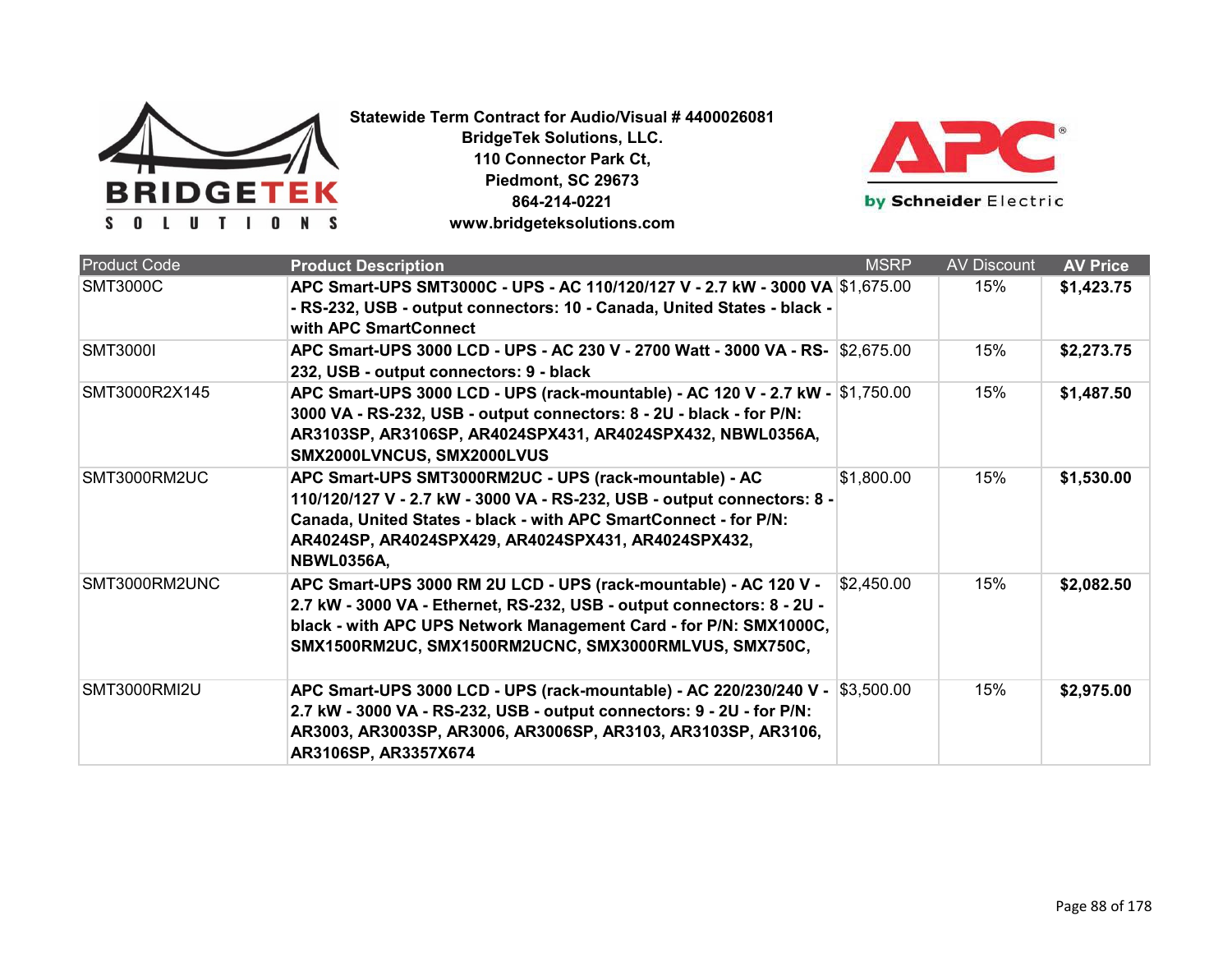**Statewide Term Contract for Audio/Visual # 4400026081**
**BridgeTek Solutions, LLC.**
**110 Connector Park Ct,**
**Piedmont, SC 29673**
**864-214-0221**
**www.bridgeteksolutions.com**

| Product Code | Product Description | MSRP | AV Discount | AV Price |
|---|---|---|---|---|
| SMT3000C | **APC Smart-UPS SMT3000C - UPS - AC 110/120/127 V - 2.7 kW - 3000 VA - RS-232, USB - output connectors: 10 - Canada, United States - black - with APC SmartConnect** | $1,675.00 | 15% | **$1,423.75** |
| SMT3000I | **APC Smart-UPS 3000 LCD - UPS - AC 230 V - 2700 Watt - 3000 VA - RS-232, USB - output connectors: 9 - black** | $2,675.00 | 15% | **$2,273.75** |
| SMT3000R2X145 | **APC Smart-UPS 3000 LCD - UPS (rack-mountable) - AC 120 V - 2.7 kW - 3000 VA - RS-232, USB - output connectors: 8 - 2U - black - for P/N: AR3103SP, AR3106SP, AR4024SPX431, AR4024SPX432, NBWL0356A, SMX2000LVNCUS, SMX2000LVUS** | $1,750.00 | 15% | **$1,487.50** |
| SMT3000RM2UC | **APC Smart-UPS SMT3000RM2UC - UPS (rack-mountable) - AC 110/120/127 V - 2.7 kW - 3000 VA - RS-232, USB - output connectors: 8 - Canada, United States - black - with APC SmartConnect - for P/N: AR4024SP, AR4024SPX429, AR4024SPX431, AR4024SPX432, NBWL0356A,** | $1,800.00 | 15% | **$1,530.00** |
| SMT3000RM2UNC | **APC Smart-UPS 3000 RM 2U LCD - UPS (rack-mountable) - AC 120 V - 2.7 kW - 3000 VA - Ethernet, RS-232, USB - output connectors: 8 - 2U - black - with APC UPS Network Management Card - for P/N: SMX1000C, SMX1500RM2UC, SMX1500RM2UCNC, SMX3000RMLVUS, SMX750C,** | $2,450.00 | 15% | **$2,082.50** |
| SMT3000RMI2U | **APC Smart-UPS 3000 LCD - UPS (rack-mountable) - AC 220/230/240 V - 2.7 kW - 3000 VA - RS-232, USB - output connectors: 9 - 2U - for P/N: AR3003, AR3003SP, AR3006, AR3006SP, AR3103, AR3103SP, AR3106, AR3106SP, AR3357X674** | $3,500.00 | 15% | **$2,975.00** |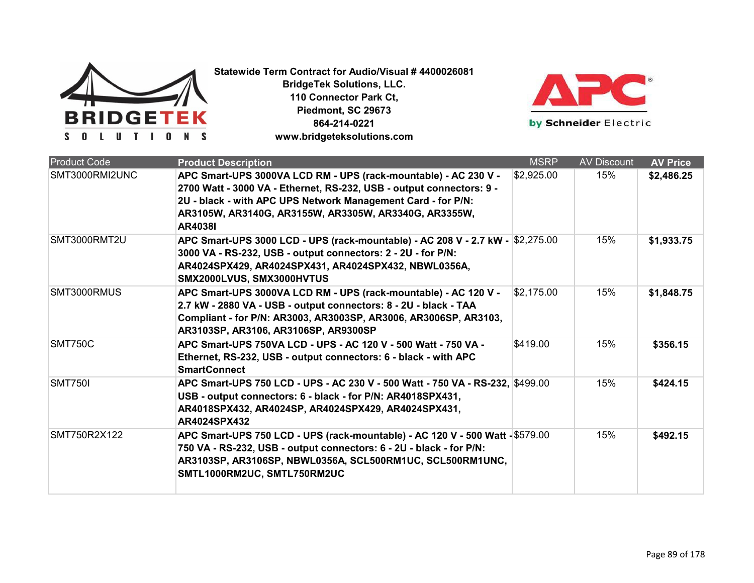**Statewide Term Contract for Audio/Visual # 4400026081**
**BridgeTek Solutions, LLC.**
**110 Connector Park Ct,**
**Piedmont, SC 29673**
**864-214-0221**
**www.bridgeteksolutions.com**

| Product Code | Product Description | MSRP | AV Discount | AV Price |
|---|---|---|---|---|
| SMT3000RMI2UNC | **APC Smart-UPS 3000VA LCD RM - UPS (rack-mountable) - AC 230 V - 2700 Watt - 3000 VA - Ethernet, RS-232, USB - output connectors: 9 - 2U - black - with APC UPS Network Management Card - for P/N: AR3105W, AR3140G, AR3155W, AR3305W, AR3340G, AR3355W, AR4038I** | $2,925.00 | 15% | **$2,486.25** |
| SMT3000RMT2U | **APC Smart-UPS 3000 LCD - UPS (rack-mountable) - AC 208 V - 2.7 kW - 3000 VA - RS-232, USB - output connectors: 2 - 2U - for P/N: AR4024SPX429, AR4024SPX431, AR4024SPX432, NBWL0356A, SMX2000LVUS, SMX3000HVTUS** | $2,275.00 | 15% | **$1,933.75** |
| SMT3000RMUS | **APC Smart-UPS 3000VA LCD RM - UPS (rack-mountable) - AC 120 V - 2.7 kW - 2880 VA - USB - output connectors: 8 - 2U - black - TAA Compliant - for P/N: AR3003, AR3003SP, AR3006, AR3006SP, AR3103, AR3103SP, AR3106, AR3106SP, AR9300SP** | $2,175.00 | 15% | **$1,848.75** |
| SMT750C | **APC Smart-UPS 750VA LCD - UPS - AC 120 V - 500 Watt - 750 VA - Ethernet, RS-232, USB - output connectors: 6 - black - with APC SmartConnect** | $419.00 | 15% | **$356.15** |
| SMT750I | **APC Smart-UPS 750 LCD - UPS - AC 230 V - 500 Watt - 750 VA - RS-232, USB - output connectors: 6 - black - for P/N: AR4018SPX431, AR4018SPX432, AR4024SP, AR4024SPX429, AR4024SPX431, AR4024SPX432** | $499.00 | 15% | **$424.15** |
| SMT750R2X122 | **APC Smart-UPS 750 LCD - UPS (rack-mountable) - AC 120 V - 500 Watt - 750 VA - RS-232, USB - output connectors: 6 - 2U - black - for P/N: AR3103SP, AR3106SP, NBWL0356A, SCL500RM1UC, SCL500RM1UNC, SMTL1000RM2UC, SMTL750RM2UC** | $579.00 | 15% | **$492.15** |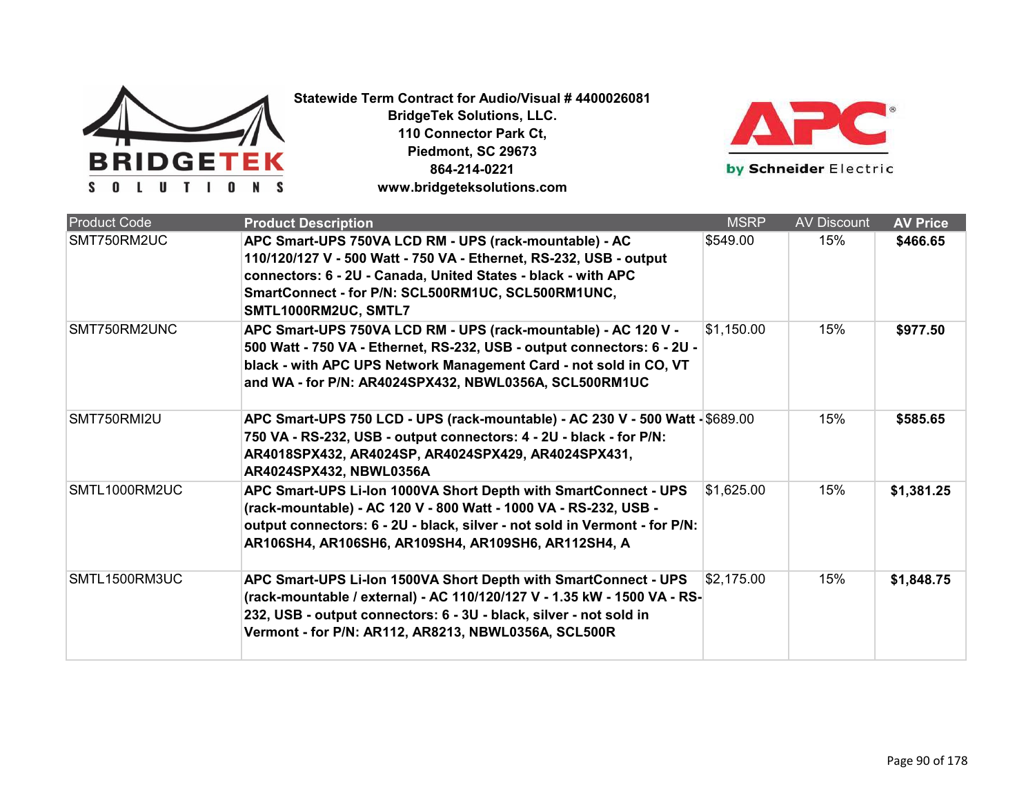**Statewide Term Contract for Audio/Visual # 4400026081**
**BridgeTek Solutions, LLC.**
**110 Connector Park Ct,**
**Piedmont, SC 29673**
**864-214-0221**
**www.bridgeteksolutions.com**

| Product Code | Product Description | MSRP | AV Discount | AV Price |
|---|---|---|---|---|
| SMT750RM2UC | **APC Smart-UPS 750VA LCD RM - UPS (rack-mountable) - AC 110/120/127 V - 500 Watt - 750 VA - Ethernet, RS-232, USB - output connectors: 6 - 2U - Canada, United States - black - with APC SmartConnect - for P/N: SCL500RM1UC, SCL500RM1UNC, SMTL1000RM2UC, SMTL7** | $549.00 | 15% | **$466.65** |
| SMT750RM2UNC | **APC Smart-UPS 750VA LCD RM - UPS (rack-mountable) - AC 120 V - 500 Watt - 750 VA - Ethernet, RS-232, USB - output connectors: 6 - 2U - black - with APC UPS Network Management Card - not sold in CO, VT and WA - for P/N: AR4024SPX432, NBWL0356A, SCL500RM1UC** | $1,150.00 | 15% | **$977.50** |
| SMT750RMI2U | **APC Smart-UPS 750 LCD - UPS (rack-mountable) - AC 230 V - 500 Watt - 750 VA - RS-232, USB - output connectors: 4 - 2U - black - for P/N: AR4018SPX432, AR4024SP, AR4024SPX429, AR4024SPX431, AR4024SPX432, NBWL0356A** | $689.00 | 15% | **$585.65** |
| SMTL1000RM2UC | **APC Smart-UPS Li-Ion 1000VA Short Depth with SmartConnect - UPS (rack-mountable) - AC 120 V - 800 Watt - 1000 VA - RS-232, USB - output connectors: 6 - 2U - black, silver - not sold in Vermont - for P/N: AR106SH4, AR106SH6, AR109SH4, AR109SH6, AR112SH4, A** | $1,625.00 | 15% | **$1,381.25** |
| SMTL1500RM3UC | **APC Smart-UPS Li-Ion 1500VA Short Depth with SmartConnect - UPS (rack-mountable / external) - AC 110/120/127 V - 1.35 kW - 1500 VA - RS-232, USB - output connectors: 6 - 3U - black, silver - not sold in Vermont - for P/N: AR112, AR8213, NBWL0356A, SCL500R** | $2,175.00 | 15% | **$1,848.75** |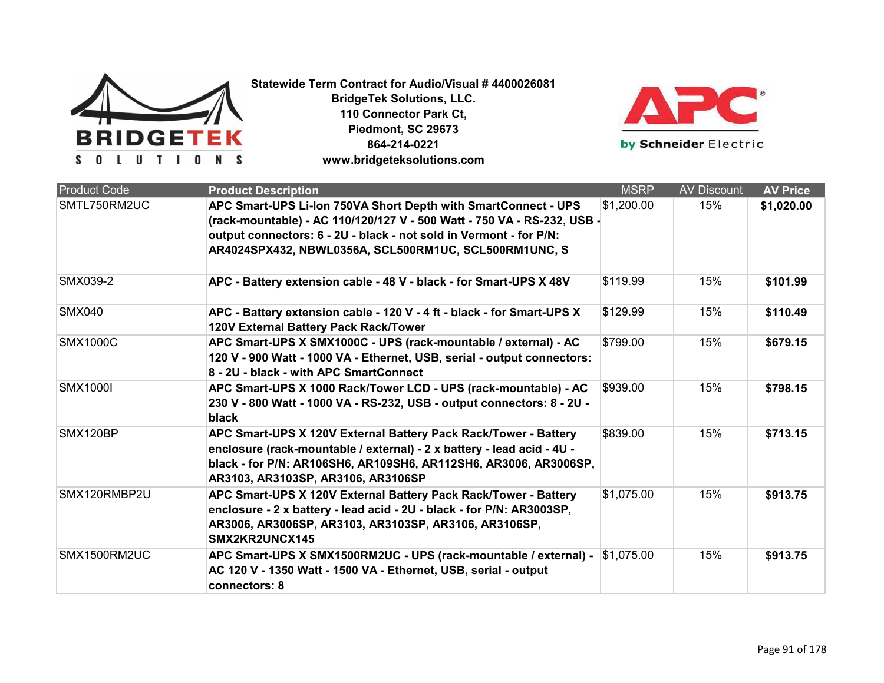**Statewide Term Contract for Audio/Visual # 4400026081**
**BridgeTek Solutions, LLC.**
**110 Connector Park Ct,**
**Piedmont, SC 29673**
**864-214-0221**
**www.bridgeteksolutions.com**

| Product Code | Product Description | MSRP | AV Discount | AV Price |
|---|---|---|---|---|
| SMTL750RM2UC | **APC Smart-UPS Li-Ion 750VA Short Depth with SmartConnect - UPS (rack-mountable) - AC 110/120/127 V - 500 Watt - 750 VA - RS-232, USB - output connectors: 6 - 2U - black - not sold in Vermont - for P/N: AR4024SPX432, NBWL0356A, SCL500RM1UC, SCL500RM1UNC, S** | $1,200.00 | 15% | **$1,020.00** |
| SMX039-2 | **APC - Battery extension cable - 48 V - black - for Smart-UPS X 48V** | $119.99 | 15% | **$101.99** |
| SMX040 | **APC - Battery extension cable - 120 V - 4 ft - black - for Smart-UPS X 120V External Battery Pack Rack/Tower** | $129.99 | 15% | **$110.49** |
| SMX1000C | **APC Smart-UPS X SMX1000C - UPS (rack-mountable / external) - AC 120 V - 900 Watt - 1000 VA - Ethernet, USB, serial - output connectors: 8 - 2U - black - with APC SmartConnect** | $799.00 | 15% | **$679.15** |
| SMX1000I | **APC Smart-UPS X 1000 Rack/Tower LCD - UPS (rack-mountable) - AC 230 V - 800 Watt - 1000 VA - RS-232, USB - output connectors: 8 - 2U - black** | $939.00 | 15% | **$798.15** |
| SMX120BP | **APC Smart-UPS X 120V External Battery Pack Rack/Tower - Battery enclosure (rack-mountable / external) - 2 x battery - lead acid - 4U - black - for P/N: AR106SH6, AR109SH6, AR112SH6, AR3006, AR3006SP, AR3103, AR3103SP, AR3106, AR3106SP** | $839.00 | 15% | **$713.15** |
| SMX120RMBP2U | **APC Smart-UPS X 120V External Battery Pack Rack/Tower - Battery enclosure - 2 x battery - lead acid - 2U - black - for P/N: AR3003SP, AR3006, AR3006SP, AR3103, AR3103SP, AR3106, AR3106SP, SMX2KR2UNCX145** | $1,075.00 | 15% | **$913.75** |
| SMX1500RM2UC | **APC Smart-UPS X SMX1500RM2UC - UPS (rack-mountable / external) - AC 120 V - 1350 Watt - 1500 VA - Ethernet, USB, serial - output connectors: 8** | $1,075.00 | 15% | **$913.75** |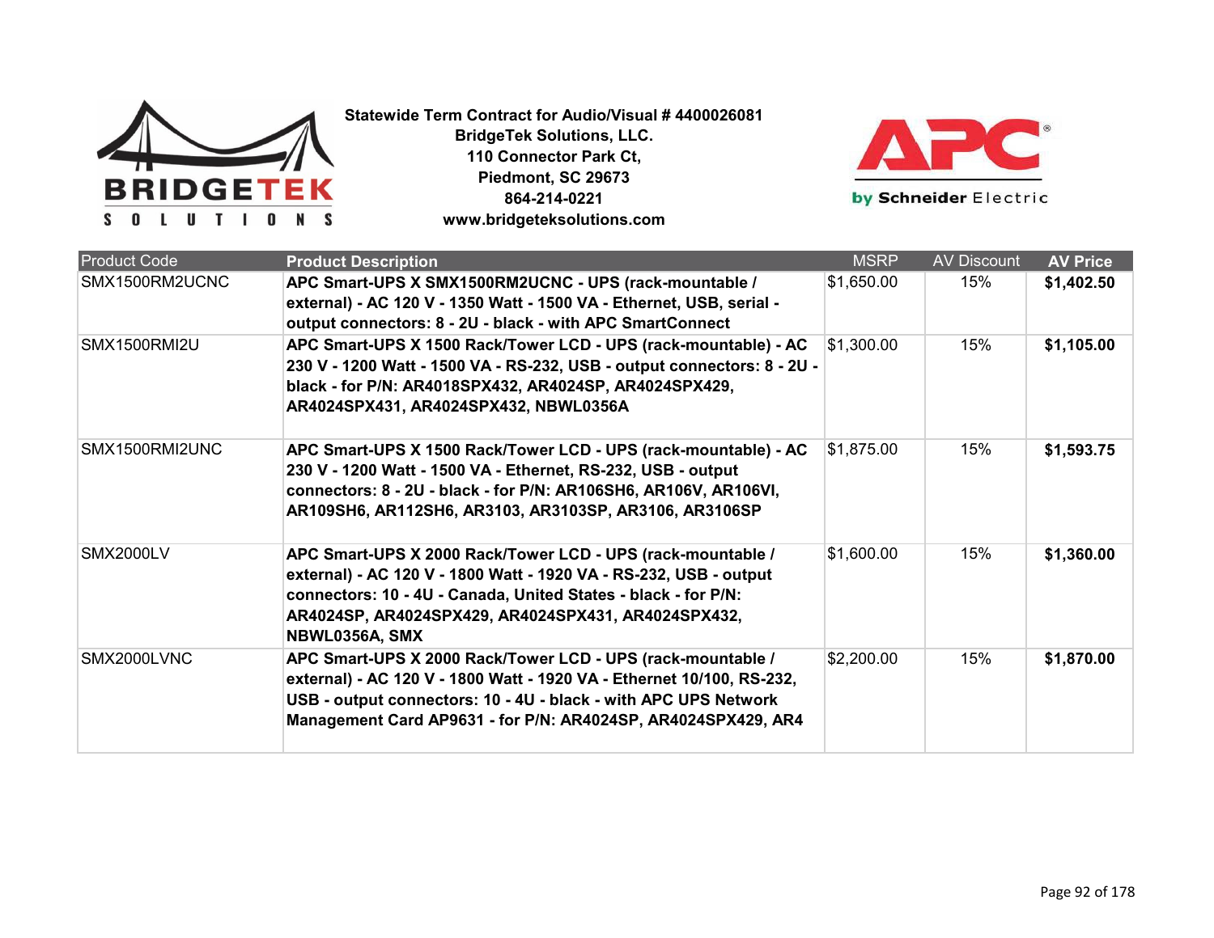**Statewide Term Contract for Audio/Visual # 4400026081**
**BridgeTek Solutions, LLC.**
**110 Connector Park Ct,**
**Piedmont, SC 29673**
**864-214-0221**
**www.bridgeteksolutions.com**

| Product Code | Product Description | MSRP | AV Discount | AV Price |
|---|---|---|---|---|
| SMX1500RM2UCNC | **APC Smart-UPS X SMX1500RM2UCNC - UPS (rack-mountable / external) - AC 120 V - 1350 Watt - 1500 VA - Ethernet, USB, serial - output connectors: 8 - 2U - black - with APC SmartConnect** | $1,650.00 | 15% | **$1,402.50** |
| SMX1500RMI2U | **APC Smart-UPS X 1500 Rack/Tower LCD - UPS (rack-mountable) - AC 230 V - 1200 Watt - 1500 VA - RS-232, USB - output connectors: 8 - 2U - black - for P/N: AR4018SPX432, AR4024SP, AR4024SPX429, AR4024SPX431, AR4024SPX432, NBWL0356A** | $1,300.00 | 15% | **$1,105.00** |
| SMX1500RMI2UNC | **APC Smart-UPS X 1500 Rack/Tower LCD - UPS (rack-mountable) - AC 230 V - 1200 Watt - 1500 VA - Ethernet, RS-232, USB - output connectors: 8 - 2U - black - for P/N: AR106SH6, AR106V, AR106VI, AR109SH6, AR112SH6, AR3103, AR3103SP, AR3106, AR3106SP** | $1,875.00 | 15% | **$1,593.75** |
| SMX2000LV | **APC Smart-UPS X 2000 Rack/Tower LCD - UPS (rack-mountable / external) - AC 120 V - 1800 Watt - 1920 VA - RS-232, USB - output connectors: 10 - 4U - Canada, United States - black - for P/N: AR4024SP, AR4024SPX429, AR4024SPX431, AR4024SPX432, NBWL0356A, SMX** | $1,600.00 | 15% | **$1,360.00** |
| SMX2000LVNC | **APC Smart-UPS X 2000 Rack/Tower LCD - UPS (rack-mountable / external) - AC 120 V - 1800 Watt - 1920 VA - Ethernet 10/100, RS-232, USB - output connectors: 10 - 4U - black - with APC UPS Network Management Card AP9631 - for P/N: AR4024SP, AR4024SPX429, AR4** | $2,200.00 | 15% | **$1,870.00** |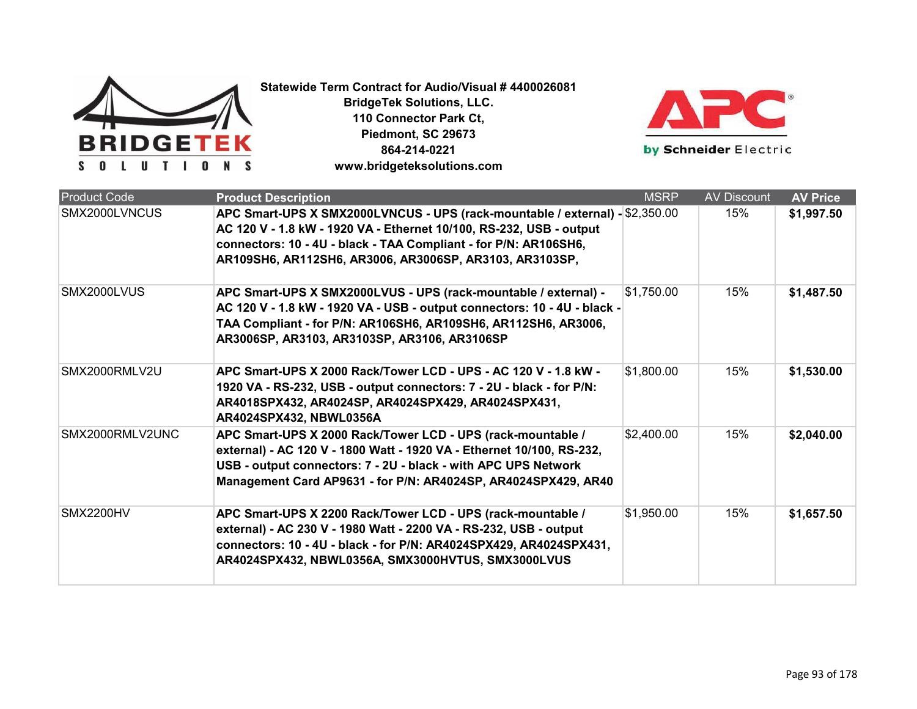**Statewide Term Contract for Audio/Visual # 4400026081**
**BridgeTek Solutions, LLC.**
**110 Connector Park Ct,**
**Piedmont, SC 29673**
**864-214-0221**
**www.bridgeteksolutions.com**

| Product Code | Product Description | MSRP | AV Discount | AV Price |
|---|---|---|---|---|
| SMX2000LVNCUS | **APC Smart-UPS X SMX2000LVNCUS - UPS (rack-mountable / external) - AC 120 V - 1.8 kW - 1920 VA - Ethernet 10/100, RS-232, USB - output connectors: 10 - 4U - black - TAA Compliant - for P/N: AR106SH6, AR109SH6, AR112SH6, AR3006, AR3006SP, AR3103, AR3103SP,** | $2,350.00 | 15% | **$1,997.50** |
| SMX2000LVUS | **APC Smart-UPS X SMX2000LVUS - UPS (rack-mountable / external) - AC 120 V - 1.8 kW - 1920 VA - USB - output connectors: 10 - 4U - black - TAA Compliant - for P/N: AR106SH6, AR109SH6, AR112SH6, AR3006, AR3006SP, AR3103, AR3103SP, AR3106, AR3106SP** | $1,750.00 | 15% | **$1,487.50** |
| SMX2000RMLV2U | **APC Smart-UPS X 2000 Rack/Tower LCD - UPS - AC 120 V - 1.8 kW - 1920 VA - RS-232, USB - output connectors: 7 - 2U - black - for P/N: AR4018SPX432, AR4024SP, AR4024SPX429, AR4024SPX431, AR4024SPX432, NBWL0356A** | $1,800.00 | 15% | **$1,530.00** |
| SMX2000RMLV2UNC | **APC Smart-UPS X 2000 Rack/Tower LCD - UPS (rack-mountable / external) - AC 120 V - 1800 Watt - 1920 VA - Ethernet 10/100, RS-232, USB - output connectors: 7 - 2U - black - with APC UPS Network Management Card AP9631 - for P/N: AR4024SP, AR4024SPX429, AR40** | $2,400.00 | 15% | **$2,040.00** |
| SMX2200HV | **APC Smart-UPS X 2200 Rack/Tower LCD - UPS (rack-mountable / external) - AC 230 V - 1980 Watt - 2200 VA - RS-232, USB - output connectors: 10 - 4U - black - for P/N: AR4024SPX429, AR4024SPX431, AR4024SPX432, NBWL0356A, SMX3000HVTUS, SMX3000LVUS** | $1,950.00 | 15% | **$1,657.50** |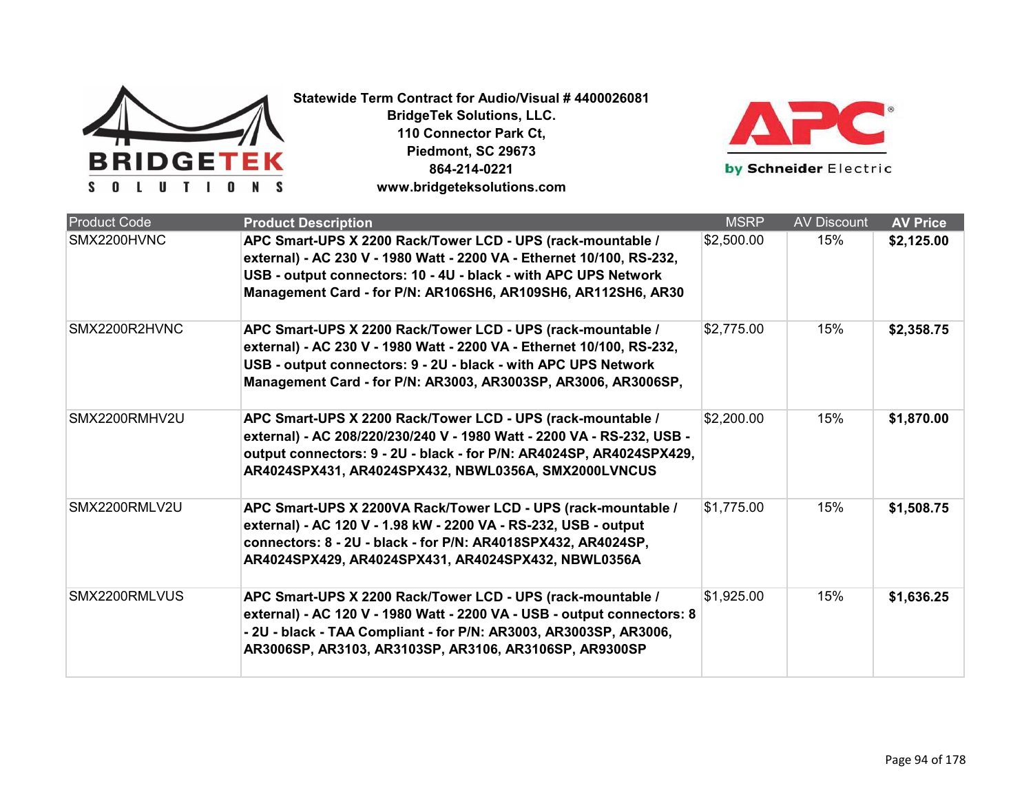**Statewide Term Contract for Audio/Visual # 4400026081**
**BridgeTek Solutions, LLC.**
**110 Connector Park Ct,**
**Piedmont, SC 29673**
**864-214-0221**
**www.bridgeteksolutions.com**

| Product Code | Product Description | MSRP | AV Discount | AV Price |
|---|---|---|---|---|
| SMX2200HVNC | **APC Smart-UPS X 2200 Rack/Tower LCD - UPS (rack-mountable / external) - AC 230 V - 1980 Watt - 2200 VA - Ethernet 10/100, RS-232, USB - output connectors: 10 - 4U - black - with APC UPS Network Management Card - for P/N: AR106SH6, AR109SH6, AR112SH6, AR30** | $2,500.00 | 15% | **$2,125.00** |
| SMX2200R2HVNC | **APC Smart-UPS X 2200 Rack/Tower LCD - UPS (rack-mountable / external) - AC 230 V - 1980 Watt - 2200 VA - Ethernet 10/100, RS-232, USB - output connectors: 9 - 2U - black - with APC UPS Network Management Card - for P/N: AR3003, AR3003SP, AR3006, AR3006SP,** | $2,775.00 | 15% | **$2,358.75** |
| SMX2200RMHV2U | **APC Smart-UPS X 2200 Rack/Tower LCD - UPS (rack-mountable / external) - AC 208/220/230/240 V - 1980 Watt - 2200 VA - RS-232, USB - output connectors: 9 - 2U - black - for P/N: AR4024SP, AR4024SPX429, AR4024SPX431, AR4024SPX432, NBWL0356A, SMX2000LVNCUS** | $2,200.00 | 15% | **$1,870.00** |
| SMX2200RMLV2U | **APC Smart-UPS X 2200VA Rack/Tower LCD - UPS (rack-mountable / external) - AC 120 V - 1980 Watt - 2200 VA - RS-232, USB - output connectors: 8 - 2U - black - for P/N: AR4018SPX432, AR4024SP, AR4024SPX429, AR4024SPX431, AR4024SPX432, NBWL0356A** | $1,775.00 | 15% | **$1,508.75** |
| SMX2200RMLVUS | **APC Smart-UPS X 2200 Rack/Tower LCD - UPS (rack-mountable / external) - AC 120 V - 1980 Watt - 2200 VA - USB - output connectors: 8 - 2U - black - TAA Compliant - for P/N: AR3003, AR3003SP, AR3006, AR3006SP, AR3103, AR3103SP, AR3106, AR3106SP, AR9300SP** | $1,925.00 | 15% | **$1,636.25** |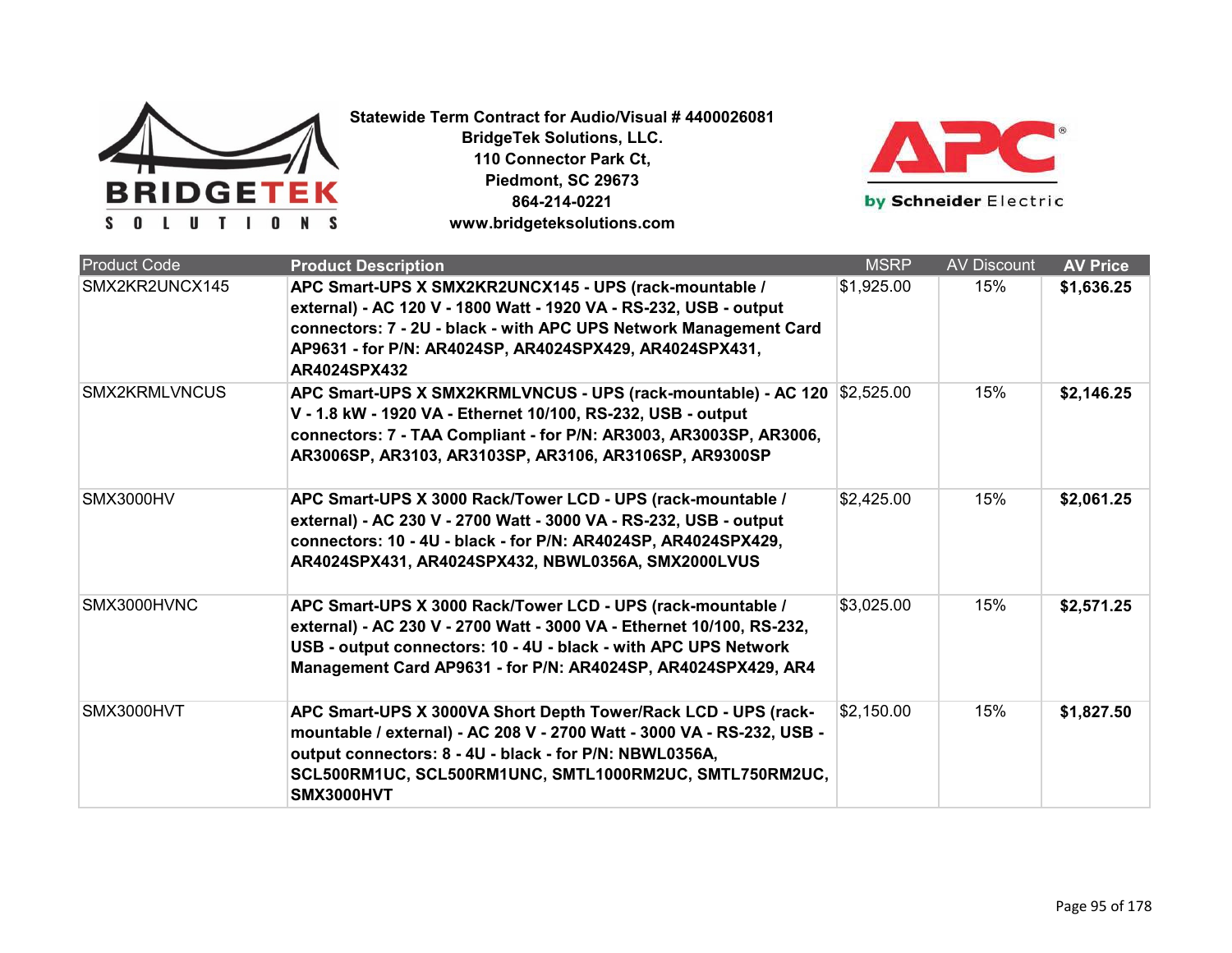**Statewide Term Contract for Audio/Visual # 4400026081**
**BridgeTek Solutions, LLC.**
**110 Connector Park Ct,**
**Piedmont, SC 29673**
**864-214-0221**
**www.bridgeteksolutions.com**

| Product Code | Product Description | MSRP | AV Discount | AV Price |
|---|---|---|---|---|
| SMX2KR2UNCX145 | **APC Smart-UPS X SMX2KR2UNCX145 - UPS (rack-mountable / external) - AC 120 V - 1800 Watt - 1920 VA - RS-232, USB - output connectors: 7 - 2U - black - with APC UPS Network Management Card AP9631 - for P/N: AR4024SP, AR4024SPX429, AR4024SPX431, AR4024SPX432** | $1,925.00 | 15% | **$1,636.25** |
| SMX2KRMLVNCUS | **APC Smart-UPS X SMX2KRMLVNCUS - UPS (rack-mountable) - AC 120 V - 1.8 kW - 1920 VA - Ethernet 10/100, RS-232, USB - output connectors: 7 - TAA Compliant - for P/N: AR3003, AR3003SP, AR3006, AR3006SP, AR3103, AR3103SP, AR3106, AR3106SP, AR9300SP** | $2,525.00 | 15% | **$2,146.25** |
| SMX3000HV | **APC Smart-UPS X 3000 Rack/Tower LCD - UPS (rack-mountable / external) - AC 230 V - 2700 Watt - 3000 VA - RS-232, USB - output connectors: 10 - 4U - black - for P/N: AR4024SP, AR4024SPX429, AR4024SPX431, AR4024SPX432, NBWL0356A, SMX2000LVUS** | $2,425.00 | 15% | **$2,061.25** |
| SMX3000HVNC | **APC Smart-UPS X 3000 Rack/Tower LCD - UPS (rack-mountable / external) - AC 230 V - 2700 Watt - 3000 VA - Ethernet 10/100, RS-232, USB - output connectors: 10 - 4U - black - with APC UPS Network Management Card AP9631 - for P/N: AR4024SP, AR4024SPX429, AR4** | $3,025.00 | 15% | **$2,571.25** |
| SMX3000HVT | **APC Smart-UPS X 3000VA Short Depth Tower/Rack LCD - UPS (rack-mountable / external) - AC 208 V - 2700 Watt - 3000 VA - RS-232, USB - output connectors: 8 - 4U - black - for P/N: NBWL0356A, SCL500RM1UC, SCL500RM1UNC, SMTL1000RM2UC, SMTL750RM2UC, SMX3000HVT** | $2,150.00 | 15% | **$1,827.50** |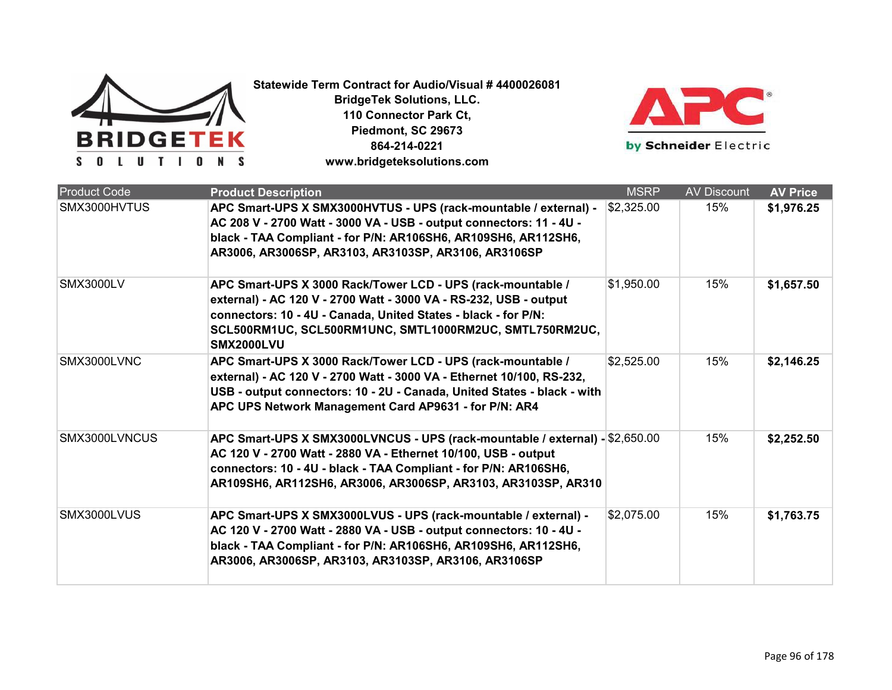**Statewide Term Contract for Audio/Visual # 4400026081**
**BridgeTek Solutions, LLC.**
**110 Connector Park Ct,**
**Piedmont, SC 29673**
**864-214-0221**
**www.bridgeteksolutions.com**

| Product Code | Product Description | MSRP | AV Discount | AV Price |
|---|---|---|---|---|
| SMX3000HVTUS | **APC Smart-UPS X SMX3000HVTUS - UPS (rack-mountable / external) - AC 208 V - 2700 Watt - 3000 VA - USB - output connectors: 11 - 4U - black - TAA Compliant - for P/N: AR106SH6, AR109SH6, AR112SH6, AR3006, AR3006SP, AR3103, AR3103SP, AR3106, AR3106SP** | $2,325.00 | 15% | **$1,976.25** |
| SMX3000LV | **APC Smart-UPS X 3000 Rack/Tower LCD - UPS (rack-mountable / external) - AC 120 V - 2700 Watt - 3000 VA - RS-232, USB - output connectors: 10 - 4U - Canada, United States - black - for P/N: SCL500RM1UC, SCL500RM1UNC, SMTL1000RM2UC, SMTL750RM2UC, SMX2000LVU** | $1,950.00 | 15% | **$1,657.50** |
| SMX3000LVNC | **APC Smart-UPS X 3000 Rack/Tower LCD - UPS (rack-mountable / external) - AC 120 V - 2700 Watt - 3000 VA - Ethernet 10/100, RS-232, USB - output connectors: 10 - 2U - Canada, United States - black - with APC UPS Network Management Card AP9631 - for P/N: AR4** | $2,525.00 | 15% | **$2,146.25** |
| SMX3000LVNCUS | **APC Smart-UPS X SMX3000LVNCUS - UPS (rack-mountable / external) - AC 120 V - 2700 Watt - 2880 VA - Ethernet 10/100, USB - output connectors: 10 - 4U - black - TAA Compliant - for P/N: AR106SH6, AR109SH6, AR112SH6, AR3006, AR3006SP, AR3103, AR3103SP, AR310** | $2,650.00 | 15% | **$2,252.50** |
| SMX3000LVUS | **APC Smart-UPS X SMX3000LVUS - UPS (rack-mountable / external) - AC 120 V - 2700 Watt - 2880 VA - USB - output connectors: 10 - 4U - black - TAA Compliant - for P/N: AR106SH6, AR109SH6, AR112SH6, AR3006, AR3006SP, AR3103, AR3103SP, AR3106, AR3106SP** | $2,075.00 | 15% | **$1,763.75** |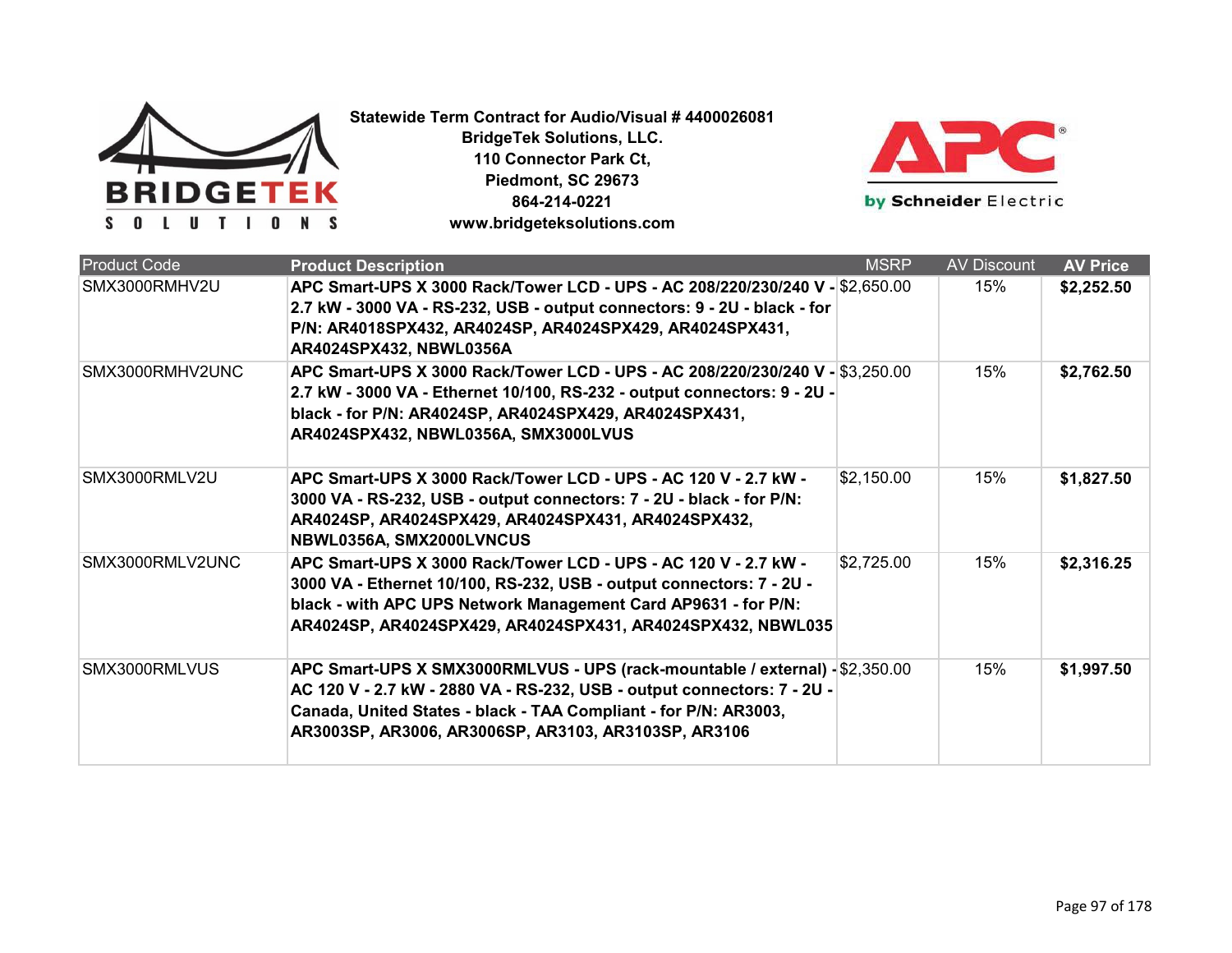**Statewide Term Contract for Audio/Visual # 4400026081**
**BridgeTek Solutions, LLC.**
**110 Connector Park Ct,**
**Piedmont, SC 29673**
**864-214-0221**
**www.bridgeteksolutions.com**

| Product Code | Product Description | MSRP | AV Discount | AV Price |
|---|---|---|---|---|
| SMX3000RMHV2U | **APC Smart-UPS X 3000 Rack/Tower LCD - UPS - AC 208/220/230/240 V - 2.7 kW - 3000 VA - RS-232, USB - output connectors: 9 - 2U - black - for P/N: AR4018SPX432, AR4024SP, AR4024SPX429, AR4024SPX431, AR4024SPX432, NBWL0356A** | $2,650.00 | 15% | **$2,252.50** |
| SMX3000RMHV2UNC | **APC Smart-UPS X 3000 Rack/Tower LCD - UPS - AC 208/220/230/240 V - 2.7 kW - 3000 VA - Ethernet 10/100, RS-232 - output connectors: 9 - 2U - black - for P/N: AR4024SP, AR4024SPX429, AR4024SPX431, AR4024SPX432, NBWL0356A, SMX3000LVUS** | $3,250.00 | 15% | **$2,762.50** |
| SMX3000RMLV2U | **APC Smart-UPS X 3000 Rack/Tower LCD - UPS - AC 120 V - 2.7 kW - 3000 VA - RS-232, USB - output connectors: 7 - 2U - black - for P/N: AR4024SP, AR4024SPX429, AR4024SPX431, AR4024SPX432, NBWL0356A, SMX2000LVNCUS** | $2,150.00 | 15% | **$1,827.50** |
| SMX3000RMLV2UNC | **APC Smart-UPS X 3000 Rack/Tower LCD - UPS - AC 120 V - 2.7 kW - 3000 VA - Ethernet 10/100, RS-232, USB - output connectors: 7 - 2U - black - with APC UPS Network Management Card AP9631 - for P/N: AR4024SP, AR4024SPX429, AR4024SPX431, AR4024SPX432, NBWL035** | $2,725.00 | 15% | **$2,316.25** |
| SMX3000RMLVUS | **APC Smart-UPS X SMX3000RMLVUS - UPS (rack-mountable / external) - AC 120 V - 2.7 kW - 2880 VA - RS-232, USB - output connectors: 7 - 2U - Canada, United States - black - TAA Compliant - for P/N: AR3003, AR3003SP, AR3006, AR3006SP, AR3103, AR3103SP, AR3106** | $2,350.00 | 15% | **$1,997.50** |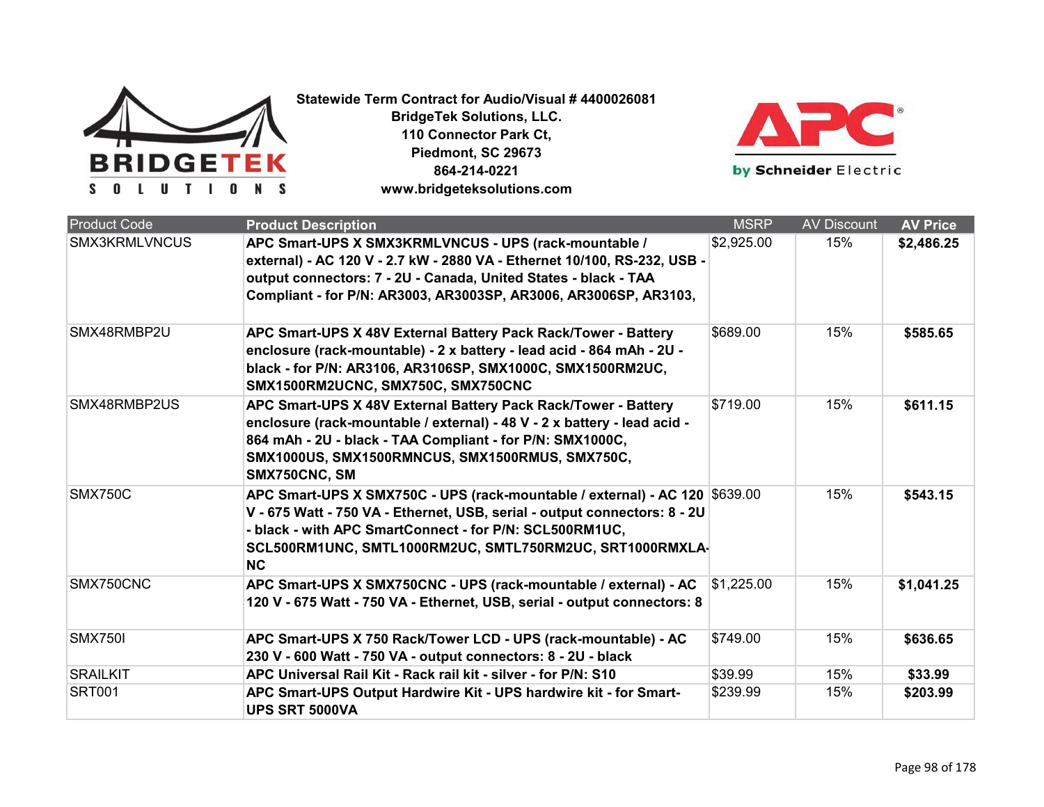**Statewide Term Contract for Audio/Visual # 4400026081**
**BridgeTek Solutions, LLC.**
**110 Connector Park Ct,**
**Piedmont, SC 29673**
**864-214-0221**
**www.bridgeteksolutions.com**

| Product Code | Product Description | MSRP | AV Discount | AV Price |
|---|---|---|---|---|
| SMX3KRMLVNCUS | **APC Smart-UPS X SMX3KRMLVNCUS - UPS (rack-mountable / external) - AC 120 V - 2.7 kW - 2880 VA - Ethernet 10/100, RS-232, USB - output connectors: 7 - 2U - Canada, United States - black - TAA Compliant - for P/N: AR3003, AR3003SP, AR3006, AR3006SP, AR3103,** | $2,925.00 | 15% | **$2,486.25** |
| SMX48RMBP2U | **APC Smart-UPS X 48V External Battery Pack Rack/Tower - Battery enclosure (rack-mountable) - 2 x battery - lead acid - 864 mAh - 2U - black - for P/N: AR3106, AR3106SP, SMX1000C, SMX1500RM2UC, SMX1500RM2UCNC, SMX750C, SMX750CNC** | $689.00 | 15% | **$585.65** |
| SMX48RMBP2US | **APC Smart-UPS X 48V External Battery Pack Rack/Tower - Battery enclosure (rack-mountable / external) - 48 V - 2 x battery - lead acid - 864 mAh - 2U - black - TAA Compliant - for P/N: SMX1000C, SMX1000US, SMX1500RMNCUS, SMX1500RMUS, SMX750C, SMX750CNC, SM** | $719.00 | 15% | **$611.15** |
| SMX750C | **APC Smart-UPS X SMX750C - UPS (rack-mountable / external) - AC 120 V - 675 Watt - 750 VA - Ethernet, USB, serial - output connectors: 8 - 2U - black - with APC SmartConnect - for P/N: SCL500RM1UC, SCL500RM1UNC, SMTL1000RM2UC, SMTL750RM2UC, SRT1000RMXLA-NC** | $639.00 | 15% | **$543.15** |
| SMX750CNC | **APC Smart-UPS X SMX750CNC - UPS (rack-mountable / external) - AC 120 V - 675 Watt - 750 VA - Ethernet, USB, serial - output connectors: 8** | $1,225.00 | 15% | **$1,041.25** |
| SMX750I | **APC Smart-UPS X 750 Rack/Tower LCD - UPS (rack-mountable) - AC 230 V - 600 Watt - 750 VA - output connectors: 8 - 2U - black** | $749.00 | 15% | **$636.65** |
| SRAILKIT | **APC Universal Rail Kit - Rack rail kit - silver - for P/N: S10** | $39.99 | 15% | **$33.99** |
| SRT001 | **APC Smart-UPS Output Hardwire Kit - UPS hardwire kit - for Smart-UPS SRT 5000VA** | $239.99 | 15% | **$203.99** |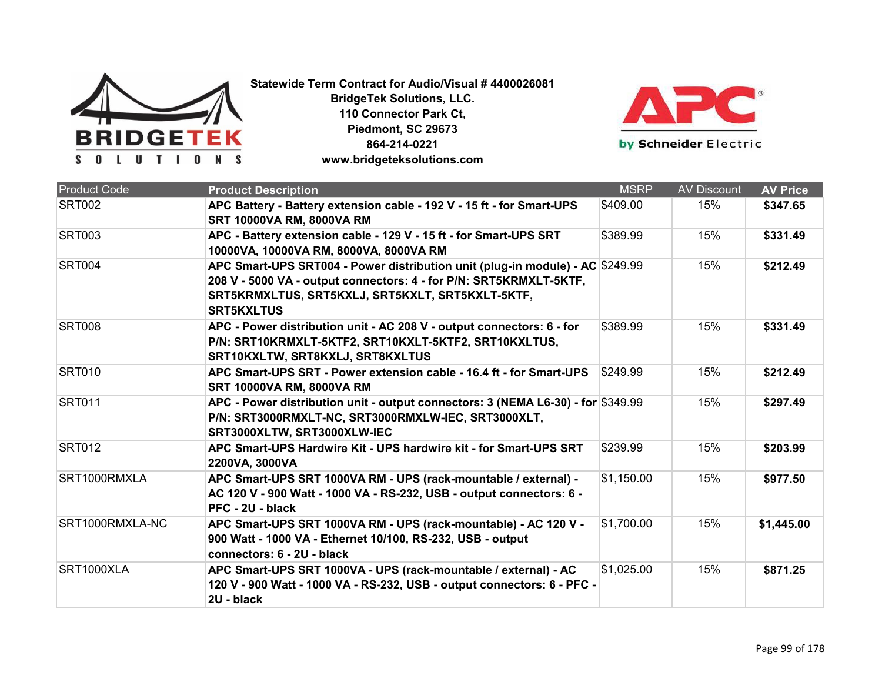**Statewide Term Contract for Audio/Visual # 4400026081**
**BridgeTek Solutions, LLC.**
**110 Connector Park Ct,**
**Piedmont, SC 29673**
**864-214-0221**
**www.bridgeteksolutions.com**

| Product Code | Product Description | MSRP | AV Discount | AV Price |
|---|---|---|---|---|
| SRT002 | **APC Battery - Battery extension cable - 192 V - 15 ft - for Smart-UPS SRT 10000VA RM, 8000VA RM** | $409.00 | 15% | **$347.65** |
| SRT003 | **APC - Battery extension cable - 129 V - 15 ft - for Smart-UPS SRT 10000VA, 10000VA RM, 8000VA, 8000VA RM** | $389.99 | 15% | **$331.49** |
| SRT004 | **APC Smart-UPS SRT004 - Power distribution unit (plug-in module) - AC 208 V - 5000 VA - output connectors: 4 - for P/N: SRT5KRMXLT-5KTF, SRT5KRMXLTUS, SRT5KXLJ, SRT5KXLT, SRT5KXLT-5KTF, SRT5KXLTUS** | $249.99 | 15% | **$212.49** |
| SRT008 | **APC - Power distribution unit - AC 208 V - output connectors: 6 - for P/N: SRT10KRMXLT-5KTF2, SRT10KXLT-5KTF2, SRT10KXLTUS, SRT10KXLTW, SRT8KXLJ, SRT8KXLTUS** | $389.99 | 15% | **$331.49** |
| SRT010 | **APC Smart-UPS SRT - Power extension cable - 16.4 ft - for Smart-UPS SRT 10000VA RM, 8000VA RM** | $249.99 | 15% | **$212.49** |
| SRT011 | **APC - Power distribution unit - output connectors: 3 (NEMA L6-30) - for P/N: SRT3000RMXLT-NC, SRT3000RMXLW-IEC, SRT3000XLT, SRT3000XLTW, SRT3000XLW-IEC** | $349.99 | 15% | **$297.49** |
| SRT012 | **APC Smart-UPS Hardwire Kit - UPS hardwire kit - for Smart-UPS SRT 2200VA, 3000VA** | $239.99 | 15% | **$203.99** |
| SRT1000RMXLA | **APC Smart-UPS SRT 1000VA RM - UPS (rack-mountable / external) - AC 120 V - 900 Watt - 1000 VA - RS-232, USB - output connectors: 6 - PFC - 2U - black** | $1,150.00 | 15% | **$977.50** |
| SRT1000RMXLA-NC | **APC Smart-UPS SRT 1000VA RM - UPS (rack-mountable) - AC 120 V - 900 Watt - 1000 VA - Ethernet 10/100, RS-232, USB - output connectors: 6 - 2U - black** | $1,700.00 | 15% | **$1,445.00** |
| SRT1000XLA | **APC Smart-UPS SRT 1000VA - UPS (rack-mountable / external) - AC 120 V - 900 Watt - 1000 VA - RS-232, USB - output connectors: 6 - PFC - 2U - black** | $1,025.00 | 15% | **$871.25** |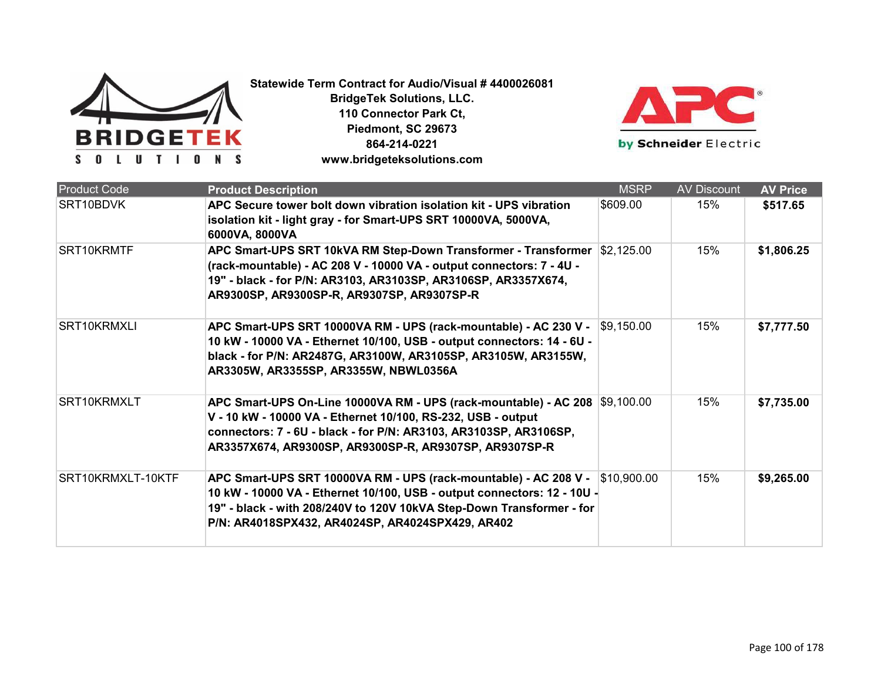**Statewide Term Contract for Audio/Visual # 4400026081**
**BridgeTek Solutions, LLC.**
**110 Connector Park Ct,**
**Piedmont, SC 29673**
**864-214-0221**
**www.bridgeteksolutions.com**

| Product Code | Product Description | MSRP | AV Discount | AV Price |
|---|---|---|---|---|
| SRT10BDVK | **APC Secure tower bolt down vibration isolation kit - UPS vibration isolation kit - light gray - for Smart-UPS SRT 10000VA, 5000VA, 6000VA, 8000VA** | $609.00 | 15% | **$517.65** |
| SRT10KRMTF | **APC Smart-UPS SRT 10kVA RM Step-Down Transformer - Transformer (rack-mountable) - AC 208 V - 10000 VA - output connectors: 7 - 4U - 19" - black - for P/N: AR3103, AR3103SP, AR3106SP, AR3357X674, AR9300SP, AR9300SP-R, AR9307SP, AR9307SP-R** | $2,125.00 | 15% | **$1,806.25** |
| SRT10KRMXLI | **APC Smart-UPS SRT 10000VA RM - UPS (rack-mountable) - AC 230 V - 10 kW - 10000 VA - Ethernet 10/100, USB - output connectors: 14 - 6U - black - for P/N: AR2487G, AR3100W, AR3105SP, AR3105W, AR3155W, AR3305W, AR3355SP, AR3355W, NBWL0356A** | $9,150.00 | 15% | **$7,777.50** |
| SRT10KRMXLT | **APC Smart-UPS On-Line 10000VA RM - UPS (rack-mountable) - AC 208 V - 10 kW - 10000 VA - Ethernet 10/100, RS-232, USB - output connectors: 7 - 6U - black - for P/N: AR3103, AR3103SP, AR3106SP, AR3357X674, AR9300SP, AR9300SP-R, AR9307SP, AR9307SP-R** | $9,100.00 | 15% | **$7,735.00** |
| SRT10KRMXLT-10KTF | **APC Smart-UPS SRT 10000VA RM - UPS (rack-mountable) - AC 208 V - 10 kW - 10000 VA - Ethernet 10/100, USB - output connectors: 12 - 10U - 19" - black - with 208/240V to 120V 10kVA Step-Down Transformer - for P/N: AR4018SPX432, AR4024SP, AR4024SPX429, AR402** | $10,900.00 | 15% | **$9,265.00** |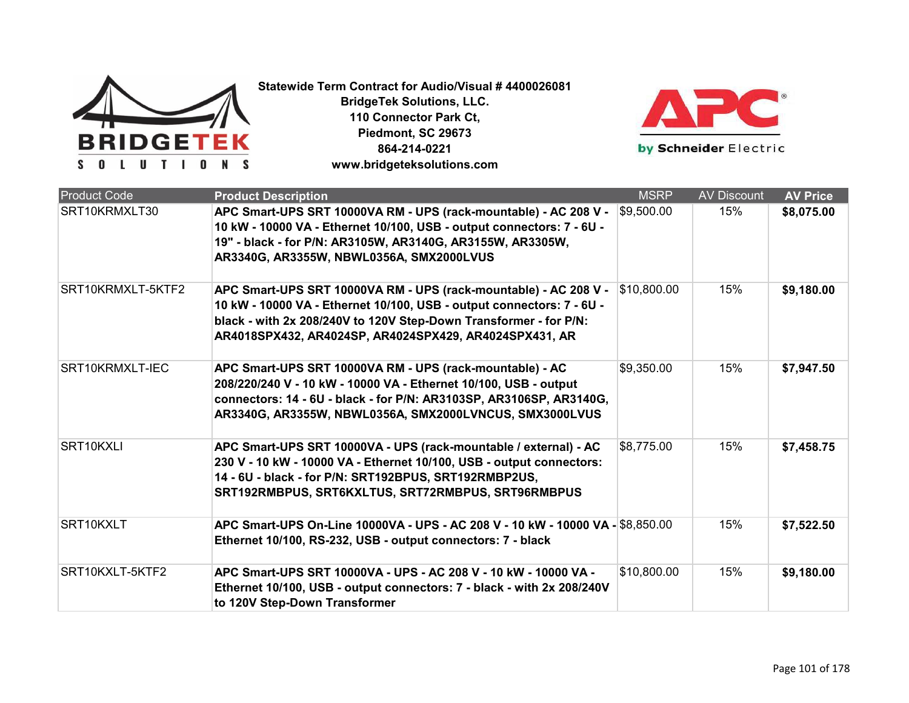**Statewide Term Contract for Audio/Visual # 4400026081**
**BridgeTek Solutions, LLC.**
**110 Connector Park Ct,**
**Piedmont, SC 29673**
**864-214-0221**
**www.bridgeteksolutions.com**

| Product Code | Product Description | MSRP | AV Discount | AV Price |
|---|---|---|---|---|
| SRT10KRMXLT30 | **APC Smart-UPS SRT 10000VA RM - UPS (rack-mountable) - AC 208 V - 10 kW - 10000 VA - Ethernet 10/100, USB - output connectors: 7 - 6U - 19" - black - for P/N: AR3105W, AR3140G, AR3155W, AR3305W, AR3340G, AR3355W, NBWL0356A, SMX2000LVUS** | $9,500.00 | 15% | **$8,075.00** |
| SRT10KRMXLT-5KTF2 | **APC Smart-UPS SRT 10000VA RM - UPS (rack-mountable) - AC 208 V - 10 kW - 10000 VA - Ethernet 10/100, USB - output connectors: 7 - 6U - black - with 2x 208/240V to 120V Step-Down Transformer - for P/N: AR4018SPX432, AR4024SP, AR4024SPX429, AR4024SPX431, AR** | $10,800.00 | 15% | **$9,180.00** |
| SRT10KRMXLT-IEC | **APC Smart-UPS SRT 10000VA RM - UPS (rack-mountable) - AC 208/220/240 V - 10 kW - 10000 VA - Ethernet 10/100, USB - output connectors: 14 - 6U - black - for P/N: AR3103SP, AR3106SP, AR3140G, AR3340G, AR3355W, NBWL0356A, SMX2000LVNCUS, SMX3000LVUS** | $9,350.00 | 15% | **$7,947.50** |
| SRT10KXLI | **APC Smart-UPS SRT 10000VA - UPS (rack-mountable / external) - AC 230 V - 10 kW - 10000 VA - Ethernet 10/100, USB - output connectors: 14 - 6U - black - for P/N: SRT192BPUS, SRT192RMBP2US, SRT192RMBPUS, SRT6KXLTUS, SRT72RMBPUS, SRT96RMBPUS** | $8,775.00 | 15% | **$7,458.75** |
| SRT10KXLT | **APC Smart-UPS On-Line 10000VA - UPS - AC 208 V - 10 kW - 10000 VA - Ethernet 10/100, RS-232, USB - output connectors: 7 - black** | $8,850.00 | 15% | **$7,522.50** |
| SRT10KXLT-5KTF2 | **APC Smart-UPS SRT 10000VA - UPS - AC 208 V - 10 kW - 10000 VA - Ethernet 10/100, USB - output connectors: 7 - black - with 2x 208/240V to 120V Step-Down Transformer** | $10,800.00 | 15% | **$9,180.00** |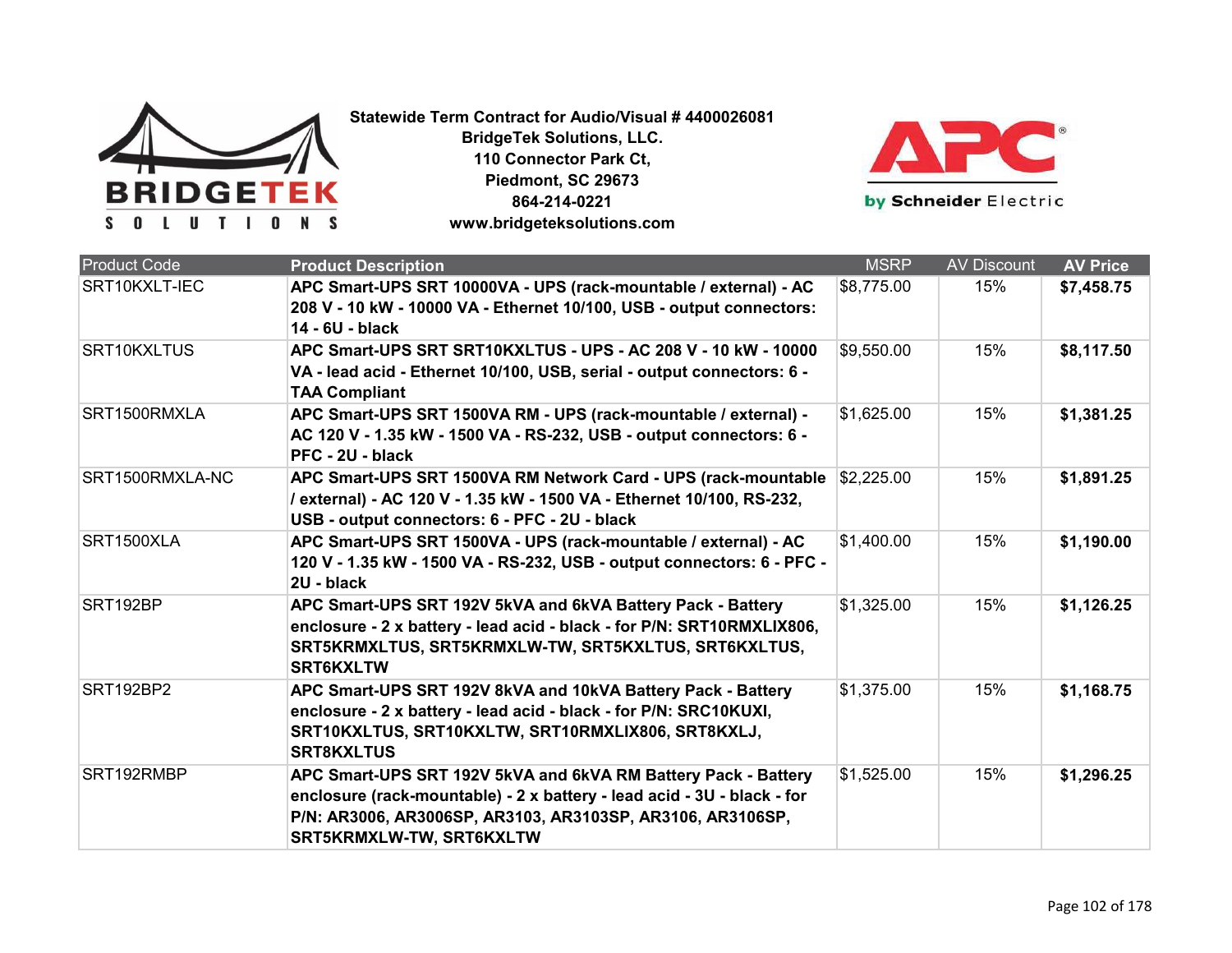**Statewide Term Contract for Audio/Visual # 4400026081**
**BridgeTek Solutions, LLC.**
**110 Connector Park Ct,**
**Piedmont, SC 29673**
**864-214-0221**
**www.bridgeteksolutions.com**

| Product Code | Product Description | MSRP | AV Discount | AV Price |
|---|---|---|---|---|
| SRT10KXLT-IEC | **APC Smart-UPS SRT 10000VA - UPS (rack-mountable / external) - AC 208 V - 10 kW - 10000 VA - Ethernet 10/100, USB - output connectors: 14 - 6U - black** | $8,775.00 | 15% | **$7,458.75** |
| SRT10KXLTUS | **APC Smart-UPS SRT SRT10KXLTUS - UPS - AC 208 V - 10 kW - 10000 VA - lead acid - Ethernet 10/100, USB, serial - output connectors: 6 - TAA Compliant** | $9,550.00 | 15% | **$8,117.50** |
| SRT1500RMXLA | **APC Smart-UPS SRT 1500VA RM - UPS (rack-mountable / external) - AC 120 V - 1.35 kW - 1500 VA - RS-232, USB - output connectors: 6 - PFC - 2U - black** | $1,625.00 | 15% | **$1,381.25** |
| SRT1500RMXLA-NC | **APC Smart-UPS SRT 1500VA RM Network Card - UPS (rack-mountable / external) - AC 120 V - 1.35 kW - 1500 VA - Ethernet 10/100, RS-232, USB - output connectors: 6 - PFC - 2U - black** | $2,225.00 | 15% | **$1,891.25** |
| SRT1500XLA | **APC Smart-UPS SRT 1500VA - UPS (rack-mountable / external) - AC 120 V - 1.35 kW - 1500 VA - RS-232, USB - output connectors: 6 - PFC - 2U - black** | $1,400.00 | 15% | **$1,190.00** |
| SRT192BP | **APC Smart-UPS SRT 192V 5kVA and 6kVA Battery Pack - Battery enclosure - 2 x battery - lead acid - black - for P/N: SRT10RMXLIX806, SRT5KRMXLTUS, SRT5KRMXLW-TW, SRT5KXLTUS, SRT6KXLTUS, SRT6KXLTW** | $1,325.00 | 15% | **$1,126.25** |
| SRT192BP2 | **APC Smart-UPS SRT 192V 8kVA and 10kVA Battery Pack - Battery enclosure - 2 x battery - lead acid - black - for P/N: SRC10KUXI, SRT10KXLTUS, SRT10KXLTW, SRT10RMXLIX806, SRT8KXLJ, SRT8KXLTUS** | $1,375.00 | 15% | **$1,168.75** |
| SRT192RMBP | **APC Smart-UPS SRT 192V 5kVA and 6kVA RM Battery Pack - Battery enclosure (rack-mountable) - 2 x battery - lead acid - 3U - black - for P/N: AR3006, AR3006SP, AR3103, AR3103SP, AR3106, AR3106SP, SRT5KRMXLW-TW, SRT6KXLTW** | $1,525.00 | 15% | **$1,296.25** |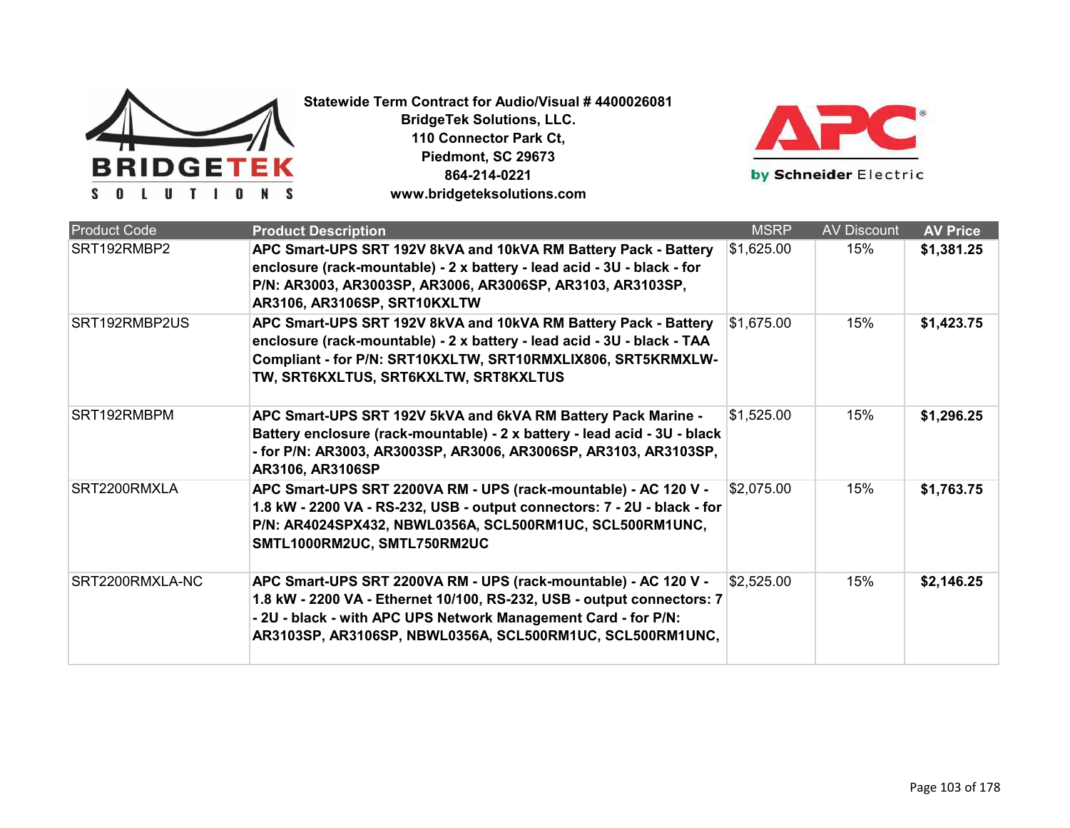**Statewide Term Contract for Audio/Visual # 4400026081**
**BridgeTek Solutions, LLC.**
**110 Connector Park Ct,**
**Piedmont, SC 29673**
**864-214-0221**
**www.bridgeteksolutions.com**

| Product Code | Product Description | MSRP | AV Discount | AV Price |
|---|---|---|---|---|
| SRT192RMBP2 | **APC Smart-UPS SRT 192V 8kVA and 10kVA RM Battery Pack - Battery enclosure (rack-mountable) - 2 x battery - lead acid - 3U - black - for P/N: AR3003, AR3003SP, AR3006, AR3006SP, AR3103, AR3103SP, AR3106, AR3106SP, SRT10KXLTW** | $1,625.00 | 15% | **$1,381.25** |
| SRT192RMBP2US | **APC Smart-UPS SRT 192V 8kVA and 10kVA RM Battery Pack - Battery enclosure (rack-mountable) - 2 x battery - lead acid - 3U - black - TAA Compliant - for P/N: SRT10KXLTW, SRT10RMXLIX806, SRT5KRMXLW-TW, SRT6KXLTUS, SRT6KXLTW, SRT8KXLTUS** | $1,675.00 | 15% | **$1,423.75** |
| SRT192RMBPM | **APC Smart-UPS SRT 192V 5kVA and 6kVA RM Battery Pack Marine - Battery enclosure (rack-mountable) - 2 x battery - lead acid - 3U - black - for P/N: AR3003, AR3003SP, AR3006, AR3006SP, AR3103, AR3103SP, AR3106, AR3106SP** | $1,525.00 | 15% | **$1,296.25** |
| SRT2200RMXLA | **APC Smart-UPS SRT 2200VA RM - UPS (rack-mountable) - AC 120 V - 1.8 kW - 2200 VA - RS-232, USB - output connectors: 7 - 2U - black - for P/N: AR4024SPX432, NBWL0356A, SCL500RM1UC, SCL500RM1UNC, SMTL1000RM2UC, SMTL750RM2UC** | $2,075.00 | 15% | **$1,763.75** |
| SRT2200RMXLA-NC | **APC Smart-UPS SRT 2200VA RM - UPS (rack-mountable) - AC 120 V - 1.8 kW - 2200 VA - Ethernet 10/100, RS-232, USB - output connectors: 7 - 2U - black - with APC UPS Network Management Card - for P/N: AR3103SP, AR3106SP, NBWL0356A, SCL500RM1UC, SCL500RM1UNC,** | $2,525.00 | 15% | **$2,146.25** |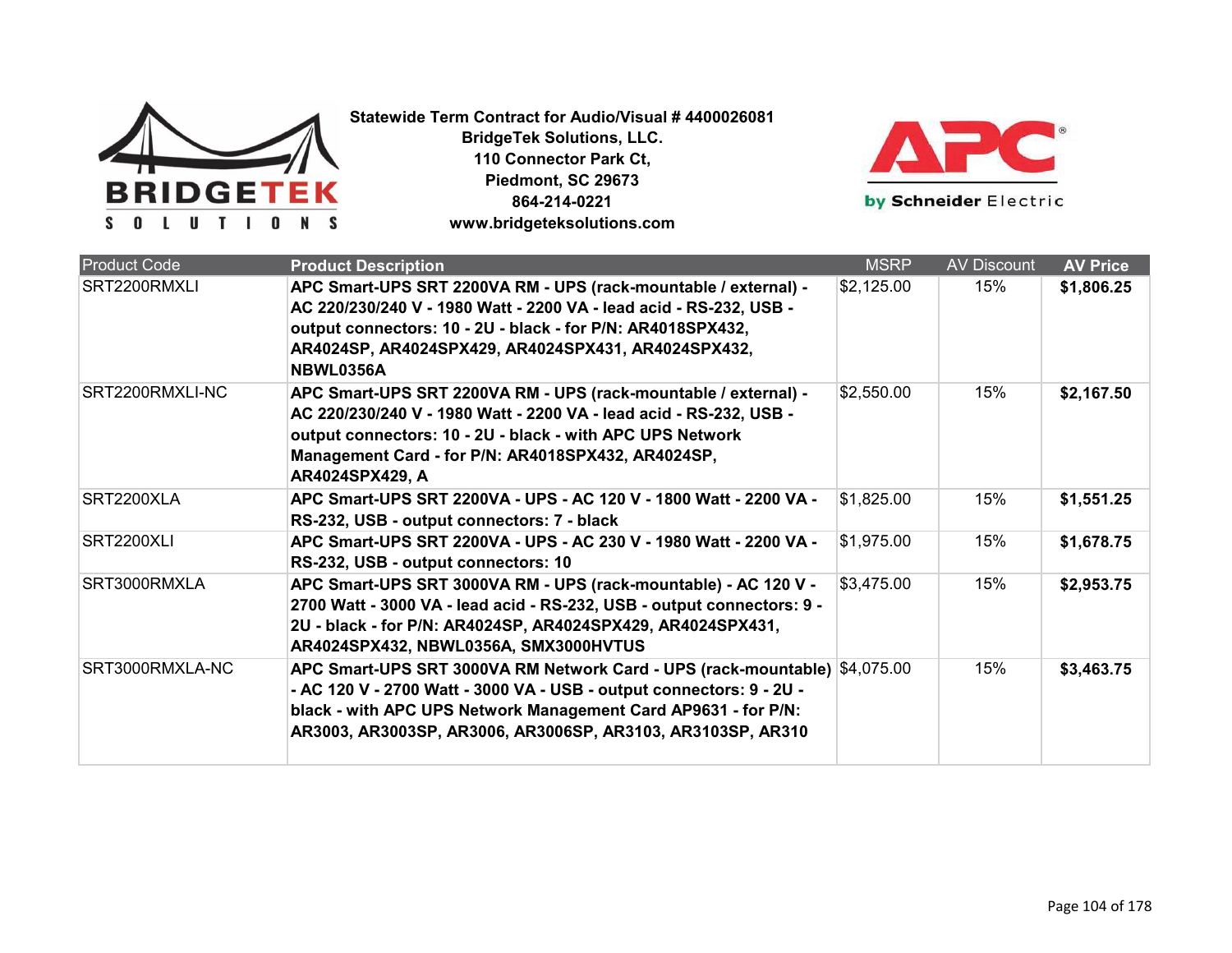**Statewide Term Contract for Audio/Visual # 4400026081**
**BridgeTek Solutions, LLC.**
**110 Connector Park Ct,**
**Piedmont, SC 29673**
**864-214-0221**
**www.bridgeteksolutions.com**

| Product Code | Product Description | MSRP | AV Discount | AV Price |
|---|---|---|---|---|
| SRT2200RMXLI | **APC Smart-UPS SRT 2200VA RM - UPS (rack-mountable / external) - AC 220/230/240 V - 1980 Watt - 2200 VA - lead acid - RS-232, USB - output connectors: 10 - 2U - black - for P/N: AR4018SPX432, AR4024SP, AR4024SPX429, AR4024SPX431, AR4024SPX432, NBWL0356A** | $2,125.00 | 15% | **$1,806.25** |
| SRT2200RMXLI-NC | **APC Smart-UPS SRT 2200VA RM - UPS (rack-mountable / external) - AC 220/230/240 V - 1980 Watt - 2200 VA - lead acid - RS-232, USB - output connectors: 10 - 2U - black - with APC UPS Network Management Card - for P/N: AR4018SPX432, AR4024SP, AR4024SPX429, A** | $2,550.00 | 15% | **$2,167.50** |
| SRT2200XLA | **APC Smart-UPS SRT 2200VA - UPS - AC 120 V - 1800 Watt - 2200 VA - RS-232, USB - output connectors: 7 - black** | $1,825.00 | 15% | **$1,551.25** |
| SRT2200XLI | **APC Smart-UPS SRT 2200VA - UPS - AC 230 V - 1980 Watt - 2200 VA - RS-232, USB - output connectors: 10** | $1,975.00 | 15% | **$1,678.75** |
| SRT3000RMXLA | **APC Smart-UPS SRT 3000VA RM - UPS (rack-mountable) - AC 120 V - 2700 Watt - 3000 VA - lead acid - RS-232, USB - output connectors: 9 - 2U - black - for P/N: AR4024SP, AR4024SPX429, AR4024SPX431, AR4024SPX432, NBWL0356A, SMX3000HVTUS** | $3,475.00 | 15% | **$2,953.75** |
| SRT3000RMXLA-NC | **APC Smart-UPS SRT 3000VA RM Network Card - UPS (rack-mountable) - AC 120 V - 2700 Watt - 3000 VA - USB - output connectors: 9 - 2U - black - with APC UPS Network Management Card AP9631 - for P/N: AR3003, AR3003SP, AR3006, AR3006SP, AR3103, AR3103SP, AR310** | $4,075.00 | 15% | **$3,463.75** |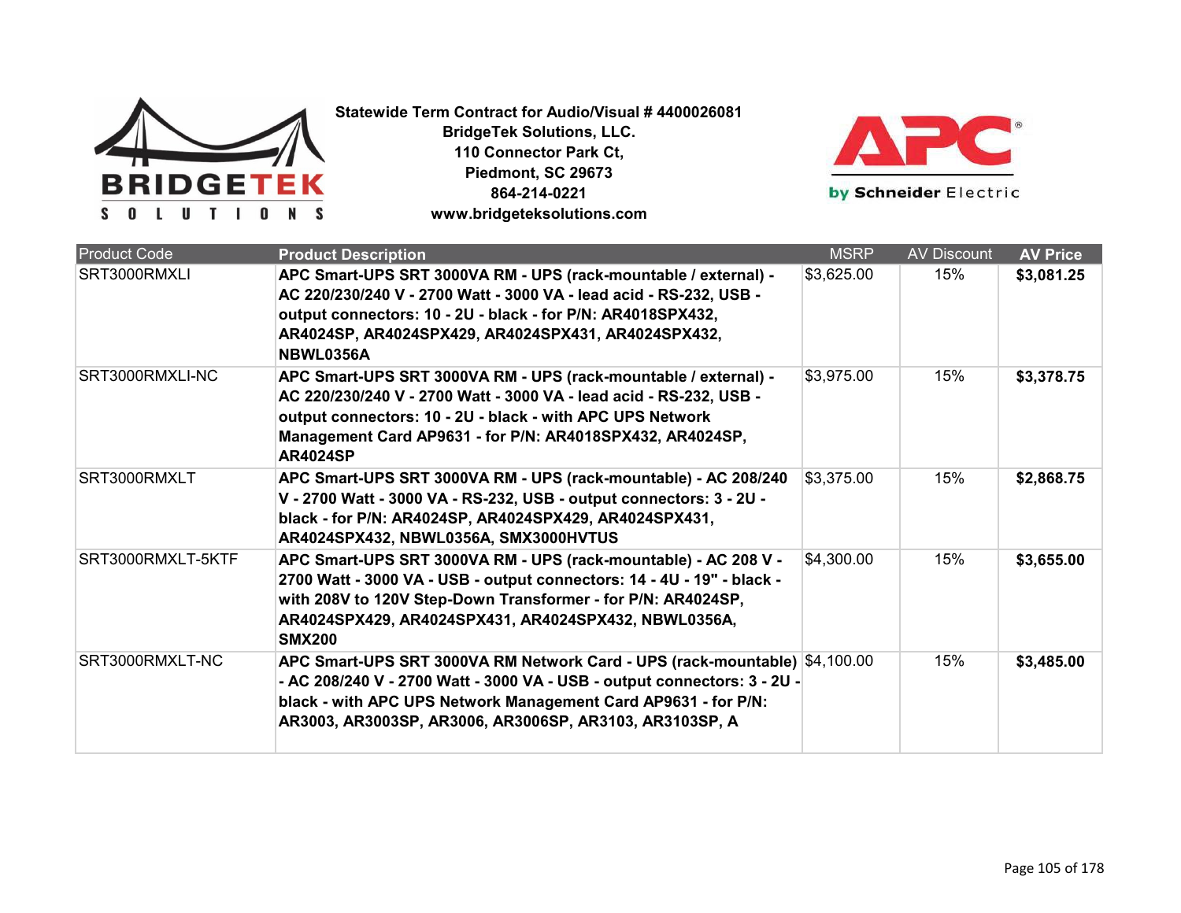**Statewide Term Contract for Audio/Visual # 4400026081**
**BridgeTek Solutions, LLC.**
**110 Connector Park Ct,**
**Piedmont, SC 29673**
**864-214-0221**
**www.bridgeteksolutions.com**

| Product Code | Product Description | MSRP | AV Discount | AV Price |
|---|---|---|---|---|
| SRT3000RMXLI | **APC Smart-UPS SRT 3000VA RM - UPS (rack-mountable / external) - AC 220/230/240 V - 2700 Watt - 3000 VA - lead acid - RS-232, USB - output connectors: 10 - 2U - black - for P/N: AR4018SPX432, AR4024SP, AR4024SPX429, AR4024SPX431, AR4024SPX432, NBWL0356A** | $3,625.00 | 15% | **$3,081.25** |
| SRT3000RMXLI-NC | **APC Smart-UPS SRT 3000VA RM - UPS (rack-mountable / external) - AC 220/230/240 V - 2700 Watt - 3000 VA - lead acid - RS-232, USB - output connectors: 10 - 2U - black - with APC UPS Network Management Card AP9631 - for P/N: AR4018SPX432, AR4024SP, AR4024SP** | $3,975.00 | 15% | **$3,378.75** |
| SRT3000RMXLT | **APC Smart-UPS SRT 3000VA RM - UPS (rack-mountable) - AC 208/240 V - 2700 Watt - 3000 VA - RS-232, USB - output connectors: 3 - 2U - black - for P/N: AR4024SP, AR4024SPX429, AR4024SPX431, AR4024SPX432, NBWL0356A, SMX3000HVTUS** | $3,375.00 | 15% | **$2,868.75** |
| SRT3000RMXLT-5KTF | **APC Smart-UPS SRT 3000VA RM - UPS (rack-mountable) - AC 208 V - 2700 Watt - 3000 VA - USB - output connectors: 14 - 4U - 19" - black - with 208V to 120V Step-Down Transformer - for P/N: AR4024SP, AR4024SPX429, AR4024SPX431, AR4024SPX432, NBWL0356A, SMX200** | $4,300.00 | 15% | **$3,655.00** |
| SRT3000RMXLT-NC | **APC Smart-UPS SRT 3000VA RM Network Card - UPS (rack-mountable) - AC 208/240 V - 2700 Watt - 3000 VA - USB - output connectors: 3 - 2U - black - with APC UPS Network Management Card AP9631 - for P/N: AR3003, AR3003SP, AR3006, AR3006SP, AR3103, AR3103SP, A** | $4,100.00 | 15% | **$3,485.00** |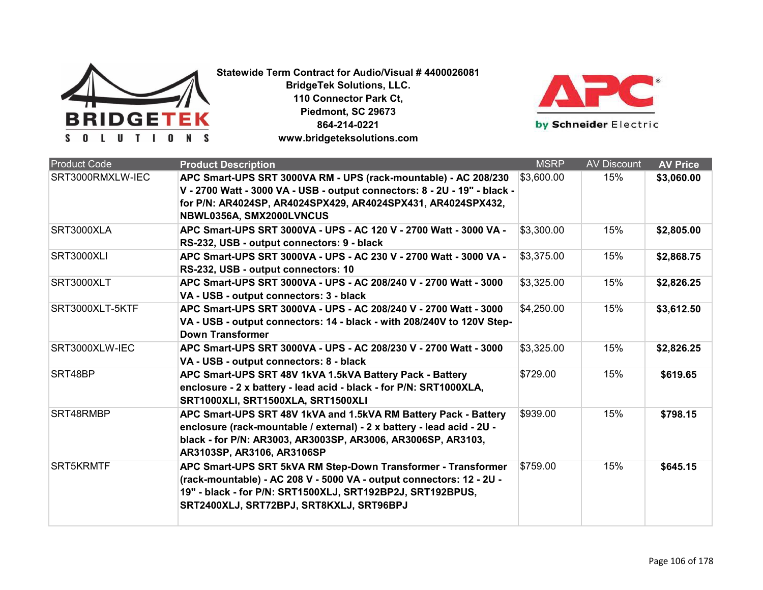**Statewide Term Contract for Audio/Visual # 4400026081**
**BridgeTek Solutions, LLC.**
**110 Connector Park Ct,**
**Piedmont, SC 29673**
**864-214-0221**
**www.bridgeteksolutions.com**

| Product Code | Product Description | MSRP | AV Discount | AV Price |
|---|---|---|---|---|
| SRT3000RMXLW-IEC | **APC Smart-UPS SRT 3000VA RM - UPS (rack-mountable) - AC 208/230 V - 2700 Watt - 3000 VA - USB - output connectors: 8 - 2U - 19" - black - for P/N: AR4024SP, AR4024SPX429, AR4024SPX431, AR4024SPX432, NBWL0356A, SMX2000LVNCUS** | $3,600.00 | 15% | **$3,060.00** |
| SRT3000XLA | **APC Smart-UPS SRT 3000VA - UPS - AC 120 V - 2700 Watt - 3000 VA - RS-232, USB - output connectors: 9 - black** | $3,300.00 | 15% | **$2,805.00** |
| SRT3000XLI | **APC Smart-UPS SRT 3000VA - UPS - AC 230 V - 2700 Watt - 3000 VA - RS-232, USB - output connectors: 10** | $3,375.00 | 15% | **$2,868.75** |
| SRT3000XLT | **APC Smart-UPS SRT 3000VA - UPS - AC 208/240 V - 2700 Watt - 3000 VA - USB - output connectors: 3 - black** | $3,325.00 | 15% | **$2,826.25** |
| SRT3000XLT-5KTF | **APC Smart-UPS SRT 3000VA - UPS - AC 208/240 V - 2700 Watt - 3000 VA - USB - output connectors: 14 - black - with 208/240V to 120V Step-Down Transformer** | $4,250.00 | 15% | **$3,612.50** |
| SRT3000XLW-IEC | **APC Smart-UPS SRT 3000VA - UPS - AC 208/230 V - 2700 Watt - 3000 VA - USB - output connectors: 8 - black** | $3,325.00 | 15% | **$2,826.25** |
| SRT48BP | **APC Smart-UPS SRT 48V 1kVA 1.5kVA Battery Pack - Battery enclosure - 2 x battery - lead acid - black - for P/N: SRT1000XLA, SRT1000XLI, SRT1500XLA, SRT1500XLI** | $729.00 | 15% | **$619.65** |
| SRT48RMBP | **APC Smart-UPS SRT 48V 1kVA and 1.5kVA RM Battery Pack - Battery enclosure (rack-mountable / external) - 2 x battery - lead acid - 2U - black - for P/N: AR3003, AR3003SP, AR3006, AR3006SP, AR3103, AR3103SP, AR3106, AR3106SP** | $939.00 | 15% | **$798.15** |
| SRT5KRMTF | **APC Smart-UPS SRT 5kVA RM Step-Down Transformer - Transformer (rack-mountable) - AC 208 V - 5000 VA - output connectors: 12 - 2U - 19" - black - for P/N: SRT1500XLJ, SRT192BP2J, SRT192BPUS, SRT2400XLJ, SRT72BPJ, SRT8KXLJ, SRT96BPJ** | $759.00 | 15% | **$645.15** |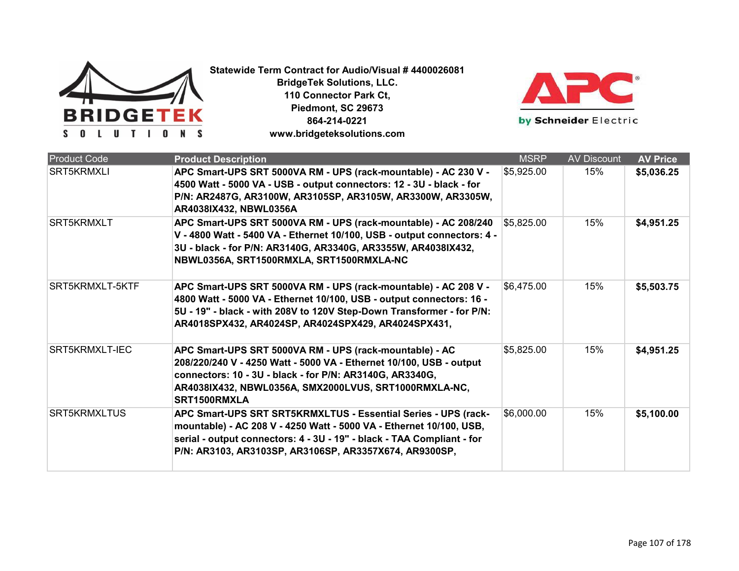**Statewide Term Contract for Audio/Visual # 4400026081**
**BridgeTek Solutions, LLC.**
**110 Connector Park Ct,**
**Piedmont, SC 29673**
**864-214-0221**
**www.bridgeteksolutions.com**

| Product Code | Product Description | MSRP | AV Discount | AV Price |
|---|---|---|---|---|
| SRT5KRMXLI | **APC Smart-UPS SRT 5000VA RM - UPS (rack-mountable) - AC 230 V - 4500 Watt - 5000 VA - USB - output connectors: 12 - 3U - black - for P/N: AR2487G, AR3100W, AR3105SP, AR3105W, AR3300W, AR3305W, AR4038IX432, NBWL0356A** | $5,925.00 | 15% | **$5,036.25** |
| SRT5KRMXLT | **APC Smart-UPS SRT 5000VA RM - UPS (rack-mountable) - AC 208/240 V - 4800 Watt - 5400 VA - Ethernet 10/100, USB - output connectors: 4 - 3U - black - for P/N: AR3140G, AR3340G, AR3355W, AR4038IX432, NBWL0356A, SRT1500RMXLA, SRT1500RMXLA-NC** | $5,825.00 | 15% | **$4,951.25** |
| SRT5KRMXLT-5KTF | **APC Smart-UPS SRT 5000VA RM - UPS (rack-mountable) - AC 208 V - 4800 Watt - 5000 VA - Ethernet 10/100, USB - output connectors: 16 - 5U - 19" - black - with 208V to 120V Step-Down Transformer - for P/N: AR4018SPX432, AR4024SP, AR4024SPX429, AR4024SPX431,** | $6,475.00 | 15% | **$5,503.75** |
| SRT5KRMXLT-IEC | **APC Smart-UPS SRT 5000VA RM - UPS (rack-mountable) - AC 208/220/240 V - 4250 Watt - 5000 VA - Ethernet 10/100, USB - output connectors: 10 - 3U - black - for P/N: AR3140G, AR3340G, AR4038IX432, NBWL0356A, SMX2000LVUS, SRT1000RMXLA-NC, SRT1500RMXLA** | $5,825.00 | 15% | **$4,951.25** |
| SRT5KRMXLTUS | **APC Smart-UPS SRT SRT5KRMXLTUS - Essential Series - UPS (rack-mountable) - AC 208 V - 4250 Watt - 5000 VA - Ethernet 10/100, USB, serial - output connectors: 4 - 3U - 19" - black - TAA Compliant - for P/N: AR3103, AR3103SP, AR3106SP, AR3357X674, AR9300SP,** | $6,000.00 | 15% | **$5,100.00** |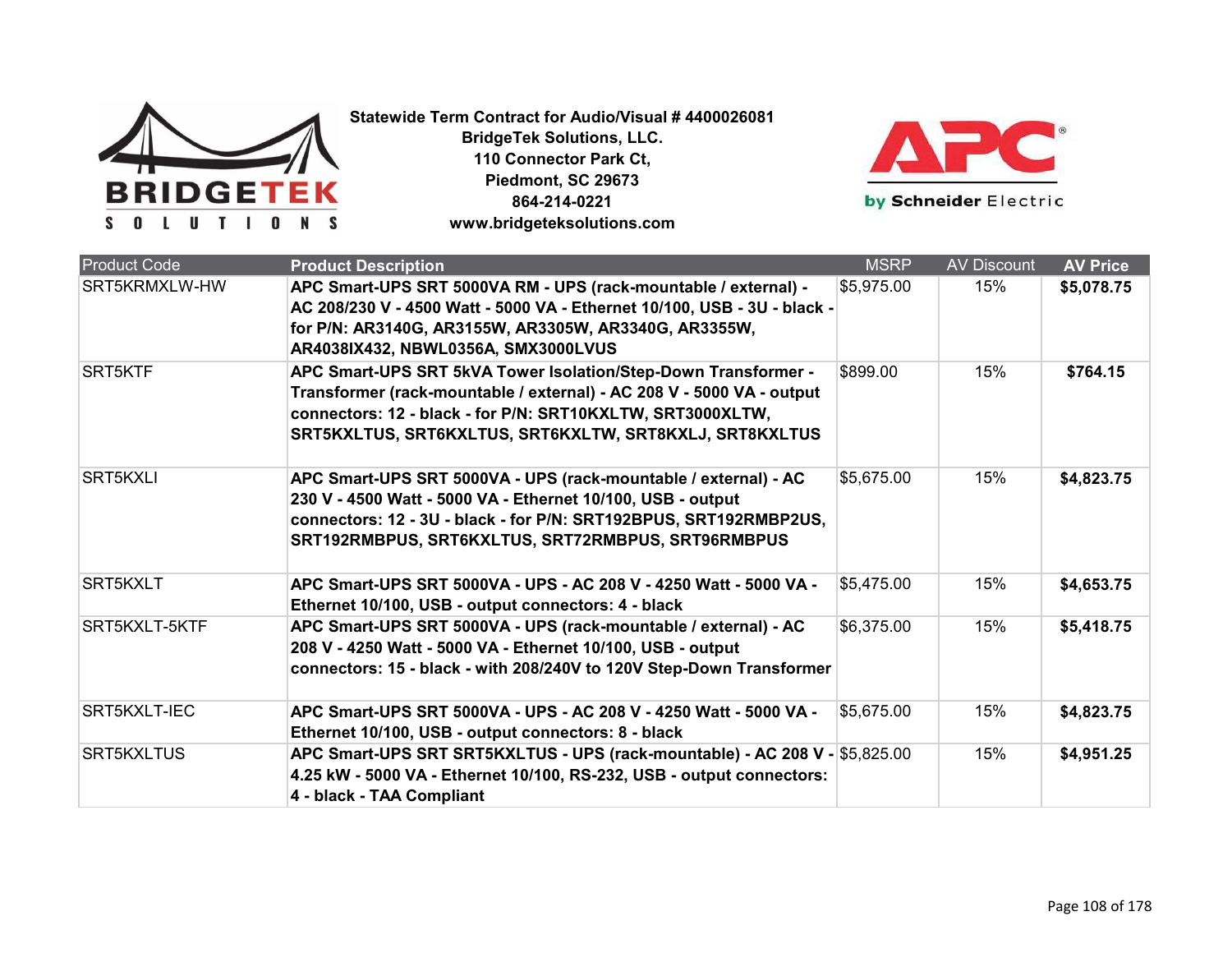**Statewide Term Contract for Audio/Visual # 4400026081**
**BridgeTek Solutions, LLC.**
**110 Connector Park Ct,**
**Piedmont, SC 29673**
**864-214-0221**
**www.bridgeteksolutions.com**

| Product Code | Product Description | MSRP | AV Discount | AV Price |
|---|---|---|---|---|
| SRT5KRMXLW-HW | **APC Smart-UPS SRT 5000VA RM - UPS (rack-mountable / external) - AC 208/230 V - 4500 Watt - 5000 VA - Ethernet 10/100, USB - 3U - black - for P/N: AR3140G, AR3155W, AR3305W, AR3340G, AR3355W, AR4038IX432, NBWL0356A, SMX3000LVUS** | $5,975.00 | 15% | **$5,078.75** |
| SRT5KTF | **APC Smart-UPS SRT 5kVA Tower Isolation/Step-Down Transformer - Transformer (rack-mountable / external) - AC 208 V - 5000 VA - output connectors: 12 - black - for P/N: SRT10KXLTW, SRT3000XLTW, SRT5KXLTUS, SRT6KXLTUS, SRT6KXLTW, SRT8KXLJ, SRT8KXLTUS** | $899.00 | 15% | **$764.15** |
| SRT5KXLI | **APC Smart-UPS SRT 5000VA - UPS (rack-mountable / external) - AC 230 V - 4500 Watt - 5000 VA - Ethernet 10/100, USB - output connectors: 12 - 3U - black - for P/N: SRT192BPUS, SRT192RMBP2US, SRT192RMBPUS, SRT6KXLTUS, SRT72RMBPUS, SRT96RMBPUS** | $5,675.00 | 15% | **$4,823.75** |
| SRT5KXLT | **APC Smart-UPS SRT 5000VA - UPS - AC 208 V - 4250 Watt - 5000 VA - Ethernet 10/100, USB - output connectors: 4 - black** | $5,475.00 | 15% | **$4,653.75** |
| SRT5KXLT-5KTF | **APC Smart-UPS SRT 5000VA - UPS (rack-mountable / external) - AC 208 V - 4250 Watt - 5000 VA - Ethernet 10/100, USB - output connectors: 15 - black - with 208/240V to 120V Step-Down Transformer** | $6,375.00 | 15% | **$5,418.75** |
| SRT5KXLT-IEC | **APC Smart-UPS SRT 5000VA - UPS - AC 208 V - 4250 Watt - 5000 VA - Ethernet 10/100, USB - output connectors: 8 - black** | $5,675.00 | 15% | **$4,823.75** |
| SRT5KXLTUS | **APC Smart-UPS SRT SRT5KXLTUS - UPS (rack-mountable) - AC 208 V - 4.25 kW - 5000 VA - Ethernet 10/100, RS-232, USB - output connectors: 4 - black - TAA Compliant** | $5,825.00 | 15% | **$4,951.25** |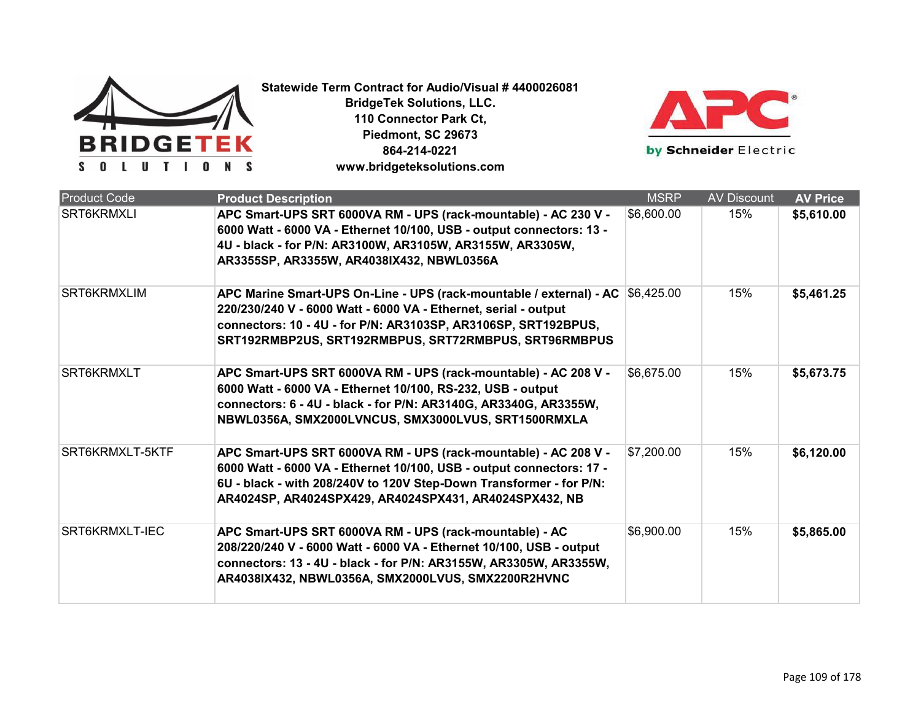**Statewide Term Contract for Audio/Visual # 4400026081**
**BridgeTek Solutions, LLC.**
**110 Connector Park Ct,**
**Piedmont, SC 29673**
**864-214-0221**
**www.bridgeteksolutions.com**

| Product Code | Product Description | MSRP | AV Discount | AV Price |
|---|---|---|---|---|
| SRT6KRMXLI | **APC Smart-UPS SRT 6000VA RM - UPS (rack-mountable) - AC 230 V - 6000 Watt - 6000 VA - Ethernet 10/100, USB - output connectors: 13 - 4U - black - for P/N: AR3100W, AR3105W, AR3155W, AR3305W, AR3355SP, AR3355W, AR4038IX432, NBWL0356A** | $6,600.00 | 15% | **$5,610.00** |
| SRT6KRMXLIM | **APC Marine Smart-UPS On-Line - UPS (rack-mountable / external) - AC 220/230/240 V - 6000 Watt - 6000 VA - Ethernet, serial - output connectors: 10 - 4U - for P/N: AR3103SP, AR3106SP, SRT192BPUS, SRT192RMBP2US, SRT192RMBPUS, SRT72RMBPUS, SRT96RMBPUS** | $6,425.00 | 15% | **$5,461.25** |
| SRT6KRMXLT | **APC Smart-UPS SRT 6000VA RM - UPS (rack-mountable) - AC 208 V - 6000 Watt - 6000 VA - Ethernet 10/100, RS-232, USB - output connectors: 6 - 4U - black - for P/N: AR3140G, AR3340G, AR3355W, NBWL0356A, SMX2000LVNCUS, SMX3000LVUS, SRT1500RMXLA** | $6,675.00 | 15% | **$5,673.75** |
| SRT6KRMXLT-5KTF | **APC Smart-UPS SRT 6000VA RM - UPS (rack-mountable) - AC 208 V - 6000 Watt - 6000 VA - Ethernet 10/100, USB - output connectors: 17 - 6U - black - with 208/240V to 120V Step-Down Transformer - for P/N: AR4024SP, AR4024SPX429, AR4024SPX431, AR4024SPX432, NB** | $7,200.00 | 15% | **$6,120.00** |
| SRT6KRMXLT-IEC | **APC Smart-UPS SRT 6000VA RM - UPS (rack-mountable) - AC 208/220/240 V - 6000 Watt - 6000 VA - Ethernet 10/100, USB - output connectors: 13 - 4U - black - for P/N: AR3155W, AR3305W, AR3355W, AR4038IX432, NBWL0356A, SMX2000LVUS, SMX2200R2HVNC** | $6,900.00 | 15% | **$5,865.00** |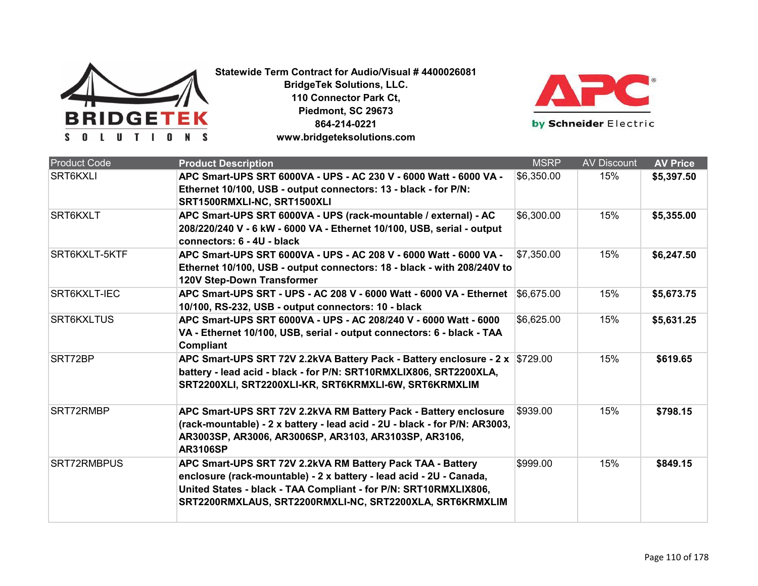**Statewide Term Contract for Audio/Visual # 4400026081**
**BridgeTek Solutions, LLC.**
**110 Connector Park Ct,**
**Piedmont, SC 29673**
**864-214-0221**
**www.bridgeteksolutions.com**

| Product Code | Product Description | MSRP | AV Discount | AV Price |
|---|---|---|---|---|
| SRT6KXLI | **APC Smart-UPS SRT 6000VA - UPS - AC 230 V - 6000 Watt - 6000 VA - Ethernet 10/100, USB - output connectors: 13 - black - for P/N: SRT1500RMXLI-NC, SRT1500XLI** | $6,350.00 | 15% | **$5,397.50** |
| SRT6KXLT | **APC Smart-UPS SRT 6000VA - UPS (rack-mountable / external) - AC 208/220/240 V - 6 kW - 6000 VA - Ethernet 10/100, USB, serial - output connectors: 6 - 4U - black** | $6,300.00 | 15% | **$5,355.00** |
| SRT6KXLT-5KTF | **APC Smart-UPS SRT 6000VA - UPS - AC 208 V - 6000 Watt - 6000 VA - Ethernet 10/100, USB - output connectors: 18 - black - with 208/240V to 120V Step-Down Transformer** | $7,350.00 | 15% | **$6,247.50** |
| SRT6KXLT-IEC | **APC Smart-UPS SRT - UPS - AC 208 V - 6000 Watt - 6000 VA - Ethernet 10/100, RS-232, USB - output connectors: 10 - black** | $6,675.00 | 15% | **$5,673.75** |
| SRT6KXLTUS | **APC Smart-UPS SRT 6000VA - UPS - AC 208/240 V - 6000 Watt - 6000 VA - Ethernet 10/100, USB, serial - output connectors: 6 - black - TAA Compliant** | $6,625.00 | 15% | **$5,631.25** |
| SRT72BP | **APC Smart-UPS SRT 72V 2.2kVA Battery Pack - Battery enclosure - 2 x battery - lead acid - black - for P/N: SRT10RMXLIX806, SRT2200XLA, SRT2200XLI, SRT2200XLI-KR, SRT6KRMXLI-6W, SRT6KRMXLIM** | $729.00 | 15% | **$619.65** |
| SRT72RMBP | **APC Smart-UPS SRT 72V 2.2kVA RM Battery Pack - Battery enclosure (rack-mountable) - 2 x battery - lead acid - 2U - black - for P/N: AR3003, AR3003SP, AR3006, AR3006SP, AR3103, AR3103SP, AR3106, AR3106SP** | $939.00 | 15% | **$798.15** |
| SRT72RMBPUS | **APC Smart-UPS SRT 72V 2.2kVA RM Battery Pack TAA - Battery enclosure (rack-mountable) - 2 x battery - lead acid - 2U - Canada, United States - black - TAA Compliant - for P/N: SRT10RMXLIX806, SRT2200RMXLAUS, SRT2200RMXLI-NC, SRT2200XLA, SRT6KRMXLIM** | $999.00 | 15% | **$849.15** |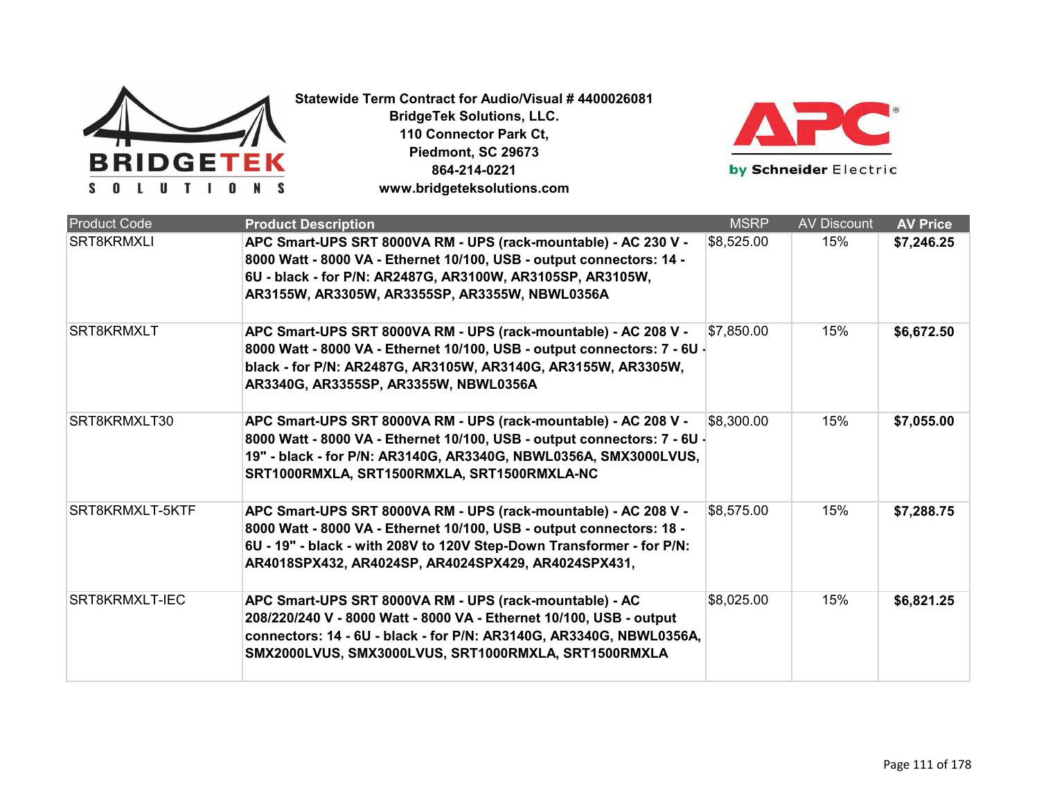**Statewide Term Contract for Audio/Visual # 4400026081**
**BridgeTek Solutions, LLC.**
**110 Connector Park Ct,**
**Piedmont, SC 29673**
**864-214-0221**
**www.bridgeteksolutions.com**

| Product Code | Product Description | MSRP | AV Discount | AV Price |
|---|---|---|---|---|
| SRT8KRMXLI | **APC Smart-UPS SRT 8000VA RM - UPS (rack-mountable) - AC 230 V - 8000 Watt - 8000 VA - Ethernet 10/100, USB - output connectors: 14 - 6U - black - for P/N: AR2487G, AR3100W, AR3105SP, AR3105W, AR3155W, AR3305W, AR3355SP, AR3355W, NBWL0356A** | $8,525.00 | 15% | **$7,246.25** |
| SRT8KRMXLT | **APC Smart-UPS SRT 8000VA RM - UPS (rack-mountable) - AC 208 V - 8000 Watt - 8000 VA - Ethernet 10/100, USB - output connectors: 7 - 6U - black - for P/N: AR2487G, AR3105W, AR3140G, AR3155W, AR3305W, AR3340G, AR3355SP, AR3355W, NBWL0356A** | $7,850.00 | 15% | **$6,672.50** |
| SRT8KRMXLT30 | **APC Smart-UPS SRT 8000VA RM - UPS (rack-mountable) - AC 208 V - 8000 Watt - 8000 VA - Ethernet 10/100, USB - output connectors: 7 - 6U - 19" - black - for P/N: AR3140G, AR3340G, NBWL0356A, SMX3000LVUS, SRT1000RMXLA, SRT1500RMXLA, SRT1500RMXLA-NC** | $8,300.00 | 15% | **$7,055.00** |
| SRT8KRMXLT-5KTF | **APC Smart-UPS SRT 8000VA RM - UPS (rack-mountable) - AC 208 V - 8000 Watt - 8000 VA - Ethernet 10/100, USB - output connectors: 18 - 6U - 19" - black - with 208V to 120V Step-Down Transformer - for P/N: AR4018SPX432, AR4024SP, AR4024SPX429, AR4024SPX431,** | $8,575.00 | 15% | **$7,288.75** |
| SRT8KRMXLT-IEC | **APC Smart-UPS SRT 8000VA RM - UPS (rack-mountable) - AC 208/220/240 V - 8000 Watt - 8000 VA - Ethernet 10/100, USB - output connectors: 14 - 6U - black - for P/N: AR3140G, AR3340G, NBWL0356A, SMX2000LVUS, SMX3000LVUS, SRT1000RMXLA, SRT1500RMXLA** | $8,025.00 | 15% | **$6,821.25** |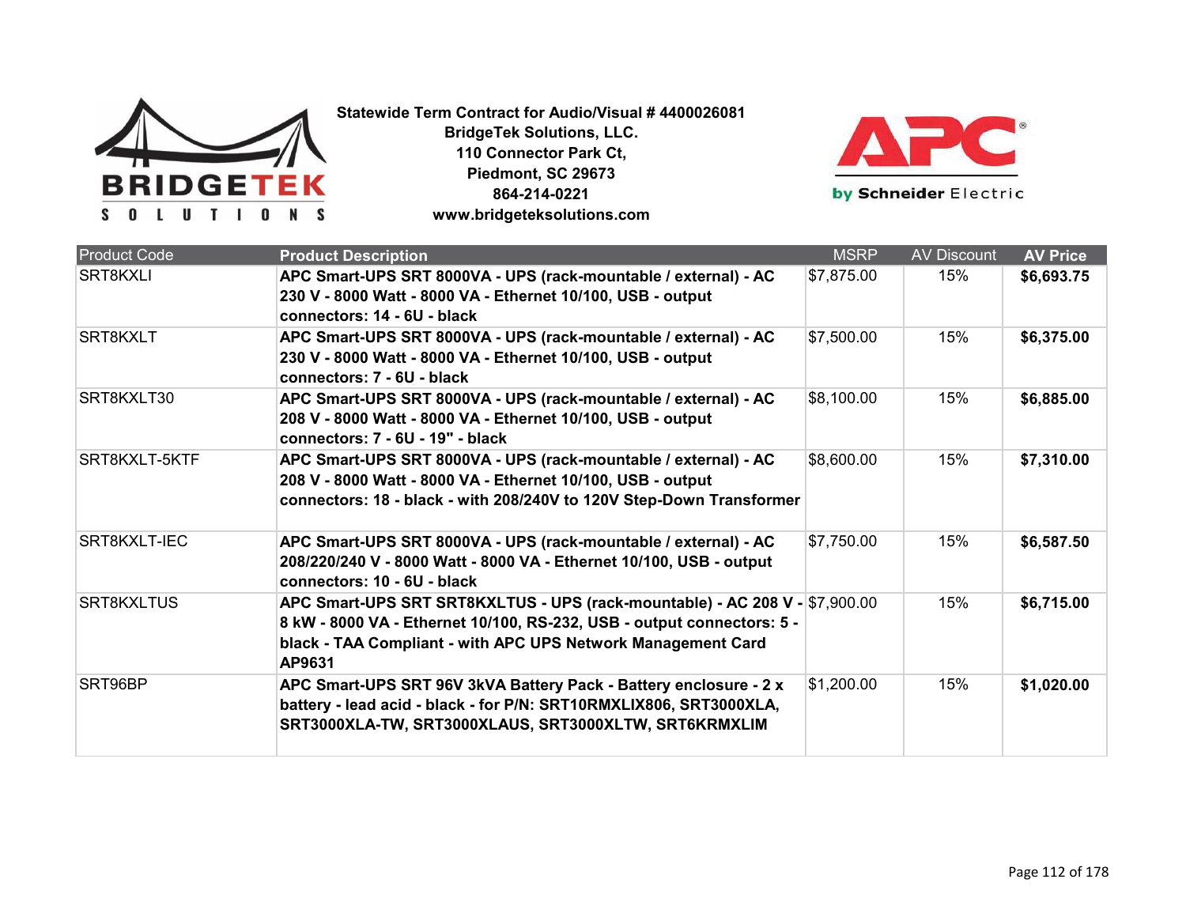**Statewide Term Contract for Audio/Visual # 4400026081**
**BridgeTek Solutions, LLC.**
**110 Connector Park Ct,**
**Piedmont, SC 29673**
**864-214-0221**
**www.bridgeteksolutions.com**

| Product Code | Product Description | MSRP | AV Discount | AV Price |
|---|---|---|---|---|
| SRT8KXLI | APC Smart-UPS SRT 8000VA - UPS (rack-mountable / external) - AC 230 V - 8000 Watt - 8000 VA - Ethernet 10/100, USB - output connectors: 14 - 6U - black | $7,875.00 | 15% | **$6,693.75** |
| SRT8KXLT | APC Smart-UPS SRT 8000VA - UPS (rack-mountable / external) - AC 230 V - 8000 Watt - 8000 VA - Ethernet 10/100, USB - output connectors: 7 - 6U - black | $7,500.00 | 15% | **$6,375.00** |
| SRT8KXLT30 | APC Smart-UPS SRT 8000VA - UPS (rack-mountable / external) - AC 208 V - 8000 Watt - 8000 VA - Ethernet 10/100, USB - output connectors: 7 - 6U - 19" - black | $8,100.00 | 15% | **$6,885.00** |
| SRT8KXLT-5KTF | APC Smart-UPS SRT 8000VA - UPS (rack-mountable / external) - AC 208 V - 8000 Watt - 8000 VA - Ethernet 10/100, USB - output connectors: 18 - black - with 208/240V to 120V Step-Down Transformer | $8,600.00 | 15% | **$7,310.00** |
| SRT8KXLT-IEC | APC Smart-UPS SRT 8000VA - UPS (rack-mountable / external) - AC 208/220/240 V - 8000 Watt - 8000 VA - Ethernet 10/100, USB - output connectors: 10 - 6U - black | $7,750.00 | 15% | **$6,587.50** |
| SRT8KXLTUS | APC Smart-UPS SRT SRT8KXLTUS - UPS (rack-mountable) - AC 208 V - 8 kW - 8000 VA - Ethernet 10/100, RS-232, USB - output connectors: 5 - black - TAA Compliant - with APC UPS Network Management Card AP9631 | $7,900.00 | 15% | **$6,715.00** |
| SRT96BP | APC Smart-UPS SRT 96V 3kVA Battery Pack - Battery enclosure - 2 x battery - lead acid - black - for P/N: SRT10RMXLIX806, SRT3000XLA, SRT3000XLA-TW, SRT3000XLAUS, SRT3000XLTW, SRT6KRMXLIM | $1,200.00 | 15% | **$1,020.00** |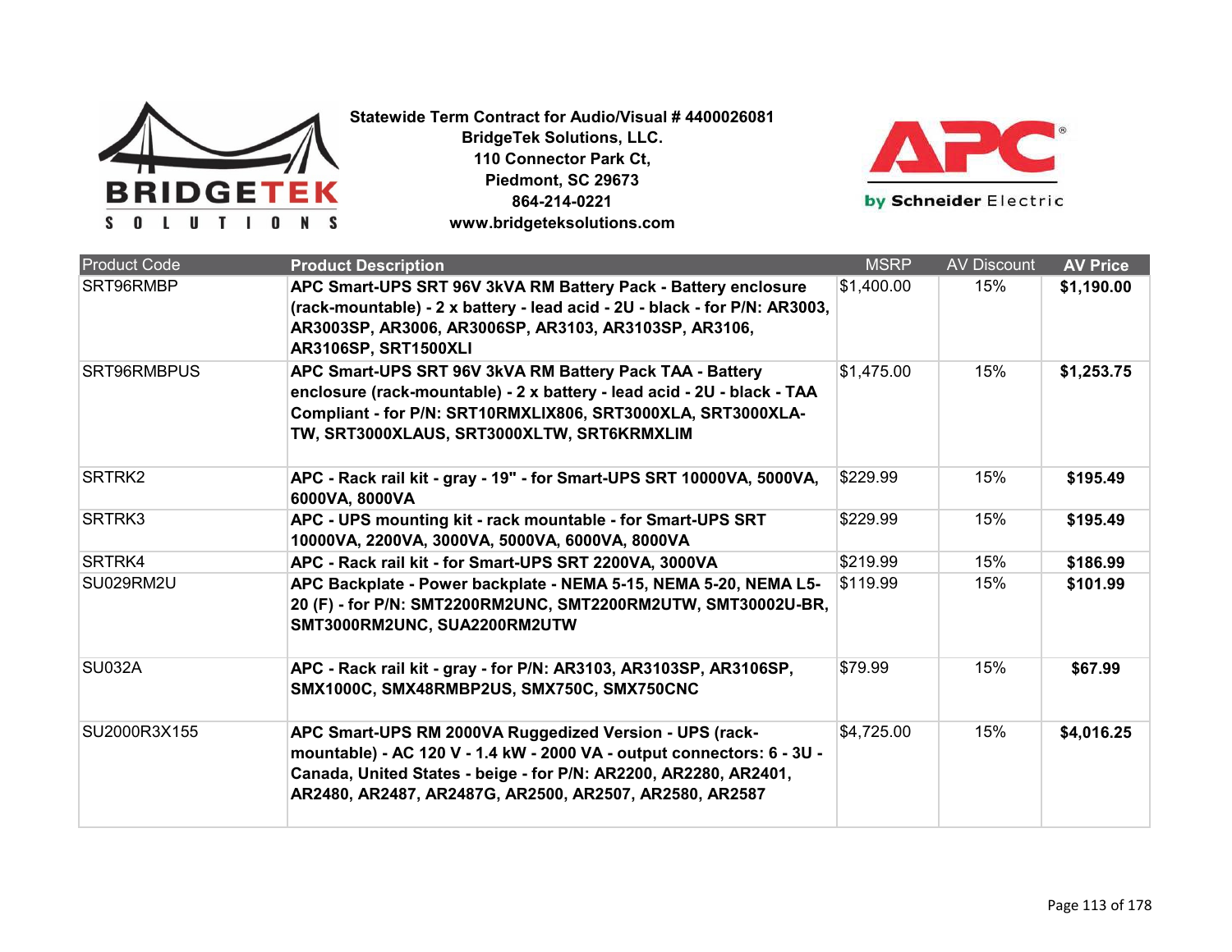**Statewide Term Contract for Audio/Visual # 4400026081**
**BridgeTek Solutions, LLC.**
**110 Connector Park Ct,**
**Piedmont, SC 29673**
**864-214-0221**
**www.bridgeteksolutions.com**

| Product Code | Product Description | MSRP | AV Discount | AV Price |
|---|---|---|---|---|
| SRT96RMBP | **APC Smart-UPS SRT 96V 3kVA RM Battery Pack - Battery enclosure (rack-mountable) - 2 x battery - lead acid - 2U - black - for P/N: AR3003, AR3003SP, AR3006, AR3006SP, AR3103, AR3103SP, AR3106, AR3106SP, SRT1500XLI** | $1,400.00 | 15% | **$1,190.00** |
| SRT96RMBPUS | **APC Smart-UPS SRT 96V 3kVA RM Battery Pack TAA - Battery enclosure (rack-mountable) - 2 x battery - lead acid - 2U - black - TAA Compliant - for P/N: SRT10RMXLIX806, SRT3000XLA, SRT3000XLA-TW, SRT3000XLAUS, SRT3000XLTW, SRT6KRMXLIM** | $1,475.00 | 15% | **$1,253.75** |
| SRTRK2 | **APC - Rack rail kit - gray - 19" - for Smart-UPS SRT 10000VA, 5000VA, 6000VA, 8000VA** | $229.99 | 15% | **$195.49** |
| SRTRK3 | **APC - UPS mounting kit - rack mountable - for Smart-UPS SRT 10000VA, 2200VA, 3000VA, 5000VA, 6000VA, 8000VA** | $229.99 | 15% | **$195.49** |
| SRTRK4 | **APC - Rack rail kit - for Smart-UPS SRT 2200VA, 3000VA** | $219.99 | 15% | **$186.99** |
| SU029RM2U | **APC Backplate - Power backplate - NEMA 5-15, NEMA 5-20, NEMA L5-20 (F) - for P/N: SMT2200RM2UNC, SMT2200RM2UTW, SMT30002U-BR, SMT3000RM2UNC, SUA2200RM2UTW** | $119.99 | 15% | **$101.99** |
| SU032A | **APC - Rack rail kit - gray - for P/N: AR3103, AR3103SP, AR3106SP, SMX1000C, SMX48RMBP2US, SMX750C, SMX750CNC** | $79.99 | 15% | **$67.99** |
| SU2000R3X155 | **APC Smart-UPS RM 2000VA Ruggedized Version - UPS (rack-mountable) - AC 120 V - 1.4 kW - 2000 VA - output connectors: 6 - 3U - Canada, United States - beige - for P/N: AR2200, AR2280, AR2401, AR2480, AR2487, AR2487G, AR2500, AR2507, AR2580, AR2587** | $4,725.00 | 15% | **$4,016.25** |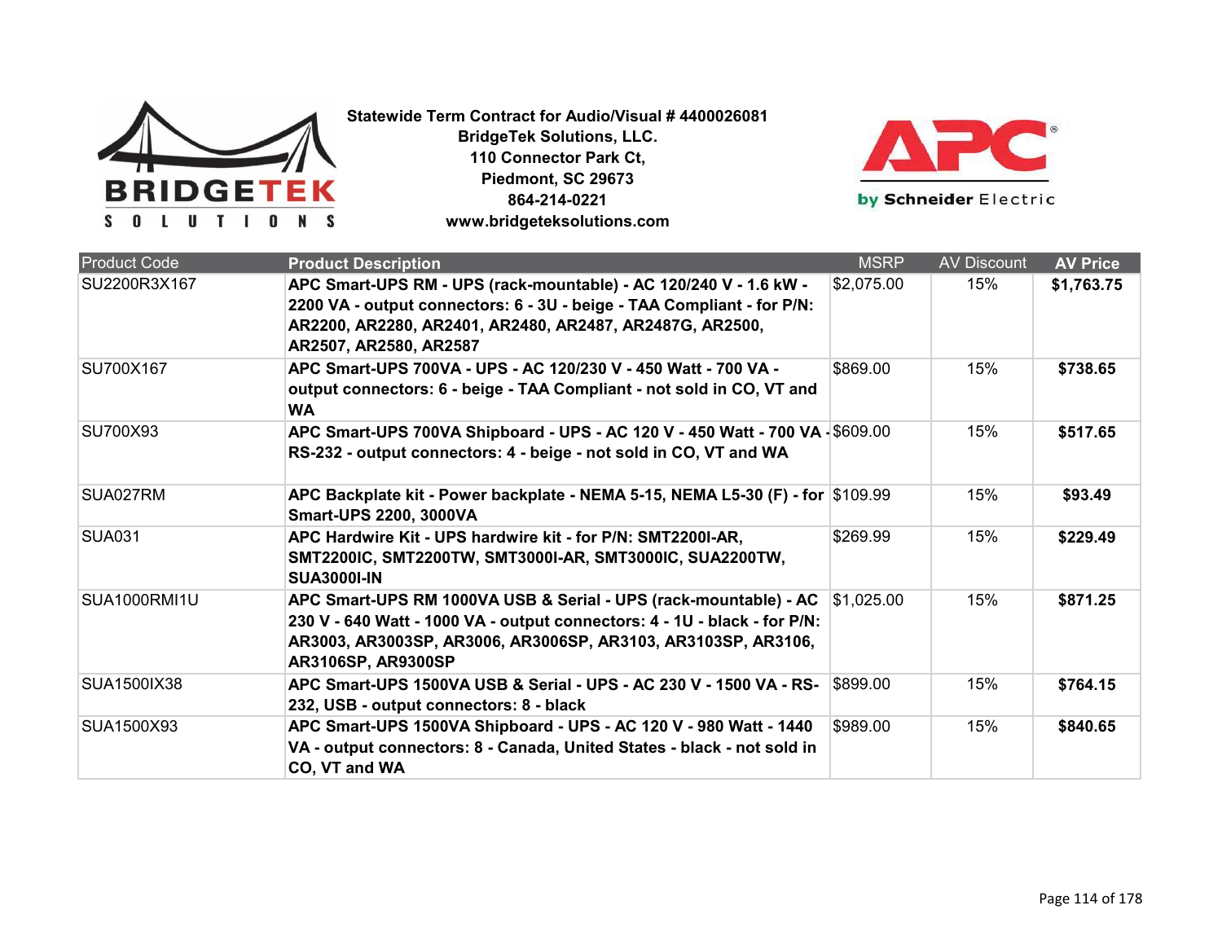**Statewide Term Contract for Audio/Visual # 4400026081**
**BridgeTek Solutions, LLC.**
**110 Connector Park Ct,**
**Piedmont, SC 29673**
**864-214-0221**
**www.bridgeteksolutions.com**

| Product Code | Product Description | MSRP | AV Discount | AV Price |
|---|---|---|---|---|
| SU2200R3X167 | **APC Smart-UPS RM - UPS (rack-mountable) - AC 120/240 V - 1.6 kW - 2200 VA - output connectors: 6 - 3U - beige - TAA Compliant - for P/N: AR2200, AR2280, AR2401, AR2480, AR2487, AR2487G, AR2500, AR2507, AR2580, AR2587** | $2,075.00 | 15% | **$1,763.75** |
| SU700X167 | **APC Smart-UPS 700VA - UPS - AC 120/230 V - 450 Watt - 700 VA - output connectors: 6 - beige - TAA Compliant - not sold in CO, VT and WA** | $869.00 | 15% | **$738.65** |
| SU700X93 | **APC Smart-UPS 700VA Shipboard - UPS - AC 120 V - 450 Watt - 700 VA - RS-232 - output connectors: 4 - beige - not sold in CO, VT and WA** | $609.00 | 15% | **$517.65** |
| SUA027RM | **APC Backplate kit - Power backplate - NEMA 5-15, NEMA L5-30 (F) - for Smart-UPS 2200, 3000VA** | $109.99 | 15% | **$93.49** |
| SUA031 | **APC Hardwire Kit - UPS hardwire kit - for P/N: SMT2200I-AR, SMT2200IC, SMT2200TW, SMT3000I-AR, SMT3000IC, SUA2200TW, SUA3000I-IN** | $269.99 | 15% | **$229.49** |
| SUA1000RMI1U | **APC Smart-UPS RM 1000VA USB & Serial - UPS (rack-mountable) - AC 230 V - 640 Watt - 1000 VA - output connectors: 4 - 1U - black - for P/N: AR3003, AR3003SP, AR3006, AR3006SP, AR3103, AR3103SP, AR3106, AR3106SP, AR9300SP** | $1,025.00 | 15% | **$871.25** |
| SUA1500IX38 | **APC Smart-UPS 1500VA USB & Serial - UPS - AC 230 V - 1500 VA - RS-232, USB - output connectors: 8 - black** | $899.00 | 15% | **$764.15** |
| SUA1500X93 | **APC Smart-UPS 1500VA Shipboard - UPS - AC 120 V - 980 Watt - 1440 VA - output connectors: 8 - Canada, United States - black - not sold in CO, VT and WA** | $989.00 | 15% | **$840.65** |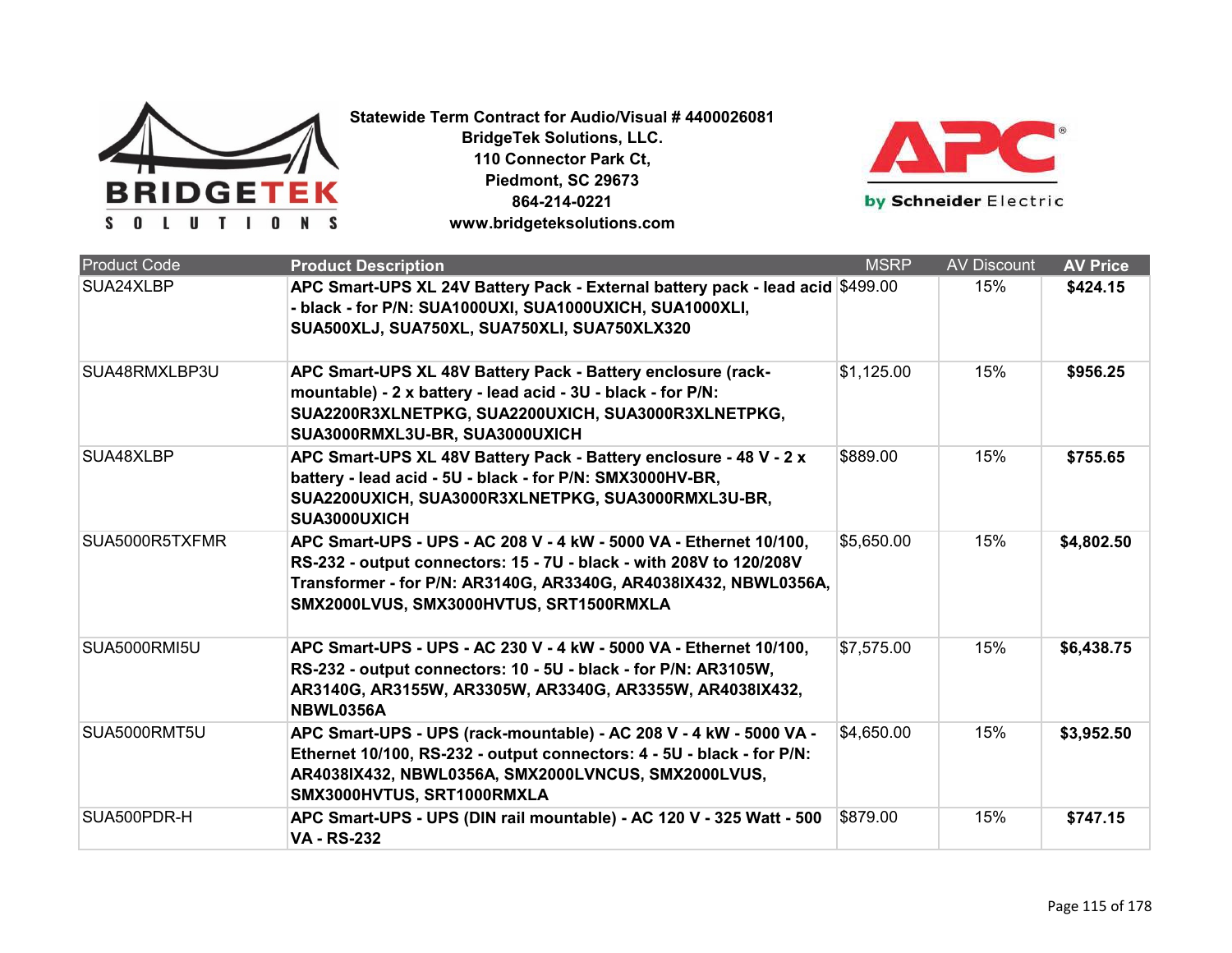**Statewide Term Contract for Audio/Visual # 4400026081**
**BridgeTek Solutions, LLC.**
**110 Connector Park Ct,**
**Piedmont, SC 29673**
**864-214-0221**
**www.bridgeteksolutions.com**

| Product Code | Product Description | MSRP | AV Discount | AV Price |
|---|---|---|---|---|
| SUA24XLBP | **APC Smart-UPS XL 24V Battery Pack - External battery pack - lead acid - black - for P/N: SUA1000UXI, SUA1000UXICH, SUA1000XLI, SUA500XLJ, SUA750XL, SUA750XLI, SUA750XLX320** | $499.00 | 15% | **$424.15** |
| SUA48RMXLBP3U | **APC Smart-UPS XL 48V Battery Pack - Battery enclosure (rack-mountable) - 2 x battery - lead acid - 3U - black - for P/N: SUA2200R3XLNETPKG, SUA2200UXICH, SUA3000R3XLNETPKG, SUA3000RMXL3U-BR, SUA3000UXICH** | $1,125.00 | 15% | **$956.25** |
| SUA48XLBP | **APC Smart-UPS XL 48V Battery Pack - Battery enclosure - 48 V - 2 x battery - lead acid - 5U - black - for P/N: SMX3000HV-BR, SUA2200UXICH, SUA3000R3XLNETPKG, SUA3000RMXL3U-BR, SUA3000UXICH** | $889.00 | 15% | **$755.65** |
| SUA5000R5TXFMR | **APC Smart-UPS - UPS - AC 208 V - 4 kW - 5000 VA - Ethernet 10/100, RS-232 - output connectors: 15 - 7U - black - with 208V to 120/208V Transformer - for P/N: AR3140G, AR3340G, AR4038IX432, NBWL0356A, SMX2000LVUS, SMX3000HVTUS, SRT1500RMXLA** | $5,650.00 | 15% | **$4,802.50** |
| SUA5000RMI5U | **APC Smart-UPS - UPS - AC 230 V - 4 kW - 5000 VA - Ethernet 10/100, RS-232 - output connectors: 10 - 5U - black - for P/N: AR3105W, AR3140G, AR3155W, AR3305W, AR3340G, AR3355W, AR4038IX432, NBWL0356A** | $7,575.00 | 15% | **$6,438.75** |
| SUA5000RMT5U | **APC Smart-UPS - UPS (rack-mountable) - AC 208 V - 4 kW - 5000 VA - Ethernet 10/100, RS-232 - output connectors: 4 - 5U - black - for P/N: AR4038IX432, NBWL0356A, SMX2000LVNCUS, SMX2000LVUS, SMX3000HVTUS, SRT1000RMXLA** | $4,650.00 | 15% | **$3,952.50** |
| SUA500PDR-H | **APC Smart-UPS - UPS (DIN rail mountable) - AC 120 V - 325 Watt - 500 VA - RS-232** | $879.00 | 15% | **$747.15** |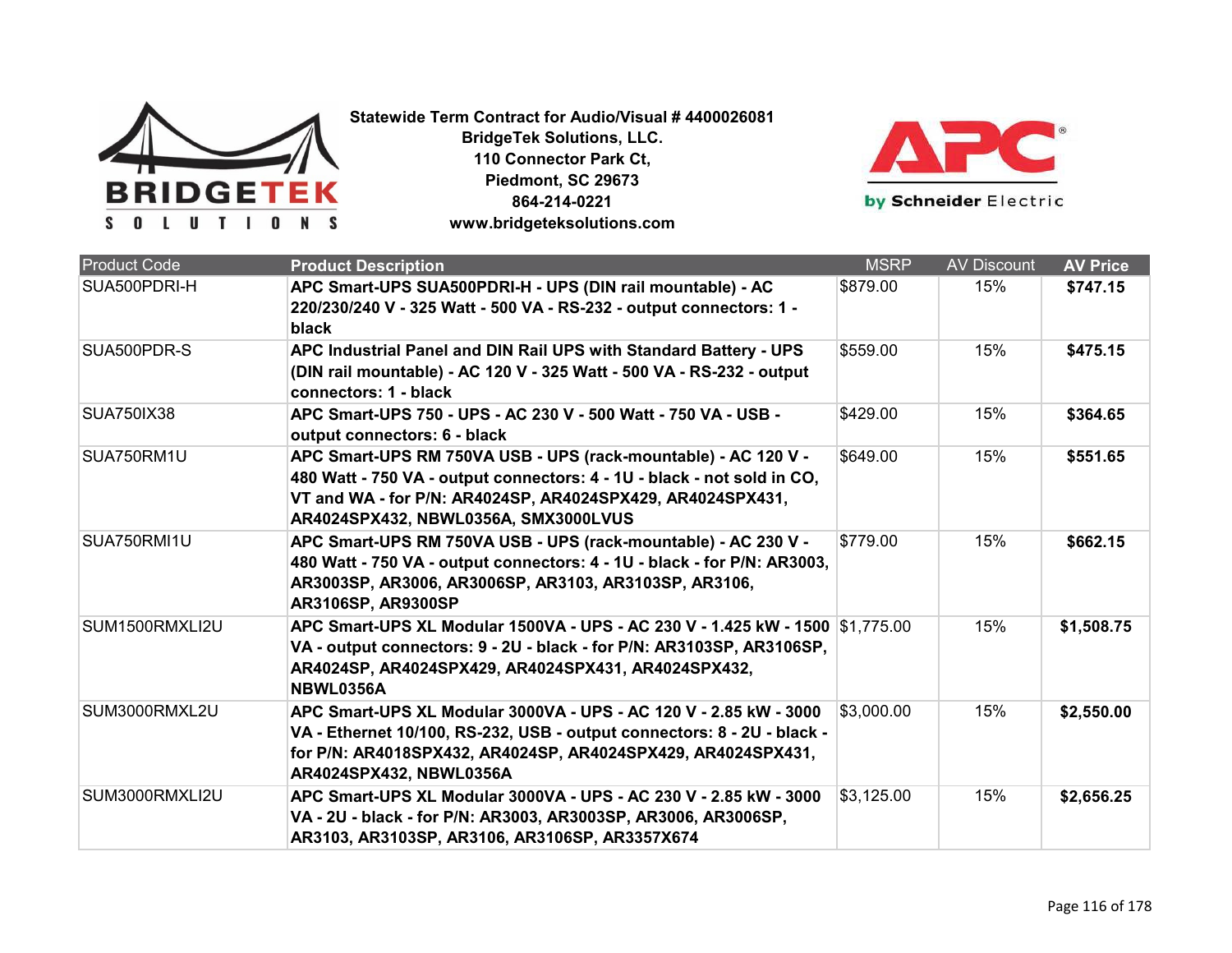**Statewide Term Contract for Audio/Visual # 4400026081**
**BridgeTek Solutions, LLC.**
**110 Connector Park Ct,**
**Piedmont, SC 29673**
**864-214-0221**
**www.bridgeteksolutions.com**

| Product Code | Product Description | MSRP | AV Discount | AV Price |
|---|---|---|---|---|
| SUA500PDRI-H | **APC Smart-UPS SUA500PDRI-H - UPS (DIN rail mountable) - AC 220/230/240 V - 325 Watt - 500 VA - RS-232 - output connectors: 1 - black** | $879.00 | 15% | **$747.15** |
| SUA500PDR-S | **APC Industrial Panel and DIN Rail UPS with Standard Battery - UPS (DIN rail mountable) - AC 120 V - 325 Watt - 500 VA - RS-232 - output connectors: 1 - black** | $559.00 | 15% | **$475.15** |
| SUA750IX38 | **APC Smart-UPS 750 - UPS - AC 230 V - 500 Watt - 750 VA - USB - output connectors: 6 - black** | $429.00 | 15% | **$364.65** |
| SUA750RM1U | **APC Smart-UPS RM 750VA USB - UPS (rack-mountable) - AC 120 V - 480 Watt - 750 VA - output connectors: 4 - 1U - black - not sold in CO, VT and WA - for P/N: AR4024SP, AR4024SPX429, AR4024SPX431, AR4024SPX432, NBWL0356A, SMX3000LVUS** | $649.00 | 15% | **$551.65** |
| SUA750RMI1U | **APC Smart-UPS RM 750VA USB - UPS (rack-mountable) - AC 230 V - 480 Watt - 750 VA - output connectors: 4 - 1U - black - for P/N: AR3003, AR3003SP, AR3006, AR3006SP, AR3103, AR3103SP, AR3106, AR3106SP, AR9300SP** | $779.00 | 15% | **$662.15** |
| SUM1500RMXLI2U | **APC Smart-UPS XL Modular 1500VA - UPS - AC 230 V - 1.425 kW - 1500 VA - output connectors: 9 - 2U - black - for P/N: AR3103SP, AR3106SP, AR4024SP, AR4024SPX429, AR4024SPX431, AR4024SPX432, NBWL0356A** | $1,775.00 | 15% | **$1,508.75** |
| SUM3000RMXL2U | **APC Smart-UPS XL Modular 3000VA - UPS - AC 120 V - 2.85 kW - 3000 VA - Ethernet 10/100, RS-232, USB - output connectors: 8 - 2U - black - for P/N: AR4018SPX432, AR4024SP, AR4024SPX429, AR4024SPX431, AR4024SPX432, NBWL0356A** | $3,000.00 | 15% | **$2,550.00** |
| SUM3000RMXLI2U | **APC Smart-UPS XL Modular 3000VA - UPS - AC 230 V - 2.85 kW - 3000 VA - 2U - black - for P/N: AR3003, AR3003SP, AR3006, AR3006SP, AR3103, AR3103SP, AR3106, AR3106SP, AR3357X674** | $3,125.00 | 15% | **$2,656.25** |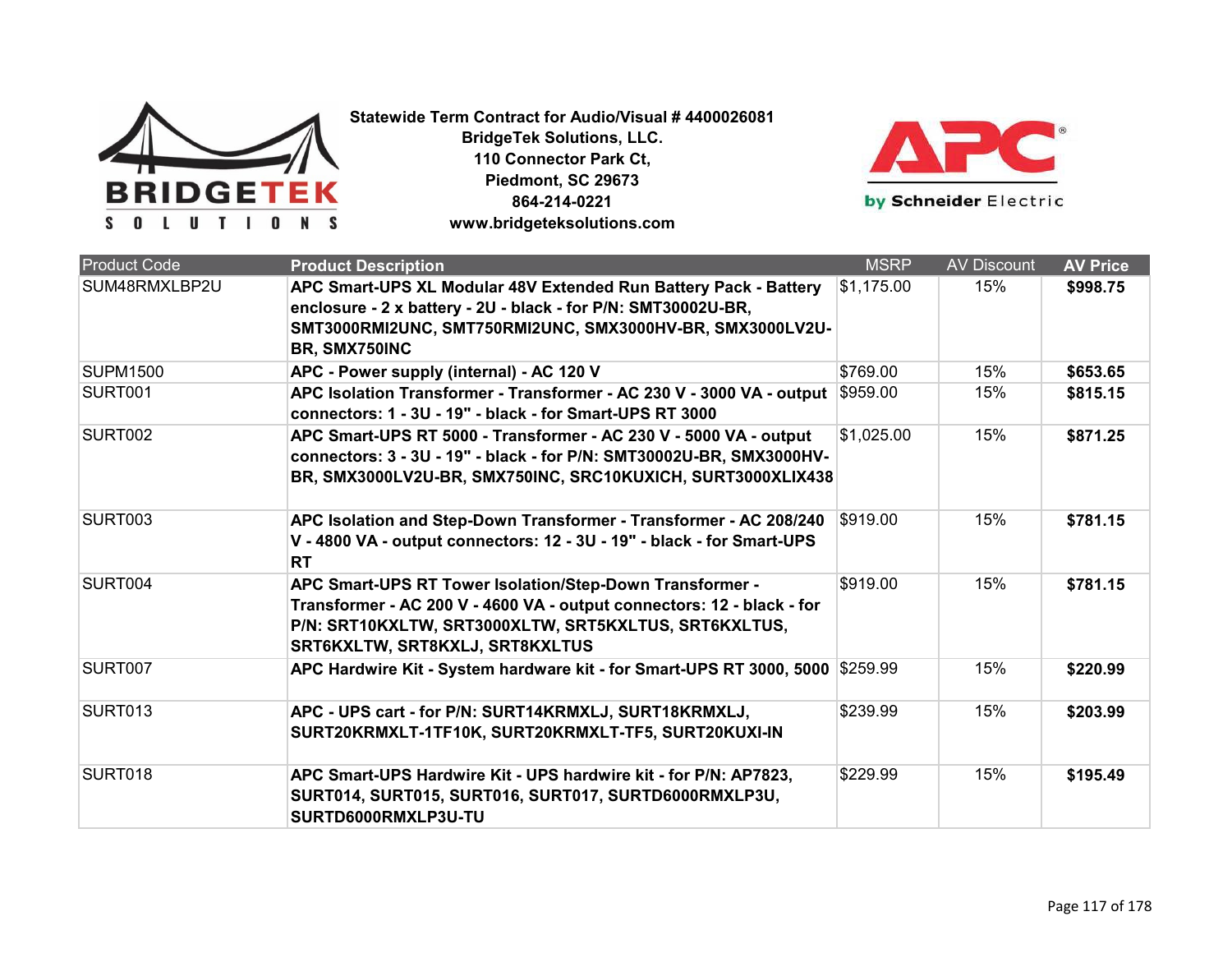**Statewide Term Contract for Audio/Visual # 4400026081**
**BridgeTek Solutions, LLC.**
**110 Connector Park Ct,**
**Piedmont, SC 29673**
**864-214-0221**
**www.bridgeteksolutions.com**

| Product Code | Product Description | MSRP | AV Discount | AV Price |
|---|---|---|---|---|
| SUM48RMXLBP2U | **APC Smart-UPS XL Modular 48V Extended Run Battery Pack - Battery enclosure - 2 x battery - 2U - black - for P/N: SMT30002U-BR, SMT3000RMI2UNC, SMT750RMI2UNC, SMX3000HV-BR, SMX3000LV2U-BR, SMX750INC** | $1,175.00 | 15% | **$998.75** |
| SUPM1500 | **APC - Power supply (internal) - AC 120 V** | $769.00 | 15% | **$653.65** |
| SURT001 | **APC Isolation Transformer - Transformer - AC 230 V - 3000 VA - output connectors: 1 - 3U - 19" - black - for Smart-UPS RT 3000** | $959.00 | 15% | **$815.15** |
| SURT002 | **APC Smart-UPS RT 5000 - Transformer - AC 230 V - 5000 VA - output connectors: 3 - 3U - 19" - black - for P/N: SMT30002U-BR, SMX3000HV-BR, SMX3000LV2U-BR, SMX750INC, SRC10KUXICH, SURT3000XLIX438** | $1,025.00 | 15% | **$871.25** |
| SURT003 | **APC Isolation and Step-Down Transformer - Transformer - AC 208/240 V - 4800 VA - output connectors: 12 - 3U - 19" - black - for Smart-UPS RT** | $919.00 | 15% | **$781.15** |
| SURT004 | **APC Smart-UPS RT Tower Isolation/Step-Down Transformer - Transformer - AC 200 V - 4600 VA - output connectors: 12 - black - for P/N: SRT10KXLTW, SRT3000XLTW, SRT5KXLTUS, SRT6KXLTUS, SRT6KXLTW, SRT8KXLJ, SRT8KXLTUS** | $919.00 | 15% | **$781.15** |
| SURT007 | **APC Hardwire Kit - System hardware kit - for Smart-UPS RT 3000, 5000** | $259.99 | 15% | **$220.99** |
| SURT013 | **APC - UPS cart - for P/N: SURT14KRMXLJ, SURT18KRMXLJ, SURT20KRMXLT-1TF10K, SURT20KRMXLT-TF5, SURT20KUXI-IN** | $239.99 | 15% | **$203.99** |
| SURT018 | **APC Smart-UPS Hardwire Kit - UPS hardwire kit - for P/N: AP7823, SURT014, SURT015, SURT016, SURT017, SURTD6000RMXLP3U, SURTD6000RMXLP3U-TU** | $229.99 | 15% | **$195.49** |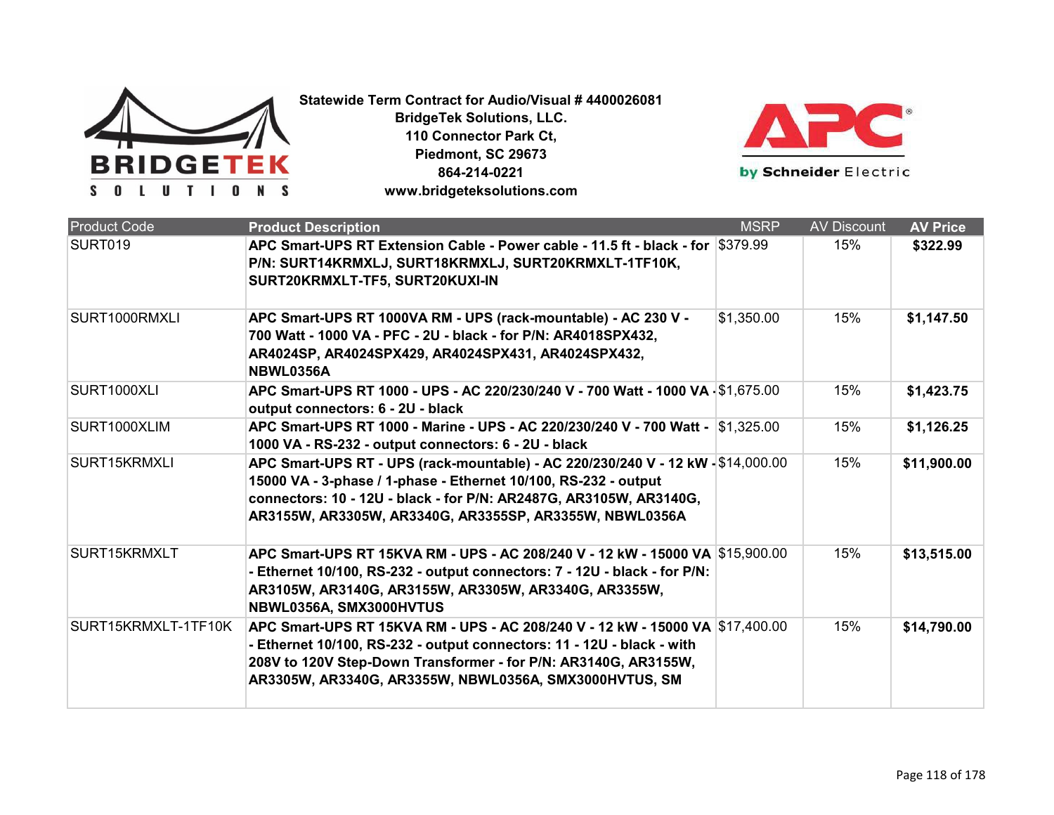**Statewide Term Contract for Audio/Visual # 4400026081**
**BridgeTek Solutions, LLC.**
**110 Connector Park Ct,**
**Piedmont, SC 29673**
**864-214-0221**
**www.bridgeteksolutions.com**

| Product Code | Product Description | MSRP | AV Discount | AV Price |
|---|---|---|---|---|
| SURT019 | **APC Smart-UPS RT Extension Cable - Power cable - 11.5 ft - black - for P/N: SURT14KRMXLJ, SURT18KRMXLJ, SURT20KRMXLT-1TF10K, SURT20KRMXLT-TF5, SURT20KUXI-IN** | $379.99 | 15% | **$322.99** |
| SURT1000RMXLI | **APC Smart-UPS RT 1000VA RM - UPS (rack-mountable) - AC 230 V - 700 Watt - 1000 VA - PFC - 2U - black - for P/N: AR4018SPX432, AR4024SP, AR4024SPX429, AR4024SPX431, AR4024SPX432, NBWL0356A** | $1,350.00 | 15% | **$1,147.50** |
| SURT1000XLI | **APC Smart-UPS RT 1000 - UPS - AC 220/230/240 V - 700 Watt - 1000 VA - output connectors: 6 - 2U - black** | $1,675.00 | 15% | **$1,423.75** |
| SURT1000XLIM | **APC Smart-UPS RT 1000 - Marine - UPS - AC 220/230/240 V - 700 Watt - 1000 VA - RS-232 - output connectors: 6 - 2U - black** | $1,325.00 | 15% | **$1,126.25** |
| SURT15KRMXLI | **APC Smart-UPS RT - UPS (rack-mountable) - AC 220/230/240 V - 12 kW - 15000 VA - 3-phase / 1-phase - Ethernet 10/100, RS-232 - output connectors: 10 - 12U - black - for P/N: AR2487G, AR3105W, AR3140G, AR3155W, AR3305W, AR3340G, AR3355SP, AR3355W, NBWL0356A** | $14,000.00 | 15% | **$11,900.00** |
| SURT15KRMXLT | **APC Smart-UPS RT 15KVA RM - UPS - AC 208/240 V - 12 kW - 15000 VA - Ethernet 10/100, RS-232 - output connectors: 7 - 12U - black - for P/N: AR3105W, AR3140G, AR3155W, AR3305W, AR3340G, AR3355W, NBWL0356A, SMX3000HVTUS** | $15,900.00 | 15% | **$13,515.00** |
| SURT15KRMXLT-1TF10K | **APC Smart-UPS RT 15KVA RM - UPS - AC 208/240 V - 12 kW - 15000 VA - Ethernet 10/100, RS-232 - output connectors: 11 - 12U - black - with 208V to 120V Step-Down Transformer - for P/N: AR3140G, AR3155W, AR3305W, AR3340G, AR3355W, NBWL0356A, SMX3000HVTUS, SM** | $17,400.00 | 15% | **$14,790.00** |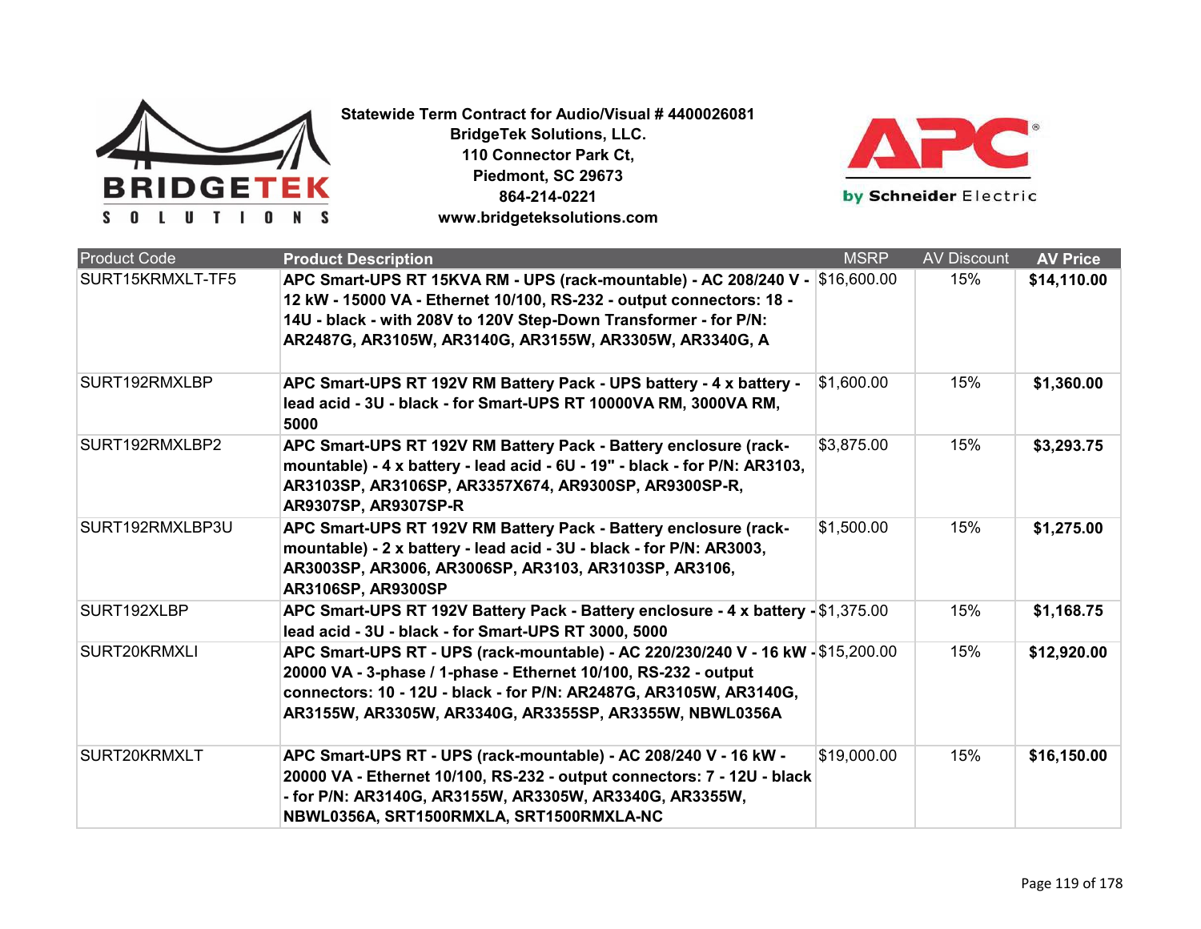**Statewide Term Contract for Audio/Visual # 4400026081**
**BridgeTek Solutions, LLC.**
**110 Connector Park Ct,**
**Piedmont, SC 29673**
**864-214-0221**
**www.bridgeteksolutions.com**

| Product Code | Product Description | MSRP | AV Discount | AV Price |
|---|---|---|---|---|
| SURT15KRMXLT-TF5 | **APC Smart-UPS RT 15KVA RM - UPS (rack-mountable) - AC 208/240 V - 12 kW - 15000 VA - Ethernet 10/100, RS-232 - output connectors: 18 - 14U - black - with 208V to 120V Step-Down Transformer - for P/N: AR2487G, AR3105W, AR3140G, AR3155W, AR3305W, AR3340G, A** | $16,600.00 | 15% | **$14,110.00** |
| SURT192RMXLBP | **APC Smart-UPS RT 192V RM Battery Pack - UPS battery - 4 x battery - lead acid - 3U - black - for Smart-UPS RT 10000VA RM, 3000VA RM, 5000** | $1,600.00 | 15% | **$1,360.00** |
| SURT192RMXLBP2 | **APC Smart-UPS RT 192V RM Battery Pack - Battery enclosure (rack-mountable) - 4 x battery - lead acid - 6U - 19" - black - for P/N: AR3103, AR3103SP, AR3106SP, AR3357X674, AR9300SP, AR9300SP-R, AR9307SP, AR9307SP-R** | $3,875.00 | 15% | **$3,293.75** |
| SURT192RMXLBP3U | **APC Smart-UPS RT 192V RM Battery Pack - Battery enclosure (rack-mountable) - 2 x battery - lead acid - 3U - black - for P/N: AR3003, AR3003SP, AR3006, AR3006SP, AR3103, AR3103SP, AR3106, AR3106SP, AR9300SP** | $1,500.00 | 15% | **$1,275.00** |
| SURT192XLBP | **APC Smart-UPS RT 192V Battery Pack - Battery enclosure - 4 x battery - lead acid - 3U - black - for Smart-UPS RT 3000, 5000** | $1,375.00 | 15% | **$1,168.75** |
| SURT20KRMXLI | **APC Smart-UPS RT - UPS (rack-mountable) - AC 220/230/240 V - 16 kW - 20000 VA - 3-phase / 1-phase - Ethernet 10/100, RS-232 - output connectors: 10 - 12U - black - for P/N: AR2487G, AR3105W, AR3140G, AR3155W, AR3305W, AR3340G, AR3355SP, AR3355W, NBWL0356A** | $15,200.00 | 15% | **$12,920.00** |
| SURT20KRMXLT | **APC Smart-UPS RT - UPS (rack-mountable) - AC 208/240 V - 16 kW - 20000 VA - Ethernet 10/100, RS-232 - output connectors: 7 - 12U - black - for P/N: AR3140G, AR3155W, AR3305W, AR3340G, AR3355W, NBWL0356A, SRT1500RMXLA, SRT1500RMXLA-NC** | $19,000.00 | 15% | **$16,150.00** |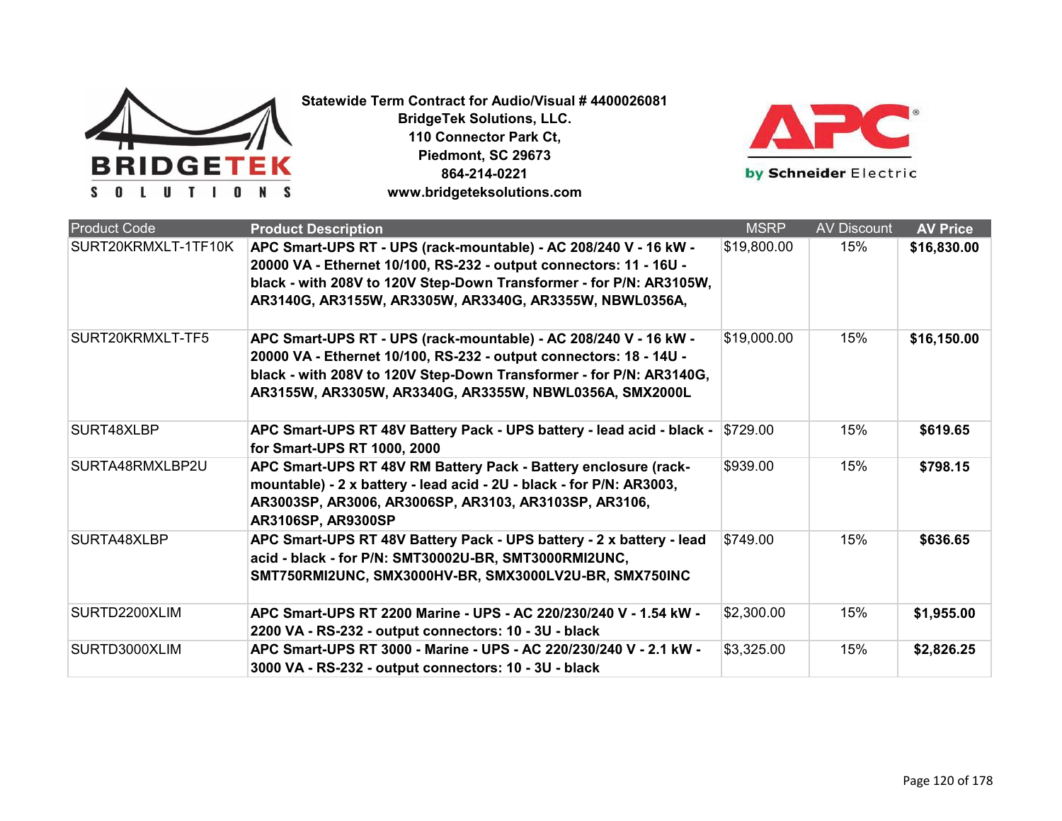Statewide Term Contract for Audio/Visual # 4400026081
BridgeTek Solutions, LLC.
110 Connector Park Ct,
Piedmont, SC 29673
864-214-0221
www.bridgeteksolutions.com

| Product Code | Product Description | MSRP | AV Discount | AV Price |
|---|---|---|---|---|
| SURT20KRMXLT-1TF10K | **APC Smart-UPS RT - UPS (rack-mountable) - AC 208/240 V - 16 kW - 20000 VA - Ethernet 10/100, RS-232 - output connectors: 11 - 16U - black - with 208V to 120V Step-Down Transformer - for P/N: AR3105W, AR3140G, AR3155W, AR3305W, AR3340G, AR3355W, NBWL0356A,** | $19,800.00 | 15% | **$16,830.00** |
| SURT20KRMXLT-TF5 | **APC Smart-UPS RT - UPS (rack-mountable) - AC 208/240 V - 16 kW - 20000 VA - Ethernet 10/100, RS-232 - output connectors: 18 - 14U - black - with 208V to 120V Step-Down Transformer - for P/N: AR3140G, AR3155W, AR3305W, AR3340G, AR3355W, NBWL0356A, SMX2000L** | $19,000.00 | 15% | **$16,150.00** |
| SURT48XLBP | **APC Smart-UPS RT 48V Battery Pack - UPS battery - lead acid - black - for Smart-UPS RT 1000, 2000** | $729.00 | 15% | **$619.65** |
| SURTA48RMXLBP2U | **APC Smart-UPS RT 48V RM Battery Pack - Battery enclosure (rack-mountable) - 2 x battery - lead acid - 2U - black - for P/N: AR3003, AR3003SP, AR3006, AR3006SP, AR3103, AR3103SP, AR3106, AR3106SP, AR9300SP** | $939.00 | 15% | **$798.15** |
| SURTA48XLBP | **APC Smart-UPS RT 48V Battery Pack - UPS battery - 2 x battery - lead acid - black - for P/N: SMT30002U-BR, SMT3000RMI2UNC, SMT750RMI2UNC, SMX3000HV-BR, SMX3000LV2U-BR, SMX750INC** | $749.00 | 15% | **$636.65** |
| SURTD2200XLIM | **APC Smart-UPS RT 2200 Marine - UPS - AC 220/230/240 V - 1.54 kW - 2200 VA - RS-232 - output connectors: 10 - 3U - black** | $2,300.00 | 15% | **$1,955.00** |
| SURTD3000XLIM | **APC Smart-UPS RT 3000 - Marine - UPS - AC 220/230/240 V - 2.1 kW - 3000 VA - RS-232 - output connectors: 10 - 3U - black** | $3,325.00 | 15% | **$2,826.25** |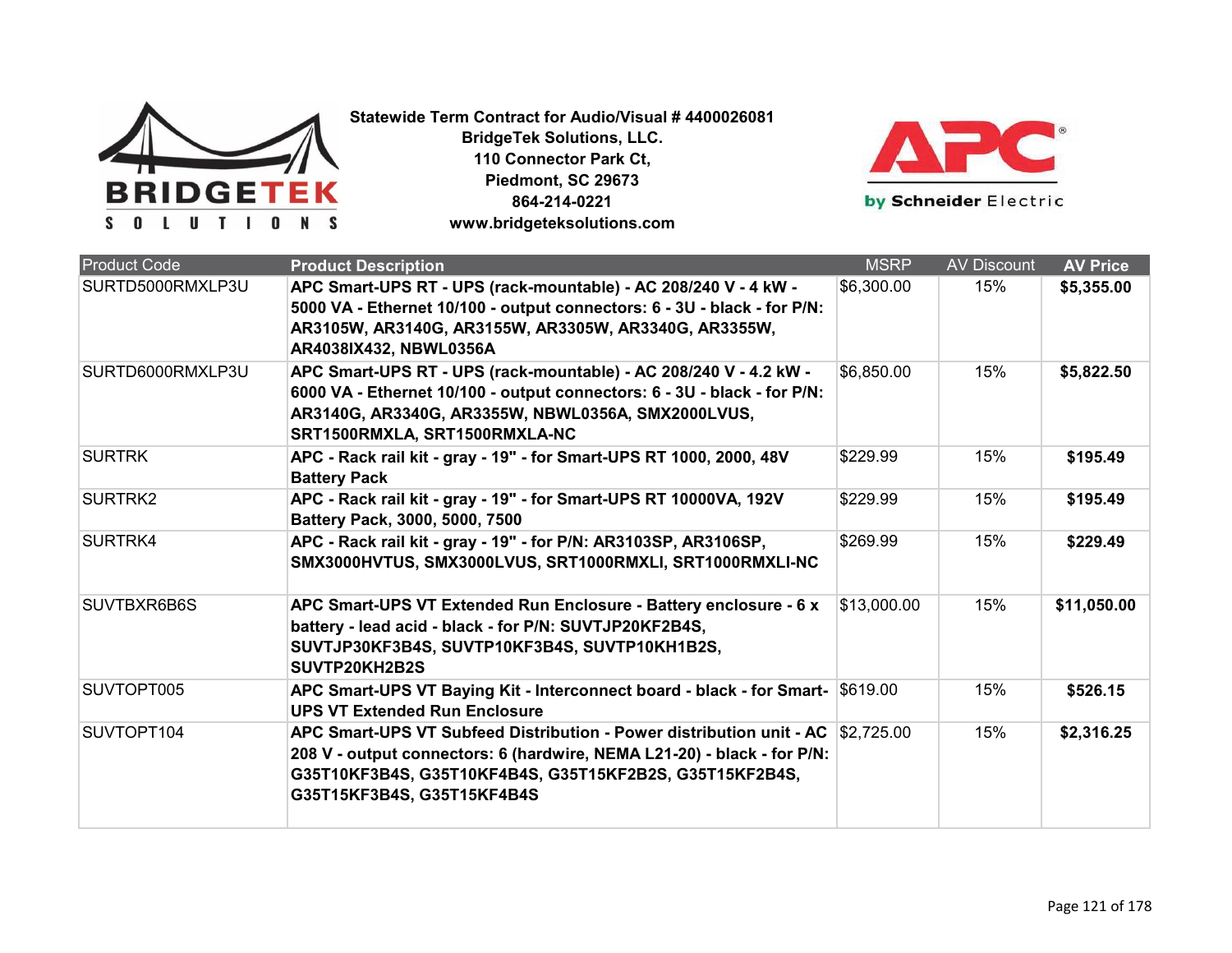**Statewide Term Contract for Audio/Visual # 4400026081**
**BridgeTek Solutions, LLC.**
**110 Connector Park Ct,**
**Piedmont, SC 29673**
**864-214-0221**
**www.bridgeteksolutions.com**

| Product Code | Product Description | MSRP | AV Discount | AV Price |
|---|---|---|---|---|
| SURTD5000RMXLP3U | **APC Smart-UPS RT - UPS (rack-mountable) - AC 208/240 V - 4 kW - 5000 VA - Ethernet 10/100 - output connectors: 6 - 3U - black - for P/N: AR3105W, AR3140G, AR3155W, AR3305W, AR3340G, AR3355W, AR4038IX432, NBWL0356A** | $6,300.00 | 15% | **$5,355.00** |
| SURTD6000RMXLP3U | **APC Smart-UPS RT - UPS (rack-mountable) - AC 208/240 V - 4.2 kW - 6000 VA - Ethernet 10/100 - output connectors: 6 - 3U - black - for P/N: AR3140G, AR3340G, AR3355W, NBWL0356A, SMX2000LVUS, SRT1500RMXLA, SRT1500RMXLA-NC** | $6,850.00 | 15% | **$5,822.50** |
| SURTRK | **APC - Rack rail kit - gray - 19" - for Smart-UPS RT 1000, 2000, 48V Battery Pack** | $229.99 | 15% | **$195.49** |
| SURTRK2 | **APC - Rack rail kit - gray - 19" - for Smart-UPS RT 10000VA, 192V Battery Pack, 3000, 5000, 7500** | $229.99 | 15% | **$195.49** |
| SURTRK4 | **APC - Rack rail kit - gray - 19" - for P/N: AR3103SP, AR3106SP, SMX3000HVTUS, SMX3000LVUS, SRT1000RMXLI, SRT1000RMXLI-NC** | $269.99 | 15% | **$229.49** |
| SUVTBXR6B6S | **APC Smart-UPS VT Extended Run Enclosure - Battery enclosure - 6 x battery - lead acid - black - for P/N: SUVTJP20KF2B4S, SUVTJP30KF3B4S, SUVTP10KF3B4S, SUVTP10KH1B2S, SUVTP20KH2B2S** | $13,000.00 | 15% | **$11,050.00** |
| SUVTOPT005 | **APC Smart-UPS VT Baying Kit - Interconnect board - black - for Smart-UPS VT Extended Run Enclosure** | $619.00 | 15% | **$526.15** |
| SUVTOPT104 | **APC Smart-UPS VT Subfeed Distribution - Power distribution unit - AC 208 V - output connectors: 6 (hardwire, NEMA L21-20) - black - for P/N: G35T10KF3B4S, G35T10KF4B4S, G35T15KF2B2S, G35T15KF2B4S, G35T15KF3B4S, G35T15KF4B4S** | $2,725.00 | 15% | **$2,316.25** |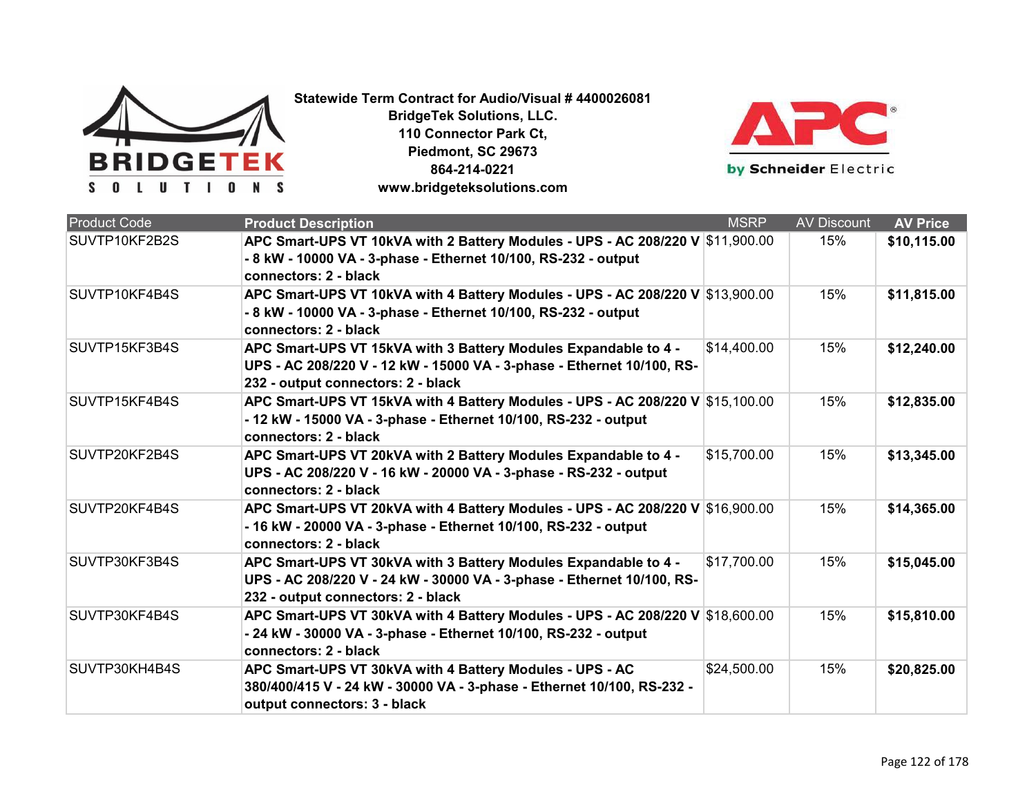**Statewide Term Contract for Audio/Visual # 4400026081**
**BridgeTek Solutions, LLC.**
**110 Connector Park Ct,**
**Piedmont, SC 29673**
**864-214-0221**
**www.bridgeteksolutions.com**

| Product Code | Product Description | MSRP | AV Discount | AV Price |
|---|---|---|---|---|
| SUVTP10KF2B2S | **APC Smart-UPS VT 10kVA with 2 Battery Modules - UPS - AC 208/220 V - 8 kW - 10000 VA - 3-phase - Ethernet 10/100, RS-232 - output connectors: 2 - black** | $11,900.00 | 15% | **$10,115.00** |
| SUVTP10KF4B4S | **APC Smart-UPS VT 10kVA with 4 Battery Modules - UPS - AC 208/220 V - 8 kW - 10000 VA - 3-phase - Ethernet 10/100, RS-232 - output connectors: 2 - black** | $13,900.00 | 15% | **$11,815.00** |
| SUVTP15KF3B4S | **APC Smart-UPS VT 15kVA with 3 Battery Modules Expandable to 4 - UPS - AC 208/220 V - 12 kW - 15000 VA - 3-phase - Ethernet 10/100, RS-232 - output connectors: 2 - black** | $14,400.00 | 15% | **$12,240.00** |
| SUVTP15KF4B4S | **APC Smart-UPS VT 15kVA with 4 Battery Modules - UPS - AC 208/220 V - 12 kW - 15000 VA - 3-phase - Ethernet 10/100, RS-232 - output connectors: 2 - black** | $15,100.00 | 15% | **$12,835.00** |
| SUVTP20KF2B4S | **APC Smart-UPS VT 20kVA with 2 Battery Modules Expandable to 4 - UPS - AC 208/220 V - 16 kW - 20000 VA - 3-phase - RS-232 - output connectors: 2 - black** | $15,700.00 | 15% | **$13,345.00** |
| SUVTP20KF4B4S | **APC Smart-UPS VT 20kVA with 4 Battery Modules - UPS - AC 208/220 V - 16 kW - 20000 VA - 3-phase - Ethernet 10/100, RS-232 - output connectors: 2 - black** | $16,900.00 | 15% | **$14,365.00** |
| SUVTP30KF3B4S | **APC Smart-UPS VT 30kVA with 3 Battery Modules Expandable to 4 - UPS - AC 208/220 V - 24 kW - 30000 VA - 3-phase - Ethernet 10/100, RS-232 - output connectors: 2 - black** | $17,700.00 | 15% | **$15,045.00** |
| SUVTP30KF4B4S | **APC Smart-UPS VT 30kVA with 4 Battery Modules - UPS - AC 208/220 V - 24 kW - 30000 VA - 3-phase - Ethernet 10/100, RS-232 - output connectors: 2 - black** | $18,600.00 | 15% | **$15,810.00** |
| SUVTP30KH4B4S | **APC Smart-UPS VT 30kVA with 4 Battery Modules - UPS - AC 380/400/415 V - 24 kW - 30000 VA - 3-phase - Ethernet 10/100, RS-232 - output connectors: 3 - black** | $24,500.00 | 15% | **$20,825.00** |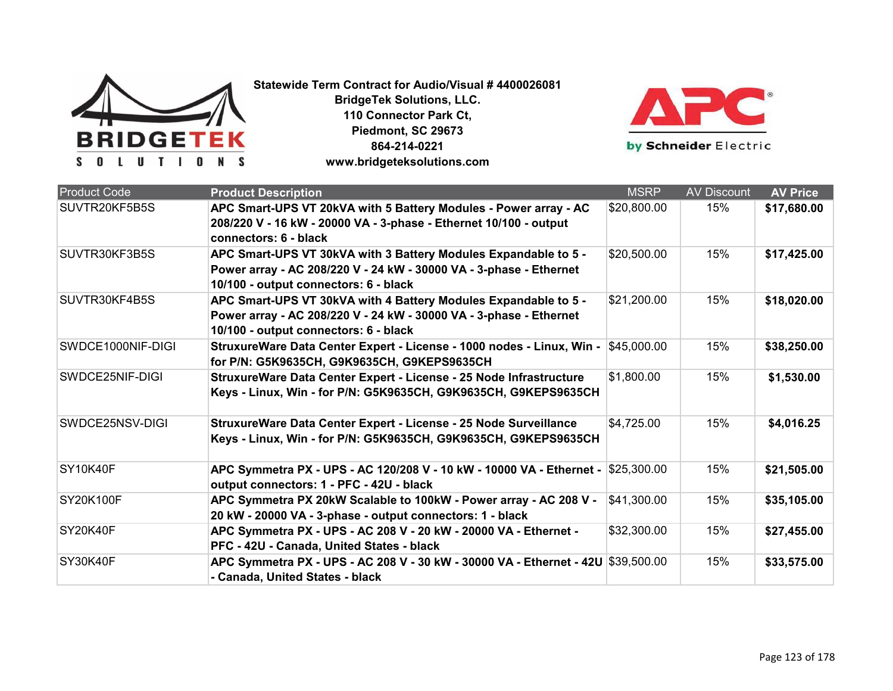**Statewide Term Contract for Audio/Visual # 4400026081**
**BridgeTek Solutions, LLC.**
**110 Connector Park Ct,**
**Piedmont, SC 29673**
**864-214-0221**
**www.bridgeteksolutions.com**

| Product Code | Product Description | MSRP | AV Discount | AV Price |
|---|---|---|---|---|
| SUVTR20KF5B5S | **APC Smart-UPS VT 20kVA with 5 Battery Modules - Power array - AC 208/220 V - 16 kW - 20000 VA - 3-phase - Ethernet 10/100 - output connectors: 6 - black** | $20,800.00 | 15% | **$17,680.00** |
| SUVTR30KF3B5S | **APC Smart-UPS VT 30kVA with 3 Battery Modules Expandable to 5 - Power array - AC 208/220 V - 24 kW - 30000 VA - 3-phase - Ethernet 10/100 - output connectors: 6 - black** | $20,500.00 | 15% | **$17,425.00** |
| SUVTR30KF4B5S | **APC Smart-UPS VT 30kVA with 4 Battery Modules Expandable to 5 - Power array - AC 208/220 V - 24 kW - 30000 VA - 3-phase - Ethernet 10/100 - output connectors: 6 - black** | $21,200.00 | 15% | **$18,020.00** |
| SWDCE1000NIF-DIGI | **StruxureWare Data Center Expert - License - 1000 nodes - Linux, Win - for P/N: G5K9635CH, G9K9635CH, G9KEPS9635CH** | $45,000.00 | 15% | **$38,250.00** |
| SWDCE25NIF-DIGI | **StruxureWare Data Center Expert - License - 25 Node Infrastructure Keys - Linux, Win - for P/N: G5K9635CH, G9K9635CH, G9KEPS9635CH** | $1,800.00 | 15% | **$1,530.00** |
| SWDCE25NSV-DIGI | **StruxureWare Data Center Expert - License - 25 Node Surveillance Keys - Linux, Win - for P/N: G5K9635CH, G9K9635CH, G9KEPS9635CH** | $4,725.00 | 15% | **$4,016.25** |
| SY10K40F | **APC Symmetra PX - UPS - AC 120/208 V - 10 kW - 10000 VA - Ethernet - output connectors: 1 - PFC - 42U - black** | $25,300.00 | 15% | **$21,505.00** |
| SY20K100F | **APC Symmetra PX 20kW Scalable to 100kW - Power array - AC 208 V - 20 kW - 20000 VA - 3-phase - output connectors: 1 - black** | $41,300.00 | 15% | **$35,105.00** |
| SY20K40F | **APC Symmetra PX - UPS - AC 208 V - 20 kW - 20000 VA - Ethernet - PFC - 42U - Canada, United States - black** | $32,300.00 | 15% | **$27,455.00** |
| SY30K40F | **APC Symmetra PX - UPS - AC 208 V - 30 kW - 30000 VA - Ethernet - 42U - Canada, United States - black** | $39,500.00 | 15% | **$33,575.00** |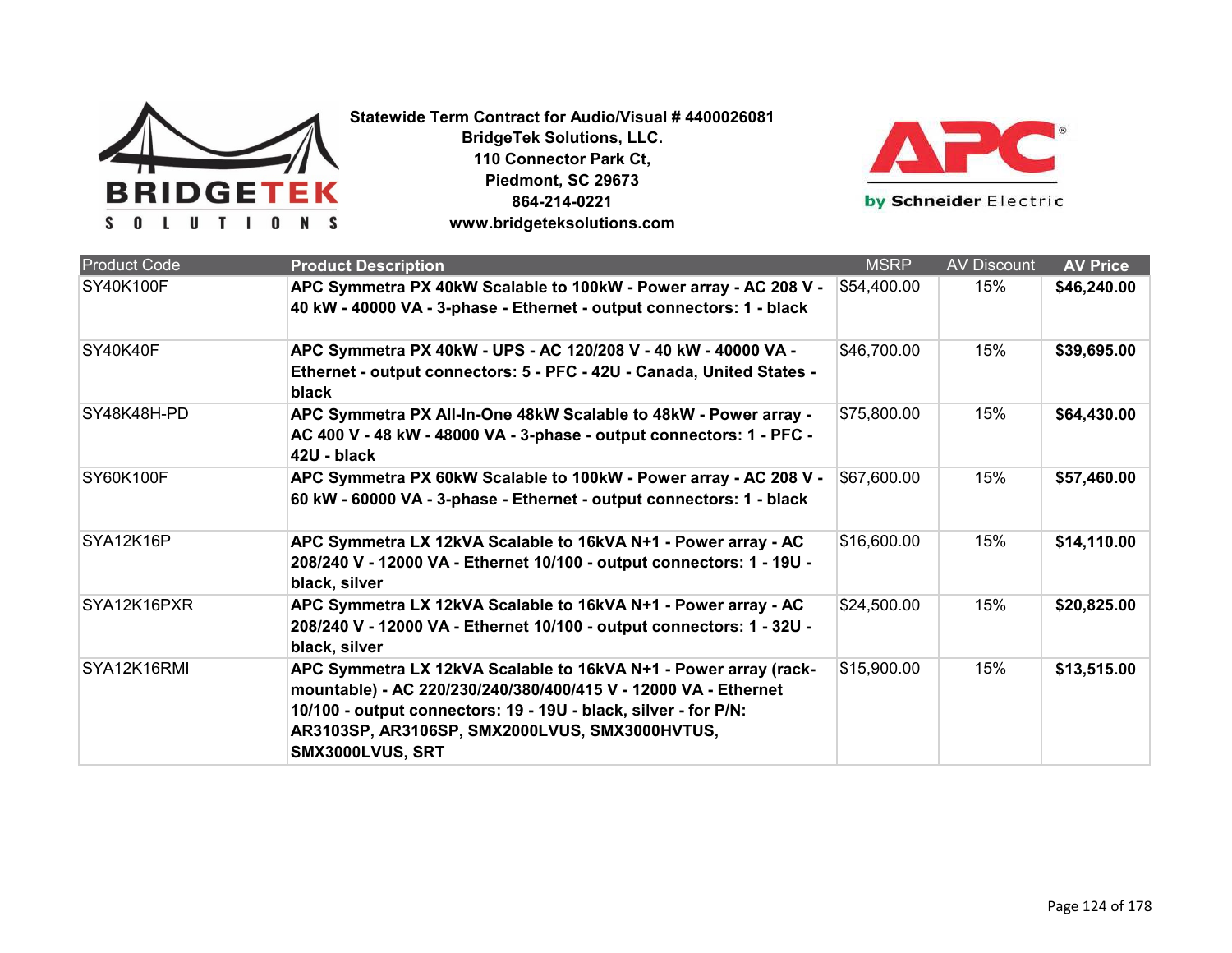**Statewide Term Contract for Audio/Visual # 4400026081**
**BridgeTek Solutions, LLC.**
**110 Connector Park Ct,**
**Piedmont, SC 29673**
**864-214-0221**
**www.bridgeteksolutions.com**

| Product Code | Product Description | MSRP | AV Discount | AV Price |
|---|---|---|---|---|
| SY40K100F | **APC Symmetra PX 40kW Scalable to 100kW - Power array - AC 208 V - 40 kW - 40000 VA - 3-phase - Ethernet - output connectors: 1 - black** | $54,400.00 | 15% | **$46,240.00** |
| SY40K40F | **APC Symmetra PX 40kW - UPS - AC 120/208 V - 40 kW - 40000 VA - Ethernet - output connectors: 5 - PFC - 42U - Canada, United States - black** | $46,700.00 | 15% | **$39,695.00** |
| SY48K48H-PD | **APC Symmetra PX All-In-One 48kW Scalable to 48kW - Power array - AC 400 V - 48 kW - 48000 VA - 3-phase - output connectors: 1 - PFC - 42U - black** | $75,800.00 | 15% | **$64,430.00** |
| SY60K100F | **APC Symmetra PX 60kW Scalable to 100kW - Power array - AC 208 V - 60 kW - 60000 VA - 3-phase - Ethernet - output connectors: 1 - black** | $67,600.00 | 15% | **$57,460.00** |
| SYA12K16P | **APC Symmetra LX 12kVA Scalable to 16kVA N+1 - Power array - AC 208/240 V - 12000 VA - Ethernet 10/100 - output connectors: 1 - 19U - black, silver** | $16,600.00 | 15% | **$14,110.00** |
| SYA12K16PXR | **APC Symmetra LX 12kVA Scalable to 16kVA N+1 - Power array - AC 208/240 V - 12000 VA - Ethernet 10/100 - output connectors: 1 - 32U - black, silver** | $24,500.00 | 15% | **$20,825.00** |
| SYA12K16RMI | **APC Symmetra LX 12kVA Scalable to 16kVA N+1 - Power array (rack-mountable) - AC 220/230/240/380/400/415 V - 12000 VA - Ethernet 10/100 - output connectors: 19 - 19U - black, silver - for P/N: AR3103SP, AR3106SP, SMX2000LVUS, SMX3000HVTUS, SMX3000LVUS, SRT** | $15,900.00 | 15% | **$13,515.00** |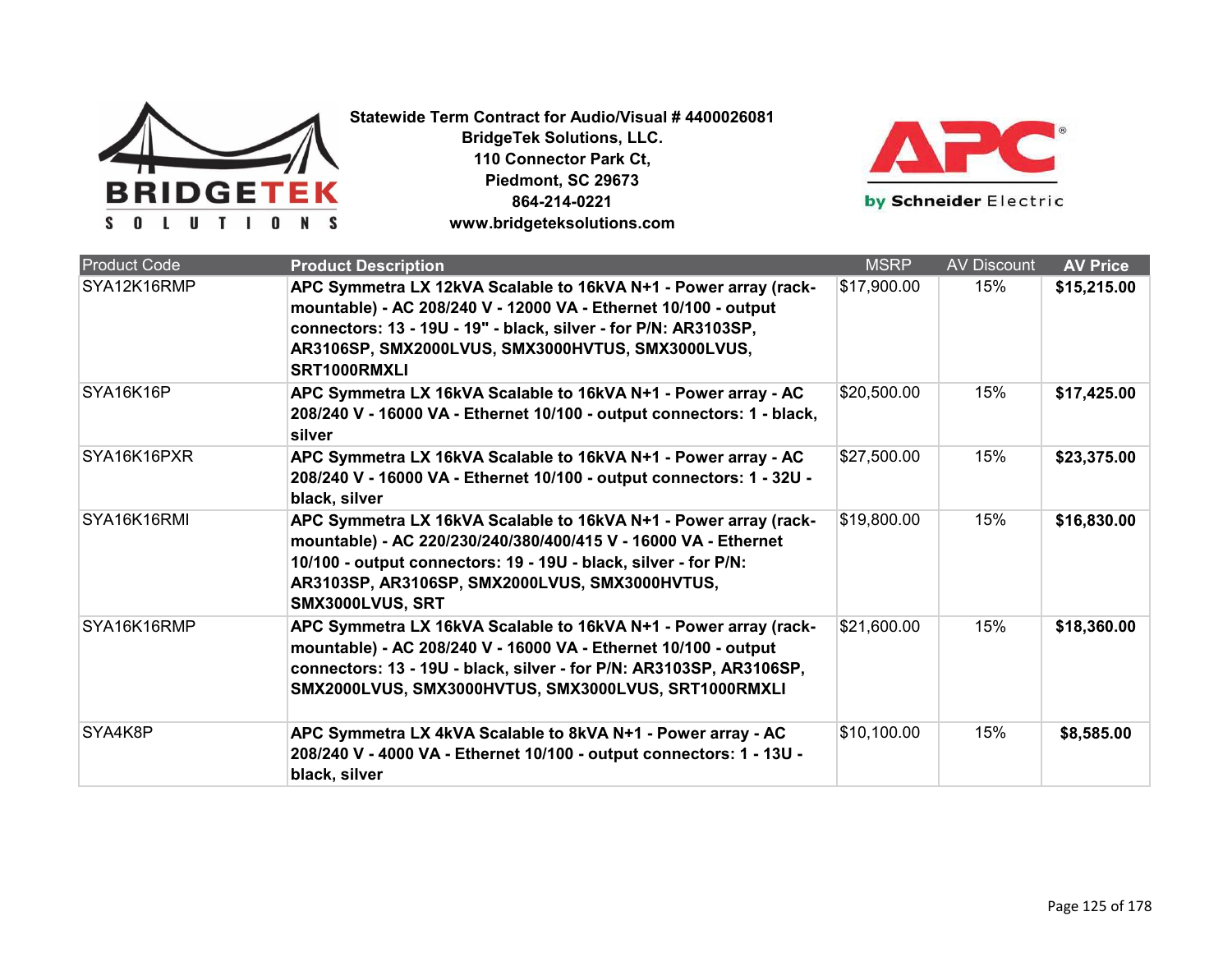**Statewide Term Contract for Audio/Visual # 4400026081**
**BridgeTek Solutions, LLC.**
**110 Connector Park Ct,**
**Piedmont, SC 29673**
**864-214-0221**
**www.bridgeteksolutions.com**

| Product Code | Product Description | MSRP | AV Discount | AV Price |
|---|---|---|---|---|
| SYA12K16RMP | **APC Symmetra LX 12kVA Scalable to 16kVA N+1 - Power array (rack-mountable) - AC 208/240 V - 12000 VA - Ethernet 10/100 - output connectors: 13 - 19U - 19" - black, silver - for P/N: AR3103SP, AR3106SP, SMX2000LVUS, SMX3000HVTUS, SMX3000LVUS, SRT1000RMXLI** | $17,900.00 | 15% | **$15,215.00** |
| SYA16K16P | **APC Symmetra LX 16kVA Scalable to 16kVA N+1 - Power array - AC 208/240 V - 16000 VA - Ethernet 10/100 - output connectors: 1 - black, silver** | $20,500.00 | 15% | **$17,425.00** |
| SYA16K16PXR | **APC Symmetra LX 16kVA Scalable to 16kVA N+1 - Power array - AC 208/240 V - 16000 VA - Ethernet 10/100 - output connectors: 1 - 32U - black, silver** | $27,500.00 | 15% | **$23,375.00** |
| SYA16K16RMI | **APC Symmetra LX 16kVA Scalable to 16kVA N+1 - Power array (rack-mountable) - AC 220/230/240/380/400/415 V - 16000 VA - Ethernet 10/100 - output connectors: 19 - 19U - black, silver - for P/N: AR3103SP, AR3106SP, SMX2000LVUS, SMX3000HVTUS, SMX3000LVUS, SRT** | $19,800.00 | 15% | **$16,830.00** |
| SYA16K16RMP | **APC Symmetra LX 16kVA Scalable to 16kVA N+1 - Power array (rack-mountable) - AC 208/240 V - 16000 VA - Ethernet 10/100 - output connectors: 13 - 19U - black, silver - for P/N: AR3103SP, AR3106SP, SMX2000LVUS, SMX3000HVTUS, SMX3000LVUS, SRT1000RMXLI** | $21,600.00 | 15% | **$18,360.00** |
| SYA4K8P | **APC Symmetra LX 4kVA Scalable to 8kVA N+1 - Power array - AC 208/240 V - 4000 VA - Ethernet 10/100 - output connectors: 1 - 13U - black, silver** | $10,100.00 | 15% | **$8,585.00** |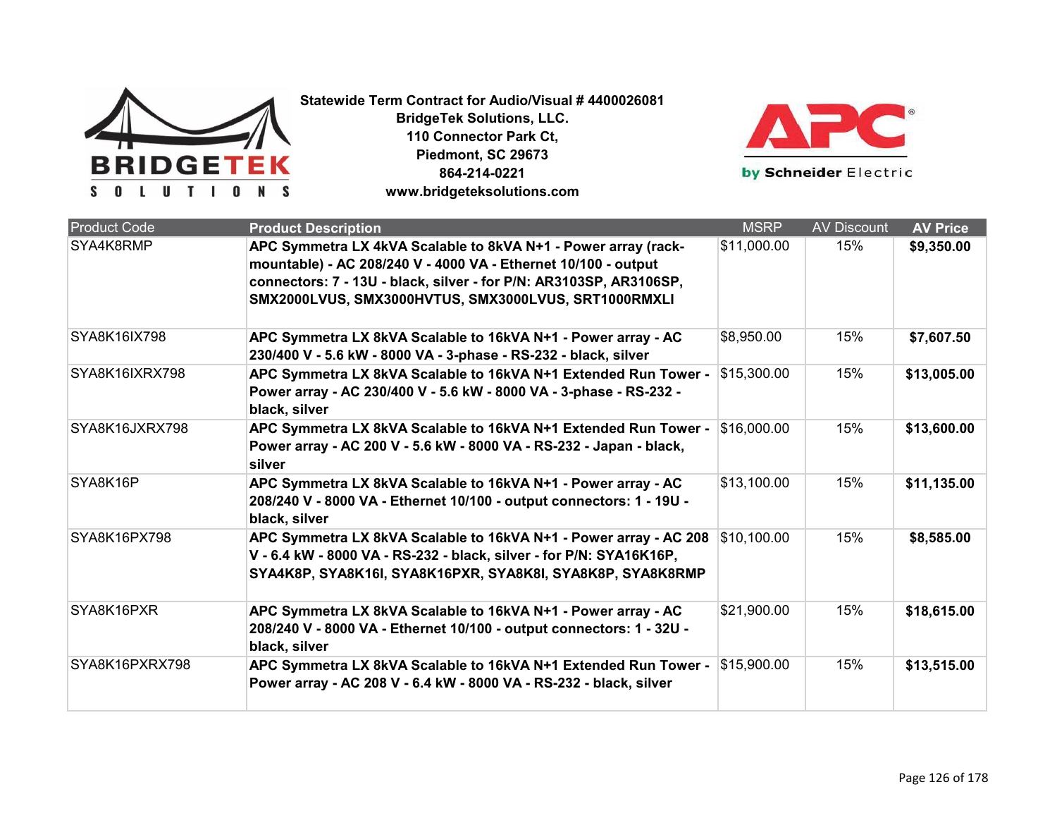**Statewide Term Contract for Audio/Visual # 4400026081**
**BridgeTek Solutions, LLC.**
**110 Connector Park Ct,**
**Piedmont, SC 29673**
**864-214-0221**
**www.bridgeteksolutions.com**

| Product Code | Product Description | MSRP | AV Discount | AV Price |
|---|---|---|---|---|
| SYA4K8RMP | **APC Symmetra LX 4kVA Scalable to 8kVA N+1 - Power array (rack-mountable) - AC 208/240 V - 4000 VA - Ethernet 10/100 - output connectors: 7 - 13U - black, silver - for P/N: AR3103SP, AR3106SP, SMX2000LVUS, SMX3000HVTUS, SMX3000LVUS, SRT1000RMXLI** | $11,000.00 | 15% | **$9,350.00** |
| SYA8K16IX798 | **APC Symmetra LX 8kVA Scalable to 16kVA N+1 - Power array - AC 230/400 V - 5.6 kW - 8000 VA - 3-phase - RS-232 - black, silver** | $8,950.00 | 15% | **$7,607.50** |
| SYA8K16IXRX798 | **APC Symmetra LX 8kVA Scalable to 16kVA N+1 Extended Run Tower - Power array - AC 230/400 V - 5.6 kW - 8000 VA - 3-phase - RS-232 - black, silver** | $15,300.00 | 15% | **$13,005.00** |
| SYA8K16JXRX798 | **APC Symmetra LX 8kVA Scalable to 16kVA N+1 Extended Run Tower - Power array - AC 200 V - 5.6 kW - 8000 VA - RS-232 - Japan - black, silver** | $16,000.00 | 15% | **$13,600.00** |
| SYA8K16P | **APC Symmetra LX 8kVA Scalable to 16kVA N+1 - Power array - AC 208/240 V - 8000 VA - Ethernet 10/100 - output connectors: 1 - 19U - black, silver** | $13,100.00 | 15% | **$11,135.00** |
| SYA8K16PX798 | **APC Symmetra LX 8kVA Scalable to 16kVA N+1 - Power array - AC 208 V - 6.4 kW - 8000 VA - RS-232 - black, silver - for P/N: SYA16K16P, SYA4K8P, SYA8K16I, SYA8K16PXR, SYA8K8I, SYA8K8P, SYA8K8RMP** | $10,100.00 | 15% | **$8,585.00** |
| SYA8K16PXR | **APC Symmetra LX 8kVA Scalable to 16kVA N+1 - Power array - AC 208/240 V - 8000 VA - Ethernet 10/100 - output connectors: 1 - 32U - black, silver** | $21,900.00 | 15% | **$18,615.00** |
| SYA8K16PXRX798 | **APC Symmetra LX 8kVA Scalable to 16kVA N+1 Extended Run Tower - Power array - AC 208 V - 6.4 kW - 8000 VA - RS-232 - black, silver** | $15,900.00 | 15% | **$13,515.00** |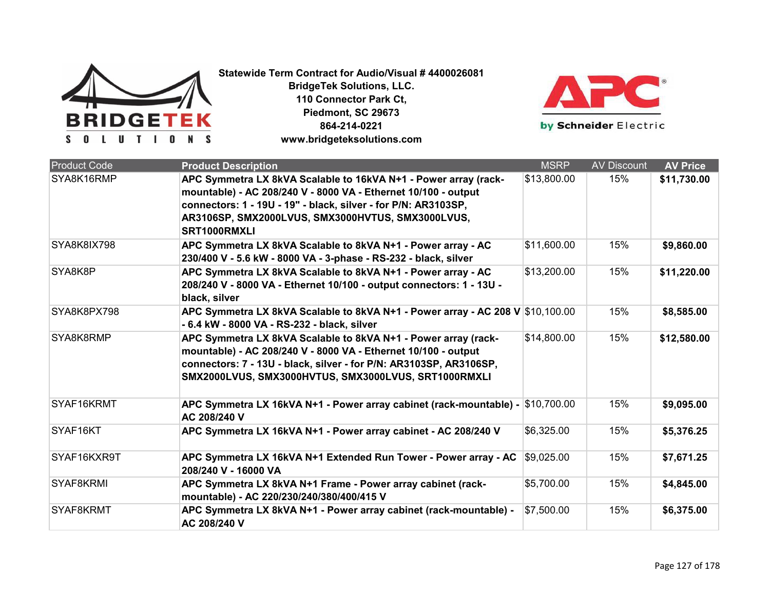**Statewide Term Contract for Audio/Visual # 4400026081**
**BridgeTek Solutions, LLC.**
**110 Connector Park Ct,**
**Piedmont, SC 29673**
**864-214-0221**
**www.bridgeteksolutions.com**

| Product Code | Product Description | MSRP | AV Discount | AV Price |
|---|---|---|---|---|
| SYA8K16RMP | **APC Symmetra LX 8kVA Scalable to 16kVA N+1 - Power array (rack-mountable) - AC 208/240 V - 8000 VA - Ethernet 10/100 - output connectors: 1 - 19U - 19" - black, silver - for P/N: AR3103SP, AR3106SP, SMX2000LVUS, SMX3000HVTUS, SMX3000LVUS, SRT1000RMXLI** | $13,800.00 | 15% | **$11,730.00** |
| SYA8K8IX798 | **APC Symmetra LX 8kVA Scalable to 8kVA N+1 - Power array - AC 230/400 V - 5.6 kW - 8000 VA - 3-phase - RS-232 - black, silver** | $11,600.00 | 15% | **$9,860.00** |
| SYA8K8P | **APC Symmetra LX 8kVA Scalable to 8kVA N+1 - Power array - AC 208/240 V - 8000 VA - Ethernet 10/100 - output connectors: 1 - 13U - black, silver** | $13,200.00 | 15% | **$11,220.00** |
| SYA8K8PX798 | **APC Symmetra LX 8kVA Scalable to 8kVA N+1 - Power array - AC 208 V - 6.4 kW - 8000 VA - RS-232 - black, silver** | $10,100.00 | 15% | **$8,585.00** |
| SYA8K8RMP | **APC Symmetra LX 8kVA Scalable to 8kVA N+1 - Power array (rack-mountable) - AC 208/240 V - 8000 VA - Ethernet 10/100 - output connectors: 7 - 13U - black, silver - for P/N: AR3103SP, AR3106SP, SMX2000LVUS, SMX3000HVTUS, SMX3000LVUS, SRT1000RMXLI** | $14,800.00 | 15% | **$12,580.00** |
| SYAF16KRMT | **APC Symmetra LX 16kVA N+1 - Power array cabinet (rack-mountable) - AC 208/240 V** | $10,700.00 | 15% | **$9,095.00** |
| SYAF16KT | **APC Symmetra LX 16kVA N+1 - Power array cabinet - AC 208/240 V** | $6,325.00 | 15% | **$5,376.25** |
| SYAF16KXR9T | **APC Symmetra LX 16kVA N+1 Extended Run Tower - Power array - AC 208/240 V - 16000 VA** | $9,025.00 | 15% | **$7,671.25** |
| SYAF8KRMI | **APC Symmetra LX 8kVA N+1 Frame - Power array cabinet (rack-mountable) - AC 220/230/240/380/400/415 V** | $5,700.00 | 15% | **$4,845.00** |
| SYAF8KRMT | **APC Symmetra LX 8kVA N+1 - Power array cabinet (rack-mountable) - AC 208/240 V** | $7,500.00 | 15% | **$6,375.00** |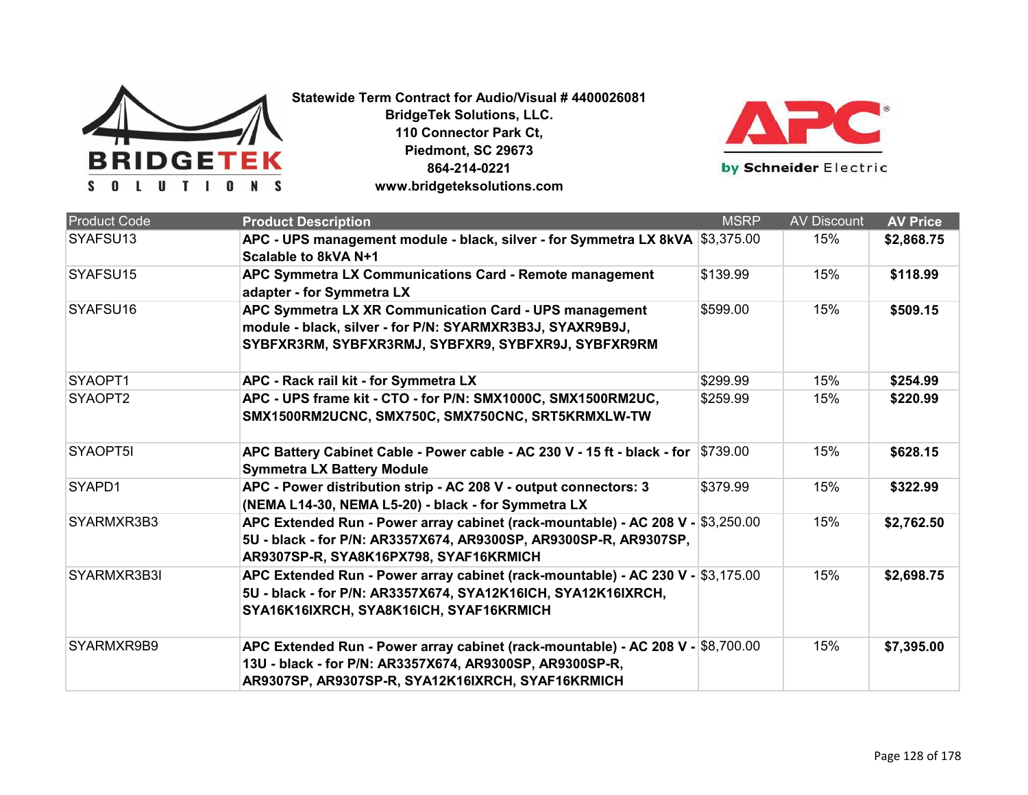**Statewide Term Contract for Audio/Visual # 4400026081**
**BridgeTek Solutions, LLC.**
**110 Connector Park Ct,**
**Piedmont, SC 29673**
**864-214-0221**
**www.bridgeteksolutions.com**

| Product Code | Product Description | MSRP | AV Discount | AV Price |
|---|---|---|---|---|
| SYAFSU13 | **APC - UPS management module - black, silver - for Symmetra LX 8kVA Scalable to 8kVA N+1** | $3,375.00 | 15% | **$2,868.75** |
| SYAFSU15 | **APC Symmetra LX Communications Card - Remote management adapter - for Symmetra LX** | $139.99 | 15% | **$118.99** |
| SYAFSU16 | **APC Symmetra LX XR Communication Card - UPS management module - black, silver - for P/N: SYARMXR3B3J, SYAXR9B9J, SYBFXR3RM, SYBFXR3RMJ, SYBFXR9, SYBFXR9J, SYBFXR9RM** | $599.00 | 15% | **$509.15** |
| SYAOPT1 | **APC - Rack rail kit - for Symmetra LX** | $299.99 | 15% | **$254.99** |
| SYAOPT2 | **APC - UPS frame kit - CTO - for P/N: SMX1000C, SMX1500RM2UC, SMX1500RM2UCNC, SMX750C, SMX750CNC, SRT5KRMXLW-TW** | $259.99 | 15% | **$220.99** |
| SYAOPT5I | **APC Battery Cabinet Cable - Power cable - AC 230 V - 15 ft - black - for Symmetra LX Battery Module** | $739.00 | 15% | **$628.15** |
| SYAPD1 | **APC - Power distribution strip - AC 208 V - output connectors: 3 (NEMA L14-30, NEMA L5-20) - black - for Symmetra LX** | $379.99 | 15% | **$322.99** |
| SYARMXR3B3 | **APC Extended Run - Power array cabinet (rack-mountable) - AC 208 V - 5U - black - for P/N: AR3357X674, AR9300SP, AR9300SP-R, AR9307SP, AR9307SP-R, SYA8K16PX798, SYAF16KRMICH** | $3,250.00 | 15% | **$2,762.50** |
| SYARMXR3B3I | **APC Extended Run - Power array cabinet (rack-mountable) - AC 230 V - 5U - black - for P/N: AR3357X674, SYA12K16ICH, SYA12K16IXRCH, SYA16K16IXRCH, SYA8K16ICH, SYAF16KRMICH** | $3,175.00 | 15% | **$2,698.75** |
| SYARMXR9B9 | **APC Extended Run - Power array cabinet (rack-mountable) - AC 208 V - 13U - black - for P/N: AR3357X674, AR9300SP, AR9300SP-R, AR9307SP, AR9307SP-R, SYA12K16IXRCH, SYAF16KRMICH** | $8,700.00 | 15% | **$7,395.00** |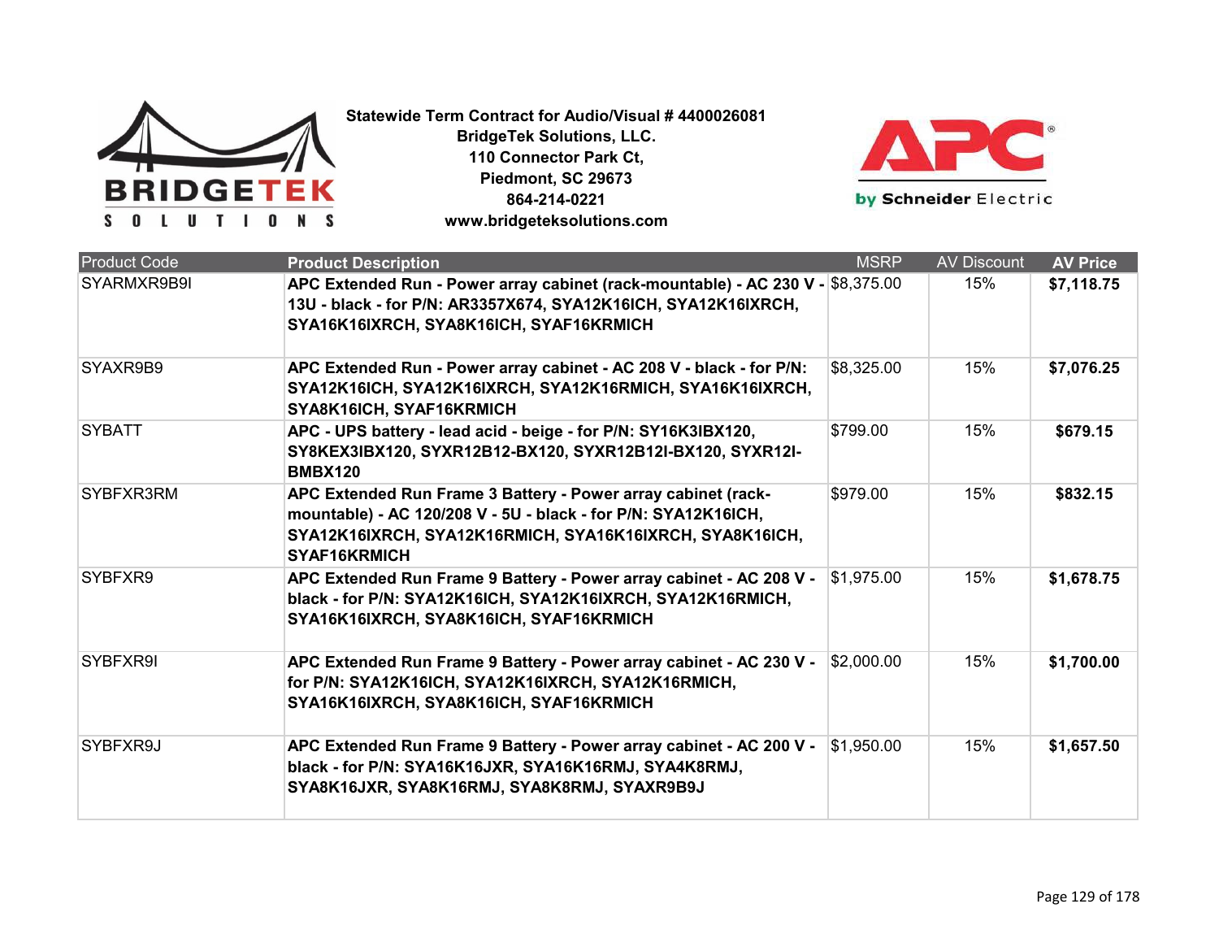**Statewide Term Contract for Audio/Visual # 4400026081**
**BridgeTek Solutions, LLC.**
**110 Connector Park Ct,**
**Piedmont, SC 29673**
**864-214-0221**
**www.bridgeteksolutions.com**

| Product Code | Product Description | MSRP | AV Discount | AV Price |
|---|---|---|---|---|
| SYARMXR9B9I | **APC Extended Run - Power array cabinet (rack-mountable) - AC 230 V - 13U - black - for P/N: AR3357X674, SYA12K16ICH, SYA12K16IXRCH, SYA16K16IXRCH, SYA8K16ICH, SYAF16KRMICH** | $8,375.00 | 15% | **$7,118.75** |
| SYAXR9B9 | **APC Extended Run - Power array cabinet - AC 208 V - black - for P/N: SYA12K16ICH, SYA12K16IXRCH, SYA12K16RMICH, SYA16K16IXRCH, SYA8K16ICH, SYAF16KRMICH** | $8,325.00 | 15% | **$7,076.25** |
| SYBATT | **APC - UPS battery - lead acid - beige - for P/N: SY16K3IBX120, SY8KEX3IBX120, SYXR12B12-BX120, SYXR12B12I-BX120, SYXR12I-BMBX120** | $799.00 | 15% | **$679.15** |
| SYBFXR3RM | **APC Extended Run Frame 3 Battery - Power array cabinet (rack-mountable) - AC 120/208 V - 5U - black - for P/N: SYA12K16ICH, SYA12K16IXRCH, SYA12K16RMICH, SYA16K16IXRCH, SYA8K16ICH, SYAF16KRMICH** | $979.00 | 15% | **$832.15** |
| SYBFXR9 | **APC Extended Run Frame 9 Battery - Power array cabinet - AC 208 V - black - for P/N: SYA12K16ICH, SYA12K16IXRCH, SYA12K16RMICH, SYA16K16IXRCH, SYA8K16ICH, SYAF16KRMICH** | $1,975.00 | 15% | **$1,678.75** |
| SYBFXR9I | **APC Extended Run Frame 9 Battery - Power array cabinet - AC 230 V - for P/N: SYA12K16ICH, SYA12K16IXRCH, SYA12K16RMICH, SYA16K16IXRCH, SYA8K16ICH, SYAF16KRMICH** | $2,000.00 | 15% | **$1,700.00** |
| SYBFXR9J | **APC Extended Run Frame 9 Battery - Power array cabinet - AC 200 V - black - for P/N: SYA16K16JXR, SYA16K16RMJ, SYA4K8RMJ, SYA8K16JXR, SYA8K16RMJ, SYA8K8RMJ, SYAXR9B9J** | $1,950.00 | 15% | **$1,657.50** |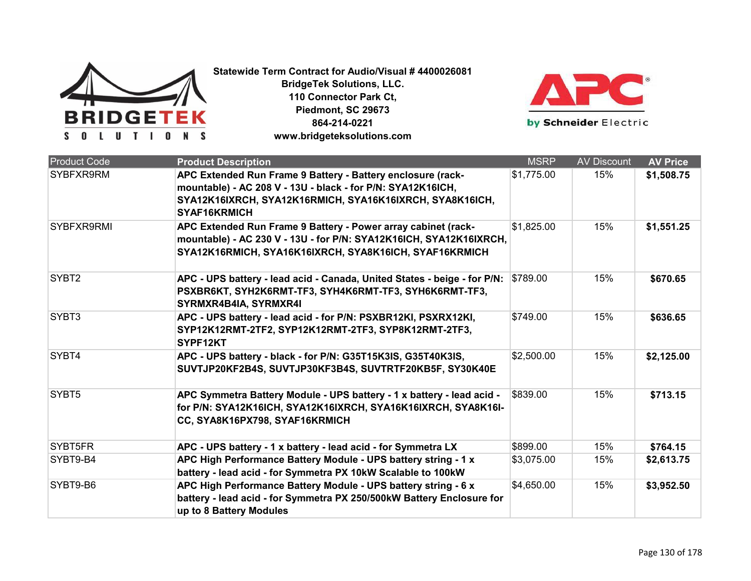**Statewide Term Contract for Audio/Visual # 4400026081**
**BridgeTek Solutions, LLC.**
**110 Connector Park Ct,**
**Piedmont, SC 29673**
**864-214-0221**
**www.bridgeteksolutions.com**

| Product Code | Product Description | MSRP | AV Discount | AV Price |
|---|---|---|---|---|
| SYBFXR9RM | **APC Extended Run Frame 9 Battery - Battery enclosure (rack-mountable) - AC 208 V - 13U - black - for P/N: SYA12K16ICH, SYA12K16IXRCH, SYA12K16RMICH, SYA16K16IXRCH, SYA8K16ICH, SYAF16KRMICH** | $1,775.00 | 15% | **$1,508.75** |
| SYBFXR9RMI | **APC Extended Run Frame 9 Battery - Power array cabinet (rack-mountable) - AC 230 V - 13U - for P/N: SYA12K16ICH, SYA12K16IXRCH, SYA12K16RMICH, SYA16K16IXRCH, SYA8K16ICH, SYAF16KRMICH** | $1,825.00 | 15% | **$1,551.25** |
| SYBT2 | **APC - UPS battery - lead acid - Canada, United States - beige - for P/N: PSXBR6KT, SYH2K6RMT-TF3, SYH4K6RMT-TF3, SYH6K6RMT-TF3, SYRMXR4B4IA, SYRMXR4I** | $789.00 | 15% | **$670.65** |
| SYBT3 | **APC - UPS battery - lead acid - for P/N: PSXBR12KI, PSXRX12KI, SYP12K12RMT-2TF2, SYP12K12RMT-2TF3, SYP8K12RMT-2TF3, SYPF12KT** | $749.00 | 15% | **$636.65** |
| SYBT4 | **APC - UPS battery - black - for P/N: G35T15K3IS, G35T40K3IS, SUVTJP20KF2B4S, SUVTJP30KF3B4S, SUVTRTF20KB5F, SY30K40E** | $2,500.00 | 15% | **$2,125.00** |
| SYBT5 | **APC Symmetra Battery Module - UPS battery - 1 x battery - lead acid - for P/N: SYA12K16ICH, SYA12K16IXRCH, SYA16K16IXRCH, SYA8K16I-CC, SYA8K16PX798, SYAF16KRMICH** | $839.00 | 15% | **$713.15** |
| SYBT5FR | **APC - UPS battery - 1 x battery - lead acid - for Symmetra LX** | $899.00 | 15% | **$764.15** |
| SYBT9-B4 | **APC High Performance Battery Module - UPS battery string - 1 x battery - lead acid - for Symmetra PX 10kW Scalable to 100kW** | $3,075.00 | 15% | **$2,613.75** |
| SYBT9-B6 | **APC High Performance Battery Module - UPS battery string - 6 x battery - lead acid - for Symmetra PX 250/500kW Battery Enclosure for up to 8 Battery Modules** | $4,650.00 | 15% | **$3,952.50** |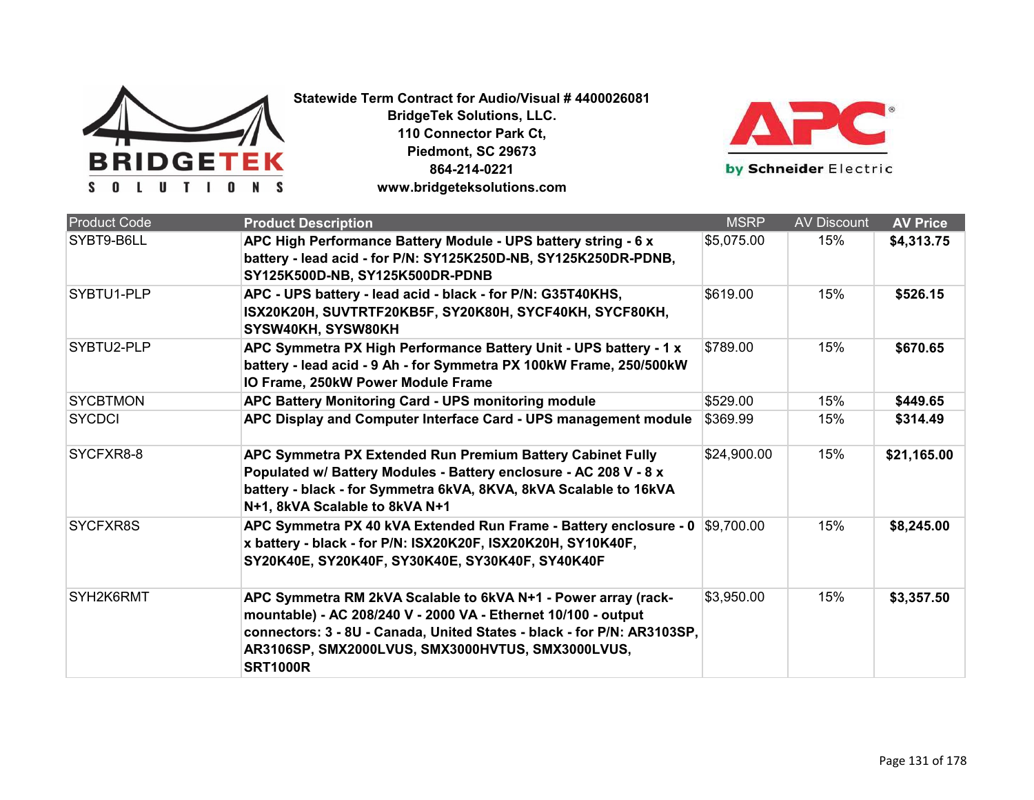**Statewide Term Contract for Audio/Visual # 4400026081**
**BridgeTek Solutions, LLC.**
**110 Connector Park Ct,**
**Piedmont, SC 29673**
**864-214-0221**
**www.bridgeteksolutions.com**

| Product Code | Product Description | MSRP | AV Discount | AV Price |
|---|---|---|---|---|
| SYBT9-B6LL | **APC High Performance Battery Module - UPS battery string - 6 x battery - lead acid - for P/N: SY125K250D-NB, SY125K250DR-PDNB, SY125K500D-NB, SY125K500DR-PDNB** | $5,075.00 | 15% | **$4,313.75** |
| SYBTU1-PLP | **APC - UPS battery - lead acid - black - for P/N: G35T40KHS, ISX20K20H, SUVTRTF20KB5F, SY20K80H, SYCF40KH, SYCF80KH, SYSW40KH, SYSW80KH** | $619.00 | 15% | **$526.15** |
| SYBTU2-PLP | **APC Symmetra PX High Performance Battery Unit - UPS battery - 1 x battery - lead acid - 9 Ah - for Symmetra PX 100kW Frame, 250/500kW IO Frame, 250kW Power Module Frame** | $789.00 | 15% | **$670.65** |
| SYCBTMON | **APC Battery Monitoring Card - UPS monitoring module** | $529.00 | 15% | **$449.65** |
| SYCDCI | **APC Display and Computer Interface Card - UPS management module** | $369.99 | 15% | **$314.49** |
| SYCFXR8-8 | **APC Symmetra PX Extended Run Premium Battery Cabinet Fully Populated w/ Battery Modules - Battery enclosure - AC 208 V - 8 x battery - black - for Symmetra 6kVA, 8KVA, 8kVA Scalable to 16kVA N+1, 8kVA Scalable to 8kVA N+1** | $24,900.00 | 15% | **$21,165.00** |
| SYCFXR8S | **APC Symmetra PX 40 kVA Extended Run Frame - Battery enclosure - 0 x battery - black - for P/N: ISX20K20F, ISX20K20H, SY10K40F, SY20K40E, SY20K40F, SY30K40E, SY30K40F, SY40K40F** | $9,700.00 | 15% | **$8,245.00** |
| SYH2K6RMT | **APC Symmetra RM 2kVA Scalable to 6kVA N+1 - Power array (rack-mountable) - AC 208/240 V - 2000 VA - Ethernet 10/100 - output connectors: 3 - 8U - Canada, United States - black - for P/N: AR3103SP, AR3106SP, SMX2000LVUS, SMX3000HVTUS, SMX3000LVUS, SRT1000R** | $3,950.00 | 15% | **$3,357.50** |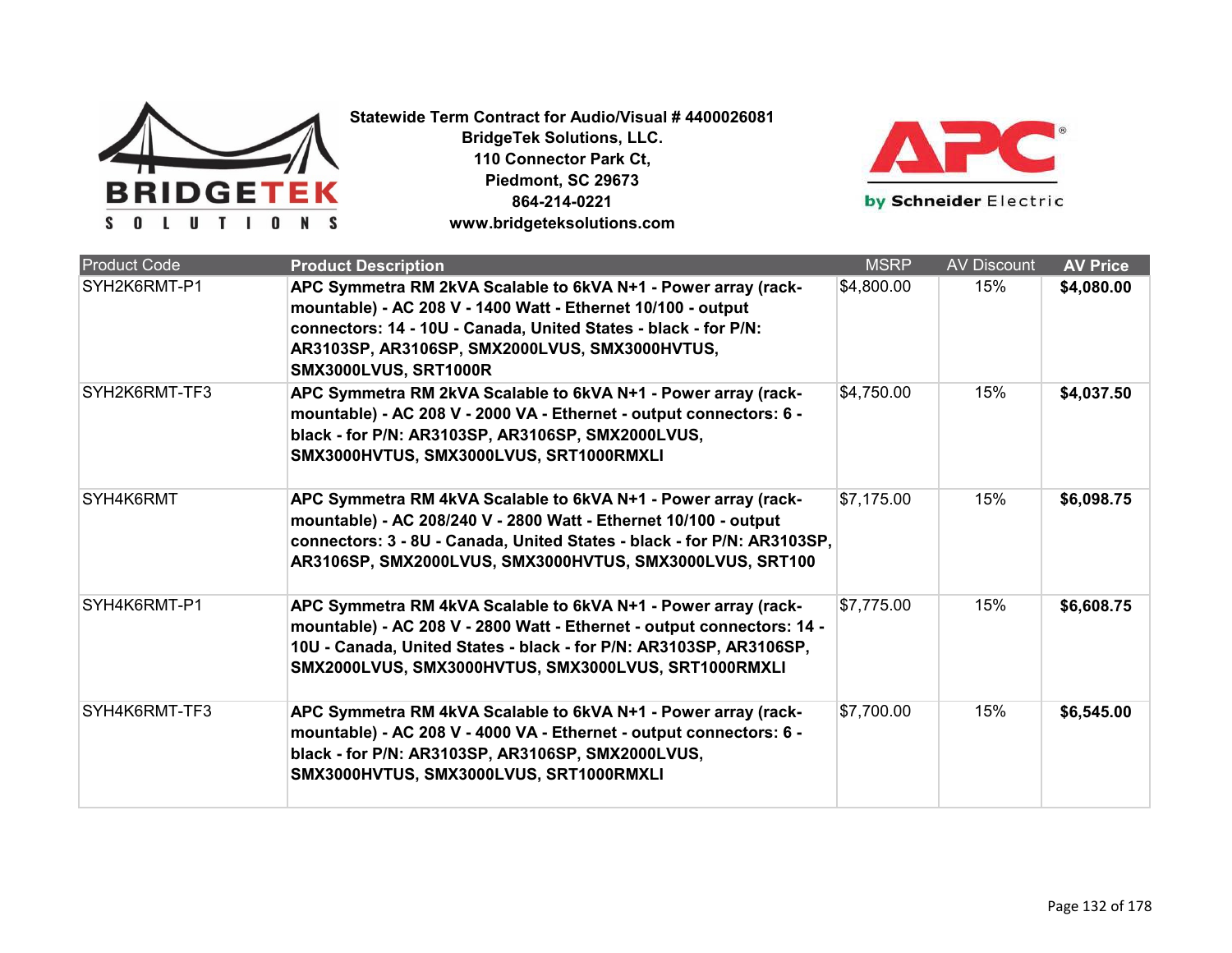**Statewide Term Contract for Audio/Visual # 4400026081**
**BridgeTek Solutions, LLC.**
**110 Connector Park Ct,**
**Piedmont, SC 29673**
**864-214-0221**
**www.bridgeteksolutions.com**

| Product Code | Product Description | MSRP | AV Discount | AV Price |
|---|---|---|---|---|
| SYH2K6RMT-P1 | **APC Symmetra RM 2kVA Scalable to 6kVA N+1 - Power array (rack-mountable) - AC 208 V - 1400 Watt - Ethernet 10/100 - output connectors: 14 - 10U - Canada, United States - black - for P/N: AR3103SP, AR3106SP, SMX2000LVUS, SMX3000HVTUS, SMX3000LVUS, SRT1000R** | $4,800.00 | 15% | **$4,080.00** |
| SYH2K6RMT-TF3 | **APC Symmetra RM 2kVA Scalable to 6kVA N+1 - Power array (rack-mountable) - AC 208 V - 2000 VA - Ethernet - output connectors: 6 - black - for P/N: AR3103SP, AR3106SP, SMX2000LVUS, SMX3000HVTUS, SMX3000LVUS, SRT1000RMXLI** | $4,750.00 | 15% | **$4,037.50** |
| SYH4K6RMT | **APC Symmetra RM 4kVA Scalable to 6kVA N+1 - Power array (rack-mountable) - AC 208/240 V - 2800 Watt - Ethernet 10/100 - output connectors: 3 - 8U - Canada, United States - black - for P/N: AR3103SP, AR3106SP, SMX2000LVUS, SMX3000HVTUS, SMX3000LVUS, SRT100** | $7,175.00 | 15% | **$6,098.75** |
| SYH4K6RMT-P1 | **APC Symmetra RM 4kVA Scalable to 6kVA N+1 - Power array (rack-mountable) - AC 208 V - 2800 Watt - Ethernet - output connectors: 14 - 10U - Canada, United States - black - for P/N: AR3103SP, AR3106SP, SMX2000LVUS, SMX3000HVTUS, SMX3000LVUS, SRT1000RMXLI** | $7,775.00 | 15% | **$6,608.75** |
| SYH4K6RMT-TF3 | **APC Symmetra RM 4kVA Scalable to 6kVA N+1 - Power array (rack-mountable) - AC 208 V - 4000 VA - Ethernet - output connectors: 6 - black - for P/N: AR3103SP, AR3106SP, SMX2000LVUS, SMX3000HVTUS, SMX3000LVUS, SRT1000RMXLI** | $7,700.00 | 15% | **$6,545.00** |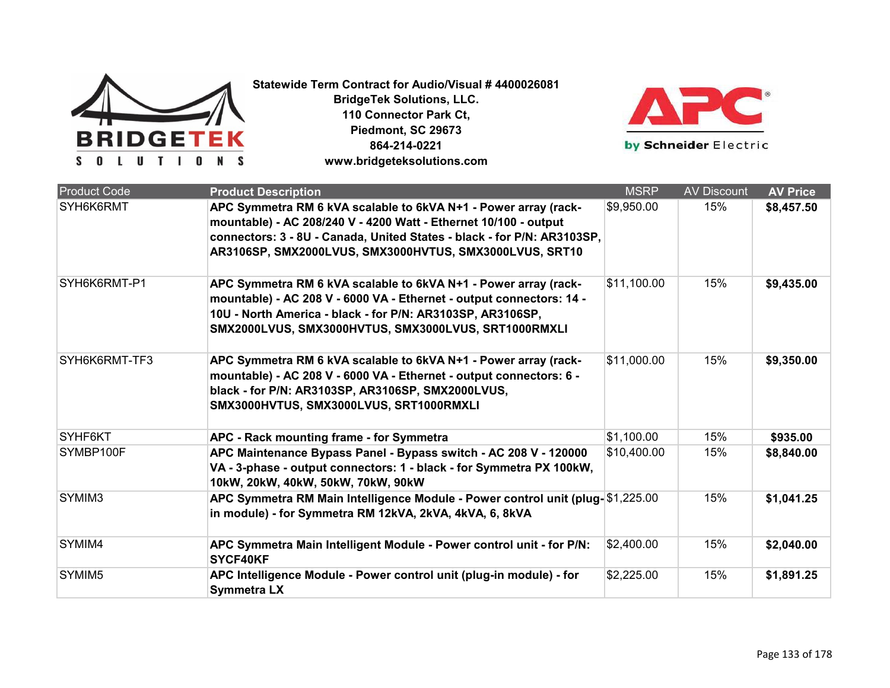**Statewide Term Contract for Audio/Visual # 4400026081**
**BridgeTek Solutions, LLC.**
**110 Connector Park Ct,**
**Piedmont, SC 29673**
**864-214-0221**
**www.bridgeteksolutions.com**

| Product Code | Product Description | MSRP | AV Discount | AV Price |
|---|---|---|---|---|
| SYH6K6RMT | **APC Symmetra RM 6 kVA scalable to 6kVA N+1 - Power array (rack-mountable) - AC 208/240 V - 4200 Watt - Ethernet 10/100 - output connectors: 3 - 8U - Canada, United States - black - for P/N: AR3103SP, AR3106SP, SMX2000LVUS, SMX3000HVTUS, SMX3000LVUS, SRT10** | $9,950.00 | 15% | **$8,457.50** |
| SYH6K6RMT-P1 | **APC Symmetra RM 6 kVA scalable to 6kVA N+1 - Power array (rack-mountable) - AC 208 V - 6000 VA - Ethernet - output connectors: 14 - 10U - North America - black - for P/N: AR3103SP, AR3106SP, SMX2000LVUS, SMX3000HVTUS, SMX3000LVUS, SRT1000RMXLI** | $11,100.00 | 15% | **$9,435.00** |
| SYH6K6RMT-TF3 | **APC Symmetra RM 6 kVA scalable to 6kVA N+1 - Power array (rack-mountable) - AC 208 V - 6000 VA - Ethernet - output connectors: 6 - black - for P/N: AR3103SP, AR3106SP, SMX2000LVUS, SMX3000HVTUS, SMX3000LVUS, SRT1000RMXLI** | $11,000.00 | 15% | **$9,350.00** |
| SYHF6KT | **APC - Rack mounting frame - for Symmetra** | $1,100.00 | 15% | **$935.00** |
| SYMBP100F | **APC Maintenance Bypass Panel - Bypass switch - AC 208 V - 120000 VA - 3-phase - output connectors: 1 - black - for Symmetra PX 100kW, 10kW, 20kW, 40kW, 50kW, 70kW, 90kW** | $10,400.00 | 15% | **$8,840.00** |
| SYMIM3 | **APC Symmetra RM Main Intelligence Module - Power control unit (plug-in module) - for Symmetra RM 12kVA, 2kVA, 4kVA, 6, 8kVA** | $1,225.00 | 15% | **$1,041.25** |
| SYMIM4 | **APC Symmetra Main Intelligent Module - Power control unit - for P/N: SYCF40KF** | $2,400.00 | 15% | **$2,040.00** |
| SYMIM5 | **APC Intelligence Module - Power control unit (plug-in module) - for Symmetra LX** | $2,225.00 | 15% | **$1,891.25** |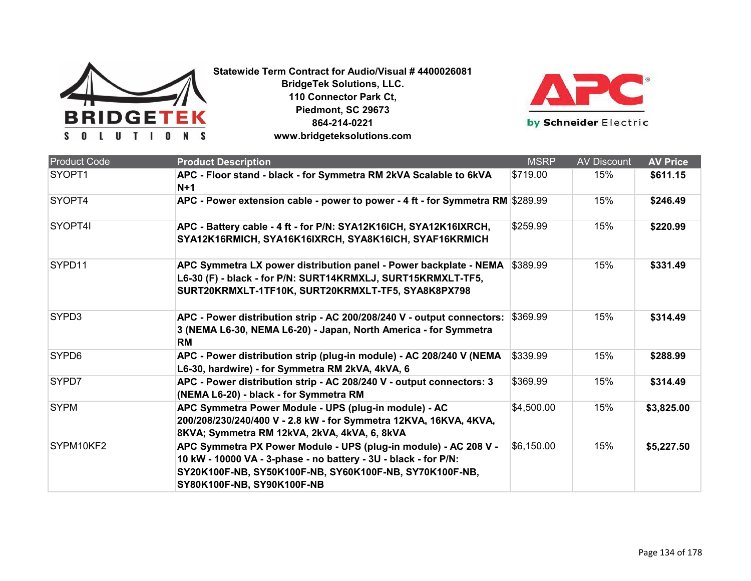**Statewide Term Contract for Audio/Visual # 4400026081**
**BridgeTek Solutions, LLC.**
**110 Connector Park Ct,**
**Piedmont, SC 29673**
**864-214-0221**
**www.bridgeteksolutions.com**

| Product Code | Product Description | MSRP | AV Discount | AV Price |
|---|---|---|---|---|
| SYOPT1 | **APC - Floor stand - black - for Symmetra RM 2kVA Scalable to 6kVA N+1** | $719.00 | 15% | **$611.15** |
| SYOPT4 | **APC - Power extension cable - power to power - 4 ft - for Symmetra RM** | $289.99 | 15% | **$246.49** |
| SYOPT4I | **APC - Battery cable - 4 ft - for P/N: SYA12K16ICH, SYA12K16IXRCH, SYA12K16RMICH, SYA16K16IXRCH, SYA8K16ICH, SYAF16KRMICH** | $259.99 | 15% | **$220.99** |
| SYPD11 | **APC Symmetra LX power distribution panel - Power backplate - NEMA L6-30 (F) - black - for P/N: SURT14KRMXLJ, SURT15KRMXLT-TF5, SURT20KRMXLT-1TF10K, SURT20KRMXLT-TF5, SYA8K8PX798** | $389.99 | 15% | **$331.49** |
| SYPD3 | **APC - Power distribution strip - AC 200/208/240 V - output connectors: 3 (NEMA L6-30, NEMA L6-20) - Japan, North America - for Symmetra RM** | $369.99 | 15% | **$314.49** |
| SYPD6 | **APC - Power distribution strip (plug-in module) - AC 208/240 V (NEMA L6-30, hardwire) - for Symmetra RM 2kVA, 4kVA, 6** | $339.99 | 15% | **$288.99** |
| SYPD7 | **APC - Power distribution strip - AC 208/240 V - output connectors: 3 (NEMA L6-20) - black - for Symmetra RM** | $369.99 | 15% | **$314.49** |
| SYPM | **APC Symmetra Power Module - UPS (plug-in module) - AC 200/208/230/240/400 V - 2.8 kW - for Symmetra 12KVA, 16KVA, 4KVA, 8KVA; Symmetra RM 12kVA, 2kVA, 4kVA, 6, 8kVA** | $4,500.00 | 15% | **$3,825.00** |
| SYPM10KF2 | **APC Symmetra PX Power Module - UPS (plug-in module) - AC 208 V - 10 kW - 10000 VA - 3-phase - no battery - 3U - black - for P/N: SY20K100F-NB, SY50K100F-NB, SY60K100F-NB, SY70K100F-NB, SY80K100F-NB, SY90K100F-NB** | $6,150.00 | 15% | **$5,227.50** |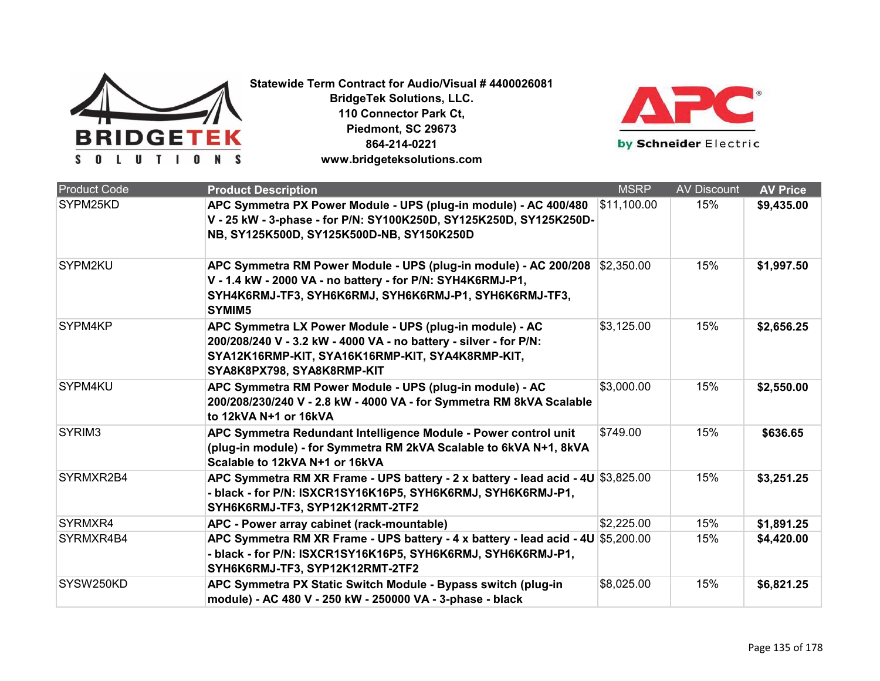**Statewide Term Contract for Audio/Visual # 4400026081**
**BridgeTek Solutions, LLC.**
**110 Connector Park Ct,**
**Piedmont, SC 29673**
**864-214-0221**
**www.bridgeteksolutions.com**

| Product Code | Product Description | MSRP | AV Discount | AV Price |
|---|---|---|---|---|
| SYPM25KD | **APC Symmetra PX Power Module - UPS (plug-in module) - AC 400/480 V - 25 kW - 3-phase - for P/N: SY100K250D, SY125K250D, SY125K250D-NB, SY125K500D, SY125K500D-NB, SY150K250D** | $11,100.00 | 15% | **$9,435.00** |
| SYPM2KU | **APC Symmetra RM Power Module - UPS (plug-in module) - AC 200/208 V - 1.4 kW - 2000 VA - no battery - for P/N: SYH4K6RMJ-P1, SYH4K6RMJ-TF3, SYH6K6RMJ, SYH6K6RMJ-P1, SYH6K6RMJ-TF3, SYMIM5** | $2,350.00 | 15% | **$1,997.50** |
| SYPM4KP | **APC Symmetra LX Power Module - UPS (plug-in module) - AC 200/208/240 V - 3.2 kW - 4000 VA - no battery - silver - for P/N: SYA12K16RMP-KIT, SYA16K16RMP-KIT, SYA4K8RMP-KIT, SYA8K8PX798, SYA8K8RMP-KIT** | $3,125.00 | 15% | **$2,656.25** |
| SYPM4KU | **APC Symmetra RM Power Module - UPS (plug-in module) - AC 200/208/230/240 V - 2.8 kW - 4000 VA - for Symmetra RM 8kVA Scalable to 12kVA N+1 or 16kVA** | $3,000.00 | 15% | **$2,550.00** |
| SYRIM3 | **APC Symmetra Redundant Intelligence Module - Power control unit (plug-in module) - for Symmetra RM 2kVA Scalable to 6kVA N+1, 8kVA Scalable to 12kVA N+1 or 16kVA** | $749.00 | 15% | **$636.65** |
| SYRMXR2B4 | **APC Symmetra RM XR Frame - UPS battery - 2 x battery - lead acid - 4U - black - for P/N: ISXCR1SY16K16P5, SYH6K6RMJ, SYH6K6RMJ-P1, SYH6K6RMJ-TF3, SYP12K12RMT-2TF2** | $3,825.00 | 15% | **$3,251.25** |
| SYRMXR4 | **APC - Power array cabinet (rack-mountable)** | $2,225.00 | 15% | **$1,891.25** |
| SYRMXR4B4 | **APC Symmetra RM XR Frame - UPS battery - 4 x battery - lead acid - 4U - black - for P/N: ISXCR1SY16K16P5, SYH6K6RMJ, SYH6K6RMJ-P1, SYH6K6RMJ-TF3, SYP12K12RMT-2TF2** | $5,200.00 | 15% | **$4,420.00** |
| SYSW250KD | **APC Symmetra PX Static Switch Module - Bypass switch (plug-in module) - AC 480 V - 250 kW - 250000 VA - 3-phase - black** | $8,025.00 | 15% | **$6,821.25** |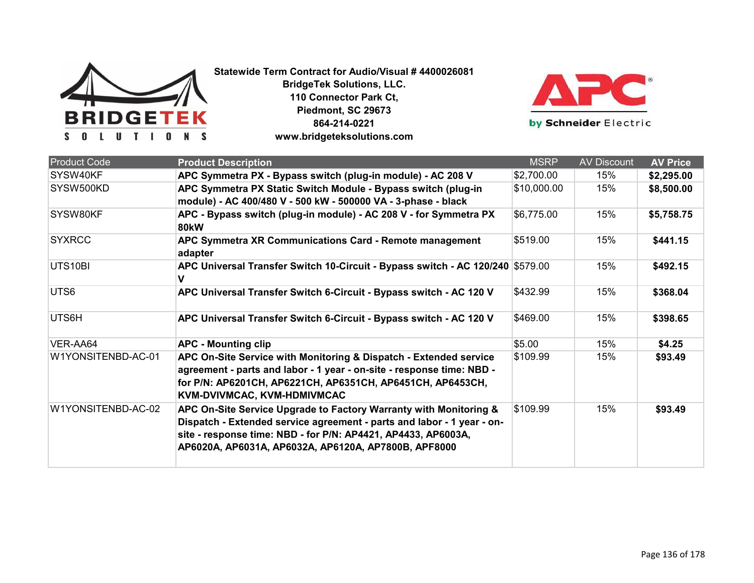**Statewide Term Contract for Audio/Visual # 4400026081**
**BridgeTek Solutions, LLC.**
**110 Connector Park Ct,**
**Piedmont, SC 29673**
**864-214-0221**
**www.bridgeteksolutions.com**

| Product Code | Product Description | MSRP | AV Discount | AV Price |
|---|---|---|---|---|
| SYSW40KF | **APC Symmetra PX - Bypass switch (plug-in module) - AC 208 V** | $2,700.00 | 15% | **$2,295.00** |
| SYSW500KD | **APC Symmetra PX Static Switch Module - Bypass switch (plug-in module) - AC 400/480 V - 500 kW - 500000 VA - 3-phase - black** | $10,000.00 | 15% | **$8,500.00** |
| SYSW80KF | **APC - Bypass switch (plug-in module) - AC 208 V - for Symmetra PX 80kW** | $6,775.00 | 15% | **$5,758.75** |
| SYXRCC | **APC Symmetra XR Communications Card - Remote management adapter** | $519.00 | 15% | **$441.15** |
| UTS10BI | **APC Universal Transfer Switch 10-Circuit - Bypass switch - AC 120/240 V** | $579.00 | 15% | **$492.15** |
| UTS6 | **APC Universal Transfer Switch 6-Circuit - Bypass switch - AC 120 V** | $432.99 | 15% | **$368.04** |
| UTS6H | **APC Universal Transfer Switch 6-Circuit - Bypass switch - AC 120 V** | $469.00 | 15% | **$398.65** |
| VER-AA64 | **APC - Mounting clip** | $5.00 | 15% | **$4.25** |
| W1YONSITENBD-AC-01 | **APC On-Site Service with Monitoring & Dispatch - Extended service agreement - parts and labor - 1 year - on-site - response time: NBD - for P/N: AP6201CH, AP6221CH, AP6351CH, AP6451CH, AP6453CH, KVM-DVIVMCAC, KVM-HDMIVMCAC** | $109.99 | 15% | **$93.49** |
| W1YONSITENBD-AC-02 | **APC On-Site Service Upgrade to Factory Warranty with Monitoring & Dispatch - Extended service agreement - parts and labor - 1 year - on-site - response time: NBD - for P/N: AP4421, AP4433, AP6003A, AP6020A, AP6031A, AP6032A, AP6120A, AP7800B, APF8000** | $109.99 | 15% | **$93.49** |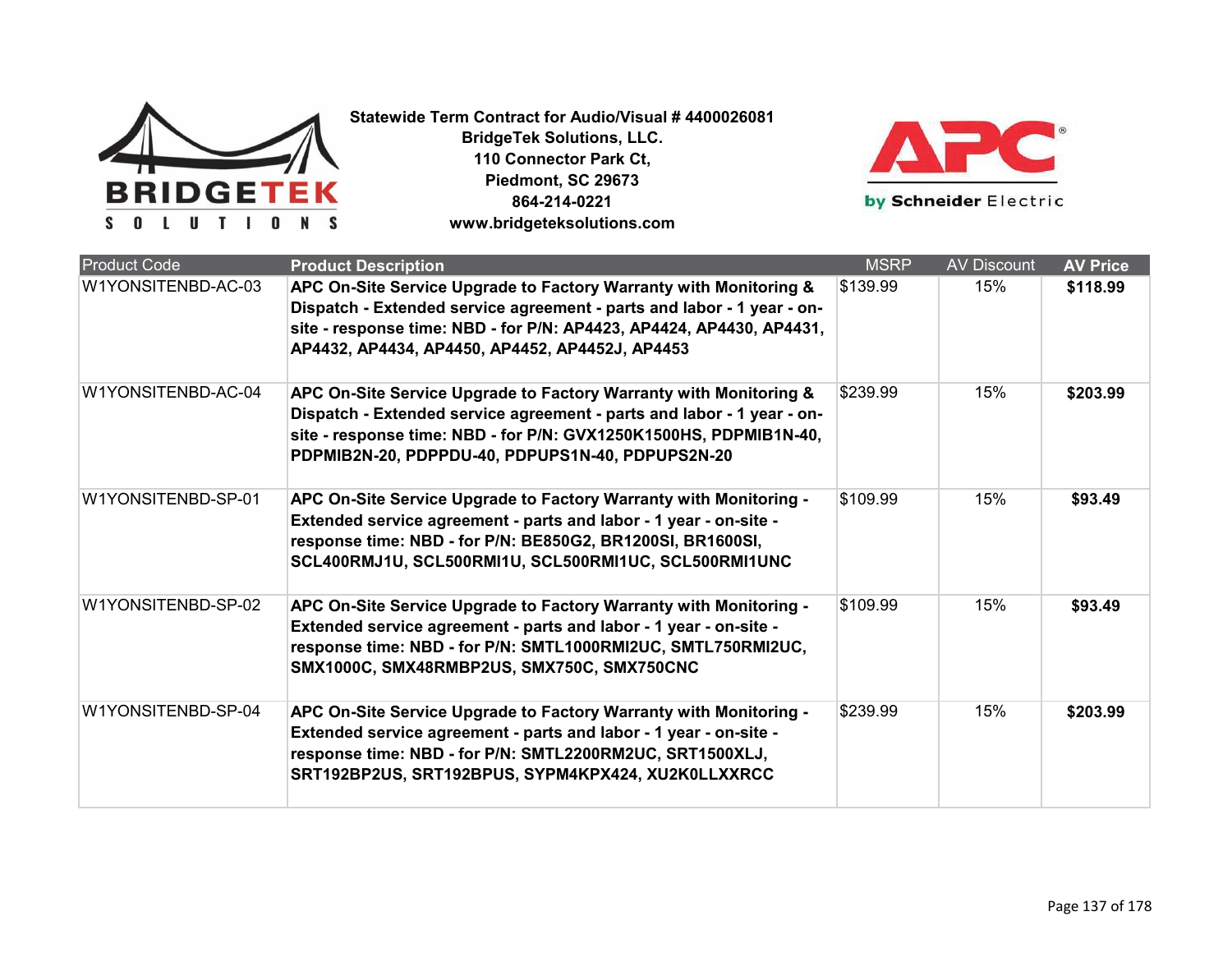**Statewide Term Contract for Audio/Visual # 4400026081**
**BridgeTek Solutions, LLC.**
**110 Connector Park Ct,**
**Piedmont, SC 29673**
**864-214-0221**
**www.bridgeteksolutions.com**

| Product Code | Product Description | MSRP | AV Discount | AV Price |
|---|---|---|---|---|
| W1YONSITENBD-AC-03 | **APC On-Site Service Upgrade to Factory Warranty with Monitoring & Dispatch - Extended service agreement - parts and labor - 1 year - on-site - response time: NBD - for P/N: AP4423, AP4424, AP4430, AP4431, AP4432, AP4434, AP4450, AP4452, AP4452J, AP4453** | $139.99 | 15% | **$118.99** |
| W1YONSITENBD-AC-04 | **APC On-Site Service Upgrade to Factory Warranty with Monitoring & Dispatch - Extended service agreement - parts and labor - 1 year - on-site - response time: NBD - for P/N: GVX1250K1500HS, PDPMIB1N-40, PDPMIB2N-20, PDPPDU-40, PDPUPS1N-40, PDPUPS2N-20** | $239.99 | 15% | **$203.99** |
| W1YONSITENBD-SP-01 | **APC On-Site Service Upgrade to Factory Warranty with Monitoring - Extended service agreement - parts and labor - 1 year - on-site - response time: NBD - for P/N: BE850G2, BR1200SI, BR1600SI, SCL400RMJ1U, SCL500RMI1U, SCL500RMI1UC, SCL500RMI1UNC** | $109.99 | 15% | **$93.49** |
| W1YONSITENBD-SP-02 | **APC On-Site Service Upgrade to Factory Warranty with Monitoring - Extended service agreement - parts and labor - 1 year - on-site - response time: NBD - for P/N: SMTL1000RMI2UC, SMTL750RMI2UC, SMX1000C, SMX48RMBP2US, SMX750C, SMX750CNC** | $109.99 | 15% | **$93.49** |
| W1YONSITENBD-SP-04 | **APC On-Site Service Upgrade to Factory Warranty with Monitoring - Extended service agreement - parts and labor - 1 year - on-site - response time: NBD - for P/N: SMTL2200RM2UC, SRT1500XLJ, SRT192BP2US, SRT192BPUS, SYPM4KPX424, XU2K0LLXXRCC** | $239.99 | 15% | **$203.99** |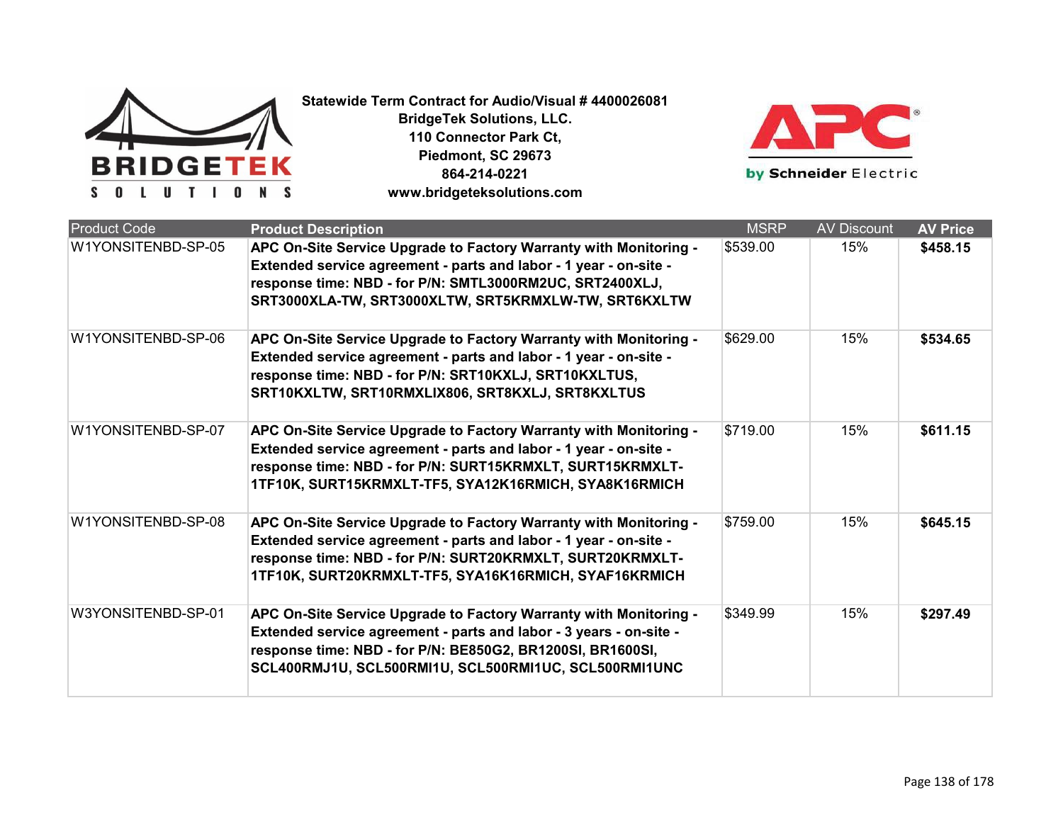**Statewide Term Contract for Audio/Visual # 4400026081**
**BridgeTek Solutions, LLC.**
**110 Connector Park Ct,**
**Piedmont, SC 29673**
**864-214-0221**
**www.bridgeteksolutions.com**

| Product Code | Product Description | MSRP | AV Discount | AV Price |
|---|---|---|---|---|
| W1YONSITENBD-SP-05 | **APC On-Site Service Upgrade to Factory Warranty with Monitoring - Extended service agreement - parts and labor - 1 year - on-site - response time: NBD - for P/N: SMTL3000RM2UC, SRT2400XLJ, SRT3000XLA-TW, SRT3000XLTW, SRT5KRMXLW-TW, SRT6KXLTW** | $539.00 | 15% | **$458.15** |
| W1YONSITENBD-SP-06 | **APC On-Site Service Upgrade to Factory Warranty with Monitoring - Extended service agreement - parts and labor - 1 year - on-site - response time: NBD - for P/N: SRT10KXLJ, SRT10KXLTUS, SRT10KXLTW, SRT10RMXLIX806, SRT8KXLJ, SRT8KXLTUS** | $629.00 | 15% | **$534.65** |
| W1YONSITENBD-SP-07 | **APC On-Site Service Upgrade to Factory Warranty with Monitoring - Extended service agreement - parts and labor - 1 year - on-site - response time: NBD - for P/N: SURT15KRMXLT, SURT15KRMXLT-1TF10K, SURT15KRMXLT-TF5, SYA12K16RMICH, SYA8K16RMICH** | $719.00 | 15% | **$611.15** |
| W1YONSITENBD-SP-08 | **APC On-Site Service Upgrade to Factory Warranty with Monitoring - Extended service agreement - parts and labor - 1 year - on-site - response time: NBD - for P/N: SURT20KRMXLT, SURT20KRMXLT-1TF10K, SURT20KRMXLT-TF5, SYA16K16RMICH, SYAF16KRMICH** | $759.00 | 15% | **$645.15** |
| W3YONSITENBD-SP-01 | **APC On-Site Service Upgrade to Factory Warranty with Monitoring - Extended service agreement - parts and labor - 3 years - on-site - response time: NBD - for P/N: BE850G2, BR1200SI, BR1600SI, SCL400RMJ1U, SCL500RMI1U, SCL500RMI1UC, SCL500RMI1UNC** | $349.99 | 15% | **$297.49** |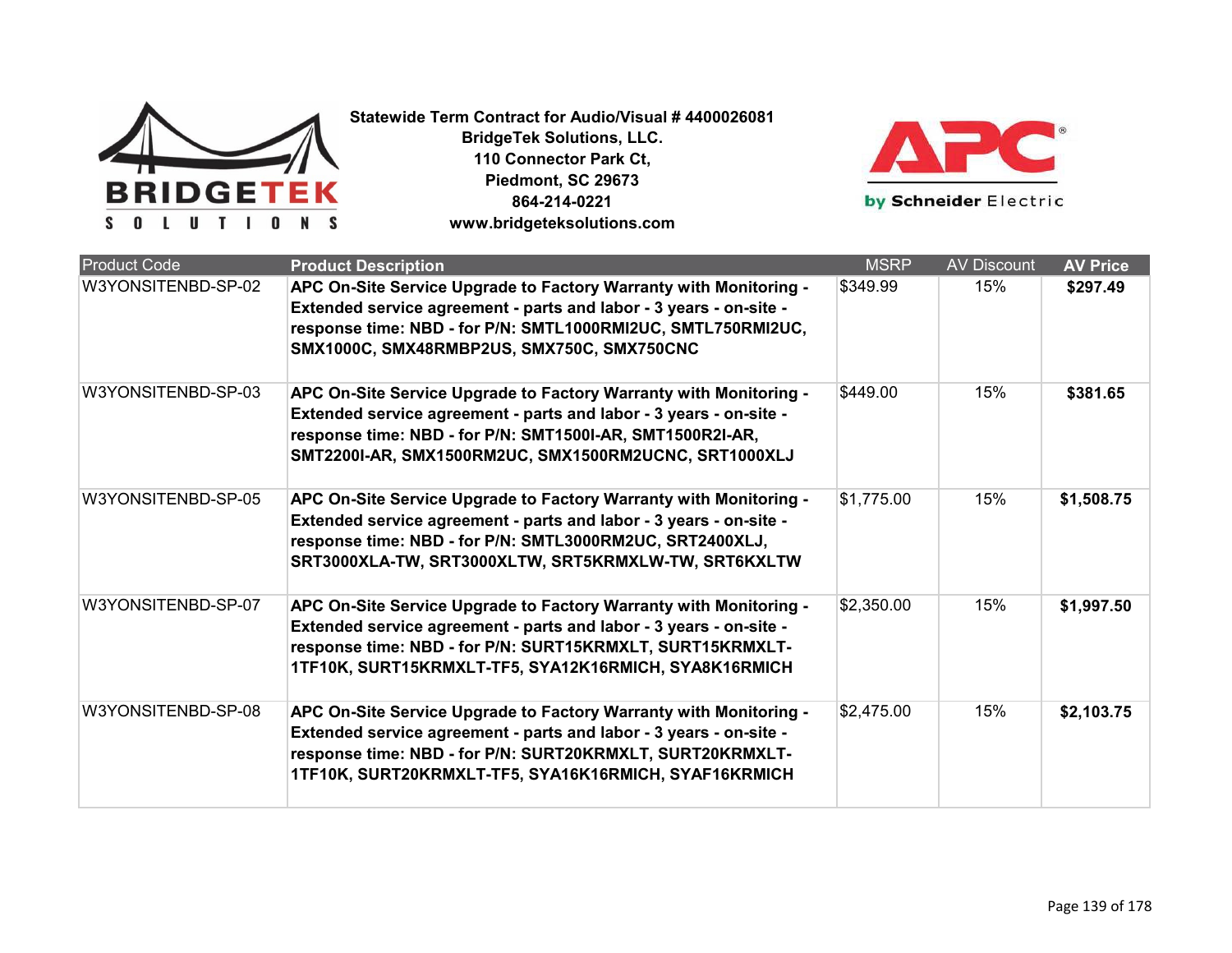**Statewide Term Contract for Audio/Visual # 4400026081**
**BridgeTek Solutions, LLC.**
**110 Connector Park Ct,**
**Piedmont, SC 29673**
**864-214-0221**
**www.bridgeteksolutions.com**

| Product Code | Product Description | MSRP | AV Discount | AV Price |
|---|---|---|---|---|
| W3YONSITENBD-SP-02 | **APC On-Site Service Upgrade to Factory Warranty with Monitoring - Extended service agreement - parts and labor - 3 years - on-site - response time: NBD - for P/N: SMTL1000RMI2UC, SMTL750RMI2UC, SMX1000C, SMX48RMBP2US, SMX750C, SMX750CNC** | $349.99 | 15% | **$297.49** |
| W3YONSITENBD-SP-03 | **APC On-Site Service Upgrade to Factory Warranty with Monitoring - Extended service agreement - parts and labor - 3 years - on-site - response time: NBD - for P/N: SMT1500I-AR, SMT1500R2I-AR, SMT2200I-AR, SMX1500RM2UC, SMX1500RM2UCNC, SRT1000XLJ** | $449.00 | 15% | **$381.65** |
| W3YONSITENBD-SP-05 | **APC On-Site Service Upgrade to Factory Warranty with Monitoring - Extended service agreement - parts and labor - 3 years - on-site - response time: NBD - for P/N: SMTL3000RM2UC, SRT2400XLJ, SRT3000XLA-TW, SRT3000XLTW, SRT5KRMXLW-TW, SRT6KXLTW** | $1,775.00 | 15% | **$1,508.75** |
| W3YONSITENBD-SP-07 | **APC On-Site Service Upgrade to Factory Warranty with Monitoring - Extended service agreement - parts and labor - 3 years - on-site - response time: NBD - for P/N: SURT15KRMXLT, SURT15KRMXLT-1TF10K, SURT15KRMXLT-TF5, SYA12K16RMICH, SYA8K16RMICH** | $2,350.00 | 15% | **$1,997.50** |
| W3YONSITENBD-SP-08 | **APC On-Site Service Upgrade to Factory Warranty with Monitoring - Extended service agreement - parts and labor - 3 years - on-site - response time: NBD - for P/N: SURT20KRMXLT, SURT20KRMXLT-1TF10K, SURT20KRMXLT-TF5, SYA16K16RMICH, SYAF16KRMICH** | $2,475.00 | 15% | **$2,103.75** |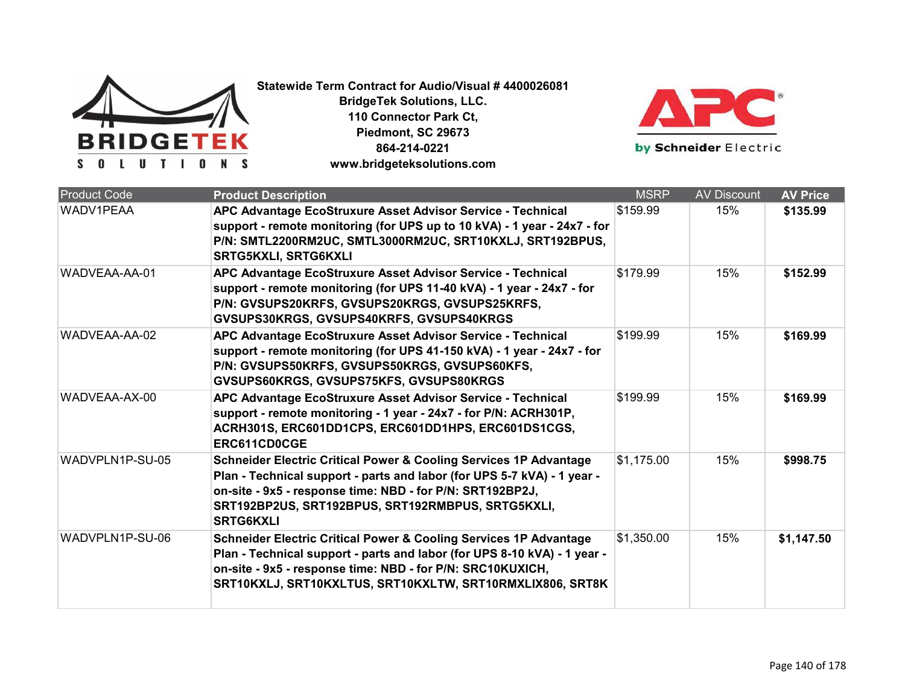**Statewide Term Contract for Audio/Visual # 4400026081**
**BridgeTek Solutions, LLC.**
**110 Connector Park Ct,**
**Piedmont, SC 29673**
**864-214-0221**
**www.bridgeteksolutions.com**

| Product Code | Product Description | MSRP | AV Discount | AV Price |
|---|---|---|---|---|
| WADV1PEAA | **APC Advantage EcoStruxure Asset Advisor Service - Technical support - remote monitoring (for UPS up to 10 kVA) - 1 year - 24x7 - for P/N: SMTL2200RM2UC, SMTL3000RM2UC, SRT10KXLJ, SRT192BPUS, SRTG5KXLI, SRTG6KXLI** | $159.99 | 15% | **$135.99** |
| WADVEAA-AA-01 | **APC Advantage EcoStruxure Asset Advisor Service - Technical support - remote monitoring (for UPS 11-40 kVA) - 1 year - 24x7 - for P/N: GVSUPS20KRFS, GVSUPS20KRGS, GVSUPS25KRFS, GVSUPS30KRGS, GVSUPS40KRFS, GVSUPS40KRGS** | $179.99 | 15% | **$152.99** |
| WADVEAA-AA-02 | **APC Advantage EcoStruxure Asset Advisor Service - Technical support - remote monitoring (for UPS 41-150 kVA) - 1 year - 24x7 - for P/N: GVSUPS50KRFS, GVSUPS50KRGS, GVSUPS60KFS, GVSUPS60KRGS, GVSUPS75KFS, GVSUPS80KRGS** | $199.99 | 15% | **$169.99** |
| WADVEAA-AX-00 | **APC Advantage EcoStruxure Asset Advisor Service - Technical support - remote monitoring - 1 year - 24x7 - for P/N: ACRH301P, ACRH301S, ERC601DD1CPS, ERC601DD1HPS, ERC601DS1CGS, ERC611CD0CGE** | $199.99 | 15% | **$169.99** |
| WADVPLN1P-SU-05 | **Schneider Electric Critical Power & Cooling Services 1P Advantage Plan - Technical support - parts and labor (for UPS 5-7 kVA) - 1 year - on-site - 9x5 - response time: NBD - for P/N: SRT192BP2J, SRT192BP2US, SRT192BPUS, SRT192RMBPUS, SRTG5KXLI, SRTG6KXLI** | $1,175.00 | 15% | **$998.75** |
| WADVPLN1P-SU-06 | **Schneider Electric Critical Power & Cooling Services 1P Advantage Plan - Technical support - parts and labor (for UPS 8-10 kVA) - 1 year - on-site - 9x5 - response time: NBD - for P/N: SRC10KUXICH, SRT10KXLJ, SRT10KXLTUS, SRT10KXLTW, SRT10RMXLIX806, SRT8K** | $1,350.00 | 15% | **$1,147.50** |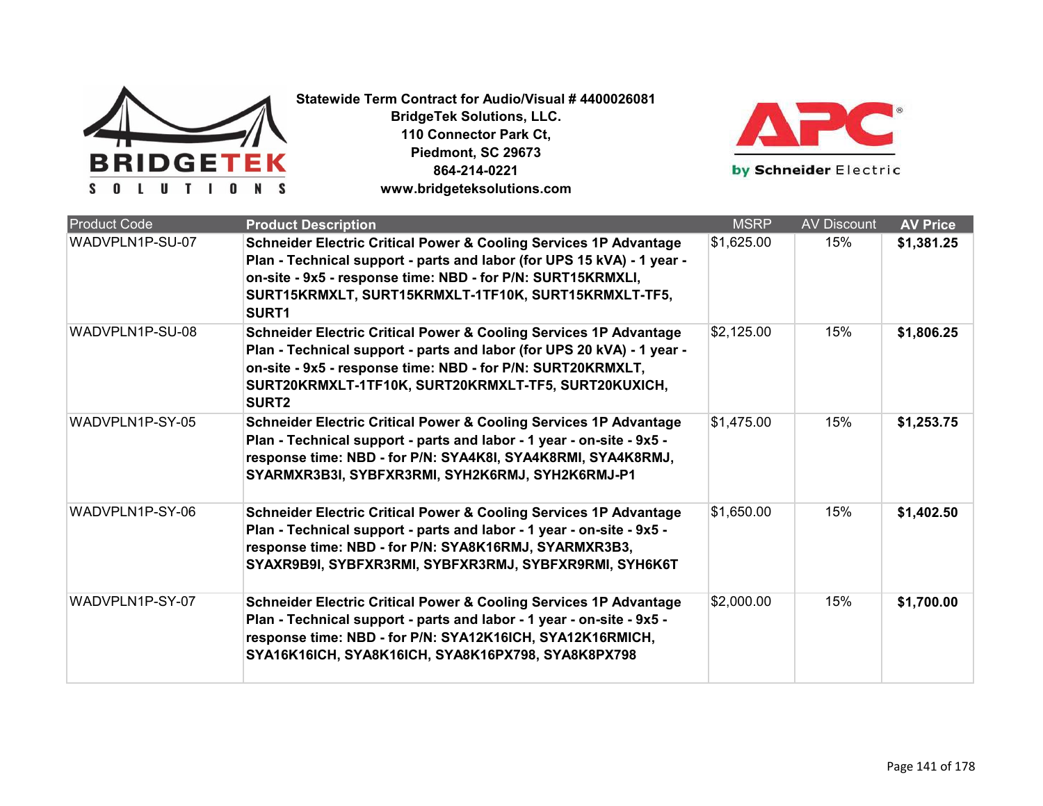**Statewide Term Contract for Audio/Visual # 4400026081**
**BridgeTek Solutions, LLC.**
**110 Connector Park Ct,**
**Piedmont, SC 29673**
**864-214-0221**
**www.bridgeteksolutions.com**

| Product Code | Product Description | MSRP | AV Discount | AV Price |
|---|---|---|---|---|
| WADVPLN1P-SU-07 | **Schneider Electric Critical Power & Cooling Services 1P Advantage Plan - Technical support - parts and labor (for UPS 15 kVA) - 1 year - on-site - 9x5 - response time: NBD - for P/N: SURT15KRMXLI, SURT15KRMXLT, SURT15KRMXLT-1TF10K, SURT15KRMXLT-TF5, SURT1** | $1,625.00 | 15% | **$1,381.25** |
| WADVPLN1P-SU-08 | **Schneider Electric Critical Power & Cooling Services 1P Advantage Plan - Technical support - parts and labor (for UPS 20 kVA) - 1 year - on-site - 9x5 - response time: NBD - for P/N: SURT20KRMXLT, SURT20KRMXLT-1TF10K, SURT20KRMXLT-TF5, SURT20KUXICH, SURT2** | $2,125.00 | 15% | **$1,806.25** |
| WADVPLN1P-SY-05 | **Schneider Electric Critical Power & Cooling Services 1P Advantage Plan - Technical support - parts and labor - 1 year - on-site - 9x5 - response time: NBD - for P/N: SYA4K8I, SYA4K8RMI, SYA4K8RMJ, SYARMXR3B3I, SYBFXR3RMI, SYH2K6RMJ, SYH2K6RMJ-P1** | $1,475.00 | 15% | **$1,253.75** |
| WADVPLN1P-SY-06 | **Schneider Electric Critical Power & Cooling Services 1P Advantage Plan - Technical support - parts and labor - 1 year - on-site - 9x5 - response time: NBD - for P/N: SYA8K16RMJ, SYARMXR3B3, SYAXR9B9I, SYBFXR3RMI, SYBFXR3RMJ, SYBFXR9RMI, SYH6K6T** | $1,650.00 | 15% | **$1,402.50** |
| WADVPLN1P-SY-07 | **Schneider Electric Critical Power & Cooling Services 1P Advantage Plan - Technical support - parts and labor - 1 year - on-site - 9x5 - response time: NBD - for P/N: SYA12K16ICH, SYA12K16RMICH, SYA16K16ICH, SYA8K16ICH, SYA8K16PX798, SYA8K8PX798** | $2,000.00 | 15% | **$1,700.00** |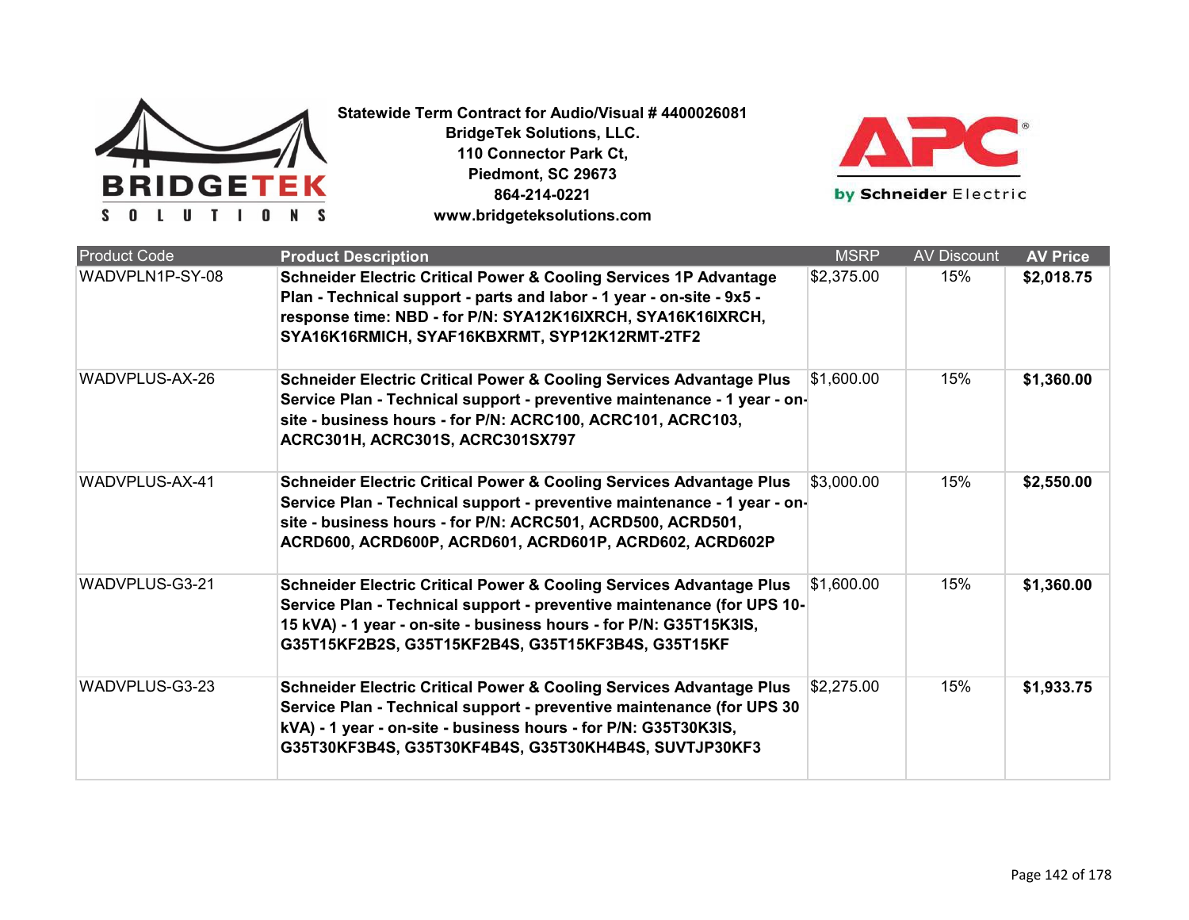**Statewide Term Contract for Audio/Visual # 4400026081**
**BridgeTek Solutions, LLC.**
**110 Connector Park Ct,**
**Piedmont, SC 29673**
**864-214-0221**
**www.bridgeteksolutions.com**

| Product Code | Product Description | MSRP | AV Discount | AV Price |
|---|---|---|---|---|
| WADVPLN1P-SY-08 | **Schneider Electric Critical Power & Cooling Services 1P Advantage Plan - Technical support - parts and labor - 1 year - on-site - 9x5 - response time: NBD - for P/N: SYA12K16IXRCH, SYA16K16IXRCH, SYA16K16RMICH, SYAF16KBXRMT, SYP12K12RMT-2TF2** | $2,375.00 | 15% | **$2,018.75** |
| WADVPLUS-AX-26 | **Schneider Electric Critical Power & Cooling Services Advantage Plus Service Plan - Technical support - preventive maintenance - 1 year - on-site - business hours - for P/N: ACRC100, ACRC101, ACRC103, ACRC301H, ACRC301S, ACRC301SX797** | $1,600.00 | 15% | **$1,360.00** |
| WADVPLUS-AX-41 | **Schneider Electric Critical Power & Cooling Services Advantage Plus Service Plan - Technical support - preventive maintenance - 1 year - on-site - business hours - for P/N: ACRC501, ACRD500, ACRD501, ACRD600, ACRD600P, ACRD601, ACRD601P, ACRD602, ACRD602P** | $3,000.00 | 15% | **$2,550.00** |
| WADVPLUS-G3-21 | **Schneider Electric Critical Power & Cooling Services Advantage Plus Service Plan - Technical support - preventive maintenance (for UPS 10-15 kVA) - 1 year - on-site - business hours - for P/N: G35T15K3IS, G35T15KF2B2S, G35T15KF2B4S, G35T15KF3B4S, G35T15KF** | $1,600.00 | 15% | **$1,360.00** |
| WADVPLUS-G3-23 | **Schneider Electric Critical Power & Cooling Services Advantage Plus Service Plan - Technical support - preventive maintenance (for UPS 30 kVA) - 1 year - on-site - business hours - for P/N: G35T30K3IS, G35T30KF3B4S, G35T30KF4B4S, G35T30KH4B4S, SUVTJP30KF3** | $2,275.00 | 15% | **$1,933.75** |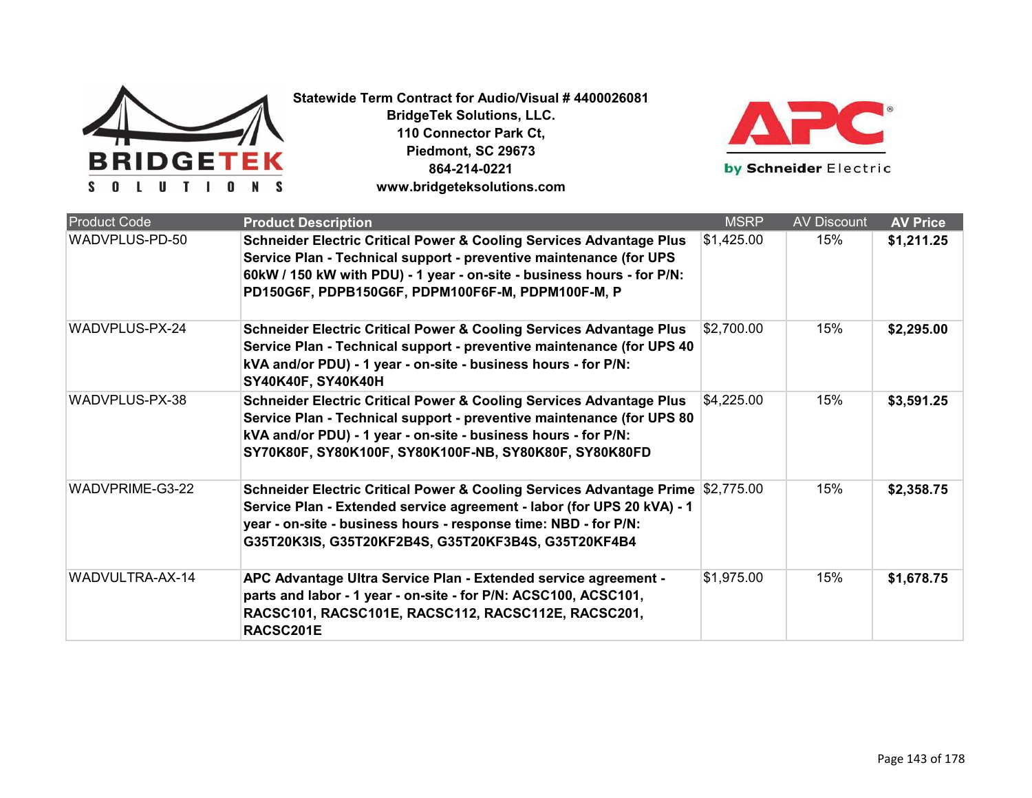**Statewide Term Contract for Audio/Visual # 4400026081**
**BridgeTek Solutions, LLC.**
**110 Connector Park Ct,**
**Piedmont, SC 29673**
**864-214-0221**
**www.bridgeteksolutions.com**

| Product Code | Product Description | MSRP | AV Discount | AV Price |
|---|---|---|---|---|
| WADVPLUS-PD-50 | **Schneider Electric Critical Power & Cooling Services Advantage Plus Service Plan - Technical support - preventive maintenance (for UPS 60kW / 150 kW with PDU) - 1 year - on-site - business hours - for P/N: PD150G6F, PDPB150G6F, PDPM100F6F-M, PDPM100F-M, P** | $1,425.00 | 15% | **$1,211.25** |
| WADVPLUS-PX-24 | **Schneider Electric Critical Power & Cooling Services Advantage Plus Service Plan - Technical support - preventive maintenance (for UPS 40 kVA and/or PDU) - 1 year - on-site - business hours - for P/N: SY40K40F, SY40K40H** | $2,700.00 | 15% | **$2,295.00** |
| WADVPLUS-PX-38 | **Schneider Electric Critical Power & Cooling Services Advantage Plus Service Plan - Technical support - preventive maintenance (for UPS 80 kVA and/or PDU) - 1 year - on-site - business hours - for P/N: SY70K80F, SY80K100F, SY80K100F-NB, SY80K80F, SY80K80FD** | $4,225.00 | 15% | **$3,591.25** |
| WADVPRIME-G3-22 | **Schneider Electric Critical Power & Cooling Services Advantage Prime Service Plan - Extended service agreement - labor (for UPS 20 kVA) - 1 year - on-site - business hours - response time: NBD - for P/N: G35T20K3IS, G35T20KF2B4S, G35T20KF3B4S, G35T20KF4B4** | $2,775.00 | 15% | **$2,358.75** |
| WADVULTRA-AX-14 | **APC Advantage Ultra Service Plan - Extended service agreement - parts and labor - 1 year - on-site - for P/N: ACSC100, ACSC101, RACSC101, RACSC101E, RACSC112, RACSC112E, RACSC201, RACSC201E** | $1,975.00 | 15% | **$1,678.75** |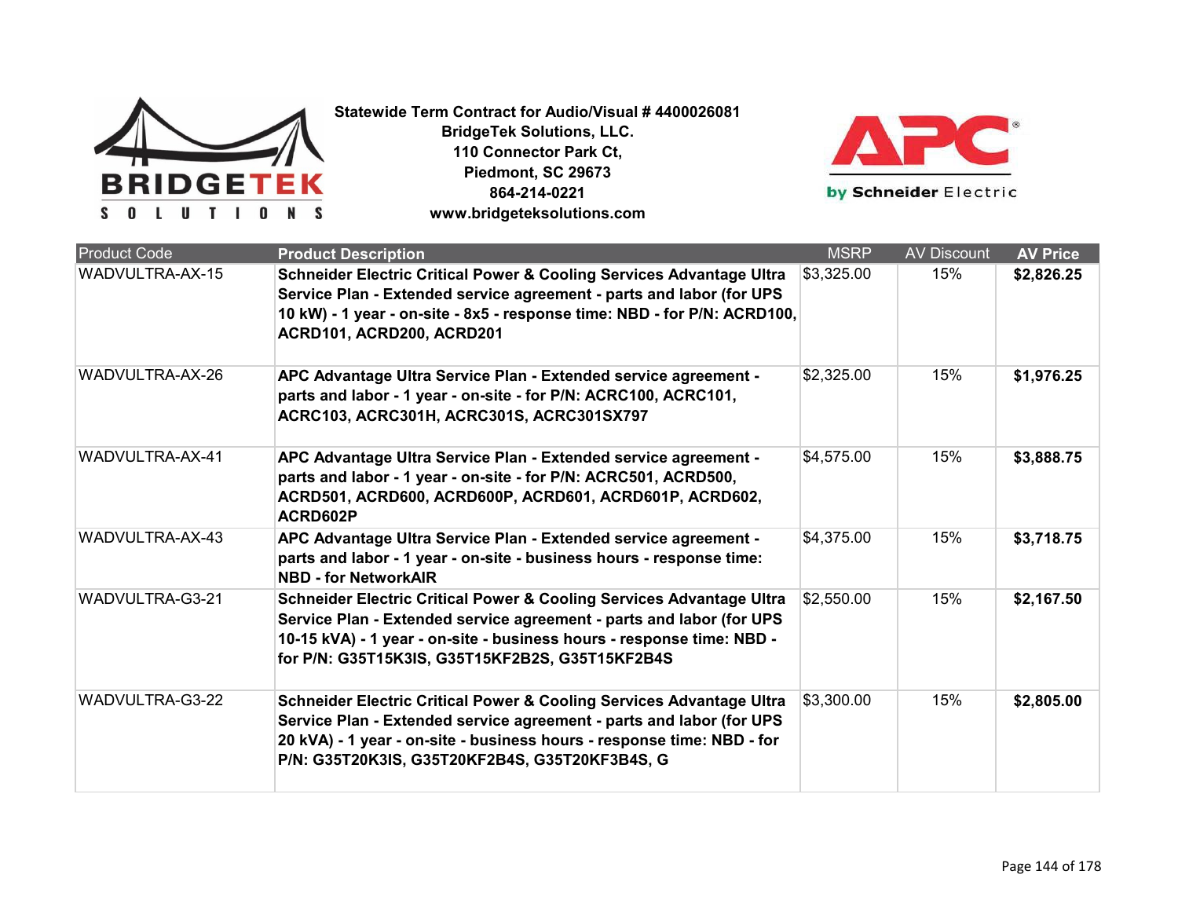**Statewide Term Contract for Audio/Visual # 4400026081**
**BridgeTek Solutions, LLC.**
**110 Connector Park Ct,**
**Piedmont, SC 29673**
**864-214-0221**
**www.bridgeteksolutions.com**

| Product Code | Product Description | MSRP | AV Discount | AV Price |
|---|---|---|---|---|
| WADVULTRA-AX-15 | **Schneider Electric Critical Power & Cooling Services Advantage Ultra Service Plan - Extended service agreement - parts and labor (for UPS 10 kW) - 1 year - on-site - 8x5 - response time: NBD - for P/N: ACRD100, ACRD101, ACRD200, ACRD201** | $3,325.00 | 15% | **$2,826.25** |
| WADVULTRA-AX-26 | **APC Advantage Ultra Service Plan - Extended service agreement - parts and labor - 1 year - on-site - for P/N: ACRC100, ACRC101, ACRC103, ACRC301H, ACRC301S, ACRC301SX797** | $2,325.00 | 15% | **$1,976.25** |
| WADVULTRA-AX-41 | **APC Advantage Ultra Service Plan - Extended service agreement - parts and labor - 1 year - on-site - for P/N: ACRC501, ACRD500, ACRD501, ACRD600, ACRD600P, ACRD601, ACRD601P, ACRD602, ACRD602P** | $4,575.00 | 15% | **$3,888.75** |
| WADVULTRA-AX-43 | **APC Advantage Ultra Service Plan - Extended service agreement - parts and labor - 1 year - on-site - business hours - response time: NBD - for NetworkAIR** | $4,375.00 | 15% | **$3,718.75** |
| WADVULTRA-G3-21 | **Schneider Electric Critical Power & Cooling Services Advantage Ultra Service Plan - Extended service agreement - parts and labor (for UPS 10-15 kVA) - 1 year - on-site - business hours - response time: NBD - for P/N: G35T15K3IS, G35T15KF2B2S, G35T15KF2B4S** | $2,550.00 | 15% | **$2,167.50** |
| WADVULTRA-G3-22 | **Schneider Electric Critical Power & Cooling Services Advantage Ultra Service Plan - Extended service agreement - parts and labor (for UPS 20 kVA) - 1 year - on-site - business hours - response time: NBD - for P/N: G35T20K3IS, G35T20KF2B4S, G35T20KF3B4S, G** | $3,300.00 | 15% | **$2,805.00** |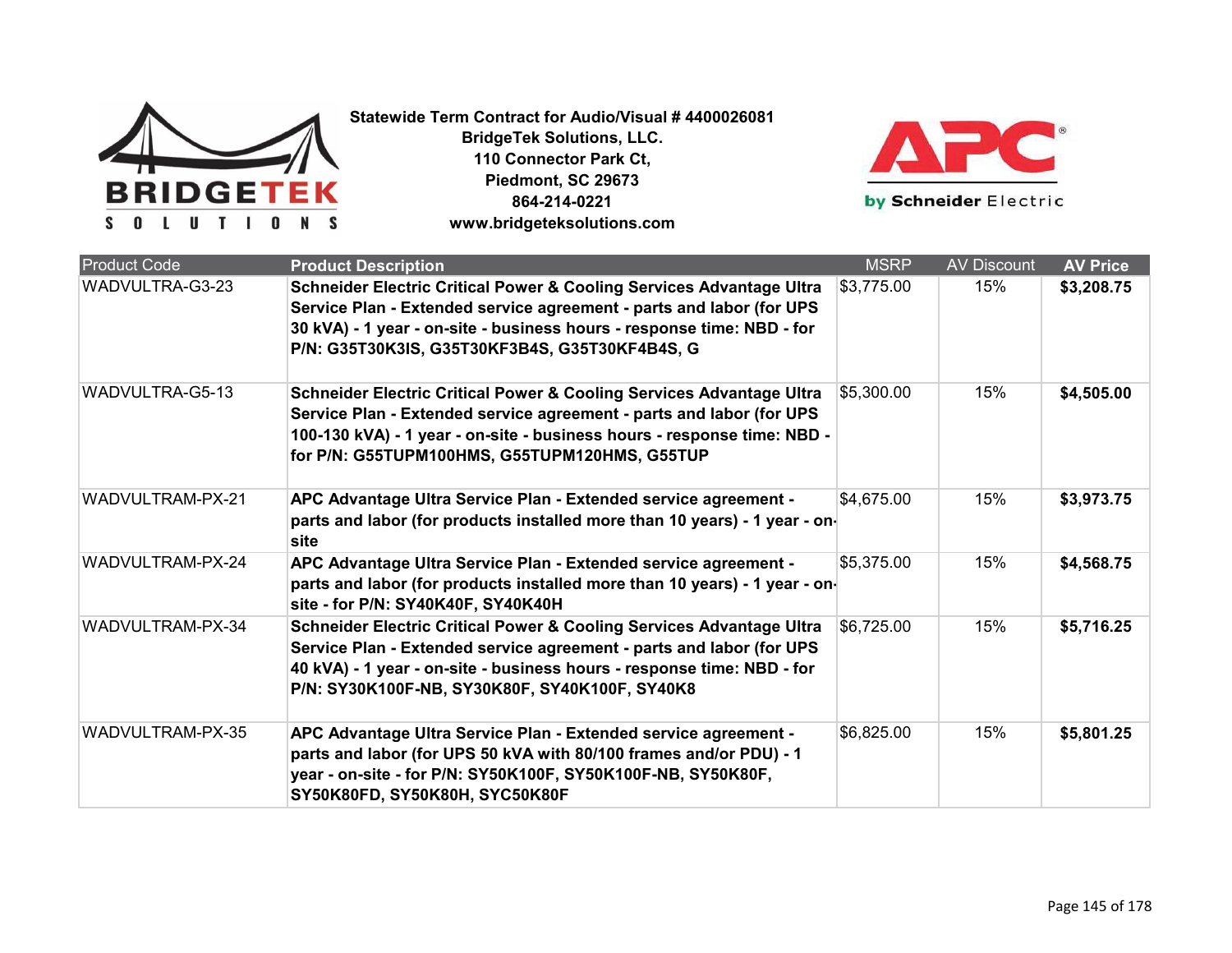**Statewide Term Contract for Audio/Visual # 4400026081**
**BridgeTek Solutions, LLC.**
**110 Connector Park Ct,**
**Piedmont, SC 29673**
**864-214-0221**
**www.bridgeteksolutions.com**

| Product Code | Product Description | MSRP | AV Discount | AV Price |
|---|---|---|---|---|
| WADVULTRA-G3-23 | **Schneider Electric Critical Power & Cooling Services Advantage Ultra Service Plan - Extended service agreement - parts and labor (for UPS 30 kVA) - 1 year - on-site - business hours - response time: NBD - for P/N: G35T30K3IS, G35T30KF3B4S, G35T30KF4B4S, G** | $3,775.00 | 15% | **$3,208.75** |
| WADVULTRA-G5-13 | **Schneider Electric Critical Power & Cooling Services Advantage Ultra Service Plan - Extended service agreement - parts and labor (for UPS 100-130 kVA) - 1 year - on-site - business hours - response time: NBD - for P/N: G55TUPM100HMS, G55TUPM120HMS, G55TUP** | $5,300.00 | 15% | **$4,505.00** |
| WADVULTRAM-PX-21 | **APC Advantage Ultra Service Plan - Extended service agreement - parts and labor (for products installed more than 10 years) - 1 year - on-site** | $4,675.00 | 15% | **$3,973.75** |
| WADVULTRAM-PX-24 | **APC Advantage Ultra Service Plan - Extended service agreement - parts and labor (for products installed more than 10 years) - 1 year - on-site - for P/N: SY40K40F, SY40K40H** | $5,375.00 | 15% | **$4,568.75** |
| WADVULTRAM-PX-34 | **Schneider Electric Critical Power & Cooling Services Advantage Ultra Service Plan - Extended service agreement - parts and labor (for UPS 40 kVA) - 1 year - on-site - business hours - response time: NBD - for P/N: SY30K100F-NB, SY30K80F, SY40K100F, SY40K8** | $6,725.00 | 15% | **$5,716.25** |
| WADVULTRAM-PX-35 | **APC Advantage Ultra Service Plan - Extended service agreement - parts and labor (for UPS 50 kVA with 80/100 frames and/or PDU) - 1 year - on-site - for P/N: SY50K100F, SY50K100F-NB, SY50K80F, SY50K80FD, SY50K80H, SYC50K80F** | $6,825.00 | 15% | **$5,801.25** |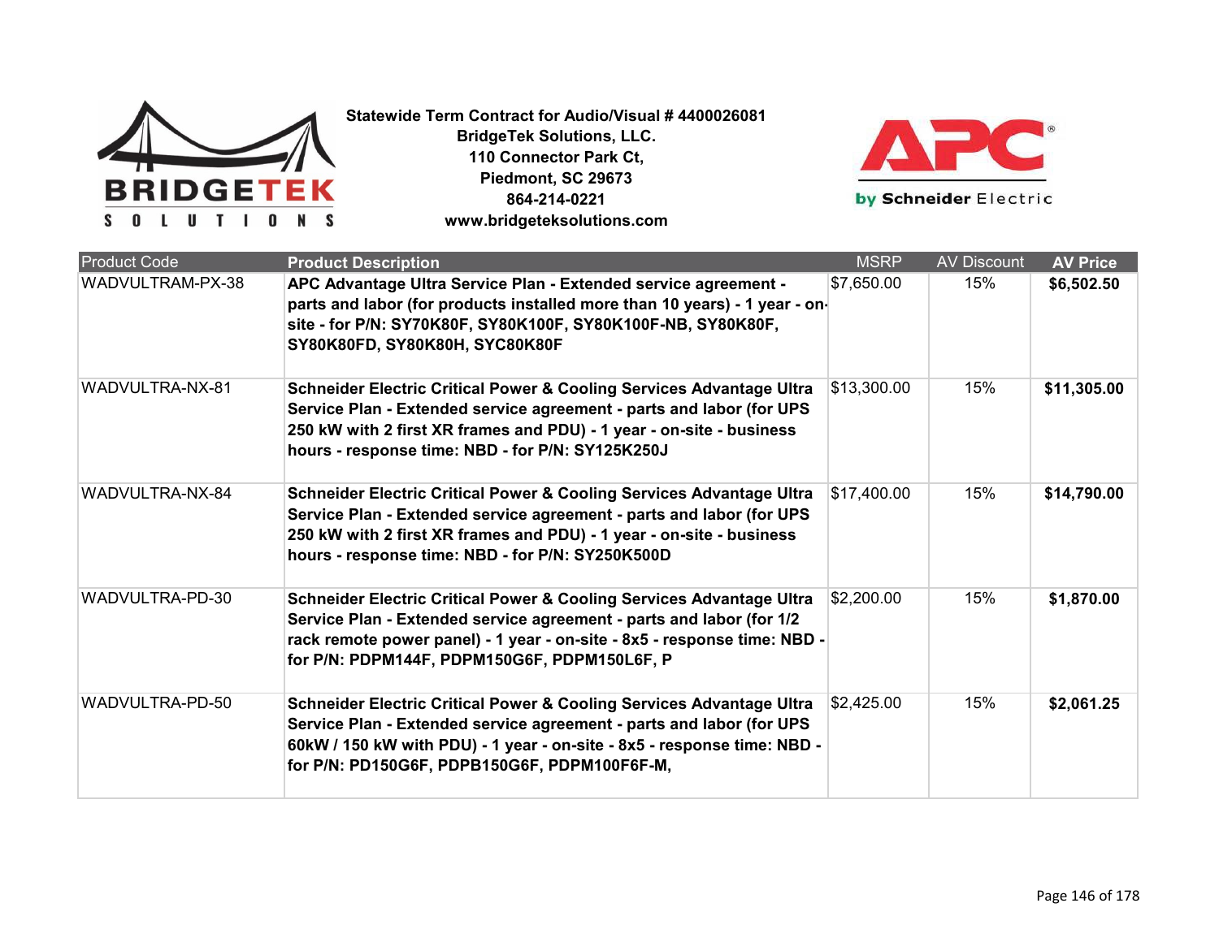**Statewide Term Contract for Audio/Visual # 4400026081**
**BridgeTek Solutions, LLC.**
**110 Connector Park Ct,**
**Piedmont, SC 29673**
**864-214-0221**
**www.bridgeteksolutions.com**

| Product Code | Product Description | MSRP | AV Discount | AV Price |
|---|---|---|---|---|
| WADVULTRAM-PX-38 | **APC Advantage Ultra Service Plan - Extended service agreement - parts and labor (for products installed more than 10 years) - 1 year - on-site - for P/N: SY70K80F, SY80K100F, SY80K100F-NB, SY80K80F, SY80K80FD, SY80K80H, SYC80K80F** | $7,650.00 | 15% | **$6,502.50** |
| WADVULTRA-NX-81 | **Schneider Electric Critical Power & Cooling Services Advantage Ultra Service Plan - Extended service agreement - parts and labor (for UPS 250 kW with 2 first XR frames and PDU) - 1 year - on-site - business hours - response time: NBD - for P/N: SY125K250J** | $13,300.00 | 15% | **$11,305.00** |
| WADVULTRA-NX-84 | **Schneider Electric Critical Power & Cooling Services Advantage Ultra Service Plan - Extended service agreement - parts and labor (for UPS 250 kW with 2 first XR frames and PDU) - 1 year - on-site - business hours - response time: NBD - for P/N: SY250K500D** | $17,400.00 | 15% | **$14,790.00** |
| WADVULTRA-PD-30 | **Schneider Electric Critical Power & Cooling Services Advantage Ultra Service Plan - Extended service agreement - parts and labor (for 1/2 rack remote power panel) - 1 year - on-site - 8x5 - response time: NBD - for P/N: PDPM144F, PDPM150G6F, PDPM150L6F, P** | $2,200.00 | 15% | **$1,870.00** |
| WADVULTRA-PD-50 | **Schneider Electric Critical Power & Cooling Services Advantage Ultra Service Plan - Extended service agreement - parts and labor (for UPS 60kW / 150 kW with PDU) - 1 year - on-site - 8x5 - response time: NBD - for P/N: PD150G6F, PDPB150G6F, PDPM100F6F-M,** | $2,425.00 | 15% | **$2,061.25** |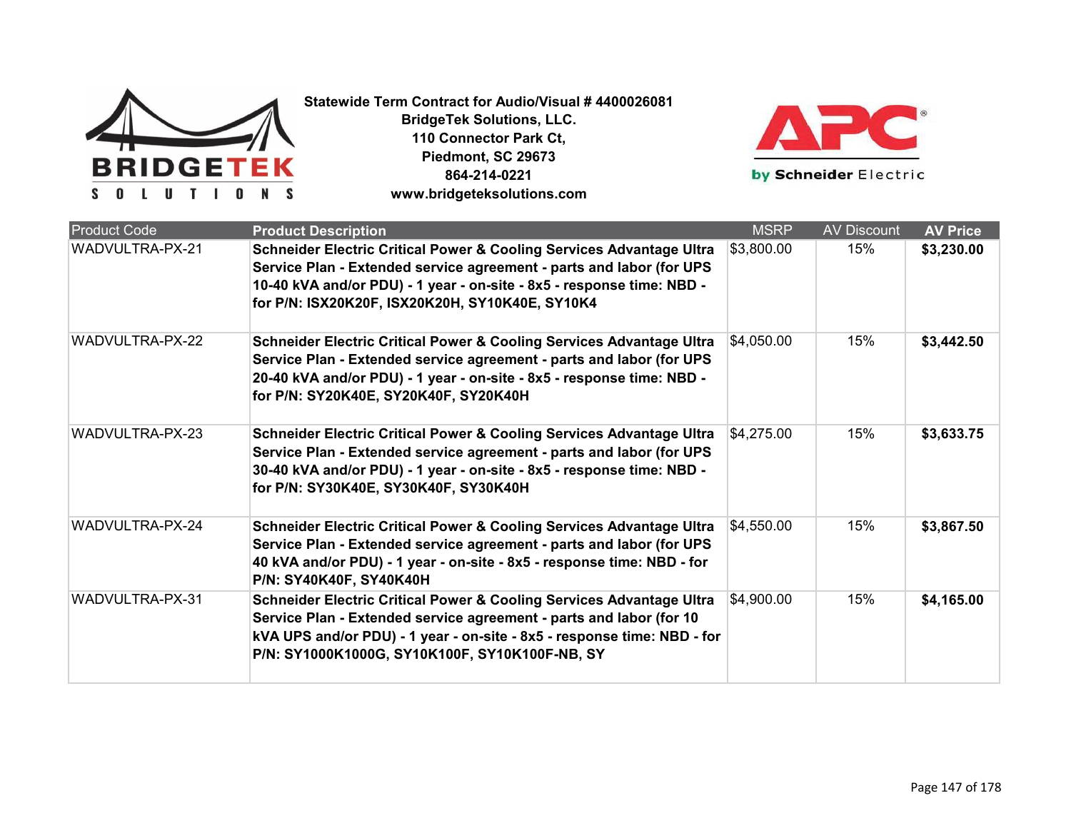**Statewide Term Contract for Audio/Visual # 4400026081**
**BridgeTek Solutions, LLC.**
**110 Connector Park Ct,**
**Piedmont, SC 29673**
**864-214-0221**
**www.bridgeteksolutions.com**

| Product Code | Product Description | MSRP | AV Discount | AV Price |
|---|---|---|---|---|
| WADVULTRA-PX-21 | **Schneider Electric Critical Power & Cooling Services Advantage Ultra Service Plan - Extended service agreement - parts and labor (for UPS 10-40 kVA and/or PDU) - 1 year - on-site - 8x5 - response time: NBD - for P/N: ISX20K20F, ISX20K20H, SY10K40E, SY10K4** | $3,800.00 | 15% | **$3,230.00** |
| WADVULTRA-PX-22 | **Schneider Electric Critical Power & Cooling Services Advantage Ultra Service Plan - Extended service agreement - parts and labor (for UPS 20-40 kVA and/or PDU) - 1 year - on-site - 8x5 - response time: NBD - for P/N: SY20K40E, SY20K40F, SY20K40H** | $4,050.00 | 15% | **$3,442.50** |
| WADVULTRA-PX-23 | **Schneider Electric Critical Power & Cooling Services Advantage Ultra Service Plan - Extended service agreement - parts and labor (for UPS 30-40 kVA and/or PDU) - 1 year - on-site - 8x5 - response time: NBD - for P/N: SY30K40E, SY30K40F, SY30K40H** | $4,275.00 | 15% | **$3,633.75** |
| WADVULTRA-PX-24 | **Schneider Electric Critical Power & Cooling Services Advantage Ultra Service Plan - Extended service agreement - parts and labor (for UPS 40 kVA and/or PDU) - 1 year - on-site - 8x5 - response time: NBD - for P/N: SY40K40F, SY40K40H** | $4,550.00 | 15% | **$3,867.50** |
| WADVULTRA-PX-31 | **Schneider Electric Critical Power & Cooling Services Advantage Ultra Service Plan - Extended service agreement - parts and labor (for 10 kVA UPS and/or PDU) - 1 year - on-site - 8x5 - response time: NBD - for P/N: SY1000K1000G, SY10K100F, SY10K100F-NB, SY** | $4,900.00 | 15% | **$4,165.00** |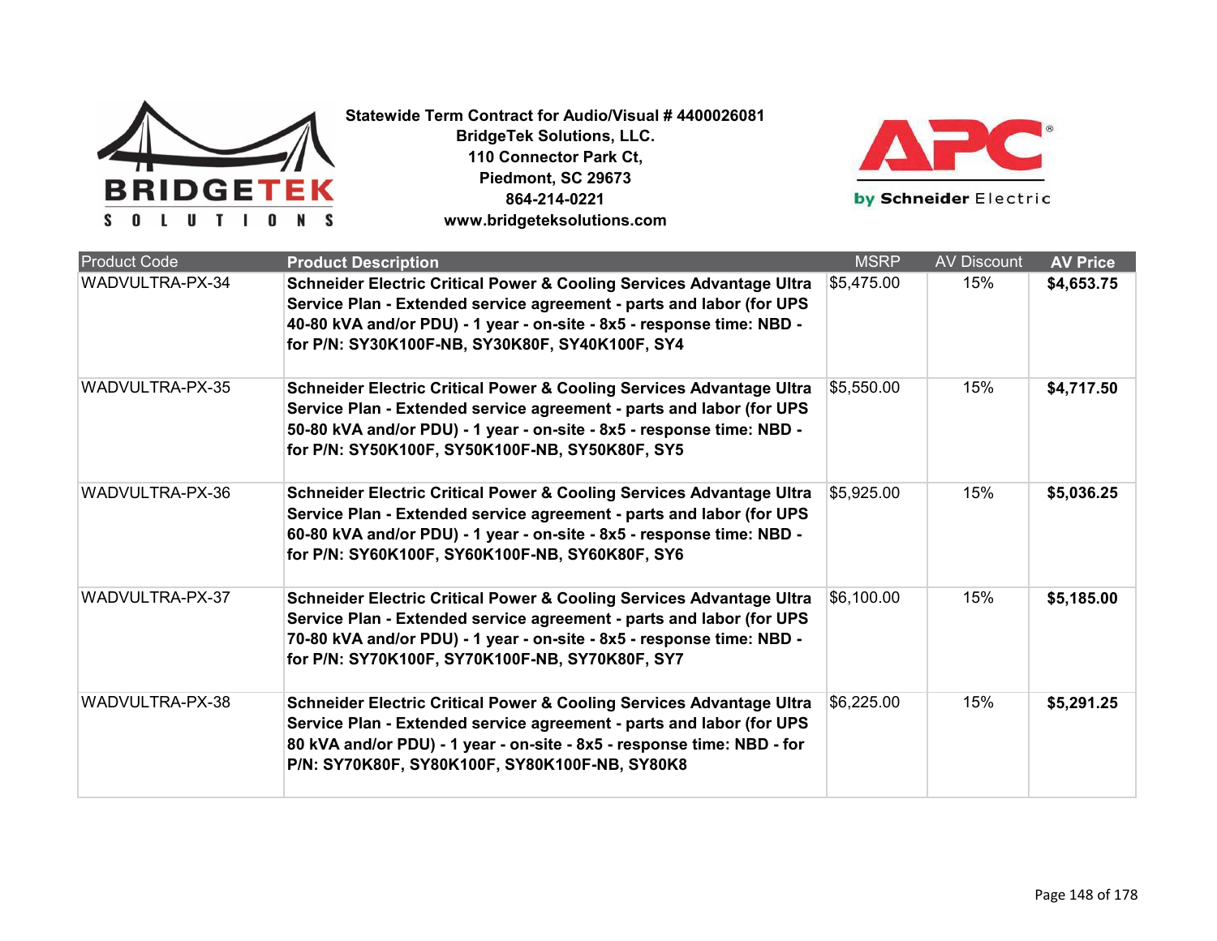**Statewide Term Contract for Audio/Visual # 4400026081**
**BridgeTek Solutions, LLC.**
**110 Connector Park Ct,**
**Piedmont, SC 29673**
**864-214-0221**
**www.bridgeteksolutions.com**

| Product Code | Product Description | MSRP | AV Discount | AV Price |
|---|---|---|---|---|
| WADVULTRA-PX-34 | **Schneider Electric Critical Power & Cooling Services Advantage Ultra Service Plan - Extended service agreement - parts and labor (for UPS 40-80 kVA and/or PDU) - 1 year - on-site - 8x5 - response time: NBD - for P/N: SY30K100F-NB, SY30K80F, SY40K100F, SY4** | $5,475.00 | 15% | **$4,653.75** |
| WADVULTRA-PX-35 | **Schneider Electric Critical Power & Cooling Services Advantage Ultra Service Plan - Extended service agreement - parts and labor (for UPS 50-80 kVA and/or PDU) - 1 year - on-site - 8x5 - response time: NBD - for P/N: SY50K100F, SY50K100F-NB, SY50K80F, SY5** | $5,550.00 | 15% | **$4,717.50** |
| WADVULTRA-PX-36 | **Schneider Electric Critical Power & Cooling Services Advantage Ultra Service Plan - Extended service agreement - parts and labor (for UPS 60-80 kVA and/or PDU) - 1 year - on-site - 8x5 - response time: NBD - for P/N: SY60K100F, SY60K100F-NB, SY60K80F, SY6** | $5,925.00 | 15% | **$5,036.25** |
| WADVULTRA-PX-37 | **Schneider Electric Critical Power & Cooling Services Advantage Ultra Service Plan - Extended service agreement - parts and labor (for UPS 70-80 kVA and/or PDU) - 1 year - on-site - 8x5 - response time: NBD - for P/N: SY70K100F, SY70K100F-NB, SY70K80F, SY7** | $6,100.00 | 15% | **$5,185.00** |
| WADVULTRA-PX-38 | **Schneider Electric Critical Power & Cooling Services Advantage Ultra Service Plan - Extended service agreement - parts and labor (for UPS 80 kVA and/or PDU) - 1 year - on-site - 8x5 - response time: NBD - for P/N: SY70K80F, SY80K100F, SY80K100F-NB, SY80K8** | $6,225.00 | 15% | **$5,291.25** |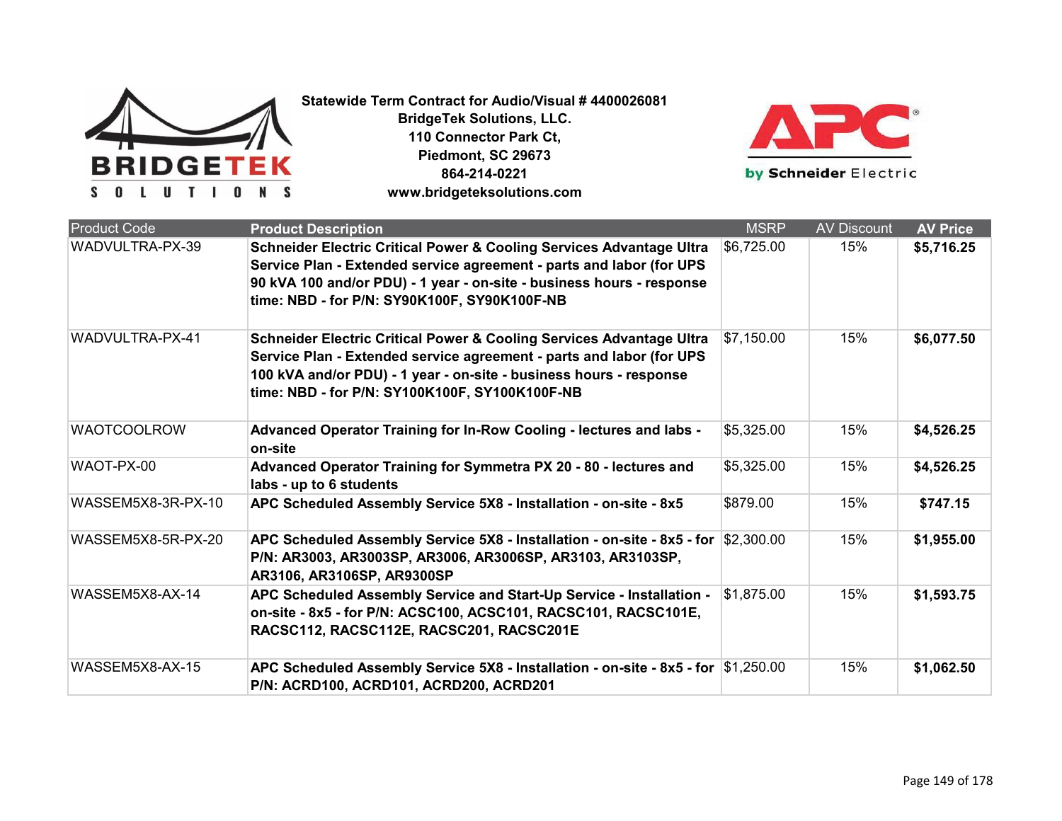**Statewide Term Contract for Audio/Visual # 4400026081**
**BridgeTek Solutions, LLC.**
**110 Connector Park Ct,**
**Piedmont, SC 29673**
**864-214-0221**
**www.bridgeteksolutions.com**

| Product Code | Product Description | MSRP | AV Discount | AV Price |
|---|---|---|---|---|
| WADVULTRA-PX-39 | **Schneider Electric Critical Power & Cooling Services Advantage Ultra Service Plan - Extended service agreement - parts and labor (for UPS 90 kVA 100 and/or PDU) - 1 year - on-site - business hours - response time: NBD - for P/N: SY90K100F, SY90K100F-NB** | $6,725.00 | 15% | **$5,716.25** |
| WADVULTRA-PX-41 | **Schneider Electric Critical Power & Cooling Services Advantage Ultra Service Plan - Extended service agreement - parts and labor (for UPS 100 kVA and/or PDU) - 1 year - on-site - business hours - response time: NBD - for P/N: SY100K100F, SY100K100F-NB** | $7,150.00 | 15% | **$6,077.50** |
| WAOTCOOLROW | **Advanced Operator Training for In-Row Cooling - lectures and labs - on-site** | $5,325.00 | 15% | **$4,526.25** |
| WAOT-PX-00 | **Advanced Operator Training for Symmetra PX 20 - 80 - lectures and labs - up to 6 students** | $5,325.00 | 15% | **$4,526.25** |
| WASSEM5X8-3R-PX-10 | **APC Scheduled Assembly Service 5X8 - Installation - on-site - 8x5** | $879.00 | 15% | **$747.15** |
| WASSEM5X8-5R-PX-20 | **APC Scheduled Assembly Service 5X8 - Installation - on-site - 8x5 - for P/N: AR3003, AR3003SP, AR3006, AR3006SP, AR3103, AR3103SP, AR3106, AR3106SP, AR9300SP** | $2,300.00 | 15% | **$1,955.00** |
| WASSEM5X8-AX-14 | **APC Scheduled Assembly Service and Start-Up Service - Installation - on-site - 8x5 - for P/N: ACSC100, ACSC101, RACSC101, RACSC101E, RACSC112, RACSC112E, RACSC201, RACSC201E** | $1,875.00 | 15% | **$1,593.75** |
| WASSEM5X8-AX-15 | **APC Scheduled Assembly Service 5X8 - Installation - on-site - 8x5 - for P/N: ACRD100, ACRD101, ACRD200, ACRD201** | $1,250.00 | 15% | **$1,062.50** |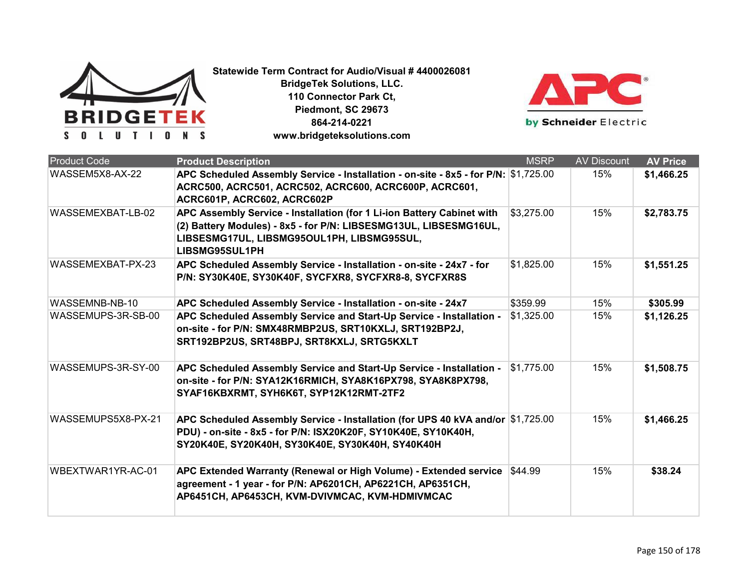**Statewide Term Contract for Audio/Visual # 4400026081**
**BridgeTek Solutions, LLC.**
**110 Connector Park Ct,**
**Piedmont, SC 29673**
**864-214-0221**
**www.bridgeteksolutions.com**

| Product Code | Product Description | MSRP | AV Discount | AV Price |
|---|---|---|---|---|
| WASSEM5X8-AX-22 | **APC Scheduled Assembly Service - Installation - on-site - 8x5 - for P/N: ACRC500, ACRC501, ACRC502, ACRC600, ACRC600P, ACRC601, ACRC601P, ACRC602, ACRC602P** | $1,725.00 | 15% | **$1,466.25** |
| WASSEMEXBAT-LB-02 | **APC Assembly Service - Installation (for 1 Li-ion Battery Cabinet with (2) Battery Modules) - 8x5 - for P/N: LIBSESMG13UL, LIBSESMG16UL, LIBSESMG17UL, LIBSMG95OUL1PH, LIBSMG95SUL, LIBSMG95SUL1PH** | $3,275.00 | 15% | **$2,783.75** |
| WASSEMEXBAT-PX-23 | **APC Scheduled Assembly Service - Installation - on-site - 24x7 - for P/N: SY30K40E, SY30K40F, SYCFXR8, SYCFXR8-8, SYCFXR8S** | $1,825.00 | 15% | **$1,551.25** |
| WASSEMNB-NB-10 | **APC Scheduled Assembly Service - Installation - on-site - 24x7** | $359.99 | 15% | **$305.99** |
| WASSEMUPS-3R-SB-00 | **APC Scheduled Assembly Service and Start-Up Service - Installation - on-site - for P/N: SMX48RMBP2US, SRT10KXLJ, SRT192BP2J, SRT192BP2US, SRT48BPJ, SRT8KXLJ, SRTG5KXLT** | $1,325.00 | 15% | **$1,126.25** |
| WASSEMUPS-3R-SY-00 | **APC Scheduled Assembly Service and Start-Up Service - Installation - on-site - for P/N: SYA12K16RMICH, SYA8K16PX798, SYA8K8PX798, SYAF16KBXRMT, SYH6K6T, SYP12K12RMT-2TF2** | $1,775.00 | 15% | **$1,508.75** |
| WASSEMUPS5X8-PX-21 | **APC Scheduled Assembly Service - Installation (for UPS 40 kVA and/or PDU) - on-site - 8x5 - for P/N: ISX20K20F, SY10K40E, SY10K40H, SY20K40E, SY20K40H, SY30K40E, SY30K40H, SY40K40H** | $1,725.00 | 15% | **$1,466.25** |
| WBEXTWAR1YR-AC-01 | **APC Extended Warranty (Renewal or High Volume) - Extended service agreement - 1 year - for P/N: AP6201CH, AP6221CH, AP6351CH, AP6451CH, AP6453CH, KVM-DVIVMCAC, KVM-HDMIVMCAC** | $44.99 | 15% | **$38.24** |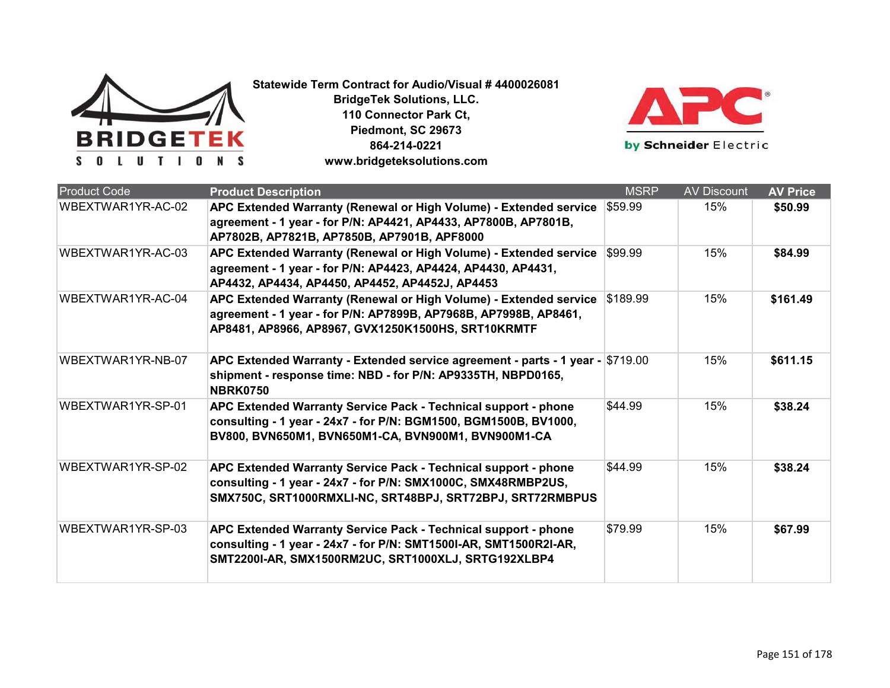**Statewide Term Contract for Audio/Visual # 4400026081**
**BridgeTek Solutions, LLC.**
**110 Connector Park Ct,**
**Piedmont, SC 29673**
**864-214-0221**
**www.bridgeteksolutions.com**

| Product Code | Product Description | MSRP | AV Discount | AV Price |
|---|---|---|---|---|
| WBEXTWAR1YR-AC-02 | **APC Extended Warranty (Renewal or High Volume) - Extended service agreement - 1 year - for P/N: AP4421, AP4433, AP7800B, AP7801B, AP7802B, AP7821B, AP7850B, AP7901B, APF8000** | $59.99 | 15% | **$50.99** |
| WBEXTWAR1YR-AC-03 | **APC Extended Warranty (Renewal or High Volume) - Extended service agreement - 1 year - for P/N: AP4423, AP4424, AP4430, AP4431, AP4432, AP4434, AP4450, AP4452, AP4452J, AP4453** | $99.99 | 15% | **$84.99** |
| WBEXTWAR1YR-AC-04 | **APC Extended Warranty (Renewal or High Volume) - Extended service agreement - 1 year - for P/N: AP7899B, AP7968B, AP7998B, AP8461, AP8481, AP8966, AP8967, GVX1250K1500HS, SRT10KRMTF** | $189.99 | 15% | **$161.49** |
| WBEXTWAR1YR-NB-07 | **APC Extended Warranty - Extended service agreement - parts - 1 year - shipment - response time: NBD - for P/N: AP9335TH, NBPD0165, NBRK0750** | $719.00 | 15% | **$611.15** |
| WBEXTWAR1YR-SP-01 | **APC Extended Warranty Service Pack - Technical support - phone consulting - 1 year - 24x7 - for P/N: BGM1500, BGM1500B, BV1000, BV800, BVN650M1, BVN650M1-CA, BVN900M1, BVN900M1-CA** | $44.99 | 15% | **$38.24** |
| WBEXTWAR1YR-SP-02 | **APC Extended Warranty Service Pack - Technical support - phone consulting - 1 year - 24x7 - for P/N: SMX1000C, SMX48RMBP2US, SMX750C, SRT1000RMXLI-NC, SRT48BPJ, SRT72BPJ, SRT72RMBPUS** | $44.99 | 15% | **$38.24** |
| WBEXTWAR1YR-SP-03 | **APC Extended Warranty Service Pack - Technical support - phone consulting - 1 year - 24x7 - for P/N: SMT1500I-AR, SMT1500R2I-AR, SMT2200I-AR, SMX1500RM2UC, SRT1000XLJ, SRTG192XLBP4** | $79.99 | 15% | **$67.99** |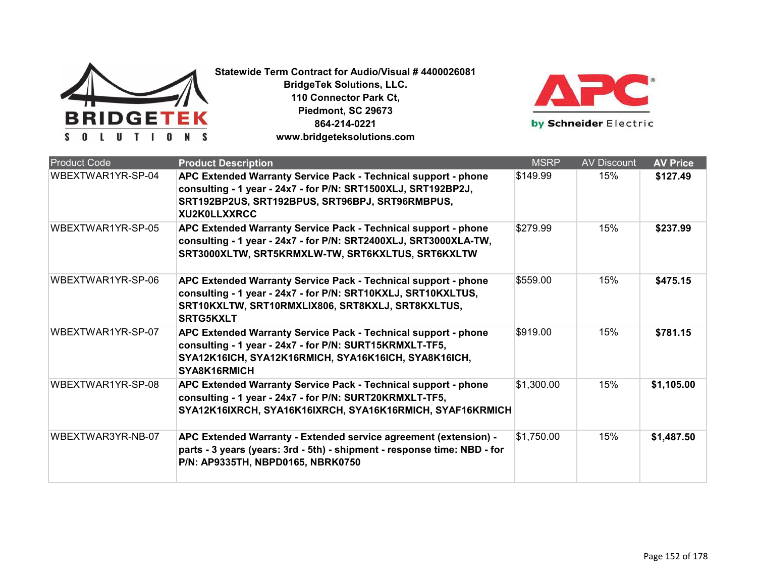**Statewide Term Contract for Audio/Visual # 4400026081**
**BridgeTek Solutions, LLC.**
**110 Connector Park Ct,**
**Piedmont, SC 29673**
**864-214-0221**
**www.bridgeteksolutions.com**

| Product Code | Product Description | MSRP | AV Discount | AV Price |
|---|---|---|---|---|
| WBEXTWAR1YR-SP-04 | **APC Extended Warranty Service Pack - Technical support - phone consulting - 1 year - 24x7 - for P/N: SRT1500XLJ, SRT192BP2J, SRT192BP2US, SRT192BPUS, SRT96BPJ, SRT96RMBPUS, XU2K0LLXXRCC** | $149.99 | 15% | **$127.49** |
| WBEXTWAR1YR-SP-05 | **APC Extended Warranty Service Pack - Technical support - phone consulting - 1 year - 24x7 - for P/N: SRT2400XLJ, SRT3000XLA-TW, SRT3000XLTW, SRT5KRMXLW-TW, SRT6KXLTUS, SRT6KXLTW** | $279.99 | 15% | **$237.99** |
| WBEXTWAR1YR-SP-06 | **APC Extended Warranty Service Pack - Technical support - phone consulting - 1 year - 24x7 - for P/N: SRT10KXLJ, SRT10KXLTUS, SRT10KXLTW, SRT10RMXLIX806, SRT8KXLJ, SRT8KXLTUS, SRTG5KXLT** | $559.00 | 15% | **$475.15** |
| WBEXTWAR1YR-SP-07 | **APC Extended Warranty Service Pack - Technical support - phone consulting - 1 year - 24x7 - for P/N: SURT15KRMXLT-TF5, SYA12K16ICH, SYA12K16RMICH, SYA16K16ICH, SYA8K16ICH, SYA8K16RMICH** | $919.00 | 15% | **$781.15** |
| WBEXTWAR1YR-SP-08 | **APC Extended Warranty Service Pack - Technical support - phone consulting - 1 year - 24x7 - for P/N: SURT20KRMXLT-TF5, SYA12K16IXRCH, SYA16K16IXRCH, SYA16K16RMICH, SYAF16KRMICH** | $1,300.00 | 15% | **$1,105.00** |
| WBEXTWAR3YR-NB-07 | **APC Extended Warranty - Extended service agreement (extension) - parts - 3 years (years: 3rd - 5th) - shipment - response time: NBD - for P/N: AP9335TH, NBPD0165, NBRK0750** | $1,750.00 | 15% | **$1,487.50** |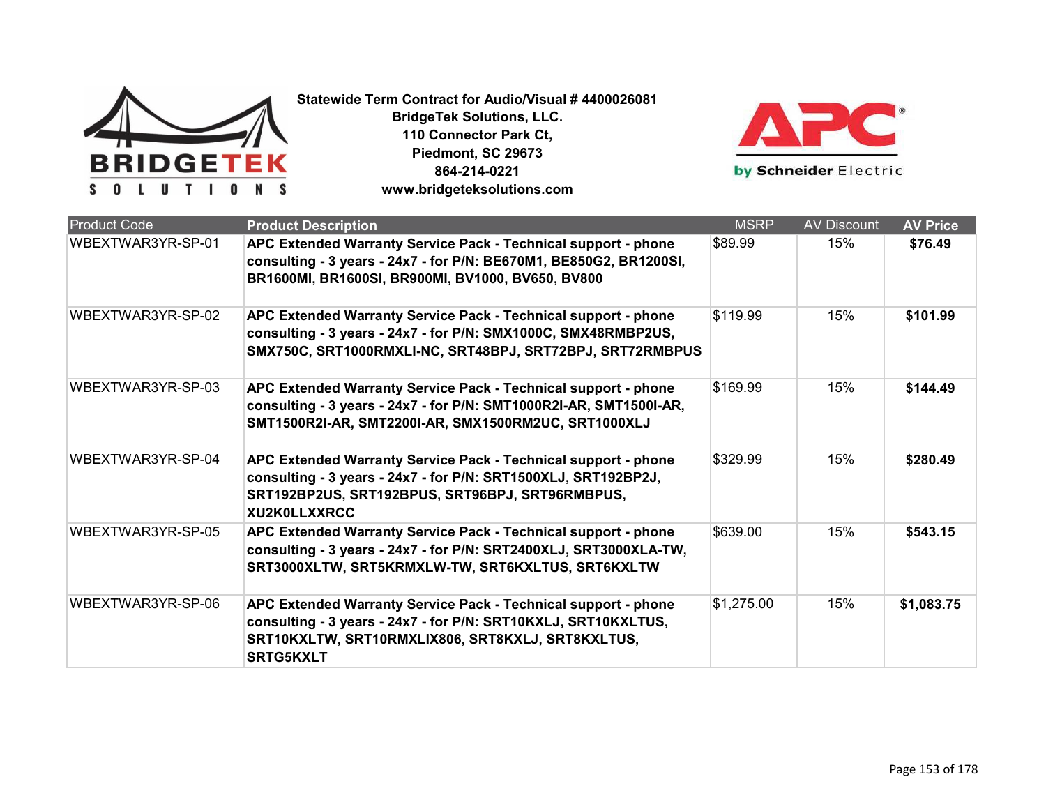**Statewide Term Contract for Audio/Visual # 4400026081**
**BridgeTek Solutions, LLC.**
**110 Connector Park Ct,**
**Piedmont, SC 29673**
**864-214-0221**
**www.bridgeteksolutions.com**

| Product Code | **Product Description** | MSRP | AV Discount | **AV Price** |
|---|---|---|---|---|
| WBEXTWAR3YR-SP-01 | **APC Extended Warranty Service Pack - Technical support - phone consulting - 3 years - 24x7 - for P/N: BE670M1, BE850G2, BR1200SI, BR1600MI, BR1600SI, BR900MI, BV1000, BV650, BV800** | $89.99 | 15% | **$76.49** |
| WBEXTWAR3YR-SP-02 | **APC Extended Warranty Service Pack - Technical support - phone consulting - 3 years - 24x7 - for P/N: SMX1000C, SMX48RMBP2US, SMX750C, SRT1000RMXLI-NC, SRT48BPJ, SRT72BPJ, SRT72RMBPUS** | $119.99 | 15% | **$101.99** |
| WBEXTWAR3YR-SP-03 | **APC Extended Warranty Service Pack - Technical support - phone consulting - 3 years - 24x7 - for P/N: SMT1000R2I-AR, SMT1500I-AR, SMT1500R2I-AR, SMT2200I-AR, SMX1500RM2UC, SRT1000XLJ** | $169.99 | 15% | **$144.49** |
| WBEXTWAR3YR-SP-04 | **APC Extended Warranty Service Pack - Technical support - phone consulting - 3 years - 24x7 - for P/N: SRT1500XLJ, SRT192BP2J, SRT192BP2US, SRT192BPUS, SRT96BPJ, SRT96RMBPUS, XU2K0LLXXRCC** | $329.99 | 15% | **$280.49** |
| WBEXTWAR3YR-SP-05 | **APC Extended Warranty Service Pack - Technical support - phone consulting - 3 years - 24x7 - for P/N: SRT2400XLJ, SRT3000XLA-TW, SRT3000XLTW, SRT5KRMXLW-TW, SRT6KXLTUS, SRT6KXLTW** | $639.00 | 15% | **$543.15** |
| WBEXTWAR3YR-SP-06 | **APC Extended Warranty Service Pack - Technical support - phone consulting - 3 years - 24x7 - for P/N: SRT10KXLJ, SRT10KXLTUS, SRT10KXLTW, SRT10RMXLIX806, SRT8KXLJ, SRT8KXLTUS, SRTG5KXLT** | $1,275.00 | 15% | **$1,083.75** |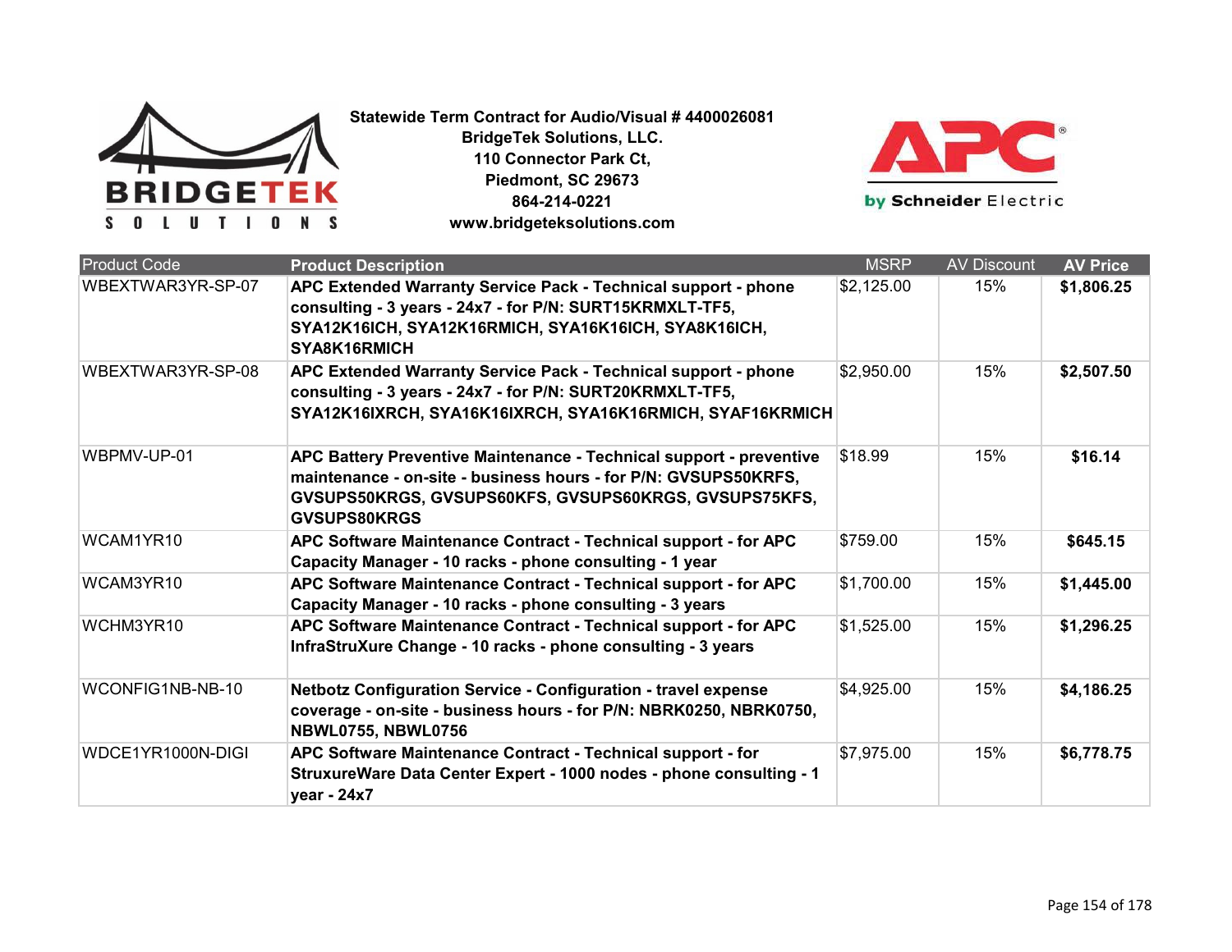**Statewide Term Contract for Audio/Visual # 4400026081**
**BridgeTek Solutions, LLC.**
**110 Connector Park Ct,**
**Piedmont, SC 29673**
**864-214-0221**
**www.bridgeteksolutions.com**

| Product Code | Product Description | MSRP | AV Discount | AV Price |
|---|---|---|---|---|
| WBEXTWAR3YR-SP-07 | **APC Extended Warranty Service Pack - Technical support - phone consulting - 3 years - 24x7 - for P/N: SURT15KRMXLT-TF5, SYA12K16ICH, SYA12K16RMICH, SYA16K16ICH, SYA8K16ICH, SYA8K16RMICH** | $2,125.00 | 15% | **$1,806.25** |
| WBEXTWAR3YR-SP-08 | **APC Extended Warranty Service Pack - Technical support - phone consulting - 3 years - 24x7 - for P/N: SURT20KRMXLT-TF5, SYA12K16IXRCH, SYA16K16IXRCH, SYA16K16RMICH, SYAF16KRMICH** | $2,950.00 | 15% | **$2,507.50** |
| WBPMV-UP-01 | **APC Battery Preventive Maintenance - Technical support - preventive maintenance - on-site - business hours - for P/N: GVSUPS50KRFS, GVSUPS50KRGS, GVSUPS60KFS, GVSUPS60KRGS, GVSUPS75KFS, GVSUPS80KRGS** | $18.99 | 15% | **$16.14** |
| WCAM1YR10 | **APC Software Maintenance Contract - Technical support - for APC Capacity Manager - 10 racks - phone consulting - 1 year** | $759.00 | 15% | **$645.15** |
| WCAM3YR10 | **APC Software Maintenance Contract - Technical support - for APC Capacity Manager - 10 racks - phone consulting - 3 years** | $1,700.00 | 15% | **$1,445.00** |
| WCHM3YR10 | **APC Software Maintenance Contract - Technical support - for APC InfraStruXure Change - 10 racks - phone consulting - 3 years** | $1,525.00 | 15% | **$1,296.25** |
| WCONFIG1NB-NB-10 | **Netbotz Configuration Service - Configuration - travel expense coverage - on-site - business hours - for P/N: NBRK0250, NBRK0750, NBWL0755, NBWL0756** | $4,925.00 | 15% | **$4,186.25** |
| WDCE1YR1000N-DIGI | **APC Software Maintenance Contract - Technical support - for StruxureWare Data Center Expert - 1000 nodes - phone consulting - 1 year - 24x7** | $7,975.00 | 15% | **$6,778.75** |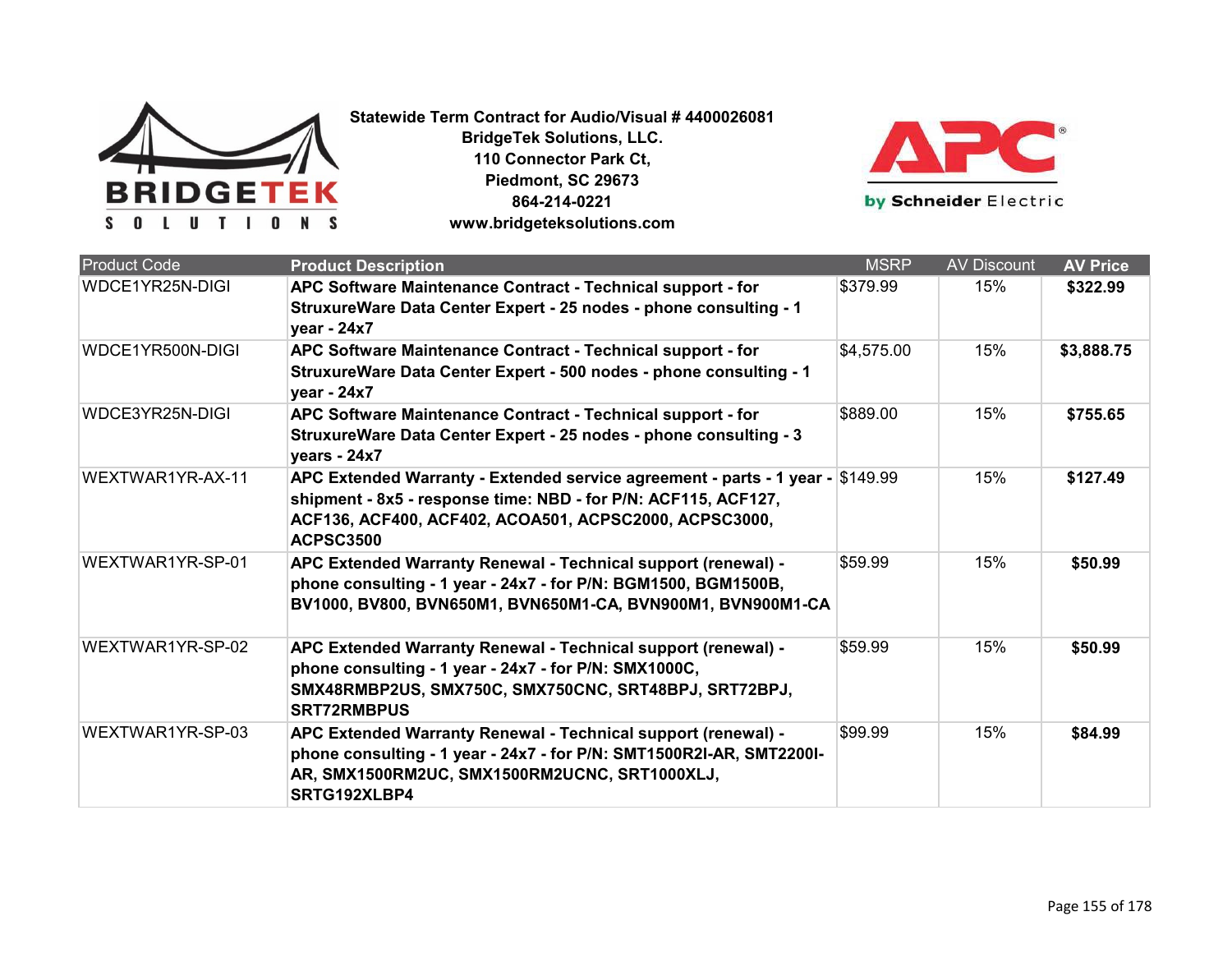**Statewide Term Contract for Audio/Visual # 4400026081**
**BridgeTek Solutions, LLC.**
**110 Connector Park Ct,**
**Piedmont, SC 29673**
**864-214-0221**
**www.bridgeteksolutions.com**

| Product Code | Product Description | MSRP | AV Discount | AV Price |
|---|---|---|---|---|
| WDCE1YR25N-DIGI | **APC Software Maintenance Contract - Technical support - for StruxureWare Data Center Expert - 25 nodes - phone consulting - 1 year - 24x7** | $379.99 | 15% | **$322.99** |
| WDCE1YR500N-DIGI | **APC Software Maintenance Contract - Technical support - for StruxureWare Data Center Expert - 500 nodes - phone consulting - 1 year - 24x7** | $4,575.00 | 15% | **$3,888.75** |
| WDCE3YR25N-DIGI | **APC Software Maintenance Contract - Technical support - for StruxureWare Data Center Expert - 25 nodes - phone consulting - 3 years - 24x7** | $889.00 | 15% | **$755.65** |
| WEXTWAR1YR-AX-11 | **APC Extended Warranty - Extended service agreement - parts - 1 year - shipment - 8x5 - response time: NBD - for P/N: ACF115, ACF127, ACF136, ACF400, ACF402, ACOA501, ACPSC2000, ACPSC3000, ACPSC3500** | $149.99 | 15% | **$127.49** |
| WEXTWAR1YR-SP-01 | **APC Extended Warranty Renewal - Technical support (renewal) - phone consulting - 1 year - 24x7 - for P/N: BGM1500, BGM1500B, BV1000, BV800, BVN650M1, BVN650M1-CA, BVN900M1, BVN900M1-CA** | $59.99 | 15% | **$50.99** |
| WEXTWAR1YR-SP-02 | **APC Extended Warranty Renewal - Technical support (renewal) - phone consulting - 1 year - 24x7 - for P/N: SMX1000C, SMX48RMBP2US, SMX750C, SMX750CNC, SRT48BPJ, SRT72BPJ, SRT72RMBPUS** | $59.99 | 15% | **$50.99** |
| WEXTWAR1YR-SP-03 | **APC Extended Warranty Renewal - Technical support (renewal) - phone consulting - 1 year - 24x7 - for P/N: SMT1500R2I-AR, SMT2200I-AR, SMX1500RM2UC, SMX1500RM2UCNC, SRT1000XLJ, SRTG192XLBP4** | $99.99 | 15% | **$84.99** |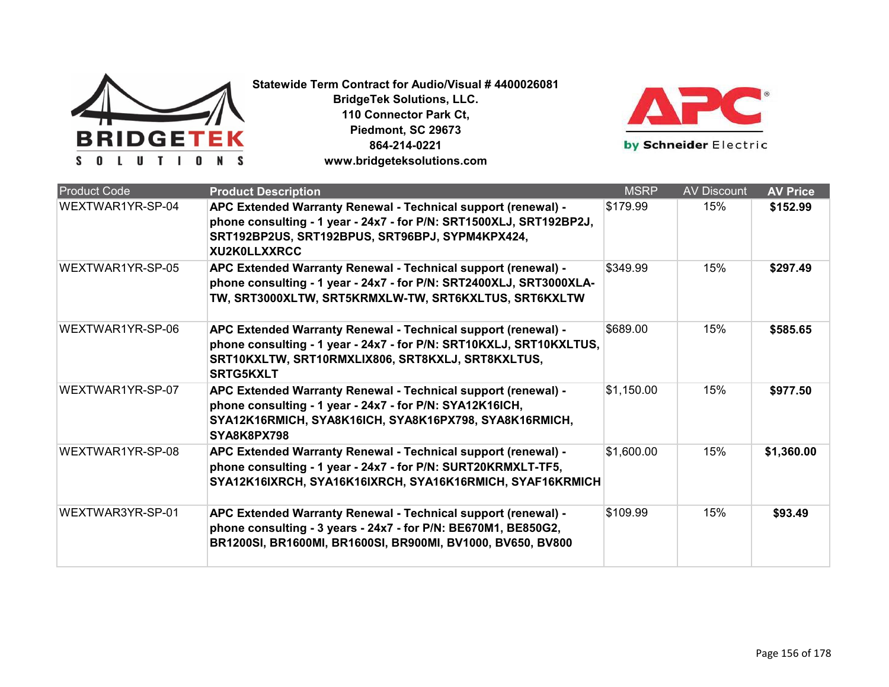**Statewide Term Contract for Audio/Visual # 4400026081**
**BridgeTek Solutions, LLC.**
**110 Connector Park Ct,**
**Piedmont, SC 29673**
**864-214-0221**
**www.bridgeteksolutions.com**

| Product Code | Product Description | MSRP | AV Discount | AV Price |
|---|---|---|---|---|
| WEXTWAR1YR-SP-04 | **APC Extended Warranty Renewal - Technical support (renewal) - phone consulting - 1 year - 24x7 - for P/N: SRT1500XLJ, SRT192BP2J, SRT192BP2US, SRT192BPUS, SRT96BPJ, SYPM4KPX424, XU2K0LLXXRCC** | $179.99 | 15% | **$152.99** |
| WEXTWAR1YR-SP-05 | **APC Extended Warranty Renewal - Technical support (renewal) - phone consulting - 1 year - 24x7 - for P/N: SRT2400XLJ, SRT3000XLA-TW, SRT3000XLTW, SRT5KRMXLW-TW, SRT6KXLTUS, SRT6KXLTW** | $349.99 | 15% | **$297.49** |
| WEXTWAR1YR-SP-06 | **APC Extended Warranty Renewal - Technical support (renewal) - phone consulting - 1 year - 24x7 - for P/N: SRT10KXLJ, SRT10KXLTUS, SRT10KXLTW, SRT10RMXLIX806, SRT8KXLJ, SRT8KXLTUS, SRTG5KXLT** | $689.00 | 15% | **$585.65** |
| WEXTWAR1YR-SP-07 | **APC Extended Warranty Renewal - Technical support (renewal) - phone consulting - 1 year - 24x7 - for P/N: SYA12K16ICH, SYA12K16RMICH, SYA8K16ICH, SYA8K16PX798, SYA8K16RMICH, SYA8K8PX798** | $1,150.00 | 15% | **$977.50** |
| WEXTWAR1YR-SP-08 | **APC Extended Warranty Renewal - Technical support (renewal) - phone consulting - 1 year - 24x7 - for P/N: SURT20KRMXLT-TF5, SYA12K16IXRCH, SYA16K16IXRCH, SYA16K16RMICH, SYAF16KRMICH** | $1,600.00 | 15% | **$1,360.00** |
| WEXTWAR3YR-SP-01 | **APC Extended Warranty Renewal - Technical support (renewal) - phone consulting - 3 years - 24x7 - for P/N: BE670M1, BE850G2, BR1200SI, BR1600MI, BR1600SI, BR900MI, BV1000, BV650, BV800** | $109.99 | 15% | **$93.49** |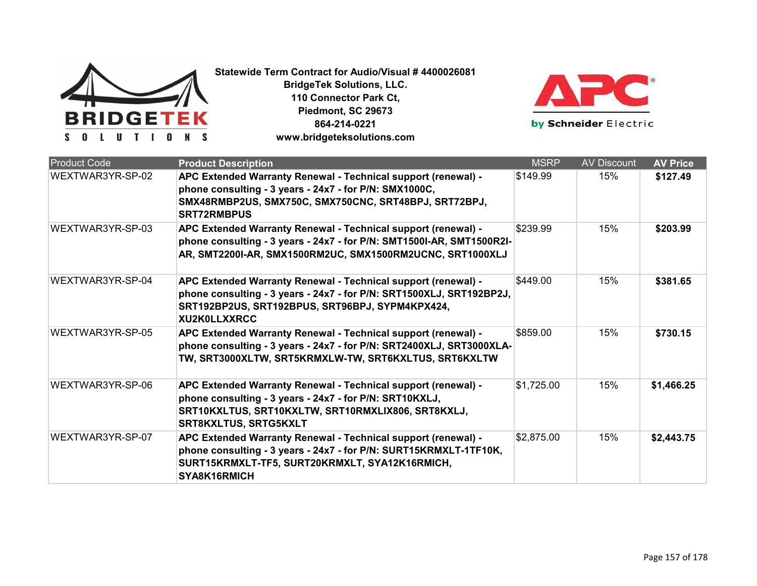**Statewide Term Contract for Audio/Visual # 4400026081**
**BridgeTek Solutions, LLC.**
**110 Connector Park Ct,**
**Piedmont, SC 29673**
**864-214-0221**
**www.bridgeteksolutions.com**

| Product Code | Product Description | MSRP | AV Discount | AV Price |
|---|---|---|---|---|
| WEXTWAR3YR-SP-02 | **APC Extended Warranty Renewal - Technical support (renewal) - phone consulting - 3 years - 24x7 - for P/N: SMX1000C, SMX48RMBP2US, SMX750C, SMX750CNC, SRT48BPJ, SRT72BPJ, SRT72RMBPUS** | $149.99 | 15% | **$127.49** |
| WEXTWAR3YR-SP-03 | **APC Extended Warranty Renewal - Technical support (renewal) - phone consulting - 3 years - 24x7 - for P/N: SMT1500I-AR, SMT1500R2I-AR, SMT2200I-AR, SMX1500RM2UC, SMX1500RM2UCNC, SRT1000XLJ** | $239.99 | 15% | **$203.99** |
| WEXTWAR3YR-SP-04 | **APC Extended Warranty Renewal - Technical support (renewal) - phone consulting - 3 years - 24x7 - for P/N: SRT1500XLJ, SRT192BP2J, SRT192BP2US, SRT192BPUS, SRT96BPJ, SYPM4KPX424, XU2K0LLXXRCC** | $449.00 | 15% | **$381.65** |
| WEXTWAR3YR-SP-05 | **APC Extended Warranty Renewal - Technical support (renewal) - phone consulting - 3 years - 24x7 - for P/N: SRT2400XLJ, SRT3000XLA-TW, SRT3000XLTW, SRT5KRMXLW-TW, SRT6KXLTUS, SRT6KXLTW** | $859.00 | 15% | **$730.15** |
| WEXTWAR3YR-SP-06 | **APC Extended Warranty Renewal - Technical support (renewal) - phone consulting - 3 years - 24x7 - for P/N: SRT10KXLJ, SRT10KXLTUS, SRT10KXLTW, SRT10RMXLIX806, SRT8KXLJ, SRT8KXLTUS, SRTG5KXLT** | $1,725.00 | 15% | **$1,466.25** |
| WEXTWAR3YR-SP-07 | **APC Extended Warranty Renewal - Technical support (renewal) - phone consulting - 3 years - 24x7 - for P/N: SURT15KRMXLT-1TF10K, SURT15KRMXLT-TF5, SURT20KRMXLT, SYA12K16RMICH, SYA8K16RMICH** | $2,875.00 | 15% | **$2,443.75** |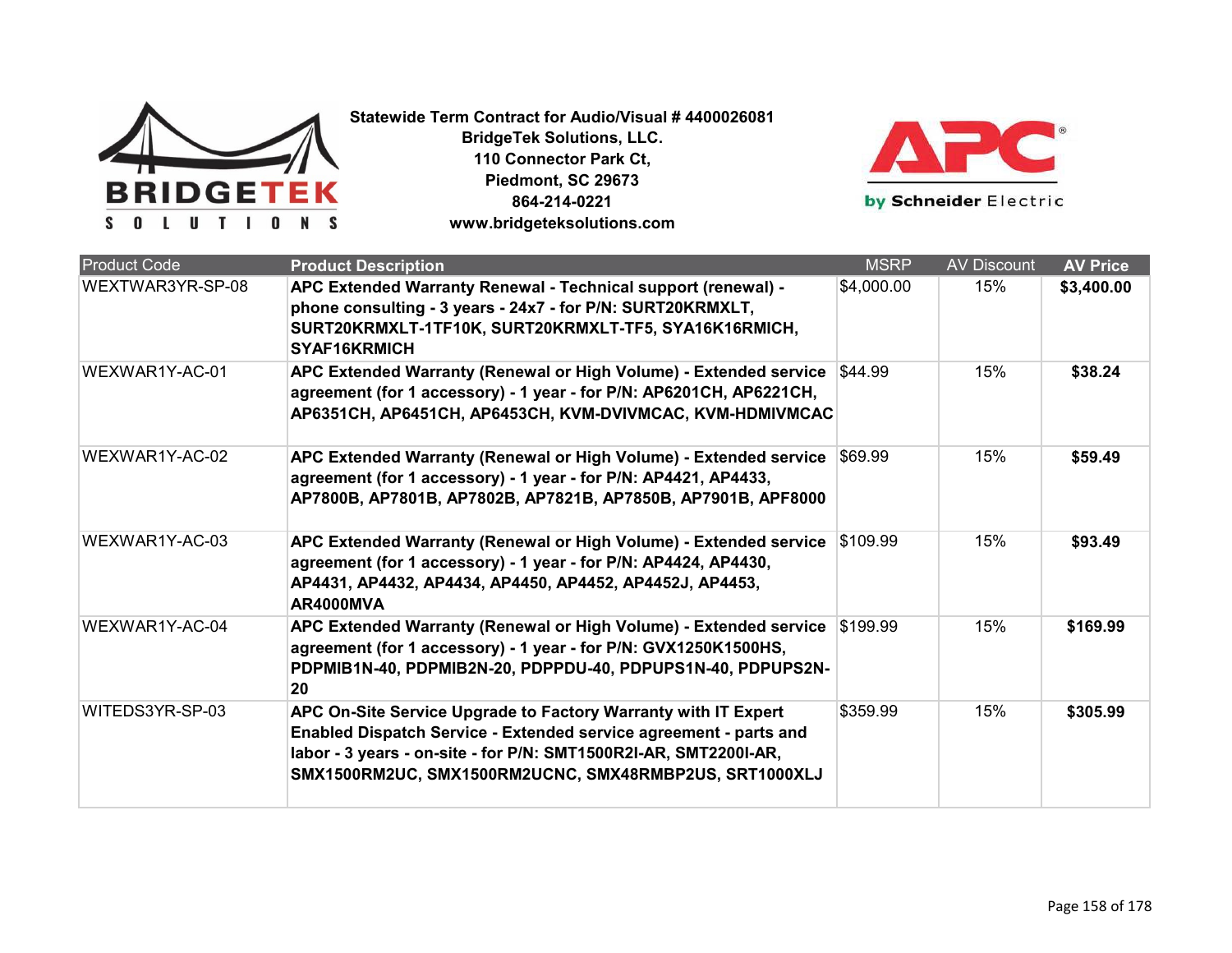**Statewide Term Contract for Audio/Visual # 4400026081**
**BridgeTek Solutions, LLC.**
**110 Connector Park Ct,**
**Piedmont, SC 29673**
**864-214-0221**
**www.bridgeteksolutions.com**

| Product Code | Product Description | MSRP | AV Discount | AV Price |
|---|---|---|---|---|
| WEXTWAR3YR-SP-08 | **APC Extended Warranty Renewal - Technical support (renewal) - phone consulting - 3 years - 24x7 - for P/N: SURT20KRMXLT, SURT20KRMXLT-1TF10K, SURT20KRMXLT-TF5, SYA16K16RMICH, SYAF16KRMICH** | $4,000.00 | 15% | **$3,400.00** |
| WEXWAR1Y-AC-01 | **APC Extended Warranty (Renewal or High Volume) - Extended service agreement (for 1 accessory) - 1 year - for P/N: AP6201CH, AP6221CH, AP6351CH, AP6451CH, AP6453CH, KVM-DVIVMCAC, KVM-HDMIVMCAC** | $44.99 | 15% | **$38.24** |
| WEXWAR1Y-AC-02 | **APC Extended Warranty (Renewal or High Volume) - Extended service agreement (for 1 accessory) - 1 year - for P/N: AP4421, AP4433, AP7800B, AP7801B, AP7802B, AP7821B, AP7850B, AP7901B, APF8000** | $69.99 | 15% | **$59.49** |
| WEXWAR1Y-AC-03 | **APC Extended Warranty (Renewal or High Volume) - Extended service agreement (for 1 accessory) - 1 year - for P/N: AP4424, AP4430, AP4431, AP4432, AP4434, AP4450, AP4452, AP4452J, AP4453, AR4000MVA** | $109.99 | 15% | **$93.49** |
| WEXWAR1Y-AC-04 | **APC Extended Warranty (Renewal or High Volume) - Extended service agreement (for 1 accessory) - 1 year - for P/N: GVX1250K1500HS, PDPMIB1N-40, PDPMIB2N-20, PDPPDU-40, PDPUPS1N-40, PDPUPS2N-20** | $199.99 | 15% | **$169.99** |
| WITEDS3YR-SP-03 | **APC On-Site Service Upgrade to Factory Warranty with IT Expert Enabled Dispatch Service - Extended service agreement - parts and labor - 3 years - on-site - for P/N: SMT1500R2I-AR, SMT2200I-AR, SMX1500RM2UC, SMX1500RM2UCNC, SMX48RMBP2US, SRT1000XLJ** | $359.99 | 15% | **$305.99** |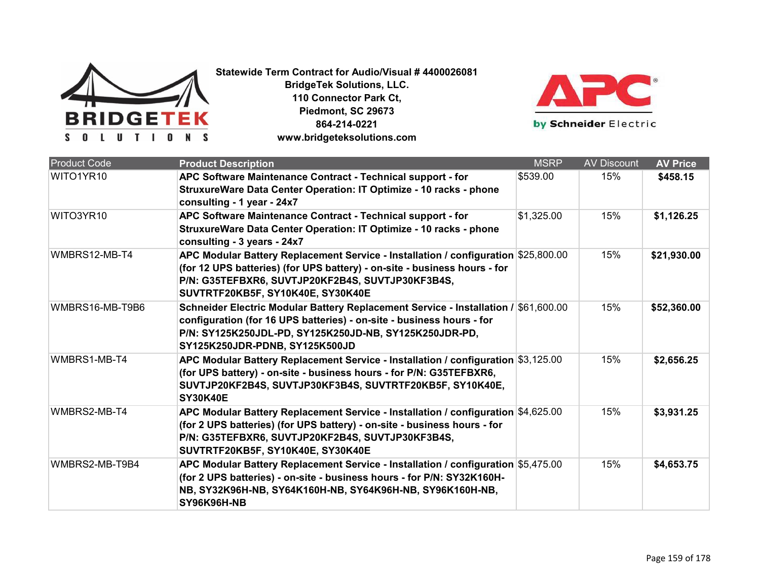**Statewide Term Contract for Audio/Visual # 4400026081**
**BridgeTek Solutions, LLC.**
**110 Connector Park Ct,**
**Piedmont, SC 29673**
**864-214-0221**
**www.bridgeteksolutions.com**

| Product Code | Product Description | MSRP | AV Discount | AV Price |
|---|---|---|---|---|
| WITO1YR10 | **APC Software Maintenance Contract - Technical support - for StruxureWare Data Center Operation: IT Optimize - 10 racks - phone consulting - 1 year - 24x7** | $539.00 | 15% | **$458.15** |
| WITO3YR10 | **APC Software Maintenance Contract - Technical support - for StruxureWare Data Center Operation: IT Optimize - 10 racks - phone consulting - 3 years - 24x7** | $1,325.00 | 15% | **$1,126.25** |
| WMBRS12-MB-T4 | **APC Modular Battery Replacement Service - Installation / configuration (for 12 UPS batteries) (for UPS battery) - on-site - business hours - for P/N: G35TEFBXR6, SUVTJP20KF2B4S, SUVTJP30KF3B4S, SUVTRTF20KB5F, SY10K40E, SY30K40E** | $25,800.00 | 15% | **$21,930.00** |
| WMBRS16-MB-T9B6 | **Schneider Electric Modular Battery Replacement Service - Installation / configuration (for 16 UPS batteries) - on-site - business hours - for P/N: SY125K250JDL-PD, SY125K250JD-NB, SY125K250JDR-PD, SY125K250JDR-PDNB, SY125K500JD** | $61,600.00 | 15% | **$52,360.00** |
| WMBRS1-MB-T4 | **APC Modular Battery Replacement Service - Installation / configuration (for UPS battery) - on-site - business hours - for P/N: G35TEFBXR6, SUVTJP20KF2B4S, SUVTJP30KF3B4S, SUVTRTF20KB5F, SY10K40E, SY30K40E** | $3,125.00 | 15% | **$2,656.25** |
| WMBRS2-MB-T4 | **APC Modular Battery Replacement Service - Installation / configuration (for 2 UPS batteries) (for UPS battery) - on-site - business hours - for P/N: G35TEFBXR6, SUVTJP20KF2B4S, SUVTJP30KF3B4S, SUVTRTF20KB5F, SY10K40E, SY30K40E** | $4,625.00 | 15% | **$3,931.25** |
| WMBRS2-MB-T9B4 | **APC Modular Battery Replacement Service - Installation / configuration (for 2 UPS batteries) - on-site - business hours - for P/N: SY32K160H-NB, SY32K96H-NB, SY64K160H-NB, SY64K96H-NB, SY96K160H-NB, SY96K96H-NB** | $5,475.00 | 15% | **$4,653.75** |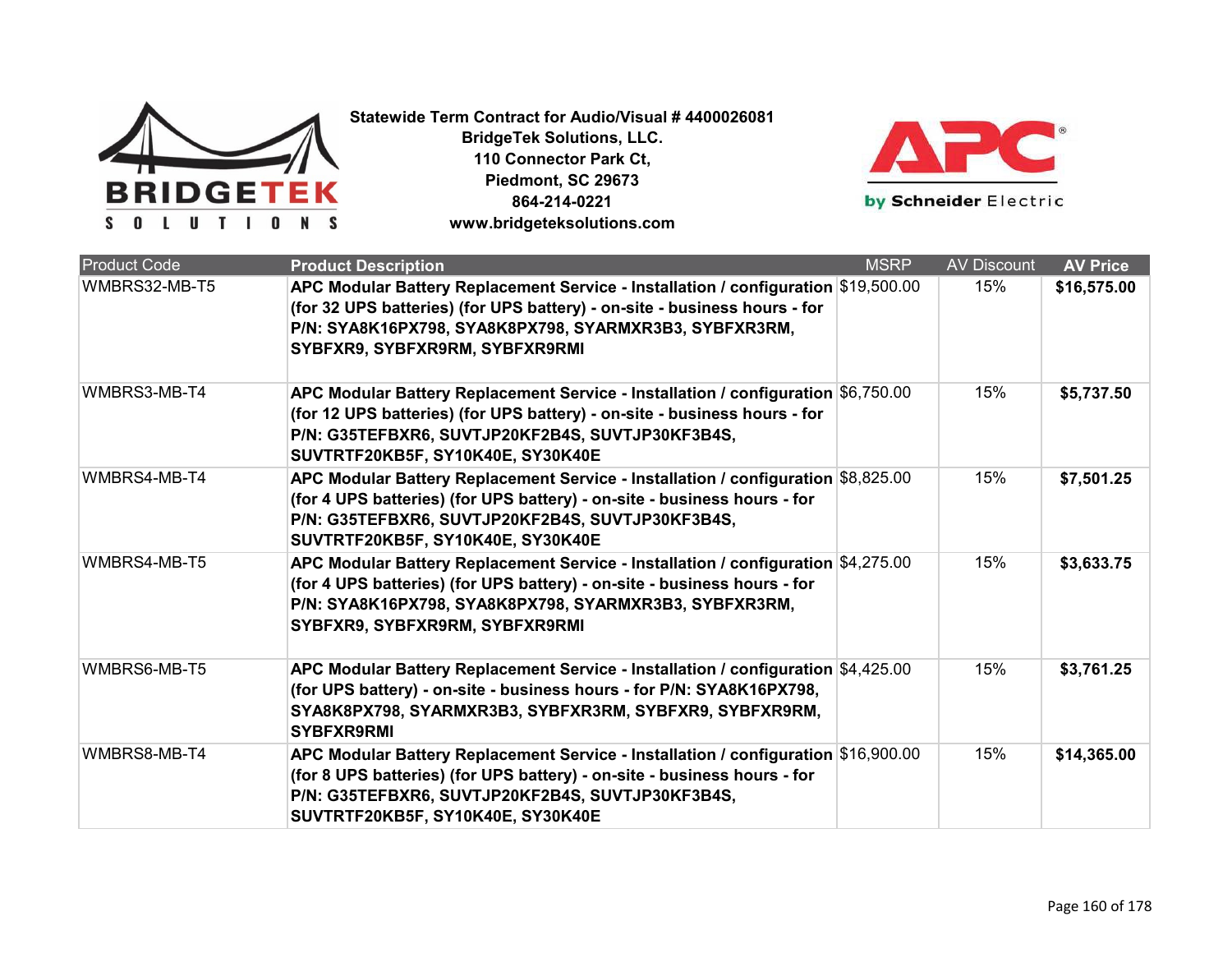**Statewide Term Contract for Audio/Visual # 4400026081**
**BridgeTek Solutions, LLC.**
**110 Connector Park Ct,**
**Piedmont, SC 29673**
**864-214-0221**
**www.bridgeteksolutions.com**

| Product Code | Product Description | MSRP | AV Discount | AV Price |
|---|---|---|---|---|
| WMBRS32-MB-T5 | **APC Modular Battery Replacement Service - Installation / configuration (for 32 UPS batteries) (for UPS battery) - on-site - business hours - for P/N: SYA8K16PX798, SYA8K8PX798, SYARMXR3B3, SYBFXR3RM, SYBFXR9, SYBFXR9RM, SYBFXR9RMI** | $19,500.00 | 15% | **$16,575.00** |
| WMBRS3-MB-T4 | **APC Modular Battery Replacement Service - Installation / configuration (for 12 UPS batteries) (for UPS battery) - on-site - business hours - for P/N: G35TEFBXR6, SUVTJP20KF2B4S, SUVTJP30KF3B4S, SUVTRTF20KB5F, SY10K40E, SY30K40E** | $6,750.00 | 15% | **$5,737.50** |
| WMBRS4-MB-T4 | **APC Modular Battery Replacement Service - Installation / configuration (for 4 UPS batteries) (for UPS battery) - on-site - business hours - for P/N: G35TEFBXR6, SUVTJP20KF2B4S, SUVTJP30KF3B4S, SUVTRTF20KB5F, SY10K40E, SY30K40E** | $8,825.00 | 15% | **$7,501.25** |
| WMBRS4-MB-T5 | **APC Modular Battery Replacement Service - Installation / configuration (for 4 UPS batteries) (for UPS battery) - on-site - business hours - for P/N: SYA8K16PX798, SYA8K8PX798, SYARMXR3B3, SYBFXR3RM, SYBFXR9, SYBFXR9RM, SYBFXR9RMI** | $4,275.00 | 15% | **$3,633.75** |
| WMBRS6-MB-T5 | **APC Modular Battery Replacement Service - Installation / configuration (for UPS battery) - on-site - business hours - for P/N: SYA8K16PX798, SYA8K8PX798, SYARMXR3B3, SYBFXR3RM, SYBFXR9, SYBFXR9RM, SYBFXR9RMI** | $4,425.00 | 15% | **$3,761.25** |
| WMBRS8-MB-T4 | **APC Modular Battery Replacement Service - Installation / configuration (for 8 UPS batteries) (for UPS battery) - on-site - business hours - for P/N: G35TEFBXR6, SUVTJP20KF2B4S, SUVTJP30KF3B4S, SUVTRTF20KB5F, SY10K40E, SY30K40E** | $16,900.00 | 15% | **$14,365.00** |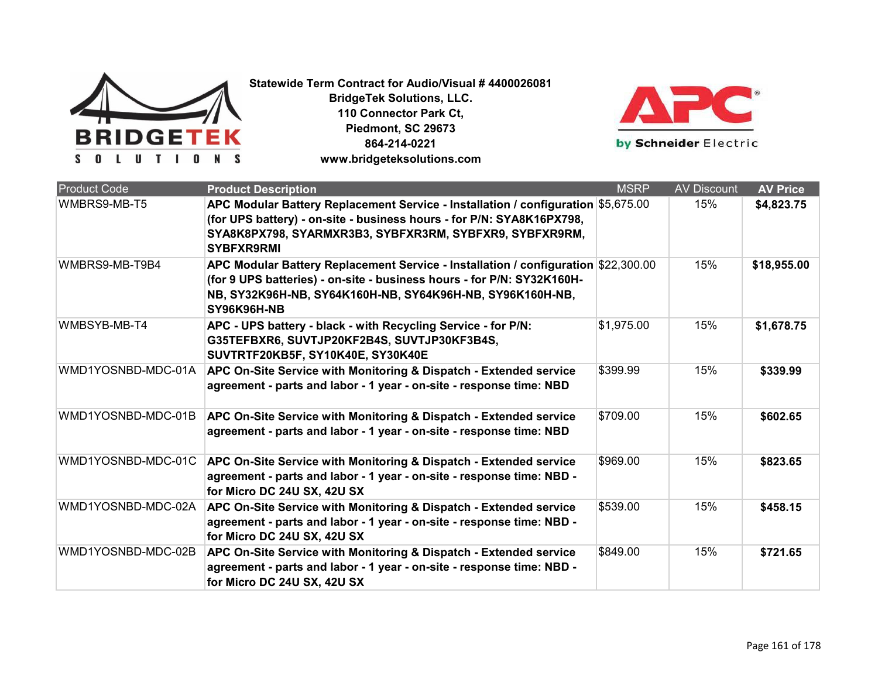**Statewide Term Contract for Audio/Visual # 4400026081**
**BridgeTek Solutions, LLC.**
**110 Connector Park Ct,**
**Piedmont, SC 29673**
**864-214-0221**
**www.bridgeteksolutions.com**

| Product Code | Product Description | MSRP | AV Discount | AV Price |
|---|---|---|---|---|
| WMBRS9-MB-T5 | **APC Modular Battery Replacement Service - Installation / configuration (for UPS battery) - on-site - business hours - for P/N: SYA8K16PX798, SYA8K8PX798, SYARMXR3B3, SYBFXR3RM, SYBFXR9, SYBFXR9RM, SYBFXR9RMI** | $5,675.00 | 15% | **$4,823.75** |
| WMBRS9-MB-T9B4 | **APC Modular Battery Replacement Service - Installation / configuration (for 9 UPS batteries) - on-site - business hours - for P/N: SY32K160H-NB, SY32K96H-NB, SY64K160H-NB, SY64K96H-NB, SY96K160H-NB, SY96K96H-NB** | $22,300.00 | 15% | **$18,955.00** |
| WMBSYB-MB-T4 | **APC - UPS battery - black - with Recycling Service - for P/N: G35TEFBXR6, SUVTJP20KF2B4S, SUVTJP30KF3B4S, SUVTRTF20KB5F, SY10K40E, SY30K40E** | $1,975.00 | 15% | **$1,678.75** |
| WMD1YOSNBD-MDC-01A | **APC On-Site Service with Monitoring & Dispatch - Extended service agreement - parts and labor - 1 year - on-site - response time: NBD** | $399.99 | 15% | **$339.99** |
| WMD1YOSNBD-MDC-01B | **APC On-Site Service with Monitoring & Dispatch - Extended service agreement - parts and labor - 1 year - on-site - response time: NBD** | $709.00 | 15% | **$602.65** |
| WMD1YOSNBD-MDC-01C | **APC On-Site Service with Monitoring & Dispatch - Extended service agreement - parts and labor - 1 year - on-site - response time: NBD - for Micro DC 24U SX, 42U SX** | $969.00 | 15% | **$823.65** |
| WMD1YOSNBD-MDC-02A | **APC On-Site Service with Monitoring & Dispatch - Extended service agreement - parts and labor - 1 year - on-site - response time: NBD - for Micro DC 24U SX, 42U SX** | $539.00 | 15% | **$458.15** |
| WMD1YOSNBD-MDC-02B | **APC On-Site Service with Monitoring & Dispatch - Extended service agreement - parts and labor - 1 year - on-site - response time: NBD - for Micro DC 24U SX, 42U SX** | $849.00 | 15% | **$721.65** |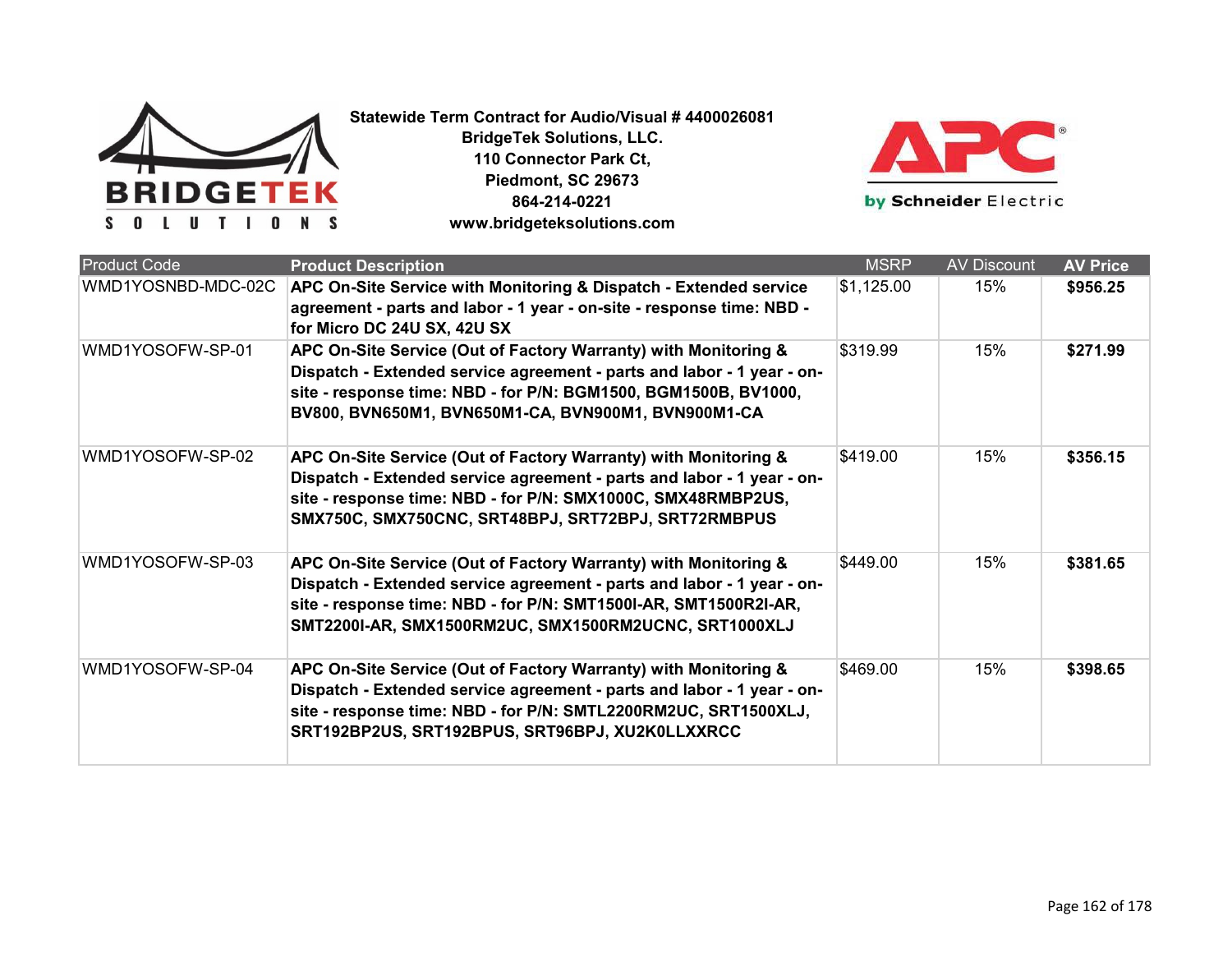**Statewide Term Contract for Audio/Visual # 4400026081**
**BridgeTek Solutions, LLC.**
**110 Connector Park Ct,**
**Piedmont, SC 29673**
**864-214-0221**
**www.bridgeteksolutions.com**

| Product Code | Product Description | MSRP | AV Discount | AV Price |
|---|---|---|---|---|
| WMD1YOSNBD-MDC-02C | **APC On-Site Service with Monitoring & Dispatch - Extended service agreement - parts and labor - 1 year - on-site - response time: NBD - for Micro DC 24U SX, 42U SX** | $1,125.00 | 15% | **$956.25** |
| WMD1YOSOFW-SP-01 | **APC On-Site Service (Out of Factory Warranty) with Monitoring & Dispatch - Extended service agreement - parts and labor - 1 year - on-site - response time: NBD - for P/N: BGM1500, BGM1500B, BV1000, BV800, BVN650M1, BVN650M1-CA, BVN900M1, BVN900M1-CA** | $319.99 | 15% | **$271.99** |
| WMD1YOSOFW-SP-02 | **APC On-Site Service (Out of Factory Warranty) with Monitoring & Dispatch - Extended service agreement - parts and labor - 1 year - on-site - response time: NBD - for P/N: SMX1000C, SMX48RMBP2US, SMX750C, SMX750CNC, SRT48BPJ, SRT72BPJ, SRT72RMBPUS** | $419.00 | 15% | **$356.15** |
| WMD1YOSOFW-SP-03 | **APC On-Site Service (Out of Factory Warranty) with Monitoring & Dispatch - Extended service agreement - parts and labor - 1 year - on-site - response time: NBD - for P/N: SMT1500I-AR, SMT1500R2I-AR, SMT2200I-AR, SMX1500RM2UC, SMX1500RM2UCNC, SRT1000XLJ** | $449.00 | 15% | **$381.65** |
| WMD1YOSOFW-SP-04 | **APC On-Site Service (Out of Factory Warranty) with Monitoring & Dispatch - Extended service agreement - parts and labor - 1 year - on-site - response time: NBD - for P/N: SMTL2200RM2UC, SRT1500XLJ, SRT192BP2US, SRT192BPUS, SRT96BPJ, XU2K0LLXXRCC** | $469.00 | 15% | **$398.65** |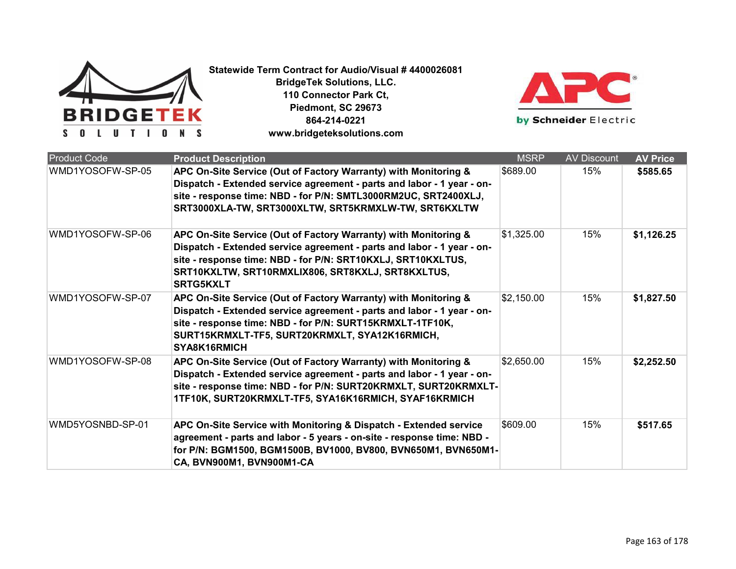**Statewide Term Contract for Audio/Visual # 4400026081**
**BridgeTek Solutions, LLC.**
**110 Connector Park Ct,**
**Piedmont, SC 29673**
**864-214-0221**
**www.bridgeteksolutions.com**

| Product Code | Product Description | MSRP | AV Discount | AV Price |
|---|---|---|---|---|
| WMD1YOSOFW-SP-05 | **APC On-Site Service (Out of Factory Warranty) with Monitoring & Dispatch - Extended service agreement - parts and labor - 1 year - on-site - response time: NBD - for P/N: SMTL3000RM2UC, SRT2400XLJ, SRT3000XLA-TW, SRT3000XLTW, SRT5KRMXLW-TW, SRT6KXLTW** | $689.00 | 15% | **$585.65** |
| WMD1YOSOFW-SP-06 | **APC On-Site Service (Out of Factory Warranty) with Monitoring & Dispatch - Extended service agreement - parts and labor - 1 year - on-site - response time: NBD - for P/N: SRT10KXLJ, SRT10KXLTUS, SRT10KXLTW, SRT10RMXLIX806, SRT8KXLJ, SRT8KXLTUS, SRTG5KXLT** | $1,325.00 | 15% | **$1,126.25** |
| WMD1YOSOFW-SP-07 | **APC On-Site Service (Out of Factory Warranty) with Monitoring & Dispatch - Extended service agreement - parts and labor - 1 year - on-site - response time: NBD - for P/N: SURT15KRMXLT-1TF10K, SURT15KRMXLT-TF5, SURT20KRMXLT, SYA12K16RMICH, SYA8K16RMICH** | $2,150.00 | 15% | **$1,827.50** |
| WMD1YOSOFW-SP-08 | **APC On-Site Service (Out of Factory Warranty) with Monitoring & Dispatch - Extended service agreement - parts and labor - 1 year - on-site - response time: NBD - for P/N: SURT20KRMXLT, SURT20KRMXLT-1TF10K, SURT20KRMXLT-TF5, SYA16K16RMICH, SYAF16KRMICH** | $2,650.00 | 15% | **$2,252.50** |
| WMD5YOSNBD-SP-01 | **APC On-Site Service with Monitoring & Dispatch - Extended service agreement - parts and labor - 5 years - on-site - response time: NBD - for P/N: BGM1500, BGM1500B, BV1000, BV800, BVN650M1, BVN650M1-CA, BVN900M1, BVN900M1-CA** | $609.00 | 15% | **$517.65** |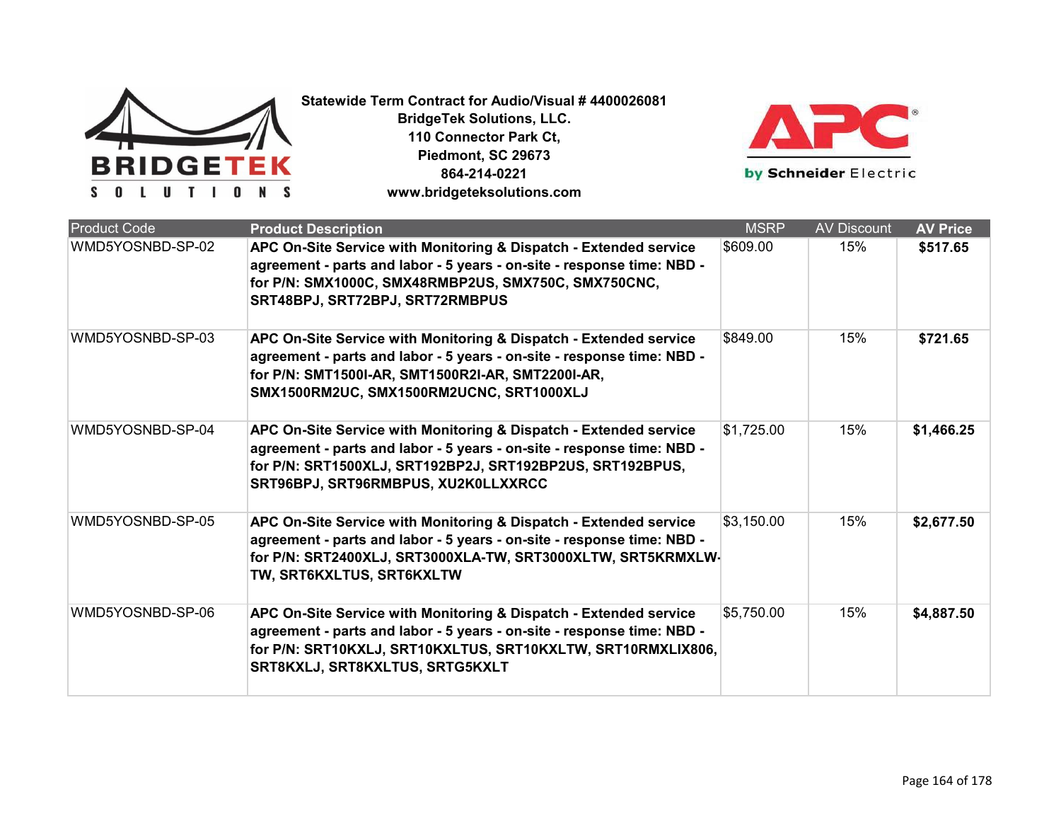**Statewide Term Contract for Audio/Visual # 4400026081**
**BridgeTek Solutions, LLC.**
**110 Connector Park Ct,**
**Piedmont, SC 29673**
**864-214-0221**
**www.bridgeteksolutions.com**

| Product Code | Product Description | MSRP | AV Discount | AV Price |
|---|---|---|---|---|
| WMD5YOSNBD-SP-02 | **APC On-Site Service with Monitoring & Dispatch - Extended service agreement - parts and labor - 5 years - on-site - response time: NBD - for P/N: SMX1000C, SMX48RMBP2US, SMX750C, SMX750CNC, SRT48BPJ, SRT72BPJ, SRT72RMBPUS** | $609.00 | 15% | **$517.65** |
| WMD5YOSNBD-SP-03 | **APC On-Site Service with Monitoring & Dispatch - Extended service agreement - parts and labor - 5 years - on-site - response time: NBD - for P/N: SMT1500I-AR, SMT1500R2I-AR, SMT2200I-AR, SMX1500RM2UC, SMX1500RM2UCNC, SRT1000XLJ** | $849.00 | 15% | **$721.65** |
| WMD5YOSNBD-SP-04 | **APC On-Site Service with Monitoring & Dispatch - Extended service agreement - parts and labor - 5 years - on-site - response time: NBD - for P/N: SRT1500XLJ, SRT192BP2J, SRT192BP2US, SRT192BPUS, SRT96BPJ, SRT96RMBPUS, XU2K0LLXXRCC** | $1,725.00 | 15% | **$1,466.25** |
| WMD5YOSNBD-SP-05 | **APC On-Site Service with Monitoring & Dispatch - Extended service agreement - parts and labor - 5 years - on-site - response time: NBD - for P/N: SRT2400XLJ, SRT3000XLA-TW, SRT3000XLTW, SRT5KRMXLW-TW, SRT6KXLTUS, SRT6KXLTW** | $3,150.00 | 15% | **$2,677.50** |
| WMD5YOSNBD-SP-06 | **APC On-Site Service with Monitoring & Dispatch - Extended service agreement - parts and labor - 5 years - on-site - response time: NBD - for P/N: SRT10KXLJ, SRT10KXLTUS, SRT10KXLTW, SRT10RMXLIX806, SRT8KXLJ, SRT8KXLTUS, SRTG5KXLT** | $5,750.00 | 15% | **$4,887.50** |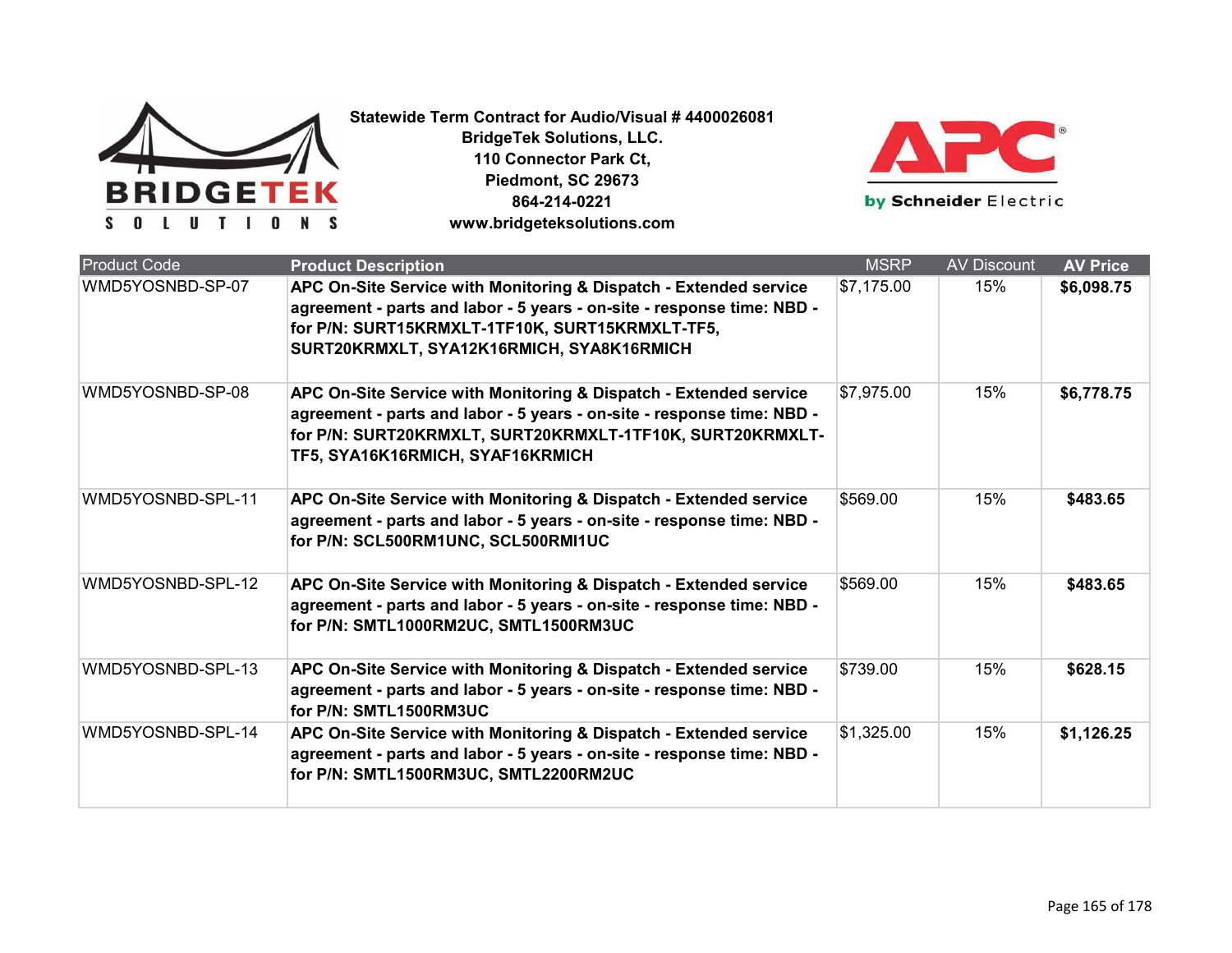**Statewide Term Contract for Audio/Visual # 4400026081**
**BridgeTek Solutions, LLC.**
**110 Connector Park Ct,**
**Piedmont, SC 29673**
**864-214-0221**
**www.bridgeteksolutions.com**

| Product Code | Product Description | MSRP | AV Discount | AV Price |
|---|---|---|---|---|
| WMD5YOSNBD-SP-07 | **APC On-Site Service with Monitoring & Dispatch - Extended service agreement - parts and labor - 5 years - on-site - response time: NBD - for P/N: SURT15KRMXLT-1TF10K, SURT15KRMXLT-TF5, SURT20KRMXLT, SYA12K16RMICH, SYA8K16RMICH** | $7,175.00 | 15% | **$6,098.75** |
| WMD5YOSNBD-SP-08 | **APC On-Site Service with Monitoring & Dispatch - Extended service agreement - parts and labor - 5 years - on-site - response time: NBD - for P/N: SURT20KRMXLT, SURT20KRMXLT-1TF10K, SURT20KRMXLT-TF5, SYA16K16RMICH, SYAF16KRMICH** | $7,975.00 | 15% | **$6,778.75** |
| WMD5YOSNBD-SPL-11 | **APC On-Site Service with Monitoring & Dispatch - Extended service agreement - parts and labor - 5 years - on-site - response time: NBD - for P/N: SCL500RM1UNC, SCL500RMI1UC** | $569.00 | 15% | **$483.65** |
| WMD5YOSNBD-SPL-12 | **APC On-Site Service with Monitoring & Dispatch - Extended service agreement - parts and labor - 5 years - on-site - response time: NBD - for P/N: SMTL1000RM2UC, SMTL1500RM3UC** | $569.00 | 15% | **$483.65** |
| WMD5YOSNBD-SPL-13 | **APC On-Site Service with Monitoring & Dispatch - Extended service agreement - parts and labor - 5 years - on-site - response time: NBD - for P/N: SMTL1500RM3UC** | $739.00 | 15% | **$628.15** |
| WMD5YOSNBD-SPL-14 | **APC On-Site Service with Monitoring & Dispatch - Extended service agreement - parts and labor - 5 years - on-site - response time: NBD - for P/N: SMTL1500RM3UC, SMTL2200RM2UC** | $1,325.00 | 15% | **$1,126.25** |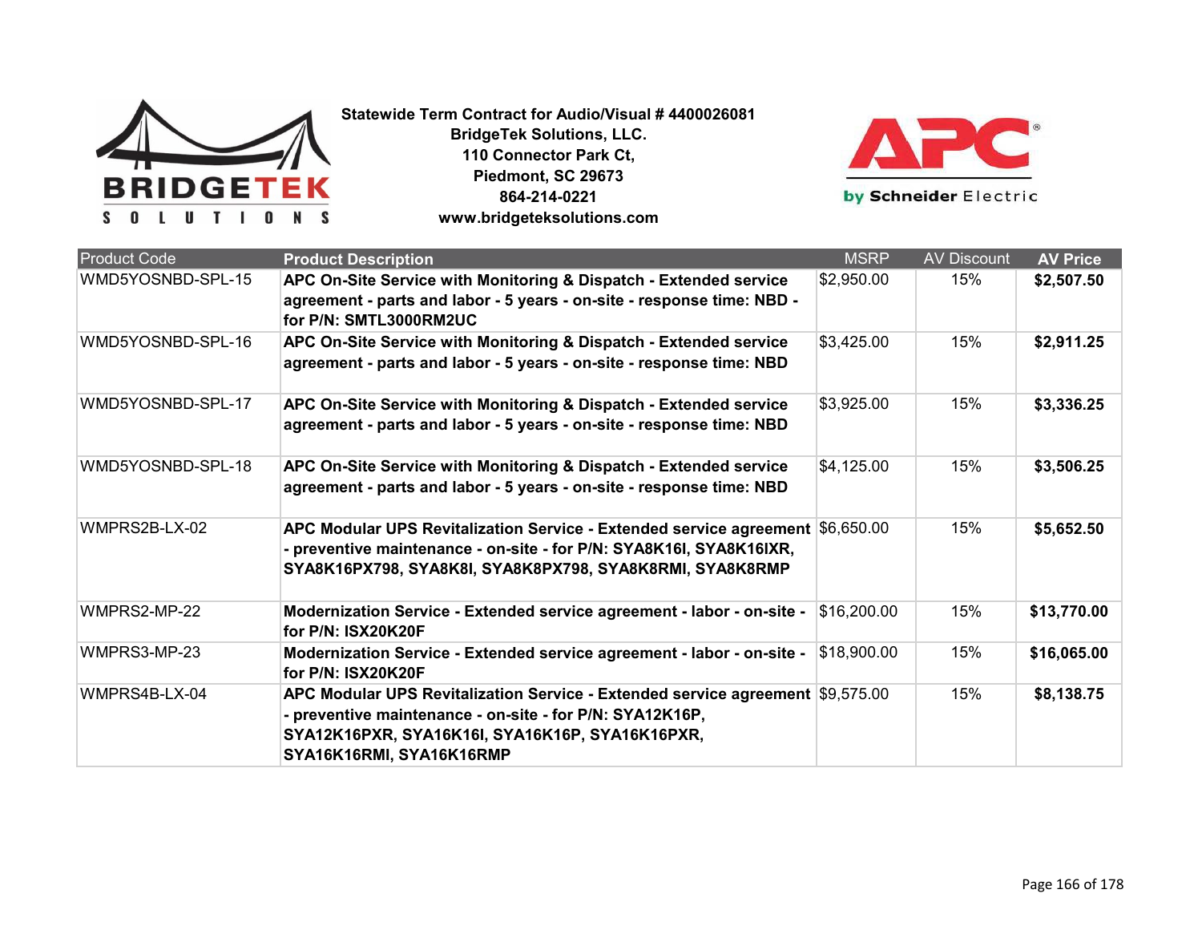**Statewide Term Contract for Audio/Visual # 4400026081**
**BridgeTek Solutions, LLC.**
**110 Connector Park Ct,**
**Piedmont, SC 29673**
**864-214-0221**
**www.bridgeteksolutions.com**

| Product Code | Product Description | MSRP | AV Discount | AV Price |
|---|---|---|---|---|
| WMD5YOSNBD-SPL-15 | **APC On-Site Service with Monitoring & Dispatch - Extended service agreement - parts and labor - 5 years - on-site - response time: NBD - for P/N: SMTL3000RM2UC** | $2,950.00 | 15% | **$2,507.50** |
| WMD5YOSNBD-SPL-16 | **APC On-Site Service with Monitoring & Dispatch - Extended service agreement - parts and labor - 5 years - on-site - response time: NBD** | $3,425.00 | 15% | **$2,911.25** |
| WMD5YOSNBD-SPL-17 | **APC On-Site Service with Monitoring & Dispatch - Extended service agreement - parts and labor - 5 years - on-site - response time: NBD** | $3,925.00 | 15% | **$3,336.25** |
| WMD5YOSNBD-SPL-18 | **APC On-Site Service with Monitoring & Dispatch - Extended service agreement - parts and labor - 5 years - on-site - response time: NBD** | $4,125.00 | 15% | **$3,506.25** |
| WMPRS2B-LX-02 | **APC Modular UPS Revitalization Service - Extended service agreement - preventive maintenance - on-site - for P/N: SYA8K16I, SYA8K16IXR, SYA8K16PX798, SYA8K8I, SYA8K8PX798, SYA8K8RMI, SYA8K8RMP** | $6,650.00 | 15% | **$5,652.50** |
| WMPRS2-MP-22 | **Modernization Service - Extended service agreement - labor - on-site - for P/N: ISX20K20F** | $16,200.00 | 15% | **$13,770.00** |
| WMPRS3-MP-23 | **Modernization Service - Extended service agreement - labor - on-site - for P/N: ISX20K20F** | $18,900.00 | 15% | **$16,065.00** |
| WMPRS4B-LX-04 | **APC Modular UPS Revitalization Service - Extended service agreement - preventive maintenance - on-site - for P/N: SYA12K16P, SYA12K16PXR, SYA16K16I, SYA16K16P, SYA16K16PXR, SYA16K16RMI, SYA16K16RMP** | $9,575.00 | 15% | **$8,138.75** |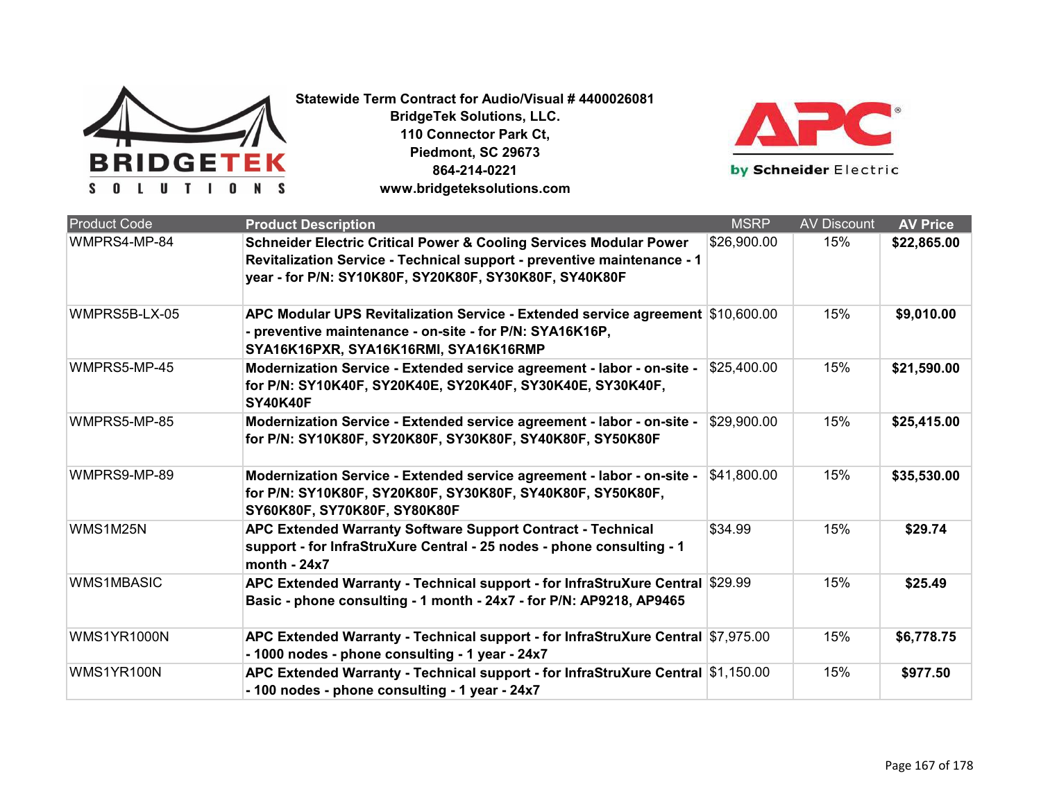**Statewide Term Contract for Audio/Visual # 4400026081**
**BridgeTek Solutions, LLC.**
**110 Connector Park Ct,**
**Piedmont, SC 29673**
**864-214-0221**
**www.bridgeteksolutions.com**

| Product Code | Product Description | MSRP | AV Discount | AV Price |
|---|---|---|---|---|
| WMPRS4-MP-84 | **Schneider Electric Critical Power & Cooling Services Modular Power Revitalization Service - Technical support - preventive maintenance - 1 year - for P/N: SY10K80F, SY20K80F, SY30K80F, SY40K80F** | $26,900.00 | 15% | **$22,865.00** |
| WMPRS5B-LX-05 | **APC Modular UPS Revitalization Service - Extended service agreement - preventive maintenance - on-site - for P/N: SYA16K16P, SYA16K16PXR, SYA16K16RMI, SYA16K16RMP** | $10,600.00 | 15% | **$9,010.00** |
| WMPRS5-MP-45 | **Modernization Service - Extended service agreement - labor - on-site - for P/N: SY10K40F, SY20K40E, SY20K40F, SY30K40E, SY30K40F, SY40K40F** | $25,400.00 | 15% | **$21,590.00** |
| WMPRS5-MP-85 | **Modernization Service - Extended service agreement - labor - on-site - for P/N: SY10K80F, SY20K80F, SY30K80F, SY40K80F, SY50K80F** | $29,900.00 | 15% | **$25,415.00** |
| WMPRS9-MP-89 | **Modernization Service - Extended service agreement - labor - on-site - for P/N: SY10K80F, SY20K80F, SY30K80F, SY40K80F, SY50K80F, SY60K80F, SY70K80F, SY80K80F** | $41,800.00 | 15% | **$35,530.00** |
| WMS1M25N | **APC Extended Warranty Software Support Contract - Technical support - for InfraStruXure Central - 25 nodes - phone consulting - 1 month - 24x7** | $34.99 | 15% | **$29.74** |
| WMS1MBASIC | **APC Extended Warranty - Technical support - for InfraStruXure Central Basic - phone consulting - 1 month - 24x7 - for P/N: AP9218, AP9465** | $29.99 | 15% | **$25.49** |
| WMS1YR1000N | **APC Extended Warranty - Technical support - for InfraStruXure Central - 1000 nodes - phone consulting - 1 year - 24x7** | $7,975.00 | 15% | **$6,778.75** |
| WMS1YR100N | **APC Extended Warranty - Technical support - for InfraStruXure Central - 100 nodes - phone consulting - 1 year - 24x7** | $1,150.00 | 15% | **$977.50** |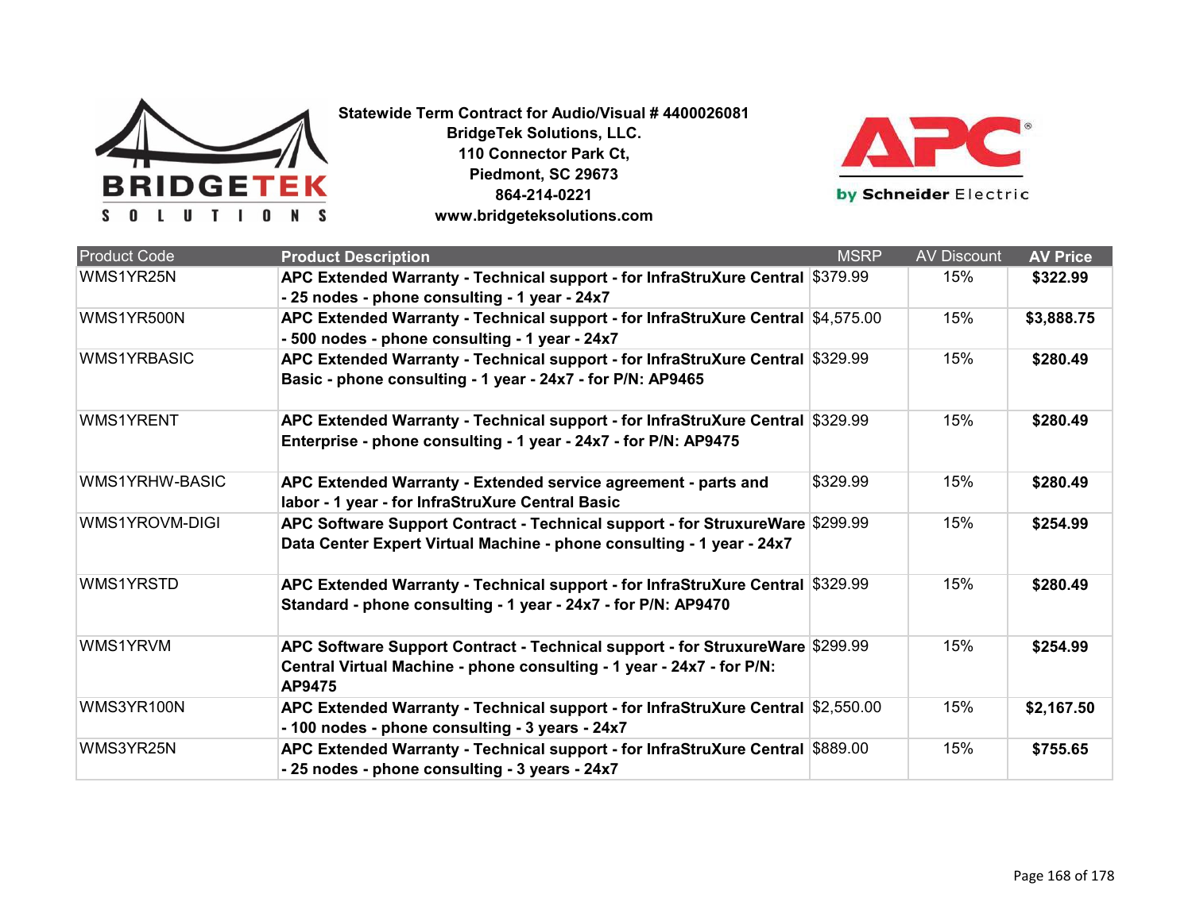**Statewide Term Contract for Audio/Visual # 4400026081**
**BridgeTek Solutions, LLC.**
**110 Connector Park Ct,**
**Piedmont, SC 29673**
**864-214-0221**
**www.bridgeteksolutions.com**

| Product Code | Product Description | MSRP | AV Discount | AV Price |
|---|---|---|---|---|
| WMS1YR25N | **APC Extended Warranty - Technical support - for InfraStruXure Central - 25 nodes - phone consulting - 1 year - 24x7** | $379.99 | 15% | **$322.99** |
| WMS1YR500N | **APC Extended Warranty - Technical support - for InfraStruXure Central - 500 nodes - phone consulting - 1 year - 24x7** | $4,575.00 | 15% | **$3,888.75** |
| WMS1YRBASIC | **APC Extended Warranty - Technical support - for InfraStruXure Central Basic - phone consulting - 1 year - 24x7 - for P/N: AP9465** | $329.99 | 15% | **$280.49** |
| WMS1YRENT | **APC Extended Warranty - Technical support - for InfraStruXure Central Enterprise - phone consulting - 1 year - 24x7 - for P/N: AP9475** | $329.99 | 15% | **$280.49** |
| WMS1YRHW-BASIC | **APC Extended Warranty - Extended service agreement - parts and labor - 1 year - for InfraStruXure Central Basic** | $329.99 | 15% | **$280.49** |
| WMS1YROVM-DIGI | **APC Software Support Contract - Technical support - for StruxureWare Data Center Expert Virtual Machine - phone consulting - 1 year - 24x7** | $299.99 | 15% | **$254.99** |
| WMS1YRSTD | **APC Extended Warranty - Technical support - for InfraStruXure Central Standard - phone consulting - 1 year - 24x7 - for P/N: AP9470** | $329.99 | 15% | **$280.49** |
| WMS1YRVM | **APC Software Support Contract - Technical support - for StruxureWare Central Virtual Machine - phone consulting - 1 year - 24x7 - for P/N: AP9475** | $299.99 | 15% | **$254.99** |
| WMS3YR100N | **APC Extended Warranty - Technical support - for InfraStruXure Central - 100 nodes - phone consulting - 3 years - 24x7** | $2,550.00 | 15% | **$2,167.50** |
| WMS3YR25N | **APC Extended Warranty - Technical support - for InfraStruXure Central - 25 nodes - phone consulting - 3 years - 24x7** | $889.00 | 15% | **$755.65** |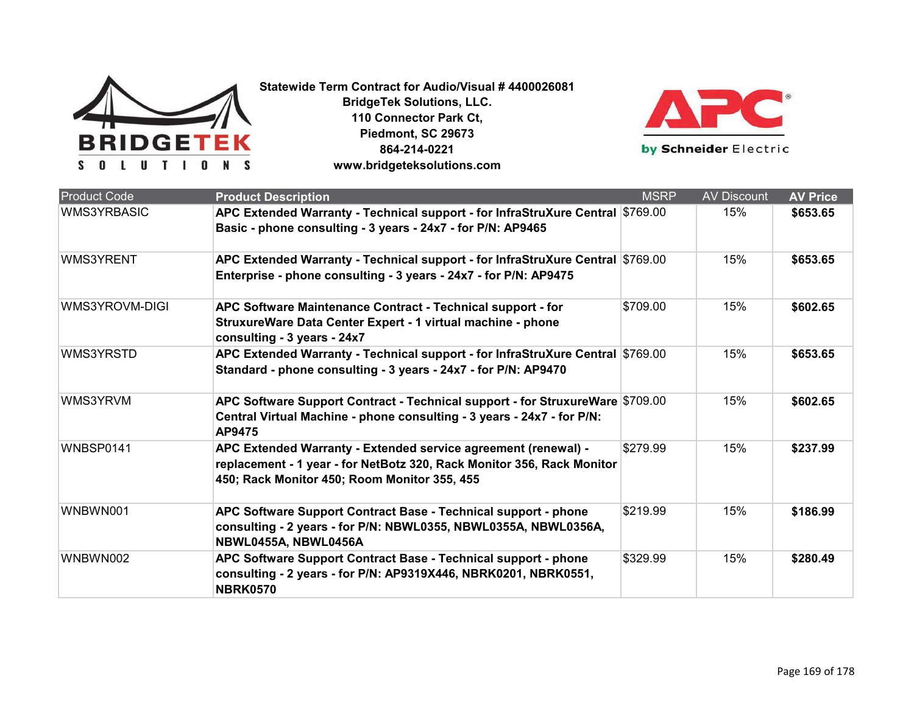**Statewide Term Contract for Audio/Visual # 4400026081**
**BridgeTek Solutions, LLC.**
**110 Connector Park Ct,**
**Piedmont, SC 29673**
**864-214-0221**
**www.bridgeteksolutions.com**

| Product Code | **Product Description** | MSRP | AV Discount | **AV Price** |
|---|---|---|---|---|
| WMS3YRBASIC | **APC Extended Warranty - Technical support - for InfraStruXure Central Basic - phone consulting - 3 years - 24x7 - for P/N: AP9465** | $769.00 | 15% | **$653.65** |
| WMS3YRENT | **APC Extended Warranty - Technical support - for InfraStruXure Central Enterprise - phone consulting - 3 years - 24x7 - for P/N: AP9475** | $769.00 | 15% | **$653.65** |
| WMS3YROVM-DIGI | **APC Software Maintenance Contract - Technical support - for StruxureWare Data Center Expert - 1 virtual machine - phone consulting - 3 years - 24x7** | $709.00 | 15% | **$602.65** |
| WMS3YRSTD | **APC Extended Warranty - Technical support - for InfraStruXure Central Standard - phone consulting - 3 years - 24x7 - for P/N: AP9470** | $769.00 | 15% | **$653.65** |
| WMS3YRVM | **APC Software Support Contract - Technical support - for StruxureWare Central Virtual Machine - phone consulting - 3 years - 24x7 - for P/N: AP9475** | $709.00 | 15% | **$602.65** |
| WNBSP0141 | **APC Extended Warranty - Extended service agreement (renewal) - replacement - 1 year - for NetBotz 320, Rack Monitor 356, Rack Monitor 450; Rack Monitor 450; Room Monitor 355, 455** | $279.99 | 15% | **$237.99** |
| WNBWN001 | **APC Software Support Contract Base - Technical support - phone consulting - 2 years - for P/N: NBWL0355, NBWL0355A, NBWL0356A, NBWL0455A, NBWL0456A** | $219.99 | 15% | **$186.99** |
| WNBWN002 | **APC Software Support Contract Base - Technical support - phone consulting - 2 years - for P/N: AP9319X446, NBRK0201, NBRK0551, NBRK0570** | $329.99 | 15% | **$280.49** |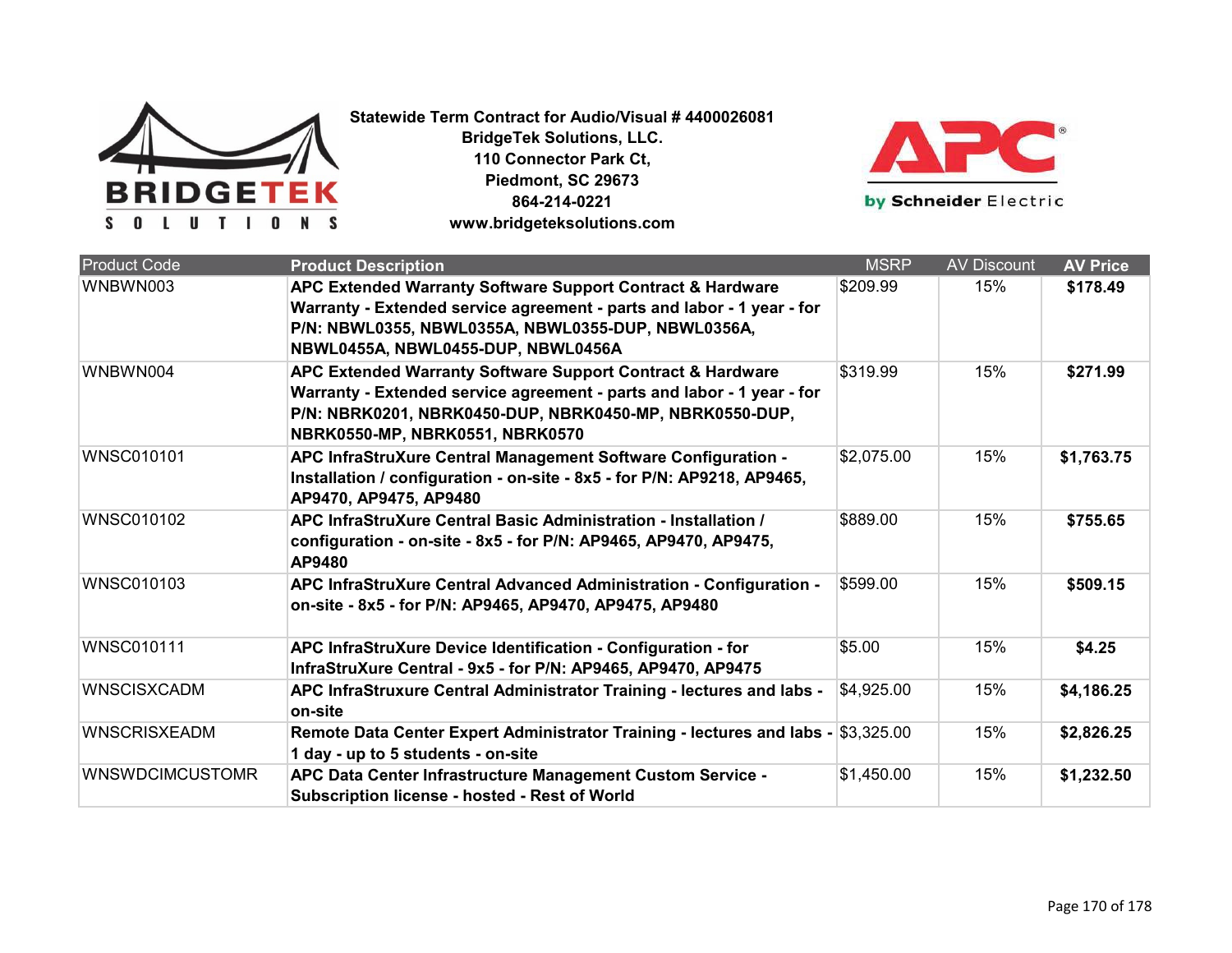**Statewide Term Contract for Audio/Visual # 4400026081**
**BridgeTek Solutions, LLC.**
**110 Connector Park Ct,**
**Piedmont, SC 29673**
**864-214-0221**
**www.bridgeteksolutions.com**

| Product Code | Product Description | MSRP | AV Discount | AV Price |
|---|---|---|---|---|
| WNBWN003 | **APC Extended Warranty Software Support Contract & Hardware Warranty - Extended service agreement - parts and labor - 1 year - for P/N: NBWL0355, NBWL0355A, NBWL0355-DUP, NBWL0356A, NBWL0455A, NBWL0455-DUP, NBWL0456A** | $209.99 | 15% | **$178.49** |
| WNBWN004 | **APC Extended Warranty Software Support Contract & Hardware Warranty - Extended service agreement - parts and labor - 1 year - for P/N: NBRK0201, NBRK0450-DUP, NBRK0450-MP, NBRK0550-DUP, NBRK0550-MP, NBRK0551, NBRK0570** | $319.99 | 15% | **$271.99** |
| WNSC010101 | **APC InfraStruXure Central Management Software Configuration - Installation / configuration - on-site - 8x5 - for P/N: AP9218, AP9465, AP9470, AP9475, AP9480** | $2,075.00 | 15% | **$1,763.75** |
| WNSC010102 | **APC InfraStruXure Central Basic Administration - Installation / configuration - on-site - 8x5 - for P/N: AP9465, AP9470, AP9475, AP9480** | $889.00 | 15% | **$755.65** |
| WNSC010103 | **APC InfraStruXure Central Advanced Administration - Configuration - on-site - 8x5 - for P/N: AP9465, AP9470, AP9475, AP9480** | $599.00 | 15% | **$509.15** |
| WNSC010111 | **APC InfraStruXure Device Identification - Configuration - for InfraStruXure Central - 9x5 - for P/N: AP9465, AP9470, AP9475** | $5.00 | 15% | **$4.25** |
| WNSCISXCADM | **APC InfraStruxure Central Administrator Training - lectures and labs - on-site** | $4,925.00 | 15% | **$4,186.25** |
| WNSCRISXEADM | **Remote Data Center Expert Administrator Training - lectures and labs - 1 day - up to 5 students - on-site** | $3,325.00 | 15% | **$2,826.25** |
| WNSWDCIMCUSTOMR | **APC Data Center Infrastructure Management Custom Service - Subscription license - hosted - Rest of World** | $1,450.00 | 15% | **$1,232.50** |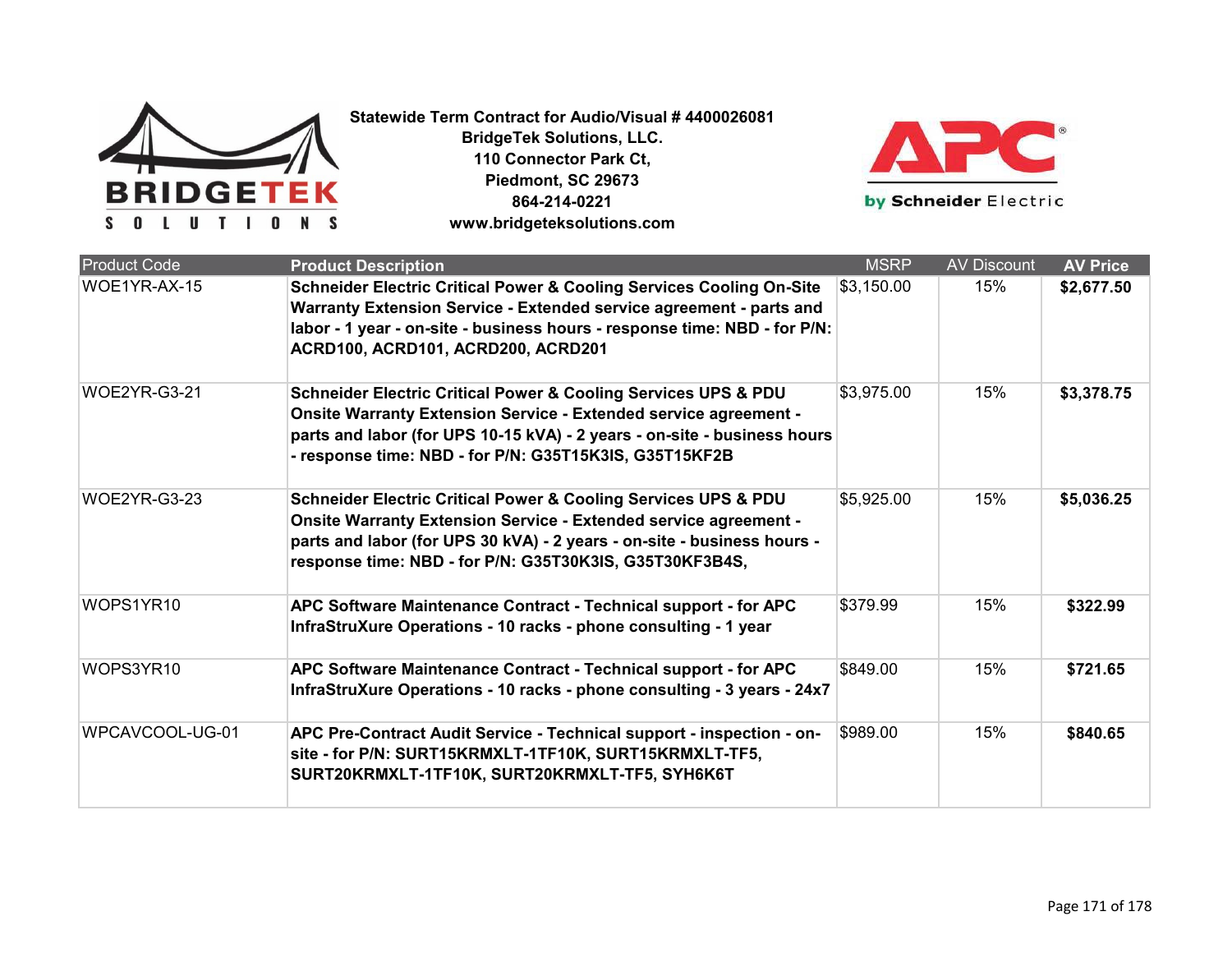**Statewide Term Contract for Audio/Visual # 4400026081**
**BridgeTek Solutions, LLC.**
**110 Connector Park Ct,**
**Piedmont, SC 29673**
**864-214-0221**
**www.bridgeteksolutions.com**

| Product Code | Product Description | MSRP | AV Discount | AV Price |
|---|---|---|---|---|
| WOE1YR-AX-15 | **Schneider Electric Critical Power & Cooling Services Cooling On-Site Warranty Extension Service - Extended service agreement - parts and labor - 1 year - on-site - business hours - response time: NBD - for P/N: ACRD100, ACRD101, ACRD200, ACRD201** | $3,150.00 | 15% | **$2,677.50** |
| WOE2YR-G3-21 | **Schneider Electric Critical Power & Cooling Services UPS & PDU Onsite Warranty Extension Service - Extended service agreement - parts and labor (for UPS 10-15 kVA) - 2 years - on-site - business hours - response time: NBD - for P/N: G35T15K3IS, G35T15KF2B** | $3,975.00 | 15% | **$3,378.75** |
| WOE2YR-G3-23 | **Schneider Electric Critical Power & Cooling Services UPS & PDU Onsite Warranty Extension Service - Extended service agreement - parts and labor (for UPS 30 kVA) - 2 years - on-site - business hours - response time: NBD - for P/N: G35T30K3IS, G35T30KF3B4S,** | $5,925.00 | 15% | **$5,036.25** |
| WOPS1YR10 | **APC Software Maintenance Contract - Technical support - for APC InfraStruXure Operations - 10 racks - phone consulting - 1 year** | $379.99 | 15% | **$322.99** |
| WOPS3YR10 | **APC Software Maintenance Contract - Technical support - for APC InfraStruXure Operations - 10 racks - phone consulting - 3 years - 24x7** | $849.00 | 15% | **$721.65** |
| WPCAVCOOL-UG-01 | **APC Pre-Contract Audit Service - Technical support - inspection - on-site - for P/N: SURT15KRMXLT-1TF10K, SURT15KRMXLT-TF5, SURT20KRMXLT-1TF10K, SURT20KRMXLT-TF5, SYH6K6T** | $989.00 | 15% | **$840.65** |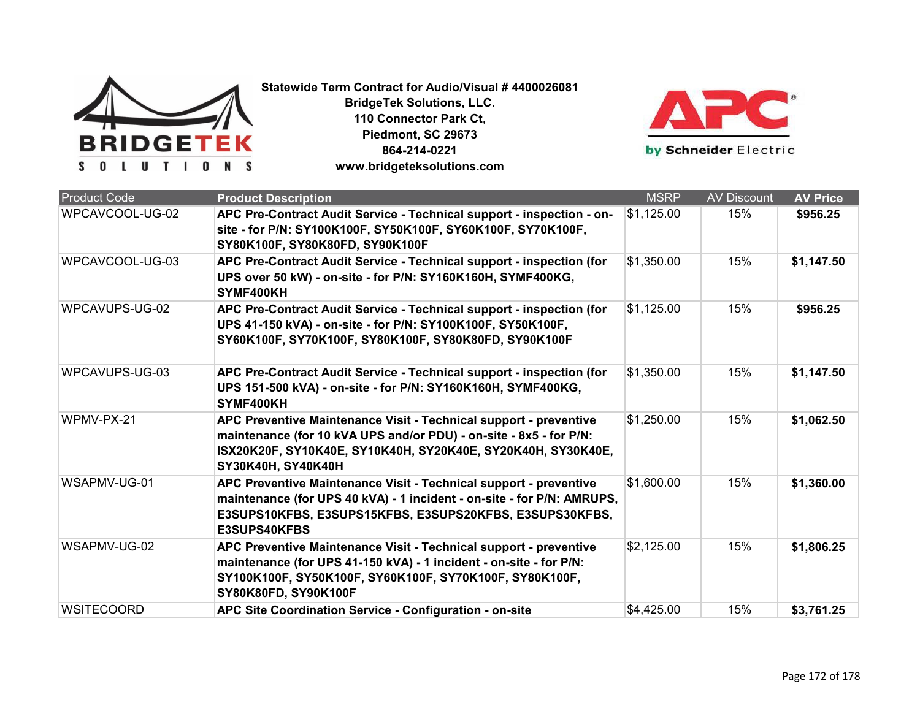**Statewide Term Contract for Audio/Visual # 4400026081**
**BridgeTek Solutions, LLC.**
**110 Connector Park Ct,**
**Piedmont, SC 29673**
**864-214-0221**
**www.bridgeteksolutions.com**

| Product Code | Product Description | MSRP | AV Discount | AV Price |
|---|---|---|---|---|
| WPCAVCOOL-UG-02 | **APC Pre-Contract Audit Service - Technical support - inspection - on-site - for P/N: SY100K100F, SY50K100F, SY60K100F, SY70K100F, SY80K100F, SY80K80FD, SY90K100F** | $1,125.00 | 15% | **$956.25** |
| WPCAVCOOL-UG-03 | **APC Pre-Contract Audit Service - Technical support - inspection (for UPS over 50 kW) - on-site - for P/N: SY160K160H, SYMF400KG, SYMF400KH** | $1,350.00 | 15% | **$1,147.50** |
| WPCAVUPS-UG-02 | **APC Pre-Contract Audit Service - Technical support - inspection (for UPS 41-150 kVA) - on-site - for P/N: SY100K100F, SY50K100F, SY60K100F, SY70K100F, SY80K100F, SY80K80FD, SY90K100F** | $1,125.00 | 15% | **$956.25** |
| WPCAVUPS-UG-03 | **APC Pre-Contract Audit Service - Technical support - inspection (for UPS 151-500 kVA) - on-site - for P/N: SY160K160H, SYMF400KG, SYMF400KH** | $1,350.00 | 15% | **$1,147.50** |
| WPMV-PX-21 | **APC Preventive Maintenance Visit - Technical support - preventive maintenance (for 10 kVA UPS and/or PDU) - on-site - 8x5 - for P/N: ISX20K20F, SY10K40E, SY10K40H, SY20K40E, SY20K40H, SY30K40E, SY30K40H, SY40K40H** | $1,250.00 | 15% | **$1,062.50** |
| WSAPMV-UG-01 | **APC Preventive Maintenance Visit - Technical support - preventive maintenance (for UPS 40 kVA) - 1 incident - on-site - for P/N: AMRUPS, E3SUPS10KFBS, E3SUPS15KFBS, E3SUPS20KFBS, E3SUPS30KFBS, E3SUPS40KFBS** | $1,600.00 | 15% | **$1,360.00** |
| WSAPMV-UG-02 | **APC Preventive Maintenance Visit - Technical support - preventive maintenance (for UPS 41-150 kVA) - 1 incident - on-site - for P/N: SY100K100F, SY50K100F, SY60K100F, SY70K100F, SY80K100F, SY80K80FD, SY90K100F** | $2,125.00 | 15% | **$1,806.25** |
| WSITECOORD | **APC Site Coordination Service - Configuration - on-site** | $4,425.00 | 15% | **$3,761.25** |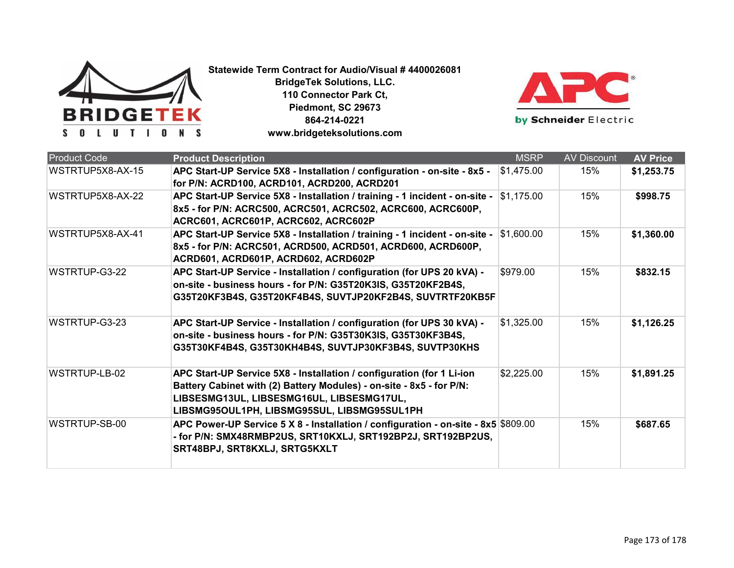**Statewide Term Contract for Audio/Visual # 4400026081**
**BridgeTek Solutions, LLC.**
**110 Connector Park Ct,**
**Piedmont, SC 29673**
**864-214-0221**
**www.bridgeteksolutions.com**

| Product Code | Product Description | MSRP | AV Discount | AV Price |
|---|---|---|---|---|
| WSTRTUP5X8-AX-15 | **APC Start-UP Service 5X8 - Installation / configuration - on-site - 8x5 - for P/N: ACRD100, ACRD101, ACRD200, ACRD201** | $1,475.00 | 15% | **$1,253.75** |
| WSTRTUP5X8-AX-22 | **APC Start-UP Service 5X8 - Installation / training - 1 incident - on-site - 8x5 - for P/N: ACRC500, ACRC501, ACRC502, ACRC600, ACRC600P, ACRC601, ACRC601P, ACRC602, ACRC602P** | $1,175.00 | 15% | **$998.75** |
| WSTRTUP5X8-AX-41 | **APC Start-UP Service 5X8 - Installation / training - 1 incident - on-site - 8x5 - for P/N: ACRC501, ACRD500, ACRD501, ACRD600, ACRD600P, ACRD601, ACRD601P, ACRD602, ACRD602P** | $1,600.00 | 15% | **$1,360.00** |
| WSTRTUP-G3-22 | **APC Start-UP Service - Installation / configuration (for UPS 20 kVA) - on-site - business hours - for P/N: G35T20K3IS, G35T20KF2B4S, G35T20KF3B4S, G35T20KF4B4S, SUVTJP20KF2B4S, SUVTRTF20KB5F** | $979.00 | 15% | **$832.15** |
| WSTRTUP-G3-23 | **APC Start-UP Service - Installation / configuration (for UPS 30 kVA) - on-site - business hours - for P/N: G35T30K3IS, G35T30KF3B4S, G35T30KF4B4S, G35T30KH4B4S, SUVTJP30KF3B4S, SUVTP30KHS** | $1,325.00 | 15% | **$1,126.25** |
| WSTRTUP-LB-02 | **APC Start-UP Service 5X8 - Installation / configuration (for 1 Li-ion Battery Cabinet with (2) Battery Modules) - on-site - 8x5 - for P/N: LIBSESMG13UL, LIBSESMG16UL, LIBSESMG17UL, LIBSMG95OUL1PH, LIBSMG95SUL, LIBSMG95SUL1PH** | $2,225.00 | 15% | **$1,891.25** |
| WSTRTUP-SB-00 | **APC Power-UP Service 5 X 8 - Installation / configuration - on-site - 8x5 - for P/N: SMX48RMBP2US, SRT10KXLJ, SRT192BP2J, SRT192BP2US, SRT48BPJ, SRT8KXLJ, SRTG5KXLT** | $809.00 | 15% | **$687.65** |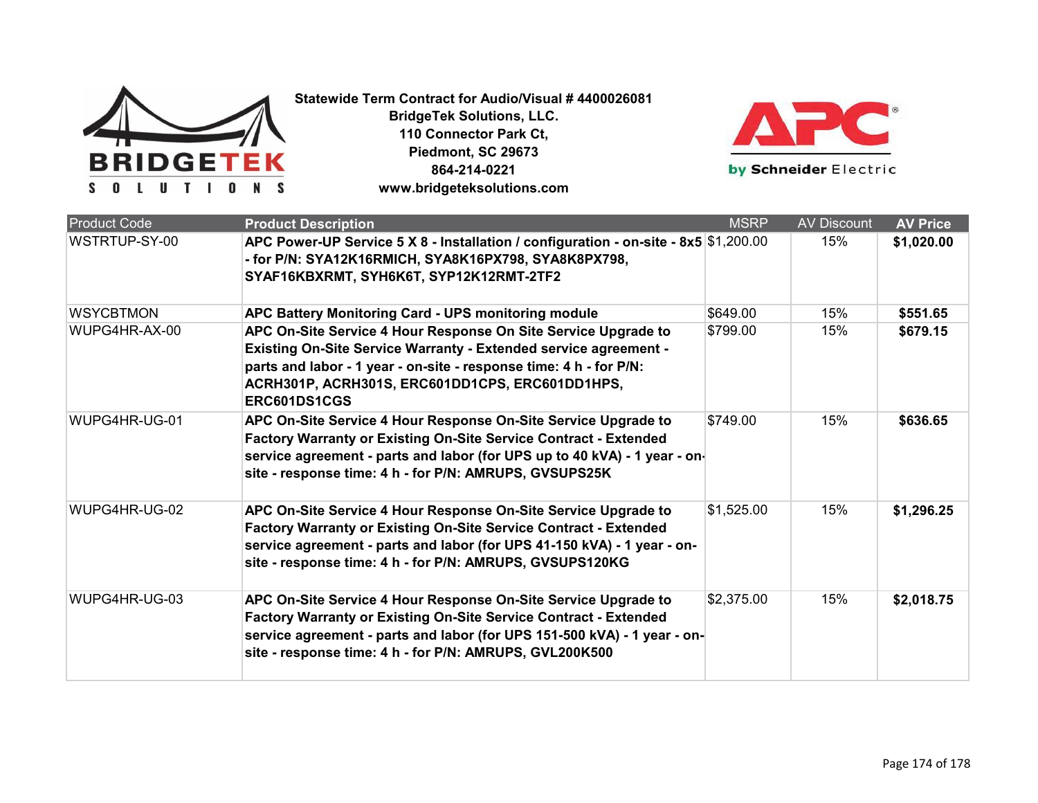**Statewide Term Contract for Audio/Visual # 4400026081**
**BridgeTek Solutions, LLC.**
**110 Connector Park Ct,**
**Piedmont, SC 29673**
**864-214-0221**
**www.bridgeteksolutions.com**

| Product Code | Product Description | MSRP | AV Discount | AV Price |
|---|---|---|---|---|
| WSTRTUP-SY-00 | **APC Power-UP Service 5 X 8 - Installation / configuration - on-site - 8x5 - for P/N: SYA12K16RMICH, SYA8K16PX798, SYA8K8PX798, SYAF16KBXRMT, SYH6K6T, SYP12K12RMT-2TF2** | $1,200.00 | 15% | **$1,020.00** |
| WSYCBTMON | **APC Battery Monitoring Card - UPS monitoring module** | $649.00 | 15% | **$551.65** |
| WUPG4HR-AX-00 | **APC On-Site Service 4 Hour Response On Site Service Upgrade to Existing On-Site Service Warranty - Extended service agreement - parts and labor - 1 year - on-site - response time: 4 h - for P/N: ACRH301P, ACRH301S, ERC601DD1CPS, ERC601DD1HPS, ERC601DS1CGS** | $799.00 | 15% | **$679.15** |
| WUPG4HR-UG-01 | **APC On-Site Service 4 Hour Response On-Site Service Upgrade to Factory Warranty or Existing On-Site Service Contract - Extended service agreement - parts and labor (for UPS up to 40 kVA) - 1 year - on-site - response time: 4 h - for P/N: AMRUPS, GVSUPS25K** | $749.00 | 15% | **$636.65** |
| WUPG4HR-UG-02 | **APC On-Site Service 4 Hour Response On-Site Service Upgrade to Factory Warranty or Existing On-Site Service Contract - Extended service agreement - parts and labor (for UPS 41-150 kVA) - 1 year - on-site - response time: 4 h - for P/N: AMRUPS, GVSUPS120KG** | $1,525.00 | 15% | **$1,296.25** |
| WUPG4HR-UG-03 | **APC On-Site Service 4 Hour Response On-Site Service Upgrade to Factory Warranty or Existing On-Site Service Contract - Extended service agreement - parts and labor (for UPS 151-500 kVA) - 1 year - on-site - response time: 4 h - for P/N: AMRUPS, GVL200K500** | $2,375.00 | 15% | **$2,018.75** |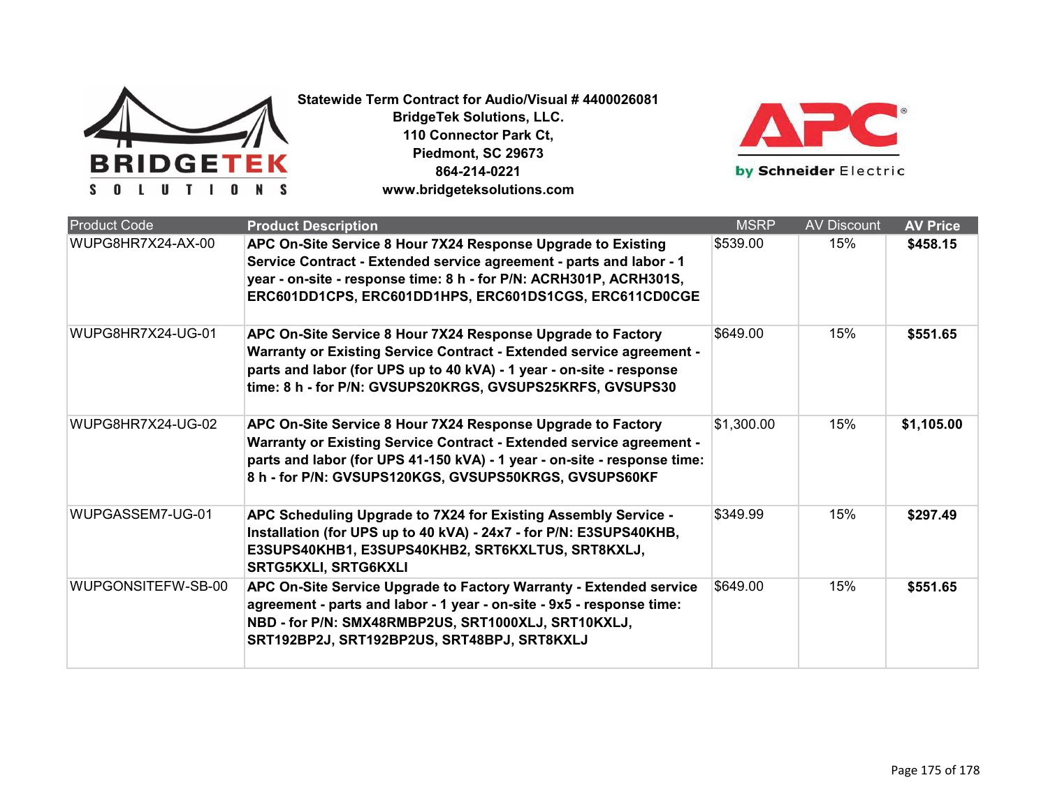**Statewide Term Contract for Audio/Visual # 4400026081**
**BridgeTek Solutions, LLC.**
**110 Connector Park Ct,**
**Piedmont, SC 29673**
**864-214-0221**
**www.bridgeteksolutions.com**

| Product Code | Product Description | MSRP | AV Discount | AV Price |
|---|---|---|---|---|
| WUPG8HR7X24-AX-00 | **APC On-Site Service 8 Hour 7X24 Response Upgrade to Existing Service Contract - Extended service agreement - parts and labor - 1 year - on-site - response time: 8 h - for P/N: ACRH301P, ACRH301S, ERC601DD1CPS, ERC601DD1HPS, ERC601DS1CGS, ERC611CD0CGE** | $539.00 | 15% | **$458.15** |
| WUPG8HR7X24-UG-01 | **APC On-Site Service 8 Hour 7X24 Response Upgrade to Factory Warranty or Existing Service Contract - Extended service agreement - parts and labor (for UPS up to 40 kVA) - 1 year - on-site - response time: 8 h - for P/N: GVSUPS20KRGS, GVSUPS25KRFS, GVSUPS30** | $649.00 | 15% | **$551.65** |
| WUPG8HR7X24-UG-02 | **APC On-Site Service 8 Hour 7X24 Response Upgrade to Factory Warranty or Existing Service Contract - Extended service agreement - parts and labor (for UPS 41-150 kVA) - 1 year - on-site - response time: 8 h - for P/N: GVSUPS120KGS, GVSUPS50KRGS, GVSUPS60KF** | $1,300.00 | 15% | **$1,105.00** |
| WUPGASSEM7-UG-01 | **APC Scheduling Upgrade to 7X24 for Existing Assembly Service - Installation (for UPS up to 40 kVA) - 24x7 - for P/N: E3SUPS40KHB, E3SUPS40KHB1, E3SUPS40KHB2, SRT6KXLTUS, SRT8KXLJ, SRTG5KXLI, SRTG6KXLI** | $349.99 | 15% | **$297.49** |
| WUPGONSITEFW-SB-00 | **APC On-Site Service Upgrade to Factory Warranty - Extended service agreement - parts and labor - 1 year - on-site - 9x5 - response time: NBD - for P/N: SMX48RMBP2US, SRT1000XLJ, SRT10KXLJ, SRT192BP2J, SRT192BP2US, SRT48BPJ, SRT8KXLJ** | $649.00 | 15% | **$551.65** |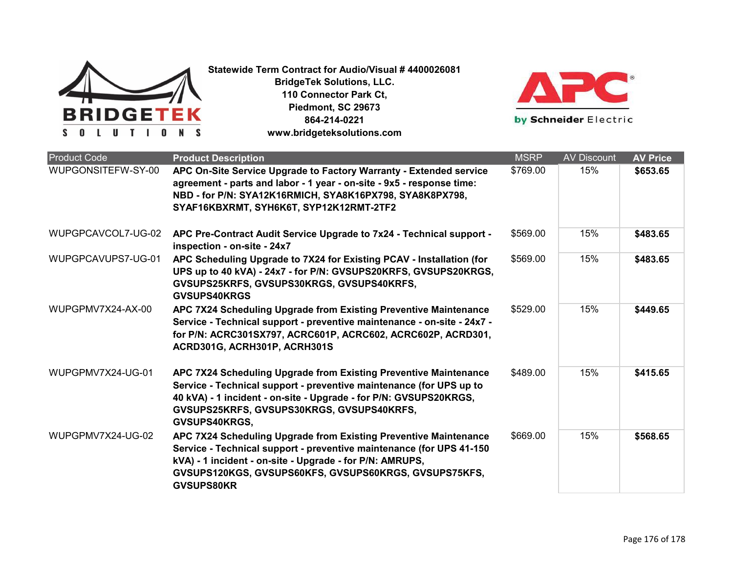**Statewide Term Contract for Audio/Visual # 4400026081**
**BridgeTek Solutions, LLC.**
**110 Connector Park Ct,**
**Piedmont, SC 29673**
**864-214-0221**
**www.bridgeteksolutions.com**

| Product Code | Product Description | MSRP | AV Discount | AV Price |
|---|---|---|---|---|
| WUPGONSITEFW-SY-00 | **APC On-Site Service Upgrade to Factory Warranty - Extended service agreement - parts and labor - 1 year - on-site - 9x5 - response time: NBD - for P/N: SYA12K16RMICH, SYA8K16PX798, SYA8K8PX798, SYAF16KBXRMT, SYH6K6T, SYP12K12RMT-2TF2** | $769.00 | 15% | **$653.65** |
| WUPGPCAVCOL7-UG-02 | **APC Pre-Contract Audit Service Upgrade to 7x24 - Technical support - inspection - on-site - 24x7** | $569.00 | 15% | **$483.65** |
| WUPGPCAVUPS7-UG-01 | **APC Scheduling Upgrade to 7X24 for Existing PCAV - Installation (for UPS up to 40 kVA) - 24x7 - for P/N: GVSUPS20KRFS, GVSUPS20KRGS, GVSUPS25KRFS, GVSUPS30KRGS, GVSUPS40KRFS, GVSUPS40KRGS** | $569.00 | 15% | **$483.65** |
| WUPGPMV7X24-AX-00 | **APC 7X24 Scheduling Upgrade from Existing Preventive Maintenance Service - Technical support - preventive maintenance - on-site - 24x7 - for P/N: ACRC301SX797, ACRC601P, ACRC602, ACRC602P, ACRD301, ACRD301G, ACRH301P, ACRH301S** | $529.00 | 15% | **$449.65** |
| WUPGPMV7X24-UG-01 | **APC 7X24 Scheduling Upgrade from Existing Preventive Maintenance Service - Technical support - preventive maintenance (for UPS up to 40 kVA) - 1 incident - on-site - Upgrade - for P/N: GVSUPS20KRGS, GVSUPS25KRFS, GVSUPS30KRGS, GVSUPS40KRFS, GVSUPS40KRGS,** | $489.00 | 15% | **$415.65** |
| WUPGPMV7X24-UG-02 | **APC 7X24 Scheduling Upgrade from Existing Preventive Maintenance Service - Technical support - preventive maintenance (for UPS 41-150 kVA) - 1 incident - on-site - Upgrade - for P/N: AMRUPS, GVSUPS120KGS, GVSUPS60KFS, GVSUPS60KRGS, GVSUPS75KFS, GVSUPS80KR** | $669.00 | 15% | **$568.65** |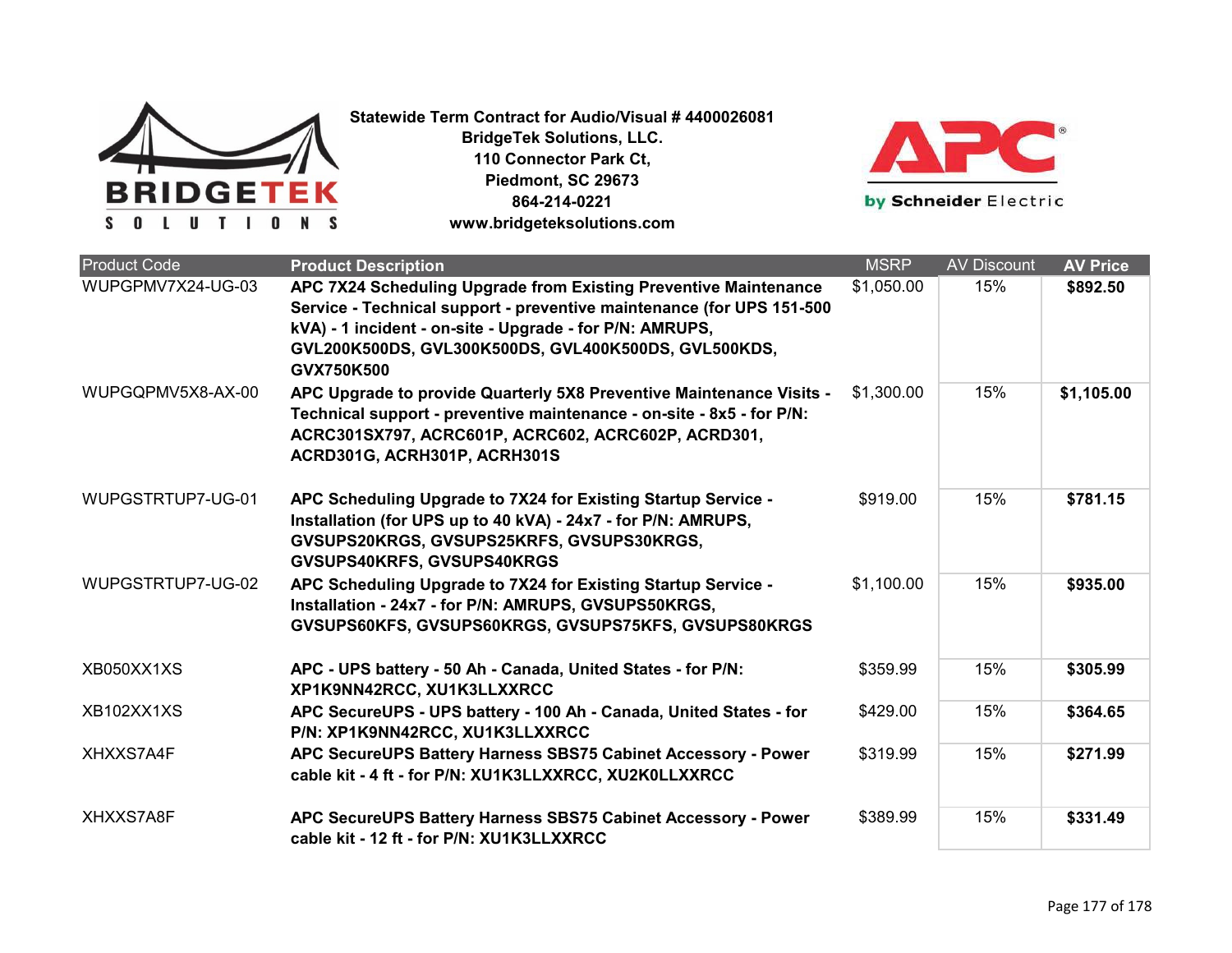**Statewide Term Contract for Audio/Visual # 4400026081**
**BridgeTek Solutions, LLC.**
**110 Connector Park Ct,**
**Piedmont, SC 29673**
**864-214-0221**
**www.bridgeteksolutions.com**

| Product Code | Product Description | MSRP | AV Discount | AV Price |
|---|---|---|---|---|
| WUPGPMV7X24-UG-03 | **APC 7X24 Scheduling Upgrade from Existing Preventive Maintenance Service - Technical support - preventive maintenance (for UPS 151-500 kVA) - 1 incident - on-site - Upgrade - for P/N: AMRUPS, GVL200K500DS, GVL300K500DS, GVL400K500DS, GVL500KDS, GVX750K500** | $1,050.00 | 15% | **$892.50** |
| WUPGQPMV5X8-AX-00 | **APC Upgrade to provide Quarterly 5X8 Preventive Maintenance Visits - Technical support - preventive maintenance - on-site - 8x5 - for P/N: ACRC301SX797, ACRC601P, ACRC602, ACRC602P, ACRD301, ACRD301G, ACRH301P, ACRH301S** | $1,300.00 | 15% | **$1,105.00** |
| WUPGSTRTUP7-UG-01 | **APC Scheduling Upgrade to 7X24 for Existing Startup Service - Installation (for UPS up to 40 kVA) - 24x7 - for P/N: AMRUPS, GVSUPS20KRGS, GVSUPS25KRFS, GVSUPS30KRGS, GVSUPS40KRFS, GVSUPS40KRGS** | $919.00 | 15% | **$781.15** |
| WUPGSTRTUP7-UG-02 | **APC Scheduling Upgrade to 7X24 for Existing Startup Service - Installation - 24x7 - for P/N: AMRUPS, GVSUPS50KRGS, GVSUPS60KFS, GVSUPS60KRGS, GVSUPS75KFS, GVSUPS80KRGS** | $1,100.00 | 15% | **$935.00** |
| XB050XX1XS | **APC - UPS battery - 50 Ah - Canada, United States - for P/N: XP1K9NN42RCC, XU1K3LLXXRCC** | $359.99 | 15% | **$305.99** |
| XB102XX1XS | **APC SecureUPS - UPS battery - 100 Ah - Canada, United States - for P/N: XP1K9NN42RCC, XU1K3LLXXRCC** | $429.00 | 15% | **$364.65** |
| XHXXS7A4F | **APC SecureUPS Battery Harness SBS75 Cabinet Accessory - Power cable kit - 4 ft - for P/N: XU1K3LLXXRCC, XU2K0LLXXRCC** | $319.99 | 15% | **$271.99** |
| XHXXS7A8F | **APC SecureUPS Battery Harness SBS75 Cabinet Accessory - Power cable kit - 12 ft - for P/N: XU1K3LLXXRCC** | $389.99 | 15% | **$331.49** |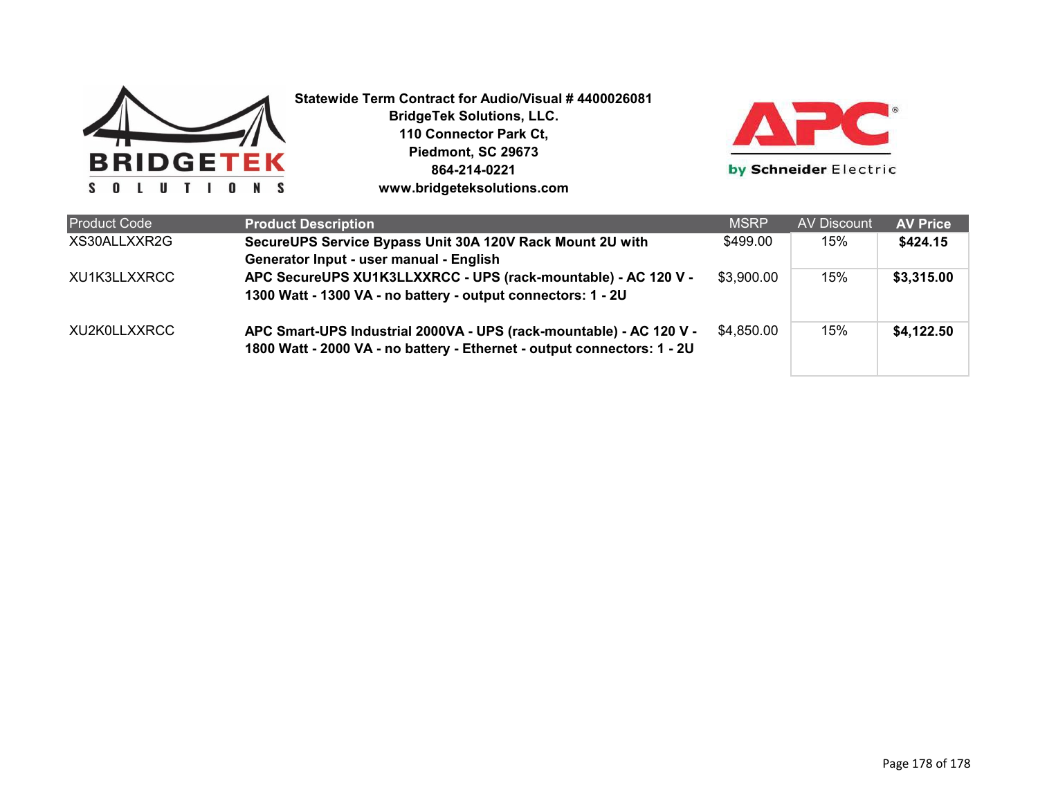**Statewide Term Contract for Audio/Visual # 4400026081**
**BridgeTek Solutions, LLC.**
**110 Connector Park Ct,**
**Piedmont, SC 29673**
**864-214-0221**
**www.bridgeteksolutions.com**

| Product Code | Product Description | MSRP | AV Discount | AV Price |
|---|---|---|---|---|
| XS30ALLXXR2G | **SecureUPS Service Bypass Unit 30A 120V Rack Mount 2U with Generator Input - user manual - English** | $499.00 | 15% | **$424.15** |
| XU1K3LLXXRCC | **APC SecureUPS XU1K3LLXXRCC - UPS (rack-mountable) - AC 120 V - 1300 Watt - 1300 VA - no battery - output connectors: 1 - 2U** | $3,900.00 | 15% | **$3,315.00** |
| XU2K0LLXXRCC | **APC Smart-UPS Industrial 2000VA - UPS (rack-mountable) - AC 120 V - 1800 Watt - 2000 VA - no battery - Ethernet - output connectors: 1 - 2U** | $4,850.00 | 15% | **$4,122.50** |